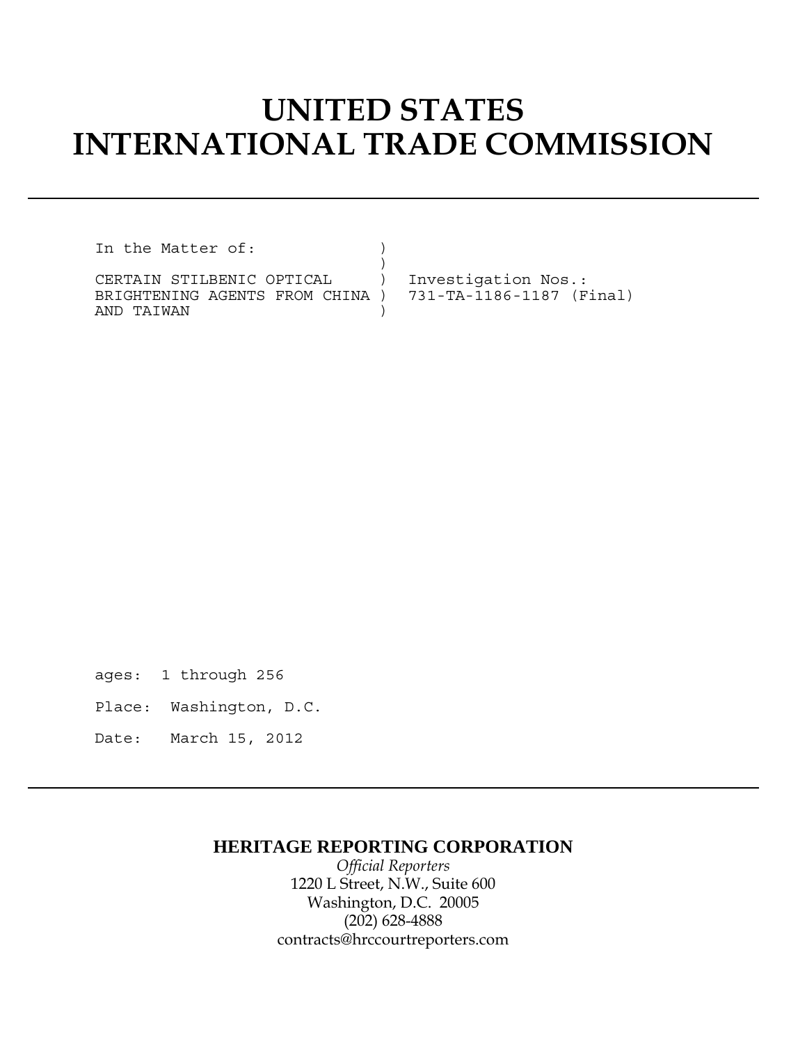# UNITED STATES INTERNATIONAL TRADE COMMISSION

```
In the Matter of:             )
                              )
CERTAIN STILBENIC OPTICAL     )  Investigation Nos.:
BRIGHTENING AGENTS FROM CHINA )  731-TA-1186-1187 (Final)
AND TAIWAN                    )
```

ages: 1 through 256

Place: Washington, D.C.

Date: March 15, 2012

**HERITAGE REPORTING CORPORATION**

*Official Reporters*

1220 L Street, N.W., Suite 600

Washington, D.C. 20005

(202) 628-4888

contracts@hrccourtreporters.com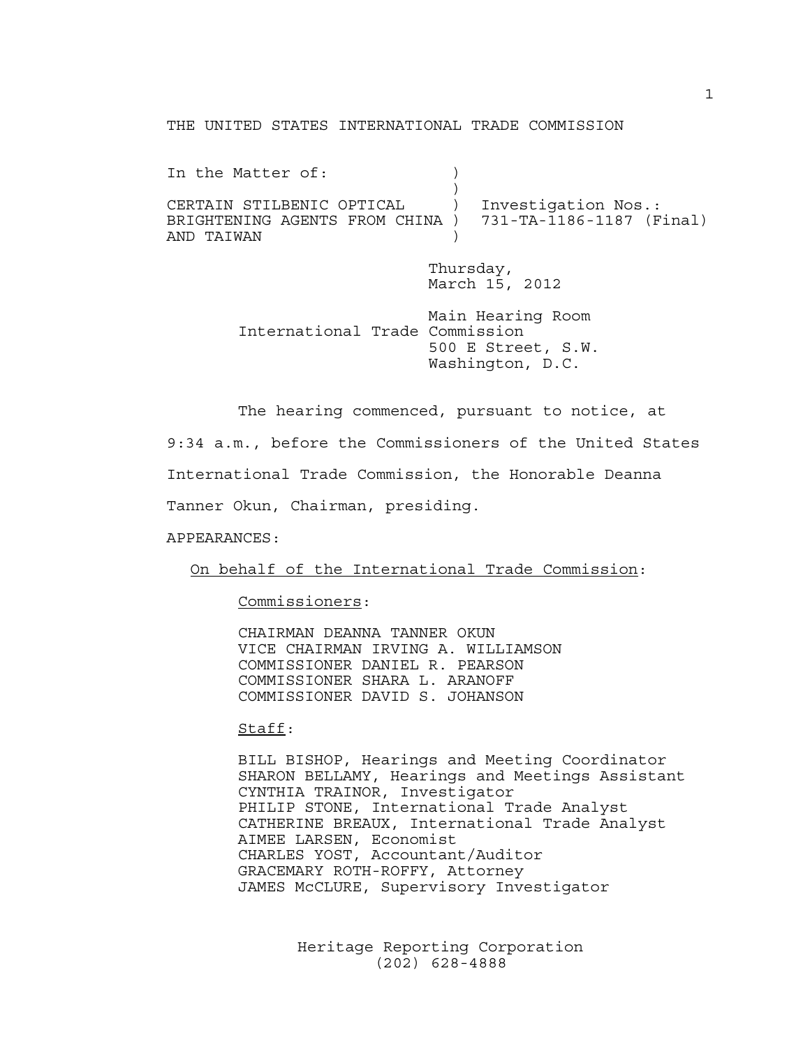THE UNITED STATES INTERNATIONAL TRADE COMMISSION

In the Matter of: )
)
CERTAIN STILBENIC OPTICAL ) Investigation Nos.:
BRIGHTENING AGENTS FROM CHINA ) 731-TA-1186-1187 (Final)
AND TAIWAN )

Thursday,
March 15, 2012

Main Hearing Room
International Trade Commission
500 E Street, S.W.
Washington, D.C.

The hearing commenced, pursuant to notice, at 9:34 a.m., before the Commissioners of the United States International Trade Commission, the Honorable Deanna Tanner Okun, Chairman, presiding.

APPEARANCES:

On behalf of the International Trade Commission:

Commissioners:

CHAIRMAN DEANNA TANNER OKUN
VICE CHAIRMAN IRVING A. WILLIAMSON
COMMISSIONER DANIEL R. PEARSON
COMMISSIONER SHARA L. ARANOFF
COMMISSIONER DAVID S. JOHANSON

Staff:

BILL BISHOP, Hearings and Meeting Coordinator
SHARON BELLAMY, Hearings and Meetings Assistant
CYNTHIA TRAINOR, Investigator
PHILIP STONE, International Trade Analyst
CATHERINE BREAUX, International Trade Analyst
AIMEE LARSEN, Economist
CHARLES YOST, Accountant/Auditor
GRACEMARY ROTH-ROFFY, Attorney
JAMES McCLURE, Supervisory Investigator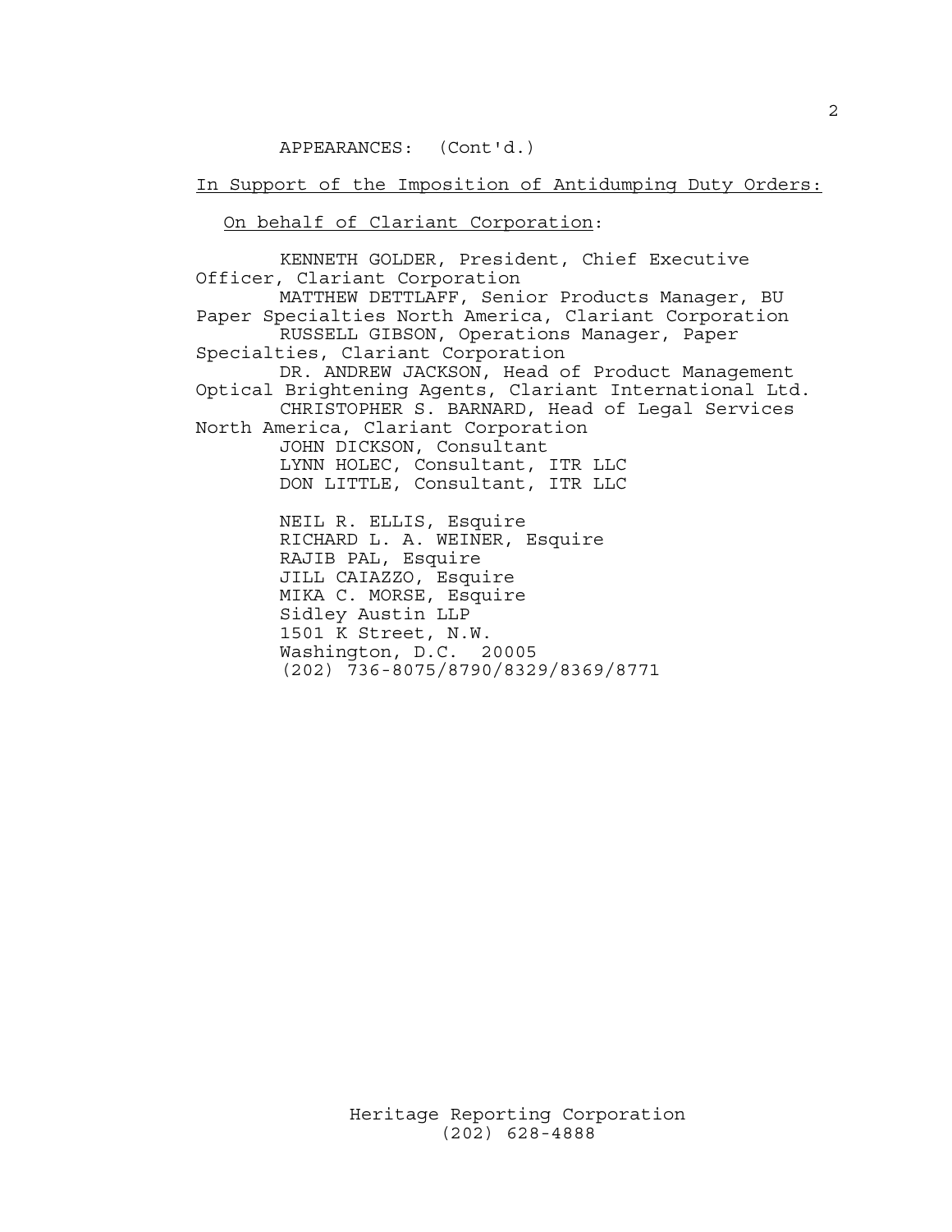APPEARANCES: (Cont'd.)

In Support of the Imposition of Antidumping Duty Orders:

On behalf of Clariant Corporation:

KENNETH GOLDER, President, Chief Executive Officer, Clariant Corporation
MATTHEW DETTLAFF, Senior Products Manager, BU Paper Specialties North America, Clariant Corporation
RUSSELL GIBSON, Operations Manager, Paper Specialties, Clariant Corporation
DR. ANDREW JACKSON, Head of Product Management Optical Brightening Agents, Clariant International Ltd.
CHRISTOPHER S. BARNARD, Head of Legal Services North America, Clariant Corporation
JOHN DICKSON, Consultant
LYNN HOLEC, Consultant, ITR LLC
DON LITTLE, Consultant, ITR LLC

NEIL R. ELLIS, Esquire
RICHARD L. A. WEINER, Esquire
RAJIB PAL, Esquire
JILL CAIAZZO, Esquire
MIKA C. MORSE, Esquire
Sidley Austin LLP
1501 K Street, N.W.
Washington, D.C. 20005
(202) 736-8075/8790/8329/8369/8771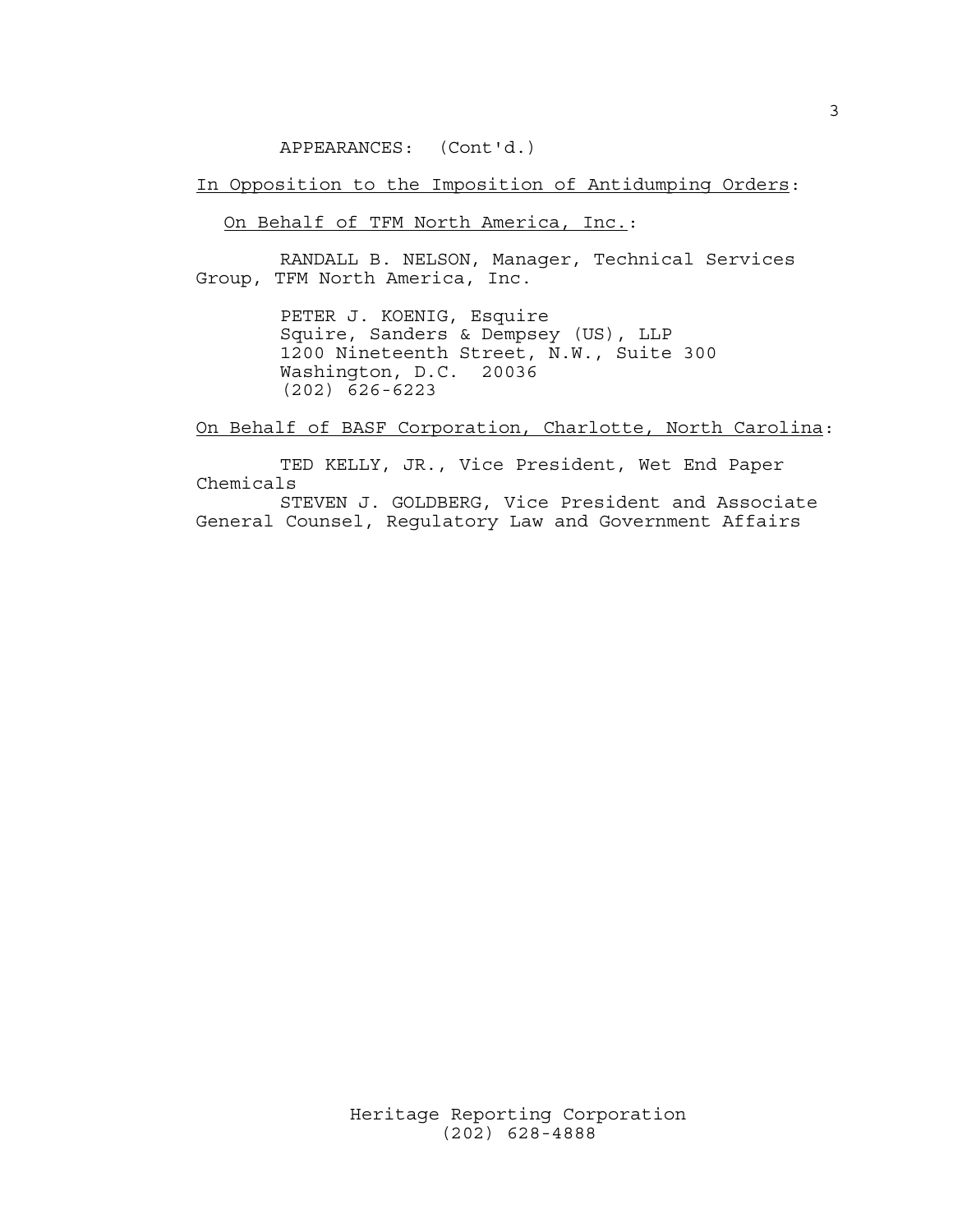APPEARANCES: (Cont'd.)

<u>In Opposition to the Imposition of Antidumping Orders</u>:

<u>On Behalf of TFM North America, Inc.</u>:

RANDALL B. NELSON, Manager, Technical Services Group, TFM North America, Inc.

PETER J. KOENIG, Esquire
Squire, Sanders & Dempsey (US), LLP
1200 Nineteenth Street, N.W., Suite 300
Washington, D.C. 20036
(202) 626-6223

<u>On Behalf of BASF Corporation, Charlotte, North Carolina</u>:

TED KELLY, JR., Vice President, Wet End Paper Chemicals
STEVEN J. GOLDBERG, Vice President and Associate General Counsel, Regulatory Law and Government Affairs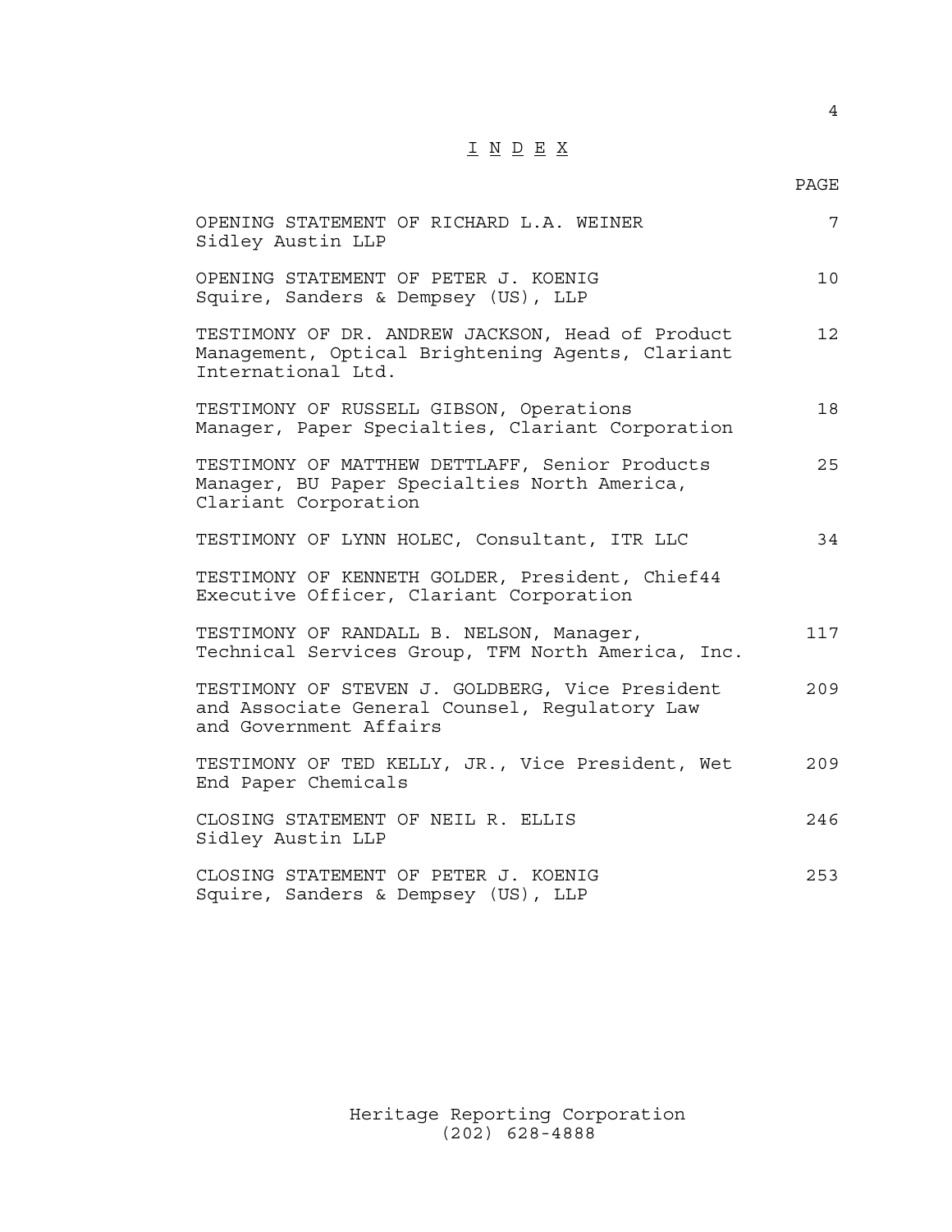# I N D E X

| | PAGE |
|---|---|
| OPENING STATEMENT OF RICHARD L.A. WEINER<br>Sidley Austin LLP | 7 |
| OPENING STATEMENT OF PETER J. KOENIG<br>Squire, Sanders & Dempsey (US), LLP | 10 |
| TESTIMONY OF DR. ANDREW JACKSON, Head of Product Management, Optical Brightening Agents, Clariant International Ltd. | 12 |
| TESTIMONY OF RUSSELL GIBSON, Operations Manager, Paper Specialties, Clariant Corporation | 18 |
| TESTIMONY OF MATTHEW DETTLAFF, Senior Products Manager, BU Paper Specialties North America, Clariant Corporation | 25 |
| TESTIMONY OF LYNN HOLEC, Consultant, ITR LLC | 34 |
| TESTIMONY OF KENNETH GOLDER, President, Chief44 Executive Officer, Clariant Corporation | |
| TESTIMONY OF RANDALL B. NELSON, Manager, Technical Services Group, TFM North America, Inc. | 117 |
| TESTIMONY OF STEVEN J. GOLDBERG, Vice President and Associate General Counsel, Regulatory Law and Government Affairs | 209 |
| TESTIMONY OF TED KELLY, JR., Vice President, Wet End Paper Chemicals | 209 |
| CLOSING STATEMENT OF NEIL R. ELLIS<br>Sidley Austin LLP | 246 |
| CLOSING STATEMENT OF PETER J. KOENIG<br>Squire, Sanders & Dempsey (US), LLP | 253 |

Heritage Reporting Corporation
(202) 628-4888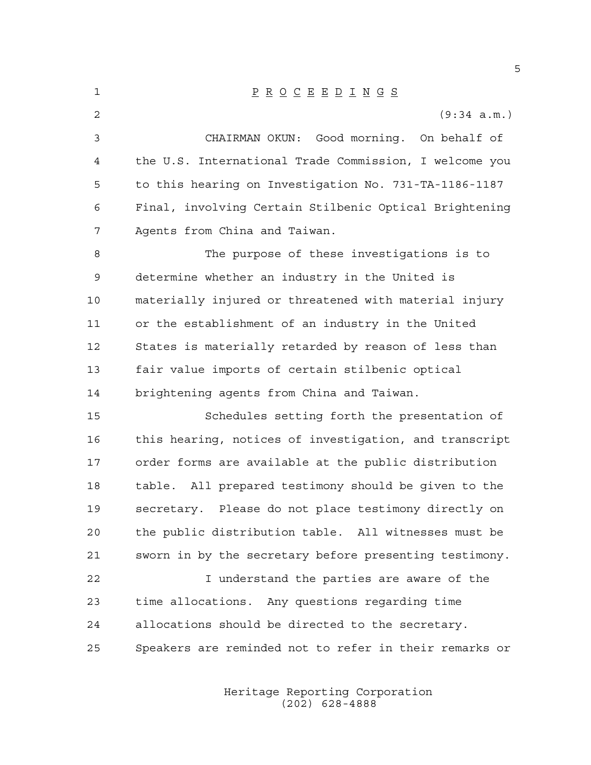P R O C E E D I N G S

(9:34 a.m.)

CHAIRMAN OKUN: Good morning. On behalf of the U.S. International Trade Commission, I welcome you to this hearing on Investigation No. 731-TA-1186-1187 Final, involving Certain Stilbenic Optical Brightening Agents from China and Taiwan.

The purpose of these investigations is to determine whether an industry in the United is materially injured or threatened with material injury or the establishment of an industry in the United States is materially retarded by reason of less than fair value imports of certain stilbenic optical brightening agents from China and Taiwan.

Schedules setting forth the presentation of this hearing, notices of investigation, and transcript order forms are available at the public distribution table. All prepared testimony should be given to the secretary. Please do not place testimony directly on the public distribution table. All witnesses must be sworn in by the secretary before presenting testimony.

I understand the parties are aware of the time allocations. Any questions regarding time allocations should be directed to the secretary. Speakers are reminded not to refer in their remarks or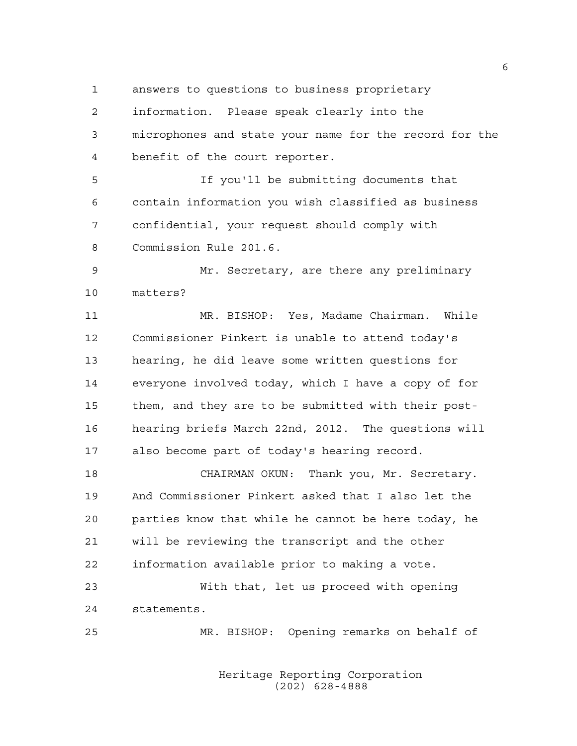answers to questions to business proprietary information. Please speak clearly into the microphones and state your name for the record for the benefit of the court reporter.

If you'll be submitting documents that contain information you wish classified as business confidential, your request should comply with Commission Rule 201.6.

Mr. Secretary, are there any preliminary matters?

MR. BISHOP: Yes, Madame Chairman. While Commissioner Pinkert is unable to attend today's hearing, he did leave some written questions for everyone involved today, which I have a copy of for them, and they are to be submitted with their post-hearing briefs March 22nd, 2012. The questions will also become part of today's hearing record.

CHAIRMAN OKUN: Thank you, Mr. Secretary. And Commissioner Pinkert asked that I also let the parties know that while he cannot be here today, he will be reviewing the transcript and the other information available prior to making a vote.

With that, let us proceed with opening statements.

MR. BISHOP: Opening remarks on behalf of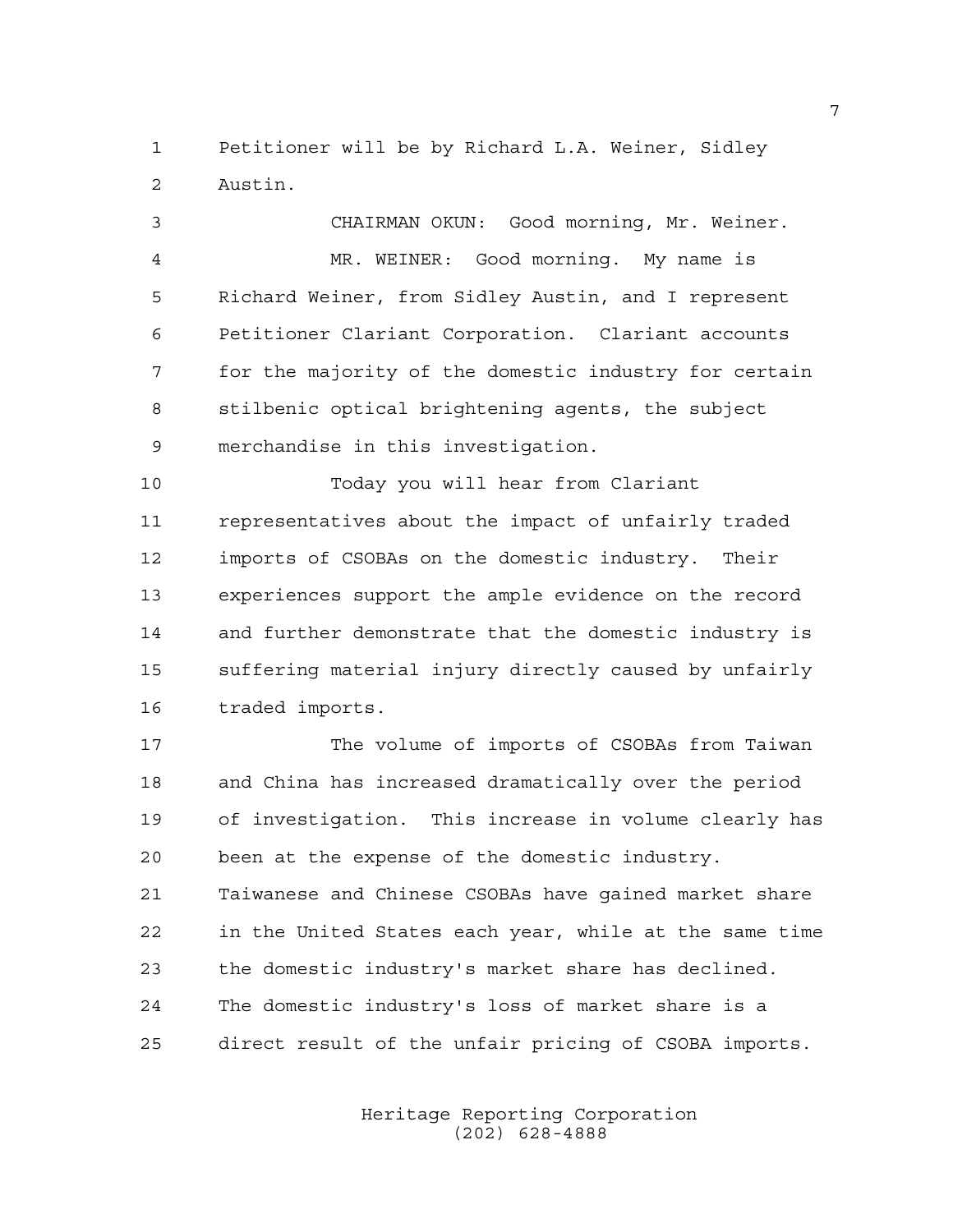Petitioner will be by Richard L.A. Weiner, Sidley Austin.

CHAIRMAN OKUN: Good morning, Mr. Weiner.

MR. WEINER: Good morning. My name is Richard Weiner, from Sidley Austin, and I represent Petitioner Clariant Corporation. Clariant accounts for the majority of the domestic industry for certain stilbenic optical brightening agents, the subject merchandise in this investigation.

Today you will hear from Clariant representatives about the impact of unfairly traded imports of CSOBAs on the domestic industry. Their experiences support the ample evidence on the record and further demonstrate that the domestic industry is suffering material injury directly caused by unfairly traded imports.

The volume of imports of CSOBAs from Taiwan and China has increased dramatically over the period of investigation. This increase in volume clearly has been at the expense of the domestic industry. Taiwanese and Chinese CSOBAs have gained market share in the United States each year, while at the same time the domestic industry's market share has declined. The domestic industry's loss of market share is a direct result of the unfair pricing of CSOBA imports.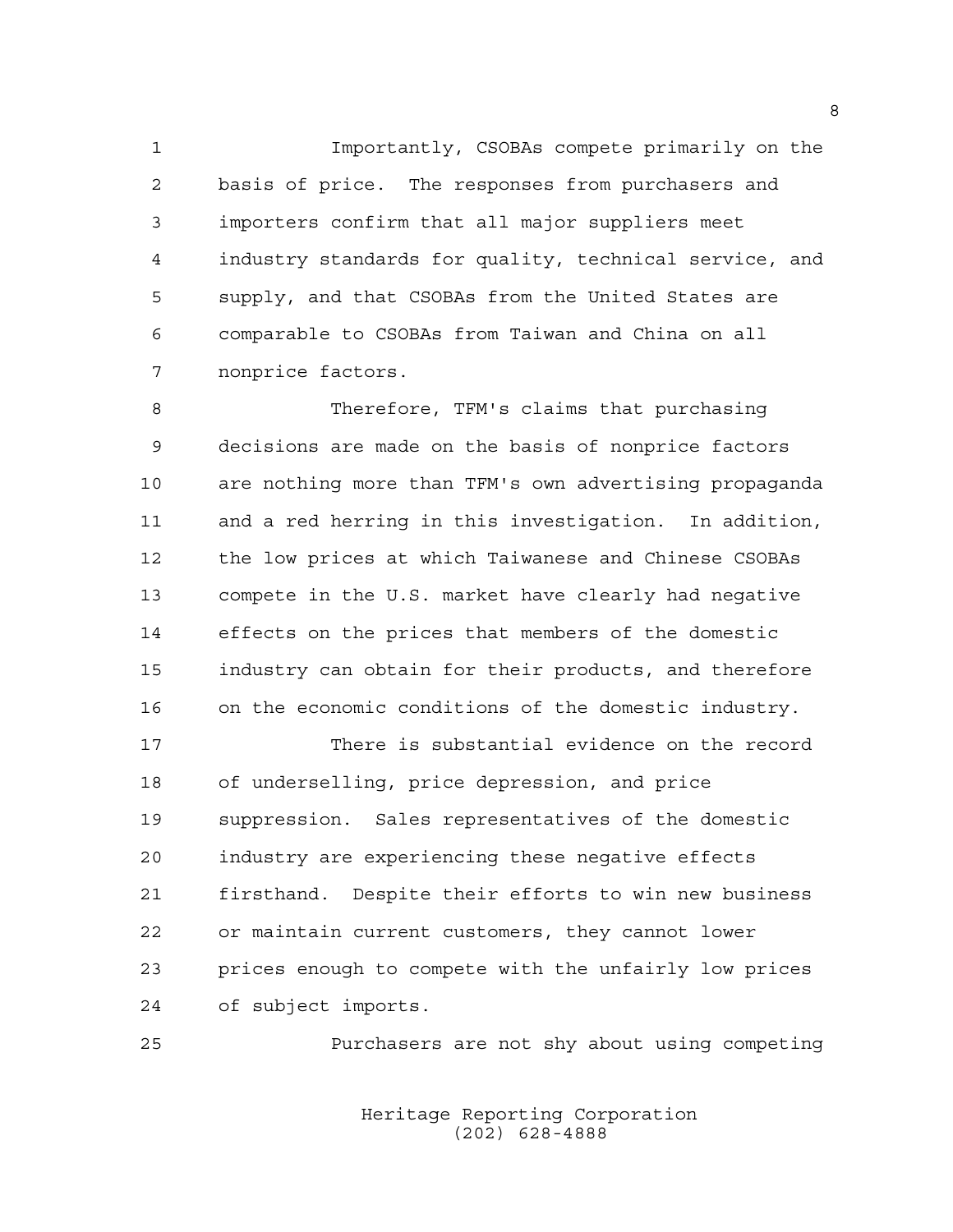Importantly, CSOBAs compete primarily on the basis of price. The responses from purchasers and importers confirm that all major suppliers meet industry standards for quality, technical service, and supply, and that CSOBAs from the United States are comparable to CSOBAs from Taiwan and China on all nonprice factors.

Therefore, TFM's claims that purchasing decisions are made on the basis of nonprice factors are nothing more than TFM's own advertising propaganda and a red herring in this investigation. In addition, the low prices at which Taiwanese and Chinese CSOBAs compete in the U.S. market have clearly had negative effects on the prices that members of the domestic industry can obtain for their products, and therefore on the economic conditions of the domestic industry.

There is substantial evidence on the record of underselling, price depression, and price suppression. Sales representatives of the domestic industry are experiencing these negative effects firsthand. Despite their efforts to win new business or maintain current customers, they cannot lower prices enough to compete with the unfairly low prices of subject imports.

Purchasers are not shy about using competing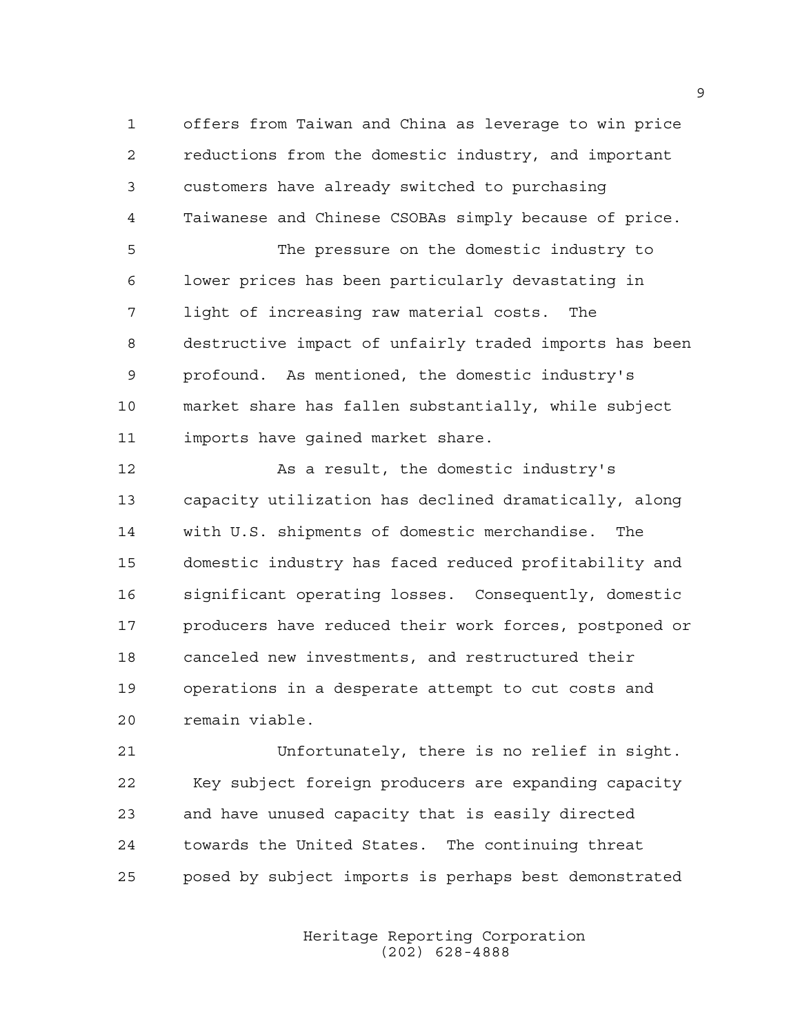offers from Taiwan and China as leverage to win price reductions from the domestic industry, and important customers have already switched to purchasing Taiwanese and Chinese CSOBAs simply because of price.

The pressure on the domestic industry to lower prices has been particularly devastating in light of increasing raw material costs. The destructive impact of unfairly traded imports has been profound. As mentioned, the domestic industry's market share has fallen substantially, while subject imports have gained market share.

As a result, the domestic industry's capacity utilization has declined dramatically, along with U.S. shipments of domestic merchandise. The domestic industry has faced reduced profitability and significant operating losses. Consequently, domestic producers have reduced their work forces, postponed or canceled new investments, and restructured their operations in a desperate attempt to cut costs and remain viable.

Unfortunately, there is no relief in sight. Key subject foreign producers are expanding capacity and have unused capacity that is easily directed towards the United States. The continuing threat posed by subject imports is perhaps best demonstrated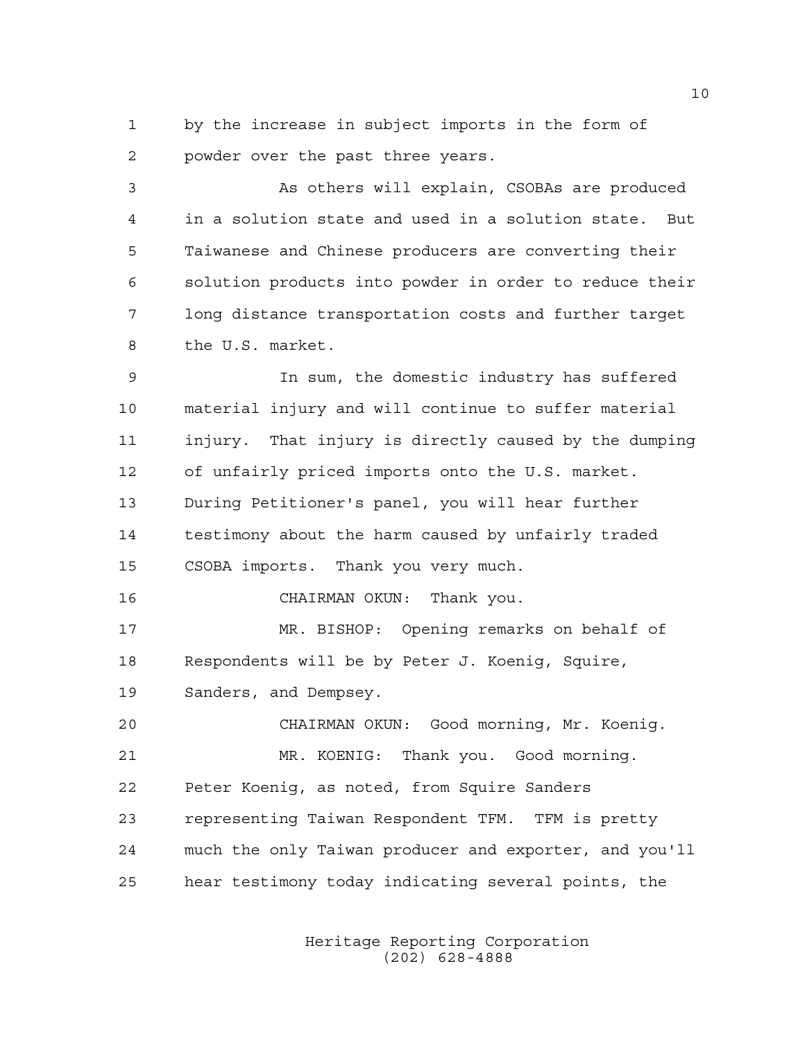by the increase in subject imports in the form of powder over the past three years.

As others will explain, CSOBAs are produced in a solution state and used in a solution state. But Taiwanese and Chinese producers are converting their solution products into powder in order to reduce their long distance transportation costs and further target the U.S. market.

In sum, the domestic industry has suffered material injury and will continue to suffer material injury. That injury is directly caused by the dumping of unfairly priced imports onto the U.S. market. During Petitioner's panel, you will hear further testimony about the harm caused by unfairly traded CSOBA imports. Thank you very much.

CHAIRMAN OKUN: Thank you.

MR. BISHOP: Opening remarks on behalf of Respondents will be by Peter J. Koenig, Squire, Sanders, and Dempsey.

CHAIRMAN OKUN: Good morning, Mr. Koenig.

MR. KOENIG: Thank you. Good morning. Peter Koenig, as noted, from Squire Sanders representing Taiwan Respondent TFM. TFM is pretty much the only Taiwan producer and exporter, and you'll hear testimony today indicating several points, the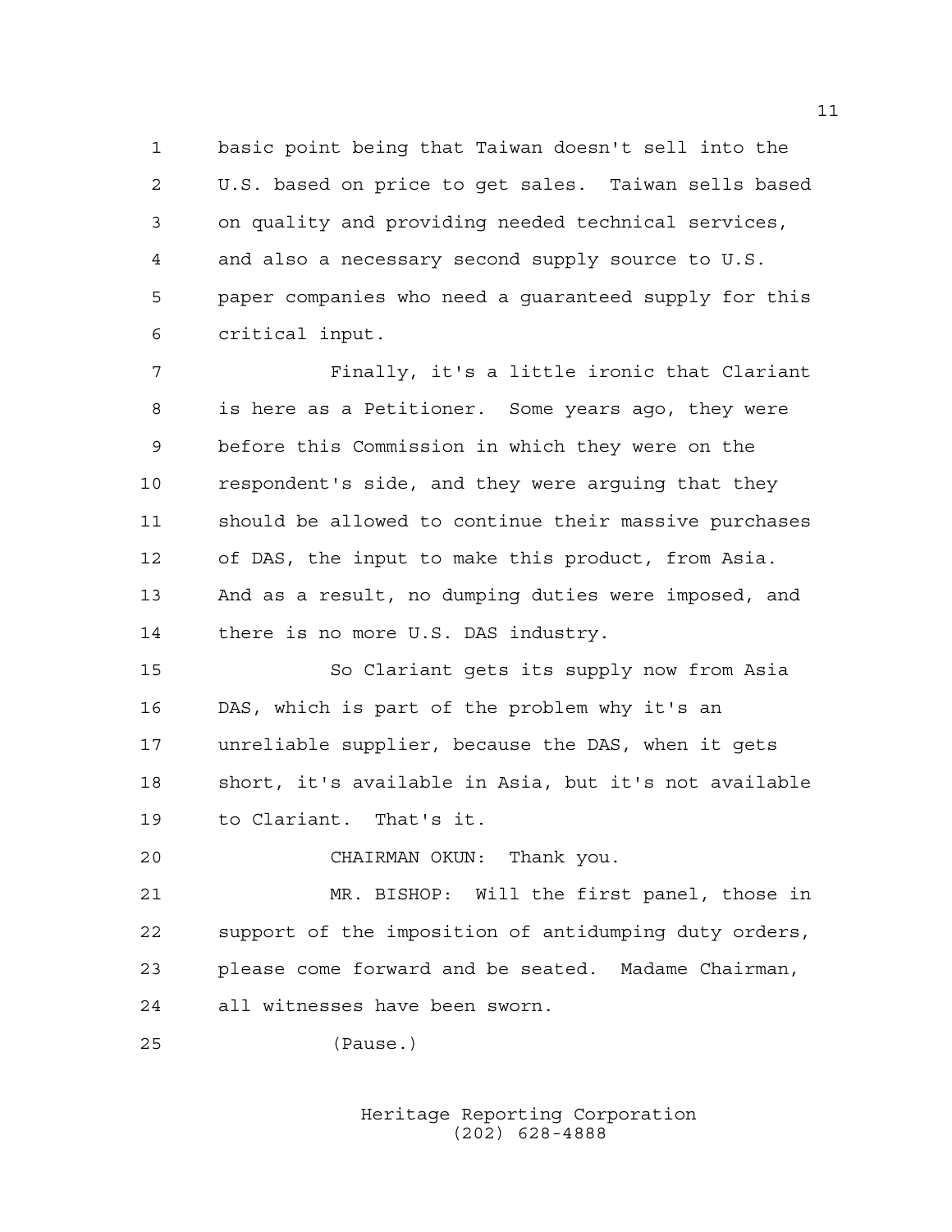basic point being that Taiwan doesn't sell into the U.S. based on price to get sales. Taiwan sells based on quality and providing needed technical services, and also a necessary second supply source to U.S. paper companies who need a guaranteed supply for this critical input.

Finally, it's a little ironic that Clariant is here as a Petitioner. Some years ago, they were before this Commission in which they were on the respondent's side, and they were arguing that they should be allowed to continue their massive purchases of DAS, the input to make this product, from Asia. And as a result, no dumping duties were imposed, and there is no more U.S. DAS industry.

So Clariant gets its supply now from Asia DAS, which is part of the problem why it's an unreliable supplier, because the DAS, when it gets short, it's available in Asia, but it's not available to Clariant. That's it.

CHAIRMAN OKUN: Thank you.

MR. BISHOP: Will the first panel, those in support of the imposition of antidumping duty orders, please come forward and be seated. Madame Chairman, all witnesses have been sworn.

(Pause.)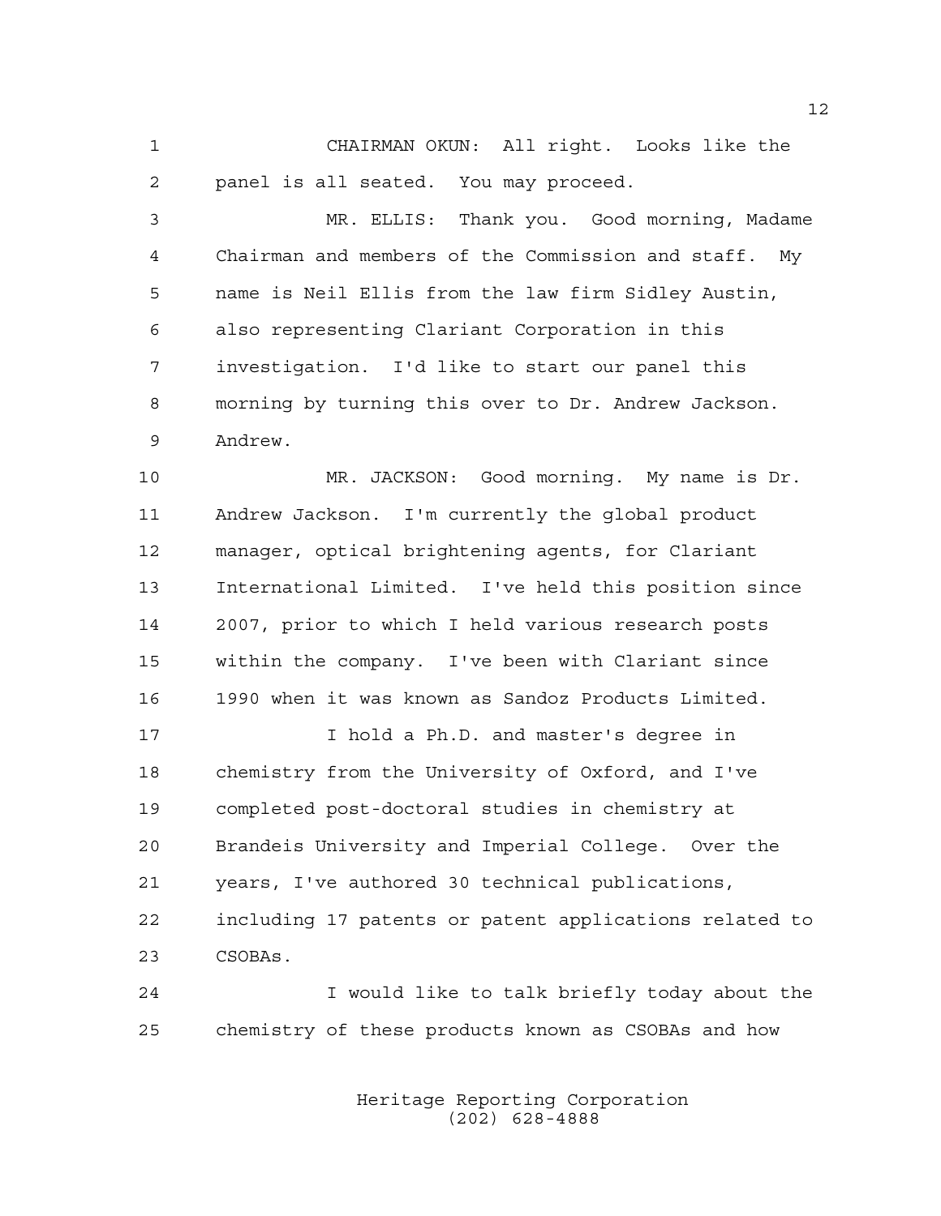CHAIRMAN OKUN: All right. Looks like the panel is all seated. You may proceed.

MR. ELLIS: Thank you. Good morning, Madame Chairman and members of the Commission and staff. My name is Neil Ellis from the law firm Sidley Austin, also representing Clariant Corporation in this investigation. I'd like to start our panel this morning by turning this over to Dr. Andrew Jackson. Andrew.

MR. JACKSON: Good morning. My name is Dr. Andrew Jackson. I'm currently the global product manager, optical brightening agents, for Clariant International Limited. I've held this position since 2007, prior to which I held various research posts within the company. I've been with Clariant since 1990 when it was known as Sandoz Products Limited.

I hold a Ph.D. and master's degree in chemistry from the University of Oxford, and I've completed post-doctoral studies in chemistry at Brandeis University and Imperial College. Over the years, I've authored 30 technical publications, including 17 patents or patent applications related to CSOBAs.

I would like to talk briefly today about the chemistry of these products known as CSOBAs and how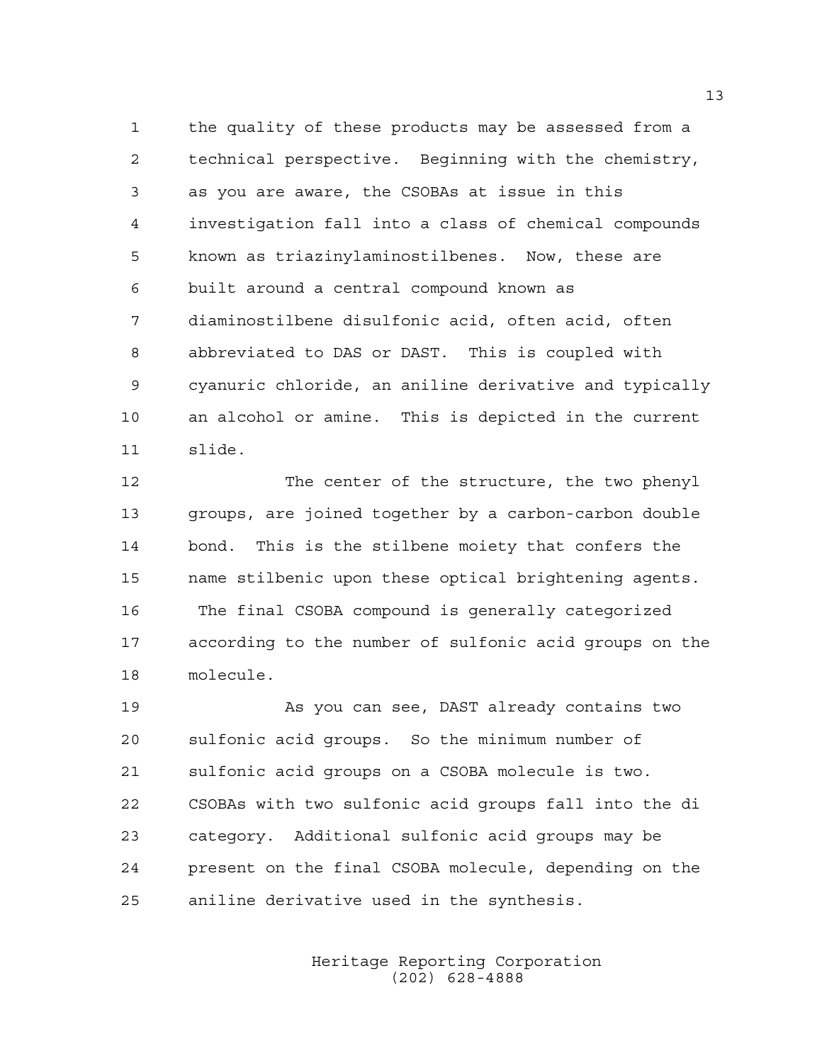the quality of these products may be assessed from a technical perspective. Beginning with the chemistry, as you are aware, the CSOBAs at issue in this investigation fall into a class of chemical compounds known as triazinylaminostilbenes. Now, these are built around a central compound known as diaminostilbene disulfonic acid, often acid, often abbreviated to DAS or DAST. This is coupled with cyanuric chloride, an aniline derivative and typically an alcohol or amine. This is depicted in the current slide.

The center of the structure, the two phenyl groups, are joined together by a carbon-carbon double bond. This is the stilbene moiety that confers the name stilbenic upon these optical brightening agents. The final CSOBA compound is generally categorized according to the number of sulfonic acid groups on the molecule.

As you can see, DAST already contains two sulfonic acid groups. So the minimum number of sulfonic acid groups on a CSOBA molecule is two. CSOBAs with two sulfonic acid groups fall into the di category. Additional sulfonic acid groups may be present on the final CSOBA molecule, depending on the aniline derivative used in the synthesis.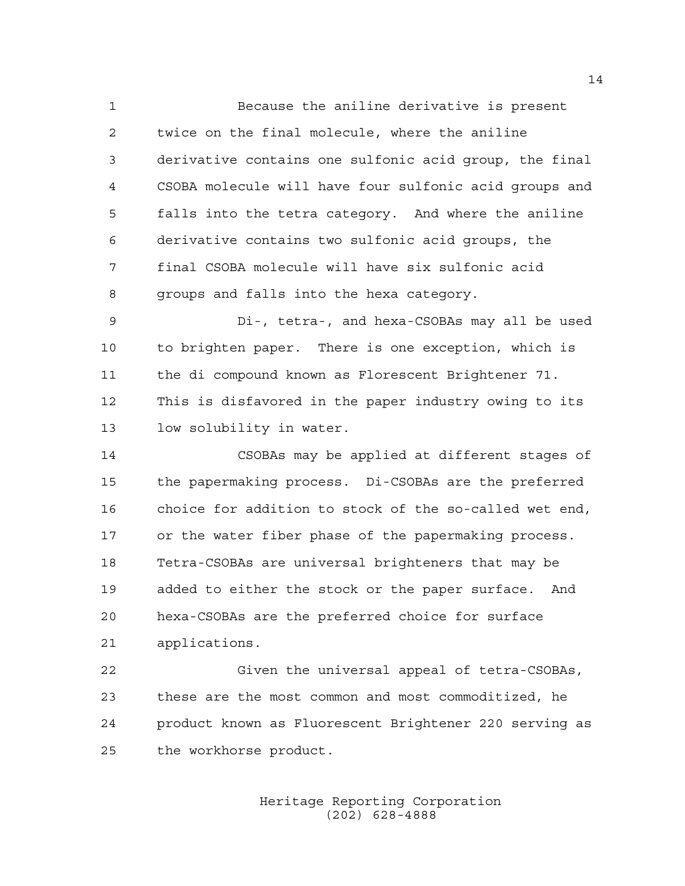Because the aniline derivative is present twice on the final molecule, where the aniline derivative contains one sulfonic acid group, the final CSOBA molecule will have four sulfonic acid groups and falls into the tetra category. And where the aniline derivative contains two sulfonic acid groups, the final CSOBA molecule will have six sulfonic acid groups and falls into the hexa category.

Di-, tetra-, and hexa-CSOBAs may all be used to brighten paper. There is one exception, which is the di compound known as Florescent Brightener 71. This is disfavored in the paper industry owing to its low solubility in water.

CSOBAs may be applied at different stages of the papermaking process. Di-CSOBAs are the preferred choice for addition to stock of the so-called wet end, or the water fiber phase of the papermaking process. Tetra-CSOBAs are universal brighteners that may be added to either the stock or the paper surface. And hexa-CSOBAs are the preferred choice for surface applications.

Given the universal appeal of tetra-CSOBAs, these are the most common and most commoditized, he product known as Fluorescent Brightener 220 serving as the workhorse product.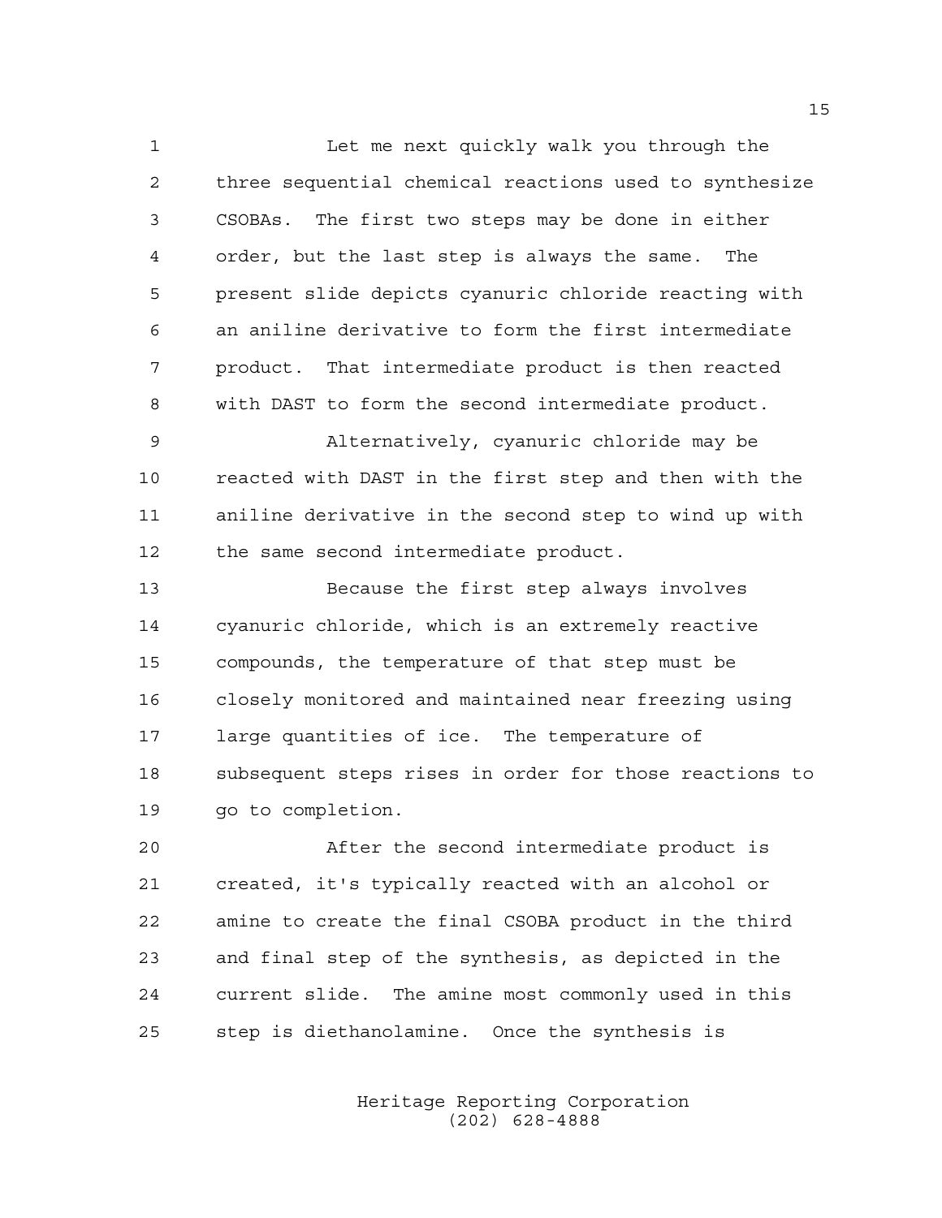Let me next quickly walk you through the three sequential chemical reactions used to synthesize CSOBAs. The first two steps may be done in either order, but the last step is always the same. The present slide depicts cyanuric chloride reacting with an aniline derivative to form the first intermediate product. That intermediate product is then reacted with DAST to form the second intermediate product.

Alternatively, cyanuric chloride may be reacted with DAST in the first step and then with the aniline derivative in the second step to wind up with the same second intermediate product.

Because the first step always involves cyanuric chloride, which is an extremely reactive compounds, the temperature of that step must be closely monitored and maintained near freezing using large quantities of ice. The temperature of subsequent steps rises in order for those reactions to go to completion.

After the second intermediate product is created, it's typically reacted with an alcohol or amine to create the final CSOBA product in the third and final step of the synthesis, as depicted in the current slide. The amine most commonly used in this step is diethanolamine. Once the synthesis is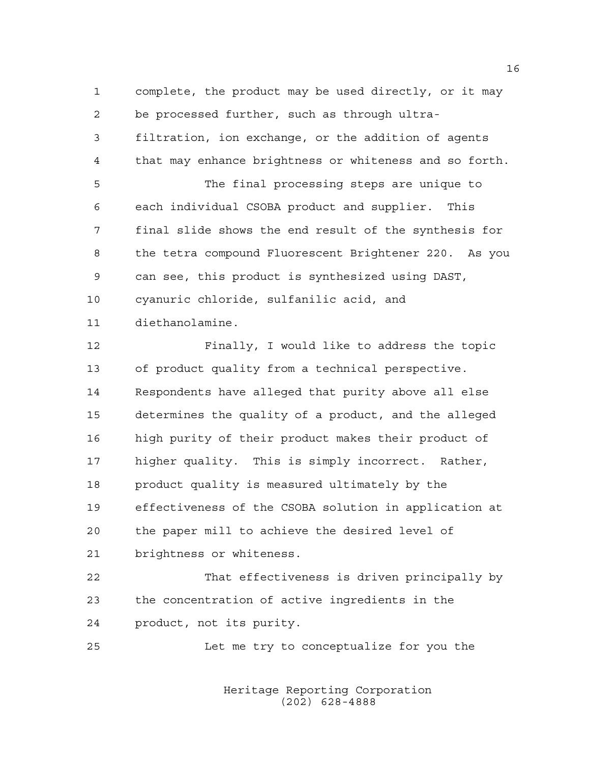complete, the product may be used directly, or it may be processed further, such as through ultra-filtration, ion exchange, or the addition of agents that may enhance brightness or whiteness and so forth.

The final processing steps are unique to each individual CSOBA product and supplier. This final slide shows the end result of the synthesis for the tetra compound Fluorescent Brightener 220. As you can see, this product is synthesized using DAST, cyanuric chloride, sulfanilic acid, and diethanolamine.

Finally, I would like to address the topic of product quality from a technical perspective. Respondents have alleged that purity above all else determines the quality of a product, and the alleged high purity of their product makes their product of higher quality. This is simply incorrect. Rather, product quality is measured ultimately by the effectiveness of the CSOBA solution in application at the paper mill to achieve the desired level of brightness or whiteness.

That effectiveness is driven principally by the concentration of active ingredients in the product, not its purity.

Let me try to conceptualize for you the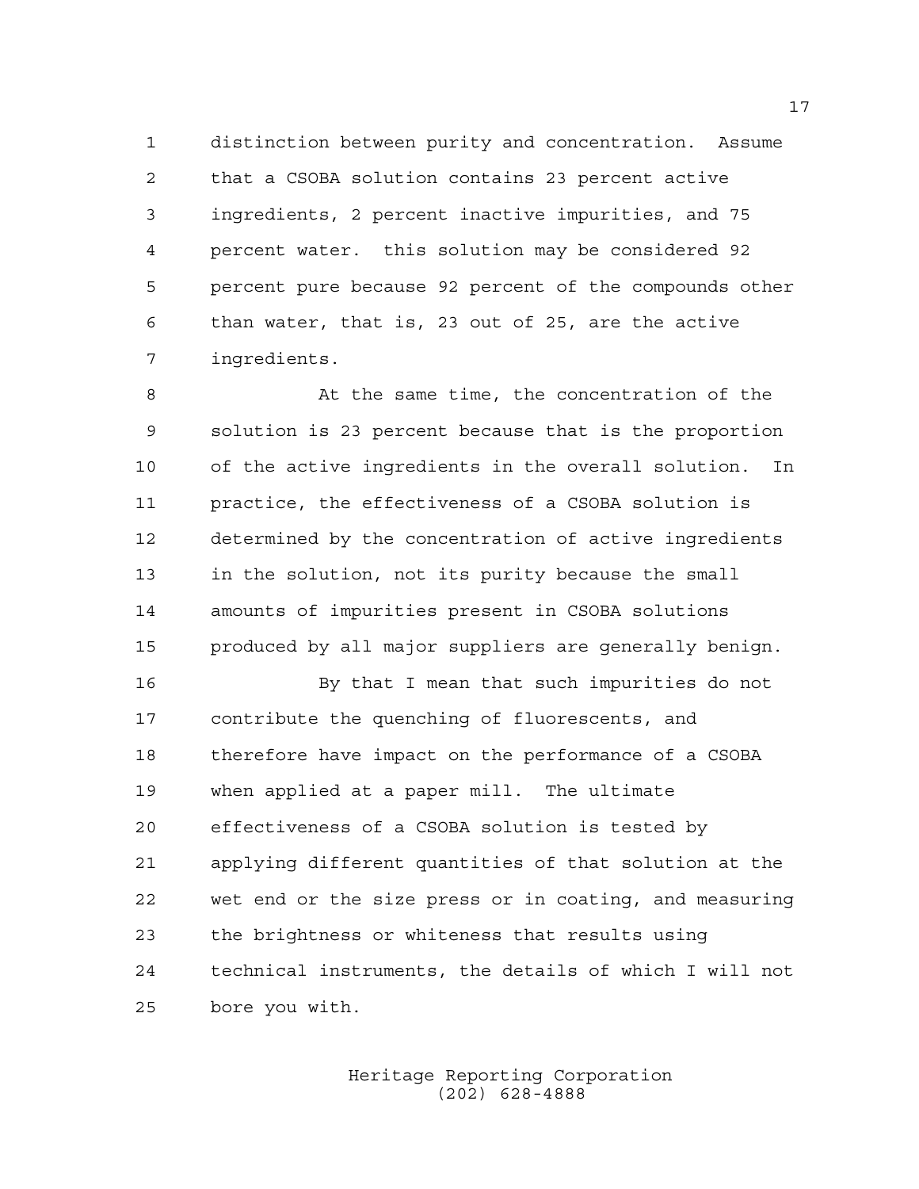distinction between purity and concentration. Assume that a CSOBA solution contains 23 percent active ingredients, 2 percent inactive impurities, and 75 percent water. this solution may be considered 92 percent pure because 92 percent of the compounds other than water, that is, 23 out of 25, are the active ingredients.

At the same time, the concentration of the solution is 23 percent because that is the proportion of the active ingredients in the overall solution. In practice, the effectiveness of a CSOBA solution is determined by the concentration of active ingredients in the solution, not its purity because the small amounts of impurities present in CSOBA solutions produced by all major suppliers are generally benign.

By that I mean that such impurities do not contribute the quenching of fluorescents, and therefore have impact on the performance of a CSOBA when applied at a paper mill. The ultimate effectiveness of a CSOBA solution is tested by applying different quantities of that solution at the wet end or the size press or in coating, and measuring the brightness or whiteness that results using technical instruments, the details of which I will not bore you with.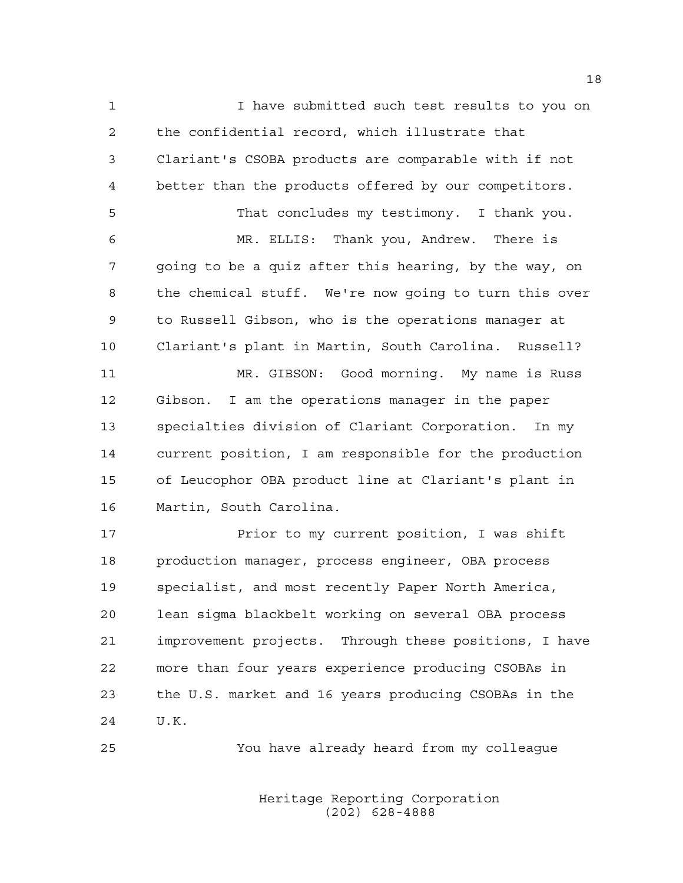I have submitted such test results to you on the confidential record, which illustrate that Clariant's CSOBA products are comparable with if not better than the products offered by our competitors.

That concludes my testimony. I thank you.

MR. ELLIS: Thank you, Andrew. There is going to be a quiz after this hearing, by the way, on the chemical stuff. We're now going to turn this over to Russell Gibson, who is the operations manager at Clariant's plant in Martin, South Carolina. Russell?

MR. GIBSON: Good morning. My name is Russ Gibson. I am the operations manager in the paper specialties division of Clariant Corporation. In my current position, I am responsible for the production of Leucophor OBA product line at Clariant's plant in Martin, South Carolina.

Prior to my current position, I was shift production manager, process engineer, OBA process specialist, and most recently Paper North America, lean sigma blackbelt working on several OBA process improvement projects. Through these positions, I have more than four years experience producing CSOBAs in the U.S. market and 16 years producing CSOBAs in the U.K.

You have already heard from my colleague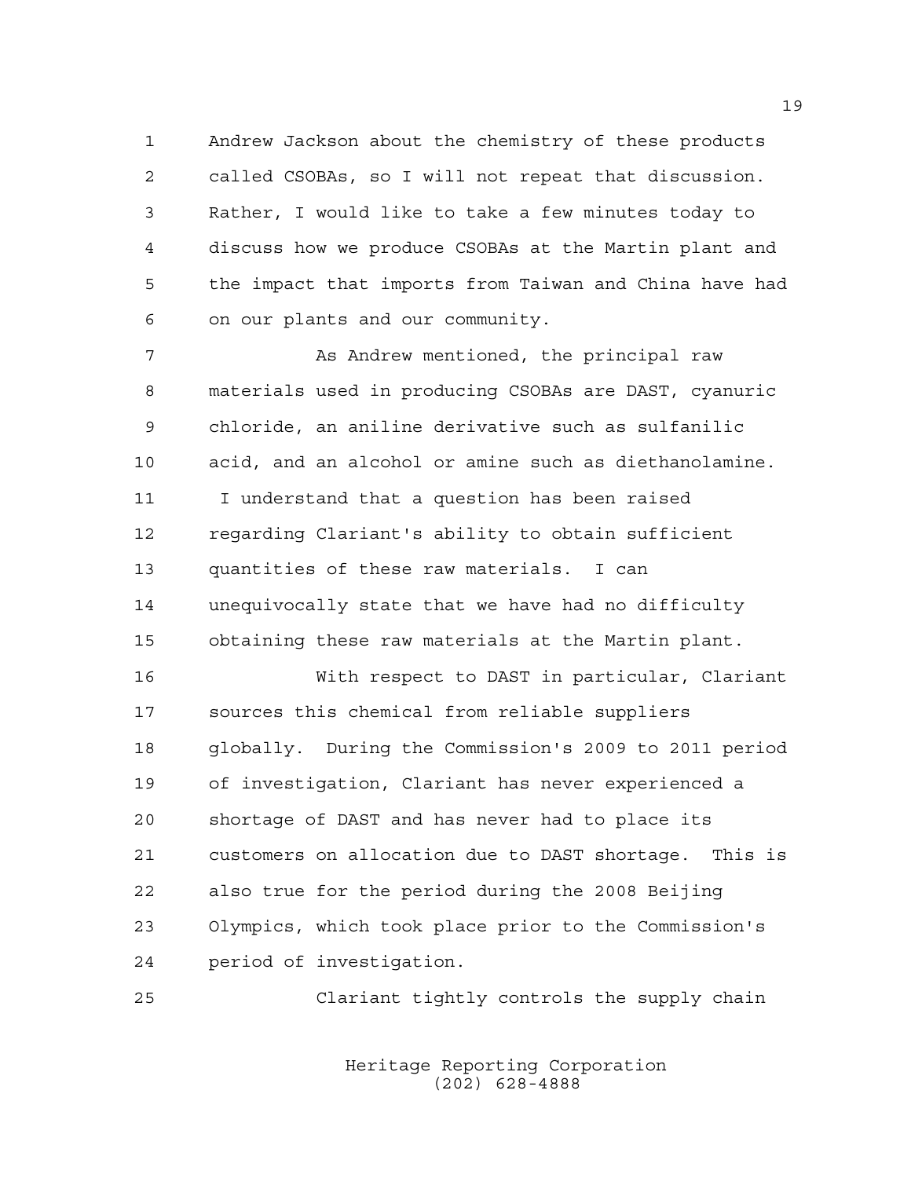Andrew Jackson about the chemistry of these products called CSOBAs, so I will not repeat that discussion. Rather, I would like to take a few minutes today to discuss how we produce CSOBAs at the Martin plant and the impact that imports from Taiwan and China have had on our plants and our community.

As Andrew mentioned, the principal raw materials used in producing CSOBAs are DAST, cyanuric chloride, an aniline derivative such as sulfanilic acid, and an alcohol or amine such as diethanolamine. I understand that a question has been raised regarding Clariant's ability to obtain sufficient quantities of these raw materials. I can unequivocally state that we have had no difficulty obtaining these raw materials at the Martin plant.

With respect to DAST in particular, Clariant sources this chemical from reliable suppliers globally. During the Commission's 2009 to 2011 period of investigation, Clariant has never experienced a shortage of DAST and has never had to place its customers on allocation due to DAST shortage. This is also true for the period during the 2008 Beijing Olympics, which took place prior to the Commission's period of investigation.

Clariant tightly controls the supply chain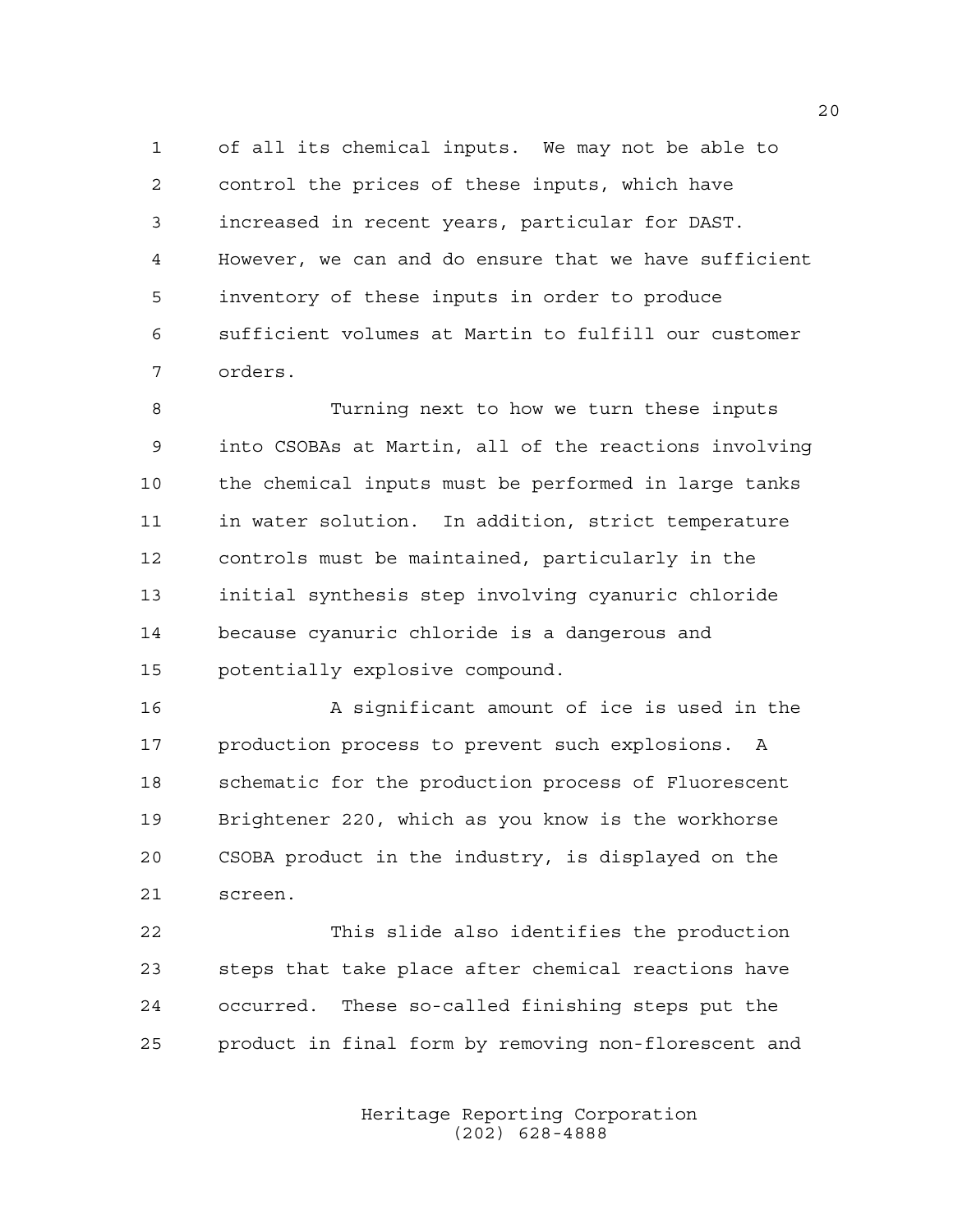of all its chemical inputs. We may not be able to control the prices of these inputs, which have increased in recent years, particular for DAST. However, we can and do ensure that we have sufficient inventory of these inputs in order to produce sufficient volumes at Martin to fulfill our customer orders.

Turning next to how we turn these inputs into CSOBAs at Martin, all of the reactions involving the chemical inputs must be performed in large tanks in water solution. In addition, strict temperature controls must be maintained, particularly in the initial synthesis step involving cyanuric chloride because cyanuric chloride is a dangerous and potentially explosive compound.

A significant amount of ice is used in the production process to prevent such explosions. A schematic for the production process of Fluorescent Brightener 220, which as you know is the workhorse CSOBA product in the industry, is displayed on the screen.

This slide also identifies the production steps that take place after chemical reactions have occurred. These so-called finishing steps put the product in final form by removing non-florescent and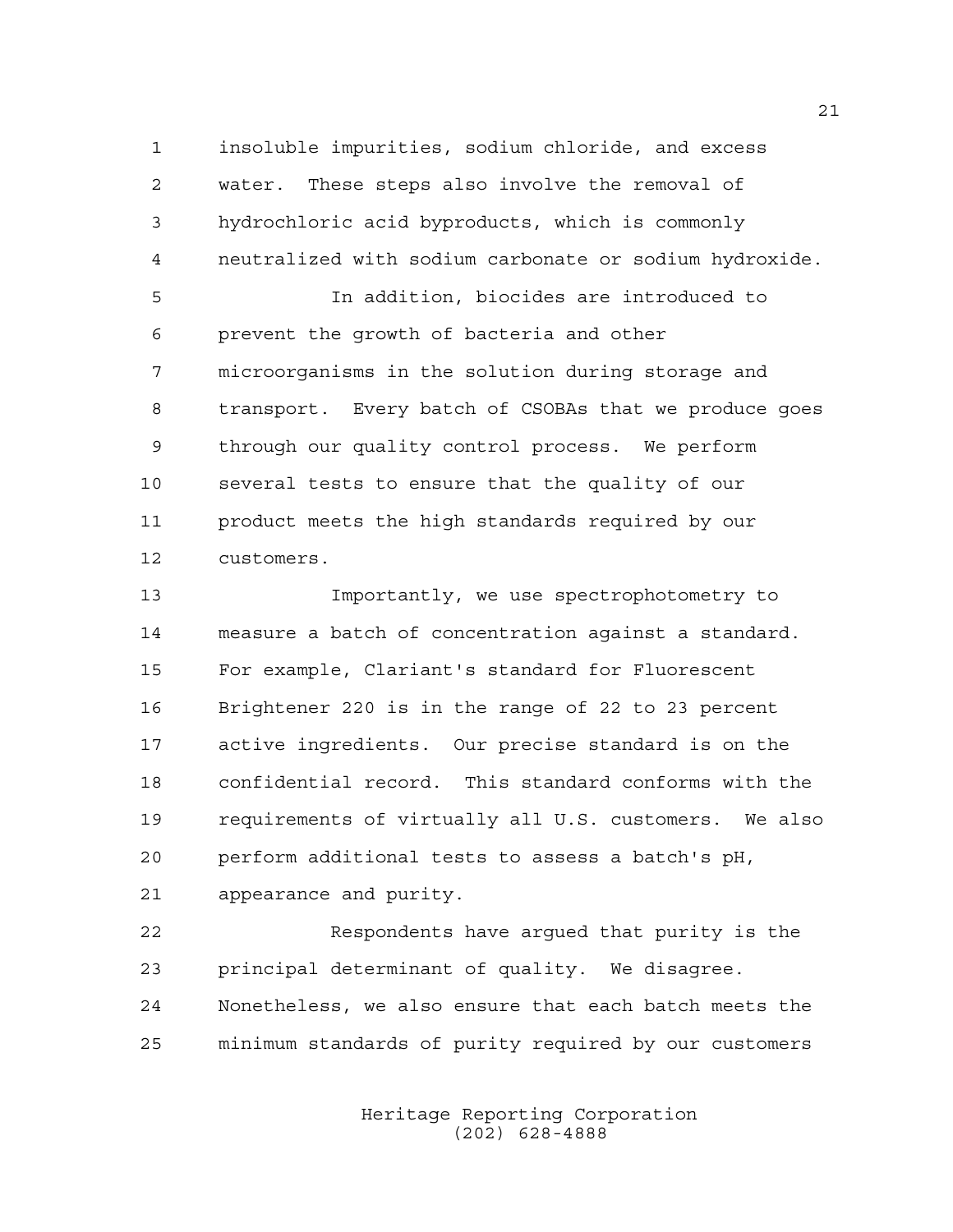insoluble impurities, sodium chloride, and excess water. These steps also involve the removal of hydrochloric acid byproducts, which is commonly neutralized with sodium carbonate or sodium hydroxide.

In addition, biocides are introduced to prevent the growth of bacteria and other microorganisms in the solution during storage and transport. Every batch of CSOBAs that we produce goes through our quality control process. We perform several tests to ensure that the quality of our product meets the high standards required by our customers.

Importantly, we use spectrophotometry to measure a batch of concentration against a standard. For example, Clariant's standard for Fluorescent Brightener 220 is in the range of 22 to 23 percent active ingredients. Our precise standard is on the confidential record. This standard conforms with the requirements of virtually all U.S. customers. We also perform additional tests to assess a batch's pH, appearance and purity.

Respondents have argued that purity is the principal determinant of quality. We disagree. Nonetheless, we also ensure that each batch meets the minimum standards of purity required by our customers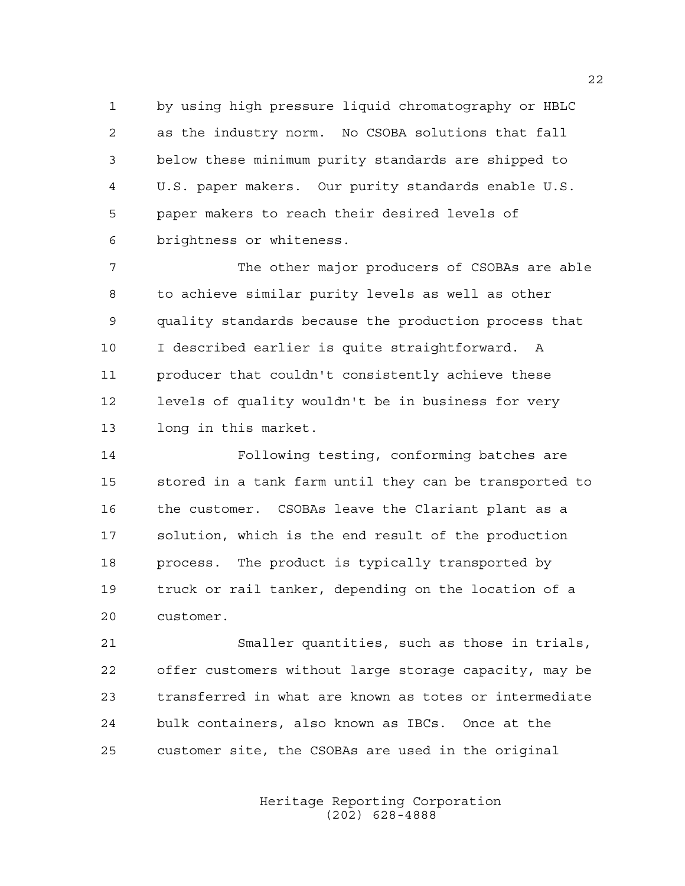by using high pressure liquid chromatography or HBLC as the industry norm. No CSOBA solutions that fall below these minimum purity standards are shipped to U.S. paper makers. Our purity standards enable U.S. paper makers to reach their desired levels of brightness or whiteness.

The other major producers of CSOBAs are able to achieve similar purity levels as well as other quality standards because the production process that I described earlier is quite straightforward. A producer that couldn't consistently achieve these levels of quality wouldn't be in business for very long in this market.

Following testing, conforming batches are stored in a tank farm until they can be transported to the customer. CSOBAs leave the Clariant plant as a solution, which is the end result of the production process. The product is typically transported by truck or rail tanker, depending on the location of a customer.

Smaller quantities, such as those in trials, offer customers without large storage capacity, may be transferred in what are known as totes or intermediate bulk containers, also known as IBCs. Once at the customer site, the CSOBAs are used in the original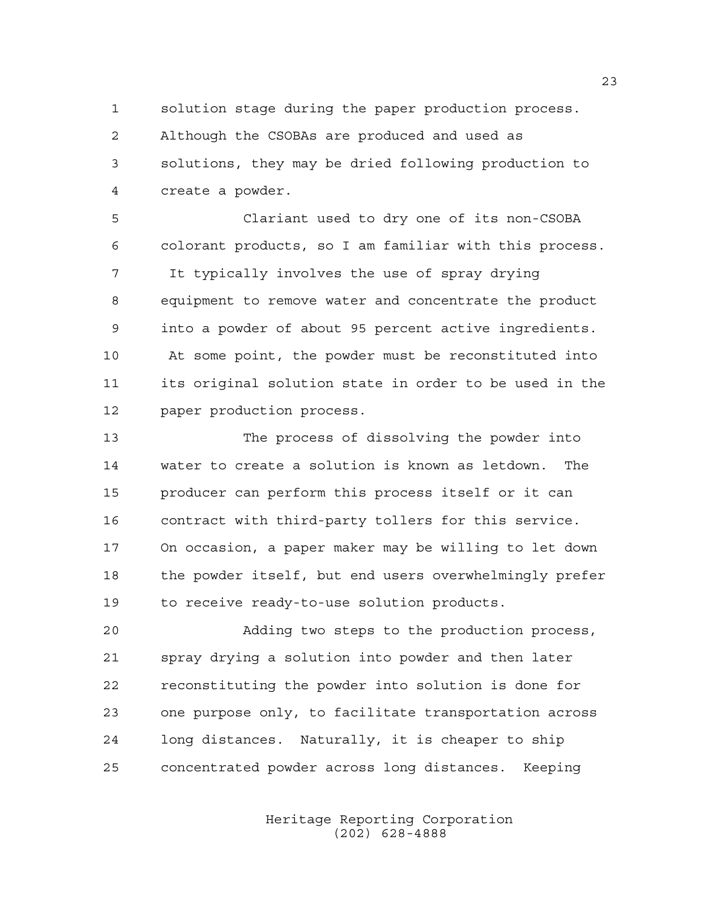solution stage during the paper production process. Although the CSOBAs are produced and used as solutions, they may be dried following production to create a powder.

Clariant used to dry one of its non-CSOBA colorant products, so I am familiar with this process. It typically involves the use of spray drying equipment to remove water and concentrate the product into a powder of about 95 percent active ingredients. At some point, the powder must be reconstituted into its original solution state in order to be used in the paper production process.

The process of dissolving the powder into water to create a solution is known as letdown. The producer can perform this process itself or it can contract with third-party tollers for this service. On occasion, a paper maker may be willing to let down the powder itself, but end users overwhelmingly prefer to receive ready-to-use solution products.

Adding two steps to the production process, spray drying a solution into powder and then later reconstituting the powder into solution is done for one purpose only, to facilitate transportation across long distances. Naturally, it is cheaper to ship concentrated powder across long distances. Keeping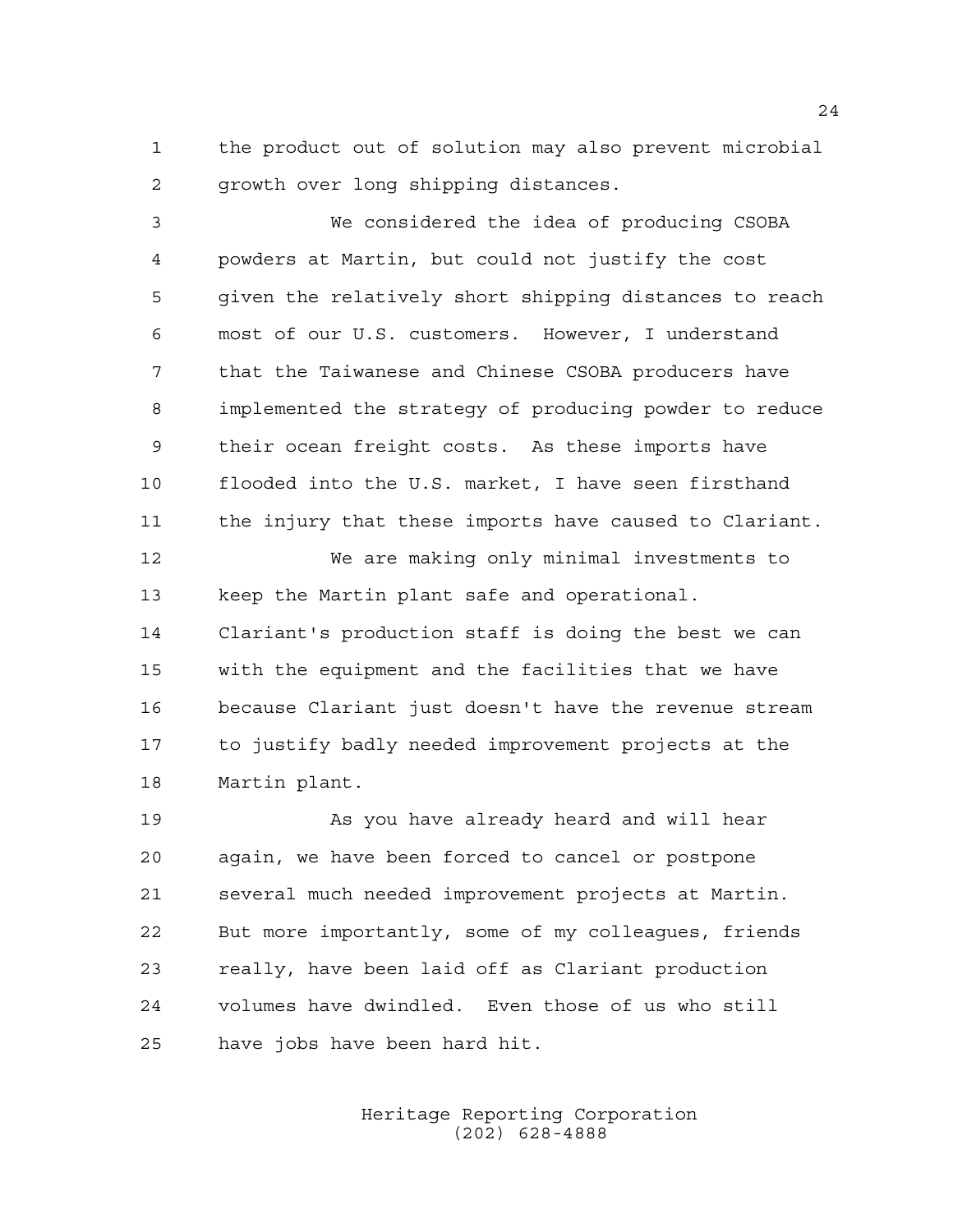the product out of solution may also prevent microbial growth over long shipping distances.

We considered the idea of producing CSOBA powders at Martin, but could not justify the cost given the relatively short shipping distances to reach most of our U.S. customers. However, I understand that the Taiwanese and Chinese CSOBA producers have implemented the strategy of producing powder to reduce their ocean freight costs. As these imports have flooded into the U.S. market, I have seen firsthand the injury that these imports have caused to Clariant.

We are making only minimal investments to keep the Martin plant safe and operational. Clariant's production staff is doing the best we can with the equipment and the facilities that we have because Clariant just doesn't have the revenue stream to justify badly needed improvement projects at the Martin plant.

As you have already heard and will hear again, we have been forced to cancel or postpone several much needed improvement projects at Martin. But more importantly, some of my colleagues, friends really, have been laid off as Clariant production volumes have dwindled. Even those of us who still have jobs have been hard hit.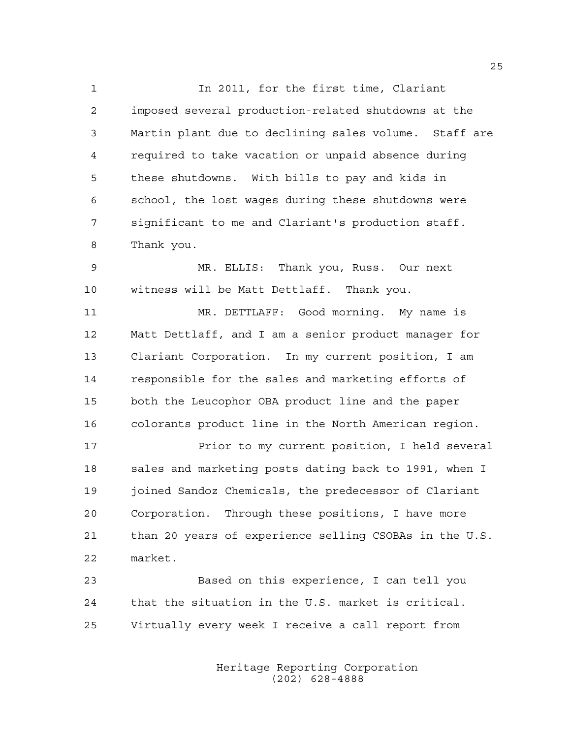In 2011, for the first time, Clariant imposed several production-related shutdowns at the Martin plant due to declining sales volume. Staff are required to take vacation or unpaid absence during these shutdowns. With bills to pay and kids in school, the lost wages during these shutdowns were significant to me and Clariant's production staff. Thank you.

MR. ELLIS: Thank you, Russ. Our next witness will be Matt Dettlaff. Thank you.

MR. DETTLAFF: Good morning. My name is Matt Dettlaff, and I am a senior product manager for Clariant Corporation. In my current position, I am responsible for the sales and marketing efforts of both the Leucophor OBA product line and the paper colorants product line in the North American region.

Prior to my current position, I held several sales and marketing posts dating back to 1991, when I joined Sandoz Chemicals, the predecessor of Clariant Corporation. Through these positions, I have more than 20 years of experience selling CSOBAs in the U.S. market.

Based on this experience, I can tell you that the situation in the U.S. market is critical. Virtually every week I receive a call report from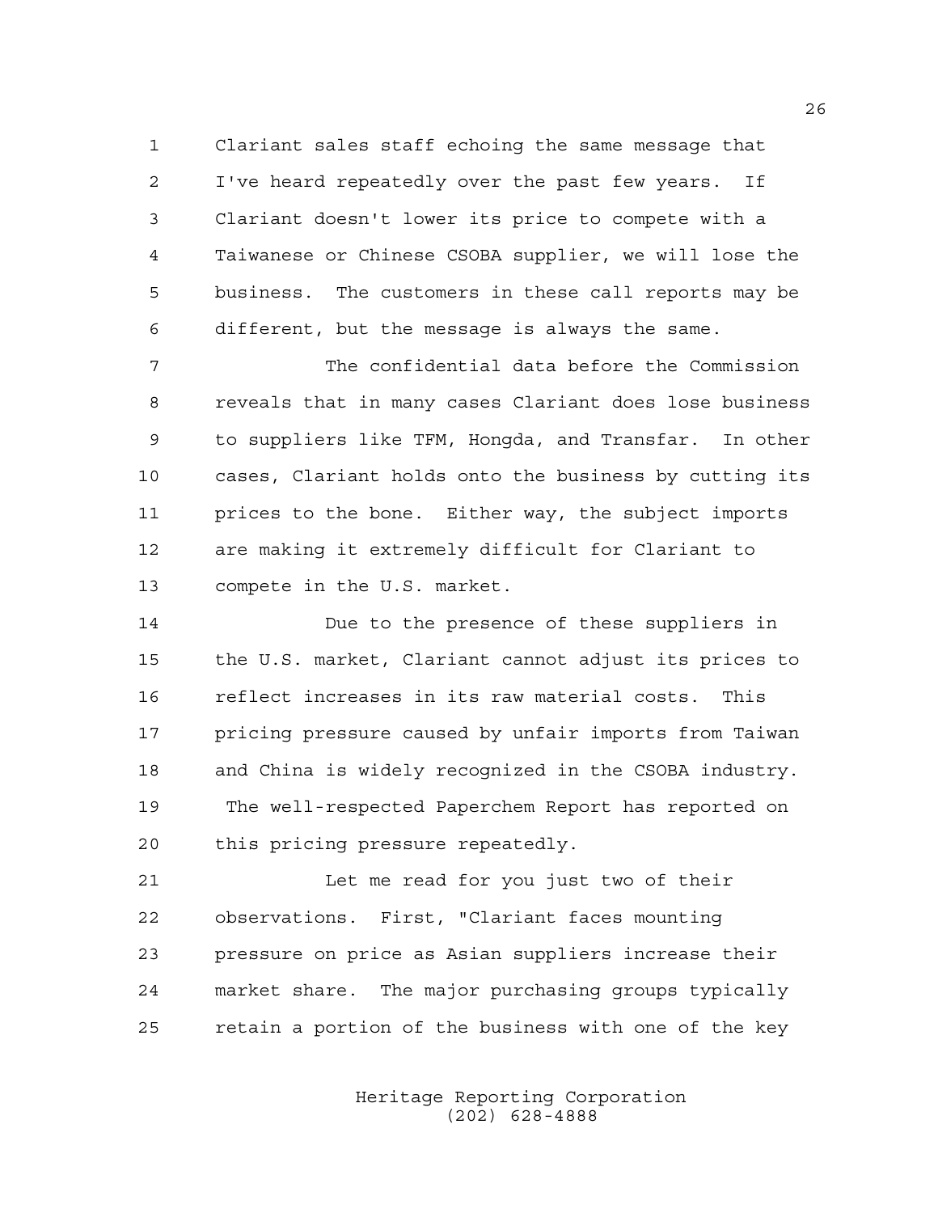Clariant sales staff echoing the same message that I've heard repeatedly over the past few years. If Clariant doesn't lower its price to compete with a Taiwanese or Chinese CSOBA supplier, we will lose the business. The customers in these call reports may be different, but the message is always the same.

The confidential data before the Commission reveals that in many cases Clariant does lose business to suppliers like TFM, Hongda, and Transfar. In other cases, Clariant holds onto the business by cutting its prices to the bone. Either way, the subject imports are making it extremely difficult for Clariant to compete in the U.S. market.

Due to the presence of these suppliers in the U.S. market, Clariant cannot adjust its prices to reflect increases in its raw material costs. This pricing pressure caused by unfair imports from Taiwan and China is widely recognized in the CSOBA industry. The well-respected Paperchem Report has reported on this pricing pressure repeatedly.

Let me read for you just two of their observations. First, "Clariant faces mounting pressure on price as Asian suppliers increase their market share. The major purchasing groups typically retain a portion of the business with one of the key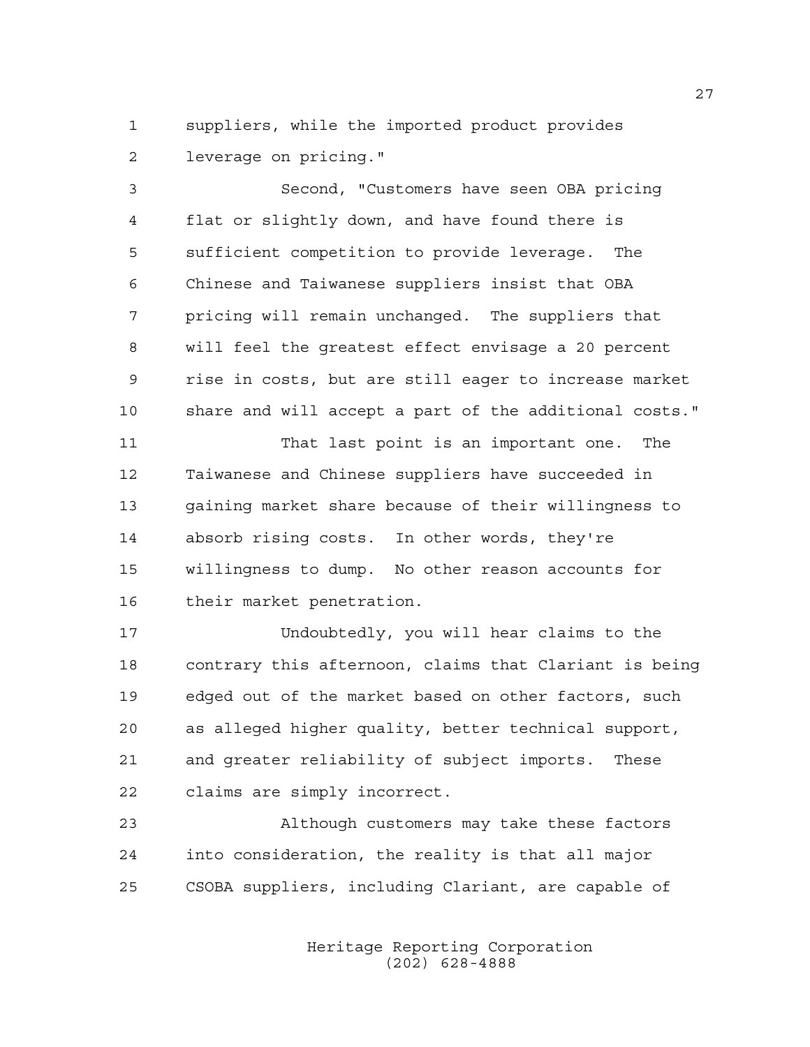suppliers, while the imported product provides leverage on pricing."

Second, "Customers have seen OBA pricing flat or slightly down, and have found there is sufficient competition to provide leverage. The Chinese and Taiwanese suppliers insist that OBA pricing will remain unchanged. The suppliers that will feel the greatest effect envisage a 20 percent rise in costs, but are still eager to increase market share and will accept a part of the additional costs."

That last point is an important one. The Taiwanese and Chinese suppliers have succeeded in gaining market share because of their willingness to absorb rising costs. In other words, they're willingness to dump. No other reason accounts for their market penetration.

Undoubtedly, you will hear claims to the contrary this afternoon, claims that Clariant is being edged out of the market based on other factors, such as alleged higher quality, better technical support, and greater reliability of subject imports. These claims are simply incorrect.

Although customers may take these factors into consideration, the reality is that all major CSOBA suppliers, including Clariant, are capable of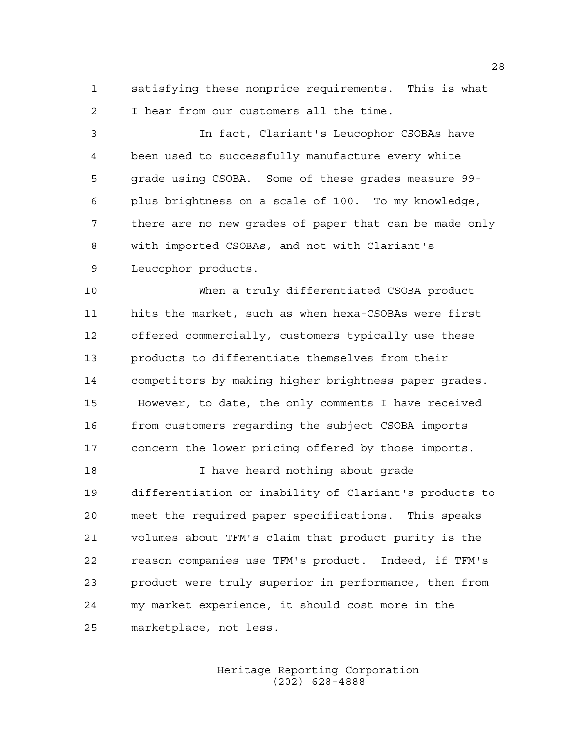satisfying these nonprice requirements. This is what I hear from our customers all the time.

In fact, Clariant's Leucophor CSOBAs have been used to successfully manufacture every white grade using CSOBA. Some of these grades measure 99-plus brightness on a scale of 100. To my knowledge, there are no new grades of paper that can be made only with imported CSOBAs, and not with Clariant's Leucophor products.

When a truly differentiated CSOBA product hits the market, such as when hexa-CSOBAs were first offered commercially, customers typically use these products to differentiate themselves from their competitors by making higher brightness paper grades. However, to date, the only comments I have received from customers regarding the subject CSOBA imports concern the lower pricing offered by those imports.

I have heard nothing about grade differentiation or inability of Clariant's products to meet the required paper specifications. This speaks volumes about TFM's claim that product purity is the reason companies use TFM's product. Indeed, if TFM's product were truly superior in performance, then from my market experience, it should cost more in the marketplace, not less.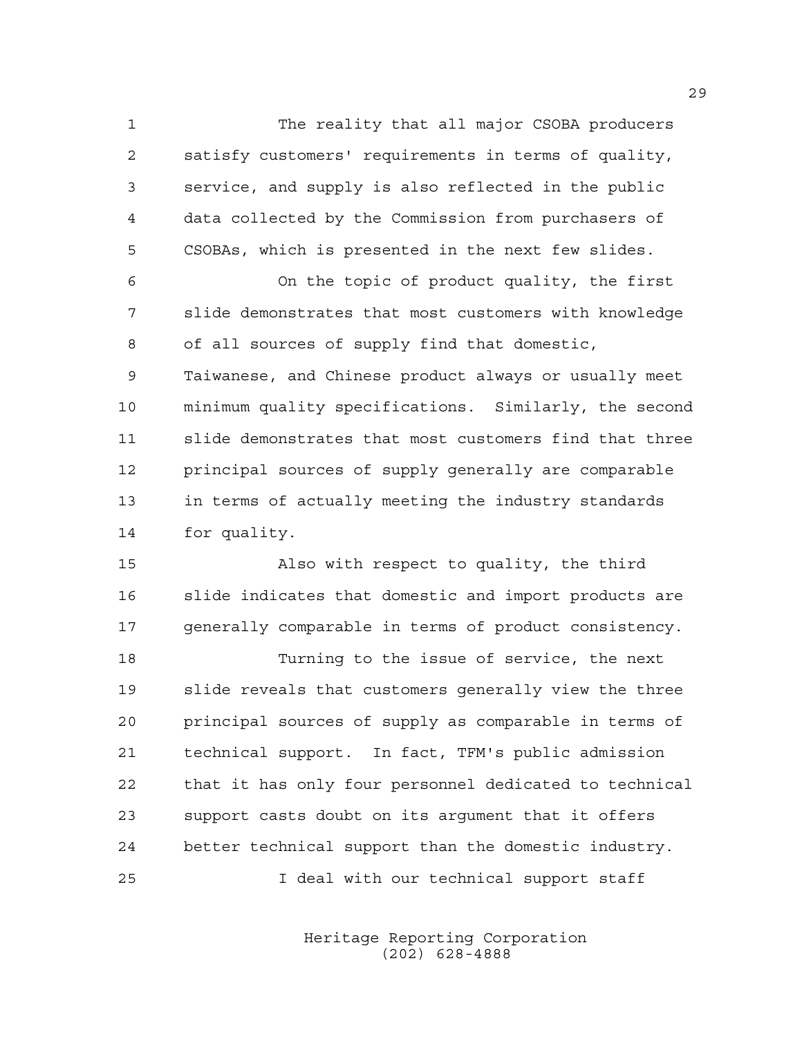The reality that all major CSOBA producers satisfy customers' requirements in terms of quality, service, and supply is also reflected in the public data collected by the Commission from purchasers of CSOBAs, which is presented in the next few slides.

On the topic of product quality, the first slide demonstrates that most customers with knowledge of all sources of supply find that domestic, Taiwanese, and Chinese product always or usually meet minimum quality specifications. Similarly, the second slide demonstrates that most customers find that three principal sources of supply generally are comparable in terms of actually meeting the industry standards for quality.

Also with respect to quality, the third slide indicates that domestic and import products are generally comparable in terms of product consistency.

Turning to the issue of service, the next slide reveals that customers generally view the three principal sources of supply as comparable in terms of technical support. In fact, TFM's public admission that it has only four personnel dedicated to technical support casts doubt on its argument that it offers better technical support than the domestic industry.

I deal with our technical support staff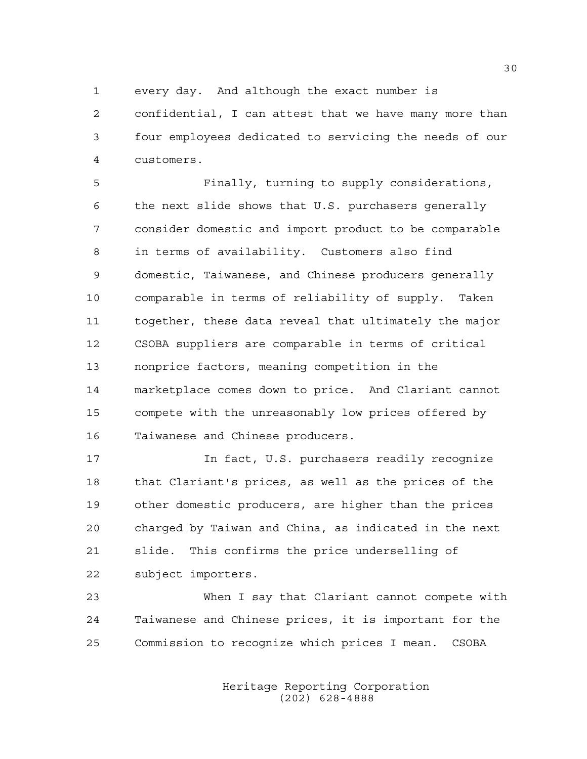every day. And although the exact number is confidential, I can attest that we have many more than four employees dedicated to servicing the needs of our customers.

Finally, turning to supply considerations, the next slide shows that U.S. purchasers generally consider domestic and import product to be comparable in terms of availability. Customers also find domestic, Taiwanese, and Chinese producers generally comparable in terms of reliability of supply. Taken together, these data reveal that ultimately the major CSOBA suppliers are comparable in terms of critical nonprice factors, meaning competition in the marketplace comes down to price. And Clariant cannot compete with the unreasonably low prices offered by Taiwanese and Chinese producers.

In fact, U.S. purchasers readily recognize that Clariant's prices, as well as the prices of the other domestic producers, are higher than the prices charged by Taiwan and China, as indicated in the next slide. This confirms the price underselling of subject importers.

When I say that Clariant cannot compete with Taiwanese and Chinese prices, it is important for the Commission to recognize which prices I mean. CSOBA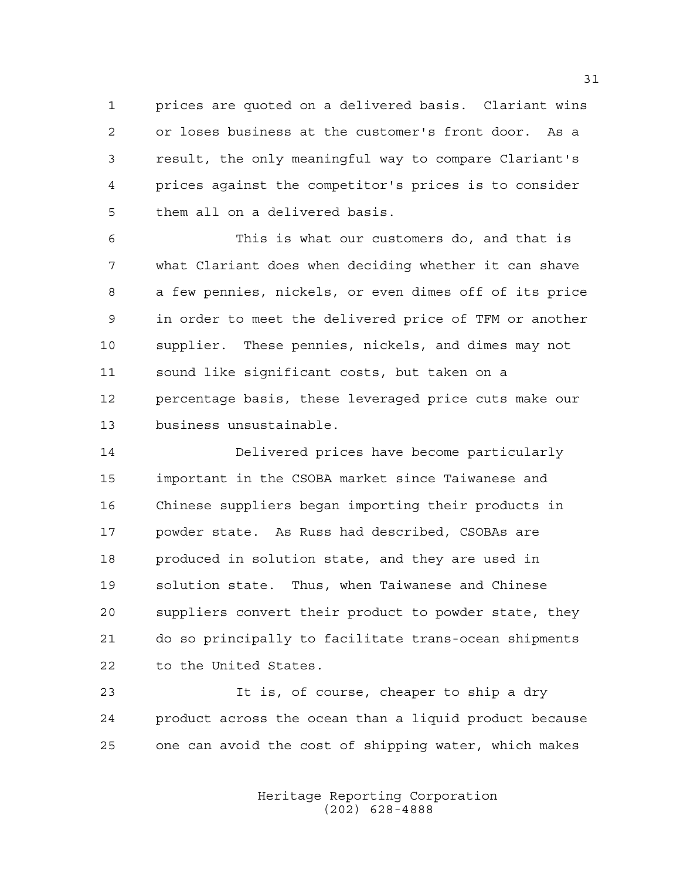prices are quoted on a delivered basis. Clariant wins or loses business at the customer's front door. As a result, the only meaningful way to compare Clariant's prices against the competitor's prices is to consider them all on a delivered basis.

This is what our customers do, and that is what Clariant does when deciding whether it can shave a few pennies, nickels, or even dimes off of its price in order to meet the delivered price of TFM or another supplier. These pennies, nickels, and dimes may not sound like significant costs, but taken on a percentage basis, these leveraged price cuts make our business unsustainable.

Delivered prices have become particularly important in the CSOBA market since Taiwanese and Chinese suppliers began importing their products in powder state. As Russ had described, CSOBAs are produced in solution state, and they are used in solution state. Thus, when Taiwanese and Chinese suppliers convert their product to powder state, they do so principally to facilitate trans-ocean shipments to the United States.

It is, of course, cheaper to ship a dry product across the ocean than a liquid product because one can avoid the cost of shipping water, which makes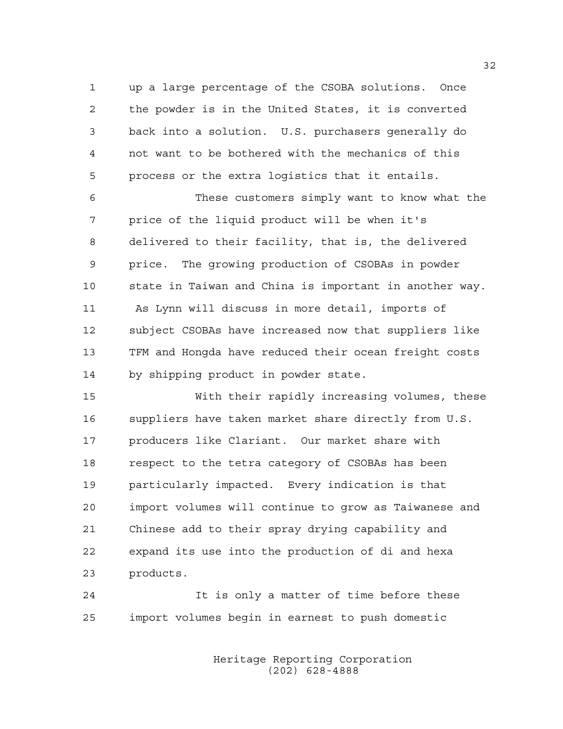up a large percentage of the CSOBA solutions. Once the powder is in the United States, it is converted back into a solution. U.S. purchasers generally do not want to be bothered with the mechanics of this process or the extra logistics that it entails.

These customers simply want to know what the price of the liquid product will be when it's delivered to their facility, that is, the delivered price. The growing production of CSOBAs in powder state in Taiwan and China is important in another way. As Lynn will discuss in more detail, imports of subject CSOBAs have increased now that suppliers like TFM and Hongda have reduced their ocean freight costs by shipping product in powder state.

With their rapidly increasing volumes, these suppliers have taken market share directly from U.S. producers like Clariant. Our market share with respect to the tetra category of CSOBAs has been particularly impacted. Every indication is that import volumes will continue to grow as Taiwanese and Chinese add to their spray drying capability and expand its use into the production of di and hexa products.

It is only a matter of time before these import volumes begin in earnest to push domestic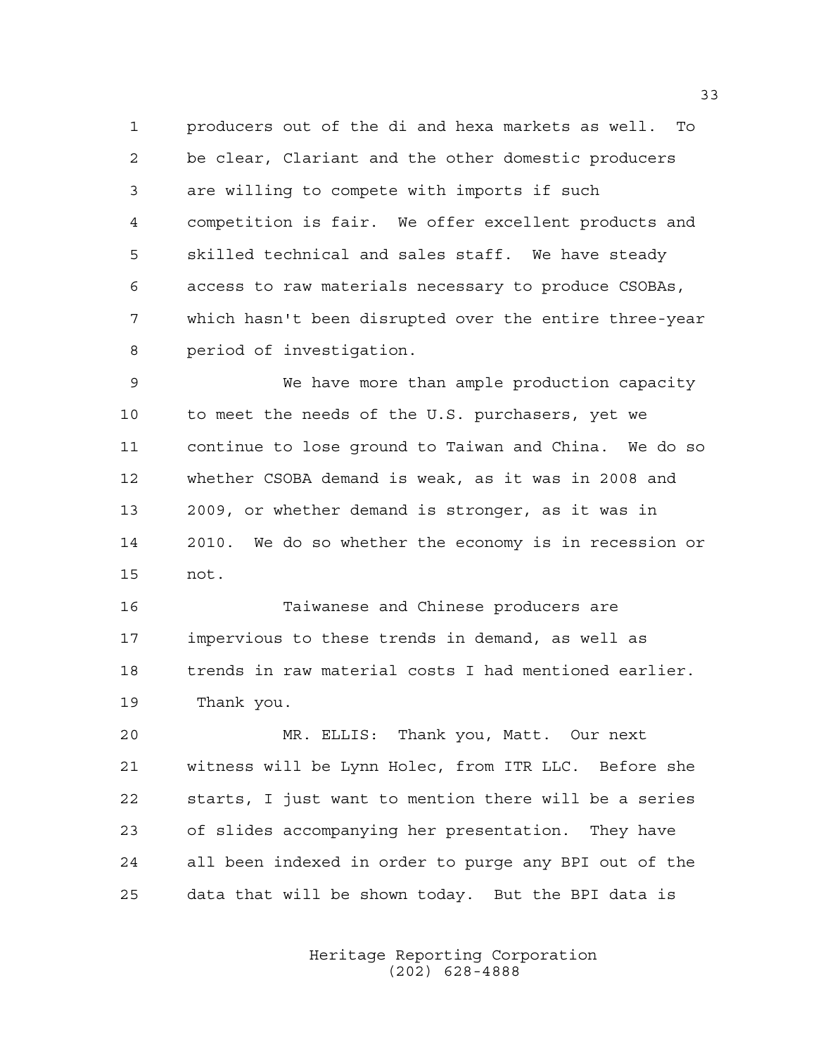producers out of the di and hexa markets as well. To be clear, Clariant and the other domestic producers are willing to compete with imports if such competition is fair. We offer excellent products and skilled technical and sales staff. We have steady access to raw materials necessary to produce CSOBAs, which hasn't been disrupted over the entire three-year period of investigation.

We have more than ample production capacity to meet the needs of the U.S. purchasers, yet we continue to lose ground to Taiwan and China. We do so whether CSOBA demand is weak, as it was in 2008 and 2009, or whether demand is stronger, as it was in 2010. We do so whether the economy is in recession or not.

Taiwanese and Chinese producers are impervious to these trends in demand, as well as trends in raw material costs I had mentioned earlier. Thank you.

MR. ELLIS: Thank you, Matt. Our next witness will be Lynn Holec, from ITR LLC. Before she starts, I just want to mention there will be a series of slides accompanying her presentation. They have all been indexed in order to purge any BPI out of the data that will be shown today. But the BPI data is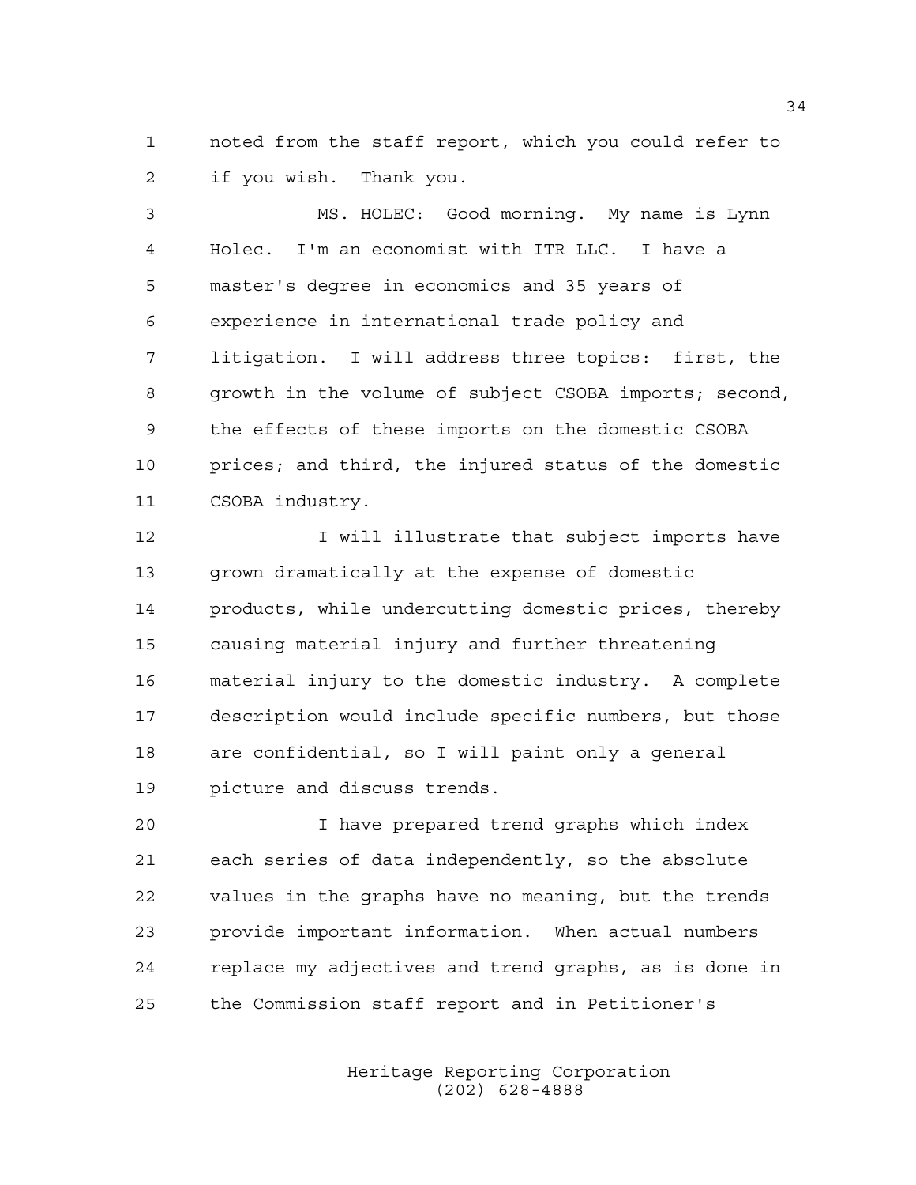noted from the staff report, which you could refer to if you wish. Thank you.

MS. HOLEC: Good morning. My name is Lynn Holec. I'm an economist with ITR LLC. I have a master's degree in economics and 35 years of experience in international trade policy and litigation. I will address three topics: first, the growth in the volume of subject CSOBA imports; second, the effects of these imports on the domestic CSOBA prices; and third, the injured status of the domestic CSOBA industry.

I will illustrate that subject imports have grown dramatically at the expense of domestic products, while undercutting domestic prices, thereby causing material injury and further threatening material injury to the domestic industry. A complete description would include specific numbers, but those are confidential, so I will paint only a general picture and discuss trends.

I have prepared trend graphs which index each series of data independently, so the absolute values in the graphs have no meaning, but the trends provide important information. When actual numbers replace my adjectives and trend graphs, as is done in the Commission staff report and in Petitioner's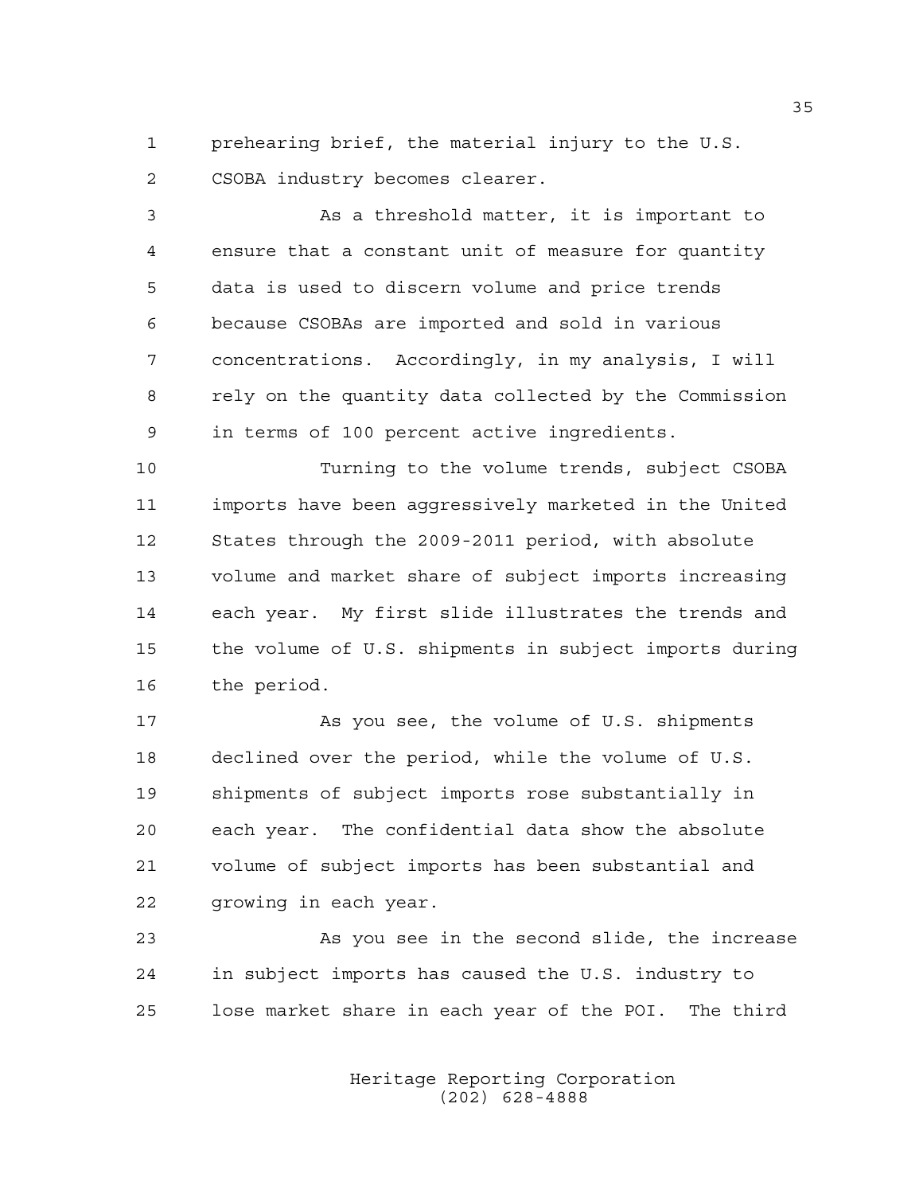prehearing brief, the material injury to the U.S. CSOBA industry becomes clearer.

As a threshold matter, it is important to ensure that a constant unit of measure for quantity data is used to discern volume and price trends because CSOBAs are imported and sold in various concentrations. Accordingly, in my analysis, I will rely on the quantity data collected by the Commission in terms of 100 percent active ingredients.

Turning to the volume trends, subject CSOBA imports have been aggressively marketed in the United States through the 2009-2011 period, with absolute volume and market share of subject imports increasing each year. My first slide illustrates the trends and the volume of U.S. shipments in subject imports during the period.

As you see, the volume of U.S. shipments declined over the period, while the volume of U.S. shipments of subject imports rose substantially in each year. The confidential data show the absolute volume of subject imports has been substantial and growing in each year.

As you see in the second slide, the increase in subject imports has caused the U.S. industry to lose market share in each year of the POI. The third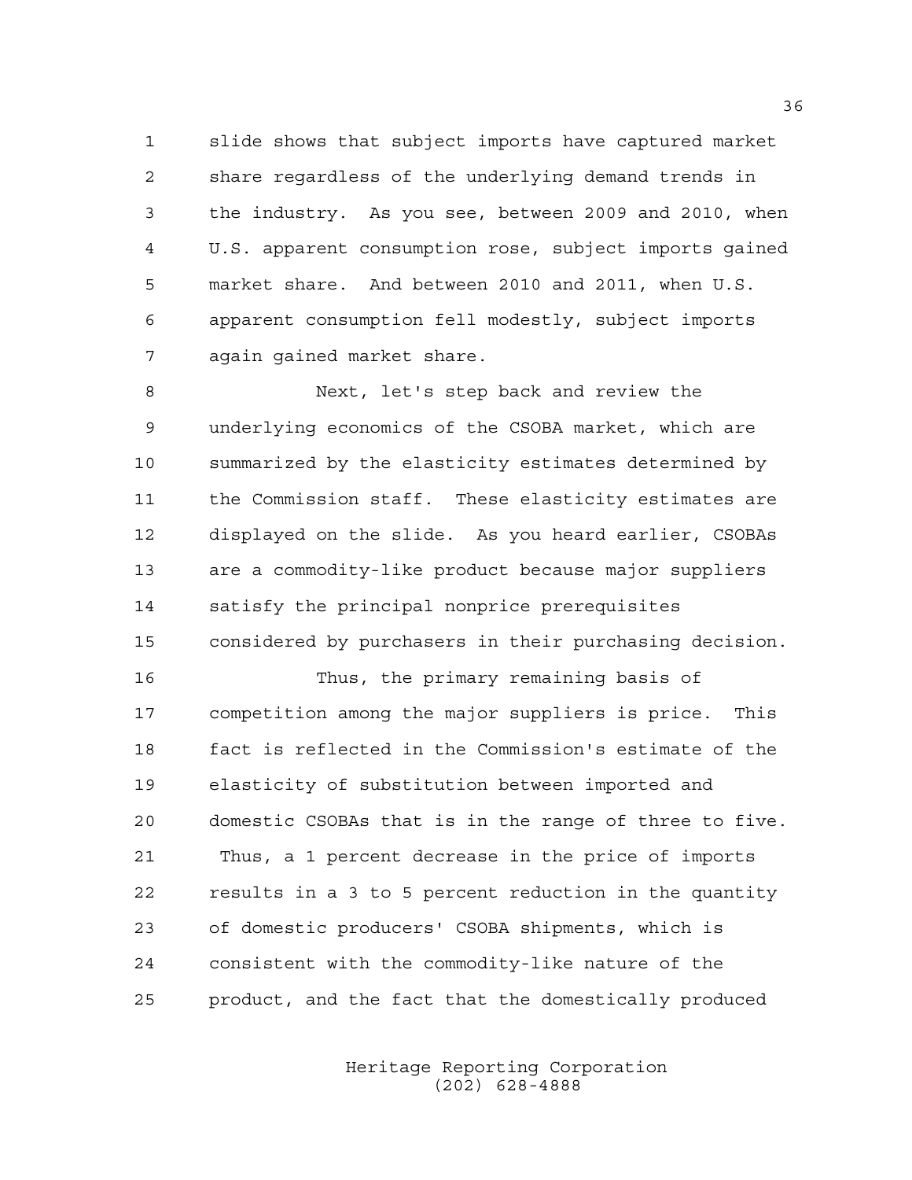slide shows that subject imports have captured market share regardless of the underlying demand trends in the industry. As you see, between 2009 and 2010, when U.S. apparent consumption rose, subject imports gained market share. And between 2010 and 2011, when U.S. apparent consumption fell modestly, subject imports again gained market share.

Next, let's step back and review the underlying economics of the CSOBA market, which are summarized by the elasticity estimates determined by the Commission staff. These elasticity estimates are displayed on the slide. As you heard earlier, CSOBAs are a commodity-like product because major suppliers satisfy the principal nonprice prerequisites considered by purchasers in their purchasing decision.

Thus, the primary remaining basis of competition among the major suppliers is price. This fact is reflected in the Commission's estimate of the elasticity of substitution between imported and domestic CSOBAs that is in the range of three to five. Thus, a 1 percent decrease in the price of imports results in a 3 to 5 percent reduction in the quantity of domestic producers' CSOBA shipments, which is consistent with the commodity-like nature of the product, and the fact that the domestically produced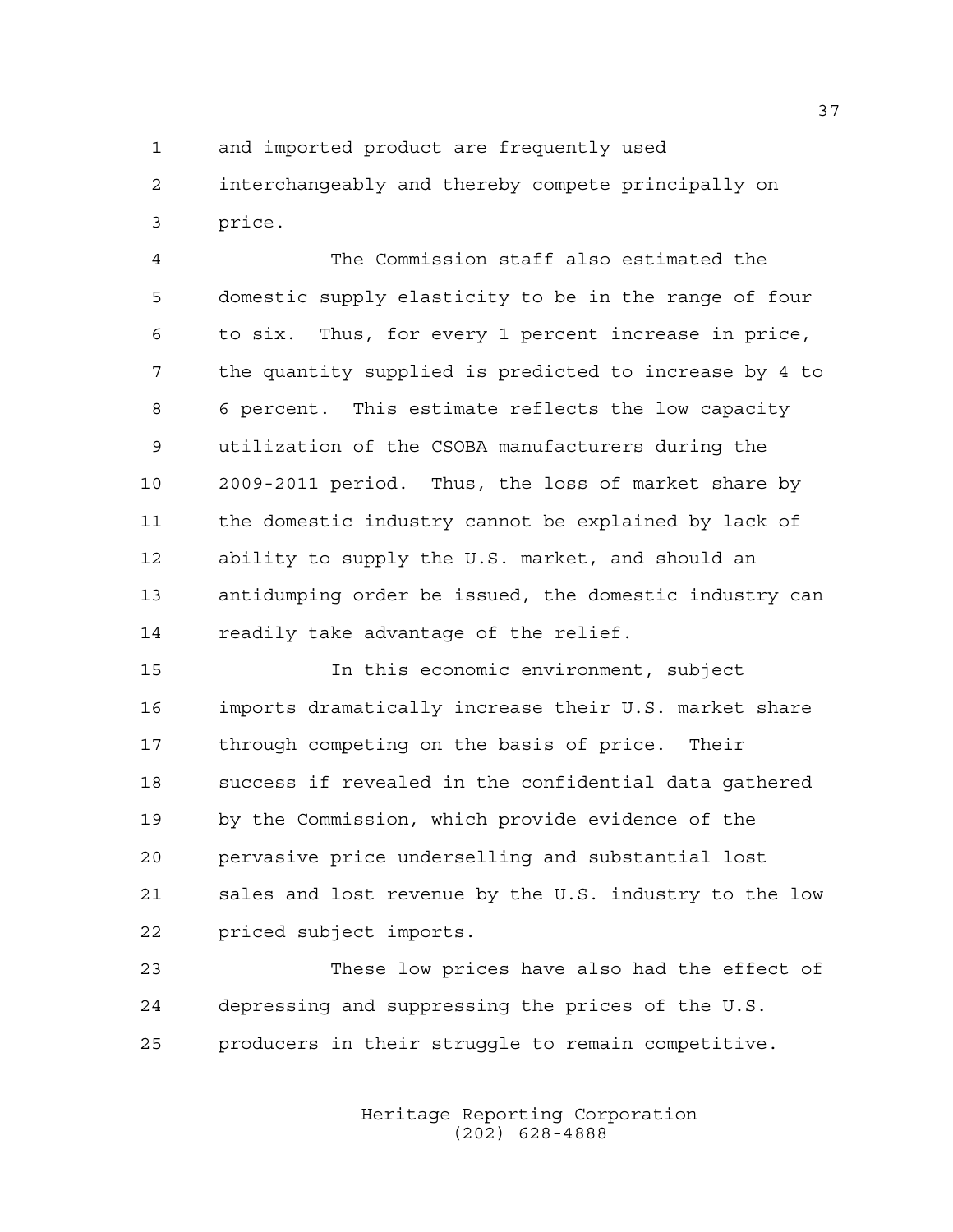and imported product are frequently used interchangeably and thereby compete principally on price.

The Commission staff also estimated the domestic supply elasticity to be in the range of four to six. Thus, for every 1 percent increase in price, the quantity supplied is predicted to increase by 4 to 6 percent. This estimate reflects the low capacity utilization of the CSOBA manufacturers during the 2009-2011 period. Thus, the loss of market share by the domestic industry cannot be explained by lack of ability to supply the U.S. market, and should an antidumping order be issued, the domestic industry can readily take advantage of the relief.

In this economic environment, subject imports dramatically increase their U.S. market share through competing on the basis of price. Their success if revealed in the confidential data gathered by the Commission, which provide evidence of the pervasive price underselling and substantial lost sales and lost revenue by the U.S. industry to the low priced subject imports.

These low prices have also had the effect of depressing and suppressing the prices of the U.S. producers in their struggle to remain competitive.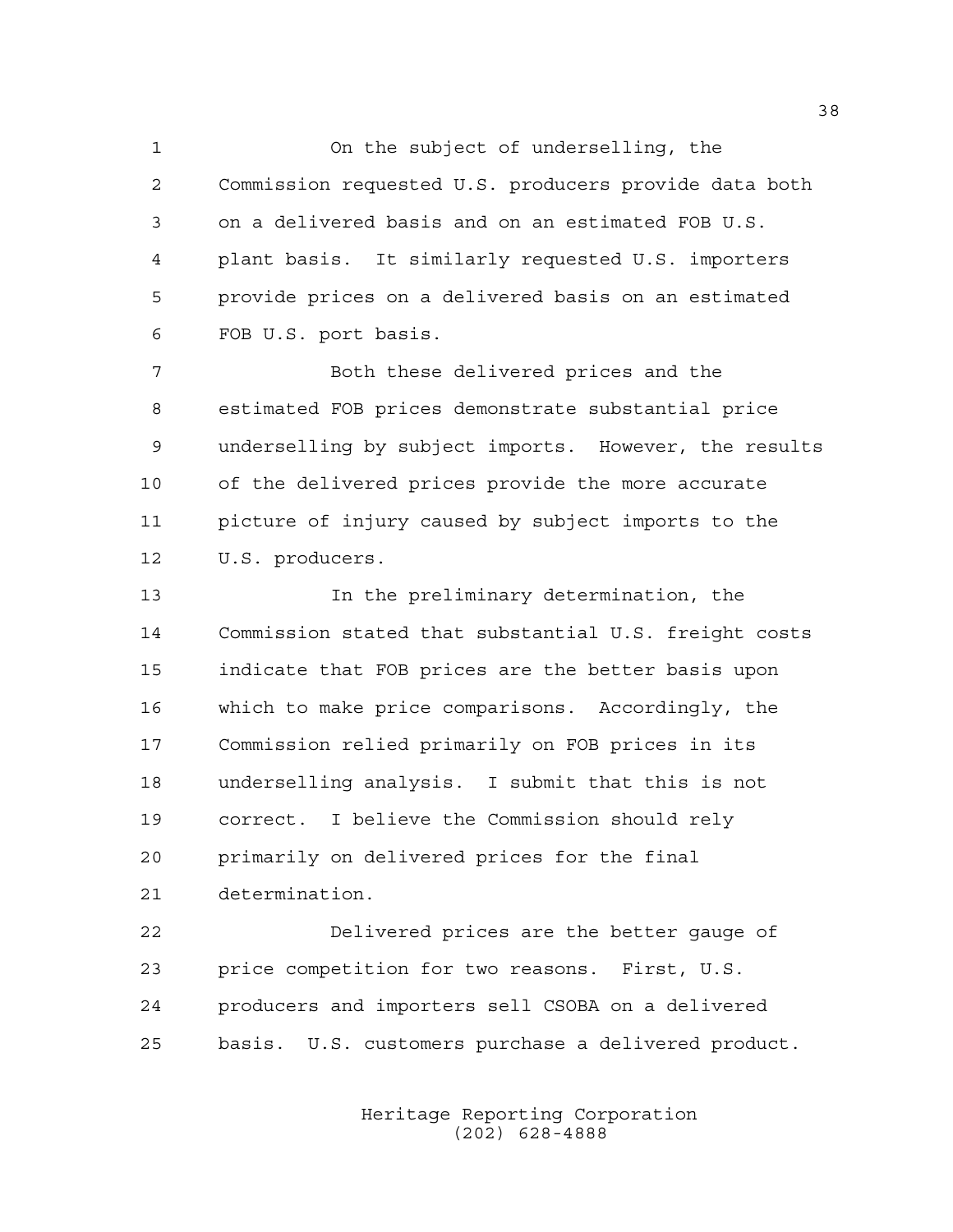On the subject of underselling, the Commission requested U.S. producers provide data both on a delivered basis and on an estimated FOB U.S. plant basis. It similarly requested U.S. importers provide prices on a delivered basis on an estimated FOB U.S. port basis.

Both these delivered prices and the estimated FOB prices demonstrate substantial price underselling by subject imports. However, the results of the delivered prices provide the more accurate picture of injury caused by subject imports to the U.S. producers.

In the preliminary determination, the Commission stated that substantial U.S. freight costs indicate that FOB prices are the better basis upon which to make price comparisons. Accordingly, the Commission relied primarily on FOB prices in its underselling analysis. I submit that this is not correct. I believe the Commission should rely primarily on delivered prices for the final determination.

Delivered prices are the better gauge of price competition for two reasons. First, U.S. producers and importers sell CSOBA on a delivered basis. U.S. customers purchase a delivered product.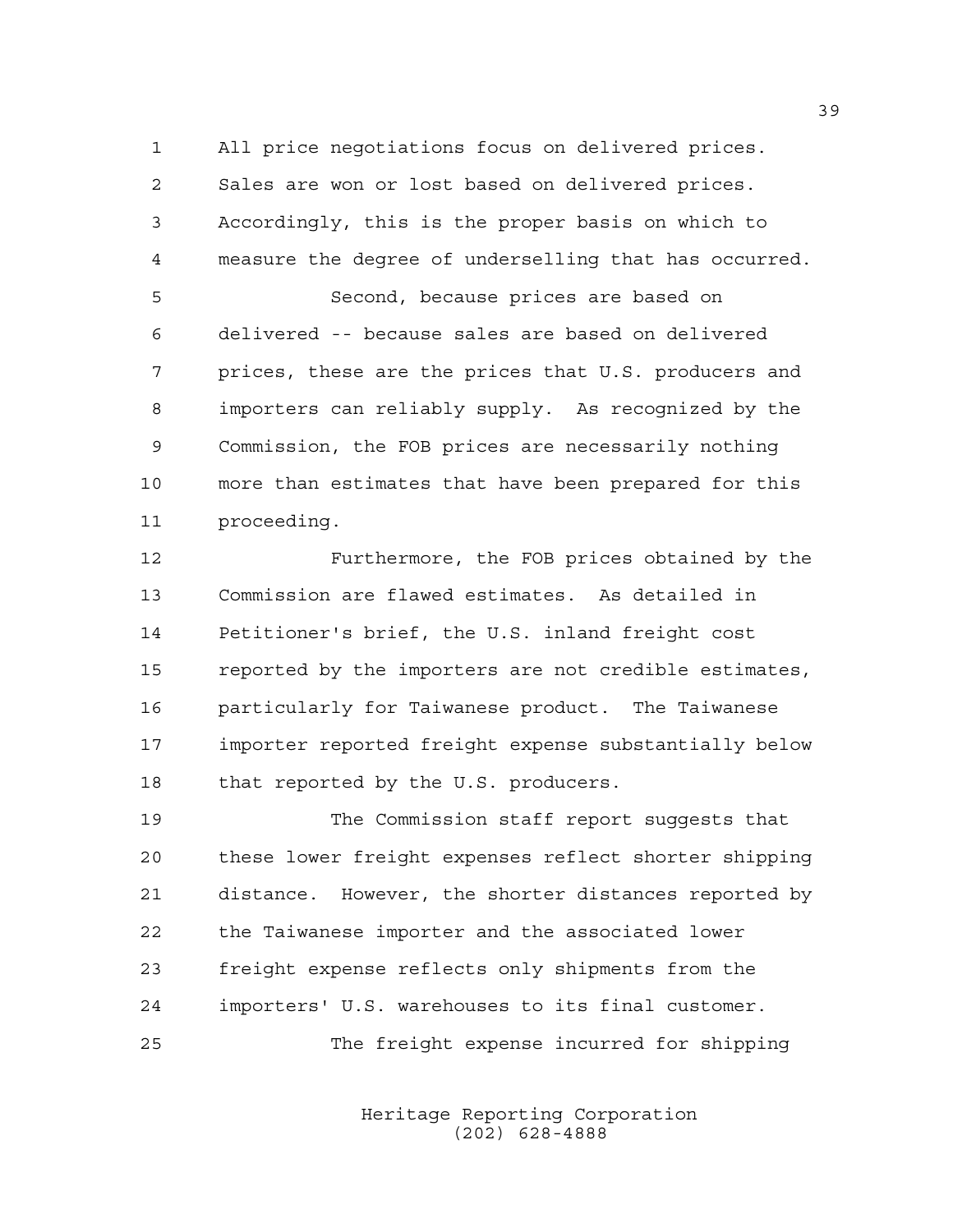All price negotiations focus on delivered prices. Sales are won or lost based on delivered prices. Accordingly, this is the proper basis on which to measure the degree of underselling that has occurred.

Second, because prices are based on delivered -- because sales are based on delivered prices, these are the prices that U.S. producers and importers can reliably supply. As recognized by the Commission, the FOB prices are necessarily nothing more than estimates that have been prepared for this proceeding.

Furthermore, the FOB prices obtained by the Commission are flawed estimates. As detailed in Petitioner's brief, the U.S. inland freight cost reported by the importers are not credible estimates, particularly for Taiwanese product. The Taiwanese importer reported freight expense substantially below that reported by the U.S. producers.

The Commission staff report suggests that these lower freight expenses reflect shorter shipping distance. However, the shorter distances reported by the Taiwanese importer and the associated lower freight expense reflects only shipments from the importers' U.S. warehouses to its final customer.

The freight expense incurred for shipping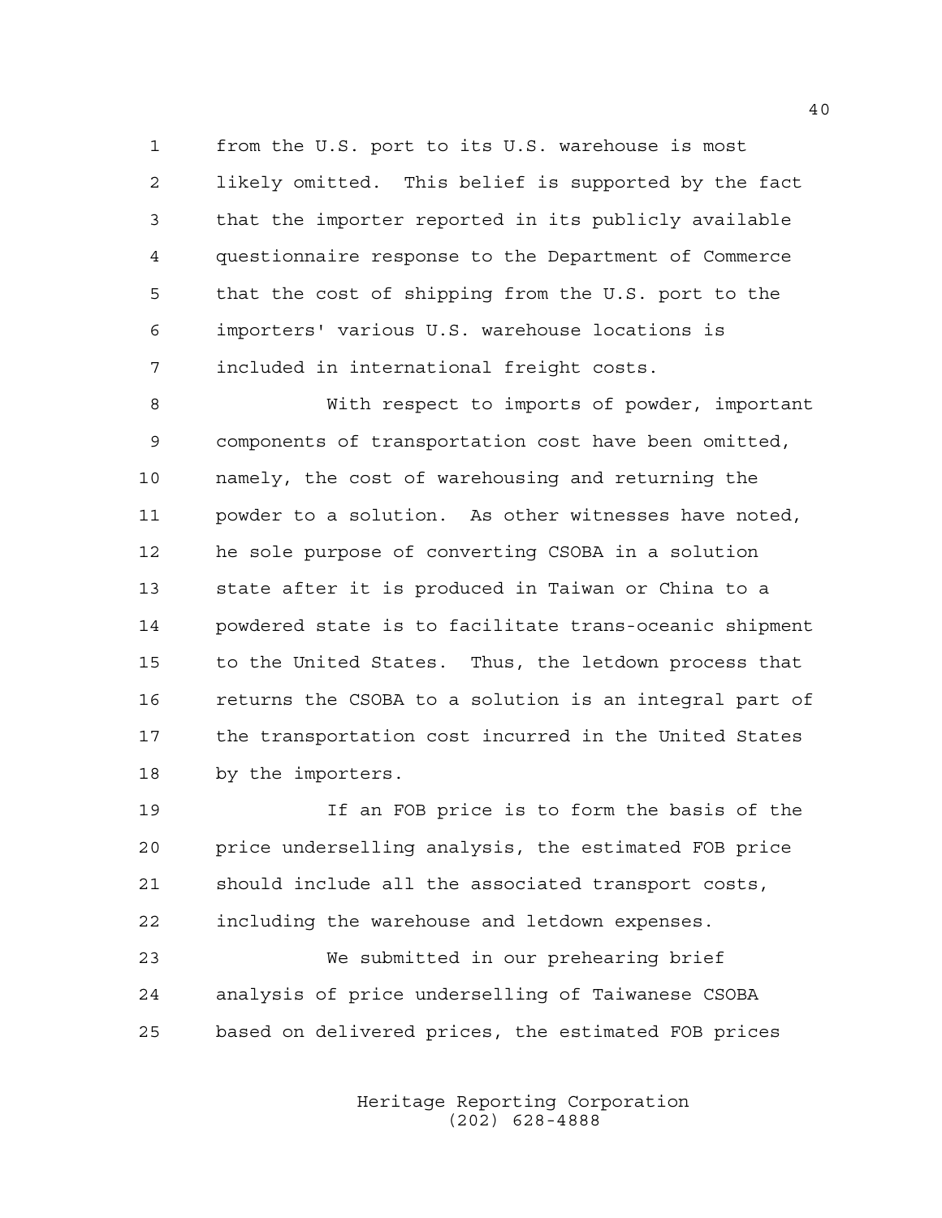from the U.S. port to its U.S. warehouse is most likely omitted. This belief is supported by the fact that the importer reported in its publicly available questionnaire response to the Department of Commerce that the cost of shipping from the U.S. port to the importers' various U.S. warehouse locations is included in international freight costs.

With respect to imports of powder, important components of transportation cost have been omitted, namely, the cost of warehousing and returning the powder to a solution. As other witnesses have noted, he sole purpose of converting CSOBA in a solution state after it is produced in Taiwan or China to a powdered state is to facilitate trans-oceanic shipment to the United States. Thus, the letdown process that returns the CSOBA to a solution is an integral part of the transportation cost incurred in the United States by the importers.

If an FOB price is to form the basis of the price underselling analysis, the estimated FOB price should include all the associated transport costs, including the warehouse and letdown expenses.

We submitted in our prehearing brief analysis of price underselling of Taiwanese CSOBA based on delivered prices, the estimated FOB prices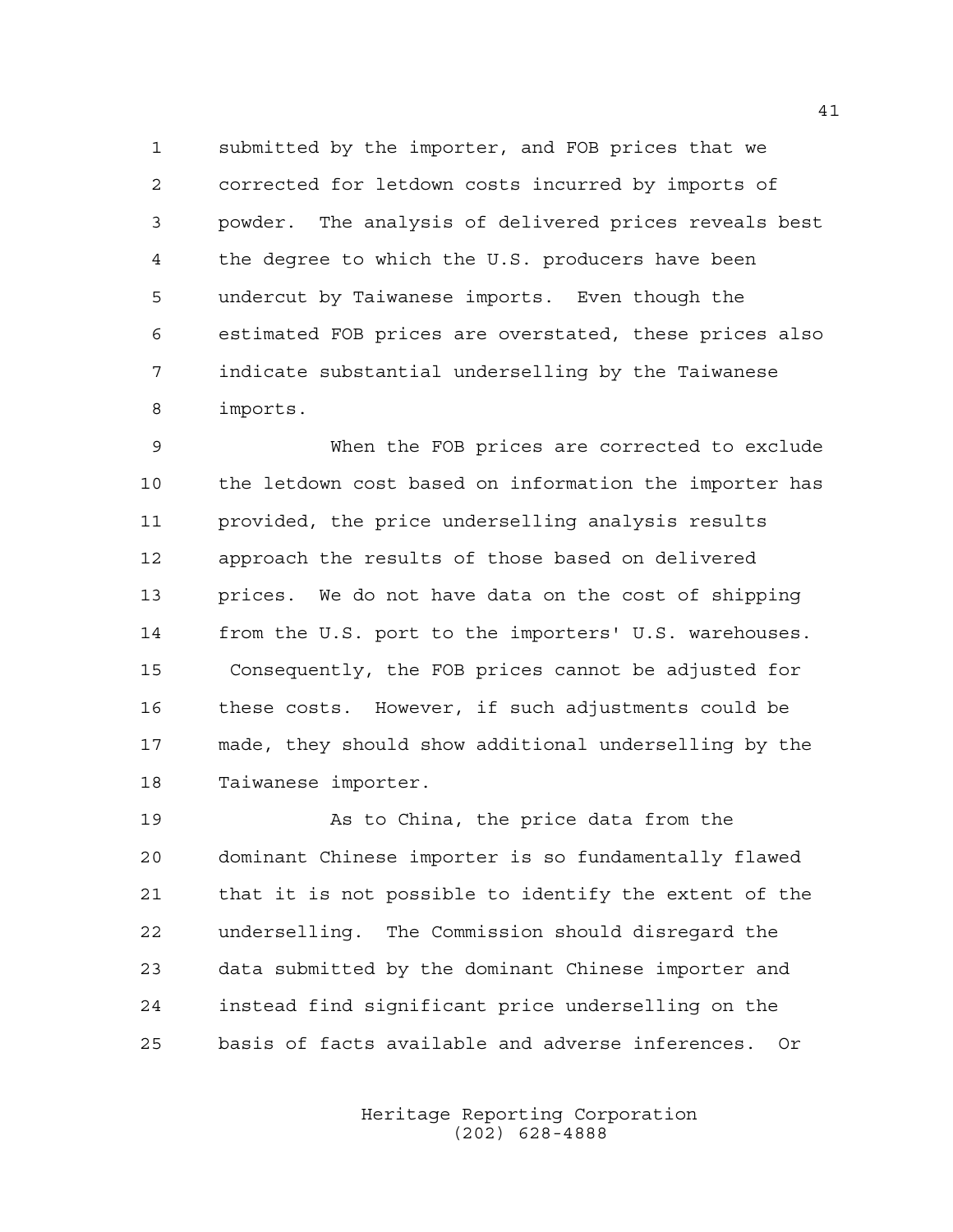submitted by the importer, and FOB prices that we corrected for letdown costs incurred by imports of powder. The analysis of delivered prices reveals best the degree to which the U.S. producers have been undercut by Taiwanese imports. Even though the estimated FOB prices are overstated, these prices also indicate substantial underselling by the Taiwanese imports.

When the FOB prices are corrected to exclude the letdown cost based on information the importer has provided, the price underselling analysis results approach the results of those based on delivered prices. We do not have data on the cost of shipping from the U.S. port to the importers' U.S. warehouses. Consequently, the FOB prices cannot be adjusted for these costs. However, if such adjustments could be made, they should show additional underselling by the Taiwanese importer.

As to China, the price data from the dominant Chinese importer is so fundamentally flawed that it is not possible to identify the extent of the underselling. The Commission should disregard the data submitted by the dominant Chinese importer and instead find significant price underselling on the basis of facts available and adverse inferences. Or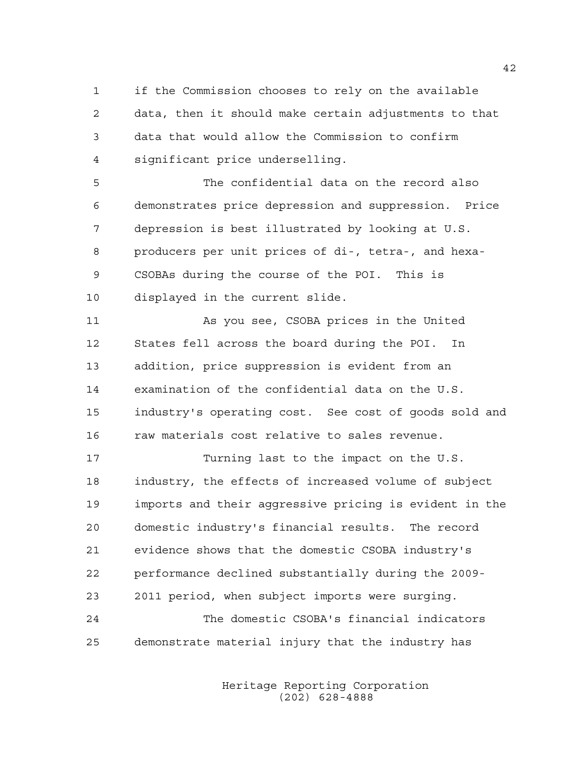if the Commission chooses to rely on the available data, then it should make certain adjustments to that data that would allow the Commission to confirm significant price underselling.

The confidential data on the record also demonstrates price depression and suppression. Price depression is best illustrated by looking at U.S. producers per unit prices of di-, tetra-, and hexa-CSOBAs during the course of the POI. This is displayed in the current slide.

As you see, CSOBA prices in the United States fell across the board during the POI. In addition, price suppression is evident from an examination of the confidential data on the U.S. industry's operating cost. See cost of goods sold and raw materials cost relative to sales revenue.

Turning last to the impact on the U.S. industry, the effects of increased volume of subject imports and their aggressive pricing is evident in the domestic industry's financial results. The record evidence shows that the domestic CSOBA industry's performance declined substantially during the 2009-2011 period, when subject imports were surging.

The domestic CSOBA's financial indicators demonstrate material injury that the industry has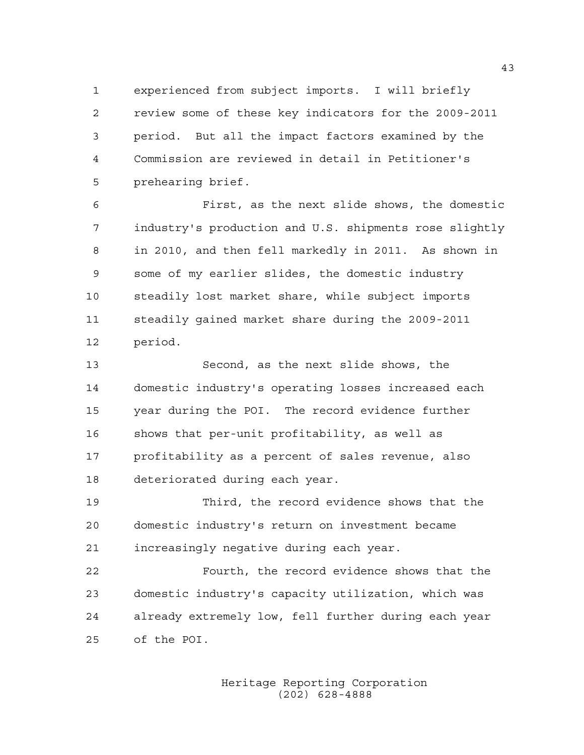experienced from subject imports. I will briefly review some of these key indicators for the 2009-2011 period. But all the impact factors examined by the Commission are reviewed in detail in Petitioner's prehearing brief.

First, as the next slide shows, the domestic industry's production and U.S. shipments rose slightly in 2010, and then fell markedly in 2011. As shown in some of my earlier slides, the domestic industry steadily lost market share, while subject imports steadily gained market share during the 2009-2011 period.

Second, as the next slide shows, the domestic industry's operating losses increased each year during the POI. The record evidence further shows that per-unit profitability, as well as profitability as a percent of sales revenue, also deteriorated during each year.

Third, the record evidence shows that the domestic industry's return on investment became increasingly negative during each year.

Fourth, the record evidence shows that the domestic industry's capacity utilization, which was already extremely low, fell further during each year of the POI.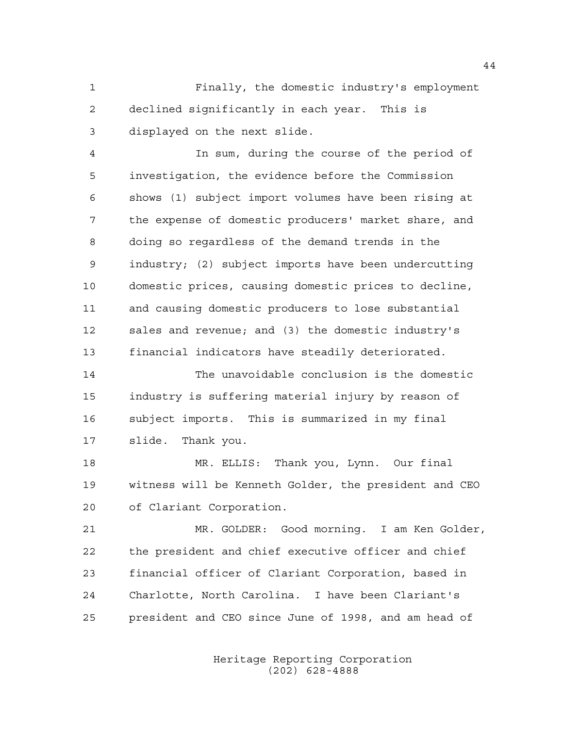Finally, the domestic industry's employment declined significantly in each year. This is displayed on the next slide.

In sum, during the course of the period of investigation, the evidence before the Commission shows (1) subject import volumes have been rising at the expense of domestic producers' market share, and doing so regardless of the demand trends in the industry; (2) subject imports have been undercutting domestic prices, causing domestic prices to decline, and causing domestic producers to lose substantial sales and revenue; and (3) the domestic industry's financial indicators have steadily deteriorated.

The unavoidable conclusion is the domestic industry is suffering material injury by reason of subject imports. This is summarized in my final slide. Thank you.

MR. ELLIS: Thank you, Lynn. Our final witness will be Kenneth Golder, the president and CEO of Clariant Corporation.

MR. GOLDER: Good morning. I am Ken Golder, the president and chief executive officer and chief financial officer of Clariant Corporation, based in Charlotte, North Carolina. I have been Clariant's president and CEO since June of 1998, and am head of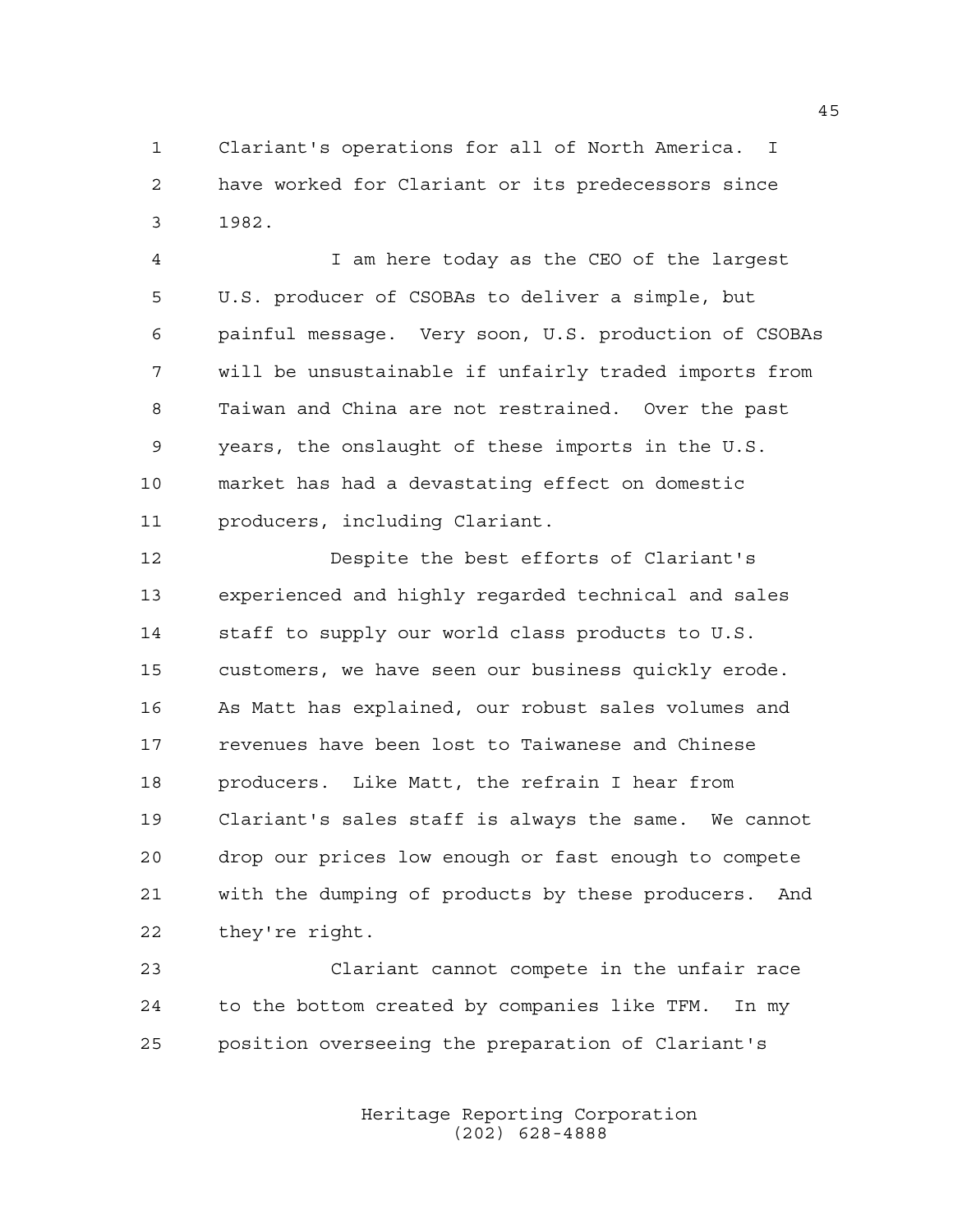Clariant's operations for all of North America. I have worked for Clariant or its predecessors since 1982.

I am here today as the CEO of the largest U.S. producer of CSOBAs to deliver a simple, but painful message. Very soon, U.S. production of CSOBAs will be unsustainable if unfairly traded imports from Taiwan and China are not restrained. Over the past years, the onslaught of these imports in the U.S. market has had a devastating effect on domestic producers, including Clariant.

Despite the best efforts of Clariant's experienced and highly regarded technical and sales staff to supply our world class products to U.S. customers, we have seen our business quickly erode. As Matt has explained, our robust sales volumes and revenues have been lost to Taiwanese and Chinese producers. Like Matt, the refrain I hear from Clariant's sales staff is always the same. We cannot drop our prices low enough or fast enough to compete with the dumping of products by these producers. And they're right.

Clariant cannot compete in the unfair race to the bottom created by companies like TFM. In my position overseeing the preparation of Clariant's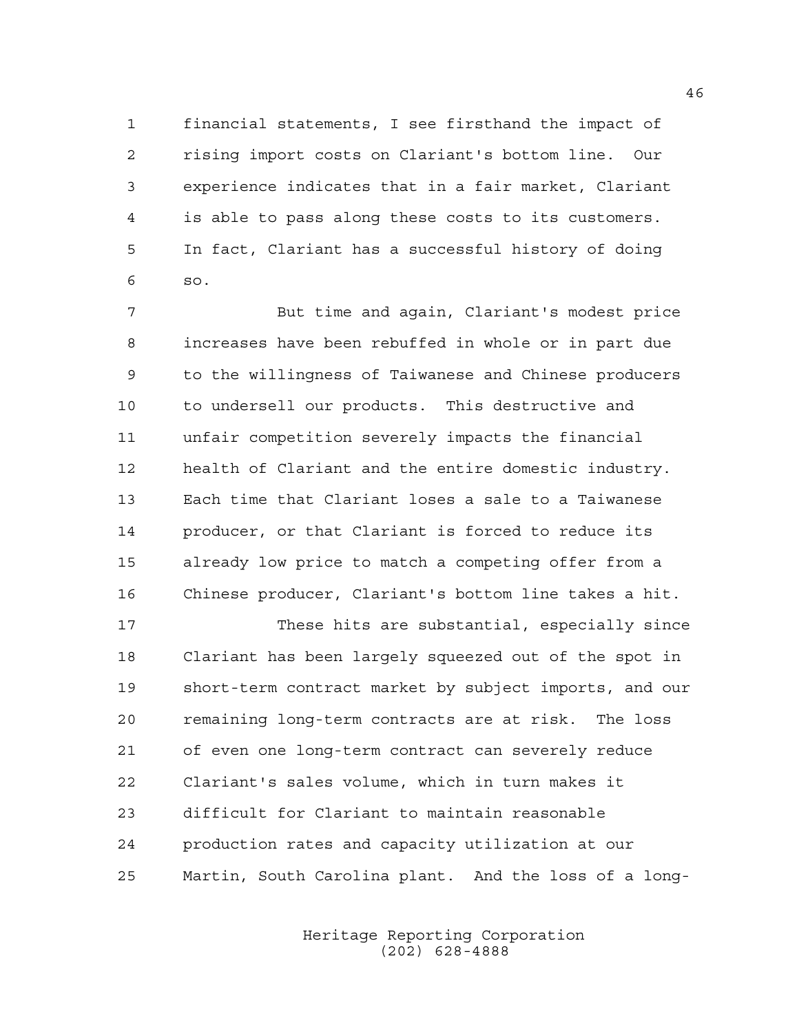financial statements, I see firsthand the impact of rising import costs on Clariant's bottom line. Our experience indicates that in a fair market, Clariant is able to pass along these costs to its customers. In fact, Clariant has a successful history of doing so.

But time and again, Clariant's modest price increases have been rebuffed in whole or in part due to the willingness of Taiwanese and Chinese producers to undersell our products. This destructive and unfair competition severely impacts the financial health of Clariant and the entire domestic industry. Each time that Clariant loses a sale to a Taiwanese producer, or that Clariant is forced to reduce its already low price to match a competing offer from a Chinese producer, Clariant's bottom line takes a hit.

These hits are substantial, especially since Clariant has been largely squeezed out of the spot in short-term contract market by subject imports, and our remaining long-term contracts are at risk. The loss of even one long-term contract can severely reduce Clariant's sales volume, which in turn makes it difficult for Clariant to maintain reasonable production rates and capacity utilization at our Martin, South Carolina plant. And the loss of a long-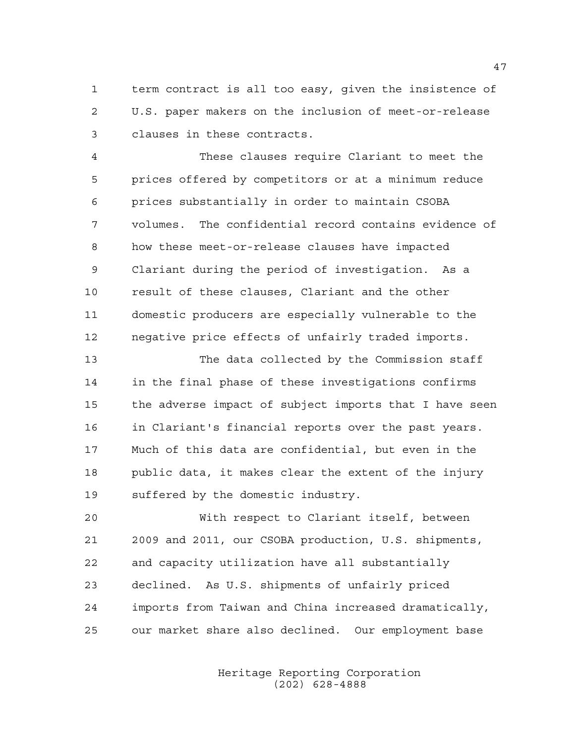term contract is all too easy, given the insistence of U.S. paper makers on the inclusion of meet-or-release clauses in these contracts.

These clauses require Clariant to meet the prices offered by competitors or at a minimum reduce prices substantially in order to maintain CSOBA volumes. The confidential record contains evidence of how these meet-or-release clauses have impacted Clariant during the period of investigation. As a result of these clauses, Clariant and the other domestic producers are especially vulnerable to the negative price effects of unfairly traded imports.

The data collected by the Commission staff in the final phase of these investigations confirms the adverse impact of subject imports that I have seen in Clariant's financial reports over the past years. Much of this data are confidential, but even in the public data, it makes clear the extent of the injury suffered by the domestic industry.

With respect to Clariant itself, between 2009 and 2011, our CSOBA production, U.S. shipments, and capacity utilization have all substantially declined. As U.S. shipments of unfairly priced imports from Taiwan and China increased dramatically, our market share also declined. Our employment base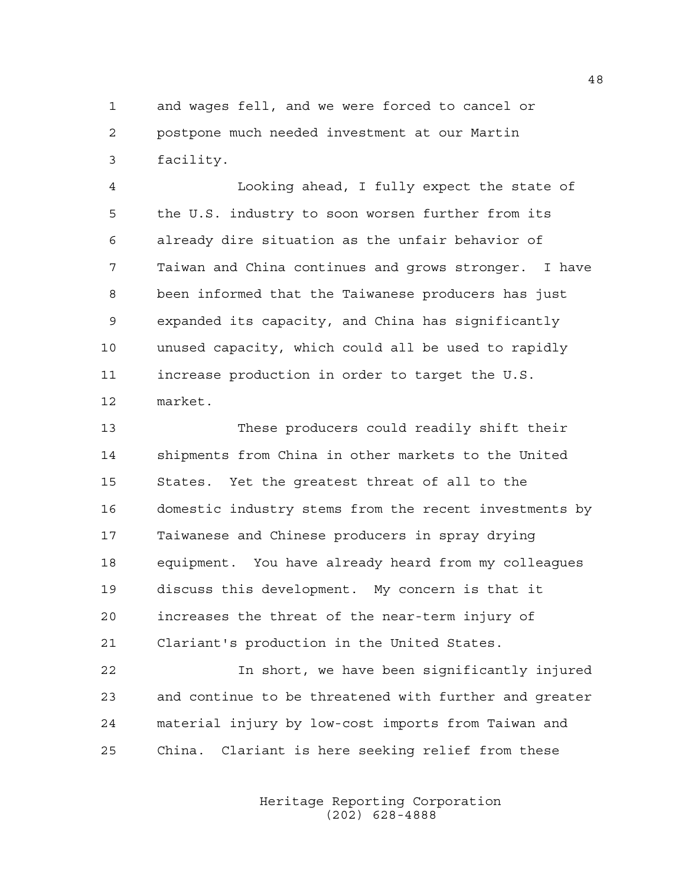and wages fell, and we were forced to cancel or postpone much needed investment at our Martin facility.

Looking ahead, I fully expect the state of the U.S. industry to soon worsen further from its already dire situation as the unfair behavior of Taiwan and China continues and grows stronger. I have been informed that the Taiwanese producers has just expanded its capacity, and China has significantly unused capacity, which could all be used to rapidly increase production in order to target the U.S. market.

These producers could readily shift their shipments from China in other markets to the United States. Yet the greatest threat of all to the domestic industry stems from the recent investments by Taiwanese and Chinese producers in spray drying equipment. You have already heard from my colleagues discuss this development. My concern is that it increases the threat of the near-term injury of Clariant's production in the United States.

In short, we have been significantly injured and continue to be threatened with further and greater material injury by low-cost imports from Taiwan and China. Clariant is here seeking relief from these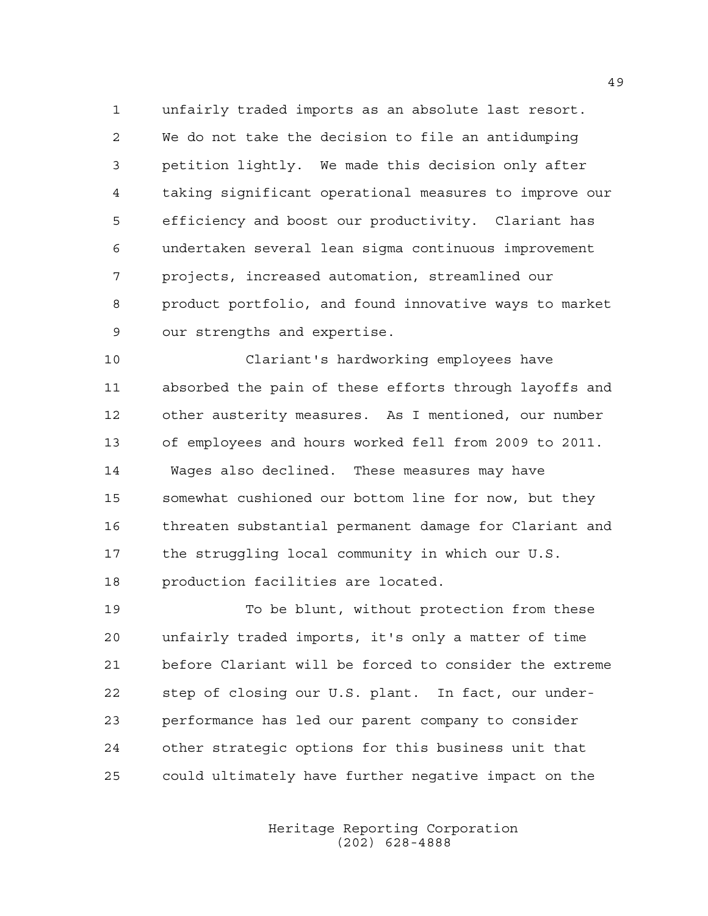unfairly traded imports as an absolute last resort. We do not take the decision to file an antidumping petition lightly. We made this decision only after taking significant operational measures to improve our efficiency and boost our productivity. Clariant has undertaken several lean sigma continuous improvement projects, increased automation, streamlined our product portfolio, and found innovative ways to market our strengths and expertise.

Clariant's hardworking employees have absorbed the pain of these efforts through layoffs and other austerity measures. As I mentioned, our number of employees and hours worked fell from 2009 to 2011. Wages also declined. These measures may have somewhat cushioned our bottom line for now, but they threaten substantial permanent damage for Clariant and the struggling local community in which our U.S. production facilities are located.

To be blunt, without protection from these unfairly traded imports, it's only a matter of time before Clariant will be forced to consider the extreme step of closing our U.S. plant. In fact, our under-performance has led our parent company to consider other strategic options for this business unit that could ultimately have further negative impact on the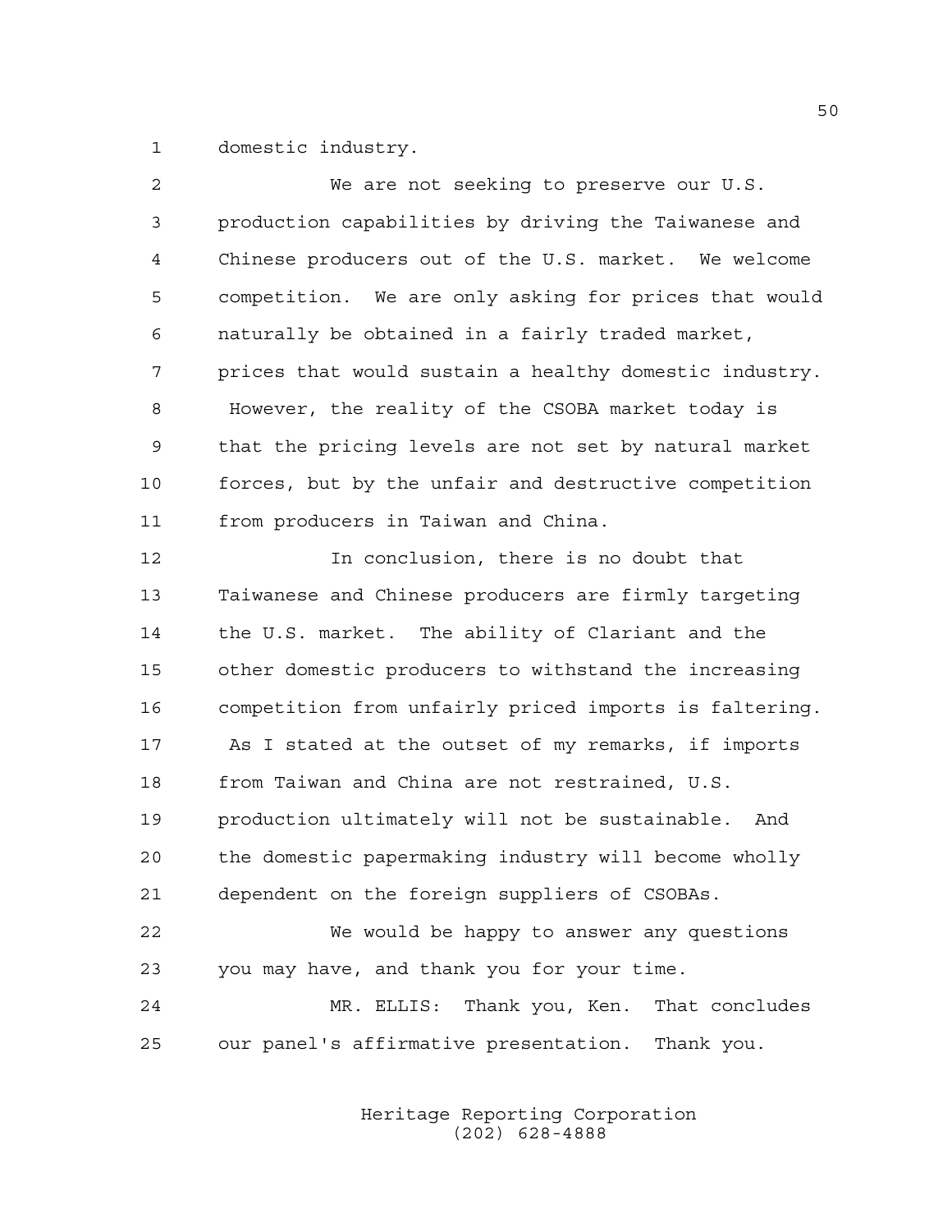domestic industry.

We are not seeking to preserve our U.S. production capabilities by driving the Taiwanese and Chinese producers out of the U.S. market. We welcome competition. We are only asking for prices that would naturally be obtained in a fairly traded market, prices that would sustain a healthy domestic industry. However, the reality of the CSOBA market today is that the pricing levels are not set by natural market forces, but by the unfair and destructive competition from producers in Taiwan and China.

In conclusion, there is no doubt that Taiwanese and Chinese producers are firmly targeting the U.S. market. The ability of Clariant and the other domestic producers to withstand the increasing competition from unfairly priced imports is faltering. As I stated at the outset of my remarks, if imports from Taiwan and China are not restrained, U.S. production ultimately will not be sustainable. And the domestic papermaking industry will become wholly dependent on the foreign suppliers of CSOBAs.

We would be happy to answer any questions you may have, and thank you for your time.

MR. ELLIS: Thank you, Ken. That concludes our panel's affirmative presentation. Thank you.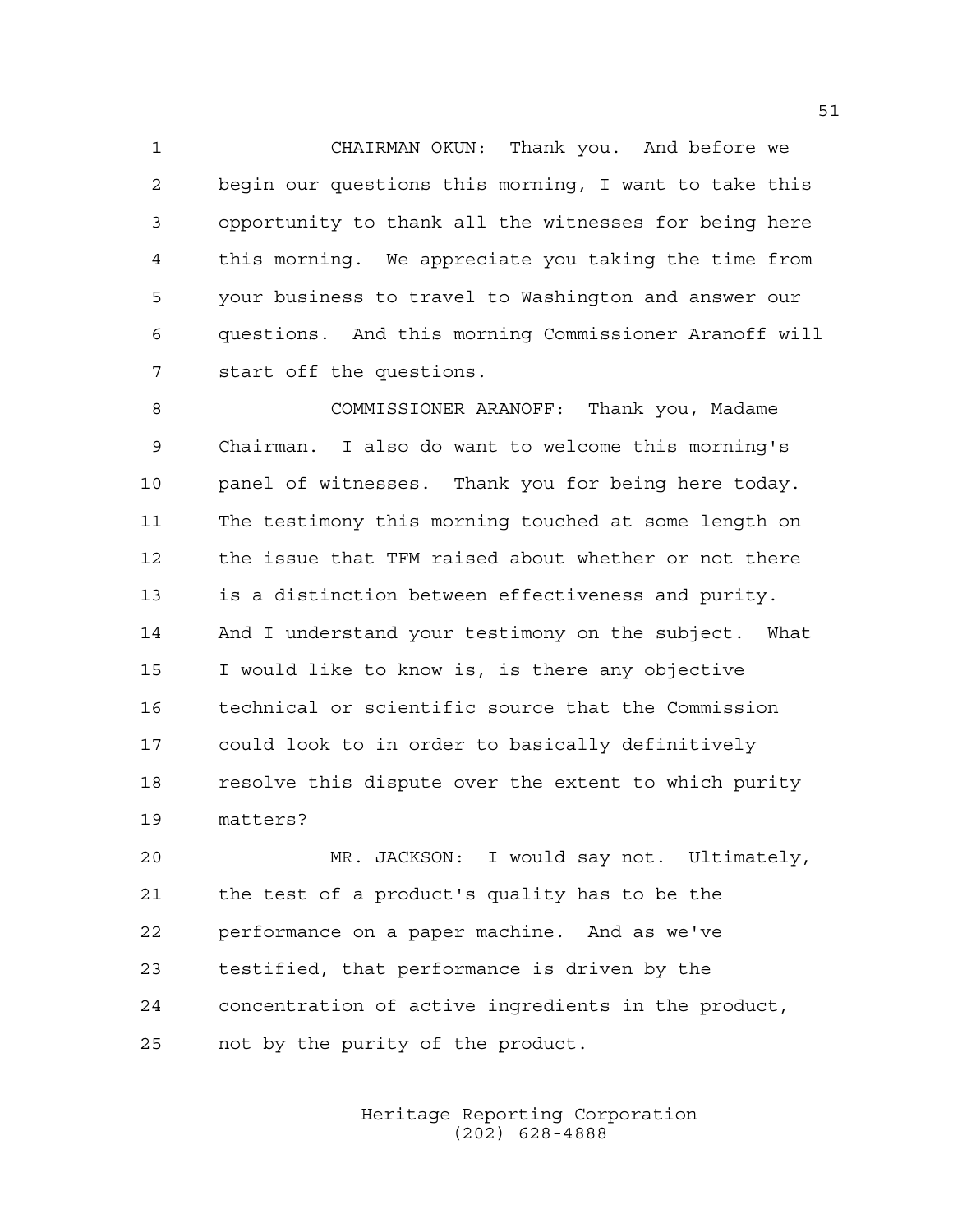CHAIRMAN OKUN: Thank you. And before we begin our questions this morning, I want to take this opportunity to thank all the witnesses for being here this morning. We appreciate you taking the time from your business to travel to Washington and answer our questions. And this morning Commissioner Aranoff will start off the questions.

COMMISSIONER ARANOFF: Thank you, Madame Chairman. I also do want to welcome this morning's panel of witnesses. Thank you for being here today. The testimony this morning touched at some length on the issue that TFM raised about whether or not there is a distinction between effectiveness and purity. And I understand your testimony on the subject. What I would like to know is, is there any objective technical or scientific source that the Commission could look to in order to basically definitively resolve this dispute over the extent to which purity matters?

MR. JACKSON: I would say not. Ultimately, the test of a product's quality has to be the performance on a paper machine. And as we've testified, that performance is driven by the concentration of active ingredients in the product, not by the purity of the product.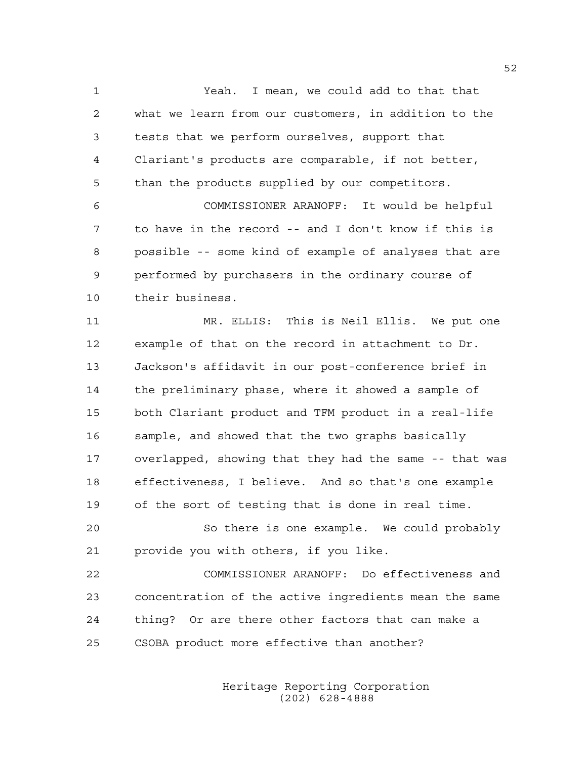Yeah. I mean, we could add to that that what we learn from our customers, in addition to the tests that we perform ourselves, support that Clariant's products are comparable, if not better, than the products supplied by our competitors.

COMMISSIONER ARANOFF: It would be helpful to have in the record -- and I don't know if this is possible -- some kind of example of analyses that are performed by purchasers in the ordinary course of their business.

MR. ELLIS: This is Neil Ellis. We put one example of that on the record in attachment to Dr. Jackson's affidavit in our post-conference brief in the preliminary phase, where it showed a sample of both Clariant product and TFM product in a real-life sample, and showed that the two graphs basically overlapped, showing that they had the same -- that was effectiveness, I believe. And so that's one example of the sort of testing that is done in real time.

So there is one example. We could probably provide you with others, if you like.

COMMISSIONER ARANOFF: Do effectiveness and concentration of the active ingredients mean the same thing? Or are there other factors that can make a CSOBA product more effective than another?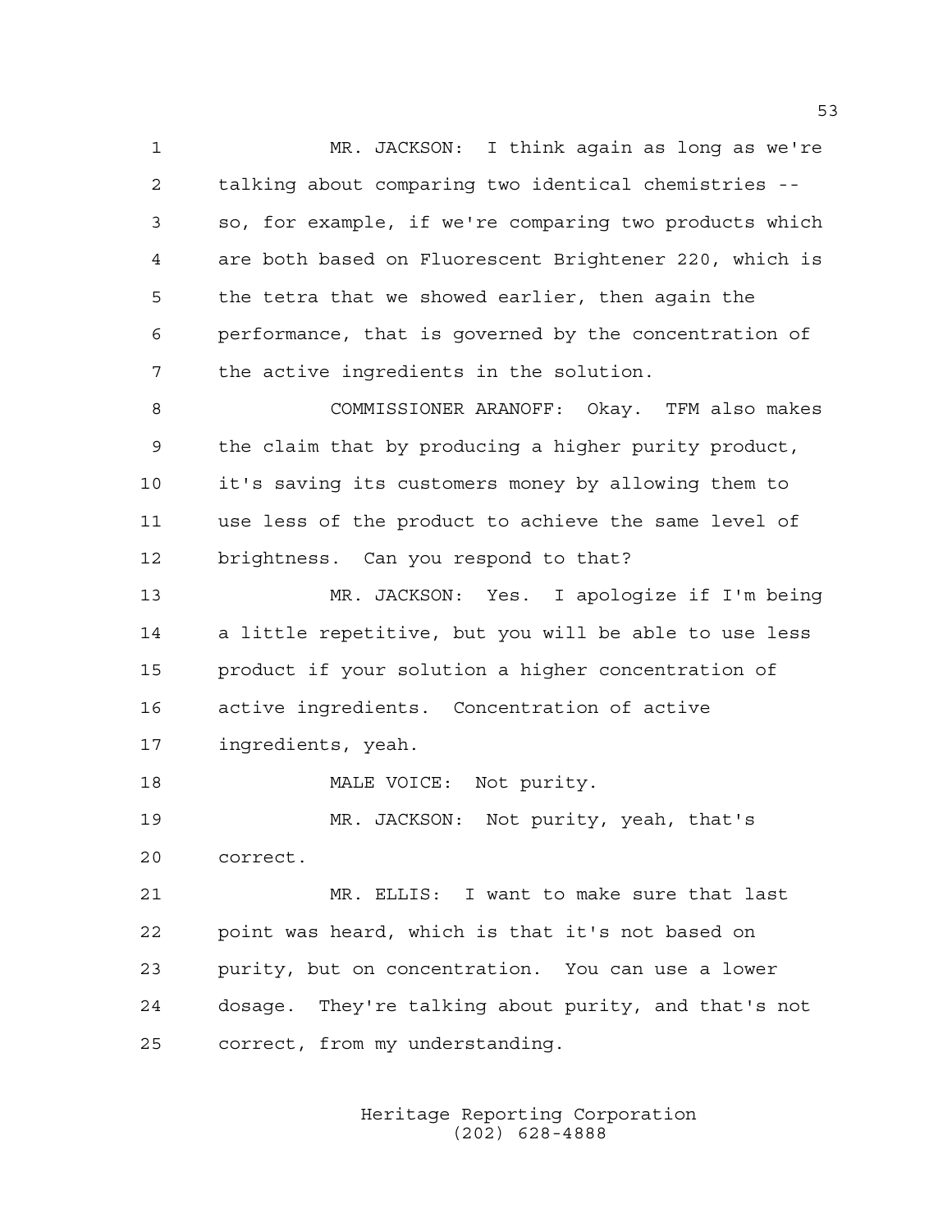MR. JACKSON: I think again as long as we're talking about comparing two identical chemistries -- so, for example, if we're comparing two products which are both based on Fluorescent Brightener 220, which is the tetra that we showed earlier, then again the performance, that is governed by the concentration of the active ingredients in the solution.

COMMISSIONER ARANOFF: Okay. TFM also makes the claim that by producing a higher purity product, it's saving its customers money by allowing them to use less of the product to achieve the same level of brightness. Can you respond to that?

MR. JACKSON: Yes. I apologize if I'm being a little repetitive, but you will be able to use less product if your solution a higher concentration of active ingredients. Concentration of active ingredients, yeah.

MALE VOICE: Not purity.

MR. JACKSON: Not purity, yeah, that's correct.

MR. ELLIS: I want to make sure that last point was heard, which is that it's not based on purity, but on concentration. You can use a lower dosage. They're talking about purity, and that's not correct, from my understanding.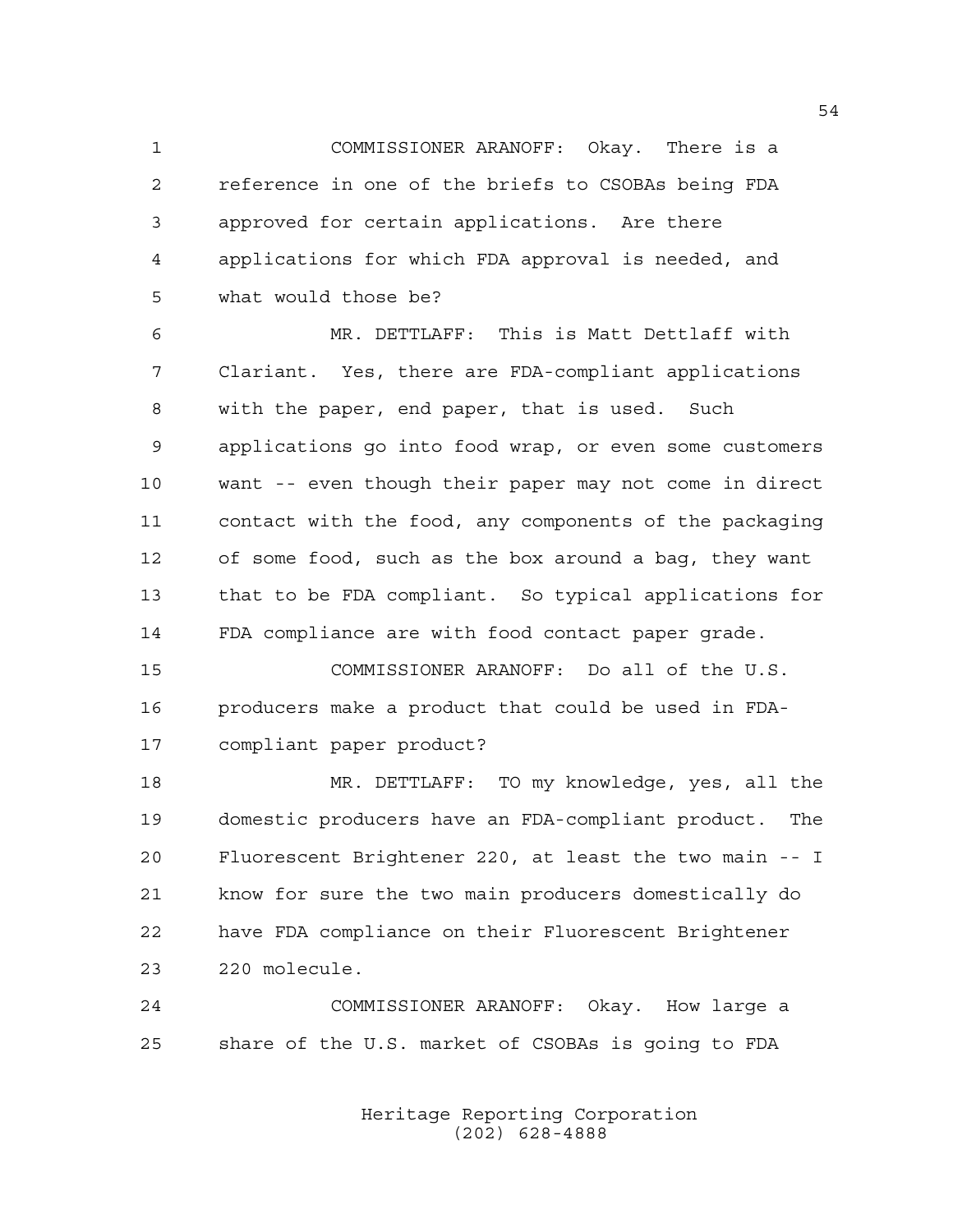COMMISSIONER ARANOFF: Okay. There is a reference in one of the briefs to CSOBAs being FDA approved for certain applications. Are there applications for which FDA approval is needed, and what would those be?

MR. DETTLAFF: This is Matt Dettlaff with Clariant. Yes, there are FDA-compliant applications with the paper, end paper, that is used. Such applications go into food wrap, or even some customers want -- even though their paper may not come in direct contact with the food, any components of the packaging of some food, such as the box around a bag, they want that to be FDA compliant. So typical applications for FDA compliance are with food contact paper grade.

COMMISSIONER ARANOFF: Do all of the U.S. producers make a product that could be used in FDA-compliant paper product?

MR. DETTLAFF: TO my knowledge, yes, all the domestic producers have an FDA-compliant product. The Fluorescent Brightener 220, at least the two main -- I know for sure the two main producers domestically do have FDA compliance on their Fluorescent Brightener 220 molecule.

COMMISSIONER ARANOFF: Okay. How large a share of the U.S. market of CSOBAs is going to FDA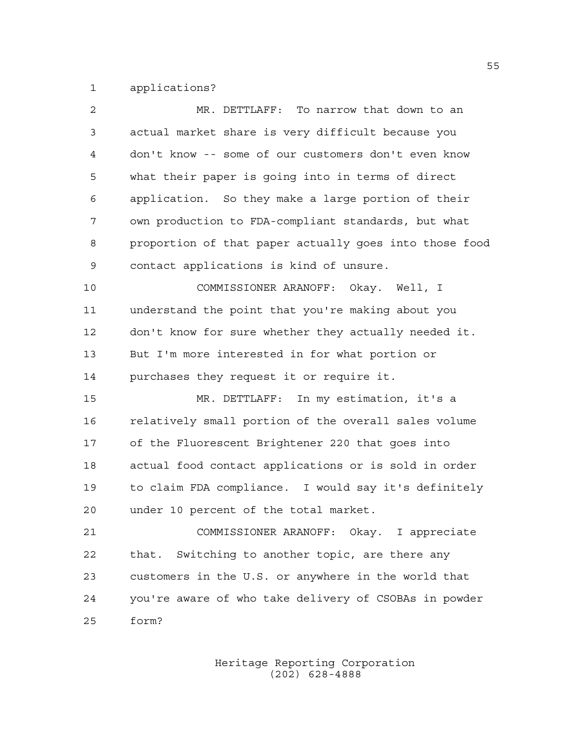applications?

MR. DETTLAFF: To narrow that down to an actual market share is very difficult because you don't know -- some of our customers don't even know what their paper is going into in terms of direct application. So they make a large portion of their own production to FDA-compliant standards, but what proportion of that paper actually goes into those food contact applications is kind of unsure.

COMMISSIONER ARANOFF: Okay. Well, I understand the point that you're making about you don't know for sure whether they actually needed it. But I'm more interested in for what portion or purchases they request it or require it.

MR. DETTLAFF: In my estimation, it's a relatively small portion of the overall sales volume of the Fluorescent Brightener 220 that goes into actual food contact applications or is sold in order to claim FDA compliance. I would say it's definitely under 10 percent of the total market.

COMMISSIONER ARANOFF: Okay. I appreciate that. Switching to another topic, are there any customers in the U.S. or anywhere in the world that you're aware of who take delivery of CSOBAs in powder form?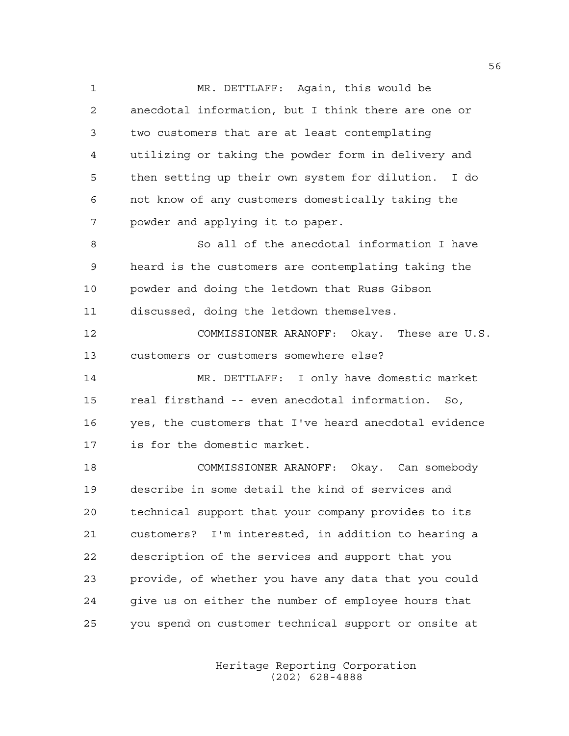MR. DETTLAFF: Again, this would be anecdotal information, but I think there are one or two customers that are at least contemplating utilizing or taking the powder form in delivery and then setting up their own system for dilution. I do not know of any customers domestically taking the powder and applying it to paper.

So all of the anecdotal information I have heard is the customers are contemplating taking the powder and doing the letdown that Russ Gibson discussed, doing the letdown themselves.

COMMISSIONER ARANOFF: Okay. These are U.S. customers or customers somewhere else?

MR. DETTLAFF: I only have domestic market real firsthand -- even anecdotal information. So, yes, the customers that I've heard anecdotal evidence is for the domestic market.

COMMISSIONER ARANOFF: Okay. Can somebody describe in some detail the kind of services and technical support that your company provides to its customers? I'm interested, in addition to hearing a description of the services and support that you provide, of whether you have any data that you could give us on either the number of employee hours that you spend on customer technical support or onsite at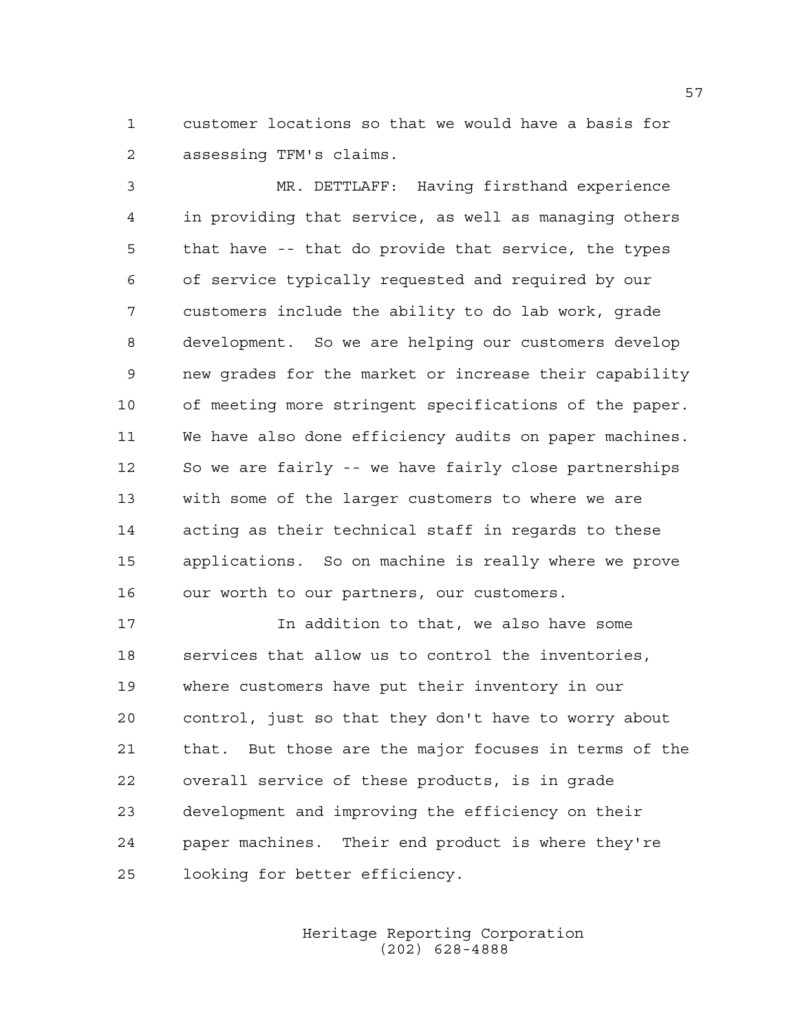customer locations so that we would have a basis for assessing TFM's claims.

MR. DETTLAFF: Having firsthand experience in providing that service, as well as managing others that have -- that do provide that service, the types of service typically requested and required by our customers include the ability to do lab work, grade development. So we are helping our customers develop new grades for the market or increase their capability of meeting more stringent specifications of the paper. We have also done efficiency audits on paper machines. So we are fairly -- we have fairly close partnerships with some of the larger customers to where we are acting as their technical staff in regards to these applications. So on machine is really where we prove our worth to our partners, our customers.

In addition to that, we also have some services that allow us to control the inventories, where customers have put their inventory in our control, just so that they don't have to worry about that. But those are the major focuses in terms of the overall service of these products, is in grade development and improving the efficiency on their paper machines. Their end product is where they're looking for better efficiency.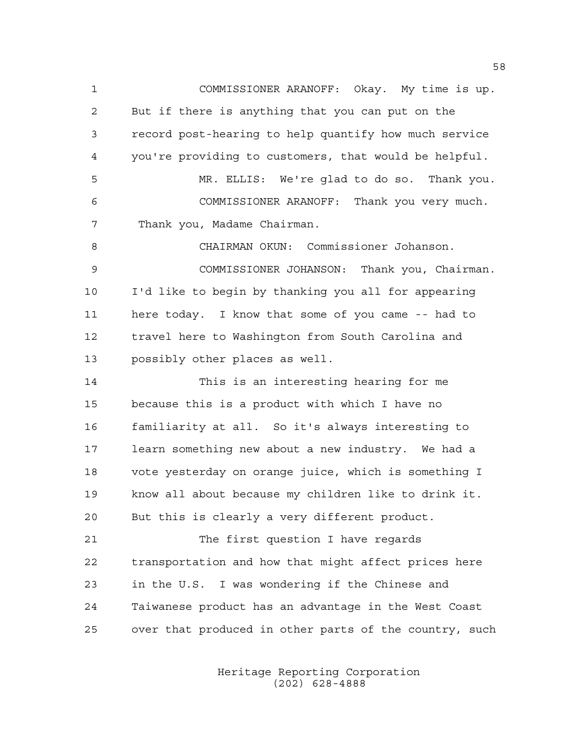COMMISSIONER ARANOFF: Okay. My time is up. But if there is anything that you can put on the record post-hearing to help quantify how much service you're providing to customers, that would be helpful.

MR. ELLIS: We're glad to do so. Thank you.

COMMISSIONER ARANOFF: Thank you very much. Thank you, Madame Chairman.

CHAIRMAN OKUN: Commissioner Johanson.

COMMISSIONER JOHANSON: Thank you, Chairman. I'd like to begin by thanking you all for appearing here today. I know that some of you came -- had to travel here to Washington from South Carolina and possibly other places as well.

This is an interesting hearing for me because this is a product with which I have no familiarity at all. So it's always interesting to learn something new about a new industry. We had a vote yesterday on orange juice, which is something I know all about because my children like to drink it. But this is clearly a very different product.

The first question I have regards transportation and how that might affect prices here in the U.S. I was wondering if the Chinese and Taiwanese product has an advantage in the West Coast over that produced in other parts of the country, such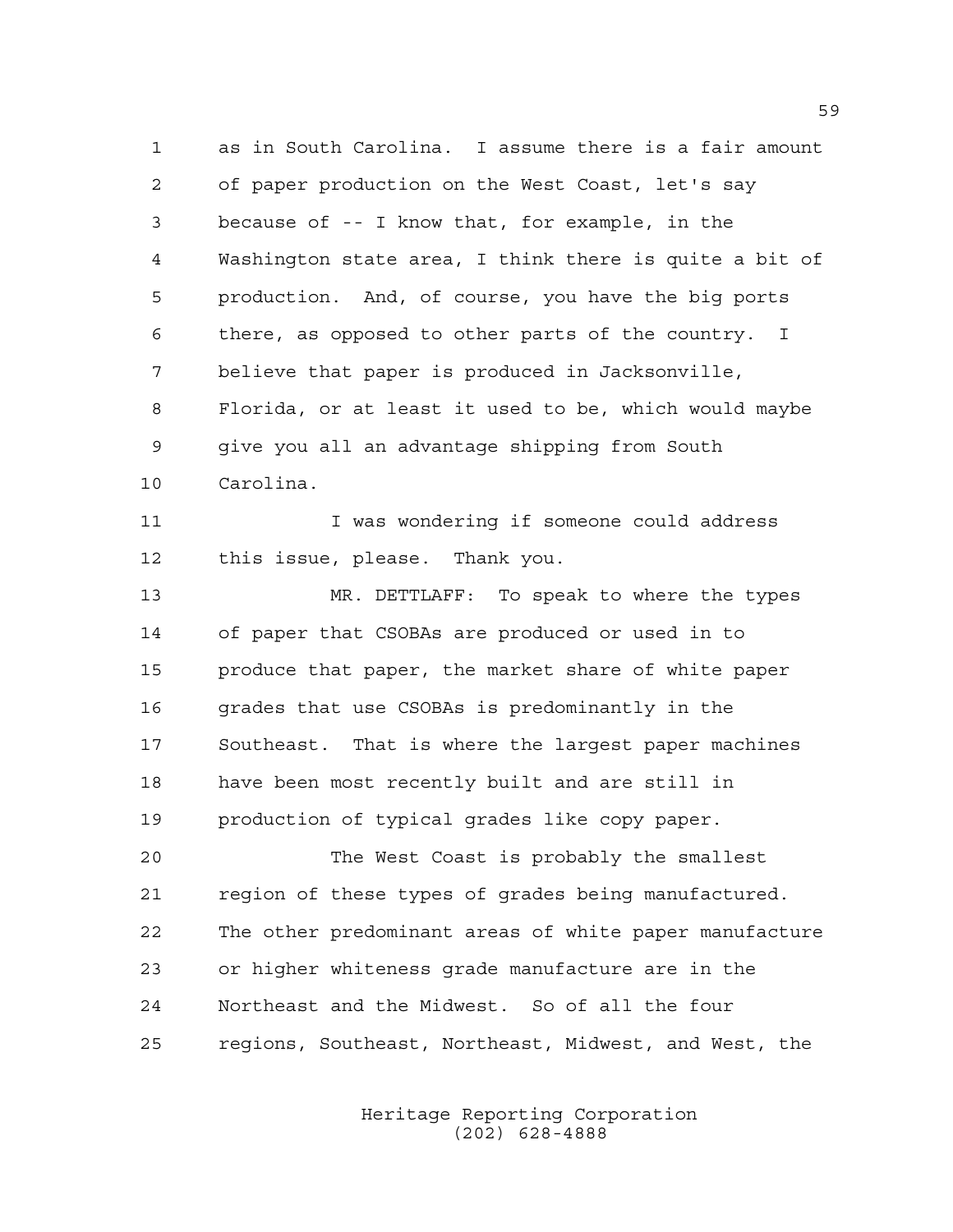as in South Carolina. I assume there is a fair amount of paper production on the West Coast, let's say because of -- I know that, for example, in the Washington state area, I think there is quite a bit of production. And, of course, you have the big ports there, as opposed to other parts of the country. I believe that paper is produced in Jacksonville, Florida, or at least it used to be, which would maybe give you all an advantage shipping from South Carolina.

I was wondering if someone could address this issue, please. Thank you.

MR. DETTLAFF: To speak to where the types of paper that CSOBAs are produced or used in to produce that paper, the market share of white paper grades that use CSOBAs is predominantly in the Southeast. That is where the largest paper machines have been most recently built and are still in production of typical grades like copy paper.

The West Coast is probably the smallest region of these types of grades being manufactured. The other predominant areas of white paper manufacture or higher whiteness grade manufacture are in the Northeast and the Midwest. So of all the four regions, Southeast, Northeast, Midwest, and West, the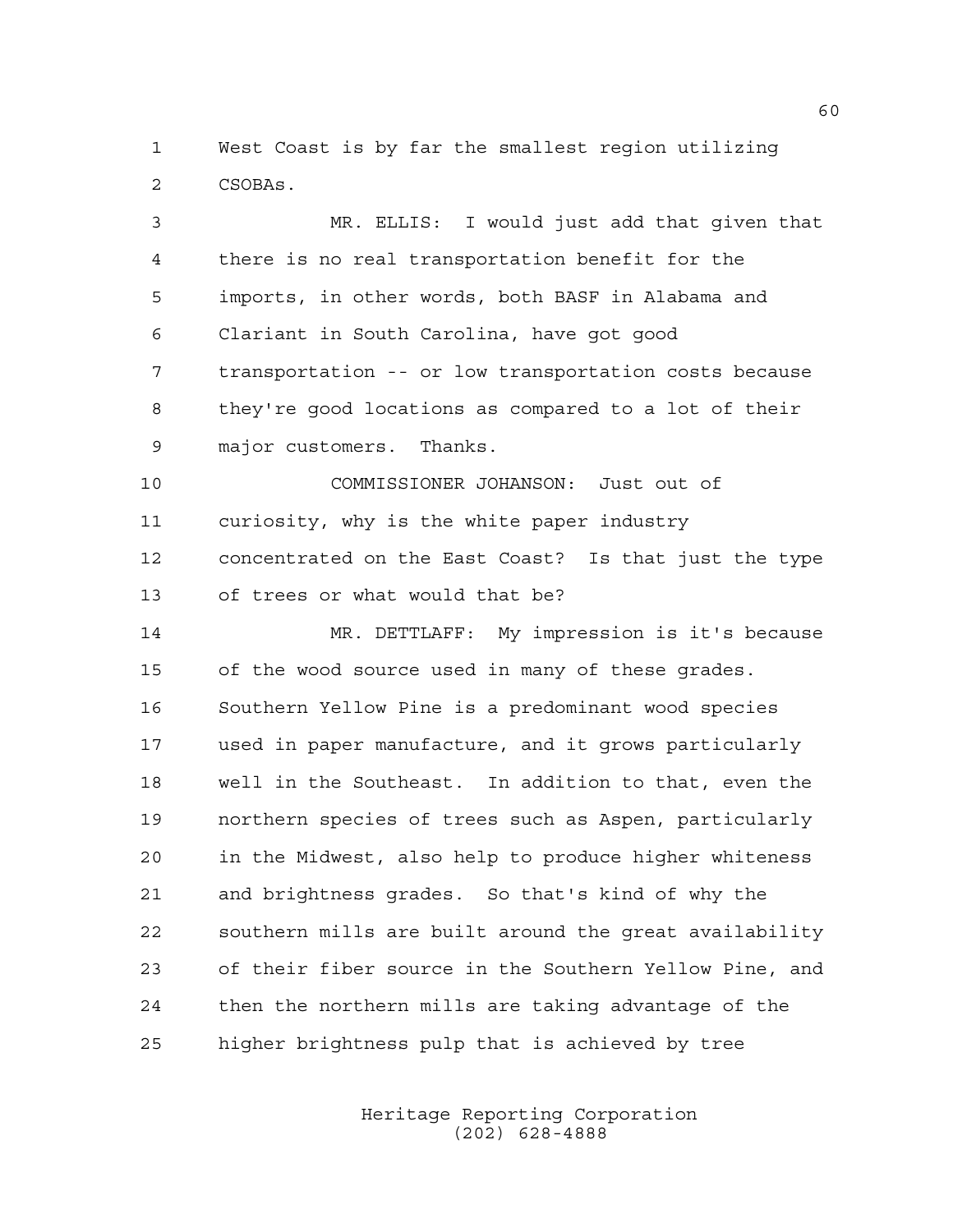West Coast is by far the smallest region utilizing CSOBAs.

MR. ELLIS: I would just add that given that there is no real transportation benefit for the imports, in other words, both BASF in Alabama and Clariant in South Carolina, have got good transportation -- or low transportation costs because they're good locations as compared to a lot of their major customers. Thanks.

COMMISSIONER JOHANSON: Just out of curiosity, why is the white paper industry concentrated on the East Coast? Is that just the type of trees or what would that be?

MR. DETTLAFF: My impression is it's because of the wood source used in many of these grades. Southern Yellow Pine is a predominant wood species used in paper manufacture, and it grows particularly well in the Southeast. In addition to that, even the northern species of trees such as Aspen, particularly in the Midwest, also help to produce higher whiteness and brightness grades. So that's kind of why the southern mills are built around the great availability of their fiber source in the Southern Yellow Pine, and then the northern mills are taking advantage of the higher brightness pulp that is achieved by tree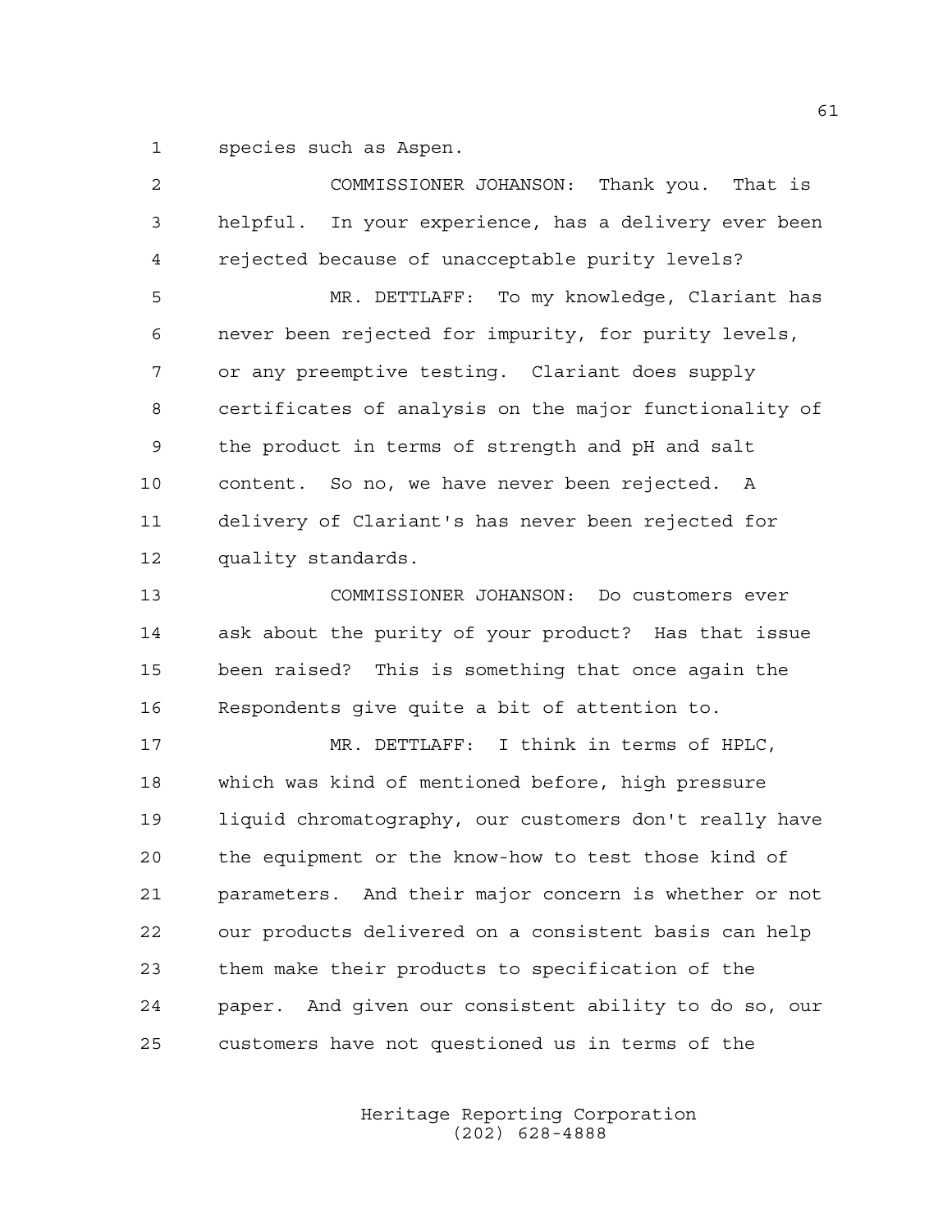species such as Aspen.

COMMISSIONER JOHANSON: Thank you. That is helpful. In your experience, has a delivery ever been rejected because of unacceptable purity levels?

MR. DETTLAFF: To my knowledge, Clariant has never been rejected for impurity, for purity levels, or any preemptive testing. Clariant does supply certificates of analysis on the major functionality of the product in terms of strength and pH and salt content. So no, we have never been rejected. A delivery of Clariant's has never been rejected for quality standards.

COMMISSIONER JOHANSON: Do customers ever ask about the purity of your product? Has that issue been raised? This is something that once again the Respondents give quite a bit of attention to.

MR. DETTLAFF: I think in terms of HPLC, which was kind of mentioned before, high pressure liquid chromatography, our customers don't really have the equipment or the know-how to test those kind of parameters. And their major concern is whether or not our products delivered on a consistent basis can help them make their products to specification of the paper. And given our consistent ability to do so, our customers have not questioned us in terms of the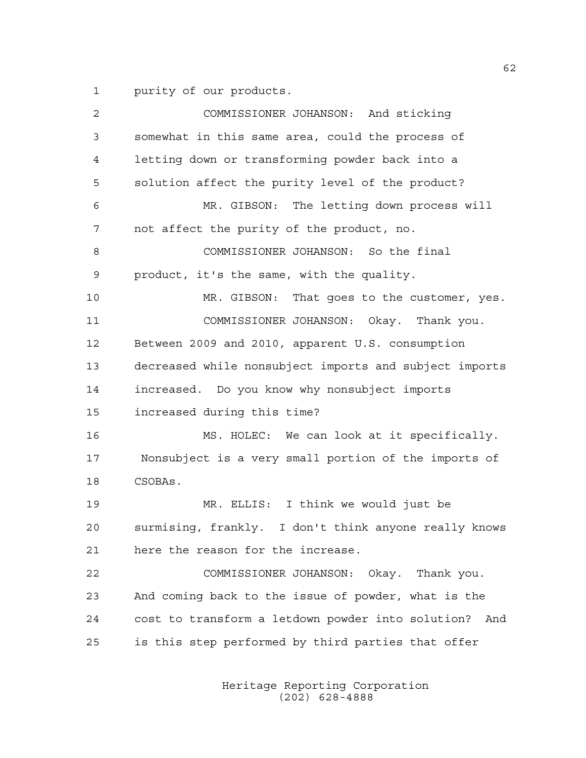purity of our products.

COMMISSIONER JOHANSON: And sticking somewhat in this same area, could the process of letting down or transforming powder back into a solution affect the purity level of the product?

MR. GIBSON: The letting down process will not affect the purity of the product, no.

COMMISSIONER JOHANSON: So the final product, it's the same, with the quality.

MR. GIBSON: That goes to the customer, yes.

COMMISSIONER JOHANSON: Okay. Thank you. Between 2009 and 2010, apparent U.S. consumption decreased while nonsubject imports and subject imports increased. Do you know why nonsubject imports increased during this time?

MS. HOLEC: We can look at it specifically. Nonsubject is a very small portion of the imports of CSOBAs.

MR. ELLIS: I think we would just be surmising, frankly. I don't think anyone really knows here the reason for the increase.

COMMISSIONER JOHANSON: Okay. Thank you. And coming back to the issue of powder, what is the cost to transform a letdown powder into solution? And is this step performed by third parties that offer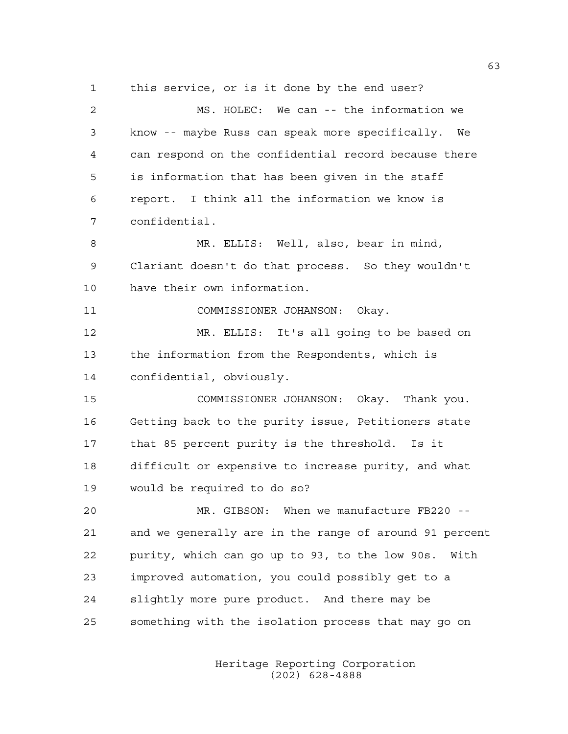1 this service, or is it done by the end user?

2 MS. HOLEC: We can -- the information we

3 know -- maybe Russ can speak more specifically. We

4 can respond on the confidential record because there

5 is information that has been given in the staff

6 report. I think all the information we know is

7 confidential.

8 MR. ELLIS: Well, also, bear in mind,

9 Clariant doesn't do that process. So they wouldn't

10 have their own information.

11 COMMISSIONER JOHANSON: Okay.

12 MR. ELLIS: It's all going to be based on

13 the information from the Respondents, which is

14 confidential, obviously.

15 COMMISSIONER JOHANSON: Okay. Thank you.

16 Getting back to the purity issue, Petitioners state

17 that 85 percent purity is the threshold. Is it

18 difficult or expensive to increase purity, and what

19 would be required to do so?

20 MR. GIBSON: When we manufacture FB220 --

21 and we generally are in the range of around 91 percent

22 purity, which can go up to 93, to the low 90s. With

23 improved automation, you could possibly get to a

24 slightly more pure product. And there may be

25 something with the isolation process that may go on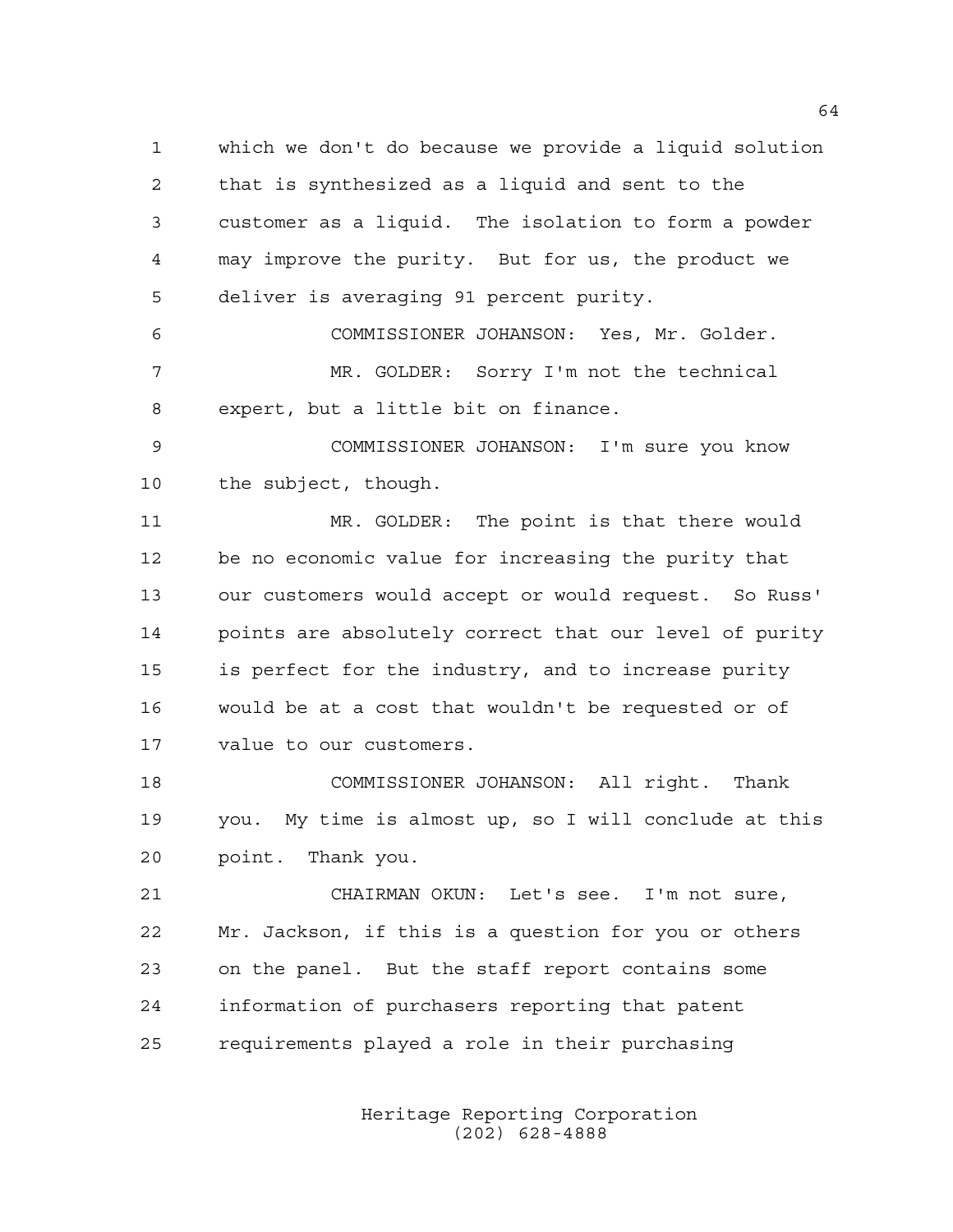which we don't do because we provide a liquid solution that is synthesized as a liquid and sent to the customer as a liquid. The isolation to form a powder may improve the purity. But for us, the product we deliver is averaging 91 percent purity.

COMMISSIONER JOHANSON: Yes, Mr. Golder.

MR. GOLDER: Sorry I'm not the technical expert, but a little bit on finance.

COMMISSIONER JOHANSON: I'm sure you know the subject, though.

MR. GOLDER: The point is that there would be no economic value for increasing the purity that our customers would accept or would request. So Russ' points are absolutely correct that our level of purity is perfect for the industry, and to increase purity would be at a cost that wouldn't be requested or of value to our customers.

COMMISSIONER JOHANSON: All right. Thank you. My time is almost up, so I will conclude at this point. Thank you.

CHAIRMAN OKUN: Let's see. I'm not sure, Mr. Jackson, if this is a question for you or others on the panel. But the staff report contains some information of purchasers reporting that patent requirements played a role in their purchasing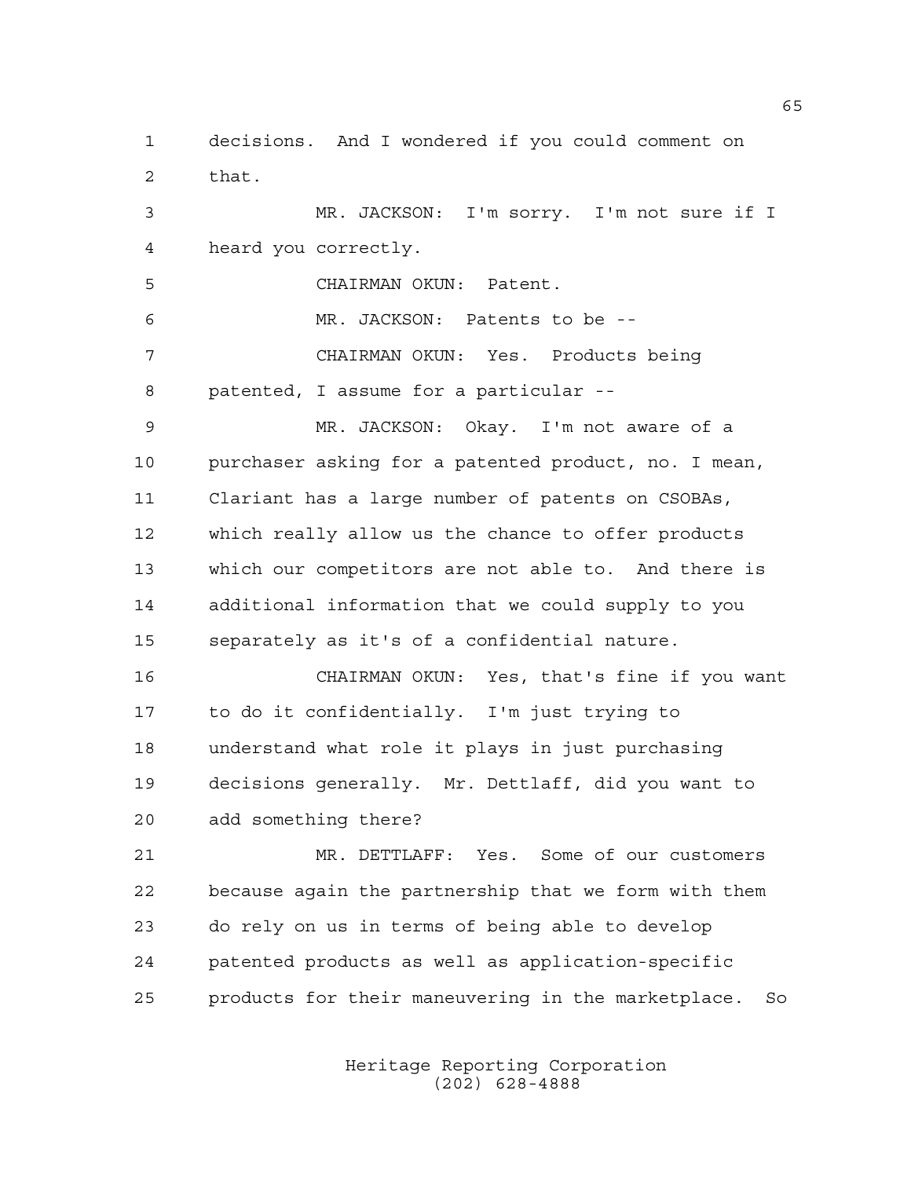decisions. And I wondered if you could comment on that.

MR. JACKSON: I'm sorry. I'm not sure if I heard you correctly.

CHAIRMAN OKUN: Patent.

MR. JACKSON: Patents to be --

CHAIRMAN OKUN: Yes. Products being patented, I assume for a particular --

MR. JACKSON: Okay. I'm not aware of a purchaser asking for a patented product, no. I mean, Clariant has a large number of patents on CSOBAs, which really allow us the chance to offer products which our competitors are not able to. And there is additional information that we could supply to you separately as it's of a confidential nature.

CHAIRMAN OKUN: Yes, that's fine if you want to do it confidentially. I'm just trying to understand what role it plays in just purchasing decisions generally. Mr. Dettlaff, did you want to add something there?

MR. DETTLAFF: Yes. Some of our customers because again the partnership that we form with them do rely on us in terms of being able to develop patented products as well as application-specific products for their maneuvering in the marketplace. So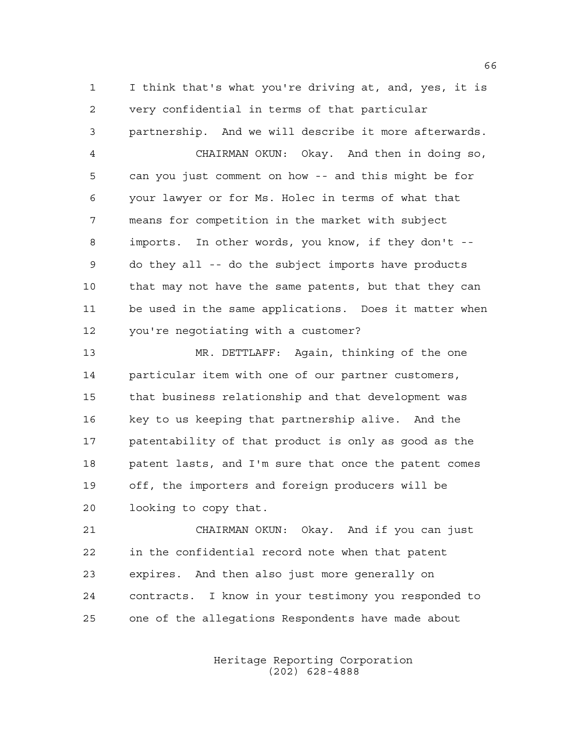I think that's what you're driving at, and, yes, it is very confidential in terms of that particular partnership. And we will describe it more afterwards.

CHAIRMAN OKUN: Okay. And then in doing so, can you just comment on how -- and this might be for your lawyer or for Ms. Holec in terms of what that means for competition in the market with subject imports. In other words, you know, if they don't -- do they all -- do the subject imports have products that may not have the same patents, but that they can be used in the same applications. Does it matter when you're negotiating with a customer?

MR. DETTLAFF: Again, thinking of the one particular item with one of our partner customers, that business relationship and that development was key to us keeping that partnership alive. And the patentability of that product is only as good as the patent lasts, and I'm sure that once the patent comes off, the importers and foreign producers will be looking to copy that.

CHAIRMAN OKUN: Okay. And if you can just in the confidential record note when that patent expires. And then also just more generally on contracts. I know in your testimony you responded to one of the allegations Respondents have made about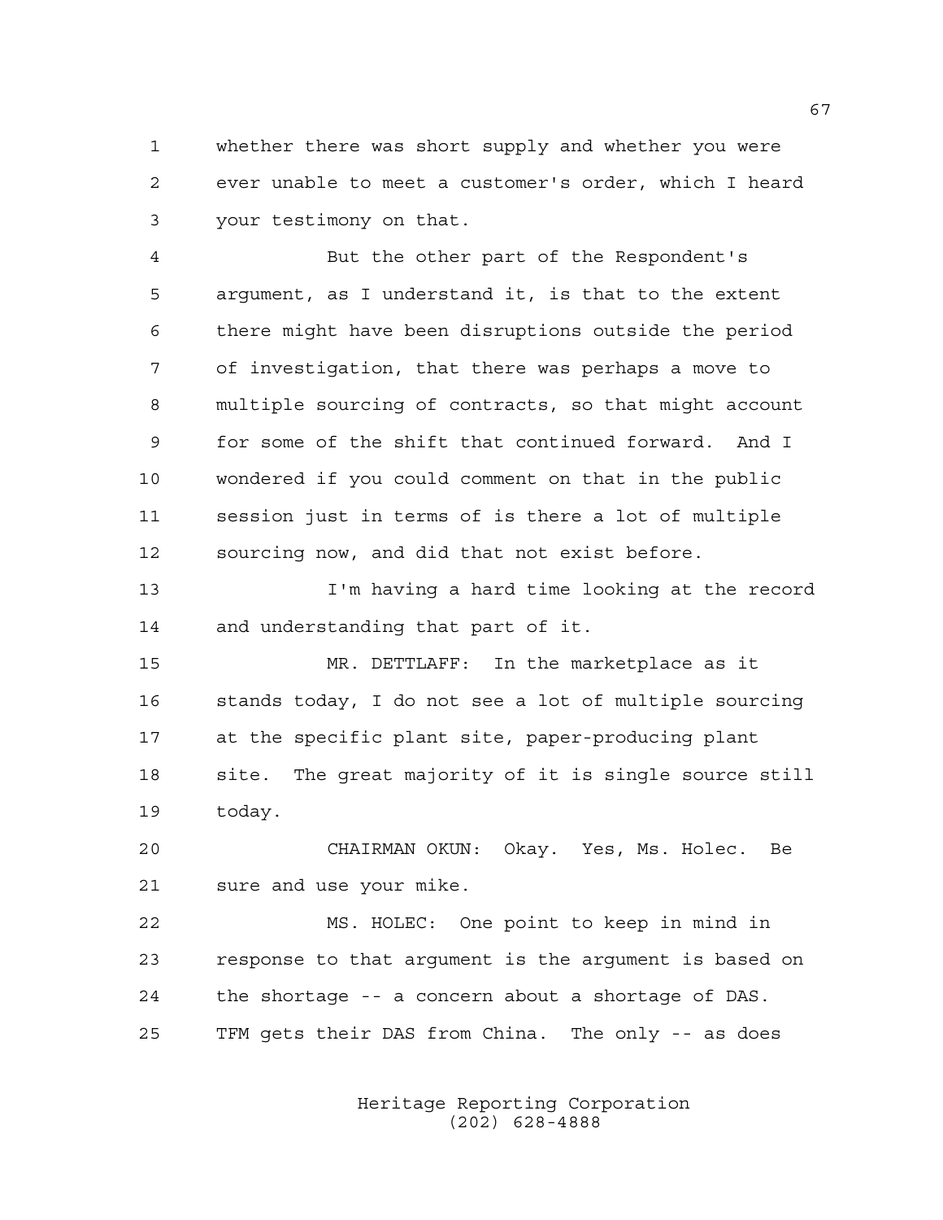whether there was short supply and whether you were ever unable to meet a customer's order, which I heard your testimony on that.

But the other part of the Respondent's argument, as I understand it, is that to the extent there might have been disruptions outside the period of investigation, that there was perhaps a move to multiple sourcing of contracts, so that might account for some of the shift that continued forward. And I wondered if you could comment on that in the public session just in terms of is there a lot of multiple sourcing now, and did that not exist before.

I'm having a hard time looking at the record and understanding that part of it.

MR. DETTLAFF: In the marketplace as it stands today, I do not see a lot of multiple sourcing at the specific plant site, paper-producing plant site. The great majority of it is single source still today.

CHAIRMAN OKUN: Okay. Yes, Ms. Holec. Be sure and use your mike.

MS. HOLEC: One point to keep in mind in response to that argument is the argument is based on the shortage -- a concern about a shortage of DAS. TFM gets their DAS from China. The only -- as does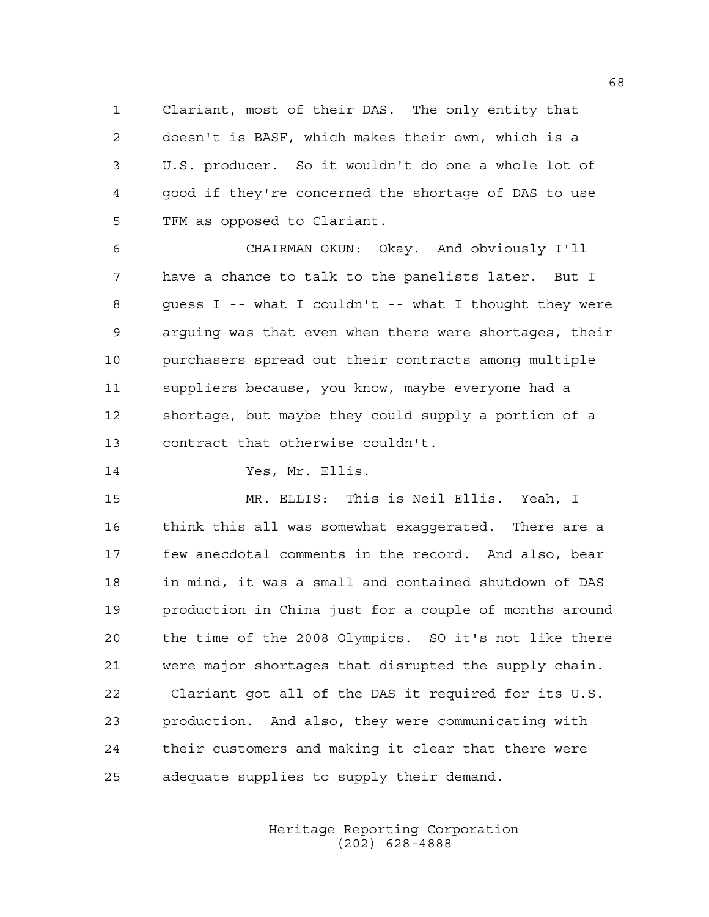Clariant, most of their DAS. The only entity that doesn't is BASF, which makes their own, which is a U.S. producer. So it wouldn't do one a whole lot of good if they're concerned the shortage of DAS to use TFM as opposed to Clariant.

CHAIRMAN OKUN: Okay. And obviously I'll have a chance to talk to the panelists later. But I guess I -- what I couldn't -- what I thought they were arguing was that even when there were shortages, their purchasers spread out their contracts among multiple suppliers because, you know, maybe everyone had a shortage, but maybe they could supply a portion of a contract that otherwise couldn't.

Yes, Mr. Ellis.

MR. ELLIS: This is Neil Ellis. Yeah, I think this all was somewhat exaggerated. There are a few anecdotal comments in the record. And also, bear in mind, it was a small and contained shutdown of DAS production in China just for a couple of months around the time of the 2008 Olympics. SO it's not like there were major shortages that disrupted the supply chain. Clariant got all of the DAS it required for its U.S. production. And also, they were communicating with their customers and making it clear that there were adequate supplies to supply their demand.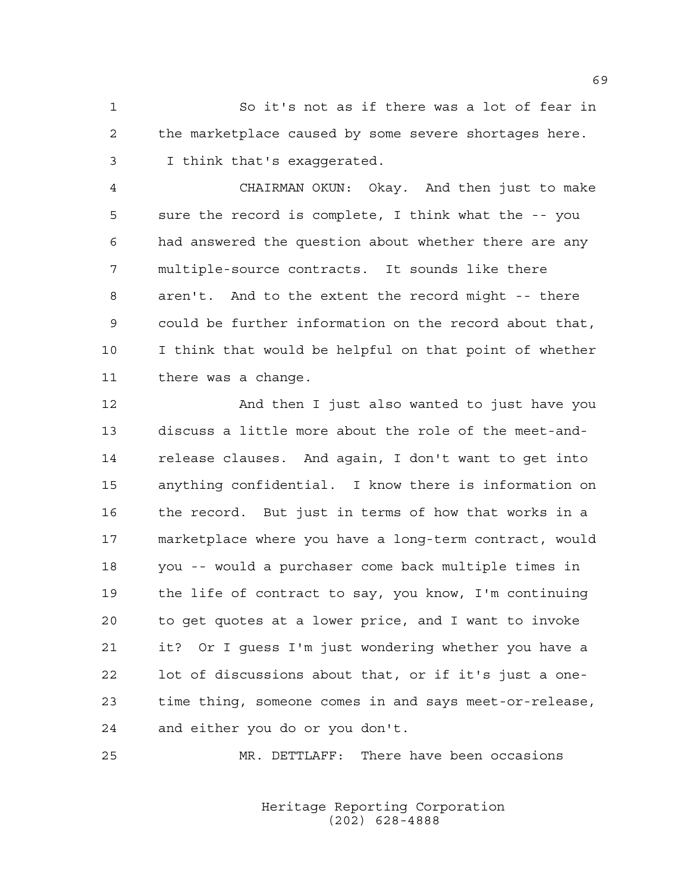So it's not as if there was a lot of fear in the marketplace caused by some severe shortages here. I think that's exaggerated.

CHAIRMAN OKUN: Okay. And then just to make sure the record is complete, I think what the -- you had answered the question about whether there are any multiple-source contracts. It sounds like there aren't. And to the extent the record might -- there could be further information on the record about that, I think that would be helpful on that point of whether there was a change.

And then I just also wanted to just have you discuss a little more about the role of the meet-and-release clauses. And again, I don't want to get into anything confidential. I know there is information on the record. But just in terms of how that works in a marketplace where you have a long-term contract, would you -- would a purchaser come back multiple times in the life of contract to say, you know, I'm continuing to get quotes at a lower price, and I want to invoke it? Or I guess I'm just wondering whether you have a lot of discussions about that, or if it's just a one-time thing, someone comes in and says meet-or-release, and either you do or you don't.

MR. DETTLAFF: There have been occasions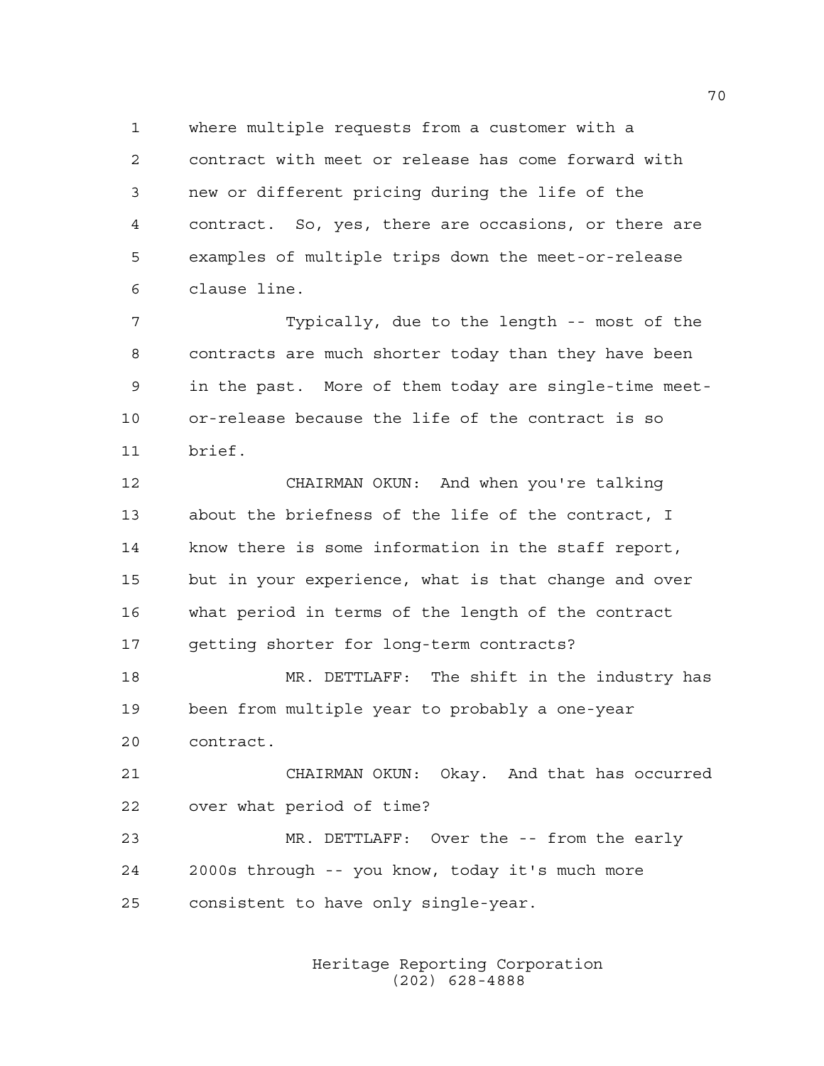where multiple requests from a customer with a contract with meet or release has come forward with new or different pricing during the life of the contract. So, yes, there are occasions, or there are examples of multiple trips down the meet-or-release clause line.

Typically, due to the length -- most of the contracts are much shorter today than they have been in the past. More of them today are single-time meet-or-release because the life of the contract is so brief.

CHAIRMAN OKUN: And when you're talking about the briefness of the life of the contract, I know there is some information in the staff report, but in your experience, what is that change and over what period in terms of the length of the contract getting shorter for long-term contracts?

MR. DETTLAFF: The shift in the industry has been from multiple year to probably a one-year contract.

CHAIRMAN OKUN: Okay. And that has occurred over what period of time?

MR. DETTLAFF: Over the -- from the early 2000s through -- you know, today it's much more consistent to have only single-year.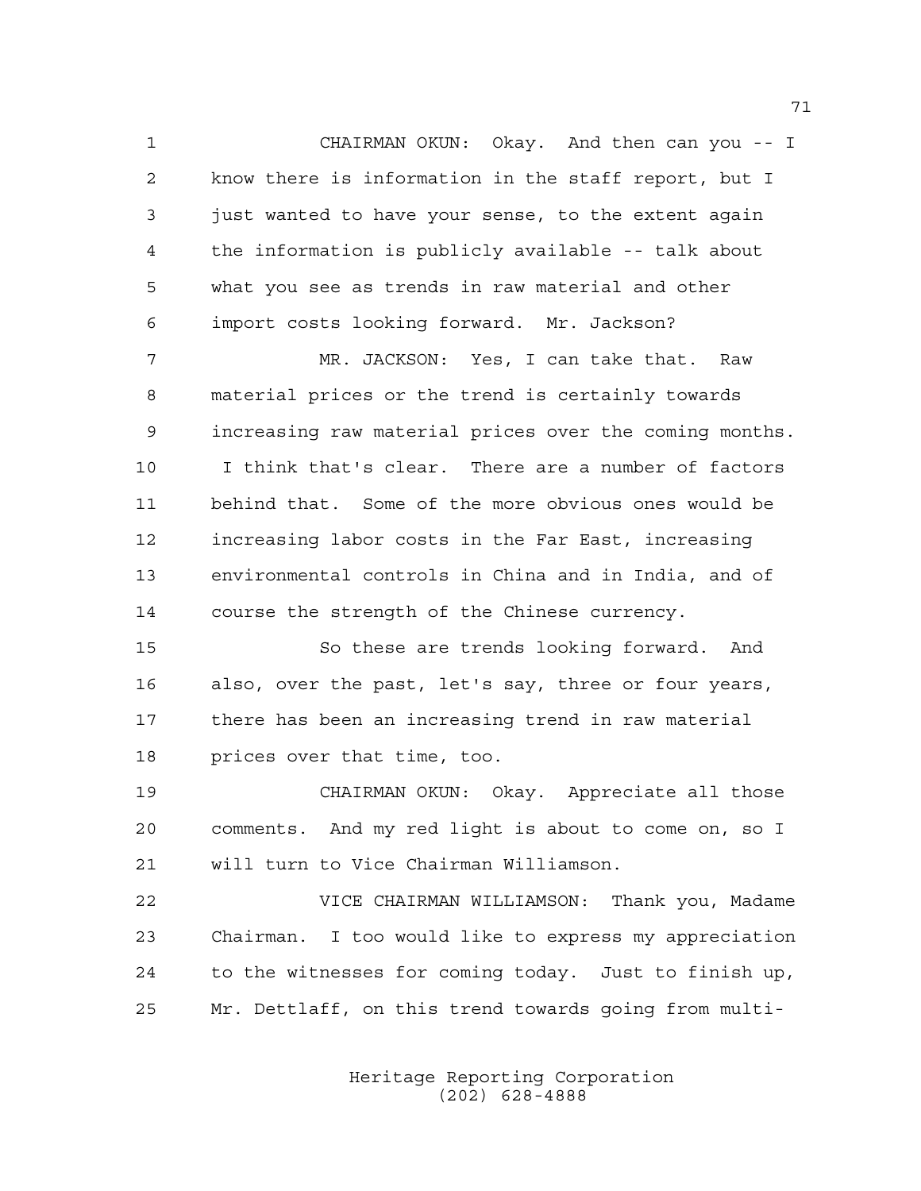CHAIRMAN OKUN: Okay. And then can you -- I know there is information in the staff report, but I just wanted to have your sense, to the extent again the information is publicly available -- talk about what you see as trends in raw material and other import costs looking forward. Mr. Jackson?

MR. JACKSON: Yes, I can take that. Raw material prices or the trend is certainly towards increasing raw material prices over the coming months. I think that's clear. There are a number of factors behind that. Some of the more obvious ones would be increasing labor costs in the Far East, increasing environmental controls in China and in India, and of course the strength of the Chinese currency.

So these are trends looking forward. And also, over the past, let's say, three or four years, there has been an increasing trend in raw material prices over that time, too.

CHAIRMAN OKUN: Okay. Appreciate all those comments. And my red light is about to come on, so I will turn to Vice Chairman Williamson.

VICE CHAIRMAN WILLIAMSON: Thank you, Madame Chairman. I too would like to express my appreciation to the witnesses for coming today. Just to finish up, Mr. Dettlaff, on this trend towards going from multi-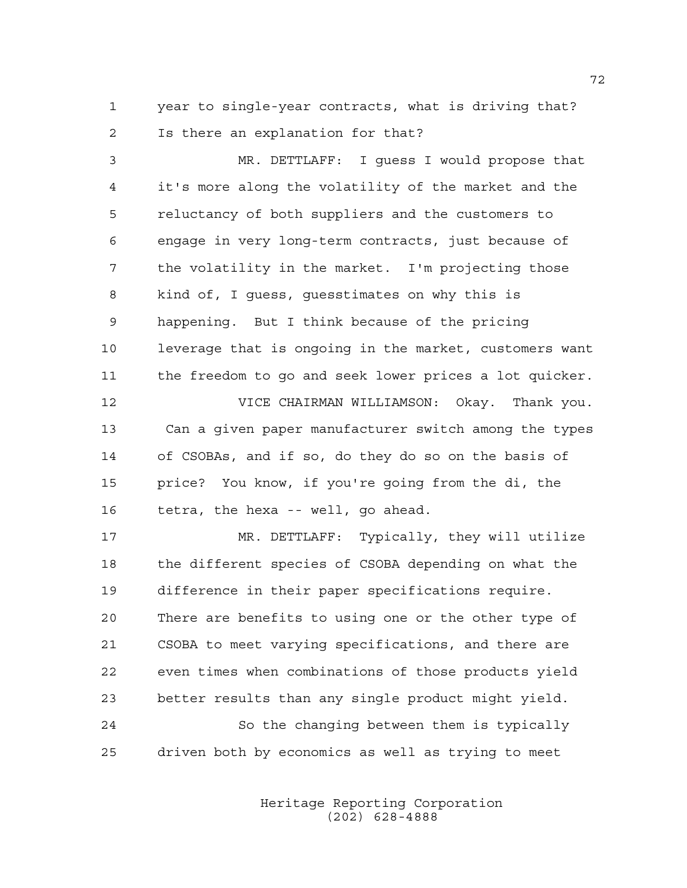year to single-year contracts, what is driving that? Is there an explanation for that?

MR. DETTLAFF: I guess I would propose that it's more along the volatility of the market and the reluctancy of both suppliers and the customers to engage in very long-term contracts, just because of the volatility in the market. I'm projecting those kind of, I guess, guesstimates on why this is happening. But I think because of the pricing leverage that is ongoing in the market, customers want the freedom to go and seek lower prices a lot quicker.

VICE CHAIRMAN WILLIAMSON: Okay. Thank you. Can a given paper manufacturer switch among the types of CSOBAs, and if so, do they do so on the basis of price? You know, if you're going from the di, the tetra, the hexa -- well, go ahead.

MR. DETTLAFF: Typically, they will utilize the different species of CSOBA depending on what the difference in their paper specifications require. There are benefits to using one or the other type of CSOBA to meet varying specifications, and there are even times when combinations of those products yield better results than any single product might yield.

So the changing between them is typically driven both by economics as well as trying to meet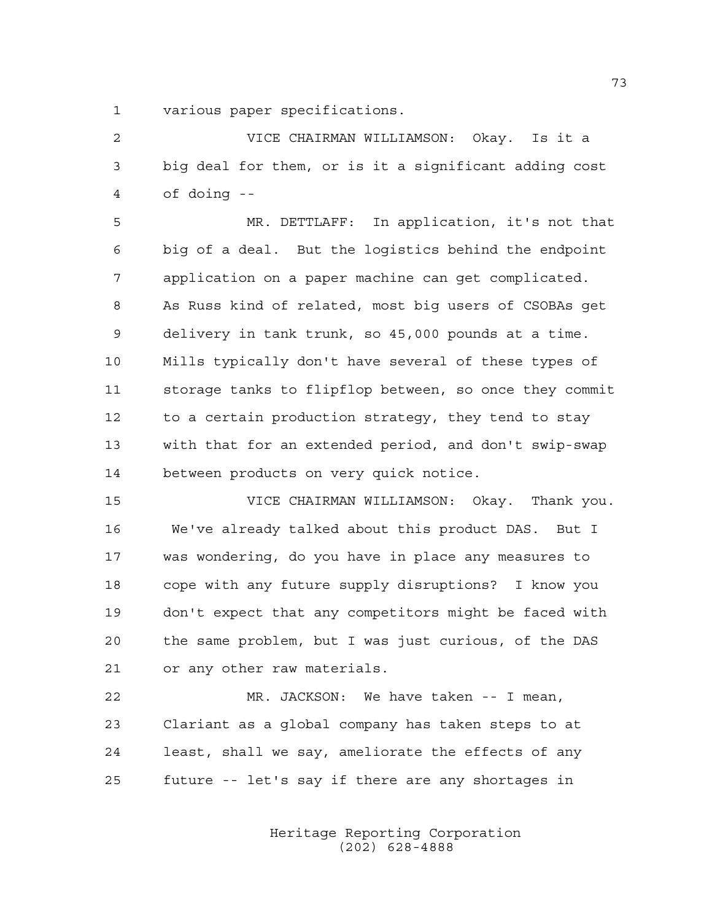various paper specifications.

VICE CHAIRMAN WILLIAMSON: Okay. Is it a big deal for them, or is it a significant adding cost of doing --

MR. DETTLAFF: In application, it's not that big of a deal. But the logistics behind the endpoint application on a paper machine can get complicated. As Russ kind of related, most big users of CSOBAs get delivery in tank trunk, so 45,000 pounds at a time. Mills typically don't have several of these types of storage tanks to flipflop between, so once they commit to a certain production strategy, they tend to stay with that for an extended period, and don't swip-swap between products on very quick notice.

VICE CHAIRMAN WILLIAMSON: Okay. Thank you. We've already talked about this product DAS. But I was wondering, do you have in place any measures to cope with any future supply disruptions? I know you don't expect that any competitors might be faced with the same problem, but I was just curious, of the DAS or any other raw materials.

MR. JACKSON: We have taken -- I mean, Clariant as a global company has taken steps to at least, shall we say, ameliorate the effects of any future -- let's say if there are any shortages in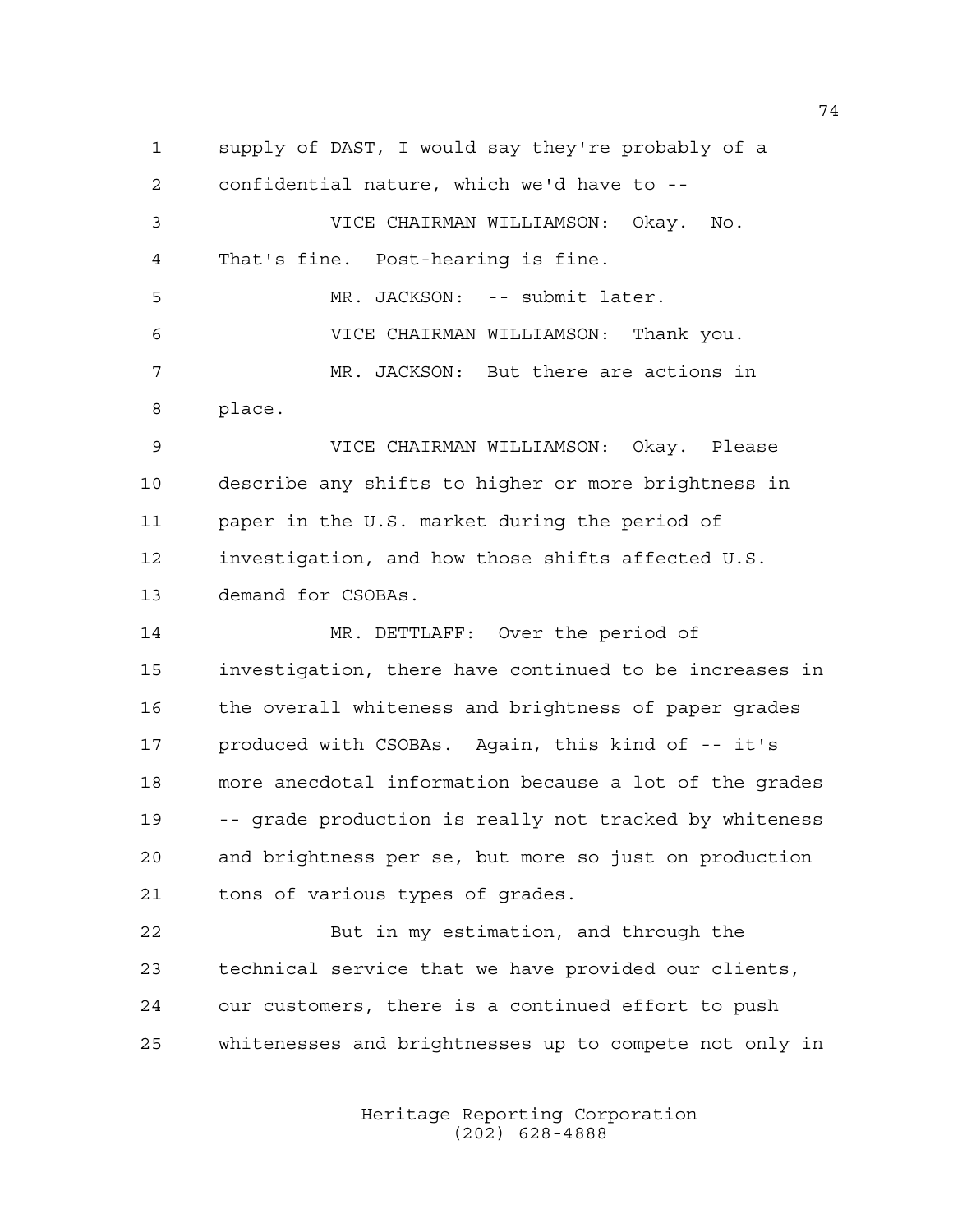supply of DAST, I would say they're probably of a confidential nature, which we'd have to --

VICE CHAIRMAN WILLIAMSON: Okay. No. That's fine. Post-hearing is fine.

MR. JACKSON: -- submit later.

VICE CHAIRMAN WILLIAMSON: Thank you.

MR. JACKSON: But there are actions in place.

VICE CHAIRMAN WILLIAMSON: Okay. Please describe any shifts to higher or more brightness in paper in the U.S. market during the period of investigation, and how those shifts affected U.S. demand for CSOBAs.

MR. DETTLAFF: Over the period of investigation, there have continued to be increases in the overall whiteness and brightness of paper grades produced with CSOBAs. Again, this kind of -- it's more anecdotal information because a lot of the grades -- grade production is really not tracked by whiteness and brightness per se, but more so just on production tons of various types of grades.

But in my estimation, and through the technical service that we have provided our clients, our customers, there is a continued effort to push whitenesses and brightnesses up to compete not only in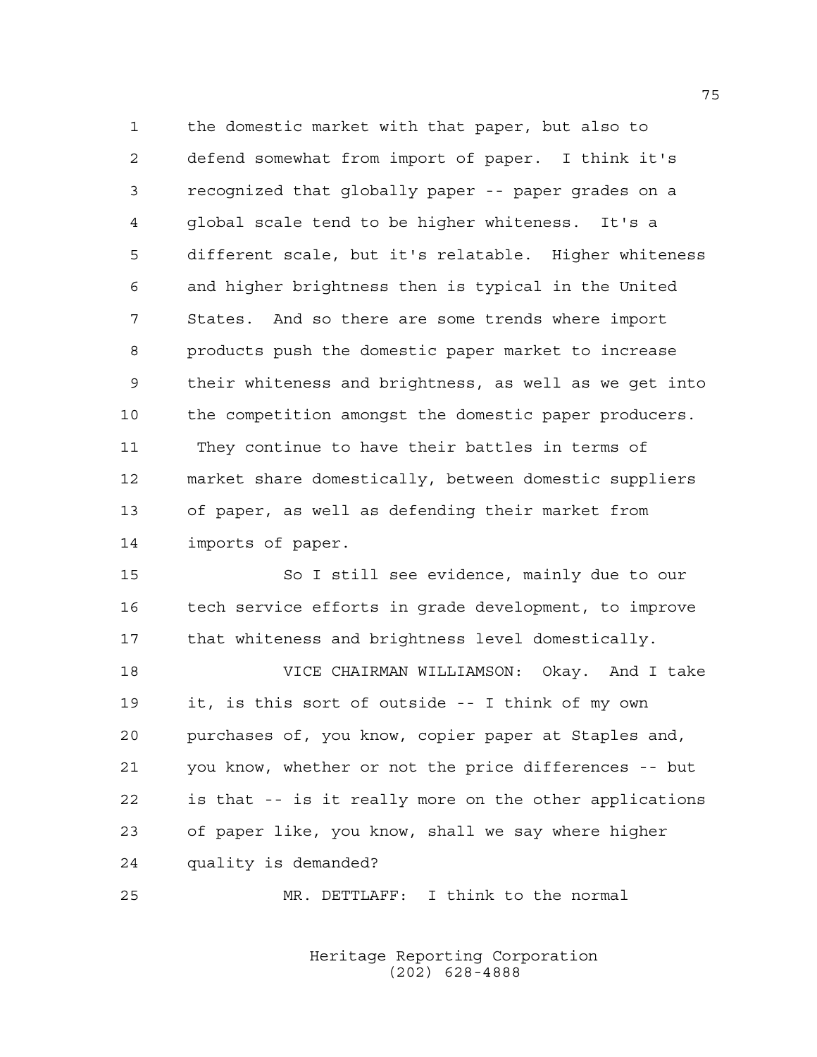the domestic market with that paper, but also to defend somewhat from import of paper. I think it's recognized that globally paper -- paper grades on a global scale tend to be higher whiteness. It's a different scale, but it's relatable. Higher whiteness and higher brightness then is typical in the United States. And so there are some trends where import products push the domestic paper market to increase their whiteness and brightness, as well as we get into the competition amongst the domestic paper producers. They continue to have their battles in terms of market share domestically, between domestic suppliers of paper, as well as defending their market from imports of paper.

So I still see evidence, mainly due to our tech service efforts in grade development, to improve that whiteness and brightness level domestically.

VICE CHAIRMAN WILLIAMSON: Okay. And I take it, is this sort of outside -- I think of my own purchases of, you know, copier paper at Staples and, you know, whether or not the price differences -- but is that -- is it really more on the other applications of paper like, you know, shall we say where higher quality is demanded?

MR. DETTLAFF: I think to the normal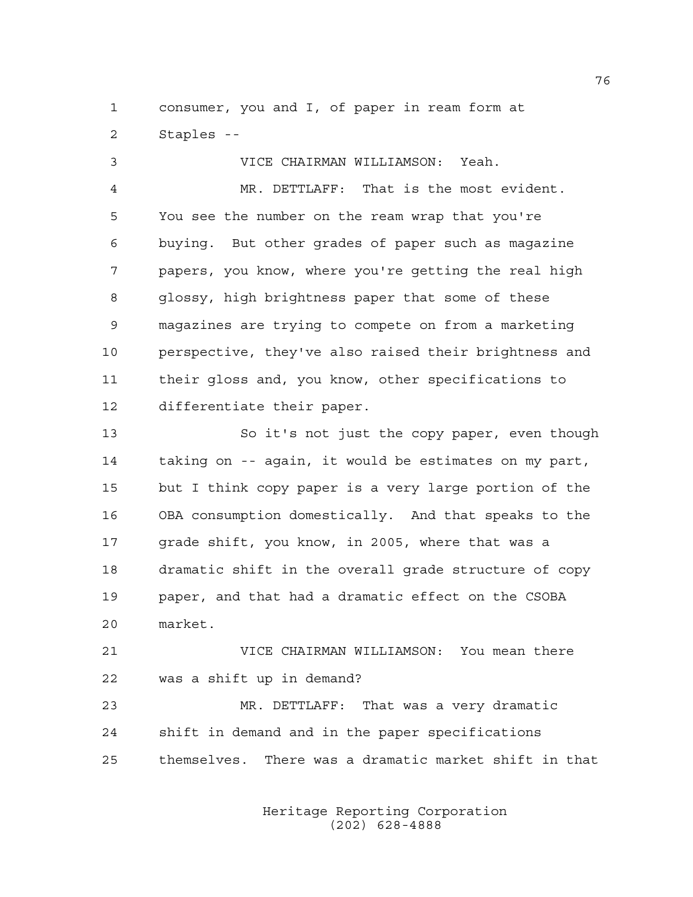consumer, you and I, of paper in ream form at Staples --

VICE CHAIRMAN WILLIAMSON: Yeah.

MR. DETTLAFF: That is the most evident. You see the number on the ream wrap that you're buying. But other grades of paper such as magazine papers, you know, where you're getting the real high glossy, high brightness paper that some of these magazines are trying to compete on from a marketing perspective, they've also raised their brightness and their gloss and, you know, other specifications to differentiate their paper.

So it's not just the copy paper, even though taking on -- again, it would be estimates on my part, but I think copy paper is a very large portion of the OBA consumption domestically. And that speaks to the grade shift, you know, in 2005, where that was a dramatic shift in the overall grade structure of copy paper, and that had a dramatic effect on the CSOBA market.

VICE CHAIRMAN WILLIAMSON: You mean there was a shift up in demand?

MR. DETTLAFF: That was a very dramatic shift in demand and in the paper specifications themselves. There was a dramatic market shift in that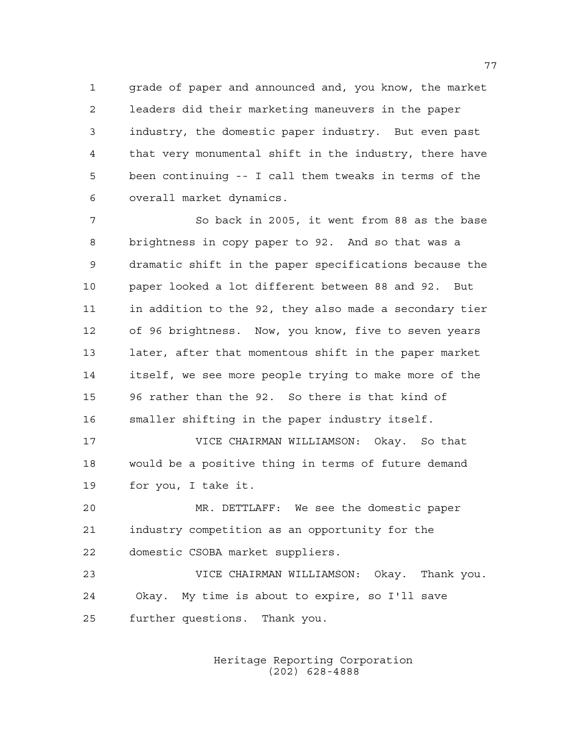grade of paper and announced and, you know, the market leaders did their marketing maneuvers in the paper industry, the domestic paper industry. But even past that very monumental shift in the industry, there have been continuing -- I call them tweaks in terms of the overall market dynamics.

So back in 2005, it went from 88 as the base brightness in copy paper to 92. And so that was a dramatic shift in the paper specifications because the paper looked a lot different between 88 and 92. But in addition to the 92, they also made a secondary tier of 96 brightness. Now, you know, five to seven years later, after that momentous shift in the paper market itself, we see more people trying to make more of the 96 rather than the 92. So there is that kind of smaller shifting in the paper industry itself.

VICE CHAIRMAN WILLIAMSON: Okay. So that would be a positive thing in terms of future demand for you, I take it.

MR. DETTLAFF: We see the domestic paper industry competition as an opportunity for the domestic CSOBA market suppliers.

VICE CHAIRMAN WILLIAMSON: Okay. Thank you. Okay. My time is about to expire, so I'll save further questions. Thank you.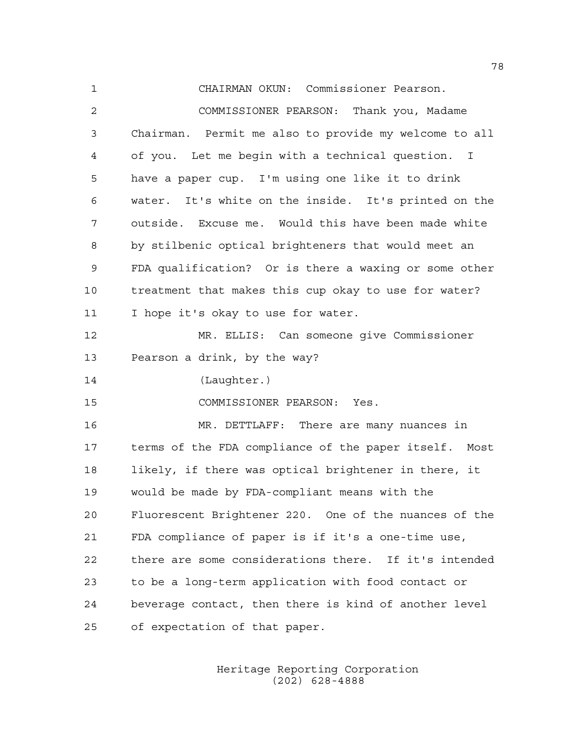CHAIRMAN OKUN: Commissioner Pearson.

COMMISSIONER PEARSON: Thank you, Madame Chairman. Permit me also to provide my welcome to all of you. Let me begin with a technical question. I have a paper cup. I'm using one like it to drink water. It's white on the inside. It's printed on the outside. Excuse me. Would this have been made white by stilbenic optical brighteners that would meet an FDA qualification? Or is there a waxing or some other treatment that makes this cup okay to use for water? I hope it's okay to use for water.

MR. ELLIS: Can someone give Commissioner Pearson a drink, by the way?

(Laughter.)

COMMISSIONER PEARSON: Yes.

MR. DETTLAFF: There are many nuances in terms of the FDA compliance of the paper itself. Most likely, if there was optical brightener in there, it would be made by FDA-compliant means with the Fluorescent Brightener 220. One of the nuances of the FDA compliance of paper is if it's a one-time use, there are some considerations there. If it's intended to be a long-term application with food contact or beverage contact, then there is kind of another level of expectation of that paper.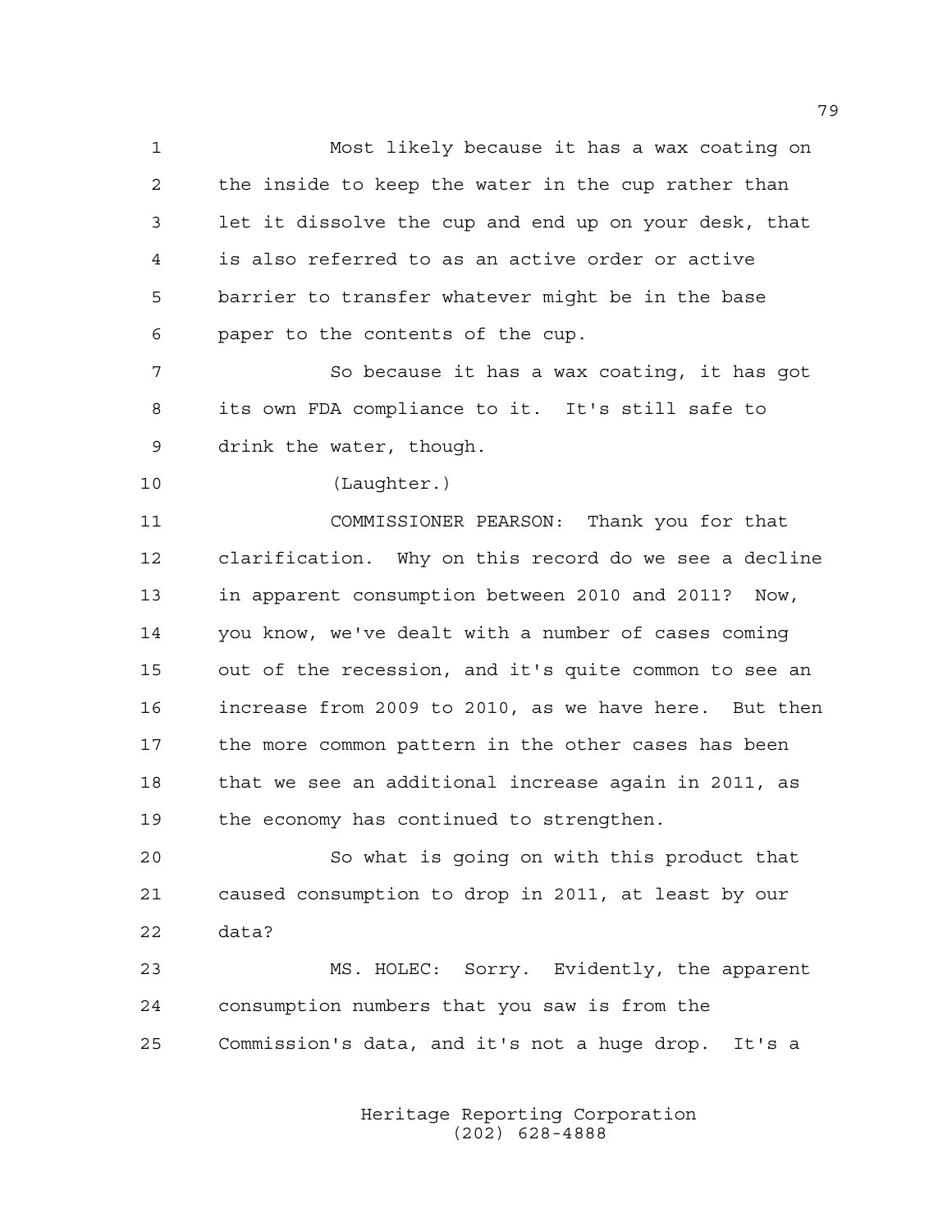Most likely because it has a wax coating on the inside to keep the water in the cup rather than let it dissolve the cup and end up on your desk, that is also referred to as an active order or active barrier to transfer whatever might be in the base paper to the contents of the cup.

So because it has a wax coating, it has got its own FDA compliance to it. It's still safe to drink the water, though.

(Laughter.)

COMMISSIONER PEARSON: Thank you for that clarification. Why on this record do we see a decline in apparent consumption between 2010 and 2011? Now, you know, we've dealt with a number of cases coming out of the recession, and it's quite common to see an increase from 2009 to 2010, as we have here. But then the more common pattern in the other cases has been that we see an additional increase again in 2011, as the economy has continued to strengthen.

So what is going on with this product that caused consumption to drop in 2011, at least by our data?

MS. HOLEC: Sorry. Evidently, the apparent consumption numbers that you saw is from the Commission's data, and it's not a huge drop. It's a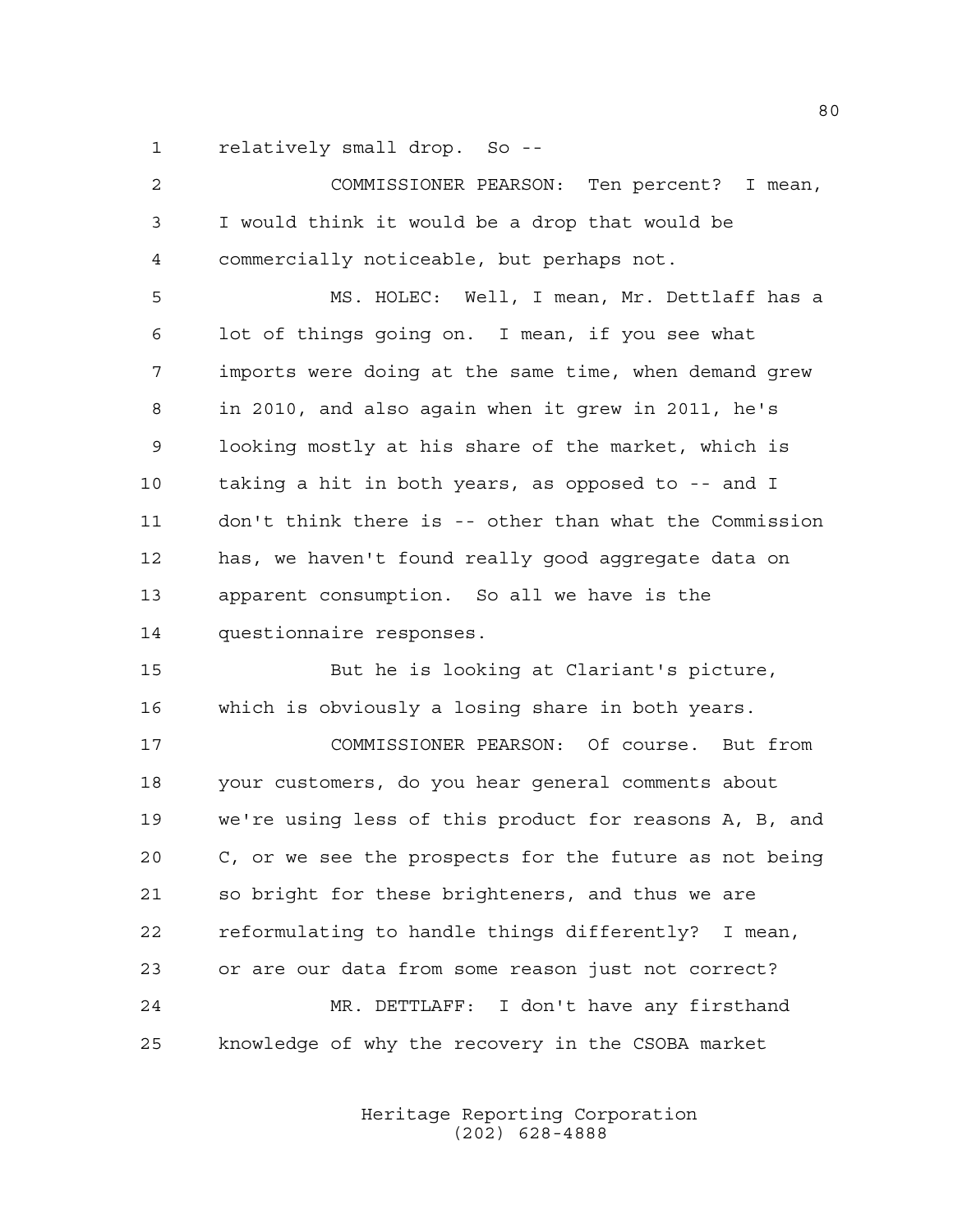1 relatively small drop. So --

2 COMMISSIONER PEARSON: Ten percent? I mean,

3 I would think it would be a drop that would be

4 commercially noticeable, but perhaps not.

5 MS. HOLEC: Well, I mean, Mr. Dettlaff has a

6 lot of things going on. I mean, if you see what

7 imports were doing at the same time, when demand grew

8 in 2010, and also again when it grew in 2011, he's

9 looking mostly at his share of the market, which is

10 taking a hit in both years, as opposed to -- and I

11 don't think there is -- other than what the Commission

12 has, we haven't found really good aggregate data on

13 apparent consumption. So all we have is the

14 questionnaire responses.

15 But he is looking at Clariant's picture,

16 which is obviously a losing share in both years.

17 COMMISSIONER PEARSON: Of course. But from

18 your customers, do you hear general comments about

19 we're using less of this product for reasons A, B, and

20 C, or we see the prospects for the future as not being

21 so bright for these brighteners, and thus we are

22 reformulating to handle things differently? I mean,

23 or are our data from some reason just not correct?

24 MR. DETTLAFF: I don't have any firsthand

25 knowledge of why the recovery in the CSOBA market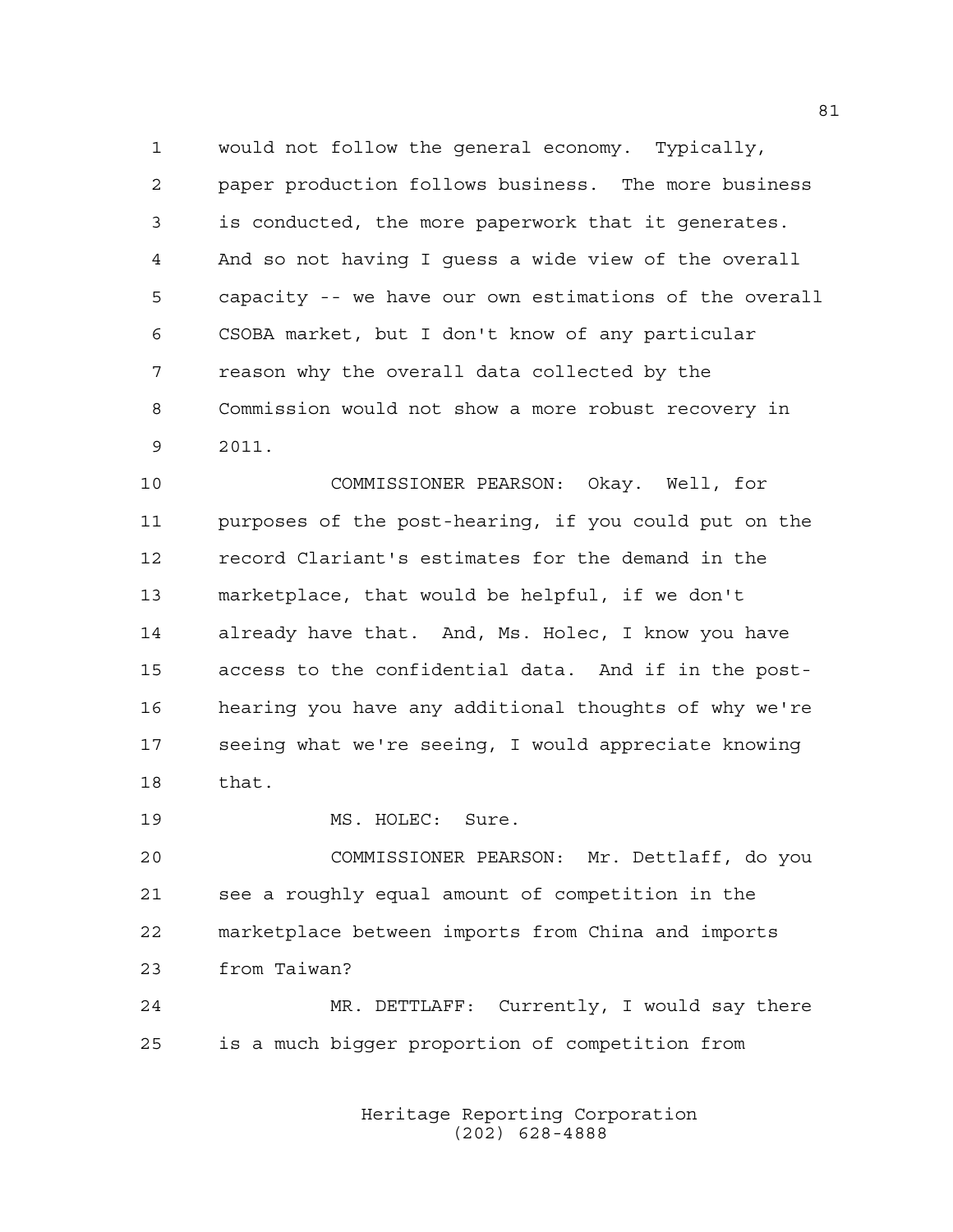would not follow the general economy. Typically, paper production follows business. The more business is conducted, the more paperwork that it generates. And so not having I guess a wide view of the overall capacity -- we have our own estimations of the overall CSOBA market, but I don't know of any particular reason why the overall data collected by the Commission would not show a more robust recovery in 2011.

COMMISSIONER PEARSON: Okay. Well, for purposes of the post-hearing, if you could put on the record Clariant's estimates for the demand in the marketplace, that would be helpful, if we don't already have that. And, Ms. Holec, I know you have access to the confidential data. And if in the post-hearing you have any additional thoughts of why we're seeing what we're seeing, I would appreciate knowing that.

MS. HOLEC: Sure.

COMMISSIONER PEARSON: Mr. Dettlaff, do you see a roughly equal amount of competition in the marketplace between imports from China and imports from Taiwan?

MR. DETTLAFF: Currently, I would say there is a much bigger proportion of competition from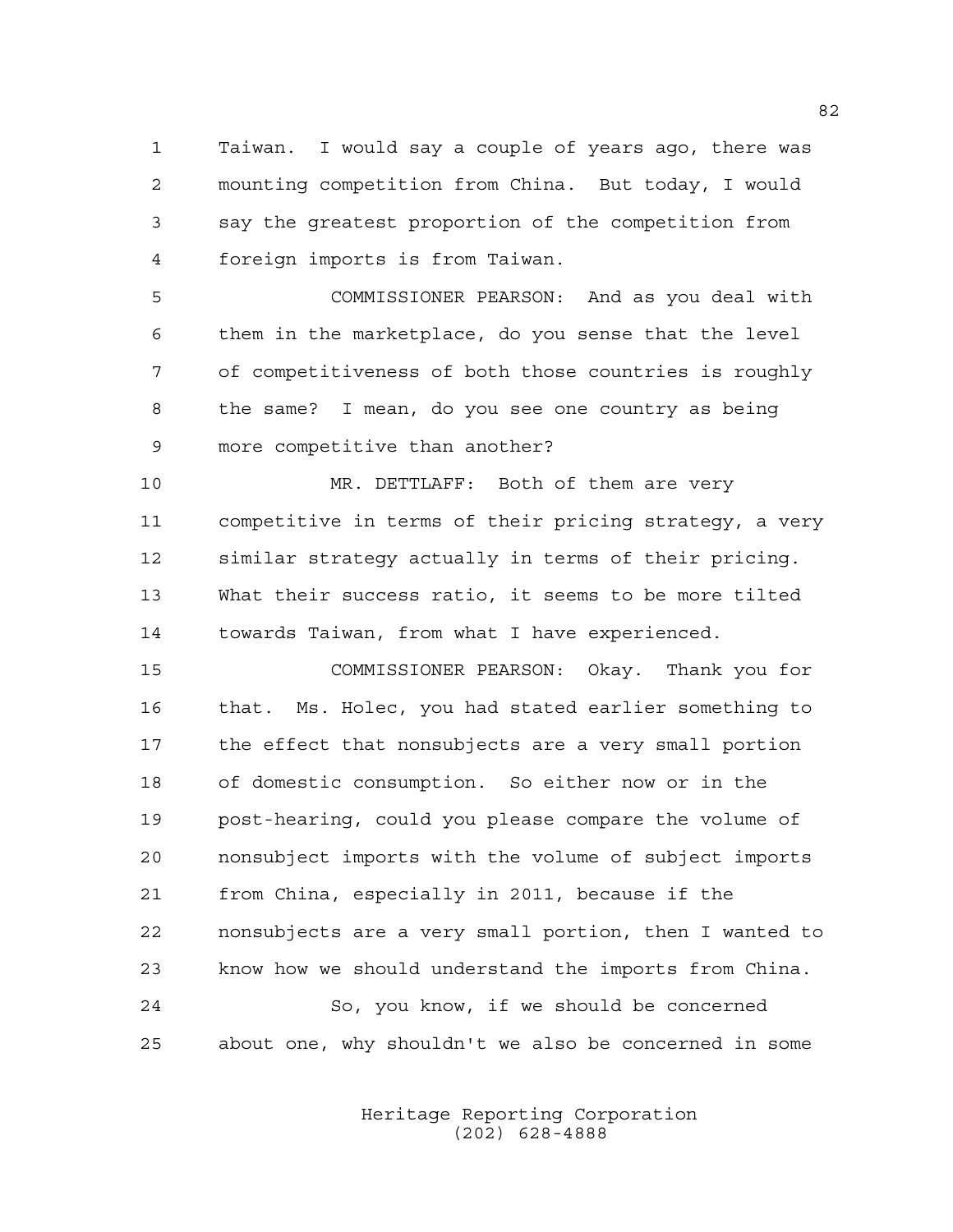Taiwan. I would say a couple of years ago, there was mounting competition from China. But today, I would say the greatest proportion of the competition from foreign imports is from Taiwan.

COMMISSIONER PEARSON: And as you deal with them in the marketplace, do you sense that the level of competitiveness of both those countries is roughly the same? I mean, do you see one country as being more competitive than another?

MR. DETTLAFF: Both of them are very competitive in terms of their pricing strategy, a very similar strategy actually in terms of their pricing. What their success ratio, it seems to be more tilted towards Taiwan, from what I have experienced.

COMMISSIONER PEARSON: Okay. Thank you for that. Ms. Holec, you had stated earlier something to the effect that nonsubjects are a very small portion of domestic consumption. So either now or in the post-hearing, could you please compare the volume of nonsubject imports with the volume of subject imports from China, especially in 2011, because if the nonsubjects are a very small portion, then I wanted to know how we should understand the imports from China.

So, you know, if we should be concerned about one, why shouldn't we also be concerned in some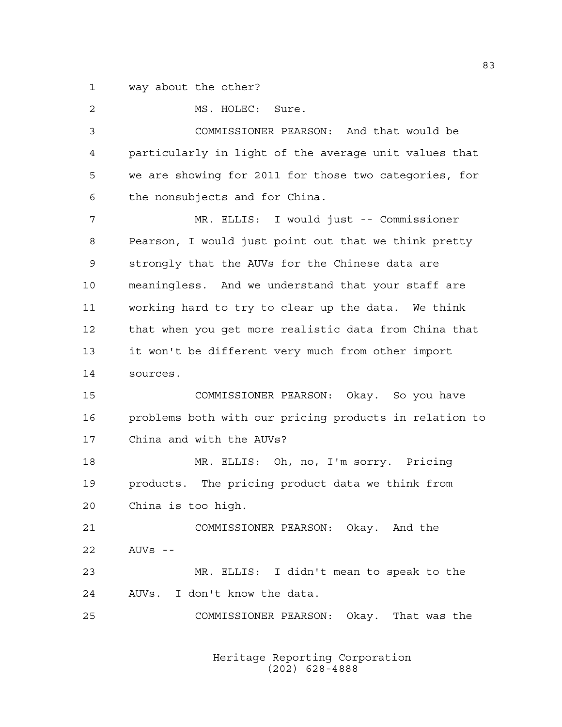way about the other?

MS. HOLEC: Sure.

COMMISSIONER PEARSON: And that would be particularly in light of the average unit values that we are showing for 2011 for those two categories, for the nonsubjects and for China.

MR. ELLIS: I would just -- Commissioner Pearson, I would just point out that we think pretty strongly that the AUVs for the Chinese data are meaningless. And we understand that your staff are working hard to try to clear up the data. We think that when you get more realistic data from China that it won't be different very much from other import sources.

COMMISSIONER PEARSON: Okay. So you have problems both with our pricing products in relation to China and with the AUVs?

MR. ELLIS: Oh, no, I'm sorry. Pricing products. The pricing product data we think from China is too high.

COMMISSIONER PEARSON: Okay. And the AUVs --

MR. ELLIS: I didn't mean to speak to the AUVs. I don't know the data.

COMMISSIONER PEARSON: Okay. That was the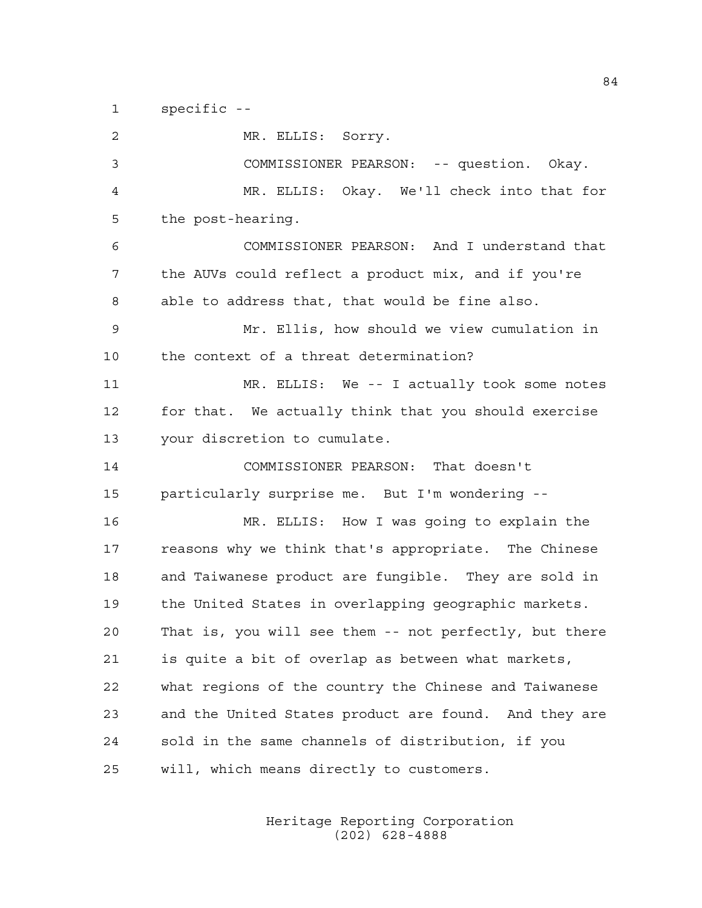specific --

MR. ELLIS: Sorry.

COMMISSIONER PEARSON: -- question. Okay.

MR. ELLIS: Okay. We'll check into that for the post-hearing.

COMMISSIONER PEARSON: And I understand that the AUVs could reflect a product mix, and if you're able to address that, that would be fine also.

Mr. Ellis, how should we view cumulation in the context of a threat determination?

MR. ELLIS: We -- I actually took some notes for that. We actually think that you should exercise your discretion to cumulate.

COMMISSIONER PEARSON: That doesn't particularly surprise me. But I'm wondering --

MR. ELLIS: How I was going to explain the reasons why we think that's appropriate. The Chinese and Taiwanese product are fungible. They are sold in the United States in overlapping geographic markets. That is, you will see them -- not perfectly, but there is quite a bit of overlap as between what markets, what regions of the country the Chinese and Taiwanese and the United States product are found. And they are sold in the same channels of distribution, if you will, which means directly to customers.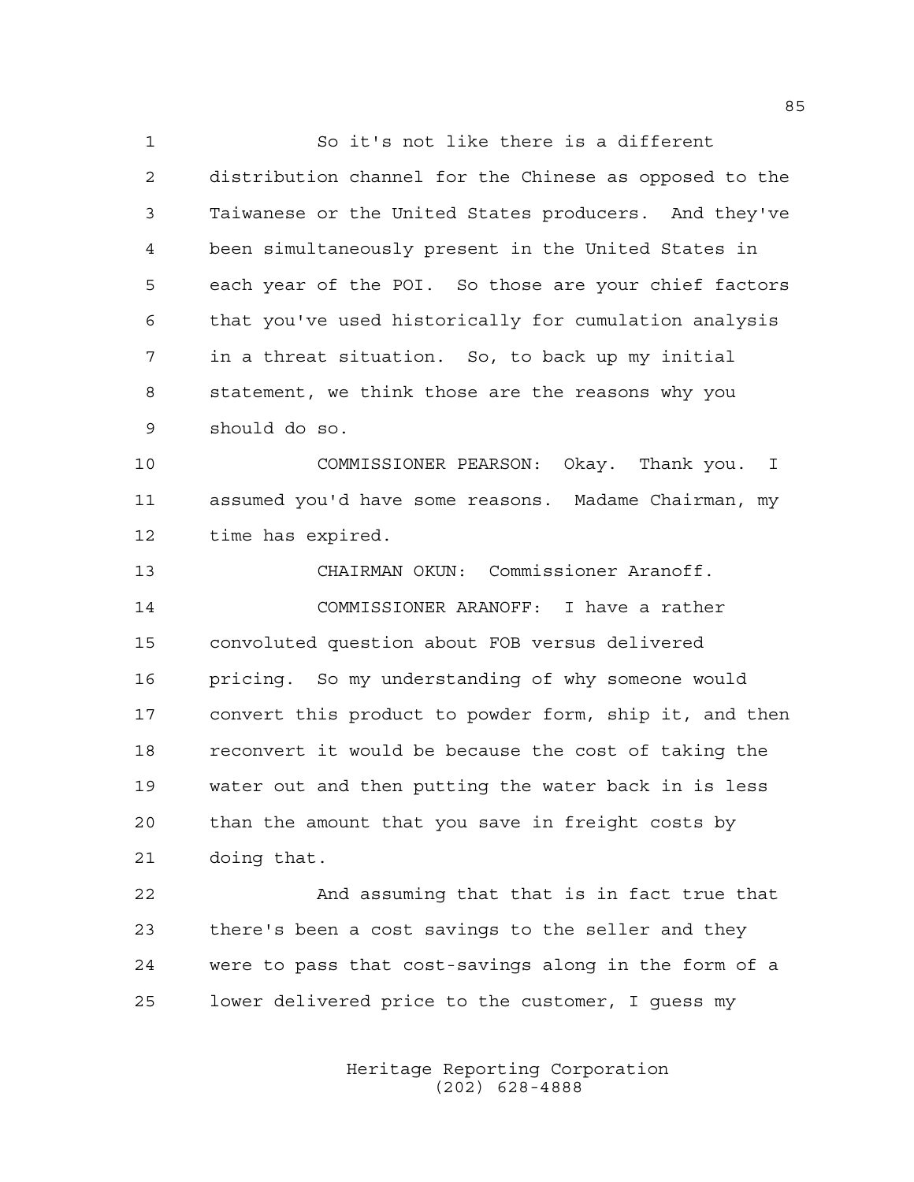So it's not like there is a different distribution channel for the Chinese as opposed to the Taiwanese or the United States producers. And they've been simultaneously present in the United States in each year of the POI. So those are your chief factors that you've used historically for cumulation analysis in a threat situation. So, to back up my initial statement, we think those are the reasons why you should do so.

COMMISSIONER PEARSON: Okay. Thank you. I assumed you'd have some reasons. Madame Chairman, my time has expired.

CHAIRMAN OKUN: Commissioner Aranoff.

COMMISSIONER ARANOFF: I have a rather convoluted question about FOB versus delivered pricing. So my understanding of why someone would convert this product to powder form, ship it, and then reconvert it would be because the cost of taking the water out and then putting the water back in is less than the amount that you save in freight costs by doing that.

And assuming that that is in fact true that there's been a cost savings to the seller and they were to pass that cost-savings along in the form of a lower delivered price to the customer, I guess my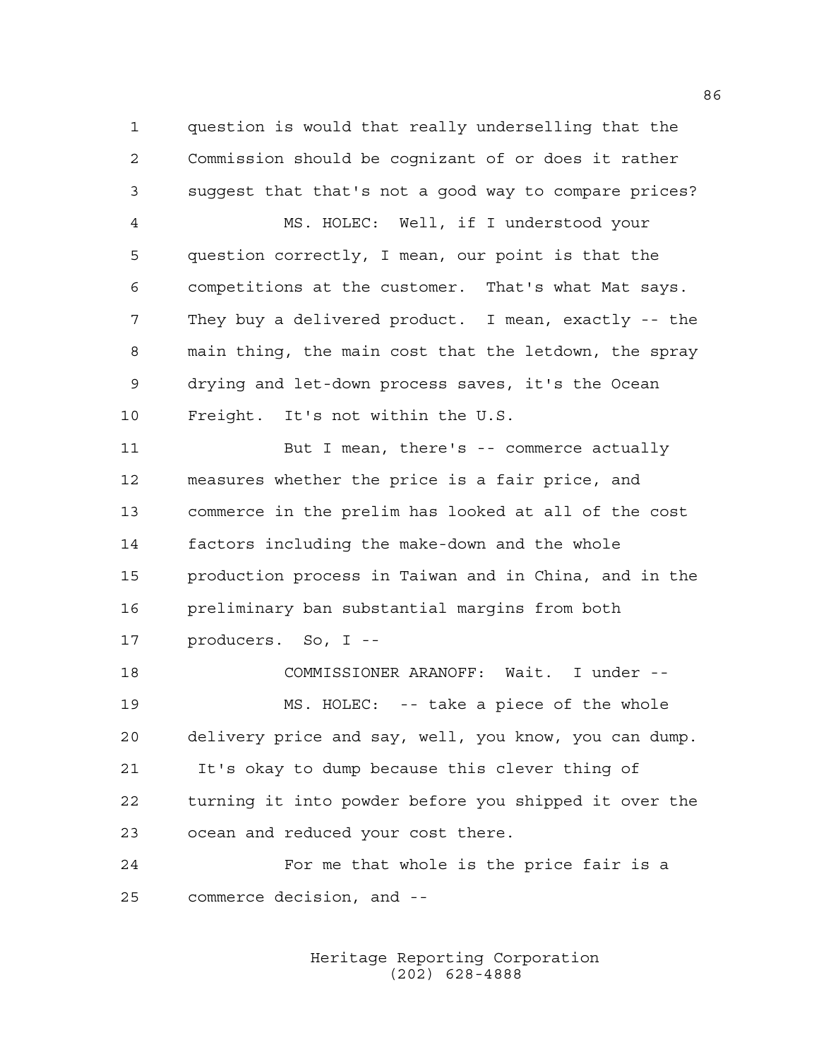question is would that really underselling that the Commission should be cognizant of or does it rather suggest that that's not a good way to compare prices?

MS. HOLEC: Well, if I understood your question correctly, I mean, our point is that the competitions at the customer. That's what Mat says. They buy a delivered product. I mean, exactly -- the main thing, the main cost that the letdown, the spray drying and let-down process saves, it's the Ocean Freight. It's not within the U.S.

But I mean, there's -- commerce actually measures whether the price is a fair price, and commerce in the prelim has looked at all of the cost factors including the make-down and the whole production process in Taiwan and in China, and in the preliminary ban substantial margins from both producers. So, I --

COMMISSIONER ARANOFF: Wait. I under --

MS. HOLEC: -- take a piece of the whole delivery price and say, well, you know, you can dump. It's okay to dump because this clever thing of turning it into powder before you shipped it over the ocean and reduced your cost there.

For me that whole is the price fair is a commerce decision, and --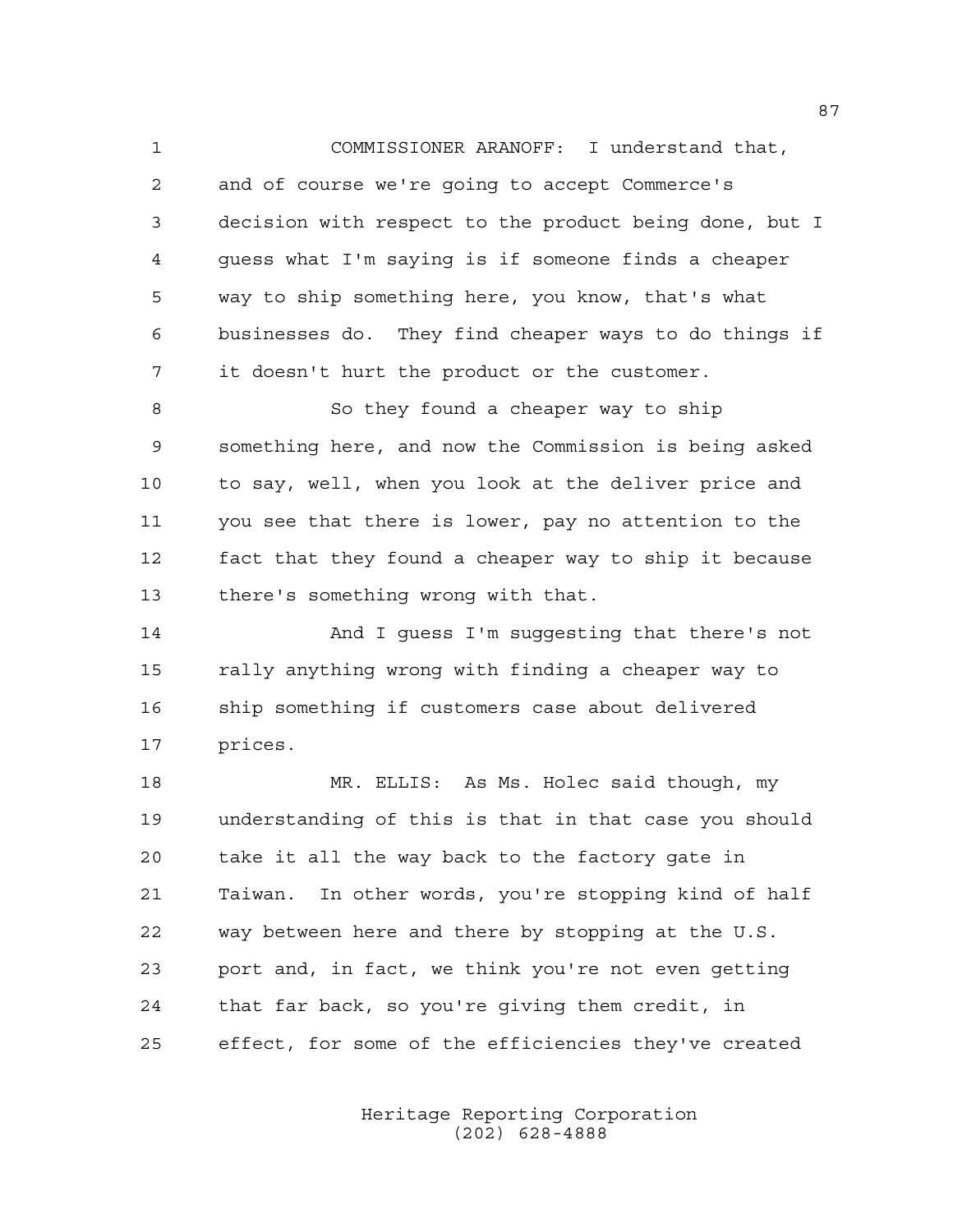COMMISSIONER ARANOFF: I understand that, and of course we're going to accept Commerce's decision with respect to the product being done, but I guess what I'm saying is if someone finds a cheaper way to ship something here, you know, that's what businesses do. They find cheaper ways to do things if it doesn't hurt the product or the customer.

So they found a cheaper way to ship something here, and now the Commission is being asked to say, well, when you look at the deliver price and you see that there is lower, pay no attention to the fact that they found a cheaper way to ship it because there's something wrong with that.

And I guess I'm suggesting that there's not rally anything wrong with finding a cheaper way to ship something if customers case about delivered prices.

MR. ELLIS: As Ms. Holec said though, my understanding of this is that in that case you should take it all the way back to the factory gate in Taiwan. In other words, you're stopping kind of half way between here and there by stopping at the U.S. port and, in fact, we think you're not even getting that far back, so you're giving them credit, in effect, for some of the efficiencies they've created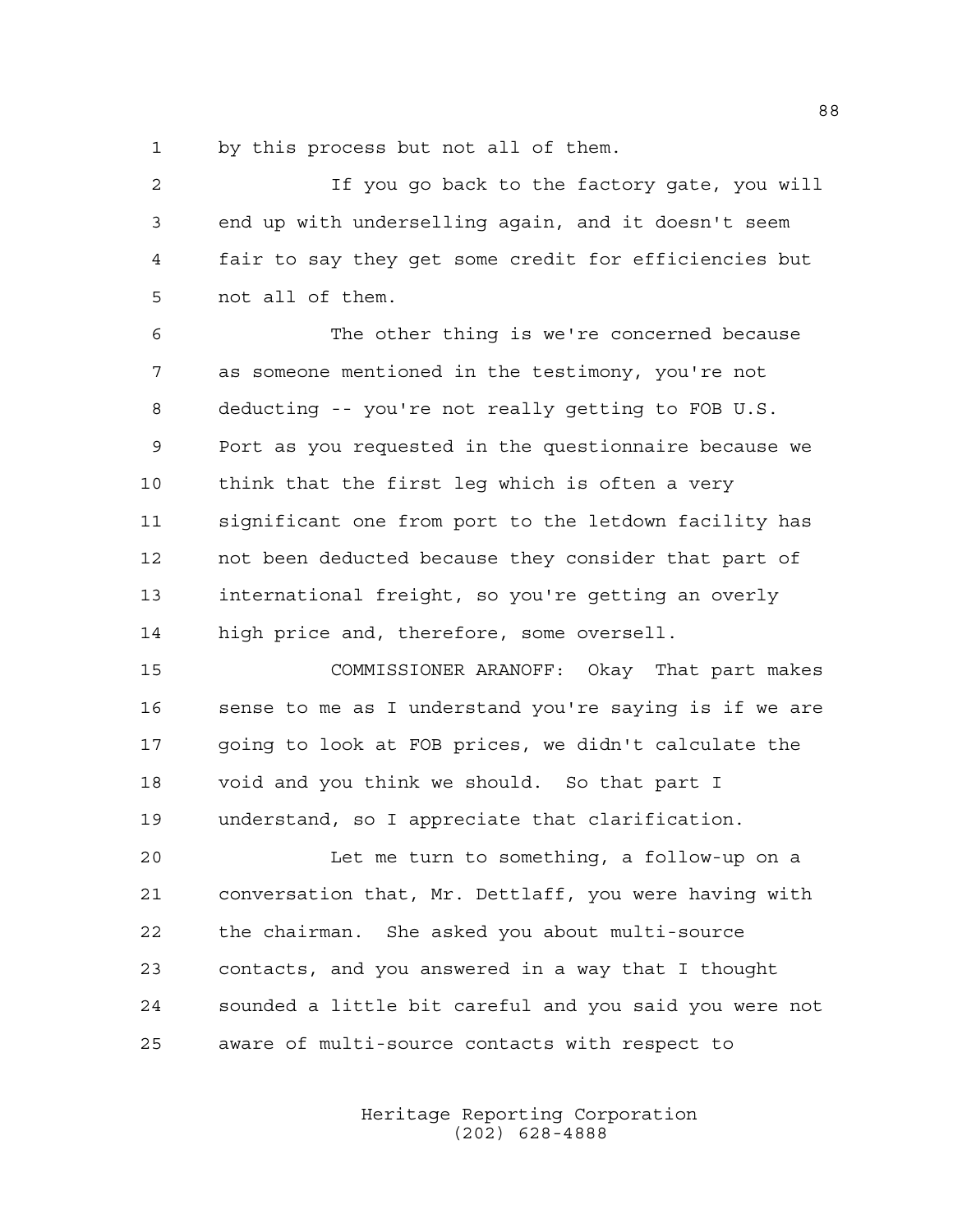by this process but not all of them.

If you go back to the factory gate, you will end up with underselling again, and it doesn't seem fair to say they get some credit for efficiencies but not all of them.

The other thing is we're concerned because as someone mentioned in the testimony, you're not deducting -- you're not really getting to FOB U.S. Port as you requested in the questionnaire because we think that the first leg which is often a very significant one from port to the letdown facility has not been deducted because they consider that part of international freight, so you're getting an overly high price and, therefore, some oversell.

COMMISSIONER ARANOFF: Okay That part makes sense to me as I understand you're saying is if we are going to look at FOB prices, we didn't calculate the void and you think we should. So that part I understand, so I appreciate that clarification.

Let me turn to something, a follow-up on a conversation that, Mr. Dettlaff, you were having with the chairman. She asked you about multi-source contacts, and you answered in a way that I thought sounded a little bit careful and you said you were not aware of multi-source contacts with respect to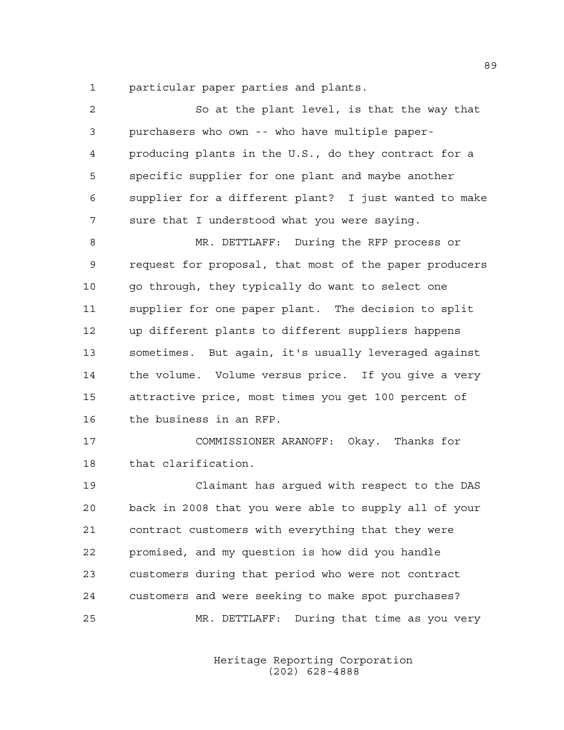particular paper parties and plants.

So at the plant level, is that the way that purchasers who own -- who have multiple paper-producing plants in the U.S., do they contract for a specific supplier for one plant and maybe another supplier for a different plant? I just wanted to make sure that I understood what you were saying.

MR. DETTLAFF: During the RFP process or request for proposal, that most of the paper producers go through, they typically do want to select one supplier for one paper plant. The decision to split up different plants to different suppliers happens sometimes. But again, it's usually leveraged against the volume. Volume versus price. If you give a very attractive price, most times you get 100 percent of the business in an RFP.

COMMISSIONER ARANOFF: Okay. Thanks for that clarification.

Claimant has argued with respect to the DAS back in 2008 that you were able to supply all of your contract customers with everything that they were promised, and my question is how did you handle customers during that period who were not contract customers and were seeking to make spot purchases?

MR. DETTLAFF: During that time as you very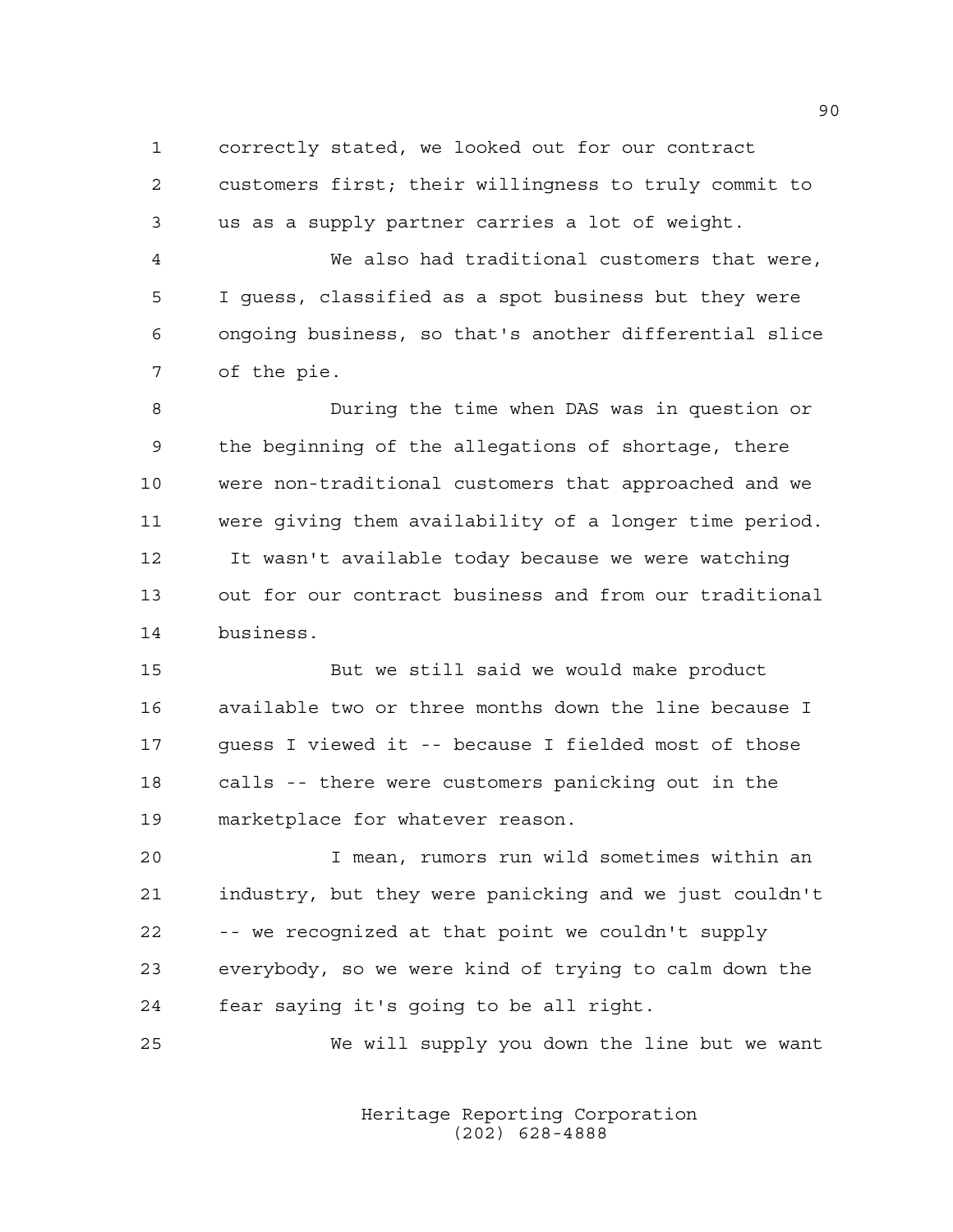correctly stated, we looked out for our contract customers first; their willingness to truly commit to us as a supply partner carries a lot of weight.

We also had traditional customers that were, I guess, classified as a spot business but they were ongoing business, so that's another differential slice of the pie.

During the time when DAS was in question or the beginning of the allegations of shortage, there were non-traditional customers that approached and we were giving them availability of a longer time period. It wasn't available today because we were watching out for our contract business and from our traditional business.

But we still said we would make product available two or three months down the line because I guess I viewed it -- because I fielded most of those calls -- there were customers panicking out in the marketplace for whatever reason.

I mean, rumors run wild sometimes within an industry, but they were panicking and we just couldn't -- we recognized at that point we couldn't supply everybody, so we were kind of trying to calm down the fear saying it's going to be all right.

We will supply you down the line but we want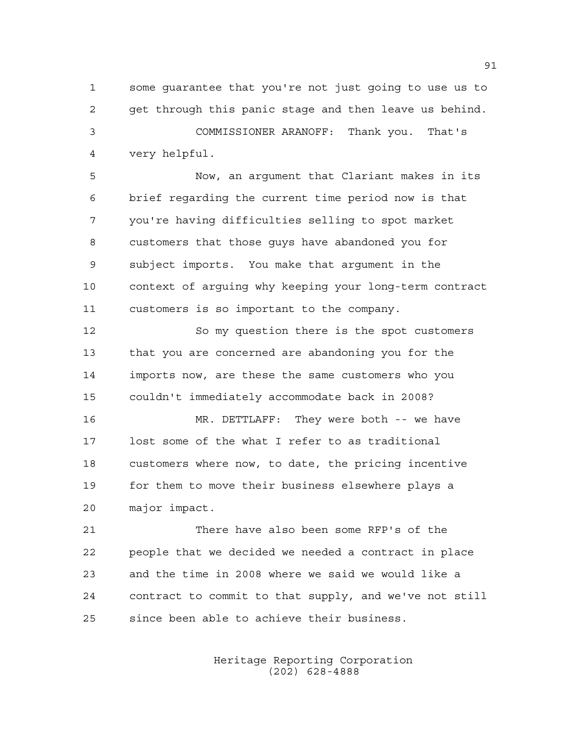some guarantee that you're not just going to use us to get through this panic stage and then leave us behind.

COMMISSIONER ARANOFF: Thank you. That's very helpful.

Now, an argument that Clariant makes in its brief regarding the current time period now is that you're having difficulties selling to spot market customers that those guys have abandoned you for subject imports. You make that argument in the context of arguing why keeping your long-term contract customers is so important to the company.

So my question there is the spot customers that you are concerned are abandoning you for the imports now, are these the same customers who you couldn't immediately accommodate back in 2008?

MR. DETTLAFF: They were both -- we have lost some of the what I refer to as traditional customers where now, to date, the pricing incentive for them to move their business elsewhere plays a major impact.

There have also been some RFP's of the people that we decided we needed a contract in place and the time in 2008 where we said we would like a contract to commit to that supply, and we've not still since been able to achieve their business.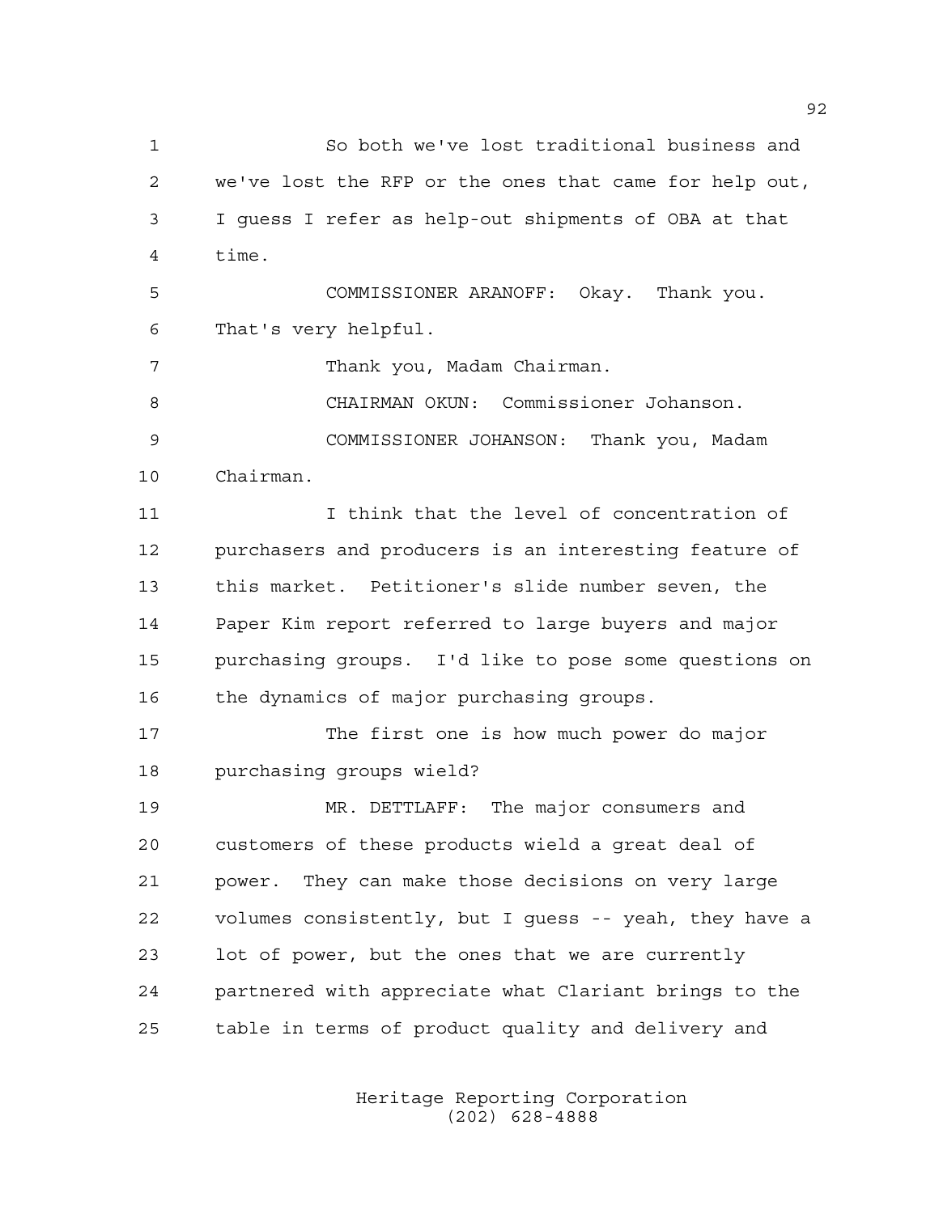So both we've lost traditional business and we've lost the RFP or the ones that came for help out, I guess I refer as help-out shipments of OBA at that time.

COMMISSIONER ARANOFF: Okay. Thank you. That's very helpful.

Thank you, Madam Chairman.

CHAIRMAN OKUN: Commissioner Johanson.

COMMISSIONER JOHANSON: Thank you, Madam Chairman.

I think that the level of concentration of purchasers and producers is an interesting feature of this market. Petitioner's slide number seven, the Paper Kim report referred to large buyers and major purchasing groups. I'd like to pose some questions on the dynamics of major purchasing groups.

The first one is how much power do major purchasing groups wield?

MR. DETTLAFF: The major consumers and customers of these products wield a great deal of power. They can make those decisions on very large volumes consistently, but I guess -- yeah, they have a lot of power, but the ones that we are currently partnered with appreciate what Clariant brings to the table in terms of product quality and delivery and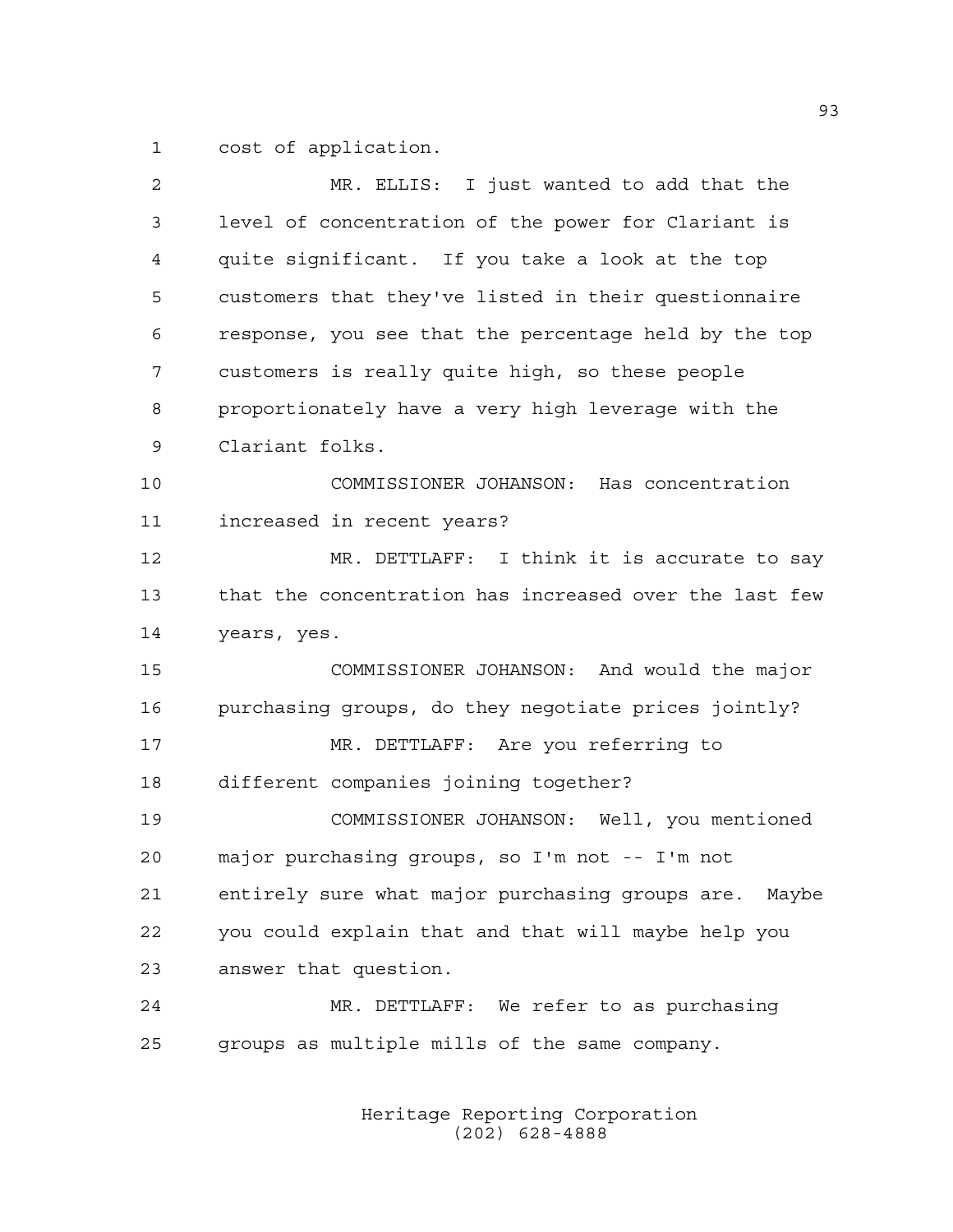cost of application.

MR. ELLIS: I just wanted to add that the level of concentration of the power for Clariant is quite significant. If you take a look at the top customers that they've listed in their questionnaire response, you see that the percentage held by the top customers is really quite high, so these people proportionately have a very high leverage with the Clariant folks.

COMMISSIONER JOHANSON: Has concentration increased in recent years?

MR. DETTLAFF: I think it is accurate to say that the concentration has increased over the last few years, yes.

COMMISSIONER JOHANSON: And would the major purchasing groups, do they negotiate prices jointly?

MR. DETTLAFF: Are you referring to different companies joining together?

COMMISSIONER JOHANSON: Well, you mentioned major purchasing groups, so I'm not -- I'm not entirely sure what major purchasing groups are. Maybe you could explain that and that will maybe help you answer that question.

MR. DETTLAFF: We refer to as purchasing groups as multiple mills of the same company.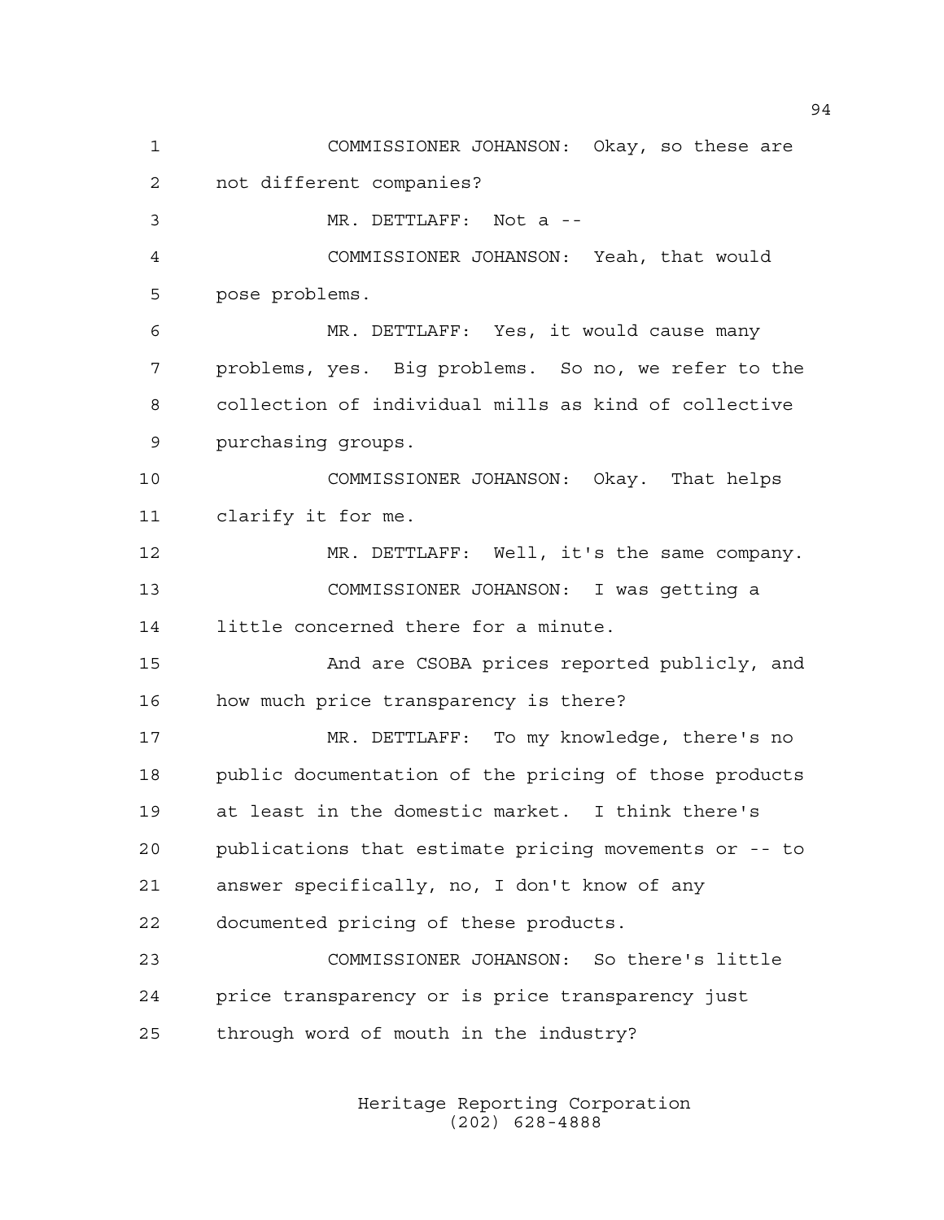COMMISSIONER JOHANSON: Okay, so these are not different companies?

MR. DETTLAFF: Not a --

COMMISSIONER JOHANSON: Yeah, that would pose problems.

MR. DETTLAFF: Yes, it would cause many problems, yes. Big problems. So no, we refer to the collection of individual mills as kind of collective purchasing groups.

COMMISSIONER JOHANSON: Okay. That helps clarify it for me.

MR. DETTLAFF: Well, it's the same company.

COMMISSIONER JOHANSON: I was getting a little concerned there for a minute.

And are CSOBA prices reported publicly, and how much price transparency is there?

MR. DETTLAFF: To my knowledge, there's no public documentation of the pricing of those products at least in the domestic market. I think there's publications that estimate pricing movements or -- to answer specifically, no, I don't know of any documented pricing of these products.

COMMISSIONER JOHANSON: So there's little price transparency or is price transparency just through word of mouth in the industry?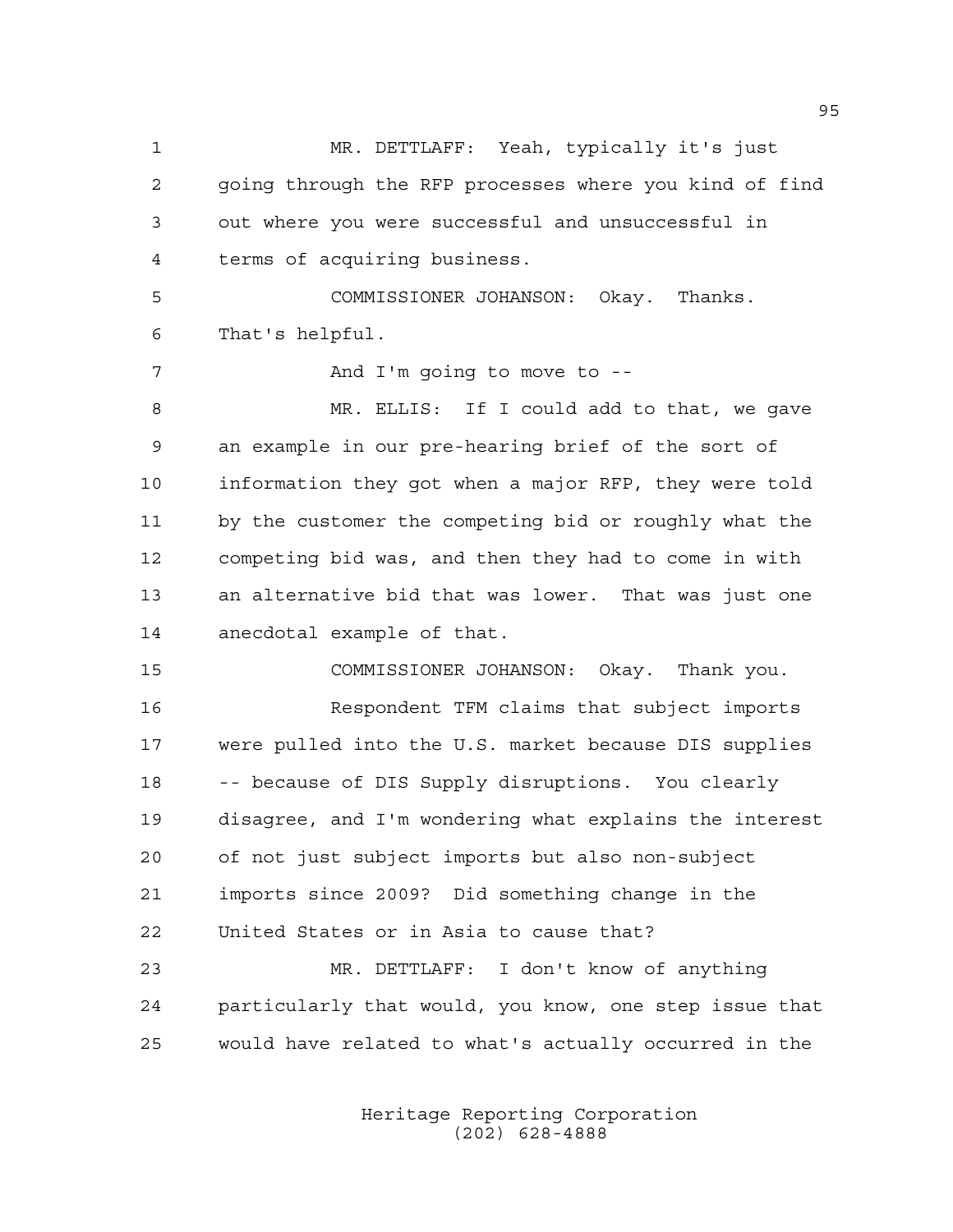MR. DETTLAFF: Yeah, typically it's just going through the RFP processes where you kind of find out where you were successful and unsuccessful in terms of acquiring business.

COMMISSIONER JOHANSON: Okay. Thanks. That's helpful.

And I'm going to move to --

MR. ELLIS: If I could add to that, we gave an example in our pre-hearing brief of the sort of information they got when a major RFP, they were told by the customer the competing bid or roughly what the competing bid was, and then they had to come in with an alternative bid that was lower. That was just one anecdotal example of that.

COMMISSIONER JOHANSON: Okay. Thank you.

Respondent TFM claims that subject imports were pulled into the U.S. market because DIS supplies -- because of DIS Supply disruptions. You clearly disagree, and I'm wondering what explains the interest of not just subject imports but also non-subject imports since 2009? Did something change in the United States or in Asia to cause that?

MR. DETTLAFF: I don't know of anything particularly that would, you know, one step issue that would have related to what's actually occurred in the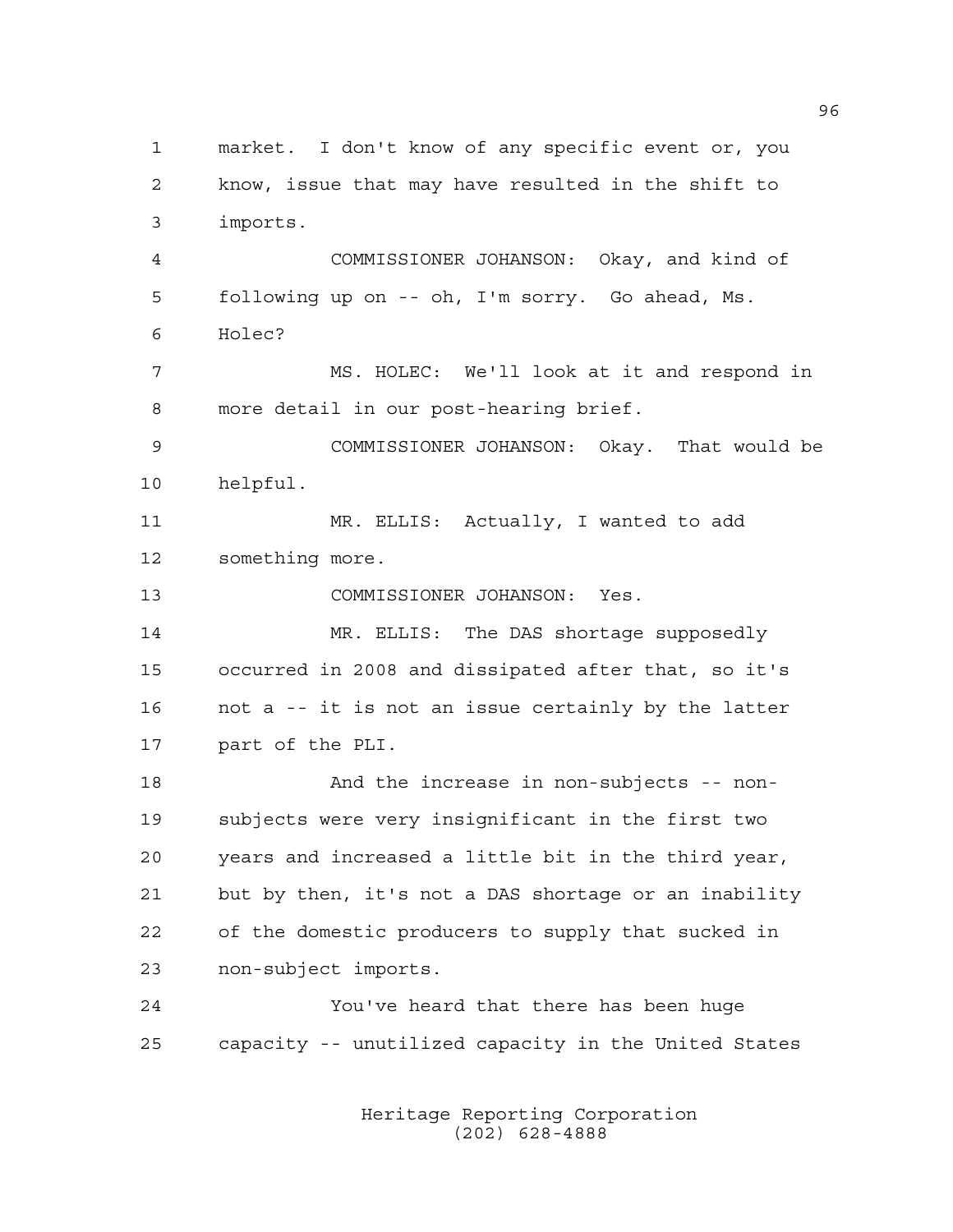market. I don't know of any specific event or, you know, issue that may have resulted in the shift to imports.

COMMISSIONER JOHANSON: Okay, and kind of following up on -- oh, I'm sorry. Go ahead, Ms. Holec?

MS. HOLEC: We'll look at it and respond in more detail in our post-hearing brief.

COMMISSIONER JOHANSON: Okay. That would be helpful.

MR. ELLIS: Actually, I wanted to add something more.

COMMISSIONER JOHANSON: Yes.

MR. ELLIS: The DAS shortage supposedly occurred in 2008 and dissipated after that, so it's not a -- it is not an issue certainly by the latter part of the PLI.

And the increase in non-subjects -- non-subjects were very insignificant in the first two years and increased a little bit in the third year, but by then, it's not a DAS shortage or an inability of the domestic producers to supply that sucked in non-subject imports.

You've heard that there has been huge capacity -- unutilized capacity in the United States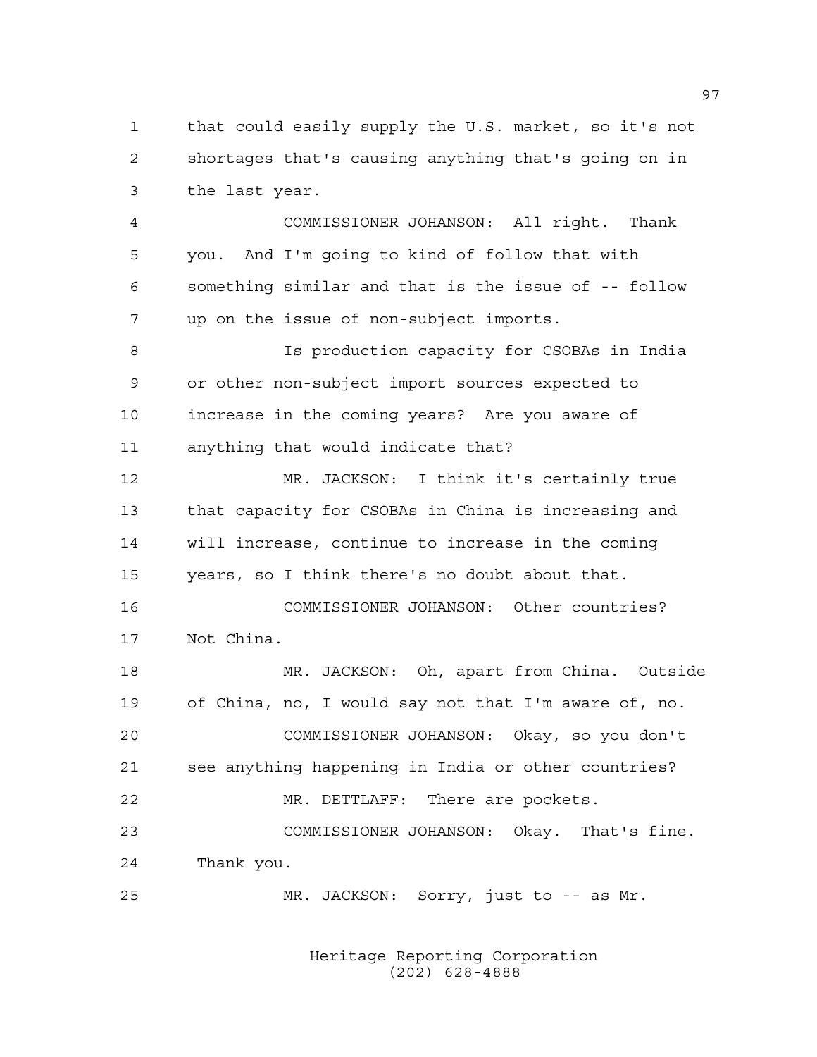that could easily supply the U.S. market, so it's not shortages that's causing anything that's going on in the last year.

COMMISSIONER JOHANSON: All right. Thank you. And I'm going to kind of follow that with something similar and that is the issue of -- follow up on the issue of non-subject imports.

Is production capacity for CSOBAs in India or other non-subject import sources expected to increase in the coming years? Are you aware of anything that would indicate that?

MR. JACKSON: I think it's certainly true that capacity for CSOBAs in China is increasing and will increase, continue to increase in the coming years, so I think there's no doubt about that.

COMMISSIONER JOHANSON: Other countries? Not China.

MR. JACKSON: Oh, apart from China. Outside of China, no, I would say not that I'm aware of, no.

COMMISSIONER JOHANSON: Okay, so you don't see anything happening in India or other countries?

MR. DETTLAFF: There are pockets.

COMMISSIONER JOHANSON: Okay. That's fine. Thank you.

MR. JACKSON: Sorry, just to -- as Mr.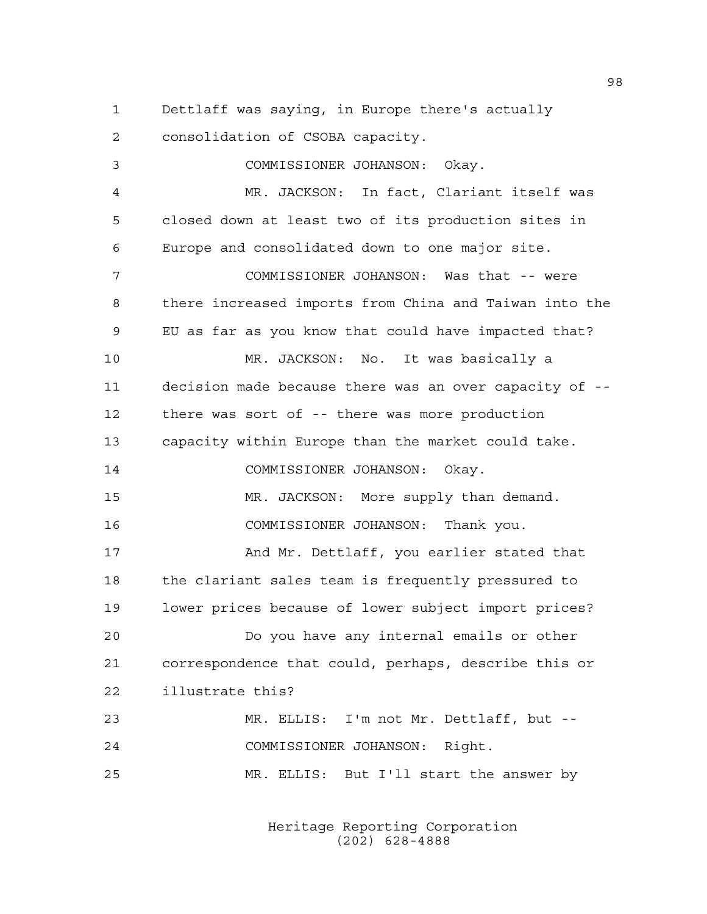Dettlaff was saying, in Europe there's actually consolidation of CSOBA capacity.

COMMISSIONER JOHANSON: Okay.

MR. JACKSON: In fact, Clariant itself was closed down at least two of its production sites in Europe and consolidated down to one major site.

COMMISSIONER JOHANSON: Was that -- were there increased imports from China and Taiwan into the EU as far as you know that could have impacted that?

MR. JACKSON: No. It was basically a decision made because there was an over capacity of -- there was sort of -- there was more production capacity within Europe than the market could take.

COMMISSIONER JOHANSON: Okay.

MR. JACKSON: More supply than demand.

COMMISSIONER JOHANSON: Thank you.

And Mr. Dettlaff, you earlier stated that the clariant sales team is frequently pressured to lower prices because of lower subject import prices?

Do you have any internal emails or other correspondence that could, perhaps, describe this or illustrate this?

MR. ELLIS: I'm not Mr. Dettlaff, but --

COMMISSIONER JOHANSON: Right.

MR. ELLIS: But I'll start the answer by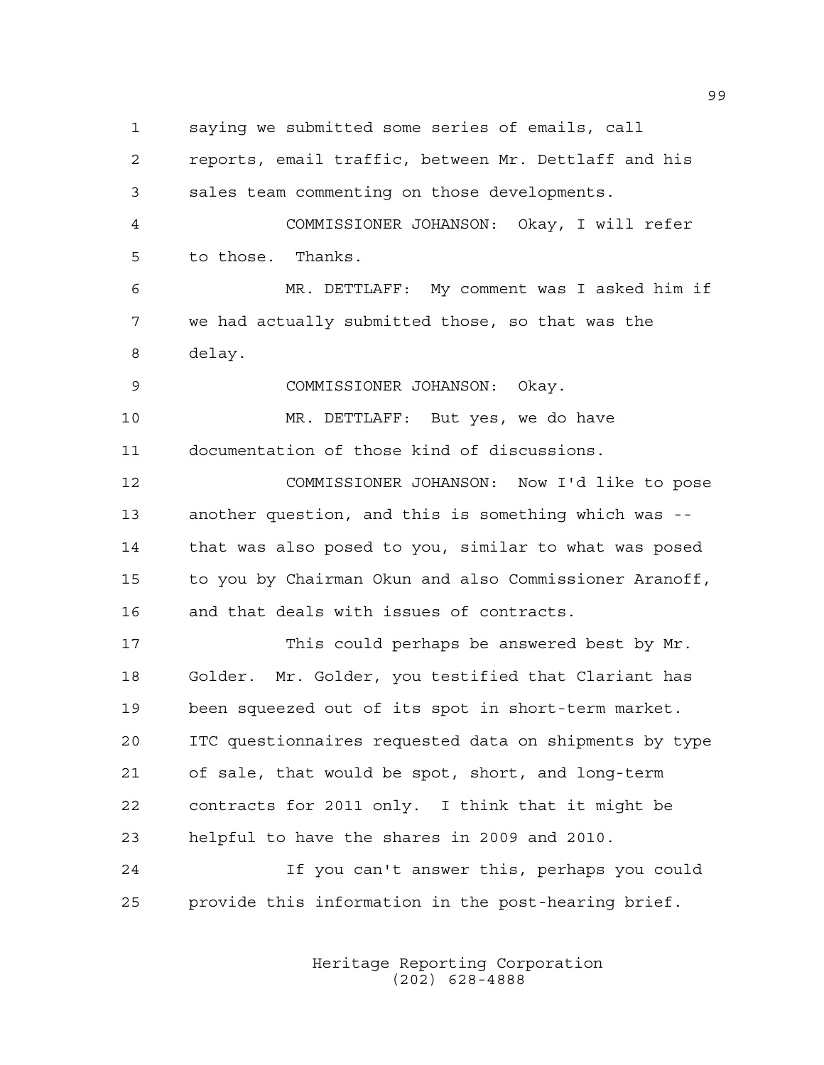saying we submitted some series of emails, call reports, email traffic, between Mr. Dettlaff and his sales team commenting on those developments.

COMMISSIONER JOHANSON: Okay, I will refer to those. Thanks.

MR. DETTLAFF: My comment was I asked him if we had actually submitted those, so that was the delay.

COMMISSIONER JOHANSON: Okay.

MR. DETTLAFF: But yes, we do have documentation of those kind of discussions.

COMMISSIONER JOHANSON: Now I'd like to pose another question, and this is something which was -- that was also posed to you, similar to what was posed to you by Chairman Okun and also Commissioner Aranoff, and that deals with issues of contracts.

This could perhaps be answered best by Mr. Golder. Mr. Golder, you testified that Clariant has been squeezed out of its spot in short-term market. ITC questionnaires requested data on shipments by type of sale, that would be spot, short, and long-term contracts for 2011 only. I think that it might be helpful to have the shares in 2009 and 2010.

If you can't answer this, perhaps you could provide this information in the post-hearing brief.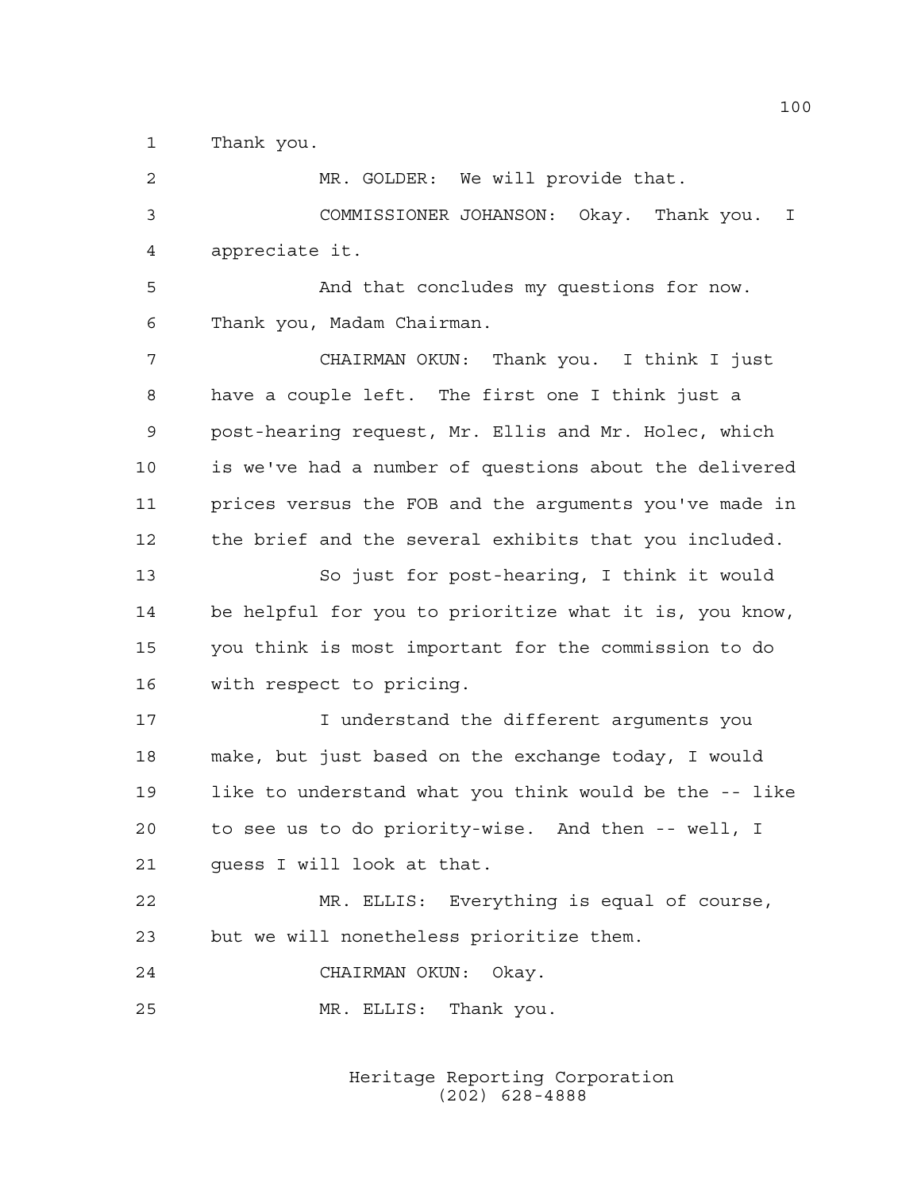Thank you.

MR. GOLDER: We will provide that.

COMMISSIONER JOHANSON: Okay. Thank you. I appreciate it.

And that concludes my questions for now. Thank you, Madam Chairman.

CHAIRMAN OKUN: Thank you. I think I just have a couple left. The first one I think just a post-hearing request, Mr. Ellis and Mr. Holec, which is we've had a number of questions about the delivered prices versus the FOB and the arguments you've made in the brief and the several exhibits that you included.

So just for post-hearing, I think it would be helpful for you to prioritize what it is, you know, you think is most important for the commission to do with respect to pricing.

I understand the different arguments you make, but just based on the exchange today, I would like to understand what you think would be the -- like to see us to do priority-wise. And then -- well, I guess I will look at that.

MR. ELLIS: Everything is equal of course, but we will nonetheless prioritize them.

CHAIRMAN OKUN: Okay.

MR. ELLIS: Thank you.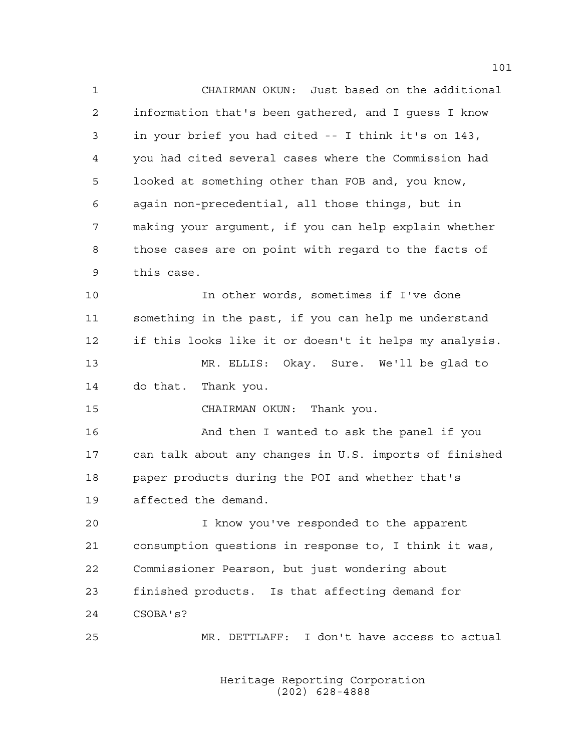CHAIRMAN OKUN: Just based on the additional information that's been gathered, and I guess I know in your brief you had cited -- I think it's on 143, you had cited several cases where the Commission had looked at something other than FOB and, you know, again non-precedential, all those things, but in making your argument, if you can help explain whether those cases are on point with regard to the facts of this case.

In other words, sometimes if I've done something in the past, if you can help me understand if this looks like it or doesn't it helps my analysis.

MR. ELLIS: Okay. Sure. We'll be glad to do that. Thank you.

CHAIRMAN OKUN: Thank you.

And then I wanted to ask the panel if you can talk about any changes in U.S. imports of finished paper products during the POI and whether that's affected the demand.

I know you've responded to the apparent consumption questions in response to, I think it was, Commissioner Pearson, but just wondering about finished products. Is that affecting demand for CSOBA's?

MR. DETTLAFF: I don't have access to actual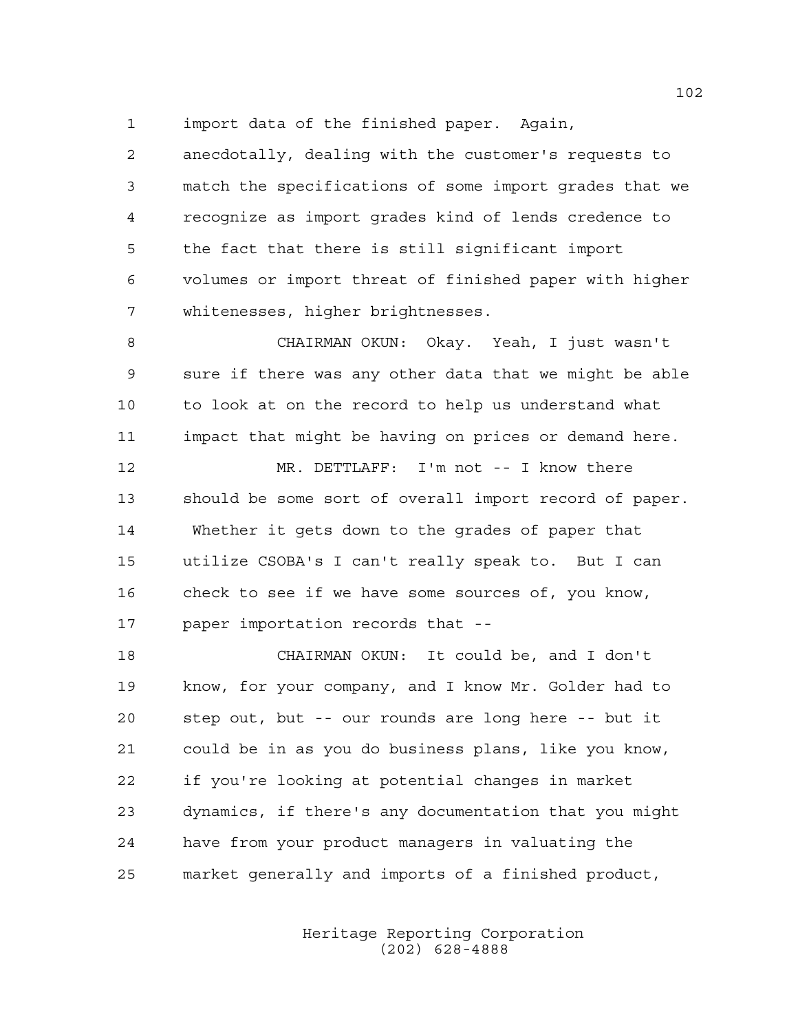import data of the finished paper. Again, anecdotally, dealing with the customer's requests to match the specifications of some import grades that we recognize as import grades kind of lends credence to the fact that there is still significant import volumes or import threat of finished paper with higher whitenesses, higher brightnesses.

CHAIRMAN OKUN: Okay. Yeah, I just wasn't sure if there was any other data that we might be able to look at on the record to help us understand what impact that might be having on prices or demand here.

MR. DETTLAFF: I'm not -- I know there should be some sort of overall import record of paper. Whether it gets down to the grades of paper that utilize CSOBA's I can't really speak to. But I can check to see if we have some sources of, you know, paper importation records that --

CHAIRMAN OKUN: It could be, and I don't know, for your company, and I know Mr. Golder had to step out, but -- our rounds are long here -- but it could be in as you do business plans, like you know, if you're looking at potential changes in market dynamics, if there's any documentation that you might have from your product managers in valuating the market generally and imports of a finished product,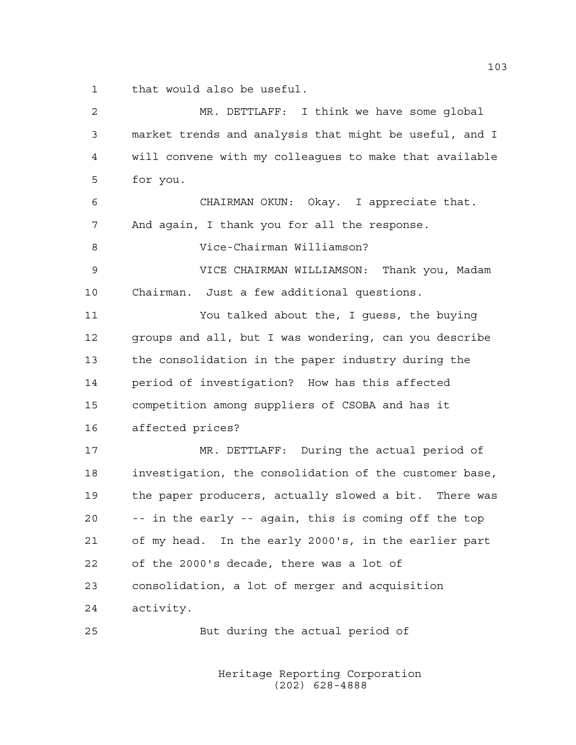that would also be useful.

MR. DETTLAFF: I think we have some global market trends and analysis that might be useful, and I will convene with my colleagues to make that available for you.

CHAIRMAN OKUN: Okay. I appreciate that. And again, I thank you for all the response.

Vice-Chairman Williamson?

VICE CHAIRMAN WILLIAMSON: Thank you, Madam Chairman. Just a few additional questions.

You talked about the, I guess, the buying groups and all, but I was wondering, can you describe the consolidation in the paper industry during the period of investigation? How has this affected competition among suppliers of CSOBA and has it affected prices?

MR. DETTLAFF: During the actual period of investigation, the consolidation of the customer base, the paper producers, actually slowed a bit. There was -- in the early -- again, this is coming off the top of my head. In the early 2000's, in the earlier part of the 2000's decade, there was a lot of consolidation, a lot of merger and acquisition activity.

But during the actual period of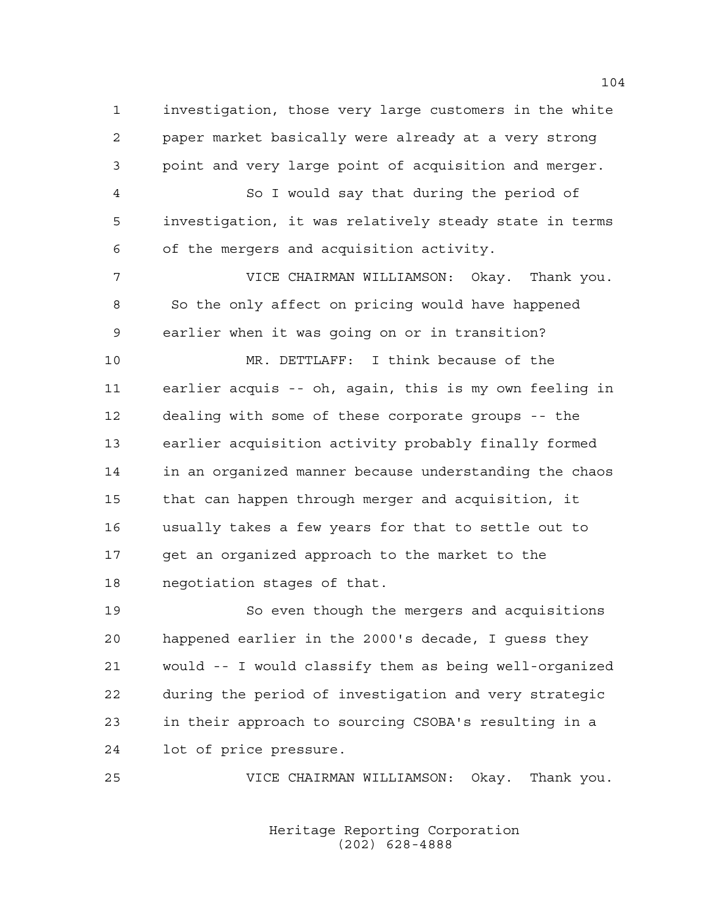investigation, those very large customers in the white paper market basically were already at a very strong point and very large point of acquisition and merger.

So I would say that during the period of investigation, it was relatively steady state in terms of the mergers and acquisition activity.

VICE CHAIRMAN WILLIAMSON: Okay. Thank you. So the only affect on pricing would have happened earlier when it was going on or in transition?

MR. DETTLAFF: I think because of the earlier acquis -- oh, again, this is my own feeling in dealing with some of these corporate groups -- the earlier acquisition activity probably finally formed in an organized manner because understanding the chaos that can happen through merger and acquisition, it usually takes a few years for that to settle out to get an organized approach to the market to the negotiation stages of that.

So even though the mergers and acquisitions happened earlier in the 2000's decade, I guess they would -- I would classify them as being well-organized during the period of investigation and very strategic in their approach to sourcing CSOBA's resulting in a lot of price pressure.

VICE CHAIRMAN WILLIAMSON: Okay. Thank you.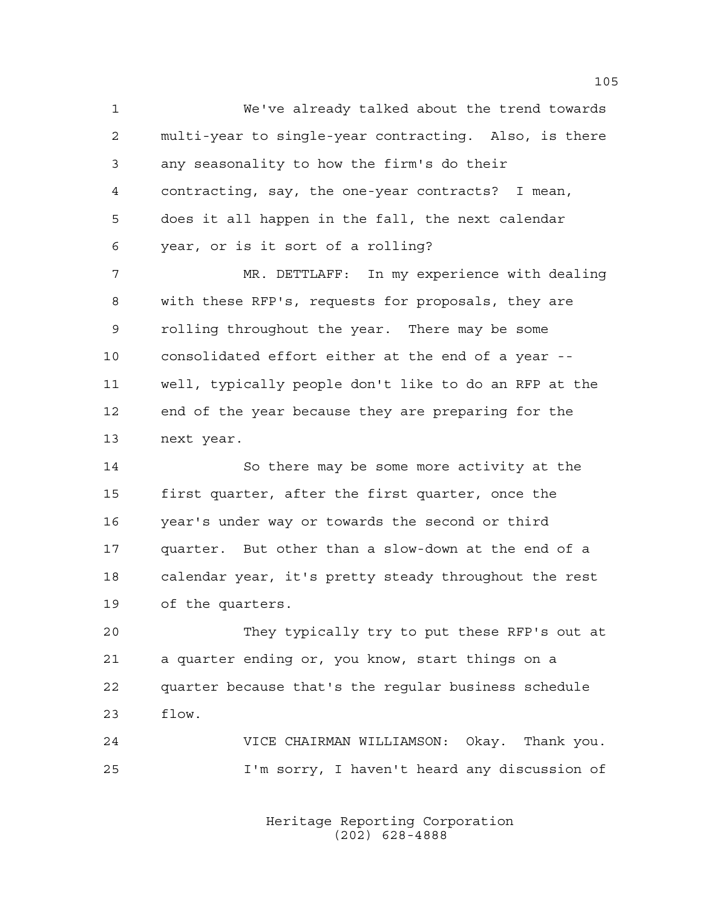We've already talked about the trend towards multi-year to single-year contracting. Also, is there any seasonality to how the firm's do their contracting, say, the one-year contracts? I mean, does it all happen in the fall, the next calendar year, or is it sort of a rolling?

MR. DETTLAFF: In my experience with dealing with these RFP's, requests for proposals, they are rolling throughout the year. There may be some consolidated effort either at the end of a year -- well, typically people don't like to do an RFP at the end of the year because they are preparing for the next year.

So there may be some more activity at the first quarter, after the first quarter, once the year's under way or towards the second or third quarter. But other than a slow-down at the end of a calendar year, it's pretty steady throughout the rest of the quarters.

They typically try to put these RFP's out at a quarter ending or, you know, start things on a quarter because that's the regular business schedule flow.

VICE CHAIRMAN WILLIAMSON: Okay. Thank you.

I'm sorry, I haven't heard any discussion of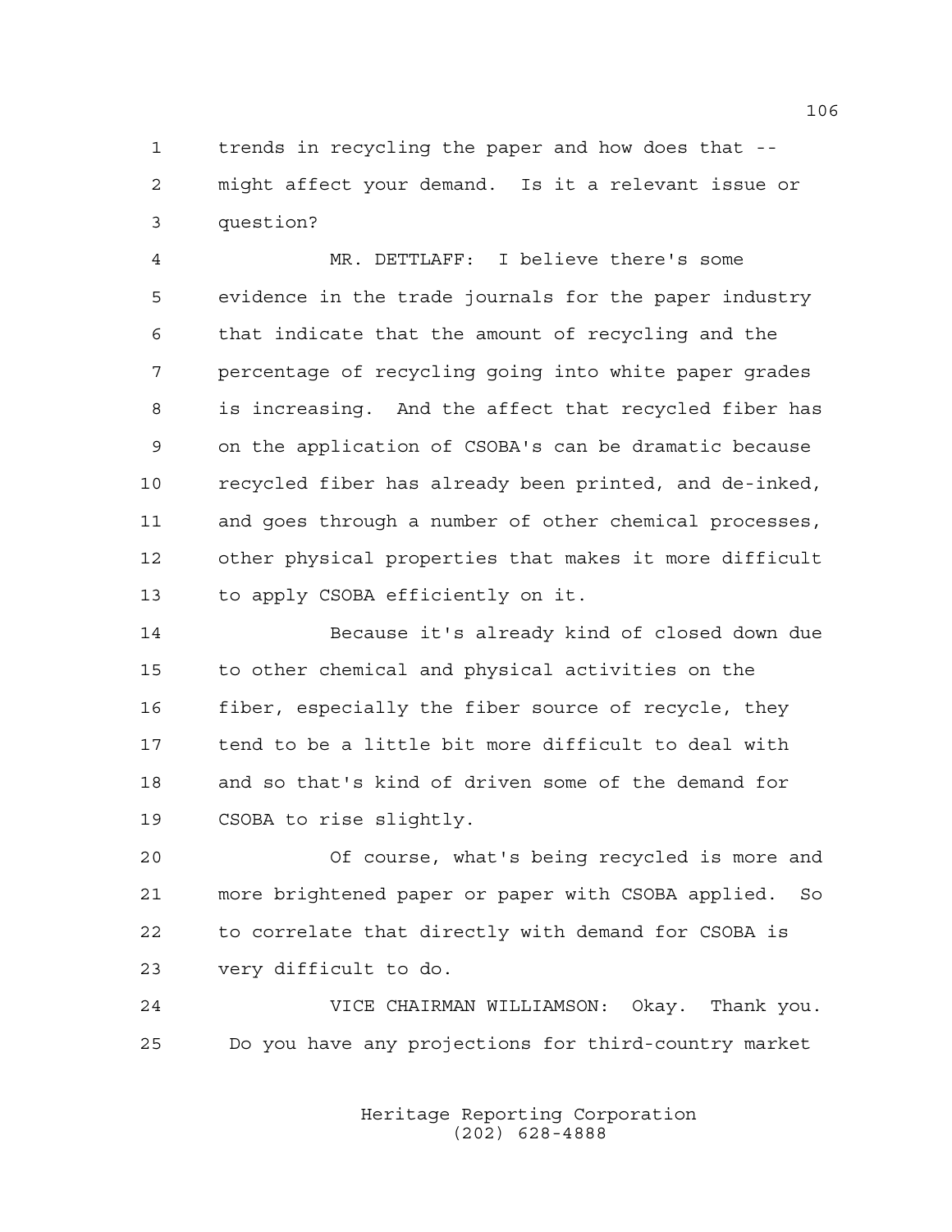trends in recycling the paper and how does that -- might affect your demand. Is it a relevant issue or question?

MR. DETTLAFF: I believe there's some evidence in the trade journals for the paper industry that indicate that the amount of recycling and the percentage of recycling going into white paper grades is increasing. And the affect that recycled fiber has on the application of CSOBA's can be dramatic because recycled fiber has already been printed, and de-inked, and goes through a number of other chemical processes, other physical properties that makes it more difficult to apply CSOBA efficiently on it.

Because it's already kind of closed down due to other chemical and physical activities on the fiber, especially the fiber source of recycle, they tend to be a little bit more difficult to deal with and so that's kind of driven some of the demand for CSOBA to rise slightly.

Of course, what's being recycled is more and more brightened paper or paper with CSOBA applied. So to correlate that directly with demand for CSOBA is very difficult to do.

VICE CHAIRMAN WILLIAMSON: Okay. Thank you. Do you have any projections for third-country market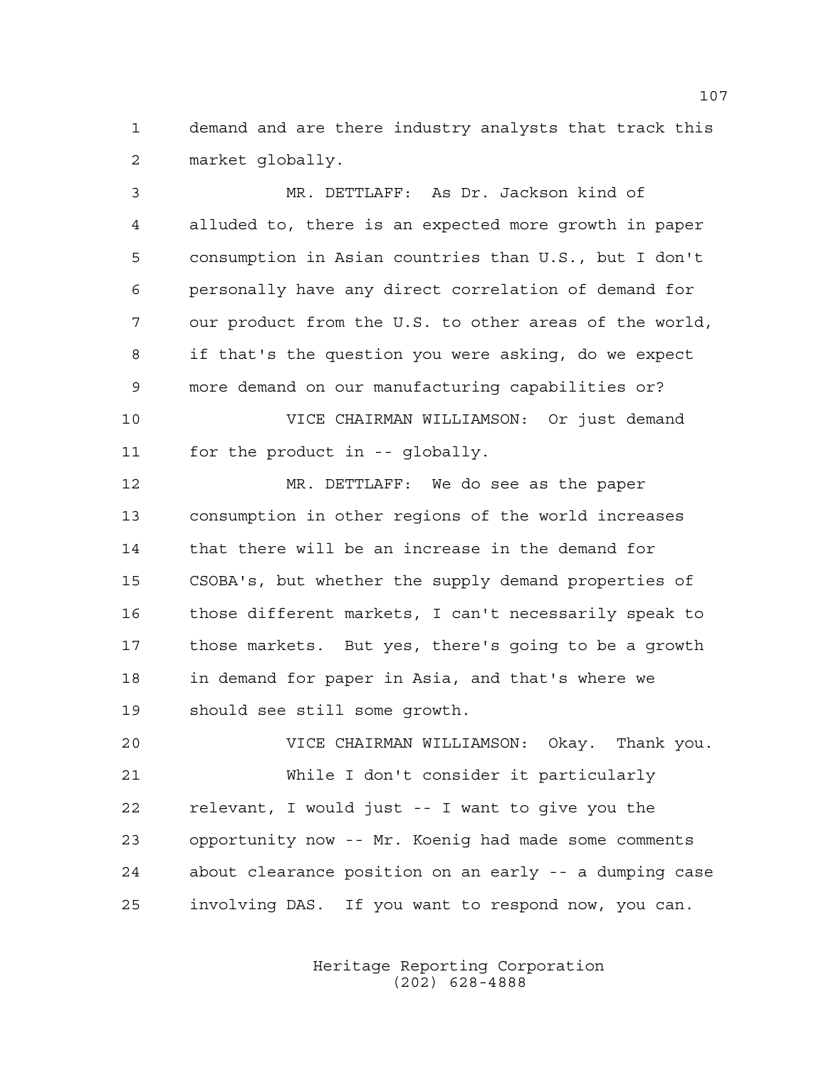demand and are there industry analysts that track this market globally.

MR. DETTLAFF: As Dr. Jackson kind of alluded to, there is an expected more growth in paper consumption in Asian countries than U.S., but I don't personally have any direct correlation of demand for our product from the U.S. to other areas of the world, if that's the question you were asking, do we expect more demand on our manufacturing capabilities or?

VICE CHAIRMAN WILLIAMSON: Or just demand for the product in -- globally.

MR. DETTLAFF: We do see as the paper consumption in other regions of the world increases that there will be an increase in the demand for CSOBA's, but whether the supply demand properties of those different markets, I can't necessarily speak to those markets. But yes, there's going to be a growth in demand for paper in Asia, and that's where we should see still some growth.

VICE CHAIRMAN WILLIAMSON: Okay. Thank you.

While I don't consider it particularly relevant, I would just -- I want to give you the opportunity now -- Mr. Koenig had made some comments about clearance position on an early -- a dumping case involving DAS. If you want to respond now, you can.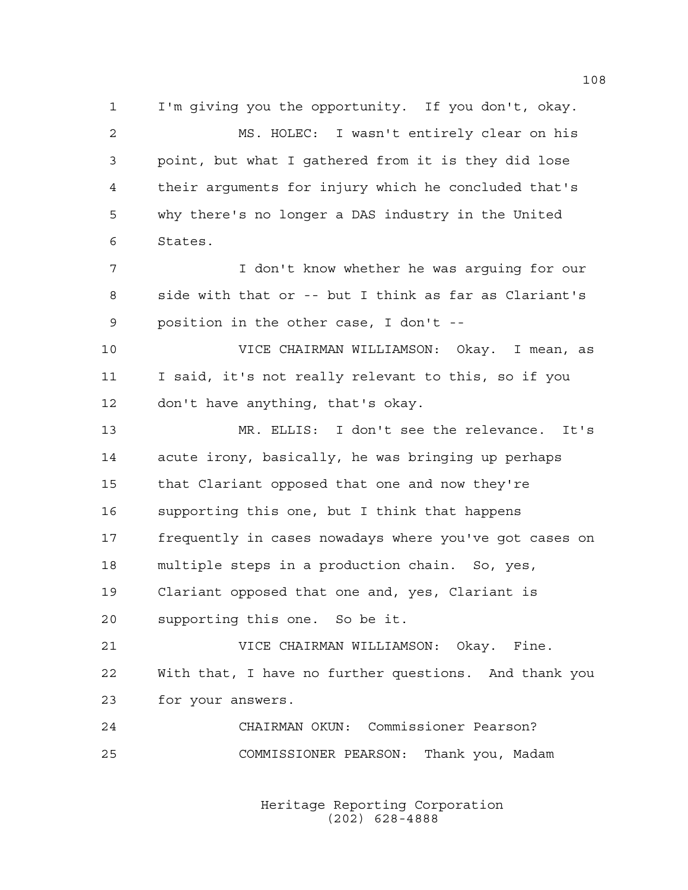I'm giving you the opportunity. If you don't, okay.

MS. HOLEC: I wasn't entirely clear on his point, but what I gathered from it is they did lose their arguments for injury which he concluded that's why there's no longer a DAS industry in the United States.

I don't know whether he was arguing for our side with that or -- but I think as far as Clariant's position in the other case, I don't --

VICE CHAIRMAN WILLIAMSON: Okay. I mean, as I said, it's not really relevant to this, so if you don't have anything, that's okay.

MR. ELLIS: I don't see the relevance. It's acute irony, basically, he was bringing up perhaps that Clariant opposed that one and now they're supporting this one, but I think that happens frequently in cases nowadays where you've got cases on multiple steps in a production chain. So, yes, Clariant opposed that one and, yes, Clariant is supporting this one. So be it.

VICE CHAIRMAN WILLIAMSON: Okay. Fine. With that, I have no further questions. And thank you for your answers.

CHAIRMAN OKUN: Commissioner Pearson?

COMMISSIONER PEARSON: Thank you, Madam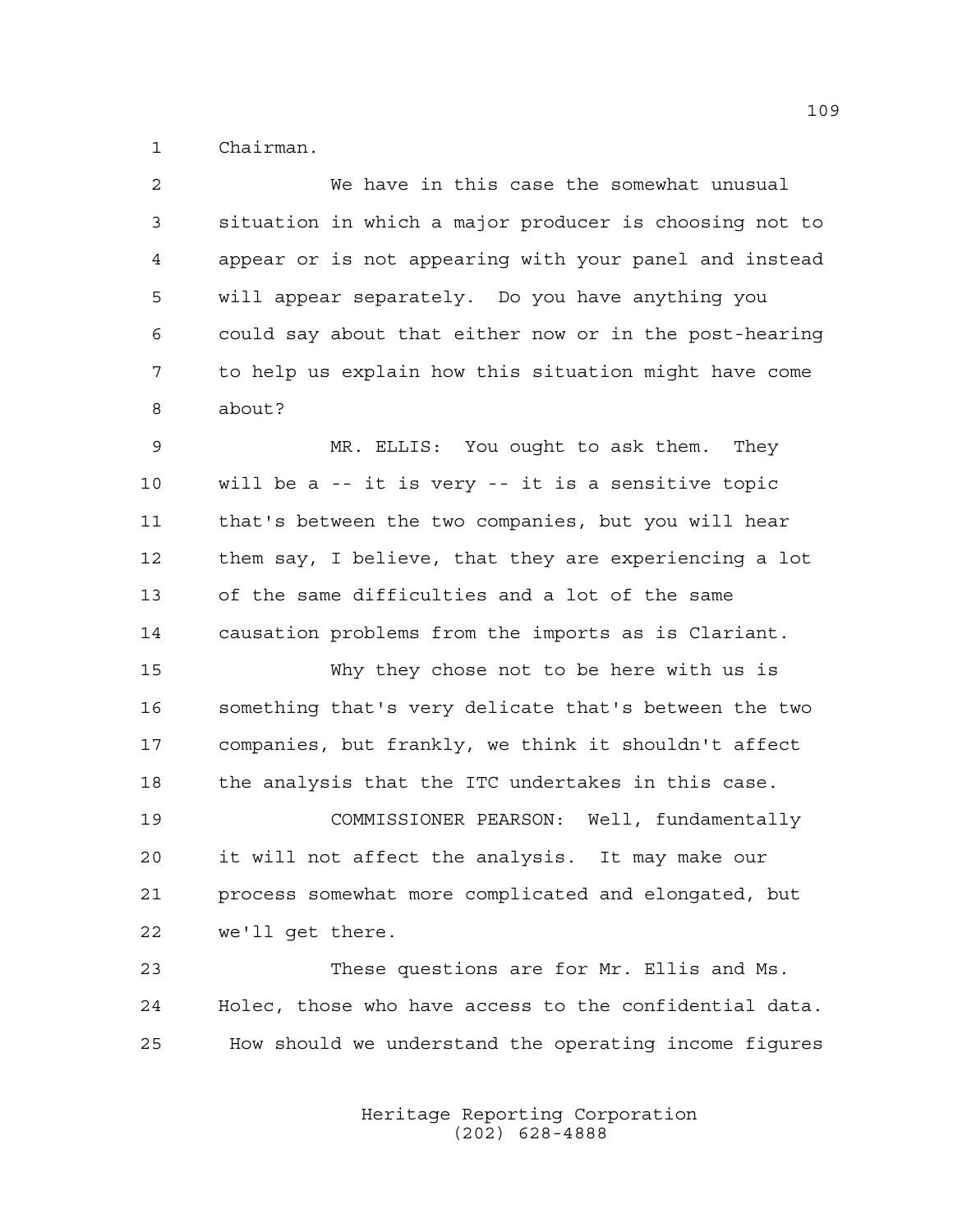Chairman.

We have in this case the somewhat unusual situation in which a major producer is choosing not to appear or is not appearing with your panel and instead will appear separately. Do you have anything you could say about that either now or in the post-hearing to help us explain how this situation might have come about?

MR. ELLIS: You ought to ask them. They will be a -- it is very -- it is a sensitive topic that's between the two companies, but you will hear them say, I believe, that they are experiencing a lot of the same difficulties and a lot of the same causation problems from the imports as is Clariant.

Why they chose not to be here with us is something that's very delicate that's between the two companies, but frankly, we think it shouldn't affect the analysis that the ITC undertakes in this case.

COMMISSIONER PEARSON: Well, fundamentally it will not affect the analysis. It may make our process somewhat more complicated and elongated, but we'll get there.

These questions are for Mr. Ellis and Ms. Holec, those who have access to the confidential data. How should we understand the operating income figures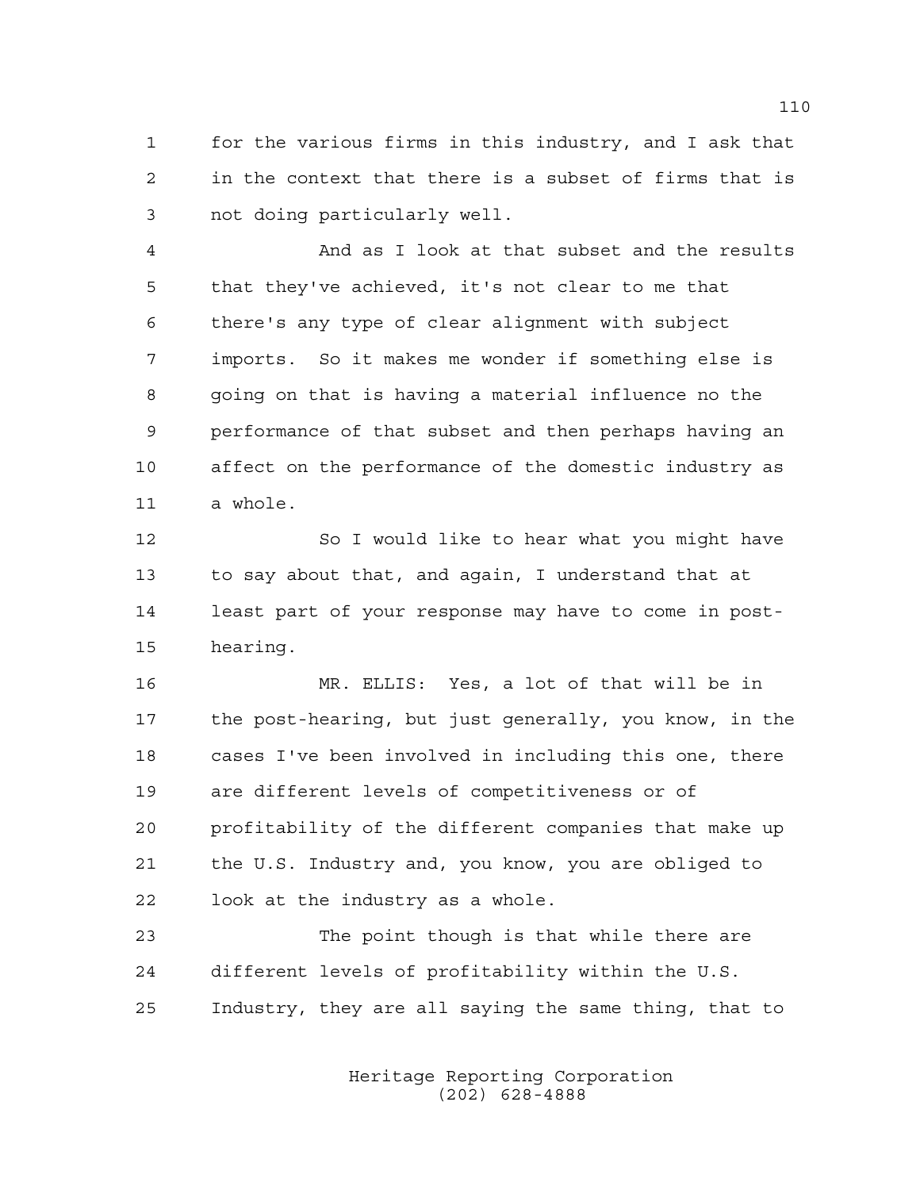for the various firms in this industry, and I ask that in the context that there is a subset of firms that is not doing particularly well.

And as I look at that subset and the results that they've achieved, it's not clear to me that there's any type of clear alignment with subject imports. So it makes me wonder if something else is going on that is having a material influence no the performance of that subset and then perhaps having an affect on the performance of the domestic industry as a whole.

So I would like to hear what you might have to say about that, and again, I understand that at least part of your response may have to come in post-hearing.

MR. ELLIS: Yes, a lot of that will be in the post-hearing, but just generally, you know, in the cases I've been involved in including this one, there are different levels of competitiveness or of profitability of the different companies that make up the U.S. Industry and, you know, you are obliged to look at the industry as a whole.

The point though is that while there are different levels of profitability within the U.S. Industry, they are all saying the same thing, that to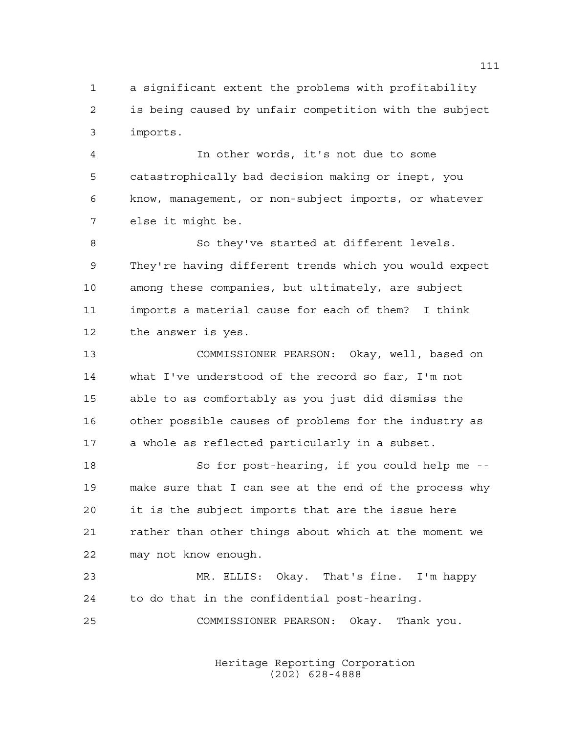a significant extent the problems with profitability is being caused by unfair competition with the subject imports.

In other words, it's not due to some catastrophically bad decision making or inept, you know, management, or non-subject imports, or whatever else it might be.

So they've started at different levels. They're having different trends which you would expect among these companies, but ultimately, are subject imports a material cause for each of them? I think the answer is yes.

COMMISSIONER PEARSON: Okay, well, based on what I've understood of the record so far, I'm not able to as comfortably as you just did dismiss the other possible causes of problems for the industry as a whole as reflected particularly in a subset.

So for post-hearing, if you could help me -- make sure that I can see at the end of the process why it is the subject imports that are the issue here rather than other things about which at the moment we may not know enough.

MR. ELLIS: Okay. That's fine. I'm happy to do that in the confidential post-hearing.

COMMISSIONER PEARSON: Okay. Thank you.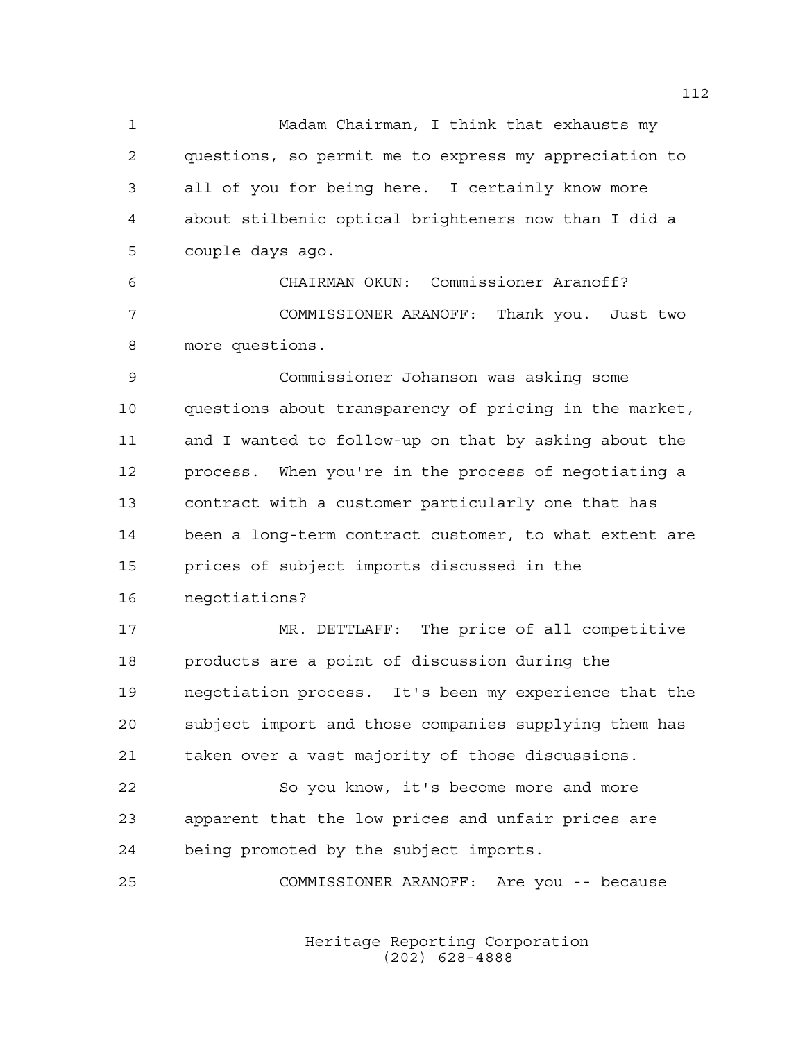Madam Chairman, I think that exhausts my questions, so permit me to express my appreciation to all of you for being here. I certainly know more about stilbenic optical brighteners now than I did a couple days ago.

CHAIRMAN OKUN: Commissioner Aranoff?

COMMISSIONER ARANOFF: Thank you. Just two more questions.

Commissioner Johanson was asking some questions about transparency of pricing in the market, and I wanted to follow-up on that by asking about the process. When you're in the process of negotiating a contract with a customer particularly one that has been a long-term contract customer, to what extent are prices of subject imports discussed in the negotiations?

MR. DETTLAFF: The price of all competitive products are a point of discussion during the negotiation process. It's been my experience that the subject import and those companies supplying them has taken over a vast majority of those discussions.

So you know, it's become more and more apparent that the low prices and unfair prices are being promoted by the subject imports.

COMMISSIONER ARANOFF: Are you -- because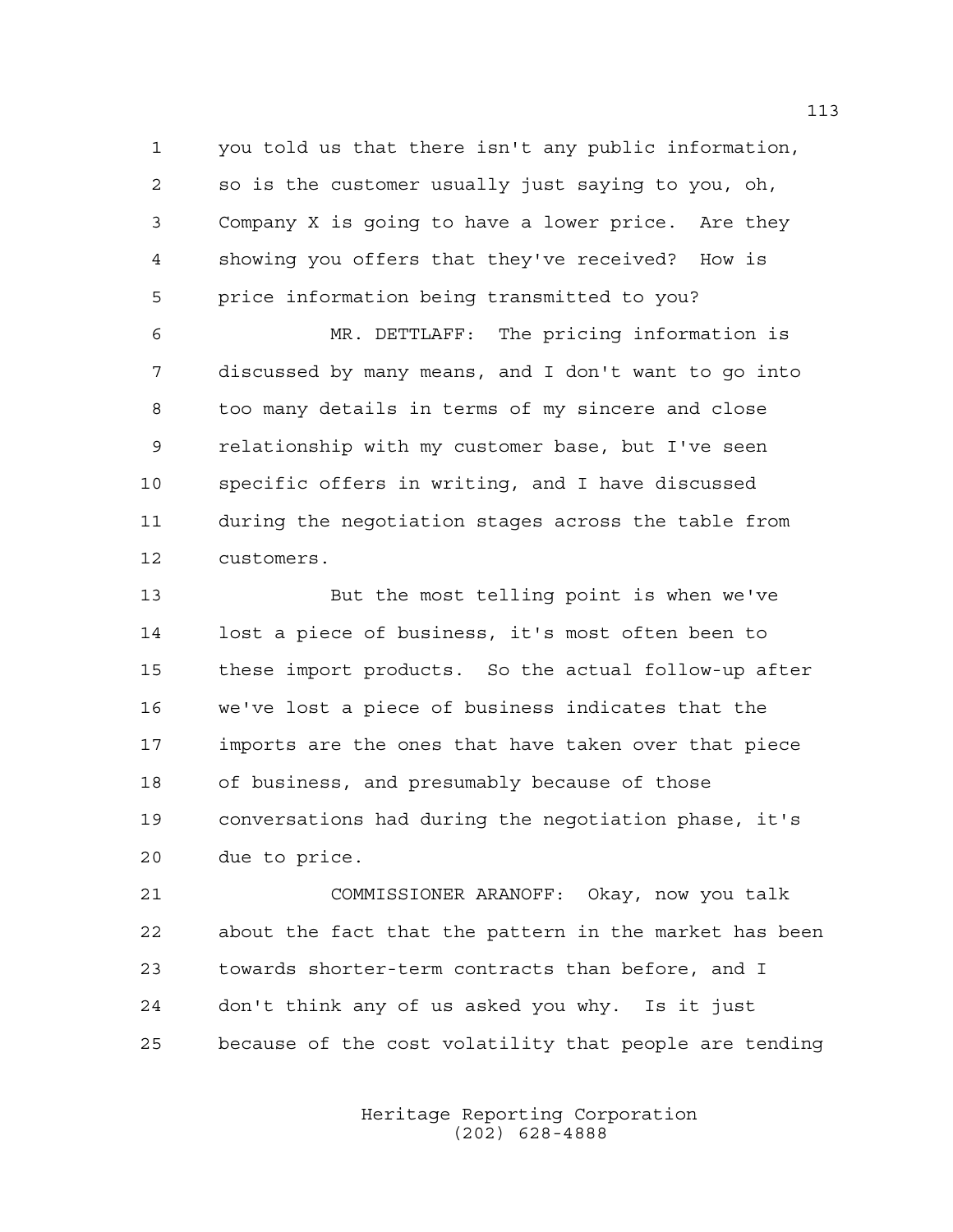you told us that there isn't any public information, so is the customer usually just saying to you, oh, Company X is going to have a lower price. Are they showing you offers that they've received? How is price information being transmitted to you?

MR. DETTLAFF: The pricing information is discussed by many means, and I don't want to go into too many details in terms of my sincere and close relationship with my customer base, but I've seen specific offers in writing, and I have discussed during the negotiation stages across the table from customers.

But the most telling point is when we've lost a piece of business, it's most often been to these import products. So the actual follow-up after we've lost a piece of business indicates that the imports are the ones that have taken over that piece of business, and presumably because of those conversations had during the negotiation phase, it's due to price.

COMMISSIONER ARANOFF: Okay, now you talk about the fact that the pattern in the market has been towards shorter-term contracts than before, and I don't think any of us asked you why. Is it just because of the cost volatility that people are tending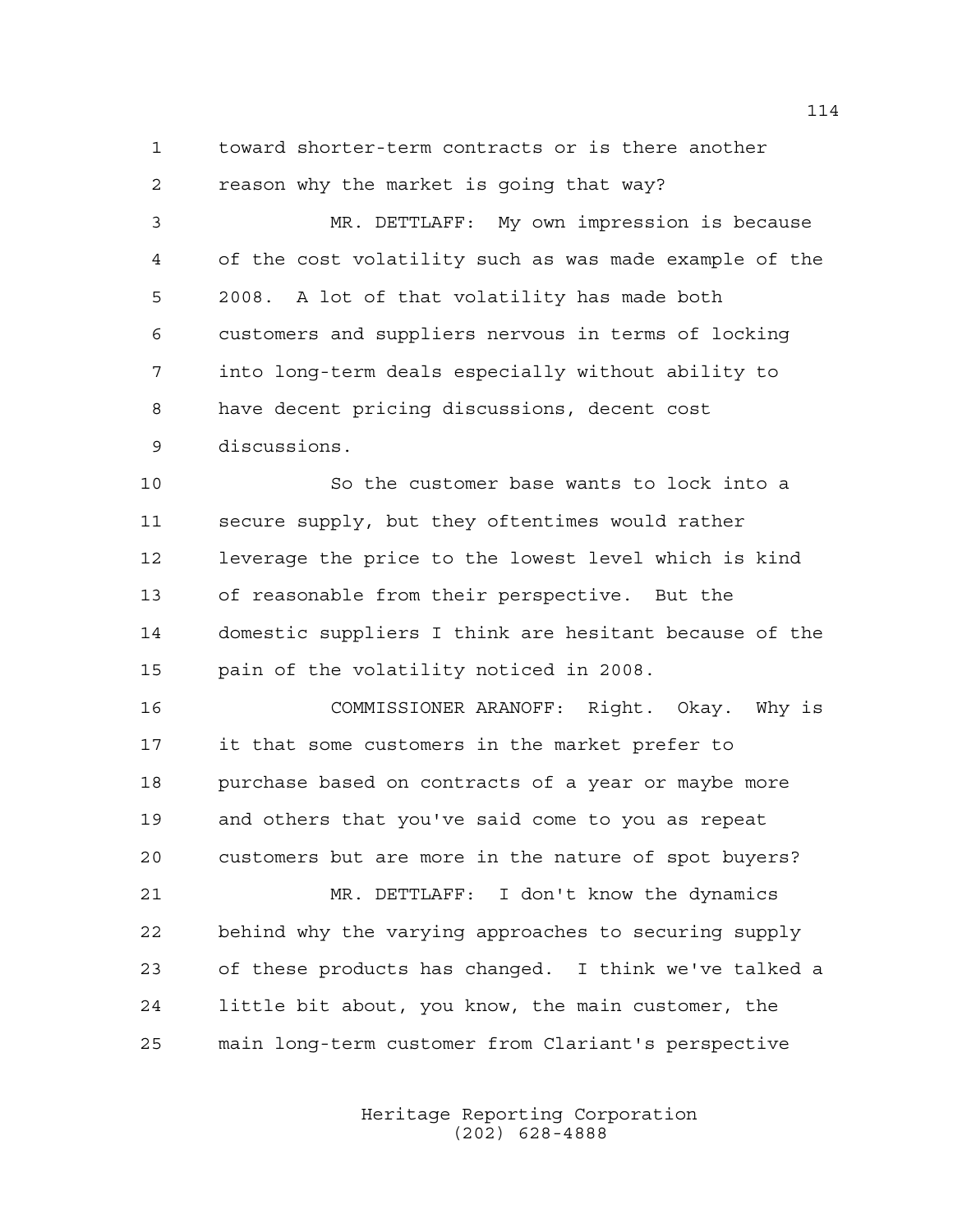toward shorter-term contracts or is there another reason why the market is going that way?

MR. DETTLAFF: My own impression is because of the cost volatility such as was made example of the 2008. A lot of that volatility has made both customers and suppliers nervous in terms of locking into long-term deals especially without ability to have decent pricing discussions, decent cost discussions.

So the customer base wants to lock into a secure supply, but they oftentimes would rather leverage the price to the lowest level which is kind of reasonable from their perspective. But the domestic suppliers I think are hesitant because of the pain of the volatility noticed in 2008.

COMMISSIONER ARANOFF: Right. Okay. Why is it that some customers in the market prefer to purchase based on contracts of a year or maybe more and others that you've said come to you as repeat customers but are more in the nature of spot buyers?

MR. DETTLAFF: I don't know the dynamics behind why the varying approaches to securing supply of these products has changed. I think we've talked a little bit about, you know, the main customer, the main long-term customer from Clariant's perspective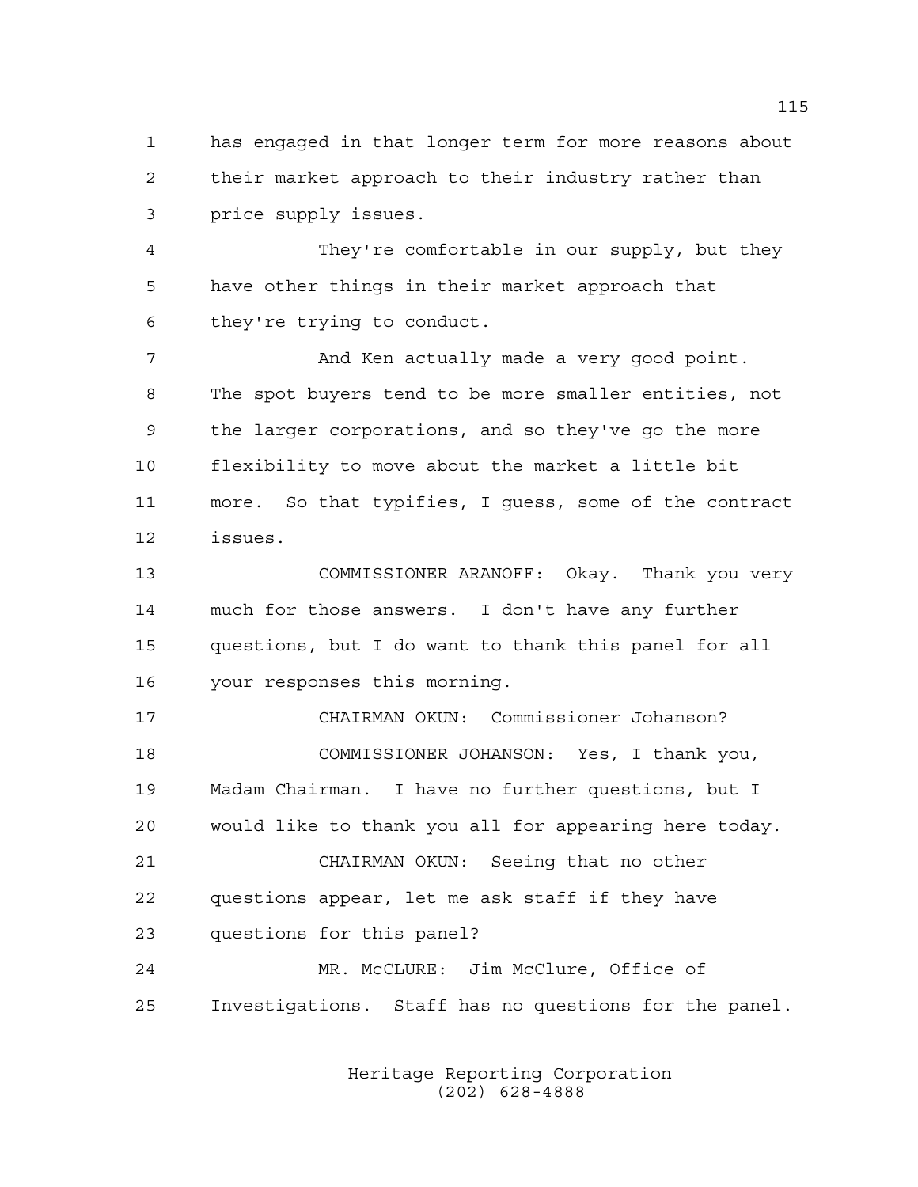has engaged in that longer term for more reasons about their market approach to their industry rather than price supply issues.

They're comfortable in our supply, but they have other things in their market approach that they're trying to conduct.

And Ken actually made a very good point. The spot buyers tend to be more smaller entities, not the larger corporations, and so they've go the more flexibility to move about the market a little bit more. So that typifies, I guess, some of the contract issues.

COMMISSIONER ARANOFF: Okay. Thank you very much for those answers. I don't have any further questions, but I do want to thank this panel for all your responses this morning.

CHAIRMAN OKUN: Commissioner Johanson?

COMMISSIONER JOHANSON: Yes, I thank you, Madam Chairman. I have no further questions, but I would like to thank you all for appearing here today.

CHAIRMAN OKUN: Seeing that no other questions appear, let me ask staff if they have questions for this panel?

MR. McCLURE: Jim McClure, Office of Investigations. Staff has no questions for the panel.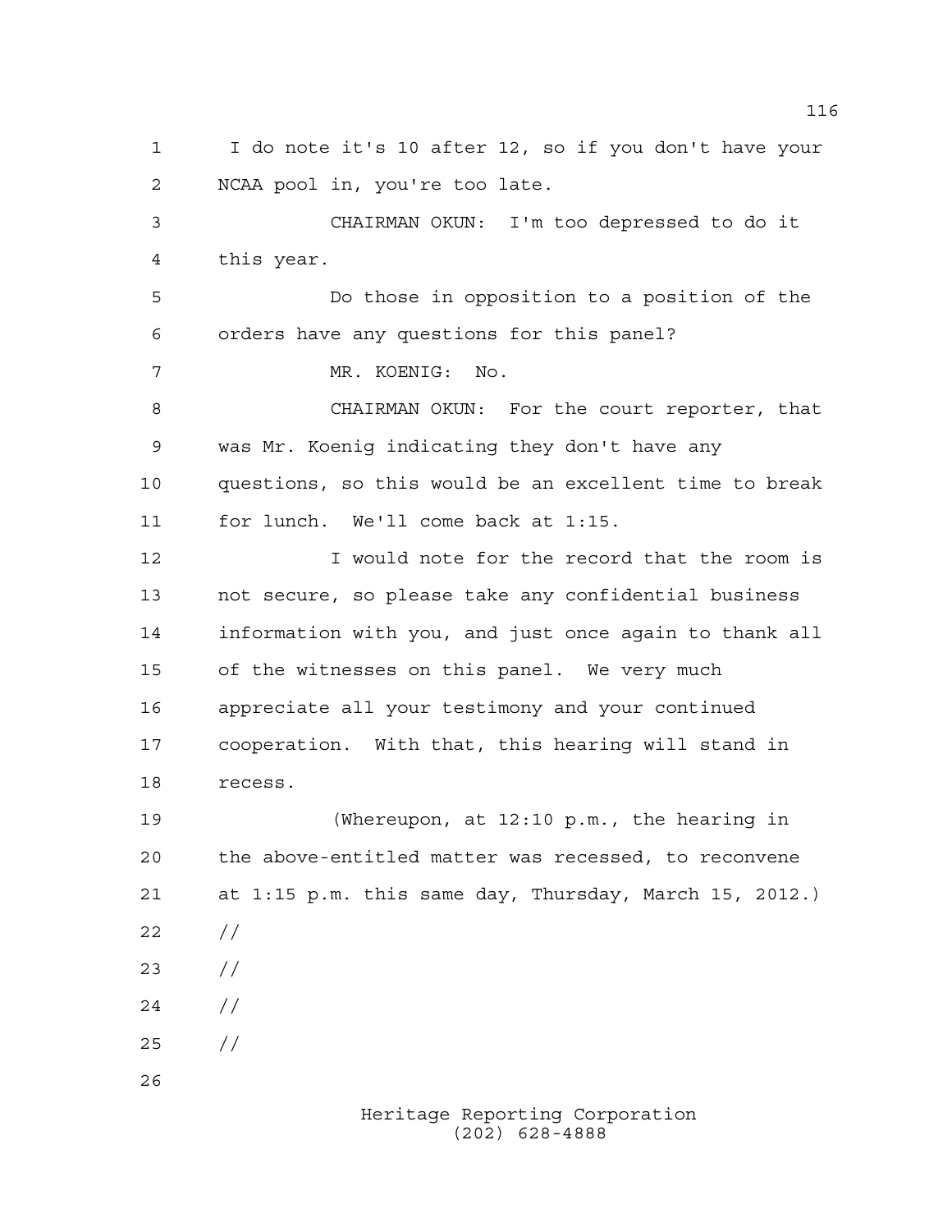I do note it's 10 after 12, so if you don't have your NCAA pool in, you're too late.

CHAIRMAN OKUN: I'm too depressed to do it this year.

Do those in opposition to a position of the orders have any questions for this panel?

MR. KOENIG: No.

CHAIRMAN OKUN: For the court reporter, that was Mr. Koenig indicating they don't have any questions, so this would be an excellent time to break for lunch. We'll come back at 1:15.

I would note for the record that the room is not secure, so please take any confidential business information with you, and just once again to thank all of the witnesses on this panel. We very much appreciate all your testimony and your continued cooperation. With that, this hearing will stand in recess.

(Whereupon, at 12:10 p.m., the hearing in the above-entitled matter was recessed, to reconvene at 1:15 p.m. this same day, Thursday, March 15, 2012.)

//

//

//

//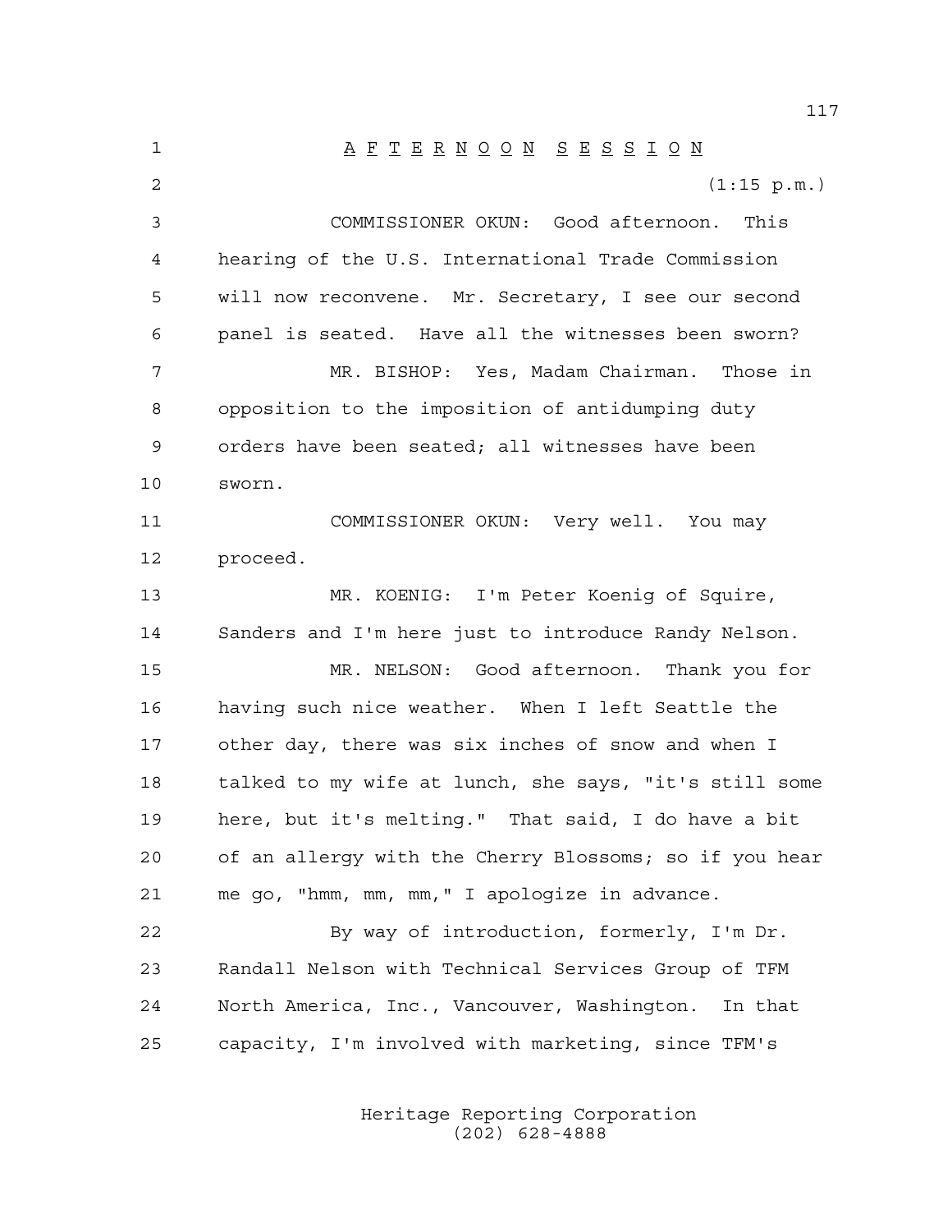A F T E R N O O N   S E S S I O N

(1:15 p.m.)

COMMISSIONER OKUN: Good afternoon. This hearing of the U.S. International Trade Commission will now reconvene. Mr. Secretary, I see our second panel is seated. Have all the witnesses been sworn?

MR. BISHOP: Yes, Madam Chairman. Those in opposition to the imposition of antidumping duty orders have been seated; all witnesses have been sworn.

COMMISSIONER OKUN: Very well. You may proceed.

MR. KOENIG: I'm Peter Koenig of Squire, Sanders and I'm here just to introduce Randy Nelson.

MR. NELSON: Good afternoon. Thank you for having such nice weather. When I left Seattle the other day, there was six inches of snow and when I talked to my wife at lunch, she says, "it's still some here, but it's melting." That said, I do have a bit of an allergy with the Cherry Blossoms; so if you hear me go, "hmm, mm, mm," I apologize in advance.

By way of introduction, formerly, I'm Dr. Randall Nelson with Technical Services Group of TFM North America, Inc., Vancouver, Washington. In that capacity, I'm involved with marketing, since TFM's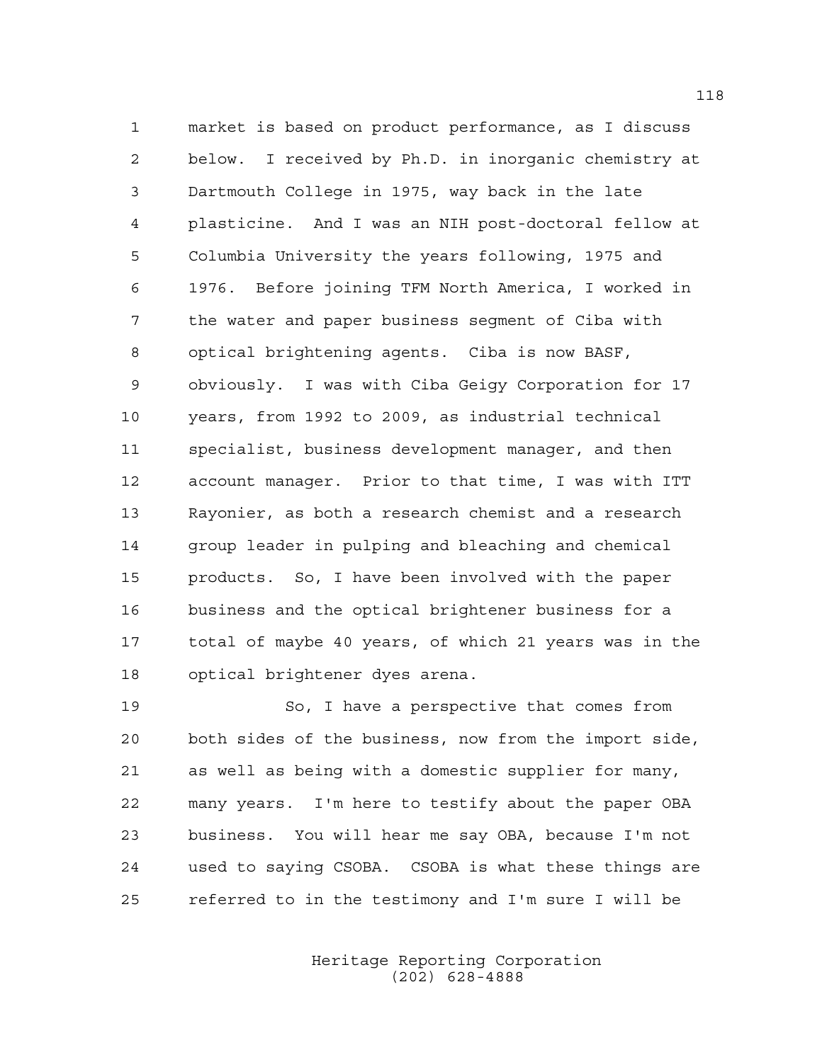market is based on product performance, as I discuss below. I received by Ph.D. in inorganic chemistry at Dartmouth College in 1975, way back in the late plasticine. And I was an NIH post-doctoral fellow at Columbia University the years following, 1975 and 1976. Before joining TFM North America, I worked in the water and paper business segment of Ciba with optical brightening agents. Ciba is now BASF, obviously. I was with Ciba Geigy Corporation for 17 years, from 1992 to 2009, as industrial technical specialist, business development manager, and then account manager. Prior to that time, I was with ITT Rayonier, as both a research chemist and a research group leader in pulping and bleaching and chemical products. So, I have been involved with the paper business and the optical brightener business for a total of maybe 40 years, of which 21 years was in the optical brightener dyes arena.

So, I have a perspective that comes from both sides of the business, now from the import side, as well as being with a domestic supplier for many, many years. I'm here to testify about the paper OBA business. You will hear me say OBA, because I'm not used to saying CSOBA. CSOBA is what these things are referred to in the testimony and I'm sure I will be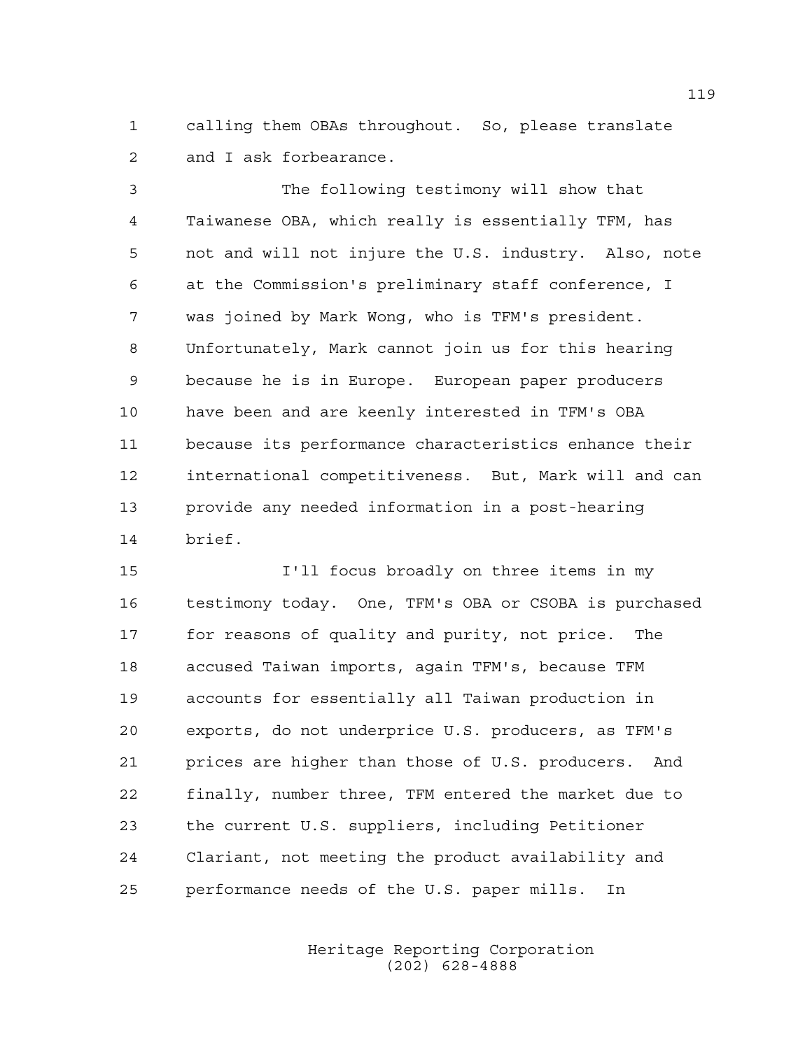calling them OBAs throughout. So, please translate and I ask forbearance.

The following testimony will show that Taiwanese OBA, which really is essentially TFM, has not and will not injure the U.S. industry. Also, note at the Commission's preliminary staff conference, I was joined by Mark Wong, who is TFM's president. Unfortunately, Mark cannot join us for this hearing because he is in Europe. European paper producers have been and are keenly interested in TFM's OBA because its performance characteristics enhance their international competitiveness. But, Mark will and can provide any needed information in a post-hearing brief.

I'll focus broadly on three items in my testimony today. One, TFM's OBA or CSOBA is purchased for reasons of quality and purity, not price. The accused Taiwan imports, again TFM's, because TFM accounts for essentially all Taiwan production in exports, do not underprice U.S. producers, as TFM's prices are higher than those of U.S. producers. And finally, number three, TFM entered the market due to the current U.S. suppliers, including Petitioner Clariant, not meeting the product availability and performance needs of the U.S. paper mills. In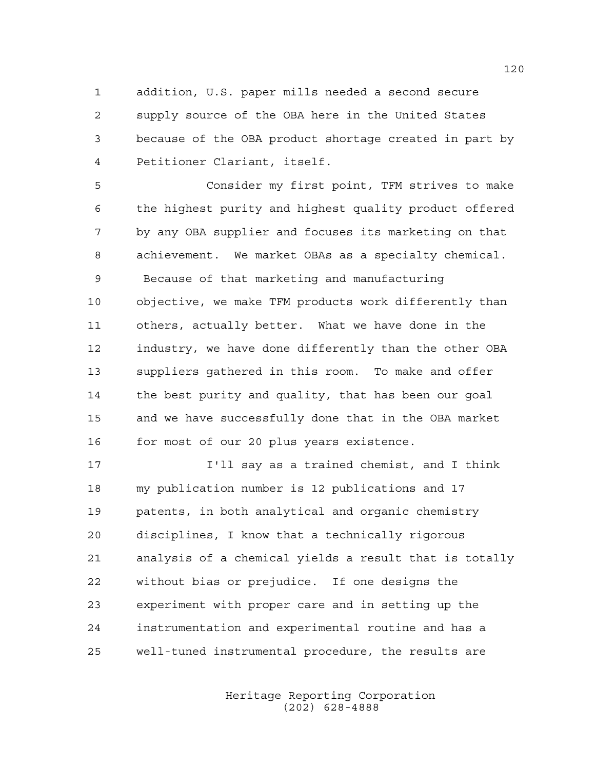addition, U.S. paper mills needed a second secure supply source of the OBA here in the United States because of the OBA product shortage created in part by Petitioner Clariant, itself.

Consider my first point, TFM strives to make the highest purity and highest quality product offered by any OBA supplier and focuses its marketing on that achievement. We market OBAs as a specialty chemical. Because of that marketing and manufacturing objective, we make TFM products work differently than others, actually better. What we have done in the industry, we have done differently than the other OBA suppliers gathered in this room. To make and offer the best purity and quality, that has been our goal and we have successfully done that in the OBA market for most of our 20 plus years existence.

I'll say as a trained chemist, and I think my publication number is 12 publications and 17 patents, in both analytical and organic chemistry disciplines, I know that a technically rigorous analysis of a chemical yields a result that is totally without bias or prejudice. If one designs the experiment with proper care and in setting up the instrumentation and experimental routine and has a well-tuned instrumental procedure, the results are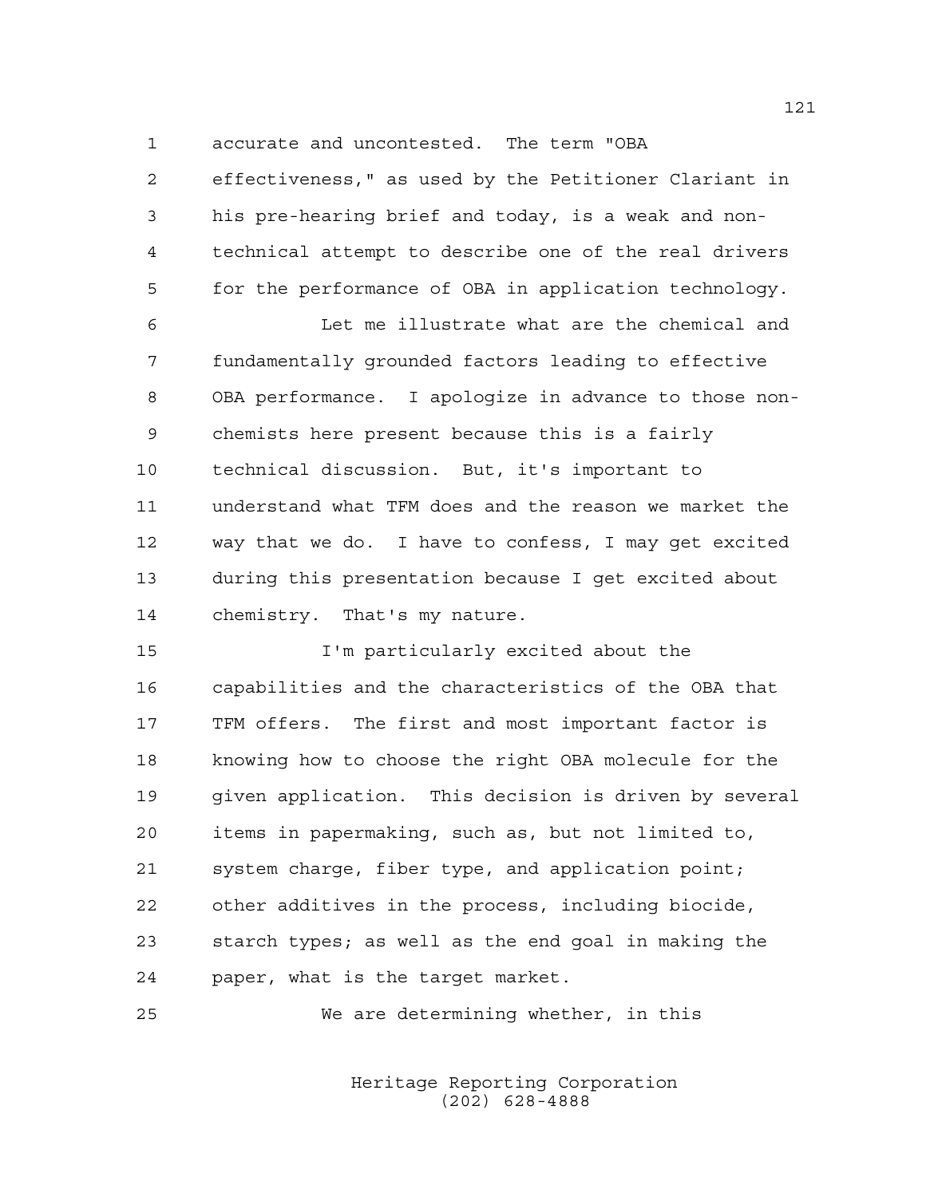accurate and uncontested. The term "OBA effectiveness," as used by the Petitioner Clariant in his pre-hearing brief and today, is a weak and non-technical attempt to describe one of the real drivers for the performance of OBA in application technology.

Let me illustrate what are the chemical and fundamentally grounded factors leading to effective OBA performance. I apologize in advance to those non-chemists here present because this is a fairly technical discussion. But, it's important to understand what TFM does and the reason we market the way that we do. I have to confess, I may get excited during this presentation because I get excited about chemistry. That's my nature.

I'm particularly excited about the capabilities and the characteristics of the OBA that TFM offers. The first and most important factor is knowing how to choose the right OBA molecule for the given application. This decision is driven by several items in papermaking, such as, but not limited to, system charge, fiber type, and application point; other additives in the process, including biocide, starch types; as well as the end goal in making the paper, what is the target market.

We are determining whether, in this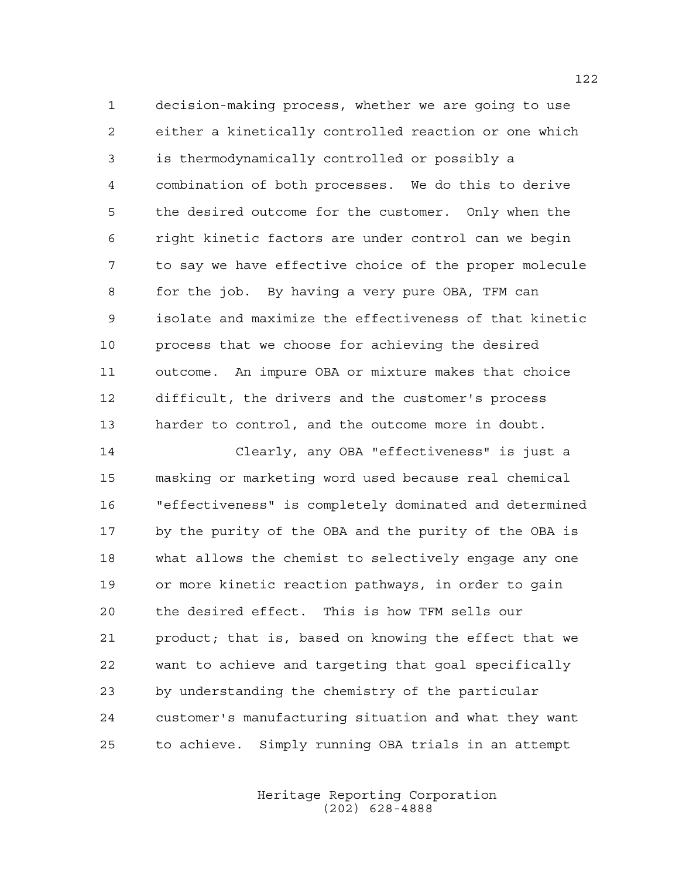decision-making process, whether we are going to use either a kinetically controlled reaction or one which is thermodynamically controlled or possibly a combination of both processes. We do this to derive the desired outcome for the customer. Only when the right kinetic factors are under control can we begin to say we have effective choice of the proper molecule for the job. By having a very pure OBA, TFM can isolate and maximize the effectiveness of that kinetic process that we choose for achieving the desired outcome. An impure OBA or mixture makes that choice difficult, the drivers and the customer's process harder to control, and the outcome more in doubt.

Clearly, any OBA "effectiveness" is just a masking or marketing word used because real chemical "effectiveness" is completely dominated and determined by the purity of the OBA and the purity of the OBA is what allows the chemist to selectively engage any one or more kinetic reaction pathways, in order to gain the desired effect. This is how TFM sells our product; that is, based on knowing the effect that we want to achieve and targeting that goal specifically by understanding the chemistry of the particular customer's manufacturing situation and what they want to achieve. Simply running OBA trials in an attempt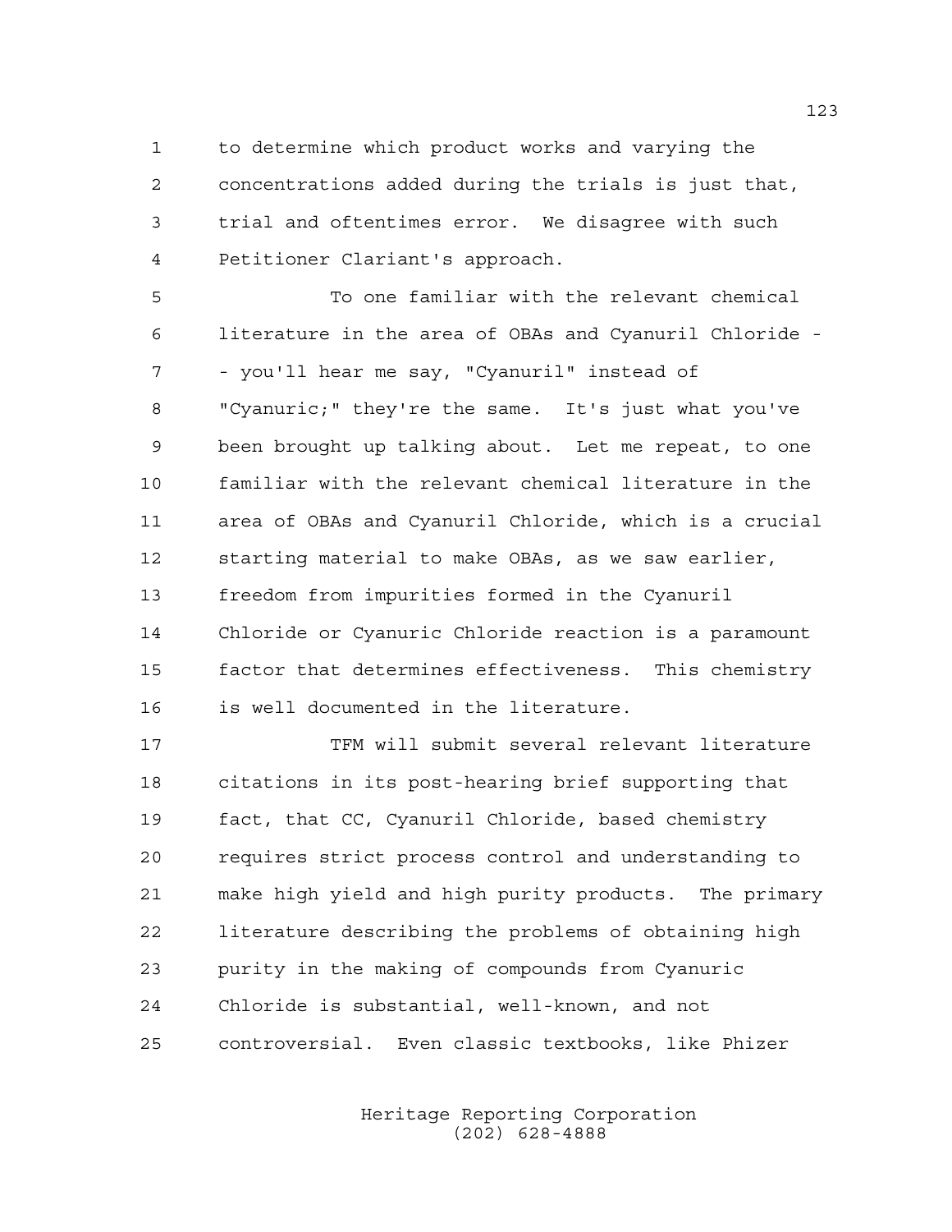to determine which product works and varying the concentrations added during the trials is just that, trial and oftentimes error. We disagree with such Petitioner Clariant's approach.

To one familiar with the relevant chemical literature in the area of OBAs and Cyanuril Chloride -- you'll hear me say, "Cyanuril" instead of "Cyanuric;" they're the same. It's just what you've been brought up talking about. Let me repeat, to one familiar with the relevant chemical literature in the area of OBAs and Cyanuril Chloride, which is a crucial starting material to make OBAs, as we saw earlier, freedom from impurities formed in the Cyanuril Chloride or Cyanuric Chloride reaction is a paramount factor that determines effectiveness. This chemistry is well documented in the literature.

TFM will submit several relevant literature citations in its post-hearing brief supporting that fact, that CC, Cyanuril Chloride, based chemistry requires strict process control and understanding to make high yield and high purity products. The primary literature describing the problems of obtaining high purity in the making of compounds from Cyanuric Chloride is substantial, well-known, and not controversial. Even classic textbooks, like Phizer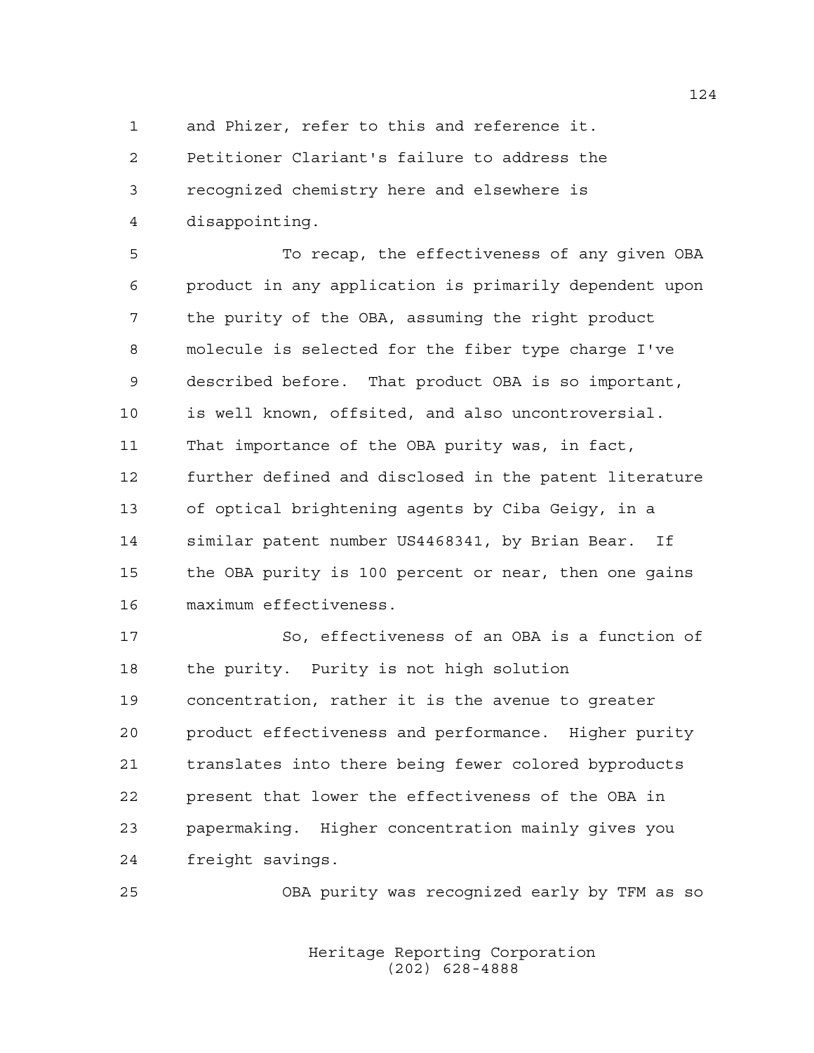and Phizer, refer to this and reference it. Petitioner Clariant's failure to address the recognized chemistry here and elsewhere is disappointing.

To recap, the effectiveness of any given OBA product in any application is primarily dependent upon the purity of the OBA, assuming the right product molecule is selected for the fiber type charge I've described before. That product OBA is so important, is well known, offsited, and also uncontroversial. That importance of the OBA purity was, in fact, further defined and disclosed in the patent literature of optical brightening agents by Ciba Geigy, in a similar patent number US4468341, by Brian Bear. If the OBA purity is 100 percent or near, then one gains maximum effectiveness.

So, effectiveness of an OBA is a function of the purity. Purity is not high solution concentration, rather it is the avenue to greater product effectiveness and performance. Higher purity translates into there being fewer colored byproducts present that lower the effectiveness of the OBA in papermaking. Higher concentration mainly gives you freight savings.

OBA purity was recognized early by TFM as so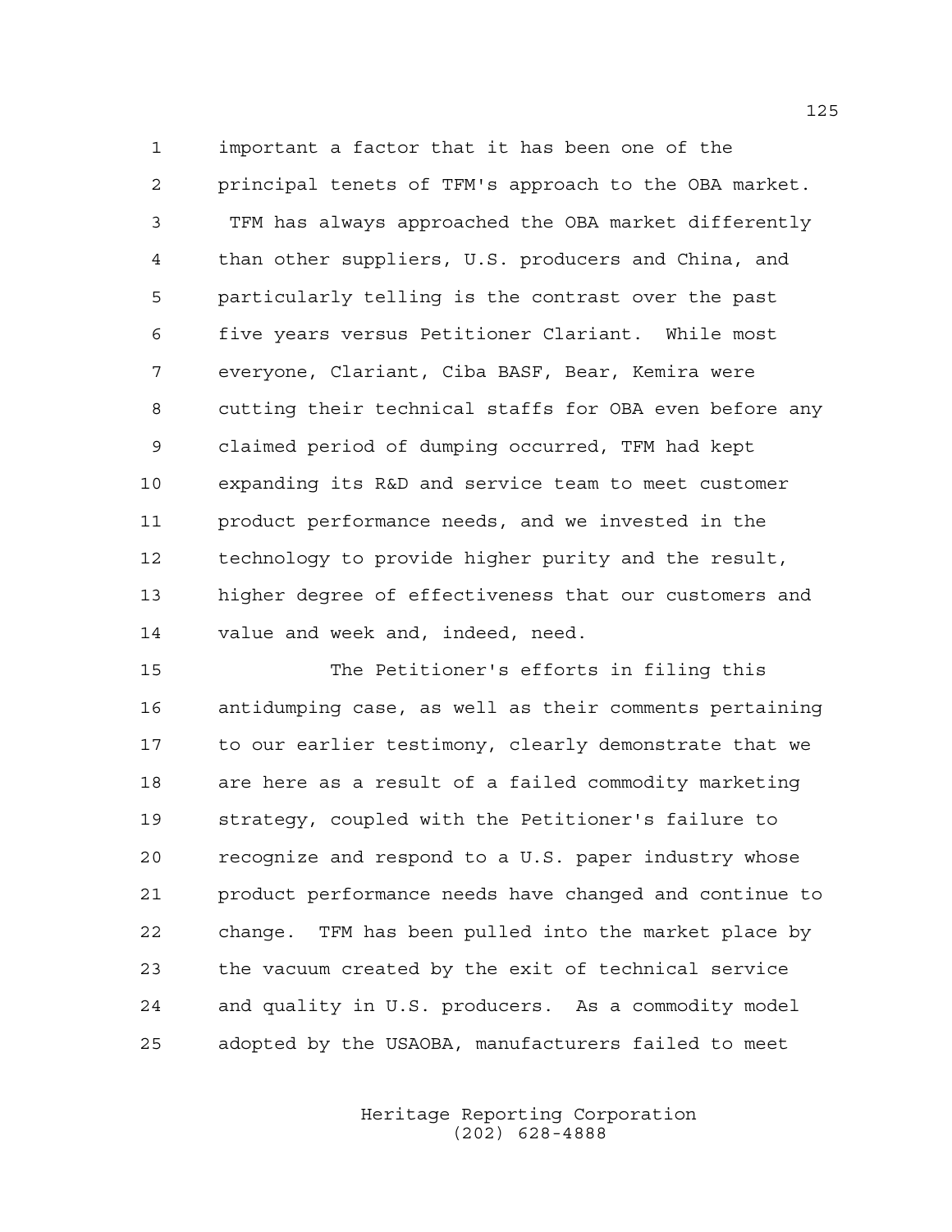important a factor that it has been one of the principal tenets of TFM's approach to the OBA market. TFM has always approached the OBA market differently than other suppliers, U.S. producers and China, and particularly telling is the contrast over the past five years versus Petitioner Clariant. While most everyone, Clariant, Ciba BASF, Bear, Kemira were cutting their technical staffs for OBA even before any claimed period of dumping occurred, TFM had kept expanding its R&D and service team to meet customer product performance needs, and we invested in the technology to provide higher purity and the result, higher degree of effectiveness that our customers and value and week and, indeed, need.

The Petitioner's efforts in filing this antidumping case, as well as their comments pertaining to our earlier testimony, clearly demonstrate that we are here as a result of a failed commodity marketing strategy, coupled with the Petitioner's failure to recognize and respond to a U.S. paper industry whose product performance needs have changed and continue to change. TFM has been pulled into the market place by the vacuum created by the exit of technical service and quality in U.S. producers. As a commodity model adopted by the USAOBA, manufacturers failed to meet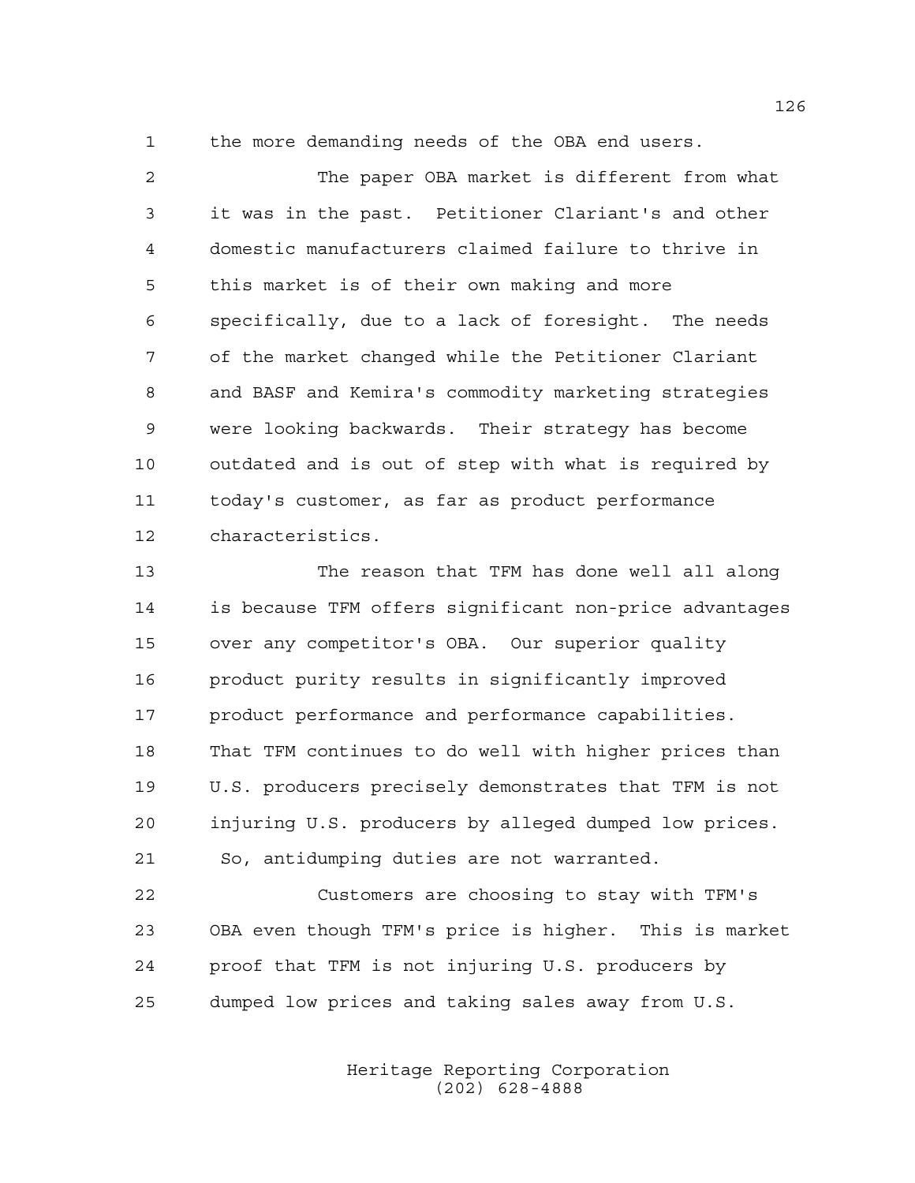the more demanding needs of the OBA end users.

The paper OBA market is different from what it was in the past. Petitioner Clariant's and other domestic manufacturers claimed failure to thrive in this market is of their own making and more specifically, due to a lack of foresight. The needs of the market changed while the Petitioner Clariant and BASF and Kemira's commodity marketing strategies were looking backwards. Their strategy has become outdated and is out of step with what is required by today's customer, as far as product performance characteristics.

The reason that TFM has done well all along is because TFM offers significant non-price advantages over any competitor's OBA. Our superior quality product purity results in significantly improved product performance and performance capabilities. That TFM continues to do well with higher prices than U.S. producers precisely demonstrates that TFM is not injuring U.S. producers by alleged dumped low prices. So, antidumping duties are not warranted.

Customers are choosing to stay with TFM's OBA even though TFM's price is higher. This is market proof that TFM is not injuring U.S. producers by dumped low prices and taking sales away from U.S.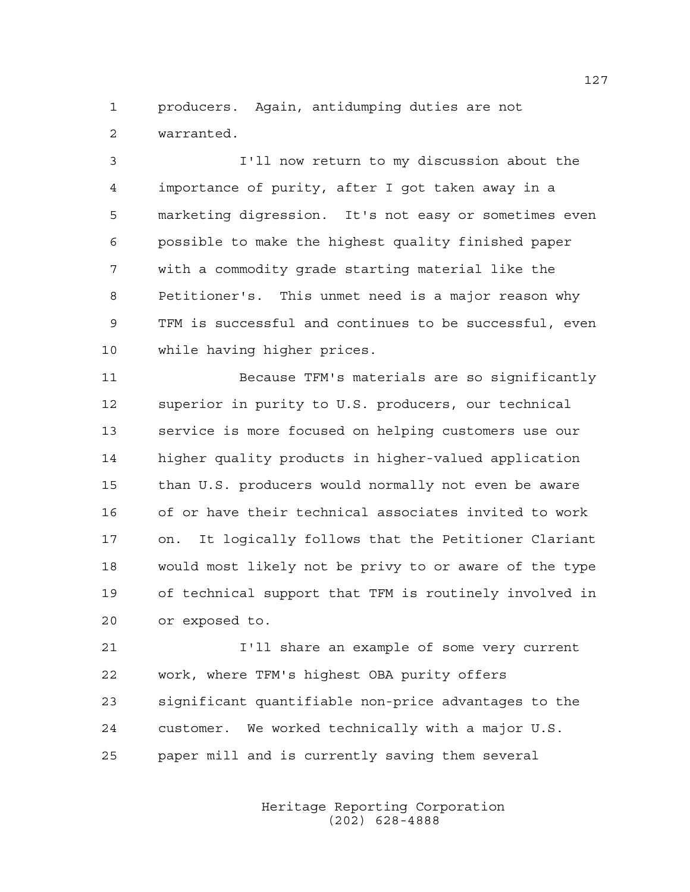producers. Again, antidumping duties are not warranted.

I'll now return to my discussion about the importance of purity, after I got taken away in a marketing digression. It's not easy or sometimes even possible to make the highest quality finished paper with a commodity grade starting material like the Petitioner's. This unmet need is a major reason why TFM is successful and continues to be successful, even while having higher prices.

Because TFM's materials are so significantly superior in purity to U.S. producers, our technical service is more focused on helping customers use our higher quality products in higher-valued application than U.S. producers would normally not even be aware of or have their technical associates invited to work on. It logically follows that the Petitioner Clariant would most likely not be privy to or aware of the type of technical support that TFM is routinely involved in or exposed to.

I'll share an example of some very current work, where TFM's highest OBA purity offers significant quantifiable non-price advantages to the customer. We worked technically with a major U.S. paper mill and is currently saving them several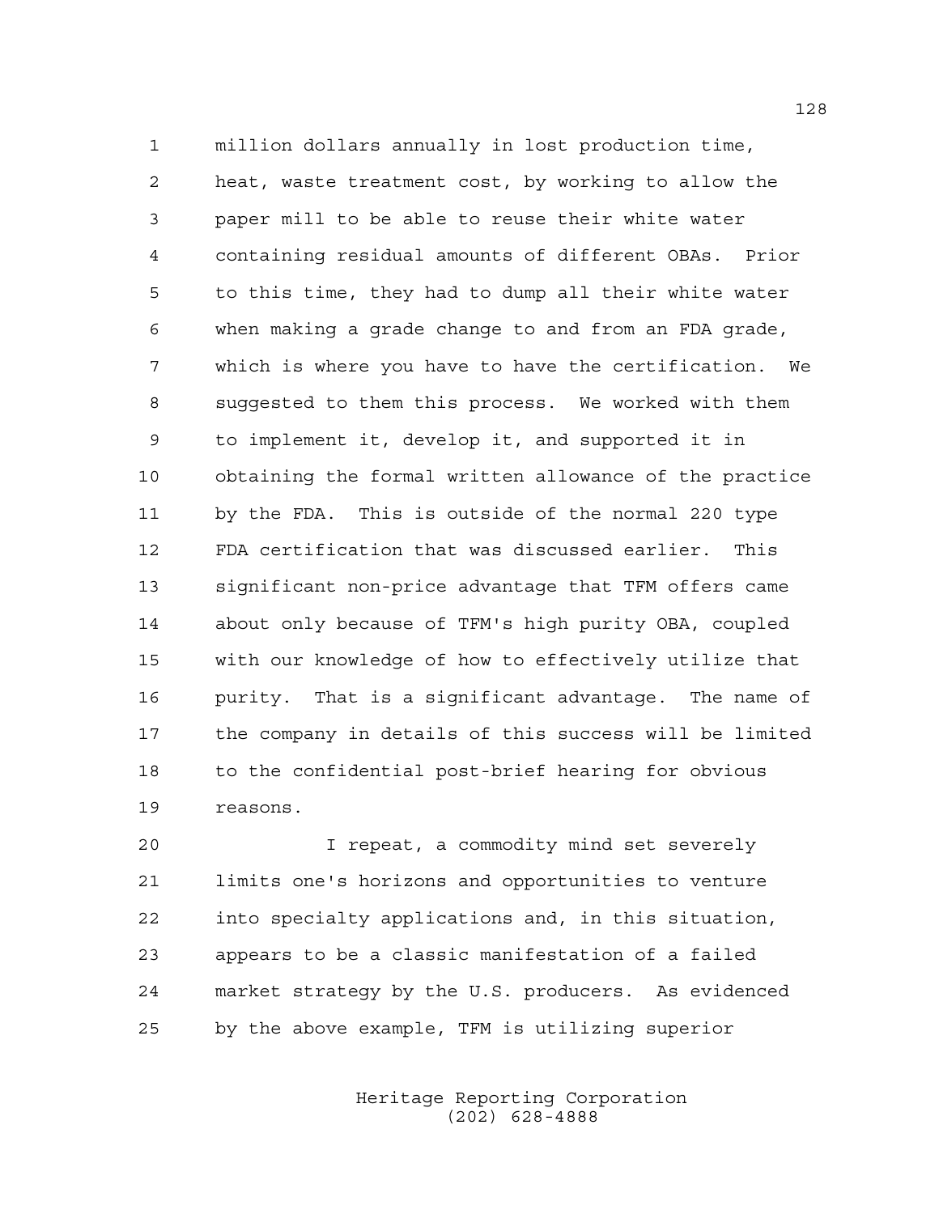million dollars annually in lost production time, heat, waste treatment cost, by working to allow the paper mill to be able to reuse their white water containing residual amounts of different OBAs. Prior to this time, they had to dump all their white water when making a grade change to and from an FDA grade, which is where you have to have the certification. We suggested to them this process. We worked with them to implement it, develop it, and supported it in obtaining the formal written allowance of the practice by the FDA. This is outside of the normal 220 type FDA certification that was discussed earlier. This significant non-price advantage that TFM offers came about only because of TFM's high purity OBA, coupled with our knowledge of how to effectively utilize that purity. That is a significant advantage. The name of the company in details of this success will be limited to the confidential post-brief hearing for obvious reasons.

I repeat, a commodity mind set severely limits one's horizons and opportunities to venture into specialty applications and, in this situation, appears to be a classic manifestation of a failed market strategy by the U.S. producers. As evidenced by the above example, TFM is utilizing superior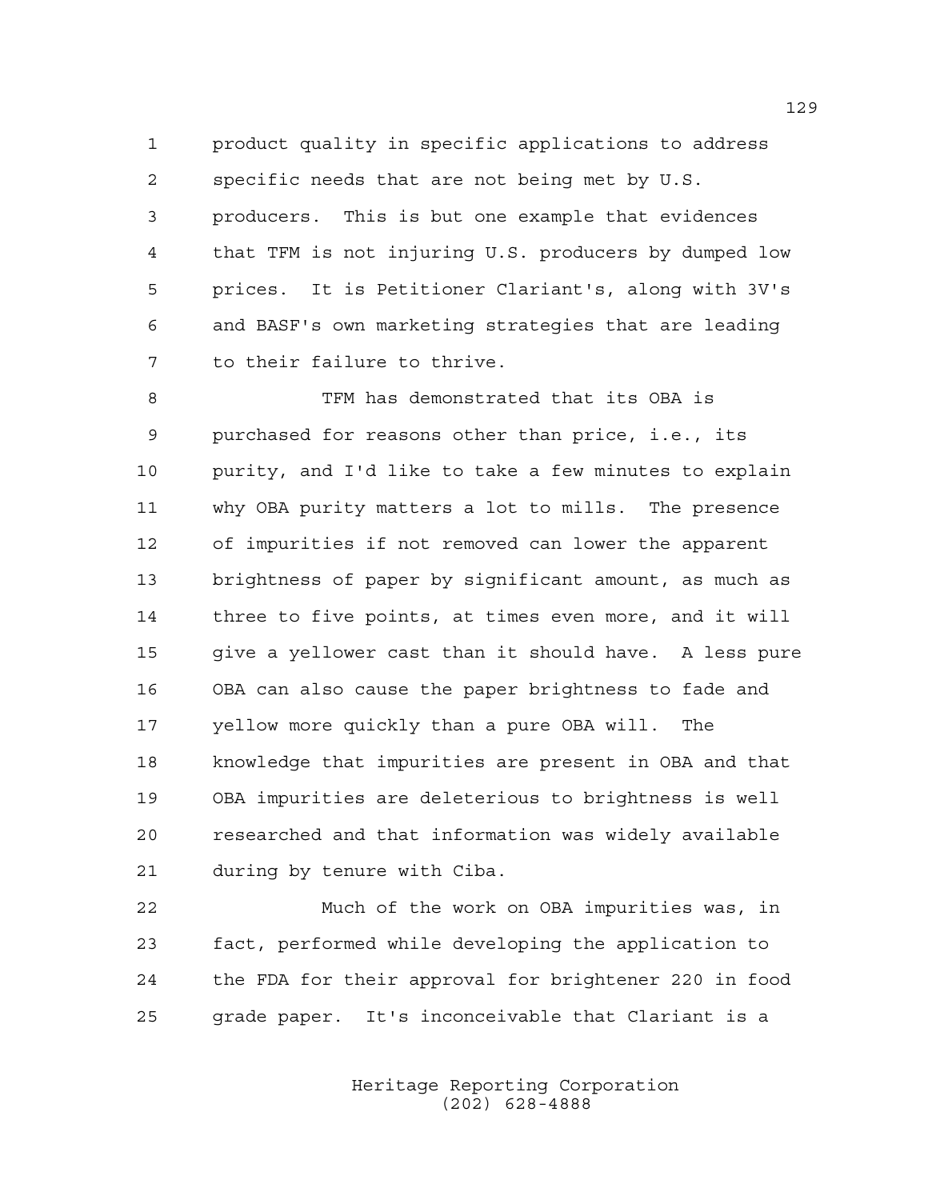product quality in specific applications to address specific needs that are not being met by U.S. producers. This is but one example that evidences that TFM is not injuring U.S. producers by dumped low prices. It is Petitioner Clariant's, along with 3V's and BASF's own marketing strategies that are leading to their failure to thrive.

TFM has demonstrated that its OBA is purchased for reasons other than price, i.e., its purity, and I'd like to take a few minutes to explain why OBA purity matters a lot to mills. The presence of impurities if not removed can lower the apparent brightness of paper by significant amount, as much as three to five points, at times even more, and it will give a yellower cast than it should have. A less pure OBA can also cause the paper brightness to fade and yellow more quickly than a pure OBA will. The knowledge that impurities are present in OBA and that OBA impurities are deleterious to brightness is well researched and that information was widely available during by tenure with Ciba.

Much of the work on OBA impurities was, in fact, performed while developing the application to the FDA for their approval for brightener 220 in food grade paper. It's inconceivable that Clariant is a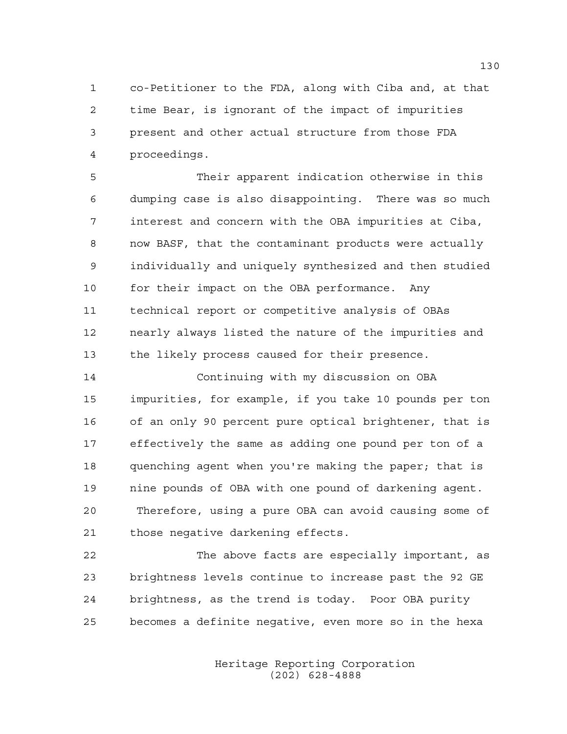co-Petitioner to the FDA, along with Ciba and, at that time Bear, is ignorant of the impact of impurities present and other actual structure from those FDA proceedings.

Their apparent indication otherwise in this dumping case is also disappointing. There was so much interest and concern with the OBA impurities at Ciba, now BASF, that the contaminant products were actually individually and uniquely synthesized and then studied for their impact on the OBA performance. Any technical report or competitive analysis of OBAs nearly always listed the nature of the impurities and the likely process caused for their presence.

Continuing with my discussion on OBA impurities, for example, if you take 10 pounds per ton of an only 90 percent pure optical brightener, that is effectively the same as adding one pound per ton of a quenching agent when you're making the paper; that is nine pounds of OBA with one pound of darkening agent. Therefore, using a pure OBA can avoid causing some of those negative darkening effects.

The above facts are especially important, as brightness levels continue to increase past the 92 GE brightness, as the trend is today. Poor OBA purity becomes a definite negative, even more so in the hexa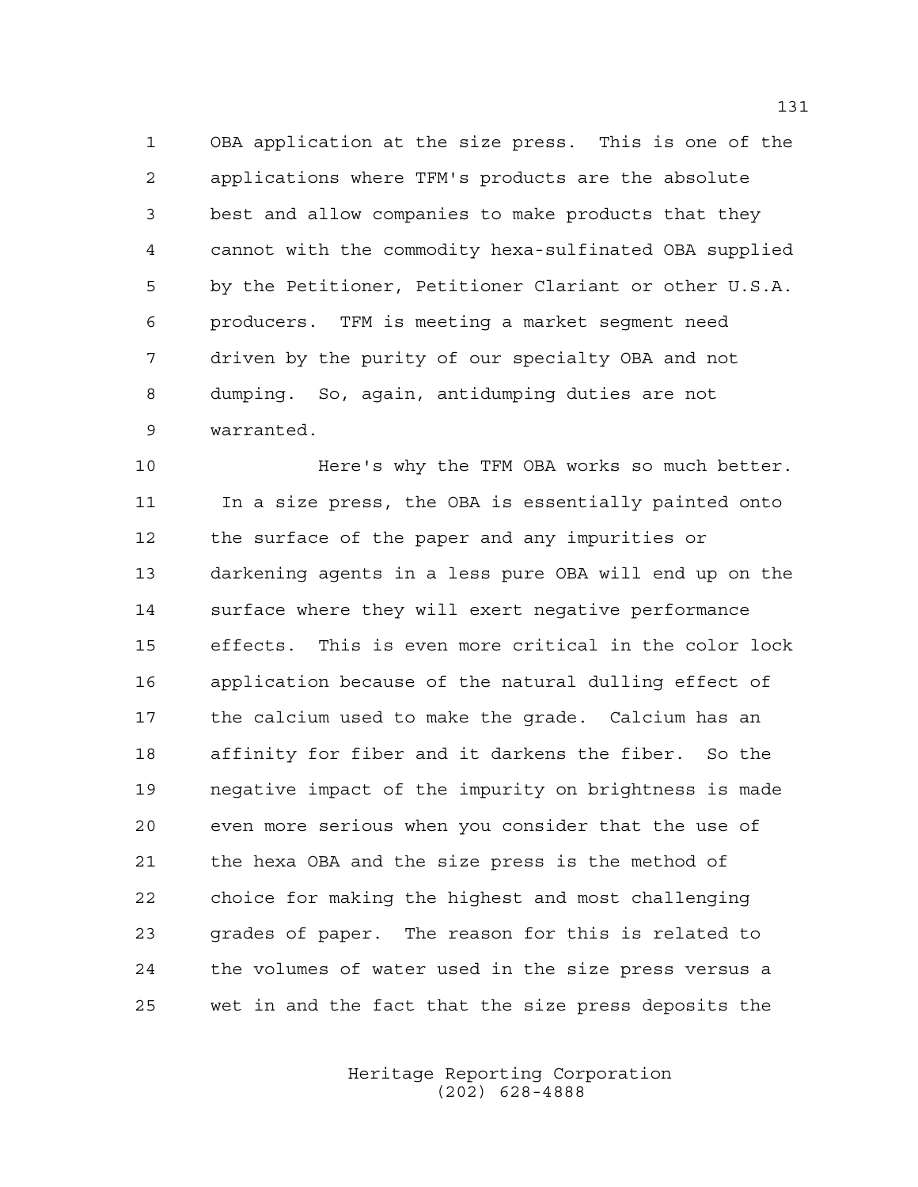OBA application at the size press. This is one of the applications where TFM's products are the absolute best and allow companies to make products that they cannot with the commodity hexa-sulfinated OBA supplied by the Petitioner, Petitioner Clariant or other U.S.A. producers. TFM is meeting a market segment need driven by the purity of our specialty OBA and not dumping. So, again, antidumping duties are not warranted.

Here's why the TFM OBA works so much better. In a size press, the OBA is essentially painted onto the surface of the paper and any impurities or darkening agents in a less pure OBA will end up on the surface where they will exert negative performance effects. This is even more critical in the color lock application because of the natural dulling effect of the calcium used to make the grade. Calcium has an affinity for fiber and it darkens the fiber. So the negative impact of the impurity on brightness is made even more serious when you consider that the use of the hexa OBA and the size press is the method of choice for making the highest and most challenging grades of paper. The reason for this is related to the volumes of water used in the size press versus a wet in and the fact that the size press deposits the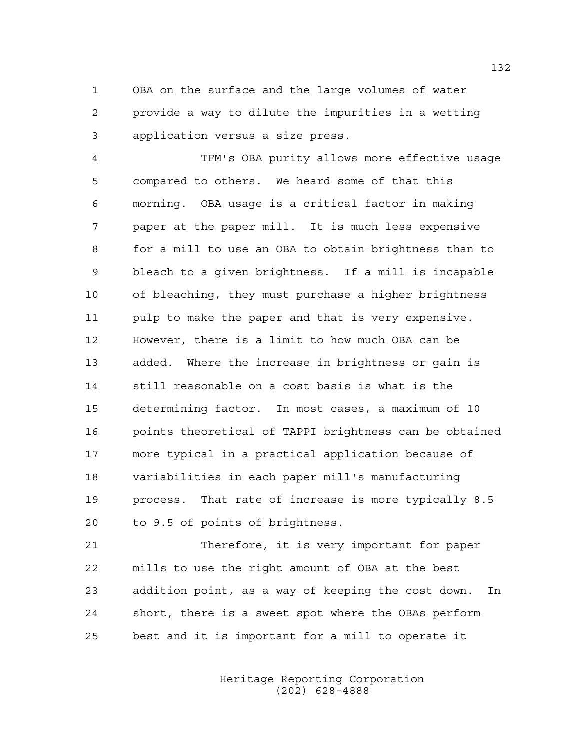OBA on the surface and the large volumes of water provide a way to dilute the impurities in a wetting application versus a size press.

TFM's OBA purity allows more effective usage compared to others. We heard some of that this morning. OBA usage is a critical factor in making paper at the paper mill. It is much less expensive for a mill to use an OBA to obtain brightness than to bleach to a given brightness. If a mill is incapable of bleaching, they must purchase a higher brightness pulp to make the paper and that is very expensive. However, there is a limit to how much OBA can be added. Where the increase in brightness or gain is still reasonable on a cost basis is what is the determining factor. In most cases, a maximum of 10 points theoretical of TAPPI brightness can be obtained more typical in a practical application because of variabilities in each paper mill's manufacturing process. That rate of increase is more typically 8.5 to 9.5 of points of brightness.

Therefore, it is very important for paper mills to use the right amount of OBA at the best addition point, as a way of keeping the cost down. In short, there is a sweet spot where the OBAs perform best and it is important for a mill to operate it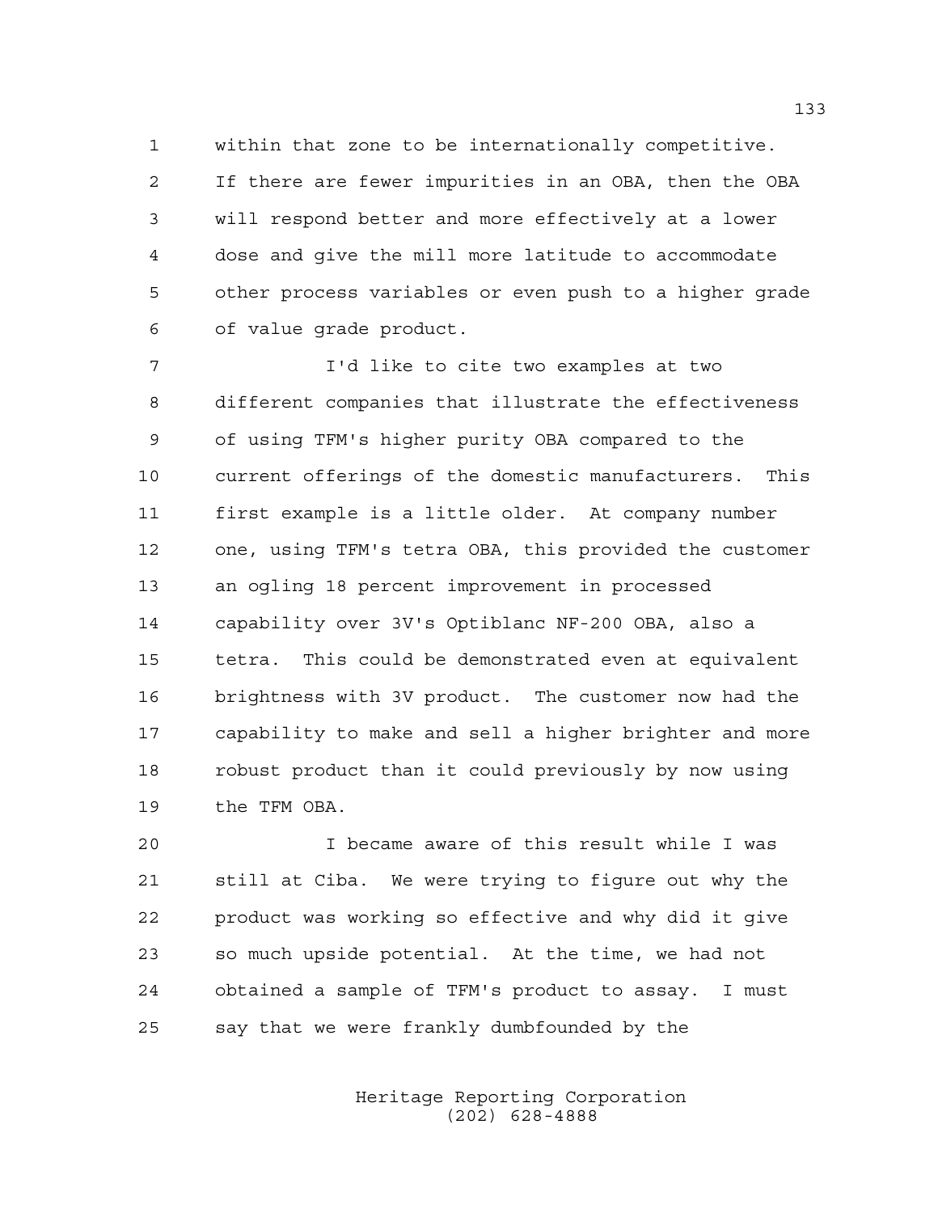within that zone to be internationally competitive. If there are fewer impurities in an OBA, then the OBA will respond better and more effectively at a lower dose and give the mill more latitude to accommodate other process variables or even push to a higher grade of value grade product.

I'd like to cite two examples at two different companies that illustrate the effectiveness of using TFM's higher purity OBA compared to the current offerings of the domestic manufacturers. This first example is a little older. At company number one, using TFM's tetra OBA, this provided the customer an ogling 18 percent improvement in processed capability over 3V's Optiblanc NF-200 OBA, also a tetra. This could be demonstrated even at equivalent brightness with 3V product. The customer now had the capability to make and sell a higher brighter and more robust product than it could previously by now using the TFM OBA.

I became aware of this result while I was still at Ciba. We were trying to figure out why the product was working so effective and why did it give so much upside potential. At the time, we had not obtained a sample of TFM's product to assay. I must say that we were frankly dumbfounded by the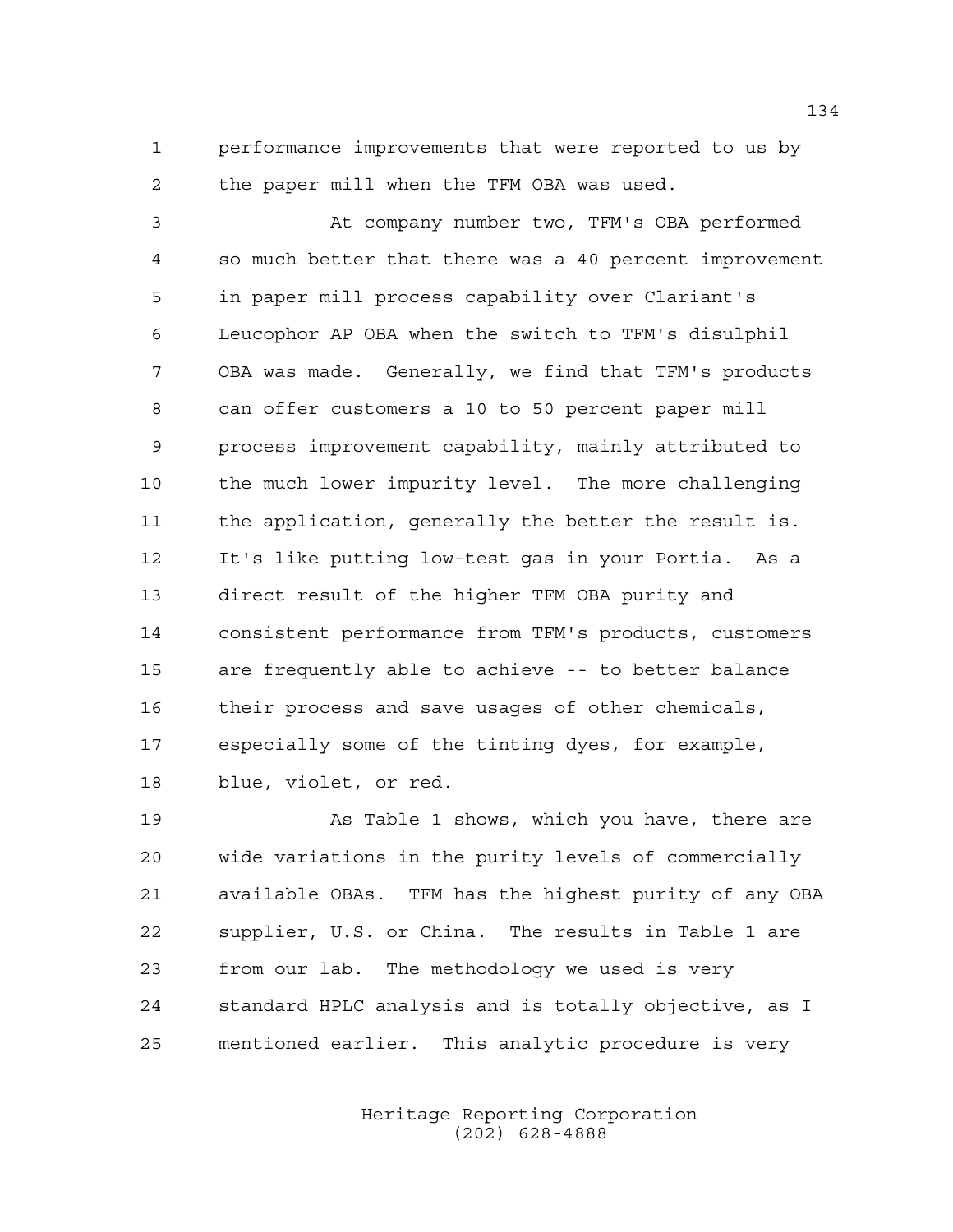performance improvements that were reported to us by the paper mill when the TFM OBA was used.

At company number two, TFM's OBA performed so much better that there was a 40 percent improvement in paper mill process capability over Clariant's Leucophor AP OBA when the switch to TFM's disulphil OBA was made. Generally, we find that TFM's products can offer customers a 10 to 50 percent paper mill process improvement capability, mainly attributed to the much lower impurity level. The more challenging the application, generally the better the result is. It's like putting low-test gas in your Portia. As a direct result of the higher TFM OBA purity and consistent performance from TFM's products, customers are frequently able to achieve -- to better balance their process and save usages of other chemicals, especially some of the tinting dyes, for example, blue, violet, or red.

As Table 1 shows, which you have, there are wide variations in the purity levels of commercially available OBAs. TFM has the highest purity of any OBA supplier, U.S. or China. The results in Table 1 are from our lab. The methodology we used is very standard HPLC analysis and is totally objective, as I mentioned earlier. This analytic procedure is very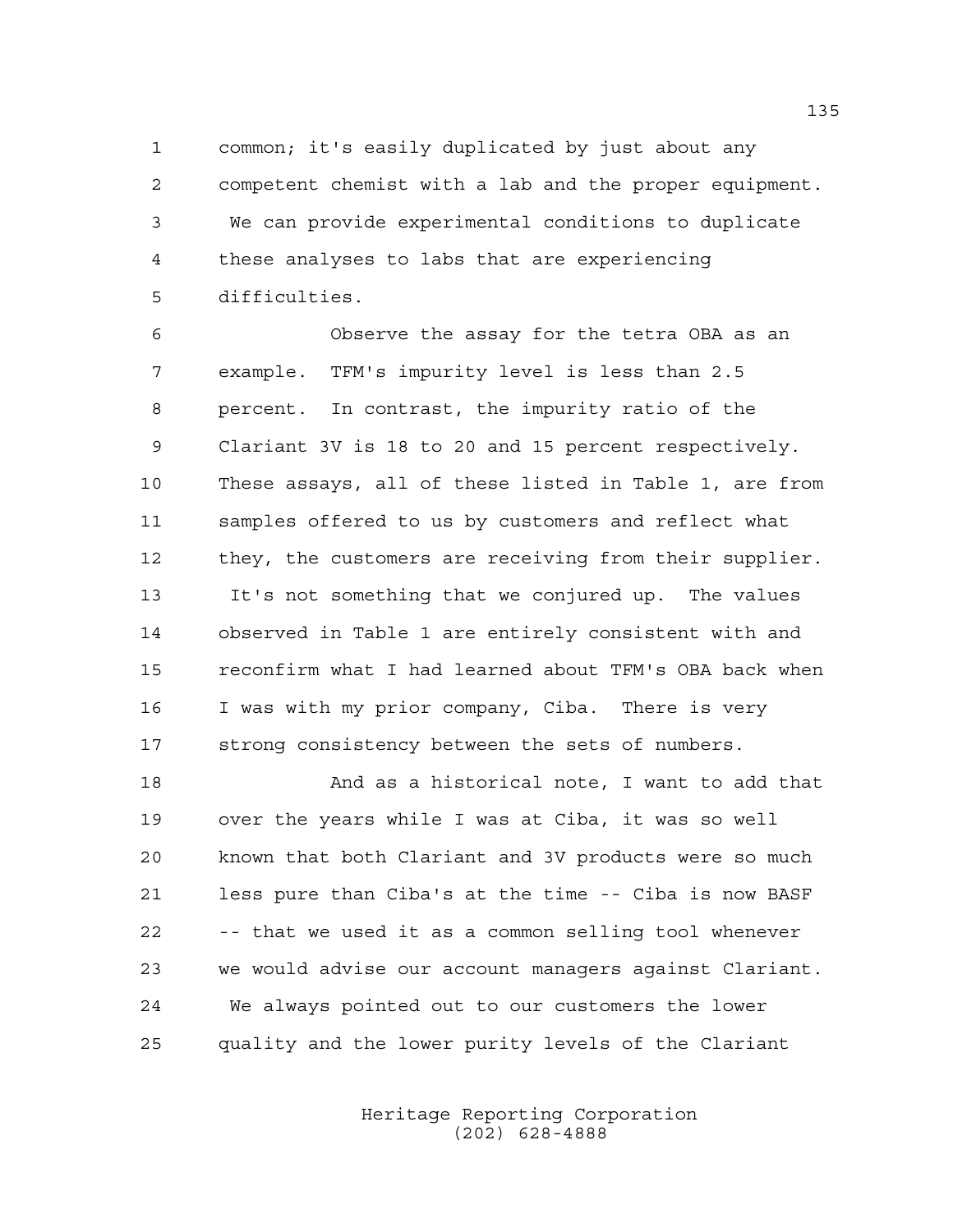common; it's easily duplicated by just about any competent chemist with a lab and the proper equipment. We can provide experimental conditions to duplicate these analyses to labs that are experiencing difficulties.

Observe the assay for the tetra OBA as an example. TFM's impurity level is less than 2.5 percent. In contrast, the impurity ratio of the Clariant 3V is 18 to 20 and 15 percent respectively. These assays, all of these listed in Table 1, are from samples offered to us by customers and reflect what they, the customers are receiving from their supplier. It's not something that we conjured up. The values observed in Table 1 are entirely consistent with and reconfirm what I had learned about TFM's OBA back when I was with my prior company, Ciba. There is very strong consistency between the sets of numbers.

And as a historical note, I want to add that over the years while I was at Ciba, it was so well known that both Clariant and 3V products were so much less pure than Ciba's at the time -- Ciba is now BASF -- that we used it as a common selling tool whenever we would advise our account managers against Clariant. We always pointed out to our customers the lower quality and the lower purity levels of the Clariant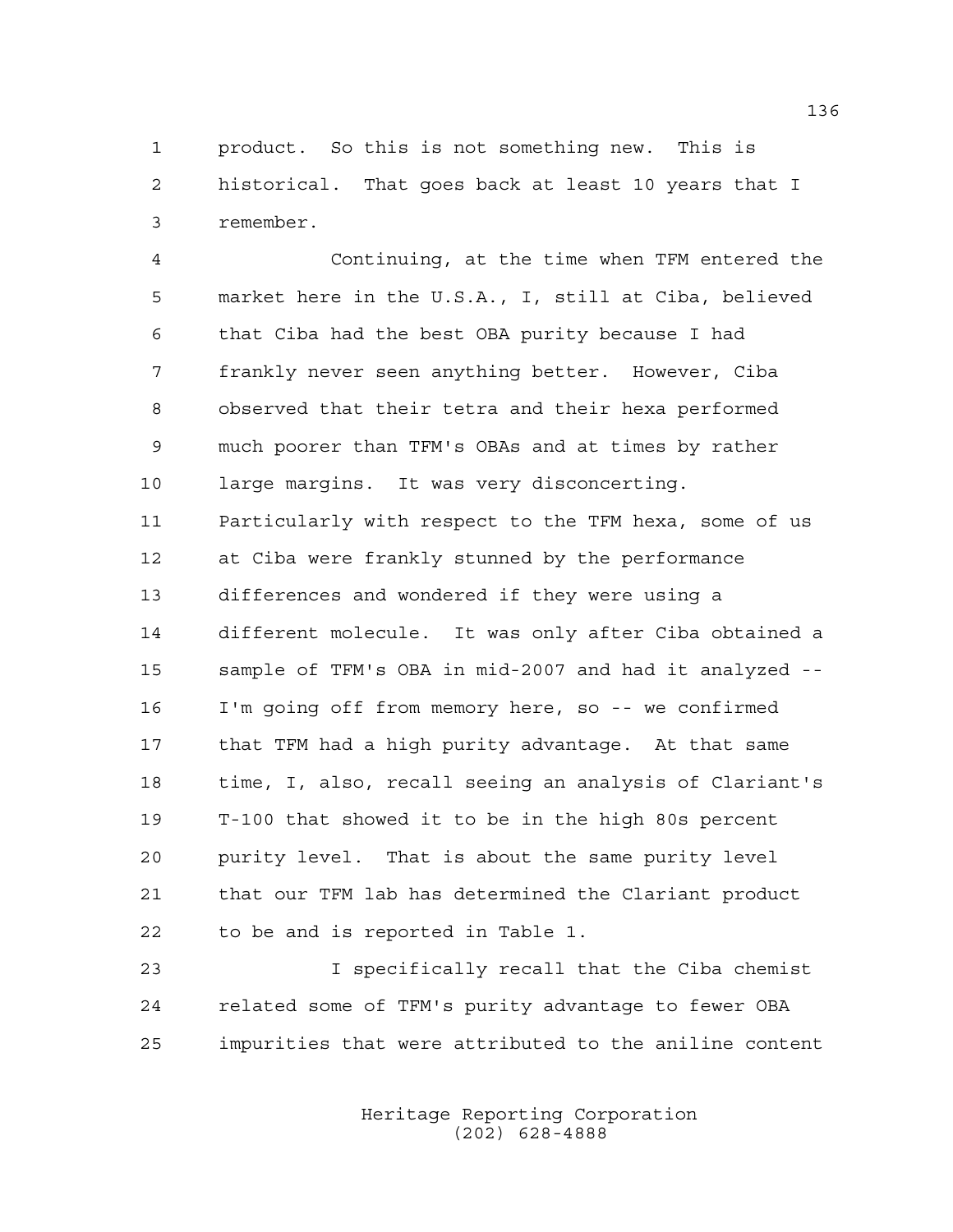product. So this is not something new. This is historical. That goes back at least 10 years that I remember.

Continuing, at the time when TFM entered the market here in the U.S.A., I, still at Ciba, believed that Ciba had the best OBA purity because I had frankly never seen anything better. However, Ciba observed that their tetra and their hexa performed much poorer than TFM's OBAs and at times by rather large margins. It was very disconcerting. Particularly with respect to the TFM hexa, some of us at Ciba were frankly stunned by the performance differences and wondered if they were using a different molecule. It was only after Ciba obtained a sample of TFM's OBA in mid-2007 and had it analyzed -- I'm going off from memory here, so -- we confirmed that TFM had a high purity advantage. At that same time, I, also, recall seeing an analysis of Clariant's T-100 that showed it to be in the high 80s percent purity level. That is about the same purity level that our TFM lab has determined the Clariant product to be and is reported in Table 1.

I specifically recall that the Ciba chemist related some of TFM's purity advantage to fewer OBA impurities that were attributed to the aniline content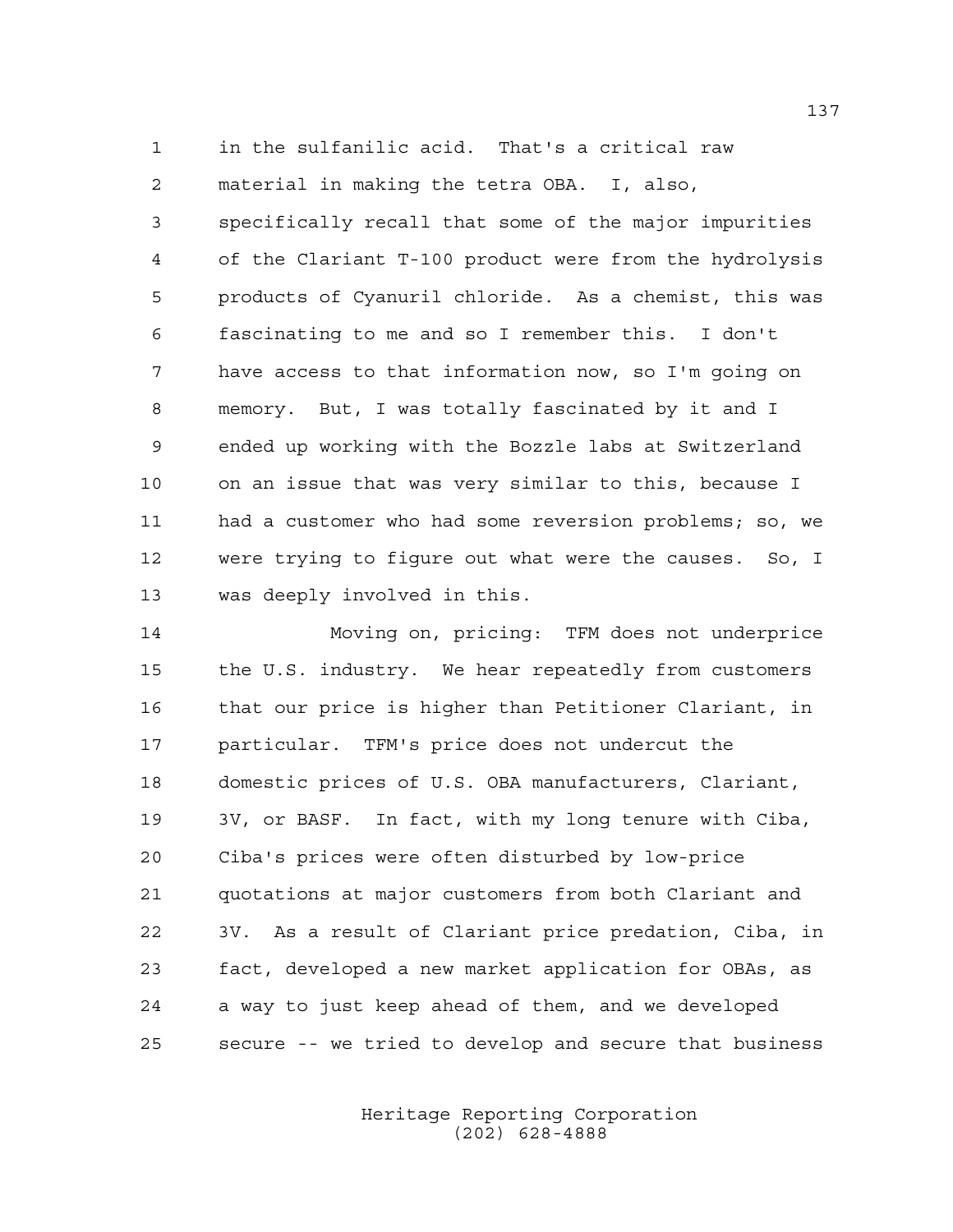in the sulfanilic acid. That's a critical raw material in making the tetra OBA. I, also, specifically recall that some of the major impurities of the Clariant T-100 product were from the hydrolysis products of Cyanuril chloride. As a chemist, this was fascinating to me and so I remember this. I don't have access to that information now, so I'm going on memory. But, I was totally fascinated by it and I ended up working with the Bozzle labs at Switzerland on an issue that was very similar to this, because I had a customer who had some reversion problems; so, we were trying to figure out what were the causes. So, I was deeply involved in this.

Moving on, pricing: TFM does not underprice the U.S. industry. We hear repeatedly from customers that our price is higher than Petitioner Clariant, in particular. TFM's price does not undercut the domestic prices of U.S. OBA manufacturers, Clariant, 3V, or BASF. In fact, with my long tenure with Ciba, Ciba's prices were often disturbed by low-price quotations at major customers from both Clariant and 3V. As a result of Clariant price predation, Ciba, in fact, developed a new market application for OBAs, as a way to just keep ahead of them, and we developed secure -- we tried to develop and secure that business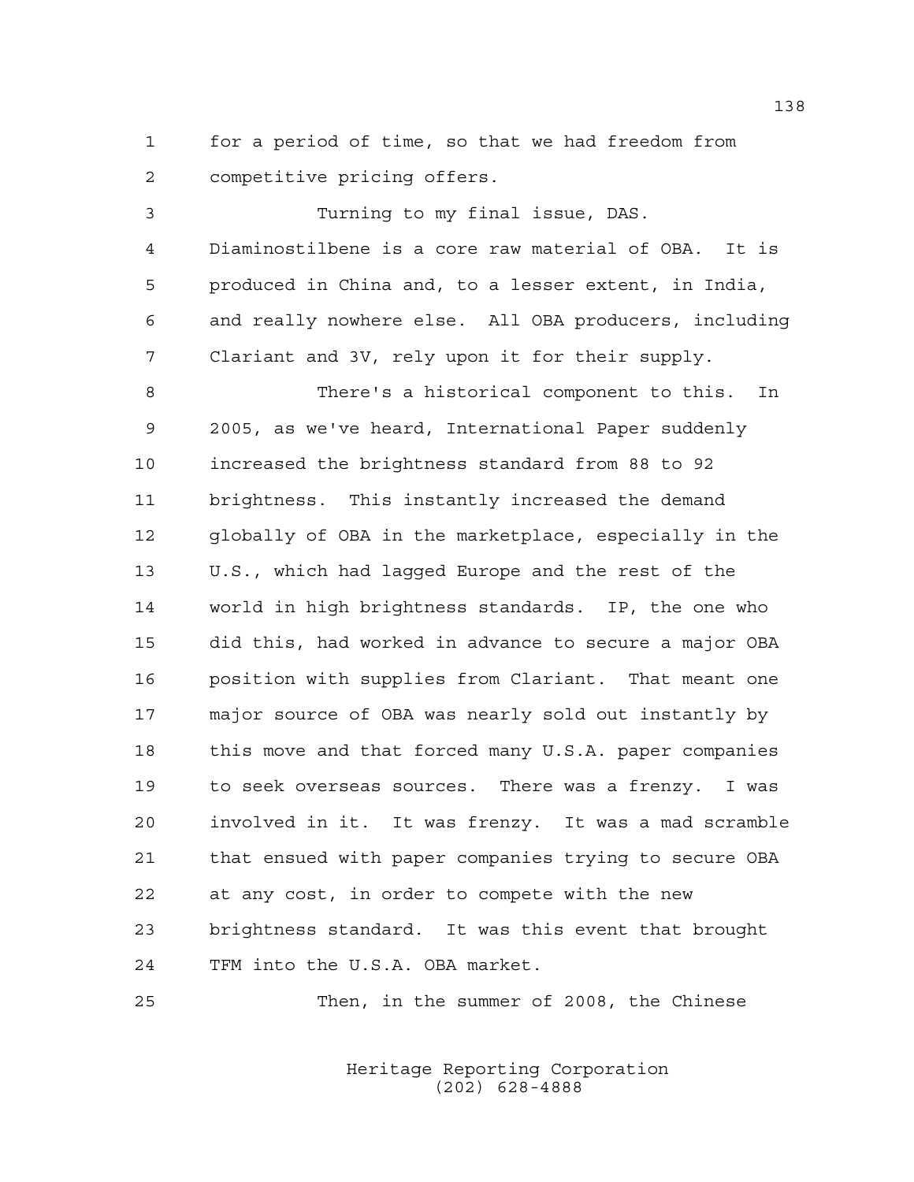for a period of time, so that we had freedom from competitive pricing offers.

Turning to my final issue, DAS. Diaminostilbene is a core raw material of OBA. It is produced in China and, to a lesser extent, in India, and really nowhere else. All OBA producers, including Clariant and 3V, rely upon it for their supply.

There's a historical component to this. In 2005, as we've heard, International Paper suddenly increased the brightness standard from 88 to 92 brightness. This instantly increased the demand globally of OBA in the marketplace, especially in the U.S., which had lagged Europe and the rest of the world in high brightness standards. IP, the one who did this, had worked in advance to secure a major OBA position with supplies from Clariant. That meant one major source of OBA was nearly sold out instantly by this move and that forced many U.S.A. paper companies to seek overseas sources. There was a frenzy. I was involved in it. It was frenzy. It was a mad scramble that ensued with paper companies trying to secure OBA at any cost, in order to compete with the new brightness standard. It was this event that brought TFM into the U.S.A. OBA market.

Then, in the summer of 2008, the Chinese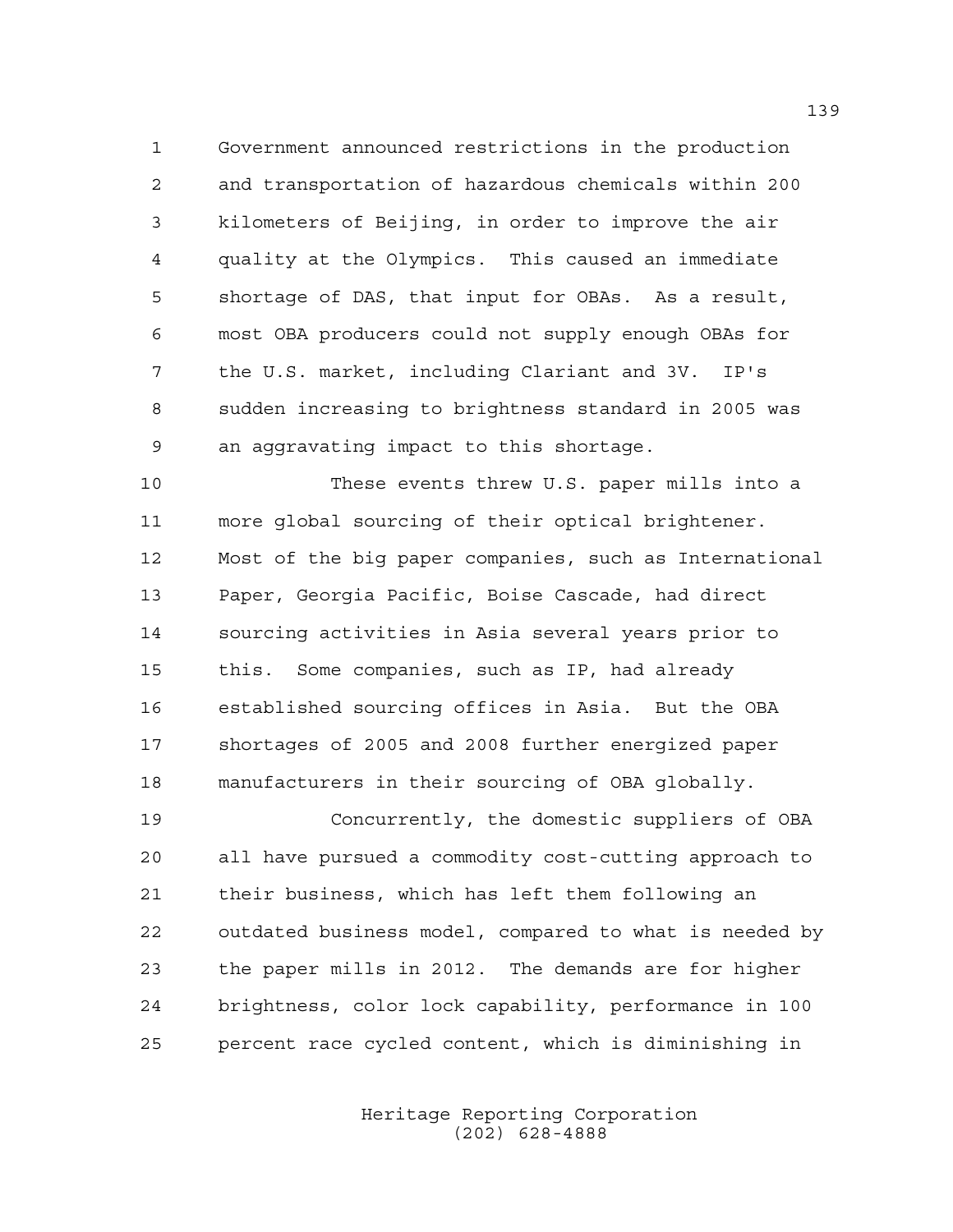Government announced restrictions in the production and transportation of hazardous chemicals within 200 kilometers of Beijing, in order to improve the air quality at the Olympics. This caused an immediate shortage of DAS, that input for OBAs. As a result, most OBA producers could not supply enough OBAs for the U.S. market, including Clariant and 3V. IP's sudden increasing to brightness standard in 2005 was an aggravating impact to this shortage.

These events threw U.S. paper mills into a more global sourcing of their optical brightener. Most of the big paper companies, such as International Paper, Georgia Pacific, Boise Cascade, had direct sourcing activities in Asia several years prior to this. Some companies, such as IP, had already established sourcing offices in Asia. But the OBA shortages of 2005 and 2008 further energized paper manufacturers in their sourcing of OBA globally.

Concurrently, the domestic suppliers of OBA all have pursued a commodity cost-cutting approach to their business, which has left them following an outdated business model, compared to what is needed by the paper mills in 2012. The demands are for higher brightness, color lock capability, performance in 100 percent race cycled content, which is diminishing in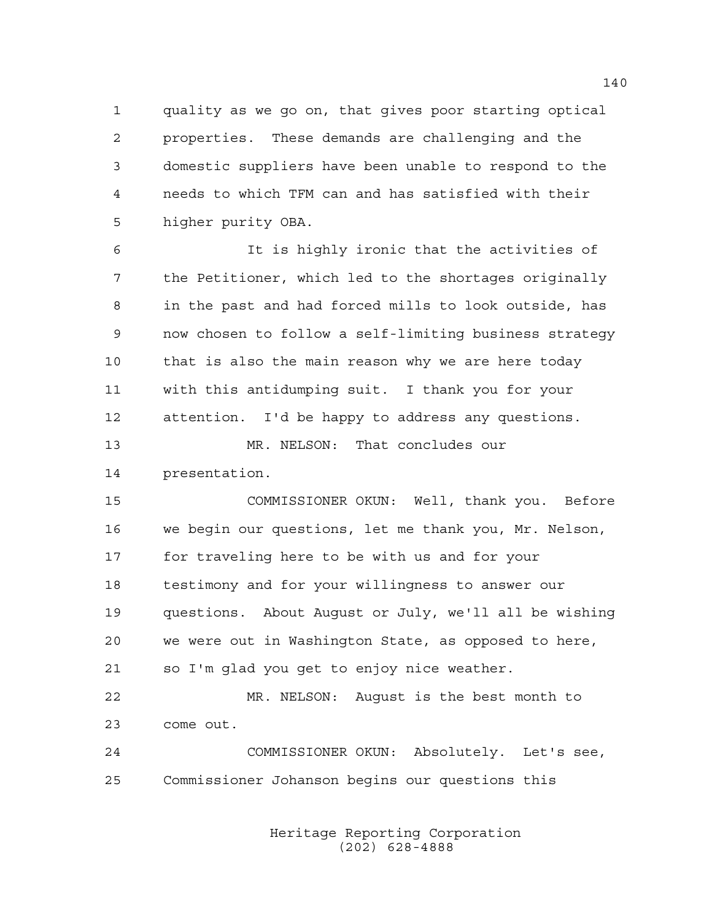quality as we go on, that gives poor starting optical properties. These demands are challenging and the domestic suppliers have been unable to respond to the needs to which TFM can and has satisfied with their higher purity OBA.

It is highly ironic that the activities of the Petitioner, which led to the shortages originally in the past and had forced mills to look outside, has now chosen to follow a self-limiting business strategy that is also the main reason why we are here today with this antidumping suit. I thank you for your attention. I'd be happy to address any questions.

MR. NELSON: That concludes our presentation.

COMMISSIONER OKUN: Well, thank you. Before we begin our questions, let me thank you, Mr. Nelson, for traveling here to be with us and for your testimony and for your willingness to answer our questions. About August or July, we'll all be wishing we were out in Washington State, as opposed to here, so I'm glad you get to enjoy nice weather.

MR. NELSON: August is the best month to come out.

COMMISSIONER OKUN: Absolutely. Let's see, Commissioner Johanson begins our questions this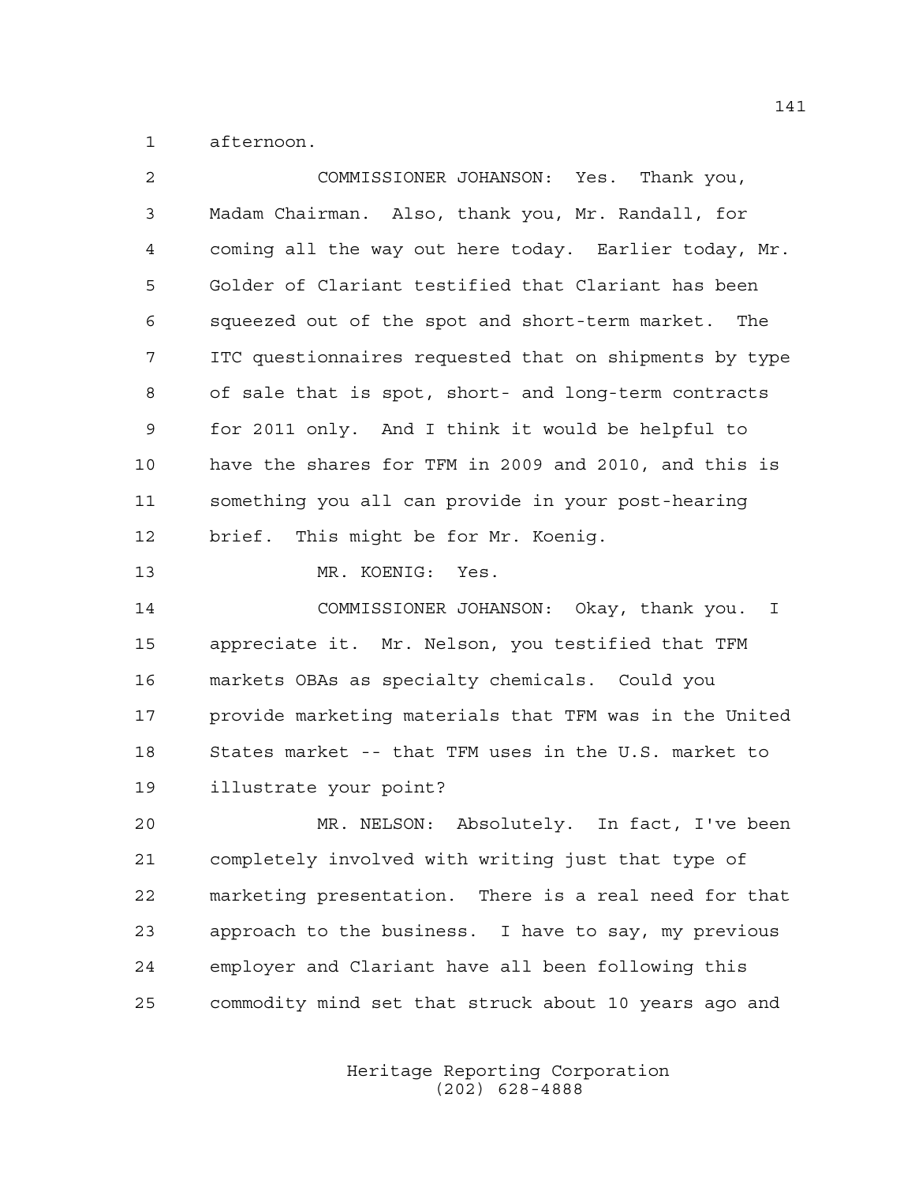afternoon.

COMMISSIONER JOHANSON: Yes. Thank you, Madam Chairman. Also, thank you, Mr. Randall, for coming all the way out here today. Earlier today, Mr. Golder of Clariant testified that Clariant has been squeezed out of the spot and short-term market. The ITC questionnaires requested that on shipments by type of sale that is spot, short- and long-term contracts for 2011 only. And I think it would be helpful to have the shares for TFM in 2009 and 2010, and this is something you all can provide in your post-hearing brief. This might be for Mr. Koenig.

MR. KOENIG: Yes.

COMMISSIONER JOHANSON: Okay, thank you. I appreciate it. Mr. Nelson, you testified that TFM markets OBAs as specialty chemicals. Could you provide marketing materials that TFM was in the United States market -- that TFM uses in the U.S. market to illustrate your point?

MR. NELSON: Absolutely. In fact, I've been completely involved with writing just that type of marketing presentation. There is a real need for that approach to the business. I have to say, my previous employer and Clariant have all been following this commodity mind set that struck about 10 years ago and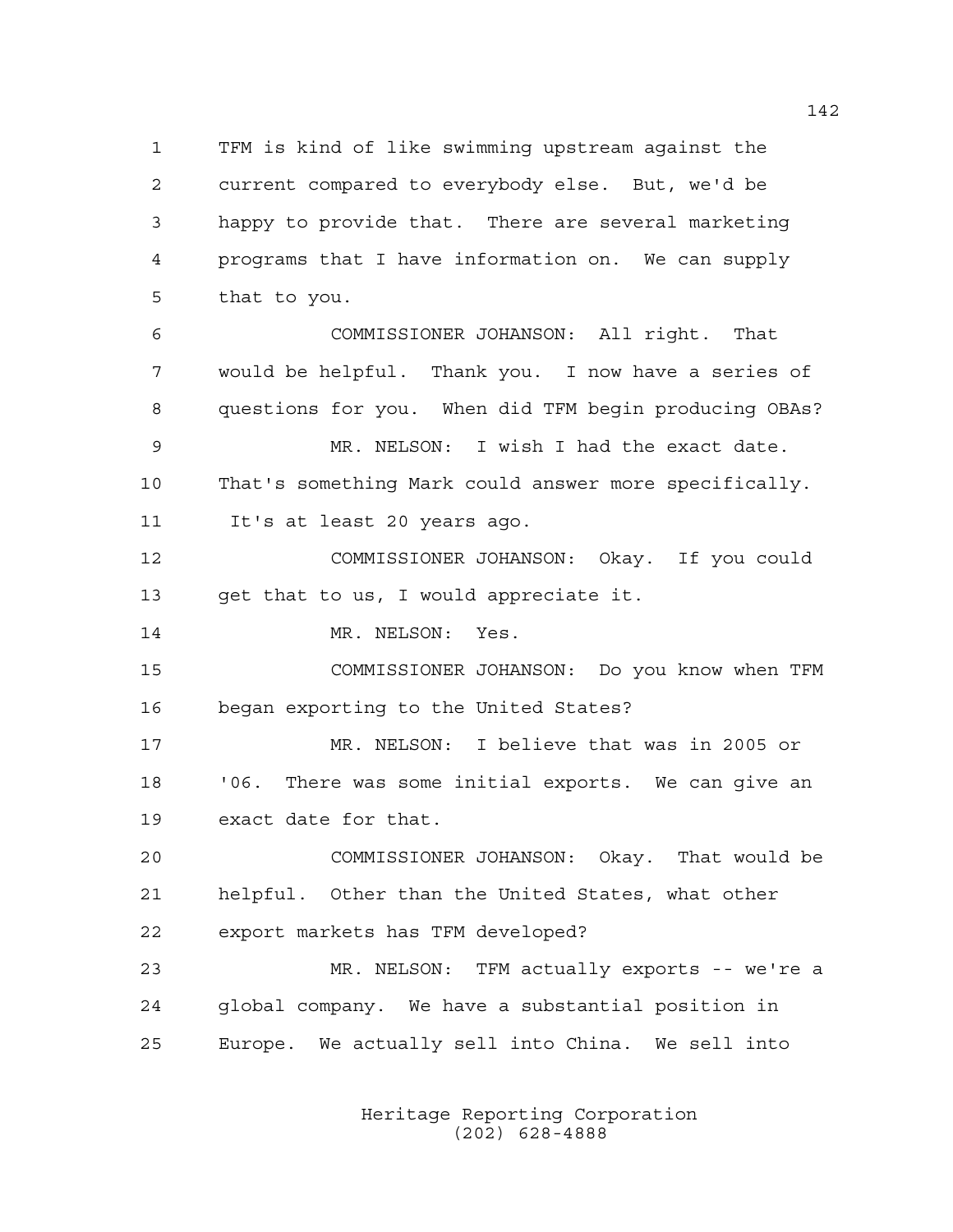TFM is kind of like swimming upstream against the current compared to everybody else. But, we'd be happy to provide that. There are several marketing programs that I have information on. We can supply that to you.

COMMISSIONER JOHANSON: All right. That would be helpful. Thank you. I now have a series of questions for you. When did TFM begin producing OBAs?

MR. NELSON: I wish I had the exact date. That's something Mark could answer more specifically. It's at least 20 years ago.

COMMISSIONER JOHANSON: Okay. If you could get that to us, I would appreciate it.

MR. NELSON: Yes.

COMMISSIONER JOHANSON: Do you know when TFM began exporting to the United States?

MR. NELSON: I believe that was in 2005 or '06. There was some initial exports. We can give an exact date for that.

COMMISSIONER JOHANSON: Okay. That would be helpful. Other than the United States, what other export markets has TFM developed?

MR. NELSON: TFM actually exports -- we're a global company. We have a substantial position in Europe. We actually sell into China. We sell into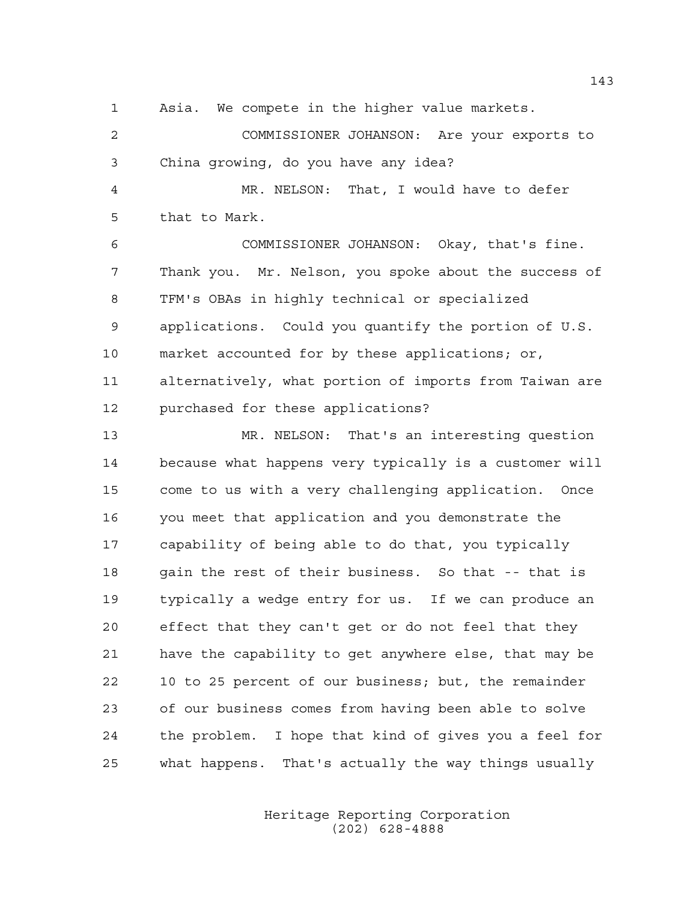Asia. We compete in the higher value markets.

COMMISSIONER JOHANSON: Are your exports to China growing, do you have any idea?

MR. NELSON: That, I would have to defer that to Mark.

COMMISSIONER JOHANSON: Okay, that's fine. Thank you. Mr. Nelson, you spoke about the success of TFM's OBAs in highly technical or specialized applications. Could you quantify the portion of U.S. market accounted for by these applications; or, alternatively, what portion of imports from Taiwan are purchased for these applications?

MR. NELSON: That's an interesting question because what happens very typically is a customer will come to us with a very challenging application. Once you meet that application and you demonstrate the capability of being able to do that, you typically gain the rest of their business. So that -- that is typically a wedge entry for us. If we can produce an effect that they can't get or do not feel that they have the capability to get anywhere else, that may be 10 to 25 percent of our business; but, the remainder of our business comes from having been able to solve the problem. I hope that kind of gives you a feel for what happens. That's actually the way things usually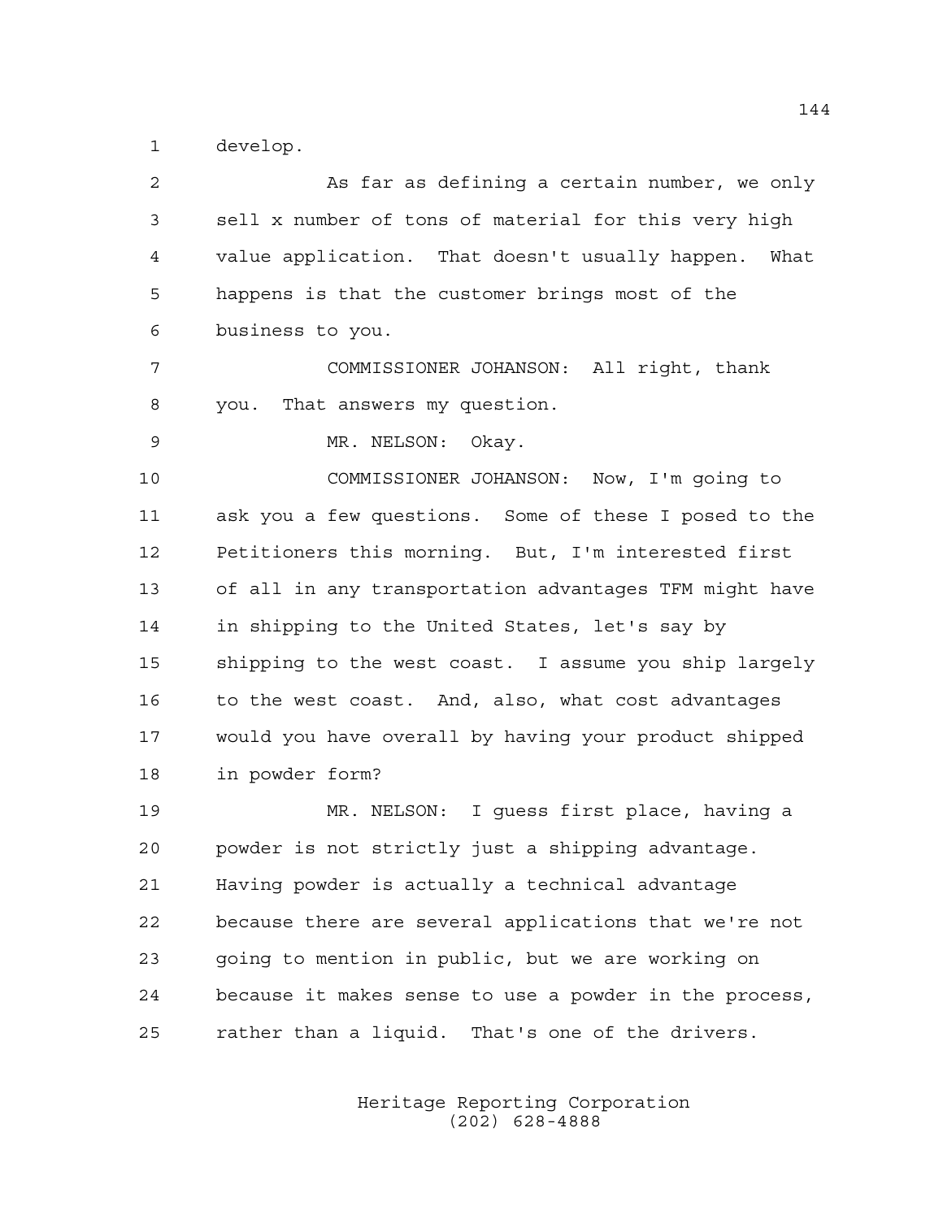develop.

As far as defining a certain number, we only sell x number of tons of material for this very high value application. That doesn't usually happen. What happens is that the customer brings most of the business to you.

COMMISSIONER JOHANSON: All right, thank you. That answers my question.

MR. NELSON: Okay.

COMMISSIONER JOHANSON: Now, I'm going to ask you a few questions. Some of these I posed to the Petitioners this morning. But, I'm interested first of all in any transportation advantages TFM might have in shipping to the United States, let's say by shipping to the west coast. I assume you ship largely to the west coast. And, also, what cost advantages would you have overall by having your product shipped in powder form?

MR. NELSON: I guess first place, having a powder is not strictly just a shipping advantage. Having powder is actually a technical advantage because there are several applications that we're not going to mention in public, but we are working on because it makes sense to use a powder in the process, rather than a liquid. That's one of the drivers.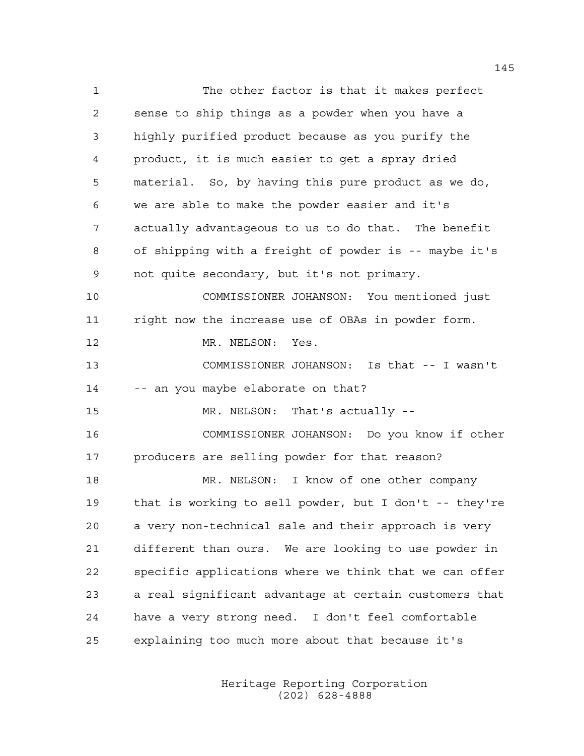The other factor is that it makes perfect sense to ship things as a powder when you have a highly purified product because as you purify the product, it is much easier to get a spray dried material. So, by having this pure product as we do, we are able to make the powder easier and it's actually advantageous to us to do that. The benefit of shipping with a freight of powder is -- maybe it's not quite secondary, but it's not primary.

COMMISSIONER JOHANSON: You mentioned just right now the increase use of OBAs in powder form.

MR. NELSON: Yes.

COMMISSIONER JOHANSON: Is that -- I wasn't -- an you maybe elaborate on that?

MR. NELSON: That's actually --

COMMISSIONER JOHANSON: Do you know if other producers are selling powder for that reason?

MR. NELSON: I know of one other company that is working to sell powder, but I don't -- they're a very non-technical sale and their approach is very different than ours. We are looking to use powder in specific applications where we think that we can offer a real significant advantage at certain customers that have a very strong need. I don't feel comfortable explaining too much more about that because it's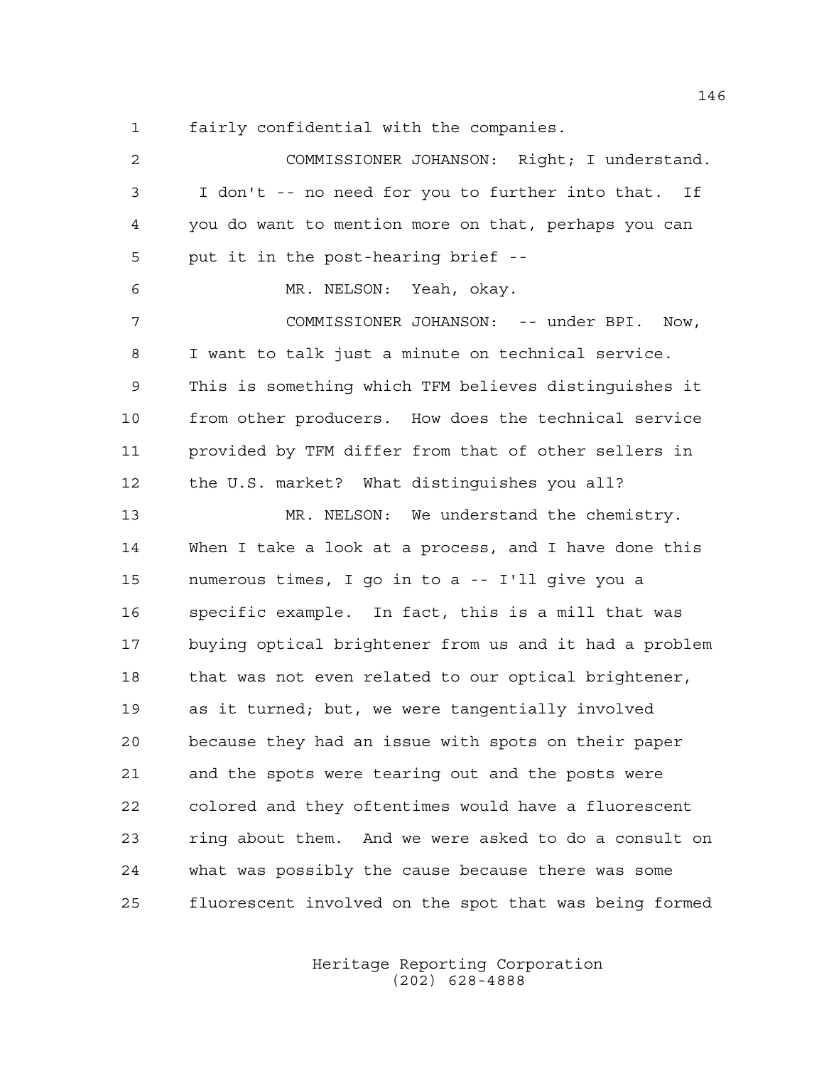fairly confidential with the companies.

COMMISSIONER JOHANSON: Right; I understand. I don't -- no need for you to further into that. If you do want to mention more on that, perhaps you can put it in the post-hearing brief --

MR. NELSON: Yeah, okay.

COMMISSIONER JOHANSON: -- under BPI. Now, I want to talk just a minute on technical service. This is something which TFM believes distinguishes it from other producers. How does the technical service provided by TFM differ from that of other sellers in the U.S. market? What distinguishes you all?

MR. NELSON: We understand the chemistry. When I take a look at a process, and I have done this numerous times, I go in to a -- I'll give you a specific example. In fact, this is a mill that was buying optical brightener from us and it had a problem that was not even related to our optical brightener, as it turned; but, we were tangentially involved because they had an issue with spots on their paper and the spots were tearing out and the posts were colored and they oftentimes would have a fluorescent ring about them. And we were asked to do a consult on what was possibly the cause because there was some fluorescent involved on the spot that was being formed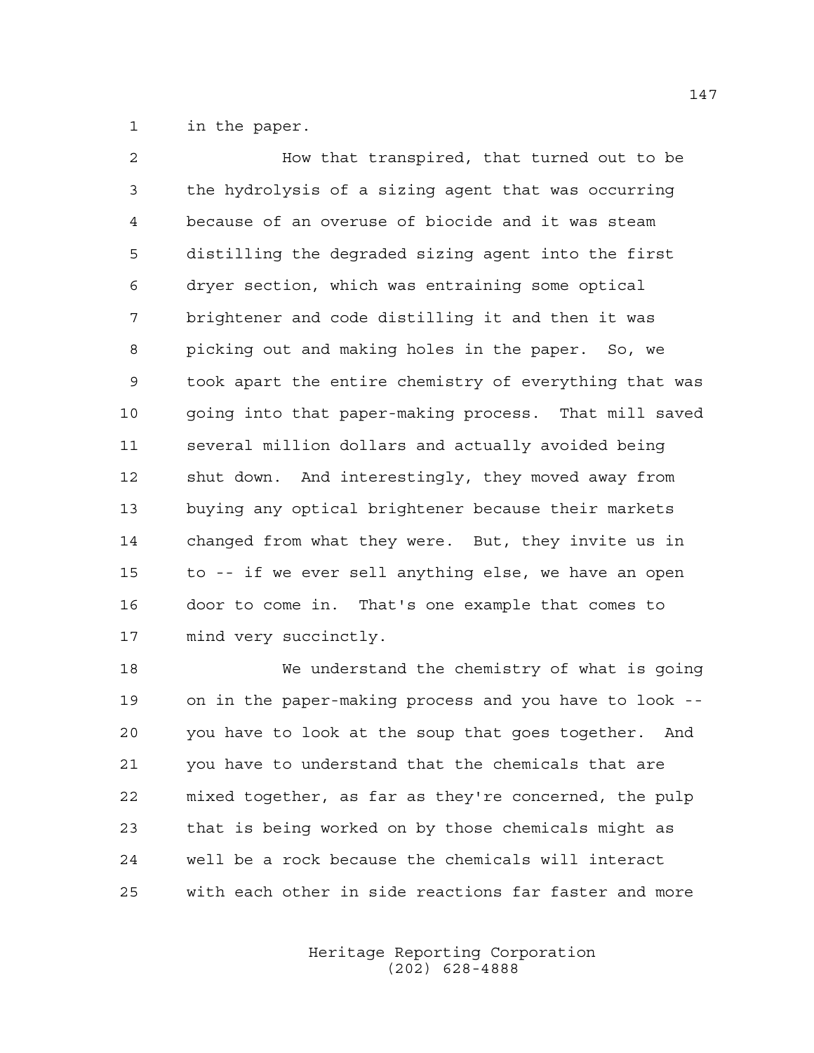in the paper.

How that transpired, that turned out to be the hydrolysis of a sizing agent that was occurring because of an overuse of biocide and it was steam distilling the degraded sizing agent into the first dryer section, which was entraining some optical brightener and code distilling it and then it was picking out and making holes in the paper. So, we took apart the entire chemistry of everything that was going into that paper-making process. That mill saved several million dollars and actually avoided being shut down. And interestingly, they moved away from buying any optical brightener because their markets changed from what they were. But, they invite us in to -- if we ever sell anything else, we have an open door to come in. That's one example that comes to mind very succinctly.

We understand the chemistry of what is going on in the paper-making process and you have to look -- you have to look at the soup that goes together. And you have to understand that the chemicals that are mixed together, as far as they're concerned, the pulp that is being worked on by those chemicals might as well be a rock because the chemicals will interact with each other in side reactions far faster and more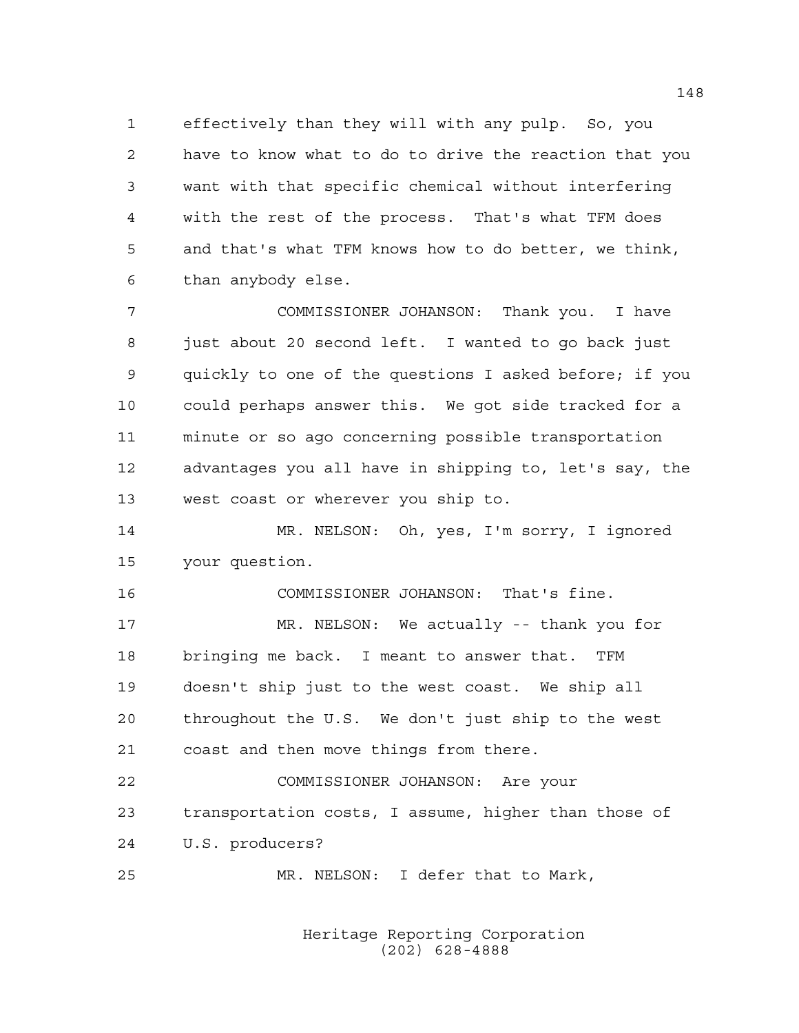effectively than they will with any pulp. So, you have to know what to do to drive the reaction that you want with that specific chemical without interfering with the rest of the process. That's what TFM does and that's what TFM knows how to do better, we think, than anybody else.

COMMISSIONER JOHANSON: Thank you. I have just about 20 second left. I wanted to go back just quickly to one of the questions I asked before; if you could perhaps answer this. We got side tracked for a minute or so ago concerning possible transportation advantages you all have in shipping to, let's say, the west coast or wherever you ship to.

MR. NELSON: Oh, yes, I'm sorry, I ignored your question.

COMMISSIONER JOHANSON: That's fine.

MR. NELSON: We actually -- thank you for bringing me back. I meant to answer that. TFM doesn't ship just to the west coast. We ship all throughout the U.S. We don't just ship to the west coast and then move things from there.

COMMISSIONER JOHANSON: Are your transportation costs, I assume, higher than those of U.S. producers?

MR. NELSON: I defer that to Mark,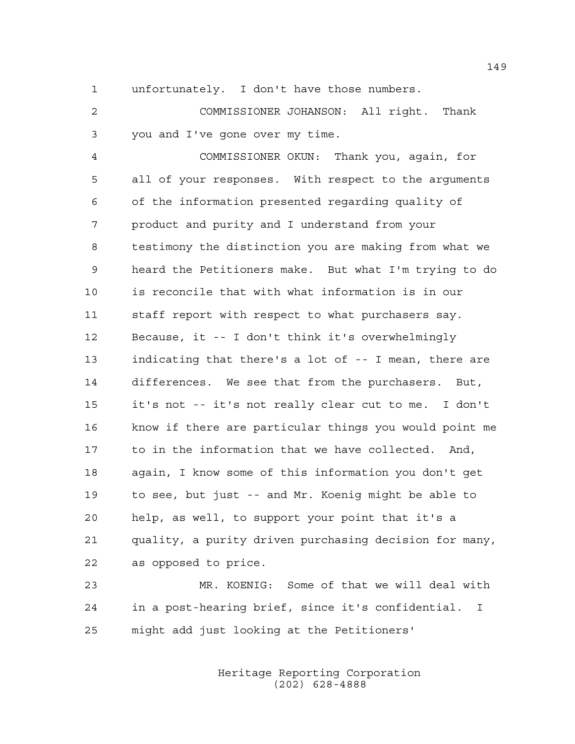unfortunately. I don't have those numbers.

COMMISSIONER JOHANSON: All right. Thank you and I've gone over my time.

COMMISSIONER OKUN: Thank you, again, for all of your responses. With respect to the arguments of the information presented regarding quality of product and purity and I understand from your testimony the distinction you are making from what we heard the Petitioners make. But what I'm trying to do is reconcile that with what information is in our staff report with respect to what purchasers say. Because, it -- I don't think it's overwhelmingly indicating that there's a lot of -- I mean, there are differences. We see that from the purchasers. But, it's not -- it's not really clear cut to me. I don't know if there are particular things you would point me to in the information that we have collected. And, again, I know some of this information you don't get to see, but just -- and Mr. Koenig might be able to help, as well, to support your point that it's a quality, a purity driven purchasing decision for many, as opposed to price.

MR. KOENIG: Some of that we will deal with in a post-hearing brief, since it's confidential. I might add just looking at the Petitioners'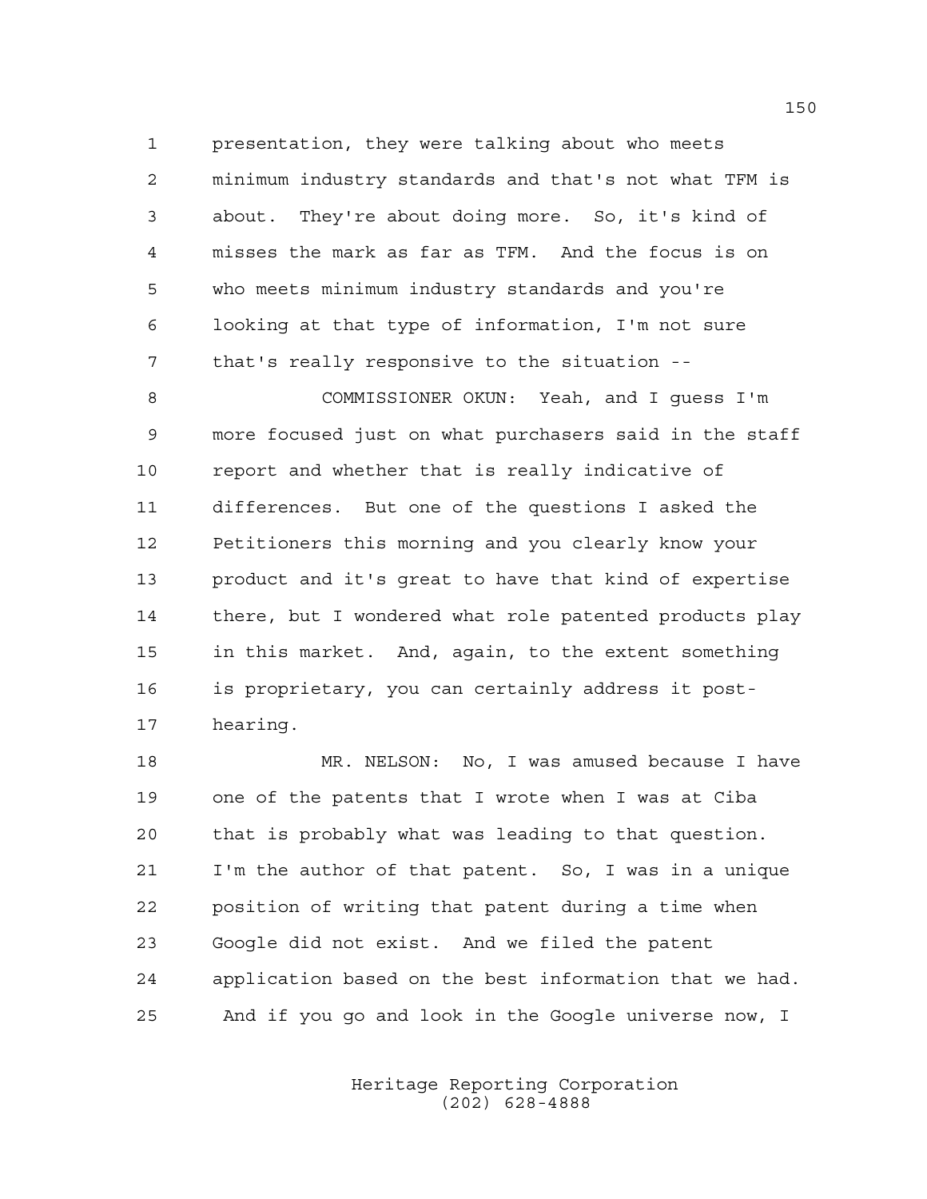presentation, they were talking about who meets minimum industry standards and that's not what TFM is about. They're about doing more. So, it's kind of misses the mark as far as TFM. And the focus is on who meets minimum industry standards and you're looking at that type of information, I'm not sure that's really responsive to the situation --

COMMISSIONER OKUN: Yeah, and I guess I'm more focused just on what purchasers said in the staff report and whether that is really indicative of differences. But one of the questions I asked the Petitioners this morning and you clearly know your product and it's great to have that kind of expertise there, but I wondered what role patented products play in this market. And, again, to the extent something is proprietary, you can certainly address it post-hearing.

MR. NELSON: No, I was amused because I have one of the patents that I wrote when I was at Ciba that is probably what was leading to that question. I'm the author of that patent. So, I was in a unique position of writing that patent during a time when Google did not exist. And we filed the patent application based on the best information that we had. And if you go and look in the Google universe now, I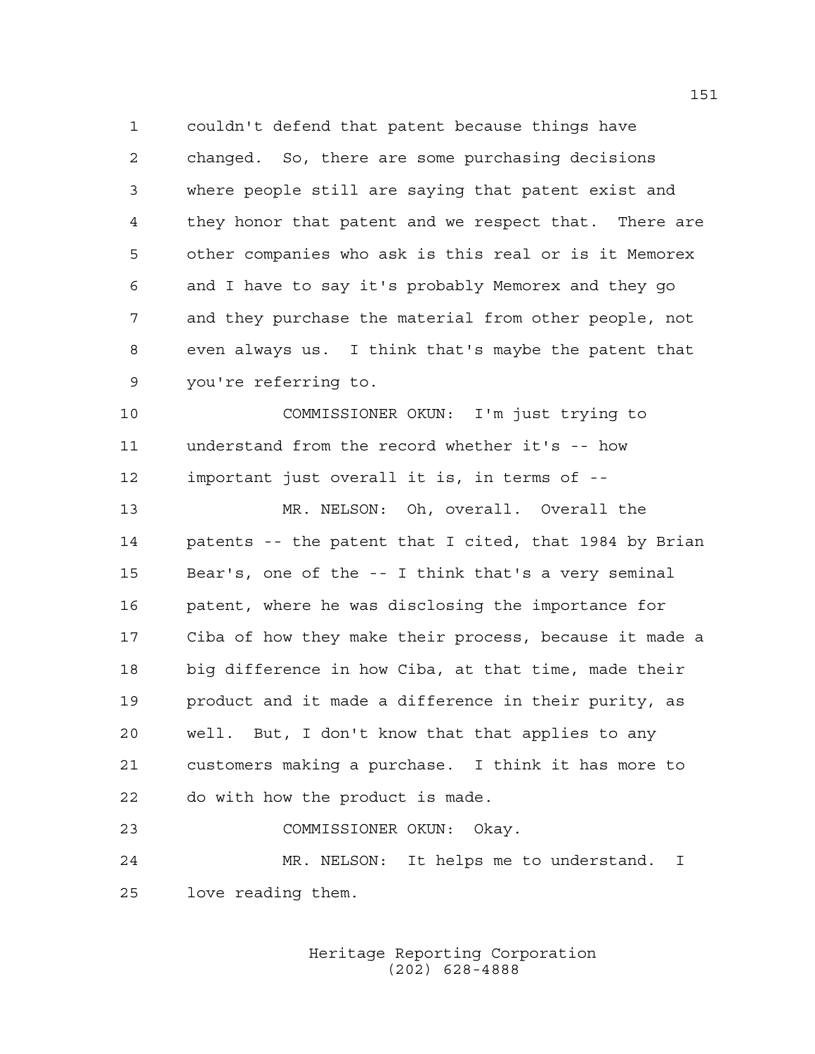couldn't defend that patent because things have changed. So, there are some purchasing decisions where people still are saying that patent exist and they honor that patent and we respect that. There are other companies who ask is this real or is it Memorex and I have to say it's probably Memorex and they go and they purchase the material from other people, not even always us. I think that's maybe the patent that you're referring to.

COMMISSIONER OKUN: I'm just trying to understand from the record whether it's -- how important just overall it is, in terms of --

MR. NELSON: Oh, overall. Overall the patents -- the patent that I cited, that 1984 by Brian Bear's, one of the -- I think that's a very seminal patent, where he was disclosing the importance for Ciba of how they make their process, because it made a big difference in how Ciba, at that time, made their product and it made a difference in their purity, as well. But, I don't know that that applies to any customers making a purchase. I think it has more to do with how the product is made.

COMMISSIONER OKUN: Okay.

MR. NELSON: It helps me to understand. I love reading them.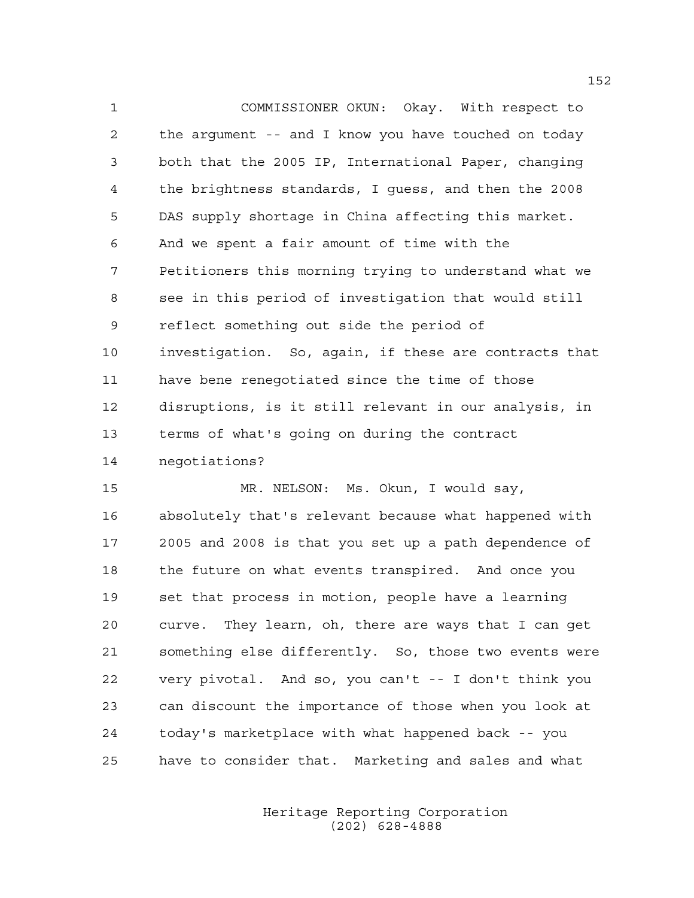COMMISSIONER OKUN: Okay. With respect to the argument -- and I know you have touched on today both that the 2005 IP, International Paper, changing the brightness standards, I guess, and then the 2008 DAS supply shortage in China affecting this market. And we spent a fair amount of time with the Petitioners this morning trying to understand what we see in this period of investigation that would still reflect something out side the period of investigation. So, again, if these are contracts that have bene renegotiated since the time of those disruptions, is it still relevant in our analysis, in terms of what's going on during the contract negotiations?

MR. NELSON: Ms. Okun, I would say, absolutely that's relevant because what happened with 2005 and 2008 is that you set up a path dependence of the future on what events transpired. And once you set that process in motion, people have a learning curve. They learn, oh, there are ways that I can get something else differently. So, those two events were very pivotal. And so, you can't -- I don't think you can discount the importance of those when you look at today's marketplace with what happened back -- you have to consider that. Marketing and sales and what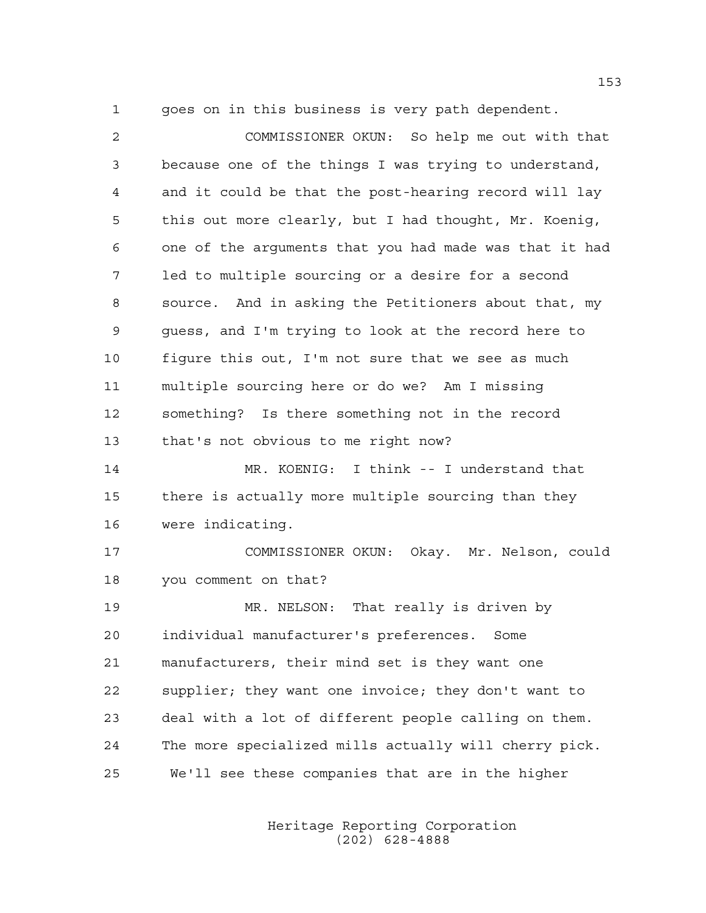goes on in this business is very path dependent.

COMMISSIONER OKUN: So help me out with that because one of the things I was trying to understand, and it could be that the post-hearing record will lay this out more clearly, but I had thought, Mr. Koenig, one of the arguments that you had made was that it had led to multiple sourcing or a desire for a second source. And in asking the Petitioners about that, my guess, and I'm trying to look at the record here to figure this out, I'm not sure that we see as much multiple sourcing here or do we? Am I missing something? Is there something not in the record that's not obvious to me right now?

MR. KOENIG: I think -- I understand that there is actually more multiple sourcing than they were indicating.

COMMISSIONER OKUN: Okay. Mr. Nelson, could you comment on that?

MR. NELSON: That really is driven by individual manufacturer's preferences. Some manufacturers, their mind set is they want one supplier; they want one invoice; they don't want to deal with a lot of different people calling on them. The more specialized mills actually will cherry pick. We'll see these companies that are in the higher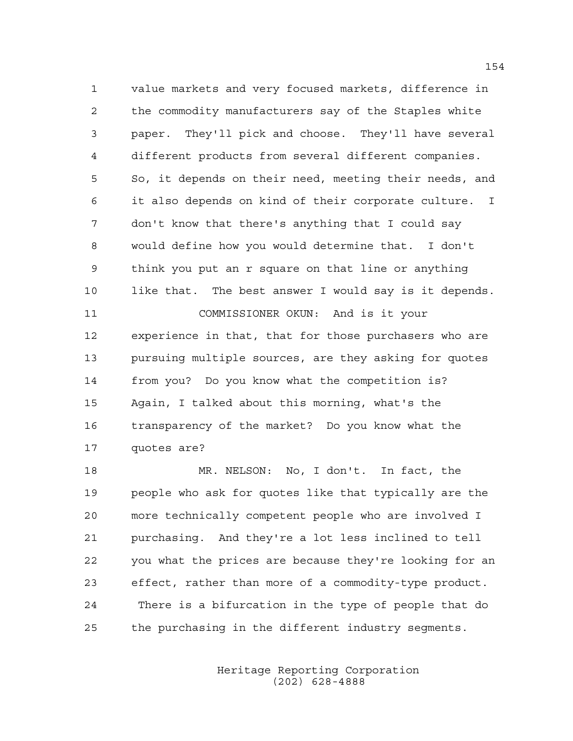value markets and very focused markets, difference in the commodity manufacturers say of the Staples white paper. They'll pick and choose. They'll have several different products from several different companies. So, it depends on their need, meeting their needs, and it also depends on kind of their corporate culture. I don't know that there's anything that I could say would define how you would determine that. I don't think you put an r square on that line or anything like that. The best answer I would say is it depends.

COMMISSIONER OKUN: And is it your experience in that, that for those purchasers who are pursuing multiple sources, are they asking for quotes from you? Do you know what the competition is? Again, I talked about this morning, what's the transparency of the market? Do you know what the quotes are?

MR. NELSON: No, I don't. In fact, the people who ask for quotes like that typically are the more technically competent people who are involved I purchasing. And they're a lot less inclined to tell you what the prices are because they're looking for an effect, rather than more of a commodity-type product. There is a bifurcation in the type of people that do the purchasing in the different industry segments.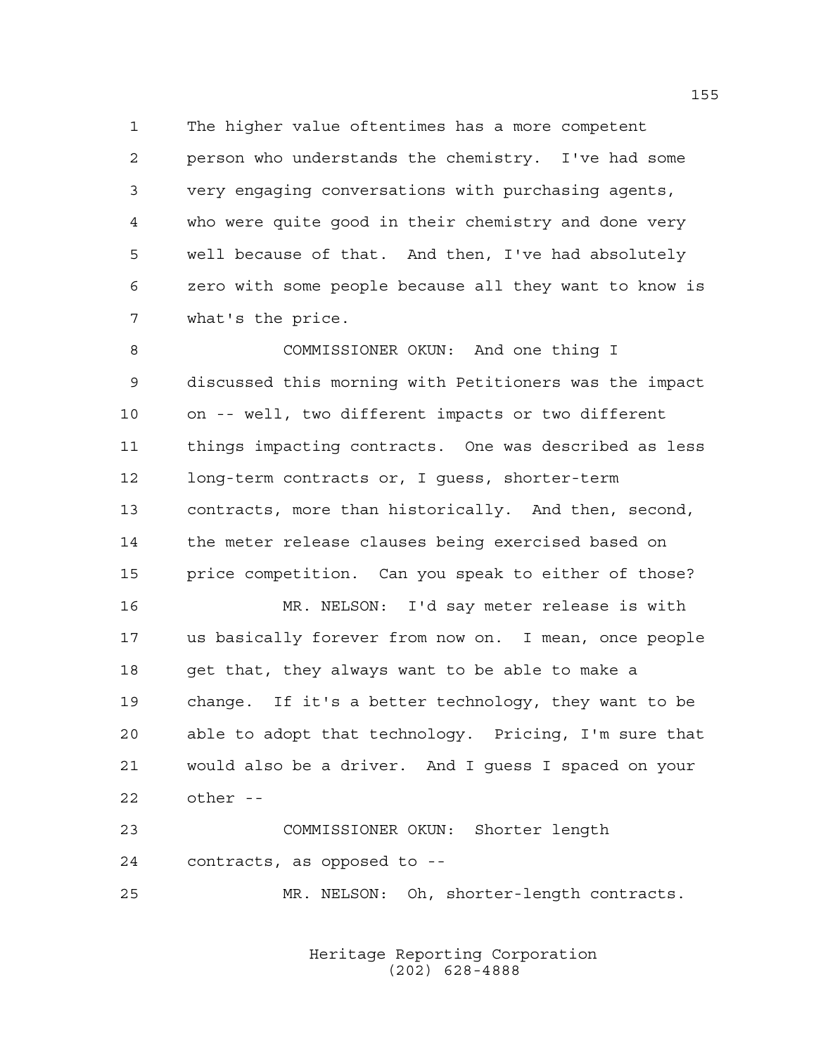The higher value oftentimes has a more competent person who understands the chemistry. I've had some very engaging conversations with purchasing agents, who were quite good in their chemistry and done very well because of that. And then, I've had absolutely zero with some people because all they want to know is what's the price.

COMMISSIONER OKUN: And one thing I discussed this morning with Petitioners was the impact on -- well, two different impacts or two different things impacting contracts. One was described as less long-term contracts or, I guess, shorter-term contracts, more than historically. And then, second, the meter release clauses being exercised based on price competition. Can you speak to either of those?

MR. NELSON: I'd say meter release is with us basically forever from now on. I mean, once people get that, they always want to be able to make a change. If it's a better technology, they want to be able to adopt that technology. Pricing, I'm sure that would also be a driver. And I guess I spaced on your other --

COMMISSIONER OKUN: Shorter length contracts, as opposed to --

MR. NELSON: Oh, shorter-length contracts.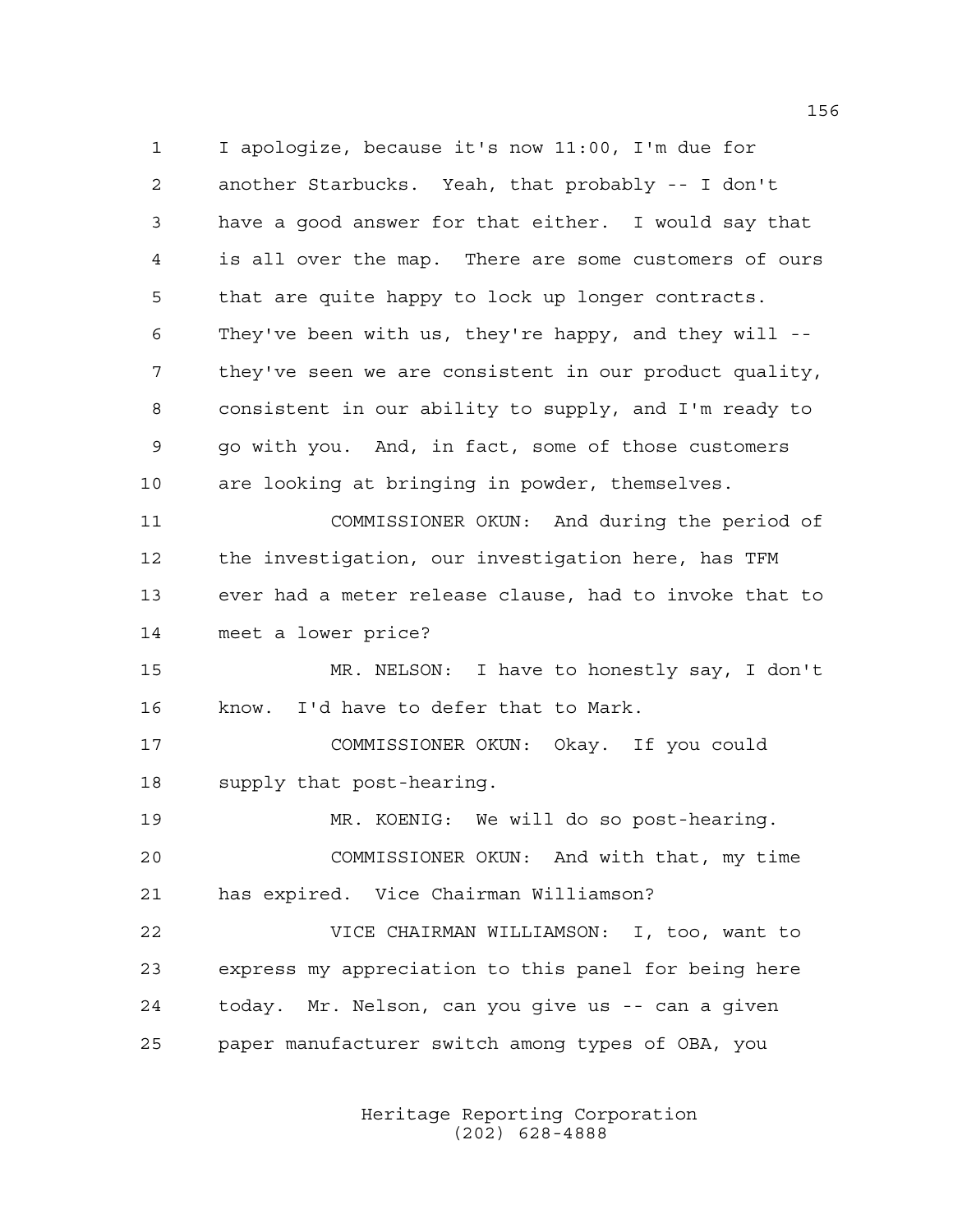I apologize, because it's now 11:00, I'm due for another Starbucks. Yeah, that probably -- I don't have a good answer for that either. I would say that is all over the map. There are some customers of ours that are quite happy to lock up longer contracts. They've been with us, they're happy, and they will -- they've seen we are consistent in our product quality, consistent in our ability to supply, and I'm ready to go with you. And, in fact, some of those customers are looking at bringing in powder, themselves.

COMMISSIONER OKUN: And during the period of the investigation, our investigation here, has TFM ever had a meter release clause, had to invoke that to meet a lower price?

MR. NELSON: I have to honestly say, I don't know. I'd have to defer that to Mark.

COMMISSIONER OKUN: Okay. If you could supply that post-hearing.

MR. KOENIG: We will do so post-hearing.

COMMISSIONER OKUN: And with that, my time has expired. Vice Chairman Williamson?

VICE CHAIRMAN WILLIAMSON: I, too, want to express my appreciation to this panel for being here today. Mr. Nelson, can you give us -- can a given paper manufacturer switch among types of OBA, you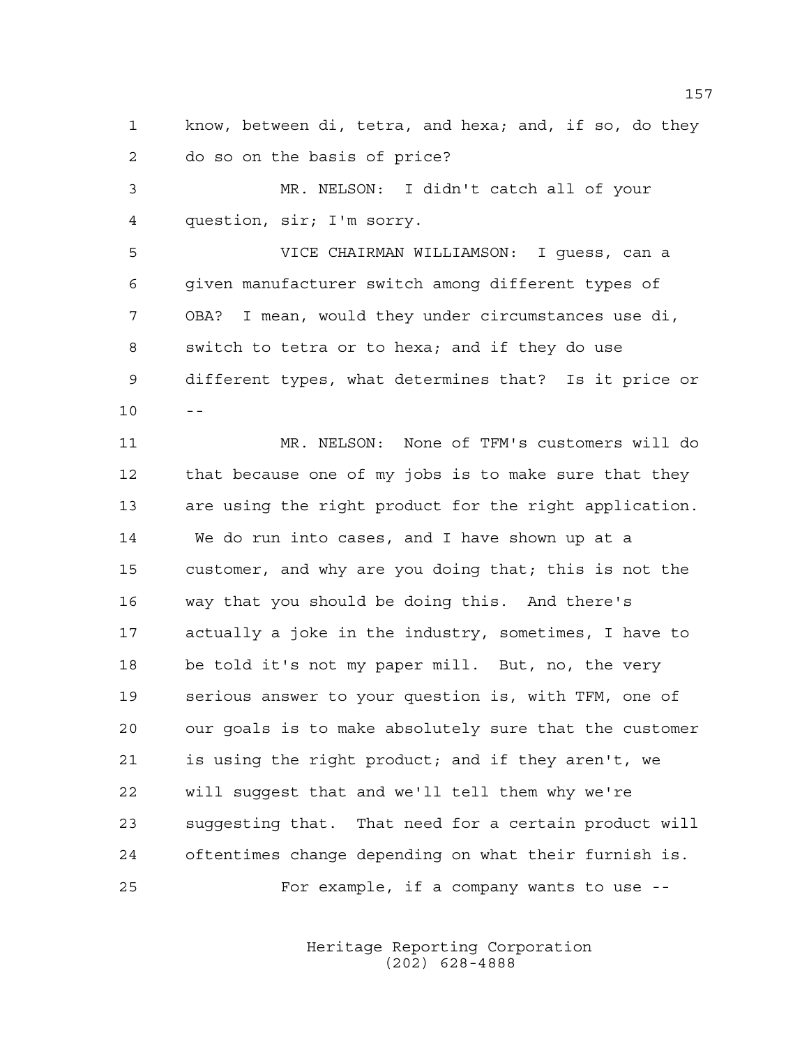know, between di, tetra, and hexa; and, if so, do they do so on the basis of price?

MR. NELSON: I didn't catch all of your question, sir; I'm sorry.

VICE CHAIRMAN WILLIAMSON: I guess, can a given manufacturer switch among different types of OBA? I mean, would they under circumstances use di, switch to tetra or to hexa; and if they do use different types, what determines that? Is it price or --

MR. NELSON: None of TFM's customers will do that because one of my jobs is to make sure that they are using the right product for the right application. We do run into cases, and I have shown up at a customer, and why are you doing that; this is not the way that you should be doing this. And there's actually a joke in the industry, sometimes, I have to be told it's not my paper mill. But, no, the very serious answer to your question is, with TFM, one of our goals is to make absolutely sure that the customer is using the right product; and if they aren't, we will suggest that and we'll tell them why we're suggesting that. That need for a certain product will oftentimes change depending on what their furnish is.

For example, if a company wants to use --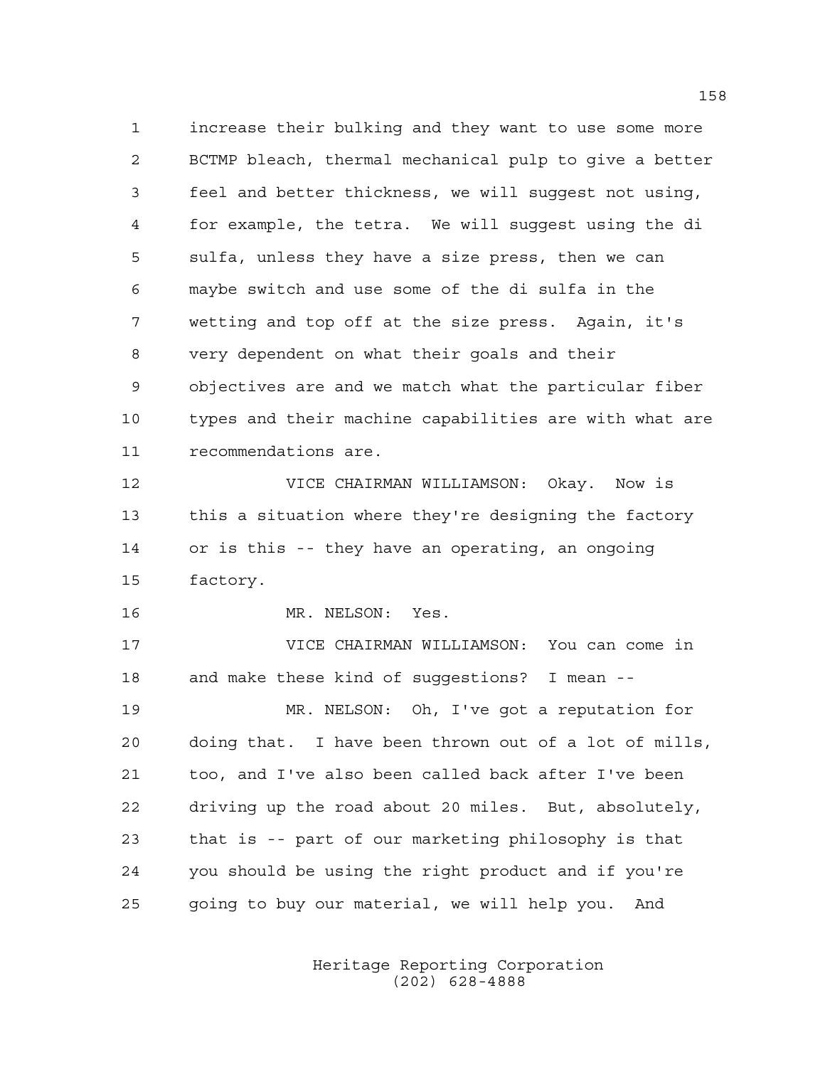increase their bulking and they want to use some more BCTMP bleach, thermal mechanical pulp to give a better feel and better thickness, we will suggest not using, for example, the tetra. We will suggest using the di sulfa, unless they have a size press, then we can maybe switch and use some of the di sulfa in the wetting and top off at the size press. Again, it's very dependent on what their goals and their objectives are and we match what the particular fiber types and their machine capabilities are with what are recommendations are.

VICE CHAIRMAN WILLIAMSON: Okay. Now is this a situation where they're designing the factory or is this -- they have an operating, an ongoing factory.

MR. NELSON: Yes.

VICE CHAIRMAN WILLIAMSON: You can come in and make these kind of suggestions? I mean --

MR. NELSON: Oh, I've got a reputation for doing that. I have been thrown out of a lot of mills, too, and I've also been called back after I've been driving up the road about 20 miles. But, absolutely, that is -- part of our marketing philosophy is that you should be using the right product and if you're going to buy our material, we will help you. And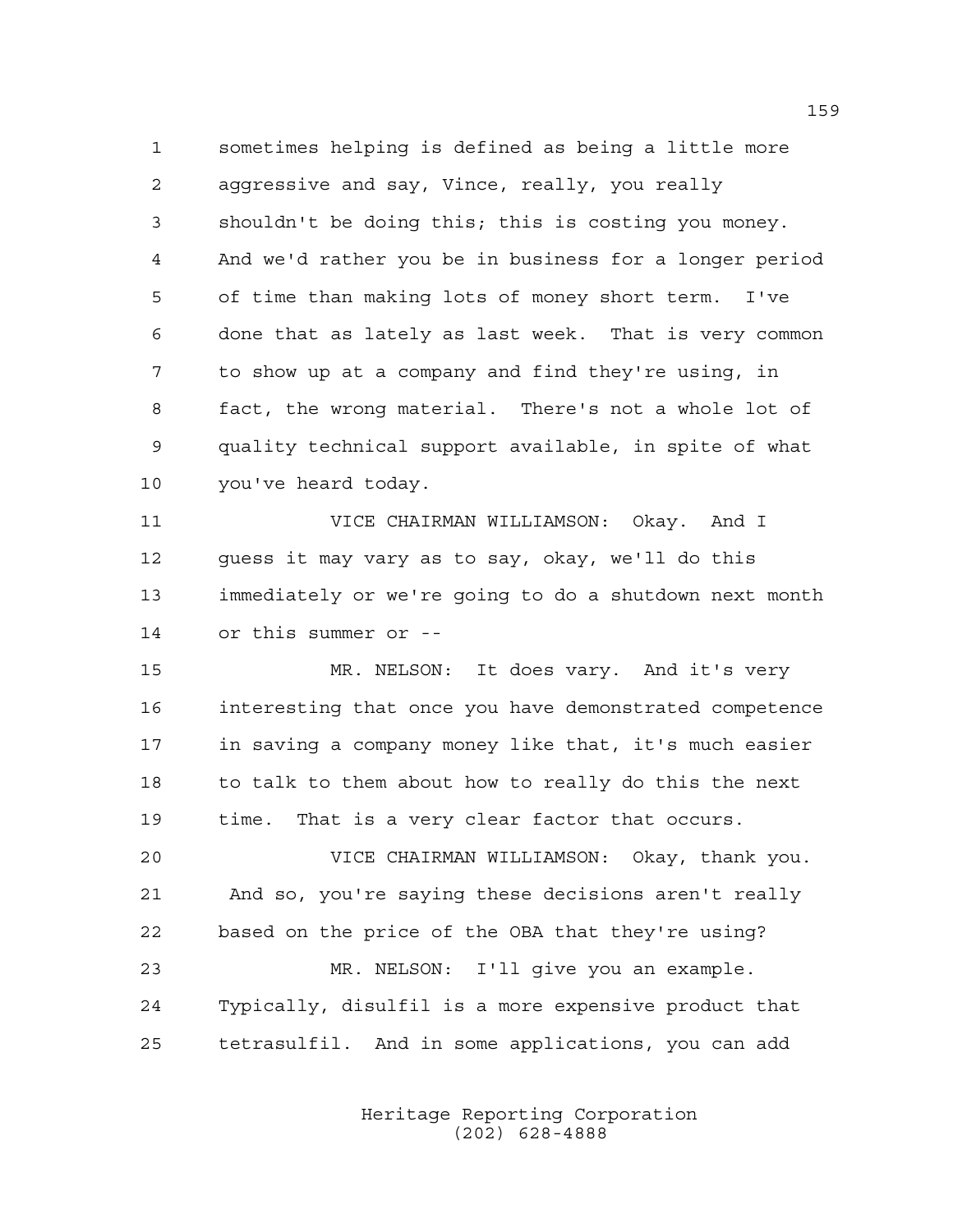sometimes helping is defined as being a little more aggressive and say, Vince, really, you really shouldn't be doing this; this is costing you money. And we'd rather you be in business for a longer period of time than making lots of money short term. I've done that as lately as last week. That is very common to show up at a company and find they're using, in fact, the wrong material. There's not a whole lot of quality technical support available, in spite of what you've heard today.

VICE CHAIRMAN WILLIAMSON: Okay. And I guess it may vary as to say, okay, we'll do this immediately or we're going to do a shutdown next month or this summer or --

MR. NELSON: It does vary. And it's very interesting that once you have demonstrated competence in saving a company money like that, it's much easier to talk to them about how to really do this the next time. That is a very clear factor that occurs.

VICE CHAIRMAN WILLIAMSON: Okay, thank you. And so, you're saying these decisions aren't really based on the price of the OBA that they're using?

MR. NELSON: I'll give you an example. Typically, disulfil is a more expensive product that tetrasulfil. And in some applications, you can add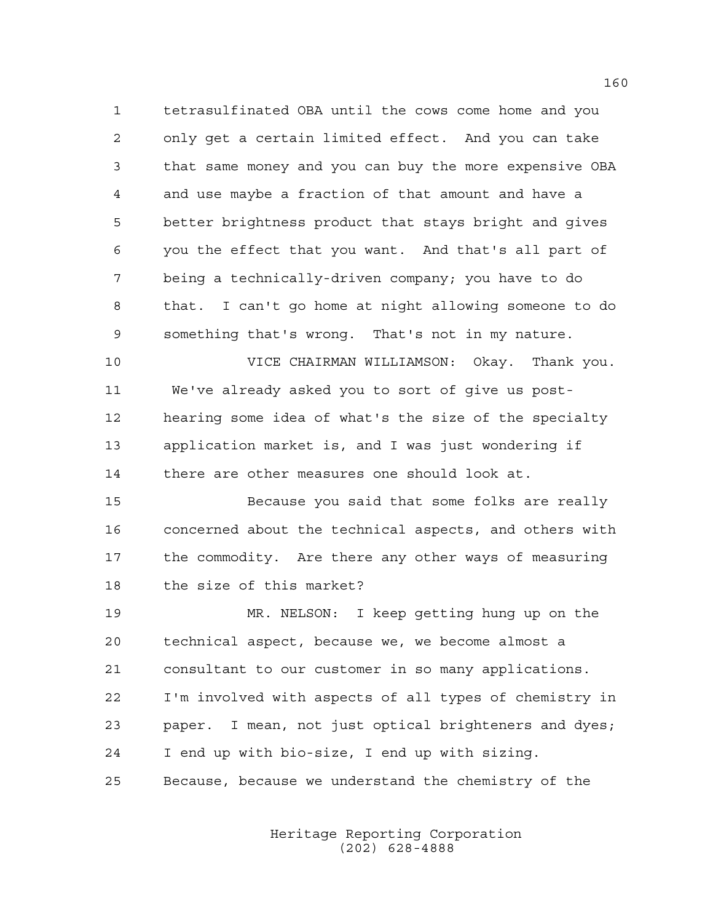tetrasulfinated OBA until the cows come home and you only get a certain limited effect. And you can take that same money and you can buy the more expensive OBA and use maybe a fraction of that amount and have a better brightness product that stays bright and gives you the effect that you want. And that's all part of being a technically-driven company; you have to do that. I can't go home at night allowing someone to do something that's wrong. That's not in my nature.

VICE CHAIRMAN WILLIAMSON: Okay. Thank you. We've already asked you to sort of give us post-hearing some idea of what's the size of the specialty application market is, and I was just wondering if there are other measures one should look at.

Because you said that some folks are really concerned about the technical aspects, and others with the commodity. Are there any other ways of measuring the size of this market?

MR. NELSON: I keep getting hung up on the technical aspect, because we, we become almost a consultant to our customer in so many applications. I'm involved with aspects of all types of chemistry in paper. I mean, not just optical brighteners and dyes; I end up with bio-size, I end up with sizing. Because, because we understand the chemistry of the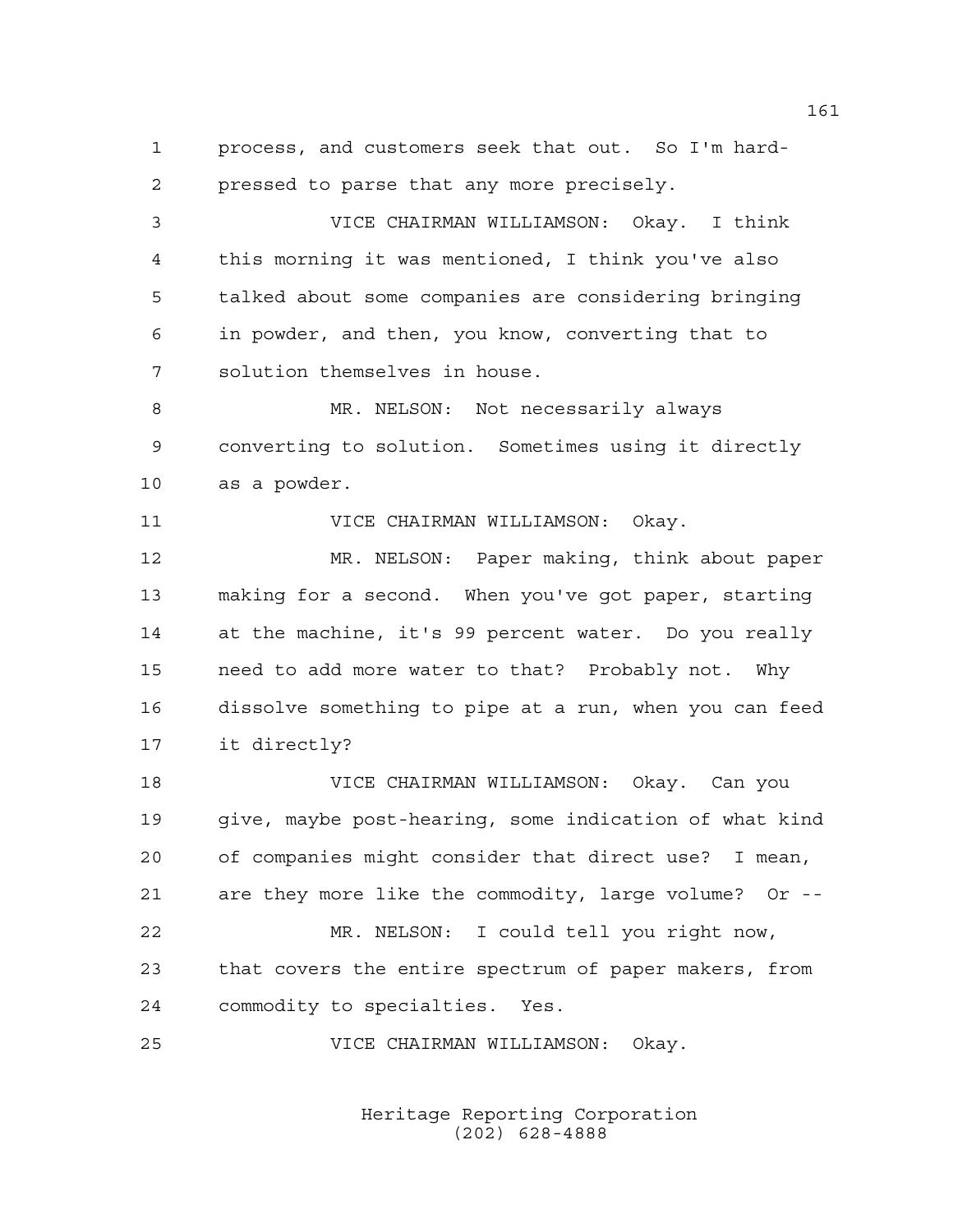process, and customers seek that out. So I'm hard-pressed to parse that any more precisely.

VICE CHAIRMAN WILLIAMSON: Okay. I think this morning it was mentioned, I think you've also talked about some companies are considering bringing in powder, and then, you know, converting that to solution themselves in house.

MR. NELSON: Not necessarily always converting to solution. Sometimes using it directly as a powder.

VICE CHAIRMAN WILLIAMSON: Okay.

MR. NELSON: Paper making, think about paper making for a second. When you've got paper, starting at the machine, it's 99 percent water. Do you really need to add more water to that? Probably not. Why dissolve something to pipe at a run, when you can feed it directly?

VICE CHAIRMAN WILLIAMSON: Okay. Can you give, maybe post-hearing, some indication of what kind of companies might consider that direct use? I mean, are they more like the commodity, large volume? Or --

MR. NELSON: I could tell you right now, that covers the entire spectrum of paper makers, from commodity to specialties. Yes.

VICE CHAIRMAN WILLIAMSON: Okay.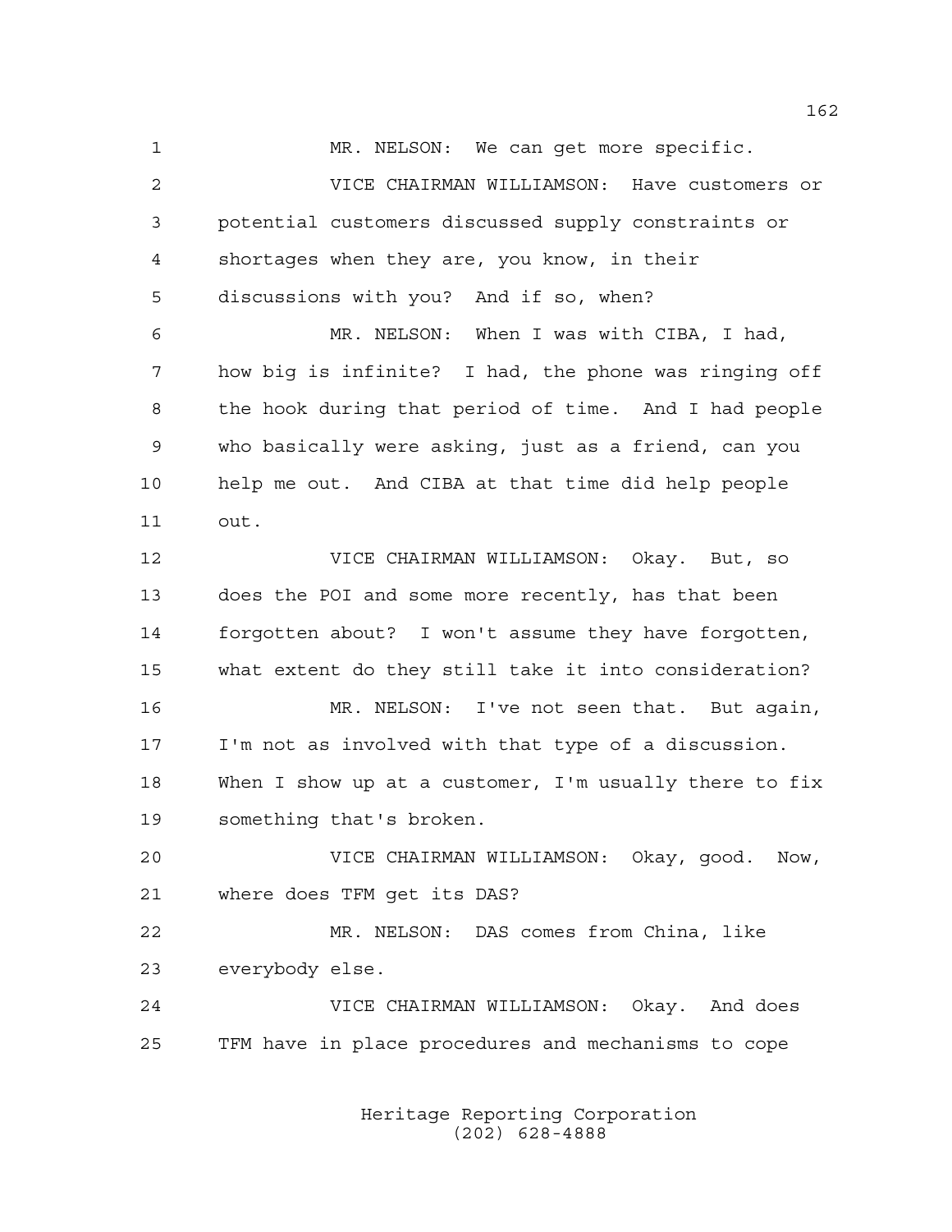MR. NELSON: We can get more specific.

VICE CHAIRMAN WILLIAMSON: Have customers or potential customers discussed supply constraints or shortages when they are, you know, in their discussions with you? And if so, when?

MR. NELSON: When I was with CIBA, I had, how big is infinite? I had, the phone was ringing off the hook during that period of time. And I had people who basically were asking, just as a friend, can you help me out. And CIBA at that time did help people out.

VICE CHAIRMAN WILLIAMSON: Okay. But, so does the POI and some more recently, has that been forgotten about? I won't assume they have forgotten, what extent do they still take it into consideration?

MR. NELSON: I've not seen that. But again, I'm not as involved with that type of a discussion. When I show up at a customer, I'm usually there to fix something that's broken.

VICE CHAIRMAN WILLIAMSON: Okay, good. Now, where does TFM get its DAS?

MR. NELSON: DAS comes from China, like everybody else.

VICE CHAIRMAN WILLIAMSON: Okay. And does TFM have in place procedures and mechanisms to cope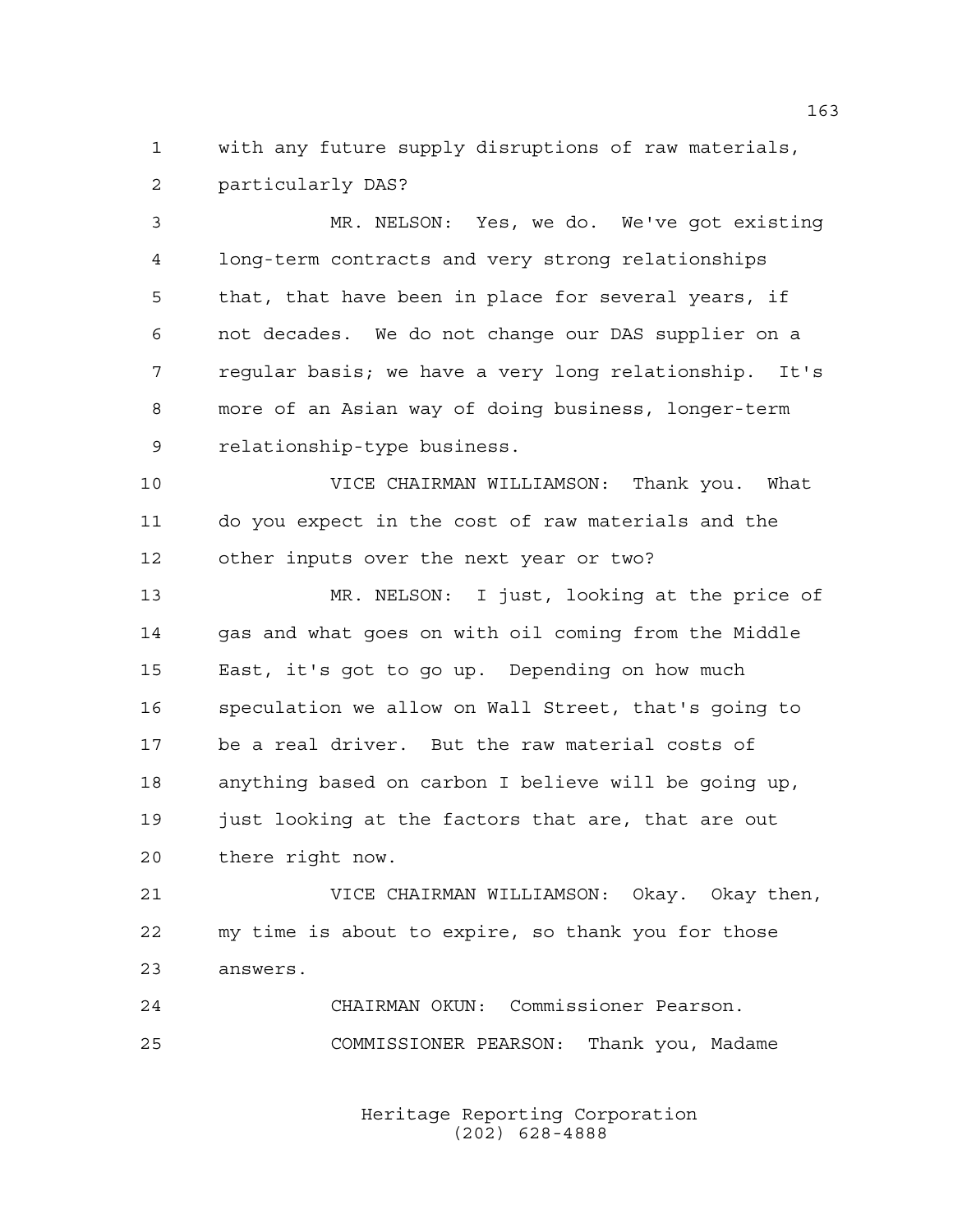with any future supply disruptions of raw materials, particularly DAS?

MR. NELSON: Yes, we do. We've got existing long-term contracts and very strong relationships that, that have been in place for several years, if not decades. We do not change our DAS supplier on a regular basis; we have a very long relationship. It's more of an Asian way of doing business, longer-term relationship-type business.

VICE CHAIRMAN WILLIAMSON: Thank you. What do you expect in the cost of raw materials and the other inputs over the next year or two?

MR. NELSON: I just, looking at the price of gas and what goes on with oil coming from the Middle East, it's got to go up. Depending on how much speculation we allow on Wall Street, that's going to be a real driver. But the raw material costs of anything based on carbon I believe will be going up, just looking at the factors that are, that are out there right now.

VICE CHAIRMAN WILLIAMSON: Okay. Okay then, my time is about to expire, so thank you for those answers.

CHAIRMAN OKUN: Commissioner Pearson.

COMMISSIONER PEARSON: Thank you, Madame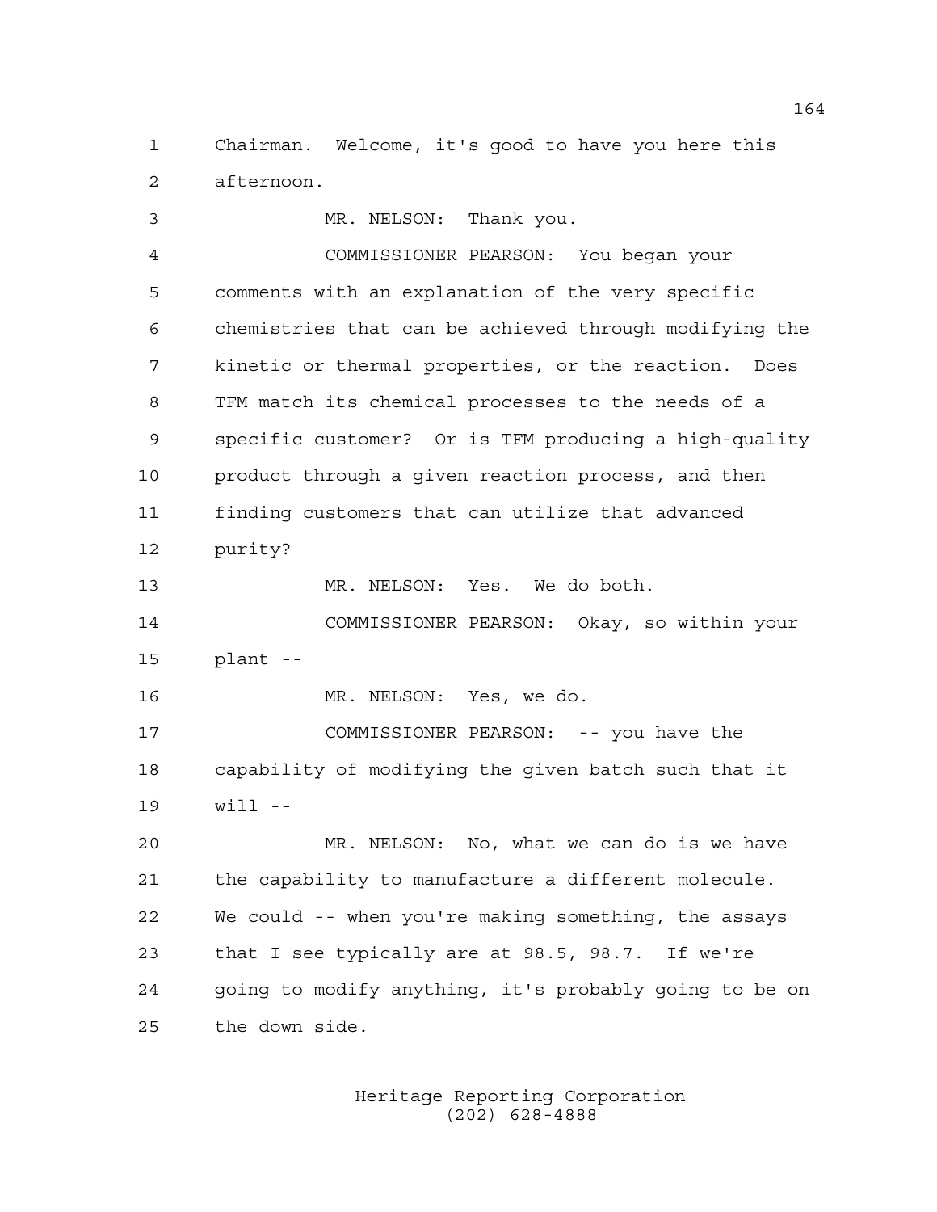Chairman. Welcome, it's good to have you here this afternoon.

MR. NELSON: Thank you.

COMMISSIONER PEARSON: You began your comments with an explanation of the very specific chemistries that can be achieved through modifying the kinetic or thermal properties, or the reaction. Does TFM match its chemical processes to the needs of a specific customer? Or is TFM producing a high-quality product through a given reaction process, and then finding customers that can utilize that advanced purity?

MR. NELSON: Yes. We do both.

COMMISSIONER PEARSON: Okay, so within your plant --

MR. NELSON: Yes, we do.

COMMISSIONER PEARSON: -- you have the capability of modifying the given batch such that it will --

MR. NELSON: No, what we can do is we have the capability to manufacture a different molecule. We could -- when you're making something, the assays that I see typically are at 98.5, 98.7. If we're going to modify anything, it's probably going to be on the down side.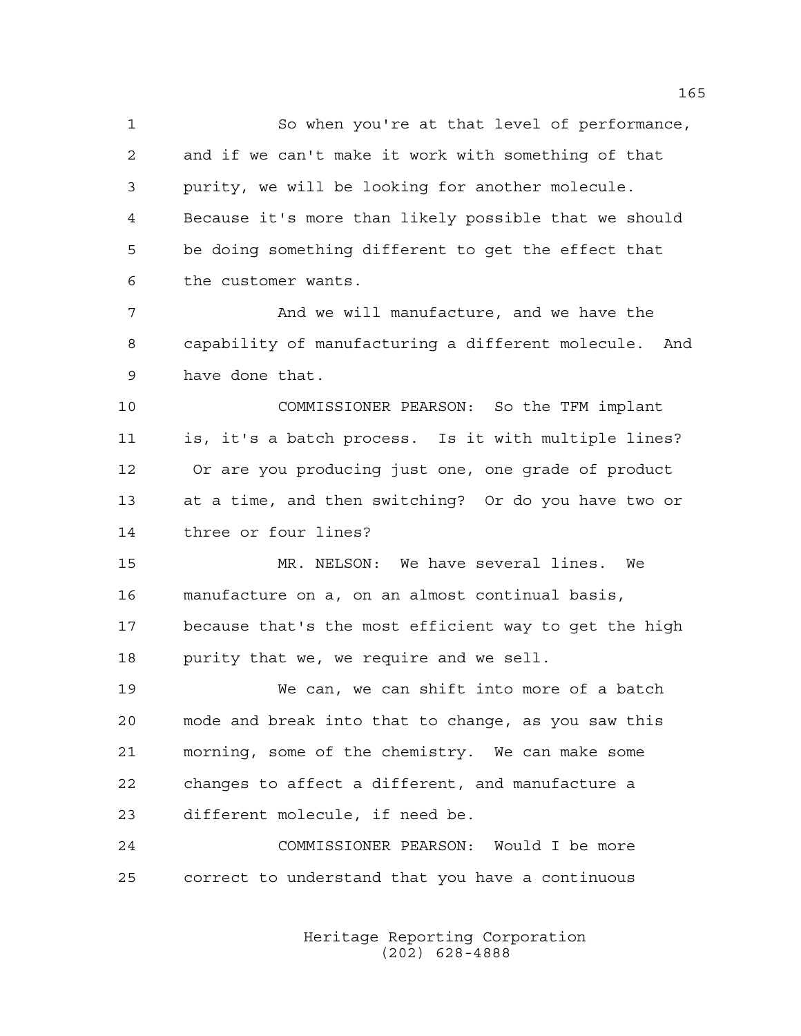So when you're at that level of performance, and if we can't make it work with something of that purity, we will be looking for another molecule. Because it's more than likely possible that we should be doing something different to get the effect that the customer wants.

And we will manufacture, and we have the capability of manufacturing a different molecule. And have done that.

COMMISSIONER PEARSON: So the TFM implant is, it's a batch process. Is it with multiple lines? Or are you producing just one, one grade of product at a time, and then switching? Or do you have two or three or four lines?

MR. NELSON: We have several lines. We manufacture on a, on an almost continual basis, because that's the most efficient way to get the high purity that we, we require and we sell.

We can, we can shift into more of a batch mode and break into that to change, as you saw this morning, some of the chemistry. We can make some changes to affect a different, and manufacture a different molecule, if need be.

COMMISSIONER PEARSON: Would I be more correct to understand that you have a continuous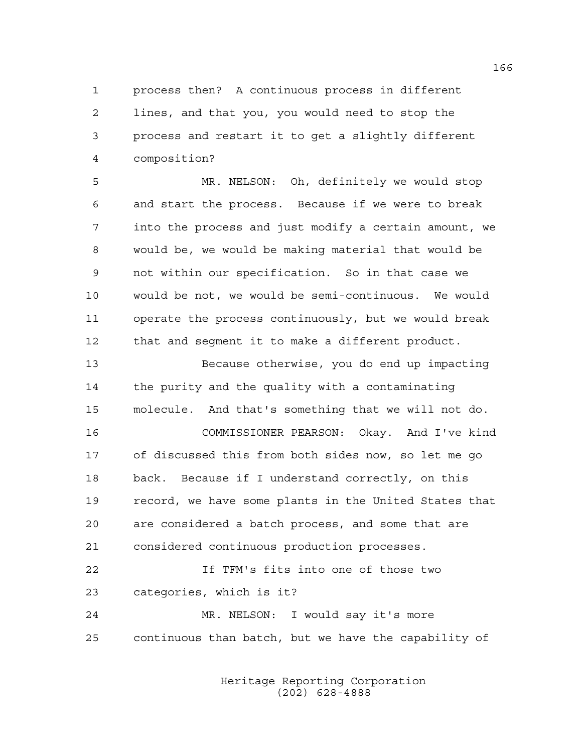process then? A continuous process in different lines, and that you, you would need to stop the process and restart it to get a slightly different composition?

MR. NELSON: Oh, definitely we would stop and start the process. Because if we were to break into the process and just modify a certain amount, we would be, we would be making material that would be not within our specification. So in that case we would be not, we would be semi-continuous. We would operate the process continuously, but we would break that and segment it to make a different product.

Because otherwise, you do end up impacting the purity and the quality with a contaminating molecule. And that's something that we will not do.

COMMISSIONER PEARSON: Okay. And I've kind of discussed this from both sides now, so let me go back. Because if I understand correctly, on this record, we have some plants in the United States that are considered a batch process, and some that are considered continuous production processes.

If TFM's fits into one of those two categories, which is it?

MR. NELSON: I would say it's more continuous than batch, but we have the capability of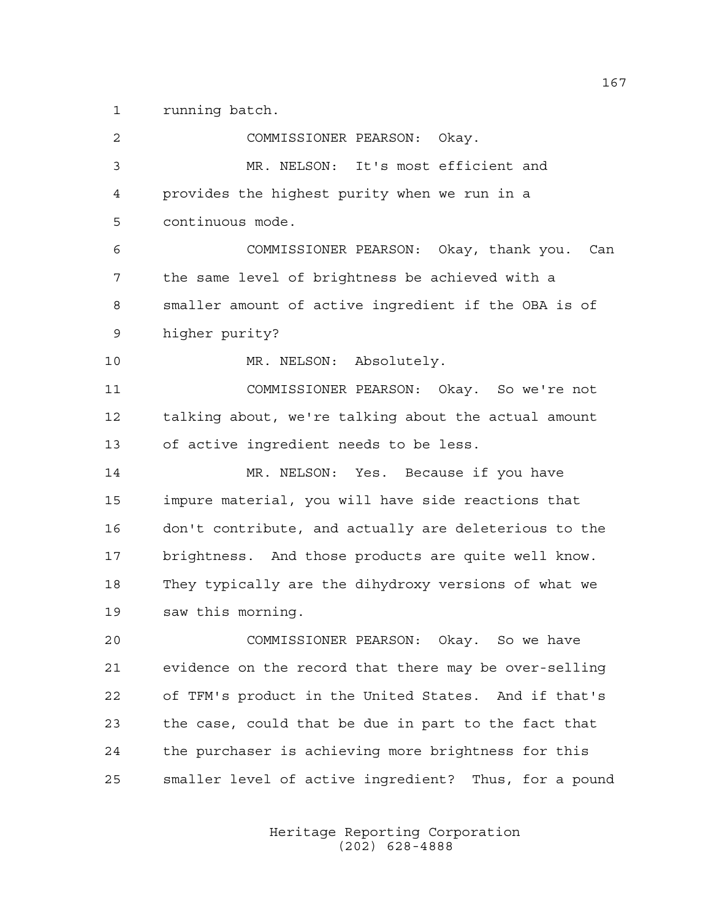running batch.

COMMISSIONER PEARSON: Okay.

MR. NELSON: It's most efficient and provides the highest purity when we run in a continuous mode.

COMMISSIONER PEARSON: Okay, thank you. Can the same level of brightness be achieved with a smaller amount of active ingredient if the OBA is of higher purity?

MR. NELSON: Absolutely.

COMMISSIONER PEARSON: Okay. So we're not talking about, we're talking about the actual amount of active ingredient needs to be less.

MR. NELSON: Yes. Because if you have impure material, you will have side reactions that don't contribute, and actually are deleterious to the brightness. And those products are quite well know. They typically are the dihydroxy versions of what we saw this morning.

COMMISSIONER PEARSON: Okay. So we have evidence on the record that there may be over-selling of TFM's product in the United States. And if that's the case, could that be due in part to the fact that the purchaser is achieving more brightness for this smaller level of active ingredient? Thus, for a pound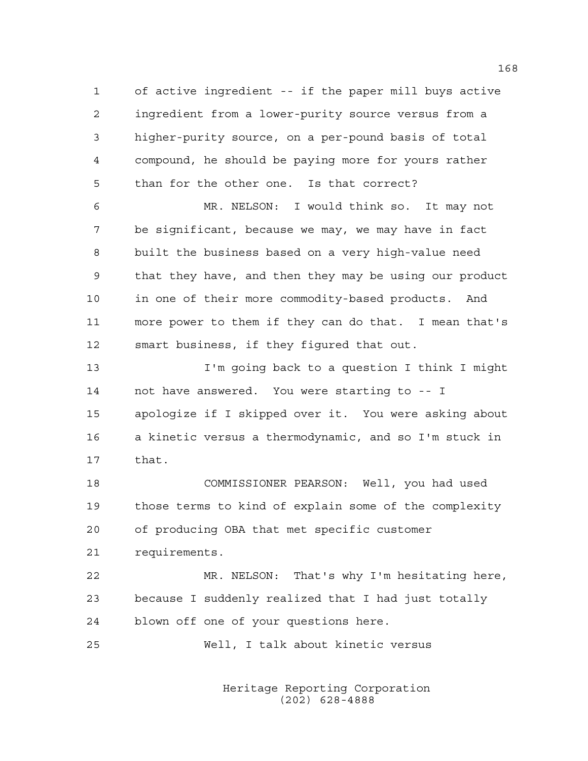of active ingredient -- if the paper mill buys active ingredient from a lower-purity source versus from a higher-purity source, on a per-pound basis of total compound, he should be paying more for yours rather than for the other one. Is that correct?

MR. NELSON: I would think so. It may not be significant, because we may, we may have in fact built the business based on a very high-value need that they have, and then they may be using our product in one of their more commodity-based products. And more power to them if they can do that. I mean that's smart business, if they figured that out.

I'm going back to a question I think I might not have answered. You were starting to -- I apologize if I skipped over it. You were asking about a kinetic versus a thermodynamic, and so I'm stuck in that.

COMMISSIONER PEARSON: Well, you had used those terms to kind of explain some of the complexity of producing OBA that met specific customer requirements.

MR. NELSON: That's why I'm hesitating here, because I suddenly realized that I had just totally blown off one of your questions here.

Well, I talk about kinetic versus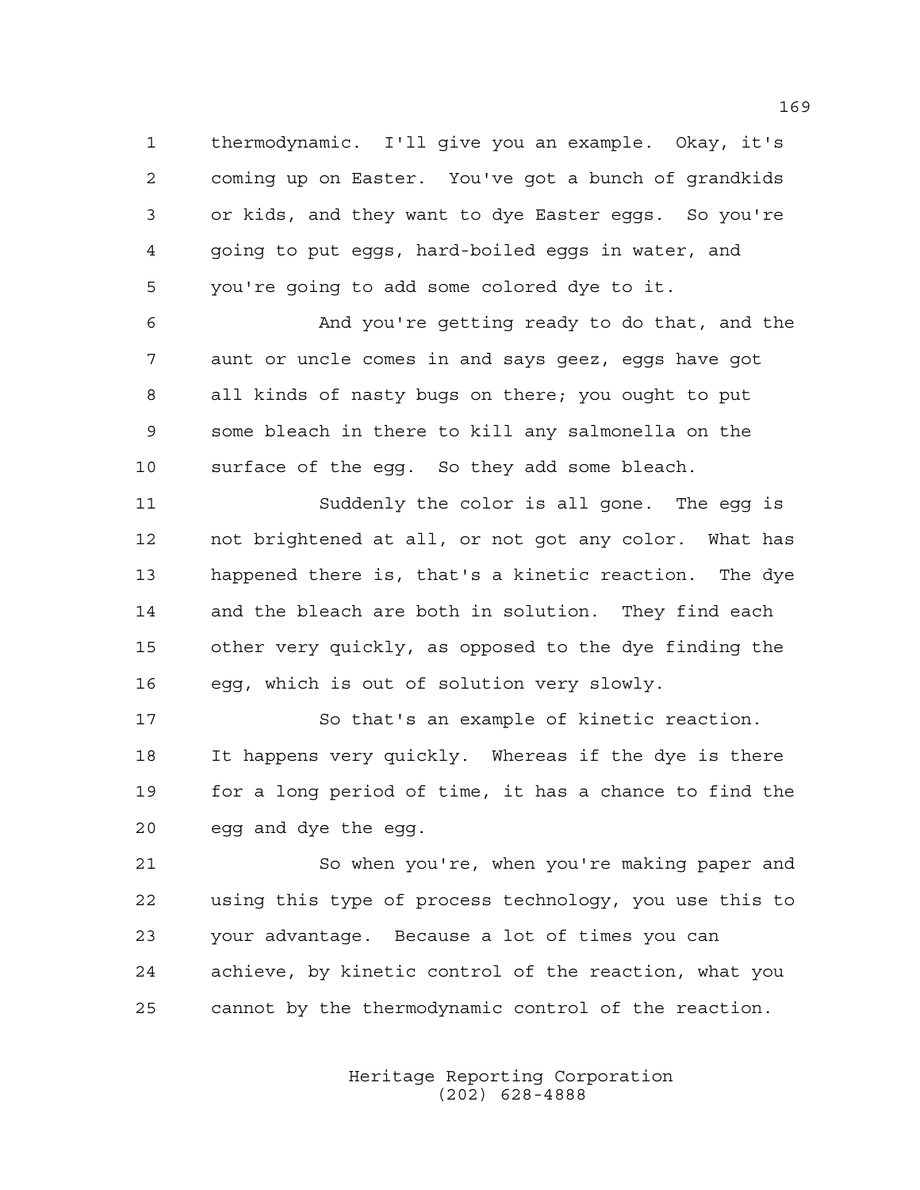thermodynamic. I'll give you an example. Okay, it's coming up on Easter. You've got a bunch of grandkids or kids, and they want to dye Easter eggs. So you're going to put eggs, hard-boiled eggs in water, and you're going to add some colored dye to it.

And you're getting ready to do that, and the aunt or uncle comes in and says geez, eggs have got all kinds of nasty bugs on there; you ought to put some bleach in there to kill any salmonella on the surface of the egg. So they add some bleach.

Suddenly the color is all gone. The egg is not brightened at all, or not got any color. What has happened there is, that's a kinetic reaction. The dye and the bleach are both in solution. They find each other very quickly, as opposed to the dye finding the egg, which is out of solution very slowly.

So that's an example of kinetic reaction. It happens very quickly. Whereas if the dye is there for a long period of time, it has a chance to find the egg and dye the egg.

So when you're, when you're making paper and using this type of process technology, you use this to your advantage. Because a lot of times you can achieve, by kinetic control of the reaction, what you cannot by the thermodynamic control of the reaction.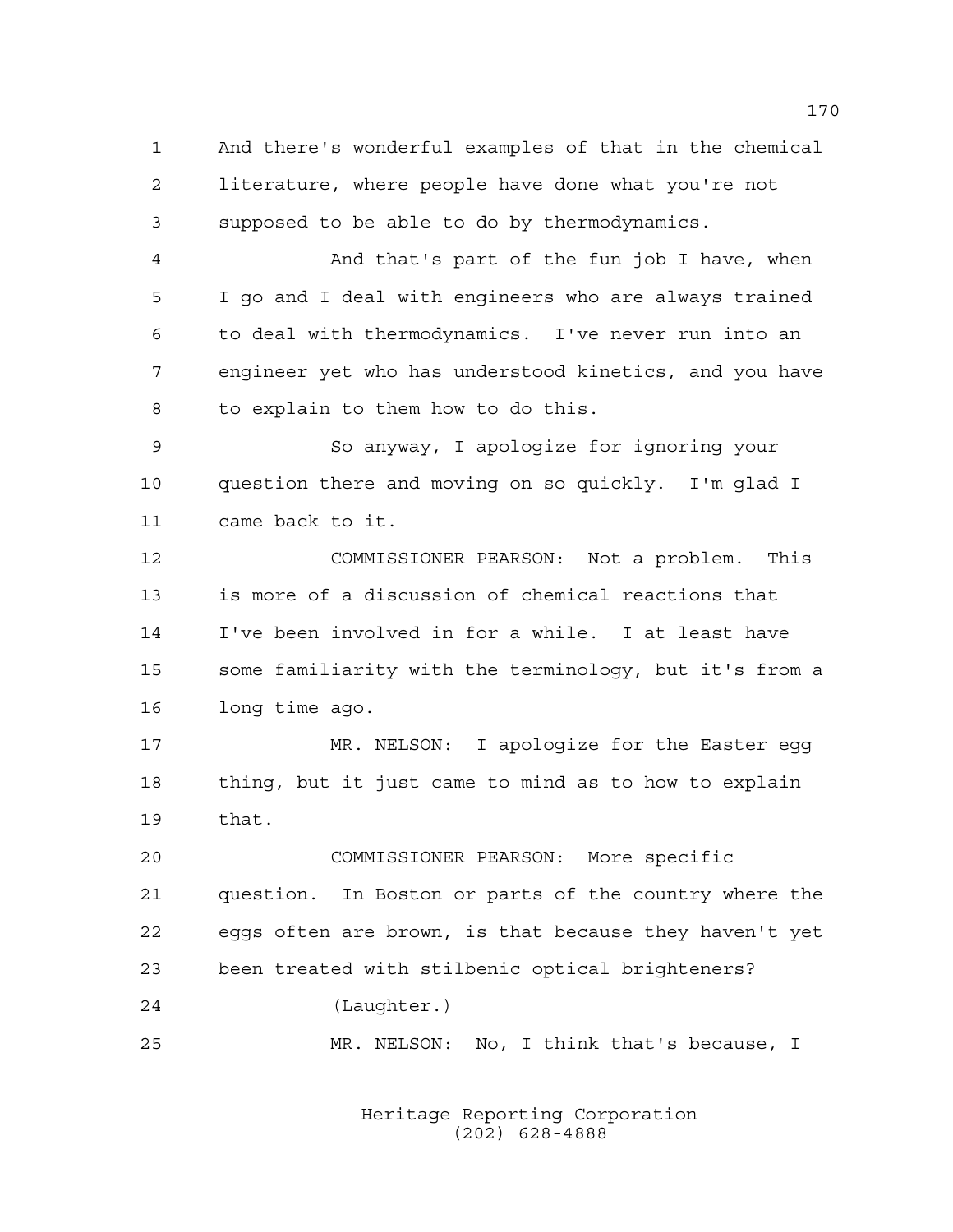1 And there's wonderful examples of that in the chemical
2 literature, where people have done what you're not
3 supposed to be able to do by thermodynamics.

4 And that's part of the fun job I have, when
5 I go and I deal with engineers who are always trained
6 to deal with thermodynamics. I've never run into an
7 engineer yet who has understood kinetics, and you have
8 to explain to them how to do this.

9 So anyway, I apologize for ignoring your
10 question there and moving on so quickly. I'm glad I
11 came back to it.

12 COMMISSIONER PEARSON: Not a problem. This
13 is more of a discussion of chemical reactions that
14 I've been involved in for a while. I at least have
15 some familiarity with the terminology, but it's from a
16 long time ago.

17 MR. NELSON: I apologize for the Easter egg
18 thing, but it just came to mind as to how to explain
19 that.

20 COMMISSIONER PEARSON: More specific
21 question. In Boston or parts of the country where the
22 eggs often are brown, is that because they haven't yet
23 been treated with stilbenic optical brighteners?

24 (Laughter.)

25 MR. NELSON: No, I think that's because, I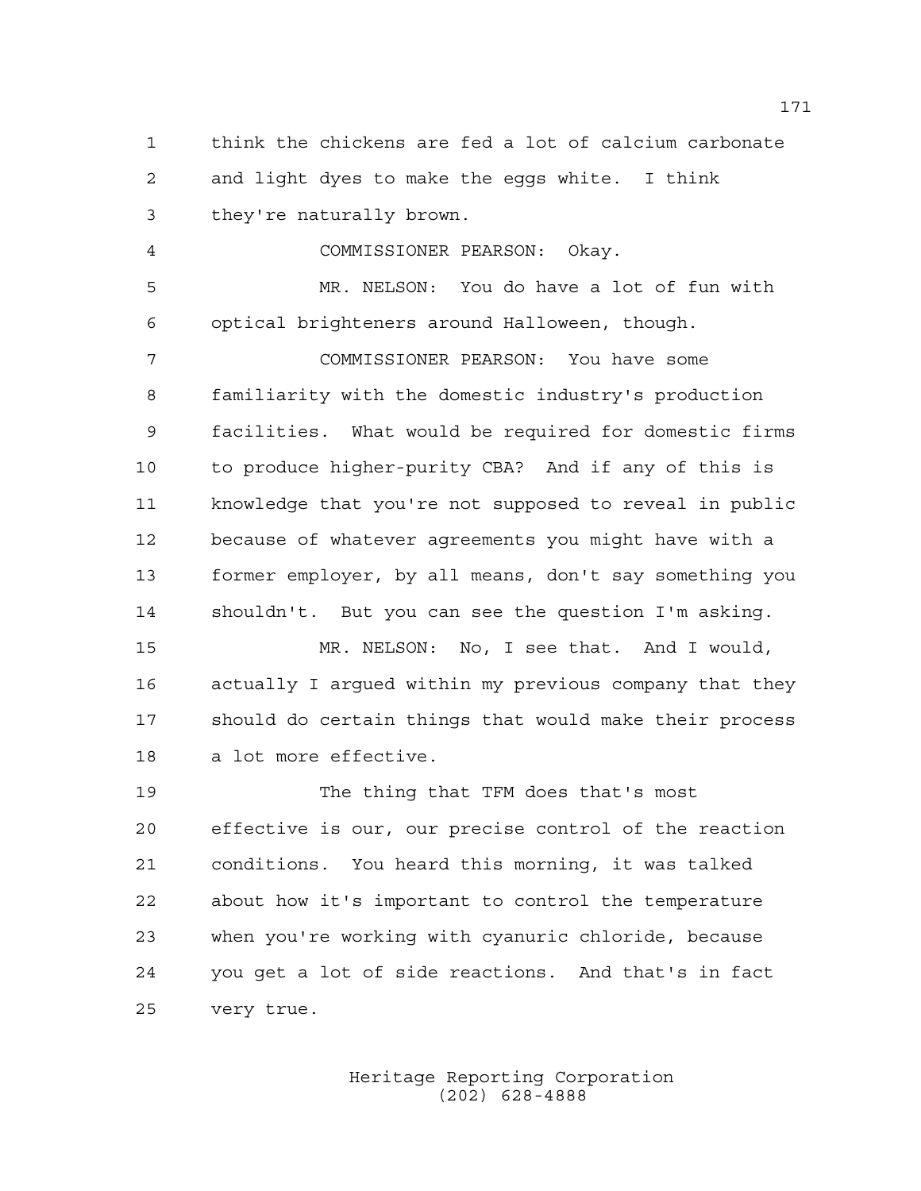think the chickens are fed a lot of calcium carbonate and light dyes to make the eggs white. I think they're naturally brown.

COMMISSIONER PEARSON: Okay.

MR. NELSON: You do have a lot of fun with optical brighteners around Halloween, though.

COMMISSIONER PEARSON: You have some familiarity with the domestic industry's production facilities. What would be required for domestic firms to produce higher-purity CBA? And if any of this is knowledge that you're not supposed to reveal in public because of whatever agreements you might have with a former employer, by all means, don't say something you shouldn't. But you can see the question I'm asking.

MR. NELSON: No, I see that. And I would, actually I argued within my previous company that they should do certain things that would make their process a lot more effective.

The thing that TFM does that's most effective is our, our precise control of the reaction conditions. You heard this morning, it was talked about how it's important to control the temperature when you're working with cyanuric chloride, because you get a lot of side reactions. And that's in fact very true.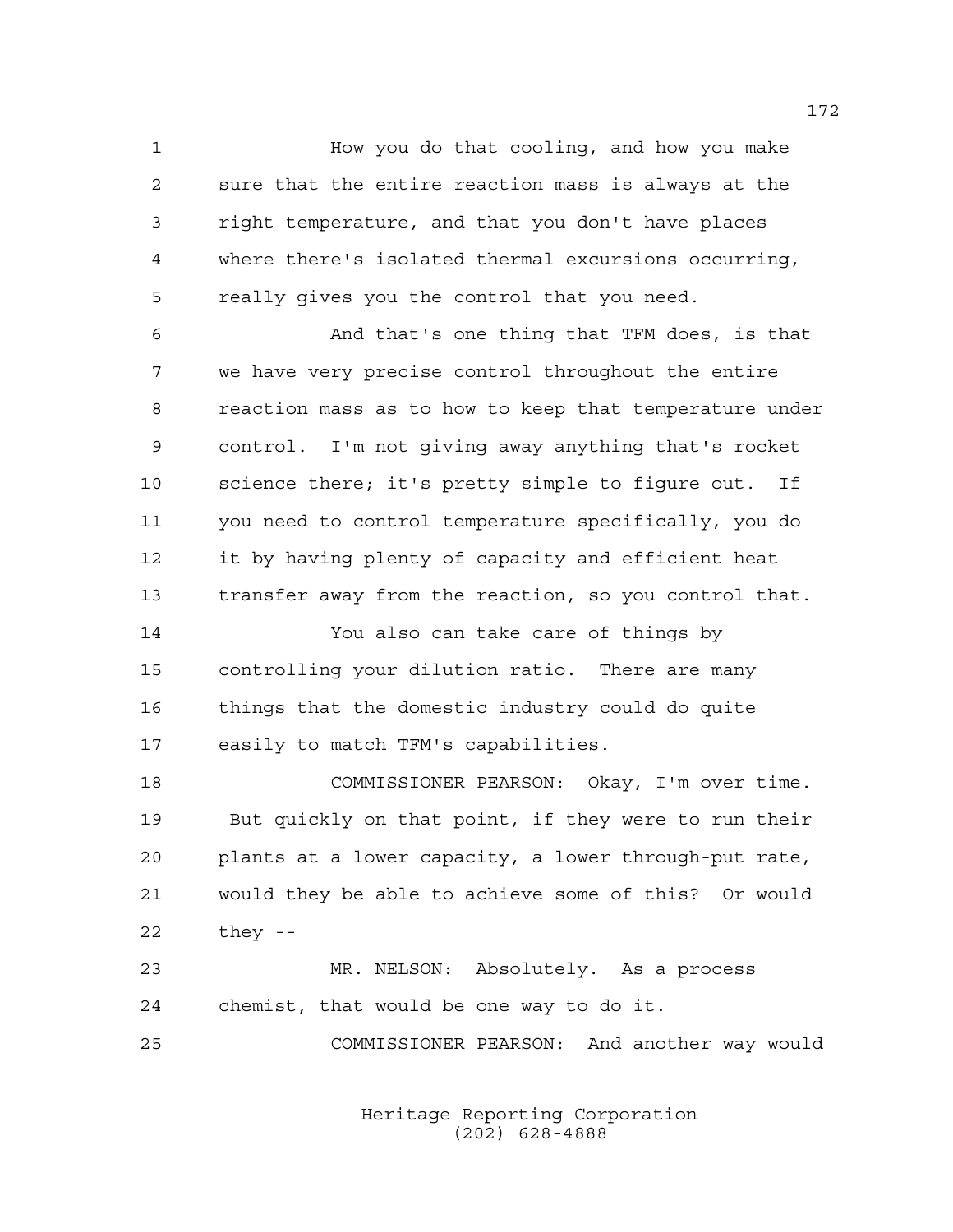How you do that cooling, and how you make sure that the entire reaction mass is always at the right temperature, and that you don't have places where there's isolated thermal excursions occurring, really gives you the control that you need.

And that's one thing that TFM does, is that we have very precise control throughout the entire reaction mass as to how to keep that temperature under control. I'm not giving away anything that's rocket science there; it's pretty simple to figure out. If you need to control temperature specifically, you do it by having plenty of capacity and efficient heat transfer away from the reaction, so you control that.

You also can take care of things by controlling your dilution ratio. There are many things that the domestic industry could do quite easily to match TFM's capabilities.

COMMISSIONER PEARSON: Okay, I'm over time. But quickly on that point, if they were to run their plants at a lower capacity, a lower through-put rate, would they be able to achieve some of this? Or would they --

MR. NELSON: Absolutely. As a process chemist, that would be one way to do it.

COMMISSIONER PEARSON: And another way would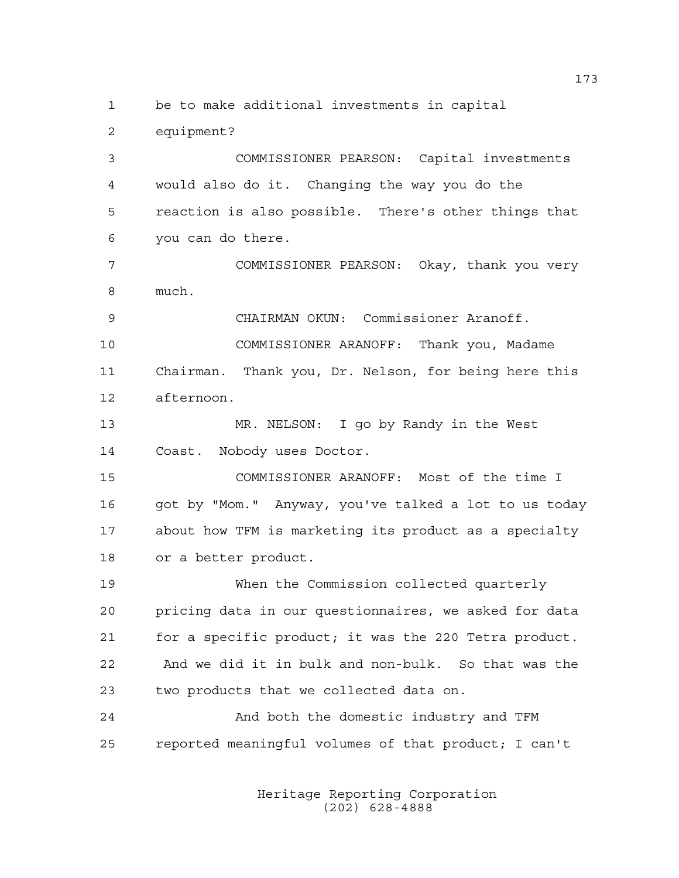1 be to make additional investments in capital

2 equipment?

3 COMMISSIONER PEARSON: Capital investments

4 would also do it. Changing the way you do the

5 reaction is also possible. There's other things that

6 you can do there.

7 COMMISSIONER PEARSON: Okay, thank you very

8 much.

9 CHAIRMAN OKUN: Commissioner Aranoff.

10 COMMISSIONER ARANOFF: Thank you, Madame

11 Chairman. Thank you, Dr. Nelson, for being here this

12 afternoon.

13 MR. NELSON: I go by Randy in the West

14 Coast. Nobody uses Doctor.

15 COMMISSIONER ARANOFF: Most of the time I

16 got by "Mom." Anyway, you've talked a lot to us today

17 about how TFM is marketing its product as a specialty

18 or a better product.

19 When the Commission collected quarterly

20 pricing data in our questionnaires, we asked for data

21 for a specific product; it was the 220 Tetra product.

22 And we did it in bulk and non-bulk. So that was the

23 two products that we collected data on.

24 And both the domestic industry and TFM

25 reported meaningful volumes of that product; I can't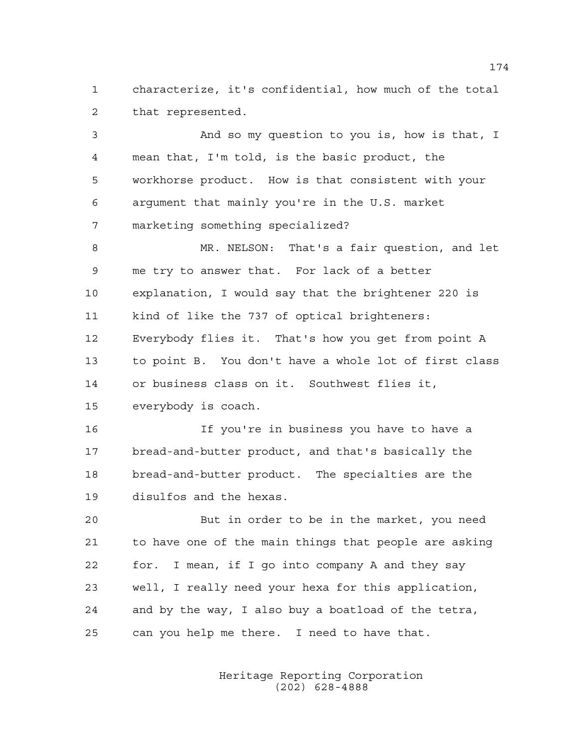characterize, it's confidential, how much of the total that represented.

And so my question to you is, how is that, I mean that, I'm told, is the basic product, the workhorse product. How is that consistent with your argument that mainly you're in the U.S. market marketing something specialized?

MR. NELSON: That's a fair question, and let me try to answer that. For lack of a better explanation, I would say that the brightener 220 is kind of like the 737 of optical brighteners: Everybody flies it. That's how you get from point A to point B. You don't have a whole lot of first class or business class on it. Southwest flies it, everybody is coach.

If you're in business you have to have a bread-and-butter product, and that's basically the bread-and-butter product. The specialties are the disulfos and the hexas.

But in order to be in the market, you need to have one of the main things that people are asking for. I mean, if I go into company A and they say well, I really need your hexa for this application, and by the way, I also buy a boatload of the tetra, can you help me there. I need to have that.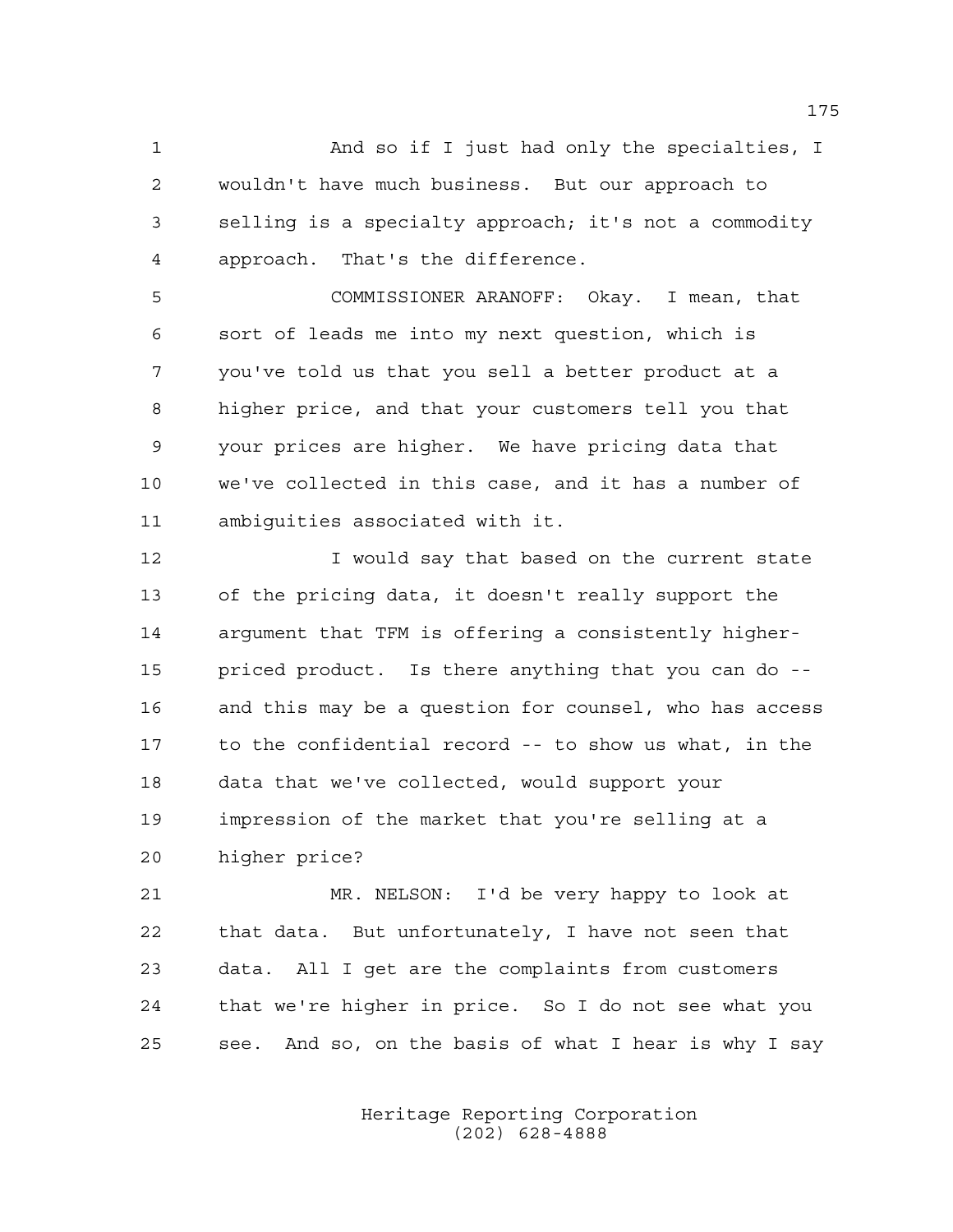And so if I just had only the specialties, I wouldn't have much business. But our approach to selling is a specialty approach; it's not a commodity approach. That's the difference.

COMMISSIONER ARANOFF: Okay. I mean, that sort of leads me into my next question, which is you've told us that you sell a better product at a higher price, and that your customers tell you that your prices are higher. We have pricing data that we've collected in this case, and it has a number of ambiguities associated with it.

I would say that based on the current state of the pricing data, it doesn't really support the argument that TFM is offering a consistently higher-priced product. Is there anything that you can do -- and this may be a question for counsel, who has access to the confidential record -- to show us what, in the data that we've collected, would support your impression of the market that you're selling at a higher price?

MR. NELSON: I'd be very happy to look at that data. But unfortunately, I have not seen that data. All I get are the complaints from customers that we're higher in price. So I do not see what you see. And so, on the basis of what I hear is why I say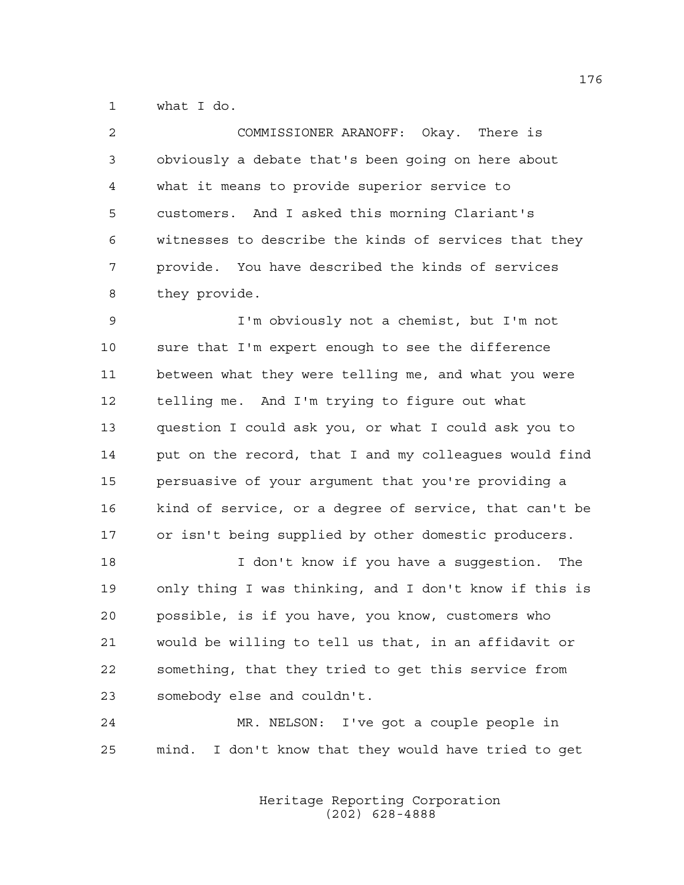what I do.

COMMISSIONER ARANOFF: Okay. There is obviously a debate that's been going on here about what it means to provide superior service to customers. And I asked this morning Clariant's witnesses to describe the kinds of services that they provide. You have described the kinds of services they provide.

I'm obviously not a chemist, but I'm not sure that I'm expert enough to see the difference between what they were telling me, and what you were telling me. And I'm trying to figure out what question I could ask you, or what I could ask you to put on the record, that I and my colleagues would find persuasive of your argument that you're providing a kind of service, or a degree of service, that can't be or isn't being supplied by other domestic producers.

I don't know if you have a suggestion. The only thing I was thinking, and I don't know if this is possible, is if you have, you know, customers who would be willing to tell us that, in an affidavit or something, that they tried to get this service from somebody else and couldn't.

MR. NELSON: I've got a couple people in mind. I don't know that they would have tried to get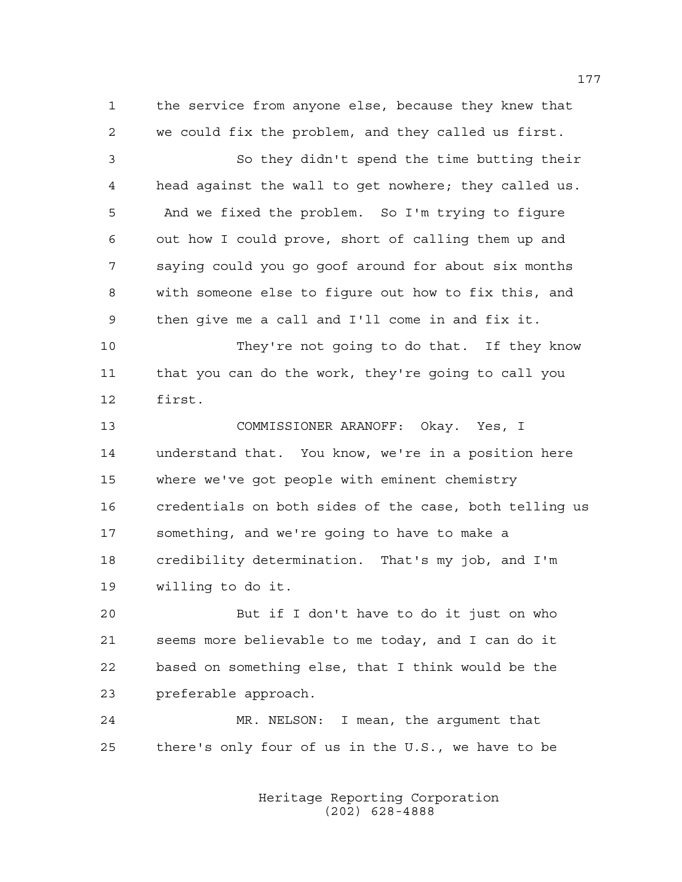the service from anyone else, because they knew that we could fix the problem, and they called us first.

So they didn't spend the time butting their head against the wall to get nowhere; they called us. And we fixed the problem. So I'm trying to figure out how I could prove, short of calling them up and saying could you go goof around for about six months with someone else to figure out how to fix this, and then give me a call and I'll come in and fix it.

They're not going to do that. If they know that you can do the work, they're going to call you first.

COMMISSIONER ARANOFF: Okay. Yes, I understand that. You know, we're in a position here where we've got people with eminent chemistry credentials on both sides of the case, both telling us something, and we're going to have to make a credibility determination. That's my job, and I'm willing to do it.

But if I don't have to do it just on who seems more believable to me today, and I can do it based on something else, that I think would be the preferable approach.

MR. NELSON: I mean, the argument that there's only four of us in the U.S., we have to be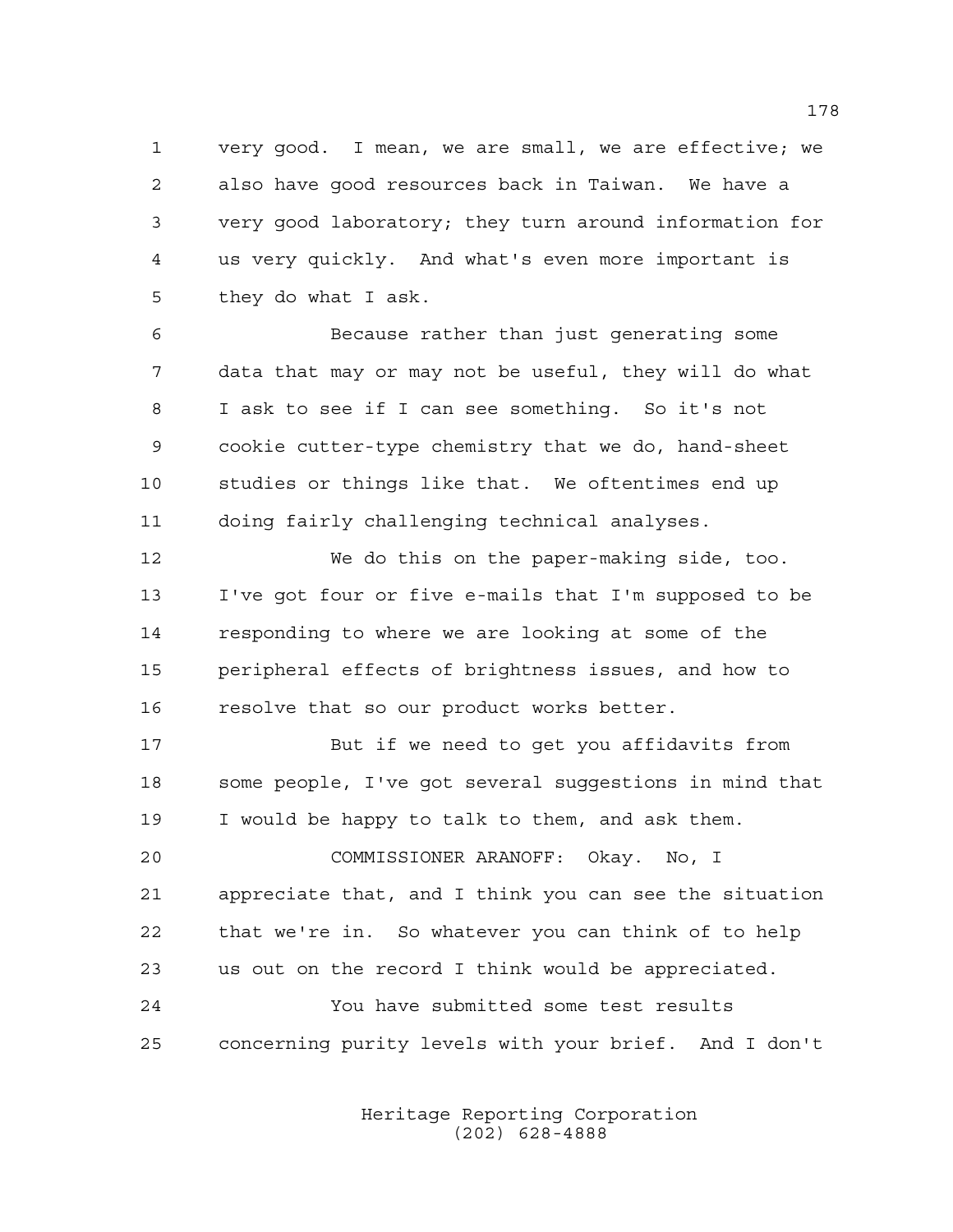very good. I mean, we are small, we are effective; we also have good resources back in Taiwan. We have a very good laboratory; they turn around information for us very quickly. And what's even more important is they do what I ask.

Because rather than just generating some data that may or may not be useful, they will do what I ask to see if I can see something. So it's not cookie cutter-type chemistry that we do, hand-sheet studies or things like that. We oftentimes end up doing fairly challenging technical analyses.

We do this on the paper-making side, too. I've got four or five e-mails that I'm supposed to be responding to where we are looking at some of the peripheral effects of brightness issues, and how to resolve that so our product works better.

But if we need to get you affidavits from some people, I've got several suggestions in mind that I would be happy to talk to them, and ask them.

COMMISSIONER ARANOFF: Okay. No, I appreciate that, and I think you can see the situation that we're in. So whatever you can think of to help us out on the record I think would be appreciated.

You have submitted some test results concerning purity levels with your brief. And I don't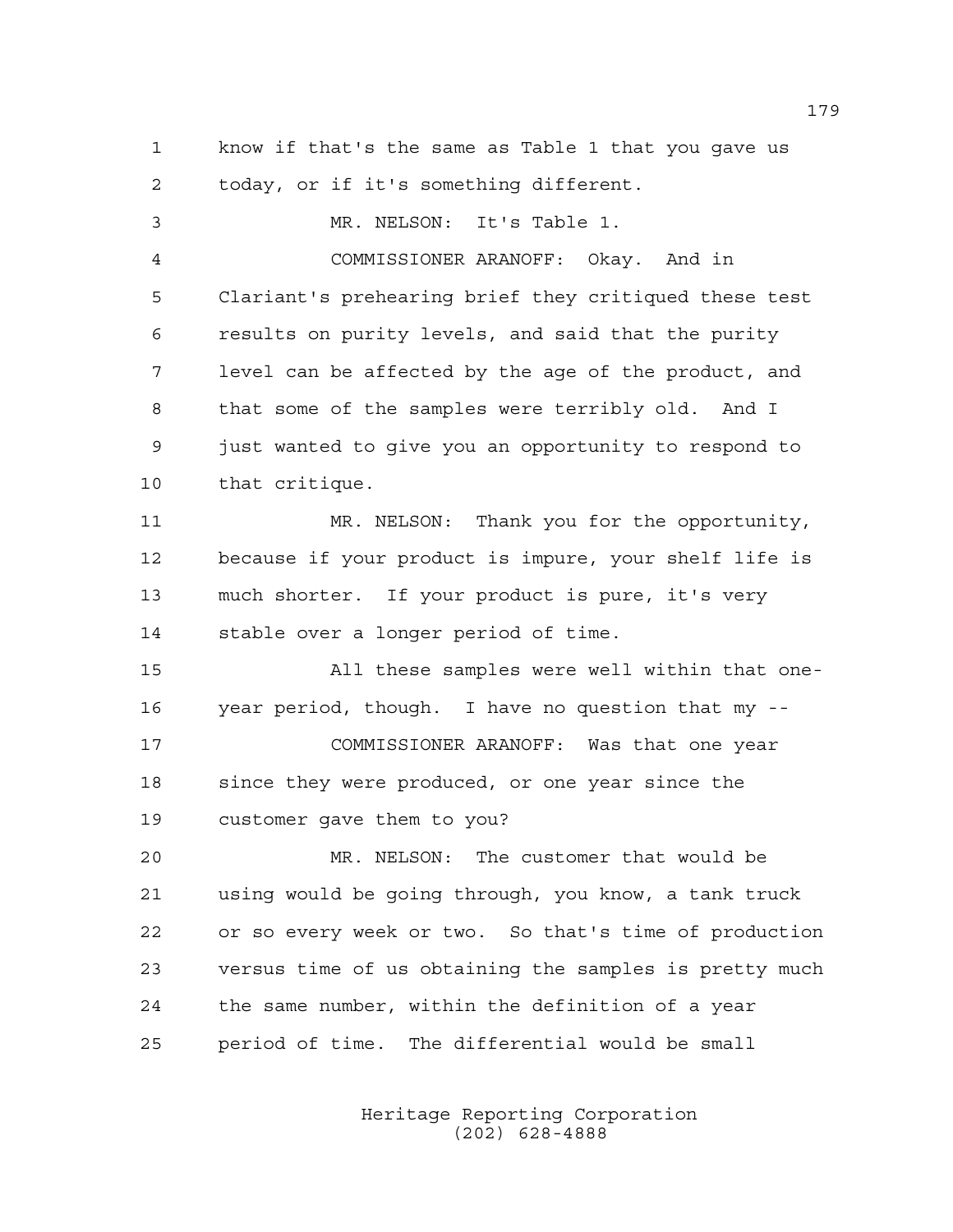know if that's the same as Table 1 that you gave us today, or if it's something different.

MR. NELSON: It's Table 1.

COMMISSIONER ARANOFF: Okay. And in Clariant's prehearing brief they critiqued these test results on purity levels, and said that the purity level can be affected by the age of the product, and that some of the samples were terribly old. And I just wanted to give you an opportunity to respond to that critique.

MR. NELSON: Thank you for the opportunity, because if your product is impure, your shelf life is much shorter. If your product is pure, it's very stable over a longer period of time.

All these samples were well within that one-year period, though. I have no question that my --

COMMISSIONER ARANOFF: Was that one year since they were produced, or one year since the customer gave them to you?

MR. NELSON: The customer that would be using would be going through, you know, a tank truck or so every week or two. So that's time of production versus time of us obtaining the samples is pretty much the same number, within the definition of a year period of time. The differential would be small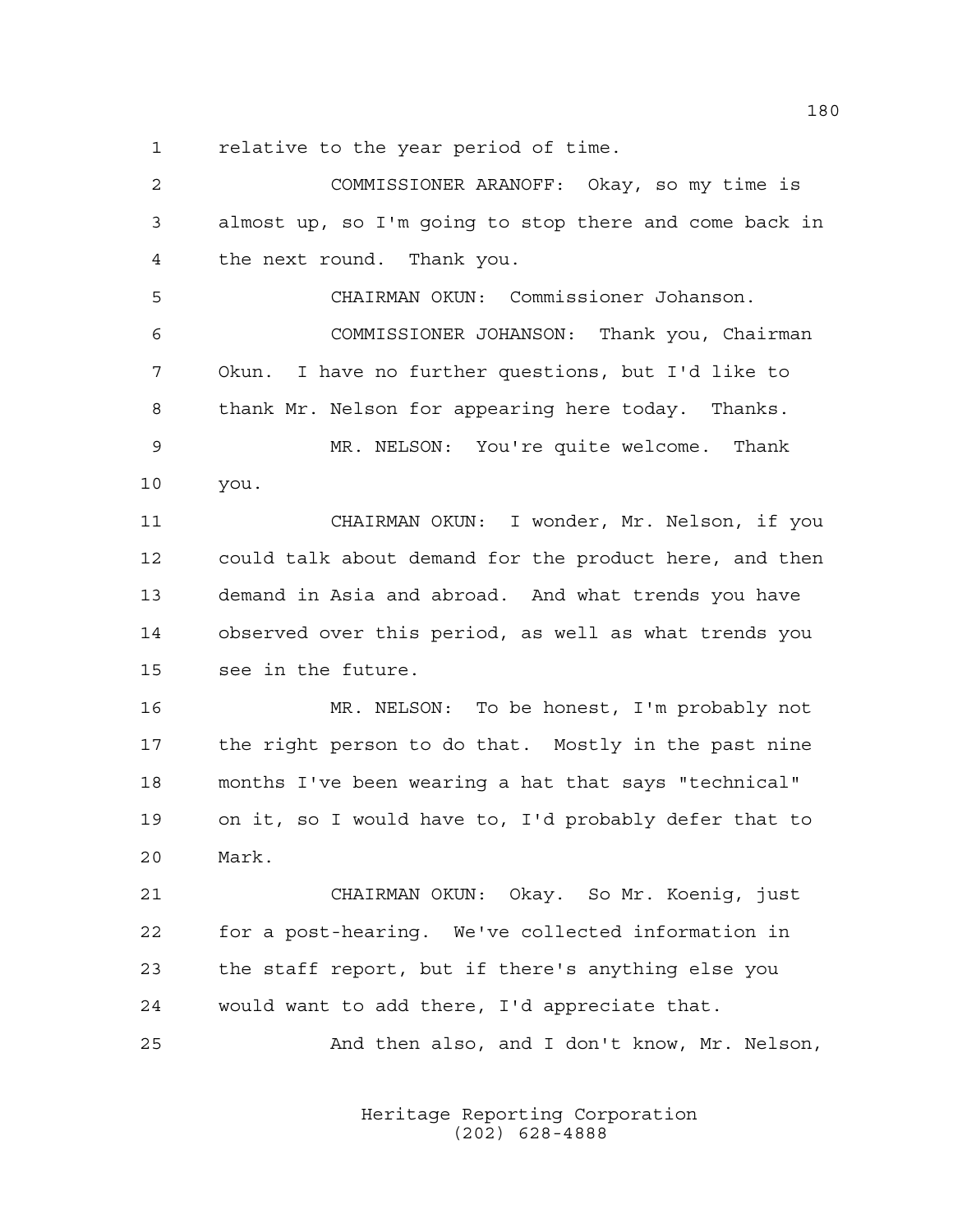relative to the year period of time.

COMMISSIONER ARANOFF: Okay, so my time is almost up, so I'm going to stop there and come back in the next round. Thank you.

CHAIRMAN OKUN: Commissioner Johanson.

COMMISSIONER JOHANSON: Thank you, Chairman Okun. I have no further questions, but I'd like to thank Mr. Nelson for appearing here today. Thanks.

MR. NELSON: You're quite welcome. Thank you.

CHAIRMAN OKUN: I wonder, Mr. Nelson, if you could talk about demand for the product here, and then demand in Asia and abroad. And what trends you have observed over this period, as well as what trends you see in the future.

MR. NELSON: To be honest, I'm probably not the right person to do that. Mostly in the past nine months I've been wearing a hat that says "technical" on it, so I would have to, I'd probably defer that to Mark.

CHAIRMAN OKUN: Okay. So Mr. Koenig, just for a post-hearing. We've collected information in the staff report, but if there's anything else you would want to add there, I'd appreciate that.

And then also, and I don't know, Mr. Nelson,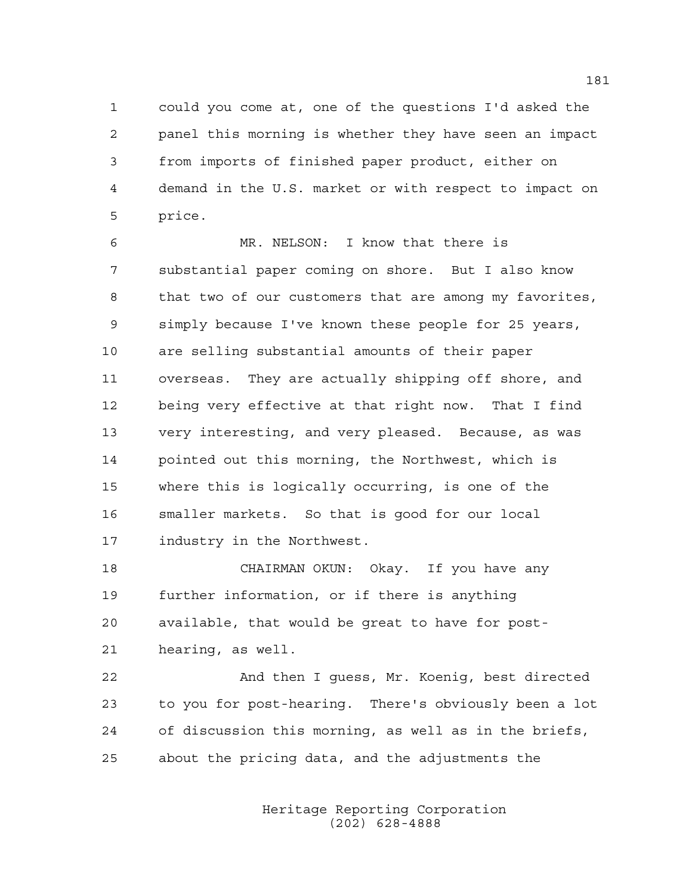could you come at, one of the questions I'd asked the panel this morning is whether they have seen an impact from imports of finished paper product, either on demand in the U.S. market or with respect to impact on price.

MR. NELSON: I know that there is substantial paper coming on shore. But I also know that two of our customers that are among my favorites, simply because I've known these people for 25 years, are selling substantial amounts of their paper overseas. They are actually shipping off shore, and being very effective at that right now. That I find very interesting, and very pleased. Because, as was pointed out this morning, the Northwest, which is where this is logically occurring, is one of the smaller markets. So that is good for our local industry in the Northwest.

CHAIRMAN OKUN: Okay. If you have any further information, or if there is anything available, that would be great to have for post-hearing, as well.

And then I guess, Mr. Koenig, best directed to you for post-hearing. There's obviously been a lot of discussion this morning, as well as in the briefs, about the pricing data, and the adjustments the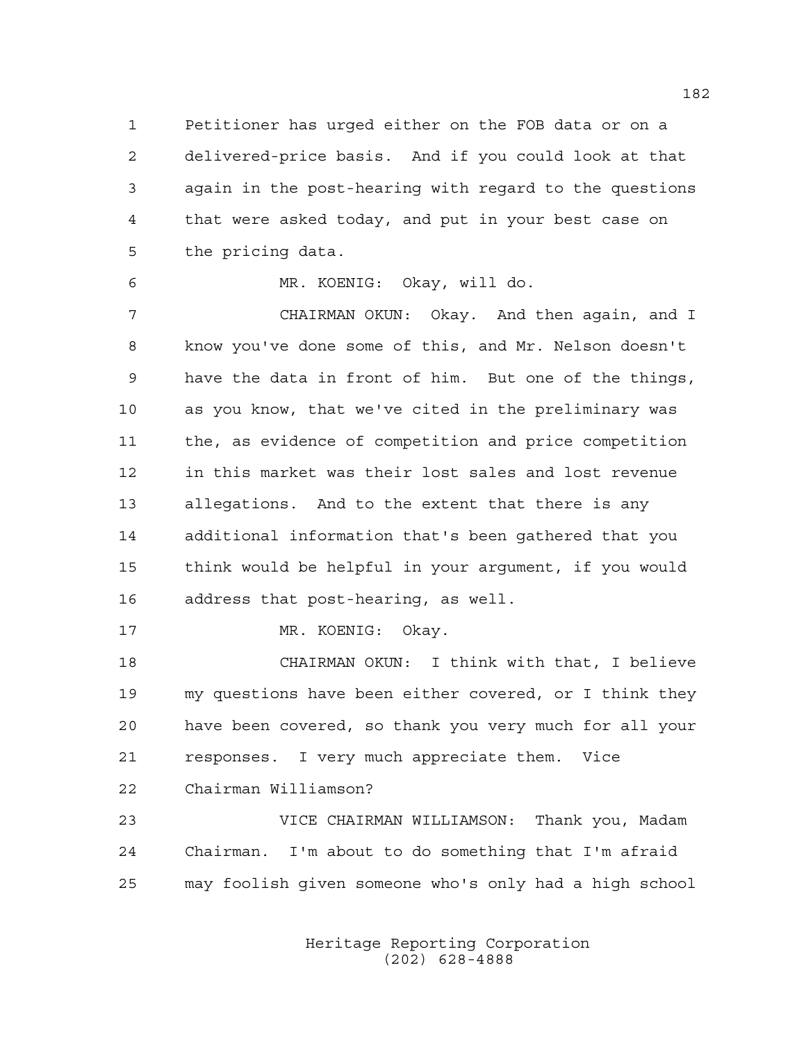Petitioner has urged either on the FOB data or on a delivered-price basis. And if you could look at that again in the post-hearing with regard to the questions that were asked today, and put in your best case on the pricing data.

MR. KOENIG: Okay, will do.

CHAIRMAN OKUN: Okay. And then again, and I know you've done some of this, and Mr. Nelson doesn't have the data in front of him. But one of the things, as you know, that we've cited in the preliminary was the, as evidence of competition and price competition in this market was their lost sales and lost revenue allegations. And to the extent that there is any additional information that's been gathered that you think would be helpful in your argument, if you would address that post-hearing, as well.

MR. KOENIG: Okay.

CHAIRMAN OKUN: I think with that, I believe my questions have been either covered, or I think they have been covered, so thank you very much for all your responses. I very much appreciate them. Vice Chairman Williamson?

VICE CHAIRMAN WILLIAMSON: Thank you, Madam Chairman. I'm about to do something that I'm afraid may foolish given someone who's only had a high school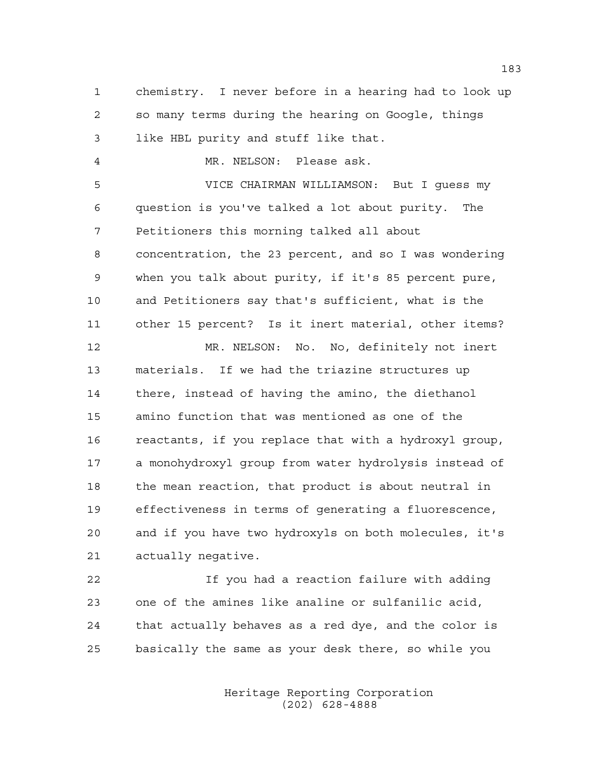chemistry. I never before in a hearing had to look up so many terms during the hearing on Google, things like HBL purity and stuff like that.

MR. NELSON: Please ask.

VICE CHAIRMAN WILLIAMSON: But I guess my question is you've talked a lot about purity. The Petitioners this morning talked all about concentration, the 23 percent, and so I was wondering when you talk about purity, if it's 85 percent pure, and Petitioners say that's sufficient, what is the other 15 percent? Is it inert material, other items?

MR. NELSON: No. No, definitely not inert materials. If we had the triazine structures up there, instead of having the amino, the diethanol amino function that was mentioned as one of the reactants, if you replace that with a hydroxyl group, a monohydroxyl group from water hydrolysis instead of the mean reaction, that product is about neutral in effectiveness in terms of generating a fluorescence, and if you have two hydroxyls on both molecules, it's actually negative.

If you had a reaction failure with adding one of the amines like analine or sulfanilic acid, that actually behaves as a red dye, and the color is basically the same as your desk there, so while you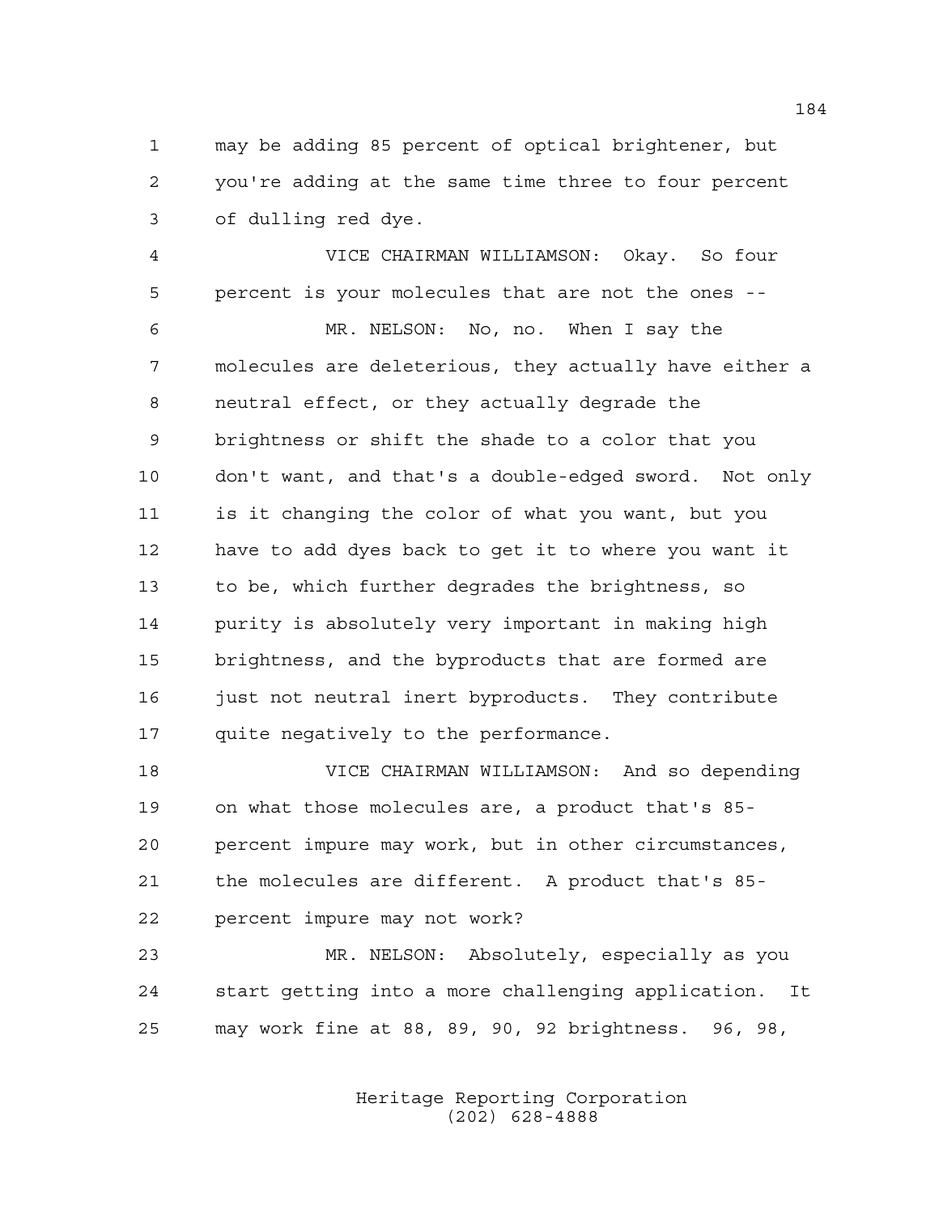may be adding 85 percent of optical brightener, but you're adding at the same time three to four percent of dulling red dye.

VICE CHAIRMAN WILLIAMSON: Okay. So four percent is your molecules that are not the ones --

MR. NELSON: No, no. When I say the molecules are deleterious, they actually have either a neutral effect, or they actually degrade the brightness or shift the shade to a color that you don't want, and that's a double-edged sword. Not only is it changing the color of what you want, but you have to add dyes back to get it to where you want it to be, which further degrades the brightness, so purity is absolutely very important in making high brightness, and the byproducts that are formed are just not neutral inert byproducts. They contribute quite negatively to the performance.

VICE CHAIRMAN WILLIAMSON: And so depending on what those molecules are, a product that's 85-percent impure may work, but in other circumstances, the molecules are different. A product that's 85-percent impure may not work?

MR. NELSON: Absolutely, especially as you start getting into a more challenging application. It may work fine at 88, 89, 90, 92 brightness. 96, 98,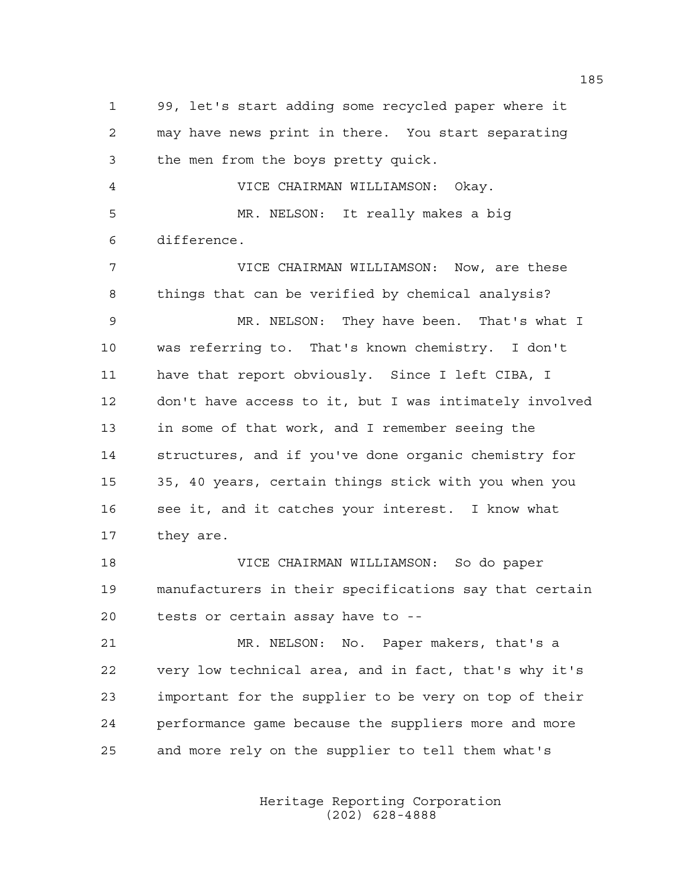99, let's start adding some recycled paper where it may have news print in there. You start separating the men from the boys pretty quick.

VICE CHAIRMAN WILLIAMSON: Okay.

MR. NELSON: It really makes a big difference.

VICE CHAIRMAN WILLIAMSON: Now, are these things that can be verified by chemical analysis?

MR. NELSON: They have been. That's what I was referring to. That's known chemistry. I don't have that report obviously. Since I left CIBA, I don't have access to it, but I was intimately involved in some of that work, and I remember seeing the structures, and if you've done organic chemistry for 35, 40 years, certain things stick with you when you see it, and it catches your interest. I know what they are.

VICE CHAIRMAN WILLIAMSON: So do paper manufacturers in their specifications say that certain tests or certain assay have to --

MR. NELSON: No. Paper makers, that's a very low technical area, and in fact, that's why it's important for the supplier to be very on top of their performance game because the suppliers more and more and more rely on the supplier to tell them what's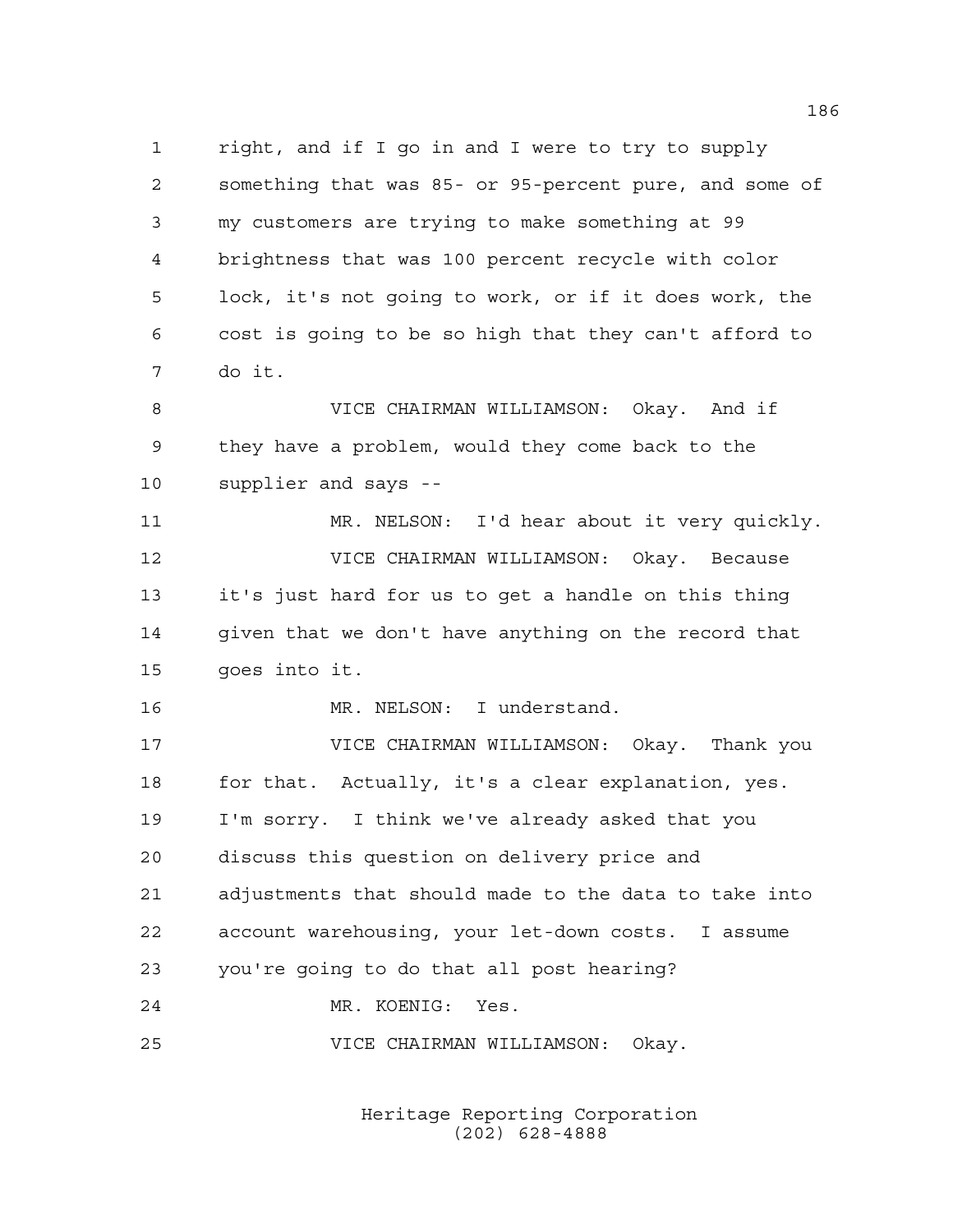right, and if I go in and I were to try to supply something that was 85- or 95-percent pure, and some of my customers are trying to make something at 99 brightness that was 100 percent recycle with color lock, it's not going to work, or if it does work, the cost is going to be so high that they can't afford to do it.

VICE CHAIRMAN WILLIAMSON: Okay. And if they have a problem, would they come back to the supplier and says --

MR. NELSON: I'd hear about it very quickly.

VICE CHAIRMAN WILLIAMSON: Okay. Because it's just hard for us to get a handle on this thing given that we don't have anything on the record that goes into it.

MR. NELSON: I understand.

VICE CHAIRMAN WILLIAMSON: Okay. Thank you for that. Actually, it's a clear explanation, yes. I'm sorry. I think we've already asked that you discuss this question on delivery price and adjustments that should made to the data to take into account warehousing, your let-down costs. I assume you're going to do that all post hearing?

MR. KOENIG: Yes.

VICE CHAIRMAN WILLIAMSON: Okay.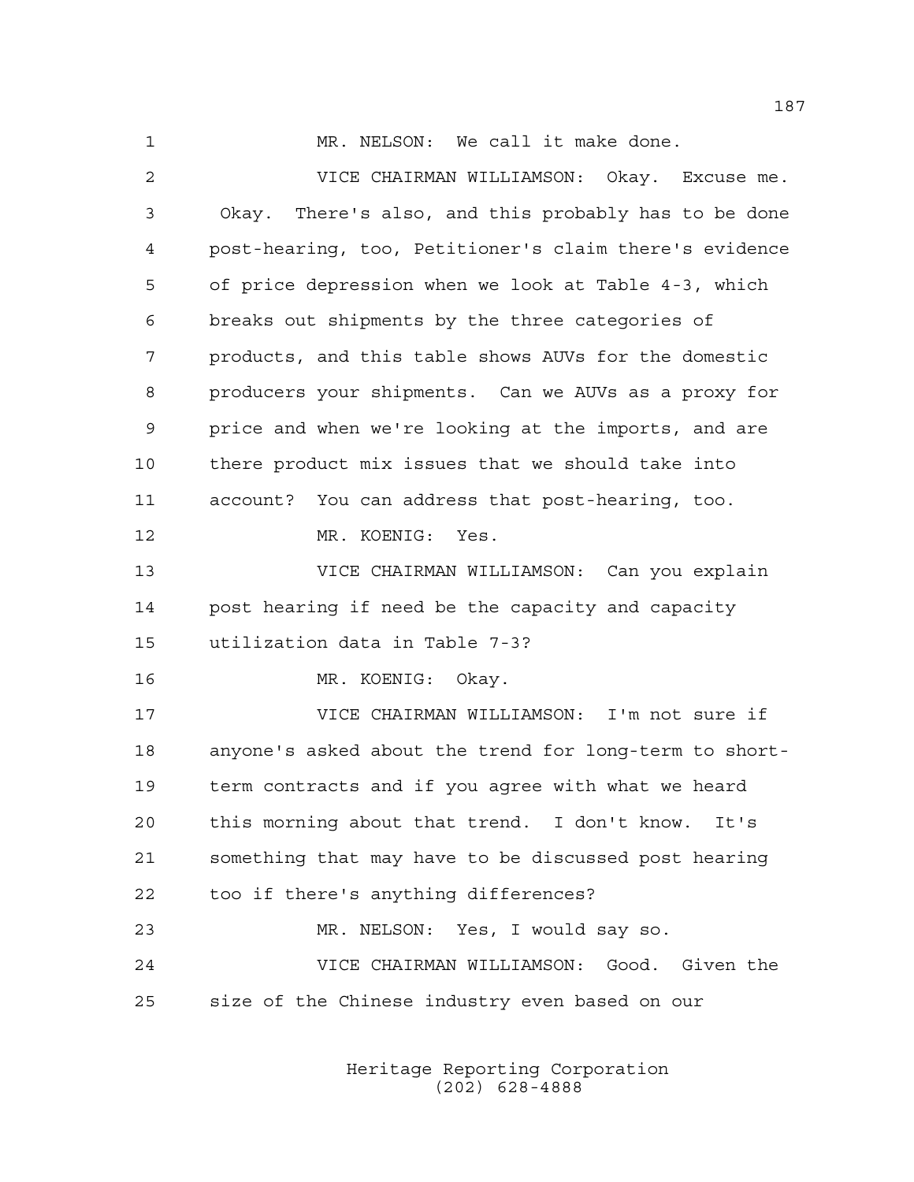MR. NELSON: We call it make done.

VICE CHAIRMAN WILLIAMSON: Okay. Excuse me. Okay. There's also, and this probably has to be done post-hearing, too, Petitioner's claim there's evidence of price depression when we look at Table 4-3, which breaks out shipments by the three categories of products, and this table shows AUVs for the domestic producers your shipments. Can we AUVs as a proxy for price and when we're looking at the imports, and are there product mix issues that we should take into account? You can address that post-hearing, too.

MR. KOENIG: Yes.

VICE CHAIRMAN WILLIAMSON: Can you explain post hearing if need be the capacity and capacity utilization data in Table 7-3?

MR. KOENIG: Okay.

VICE CHAIRMAN WILLIAMSON: I'm not sure if anyone's asked about the trend for long-term to short-term contracts and if you agree with what we heard this morning about that trend. I don't know. It's something that may have to be discussed post hearing too if there's anything differences?

MR. NELSON: Yes, I would say so.

VICE CHAIRMAN WILLIAMSON: Good. Given the size of the Chinese industry even based on our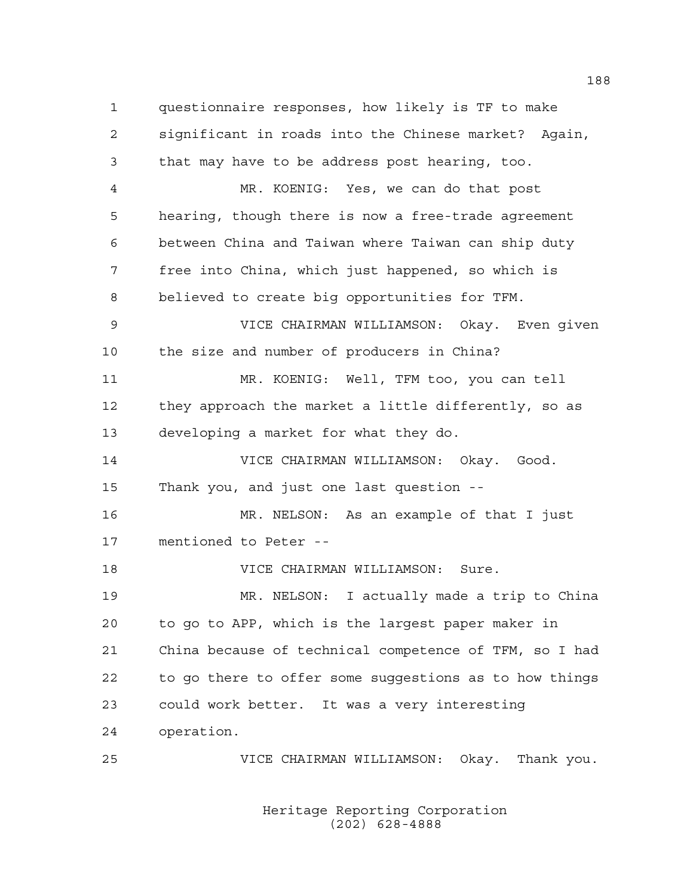questionnaire responses, how likely is TF to make significant in roads into the Chinese market? Again, that may have to be address post hearing, too.

MR. KOENIG: Yes, we can do that post hearing, though there is now a free-trade agreement between China and Taiwan where Taiwan can ship duty free into China, which just happened, so which is believed to create big opportunities for TFM.

VICE CHAIRMAN WILLIAMSON: Okay. Even given the size and number of producers in China?

MR. KOENIG: Well, TFM too, you can tell they approach the market a little differently, so as developing a market for what they do.

VICE CHAIRMAN WILLIAMSON: Okay. Good. Thank you, and just one last question --

MR. NELSON: As an example of that I just mentioned to Peter --

VICE CHAIRMAN WILLIAMSON: Sure.

MR. NELSON: I actually made a trip to China to go to APP, which is the largest paper maker in China because of technical competence of TFM, so I had to go there to offer some suggestions as to how things could work better. It was a very interesting operation.

VICE CHAIRMAN WILLIAMSON: Okay. Thank you.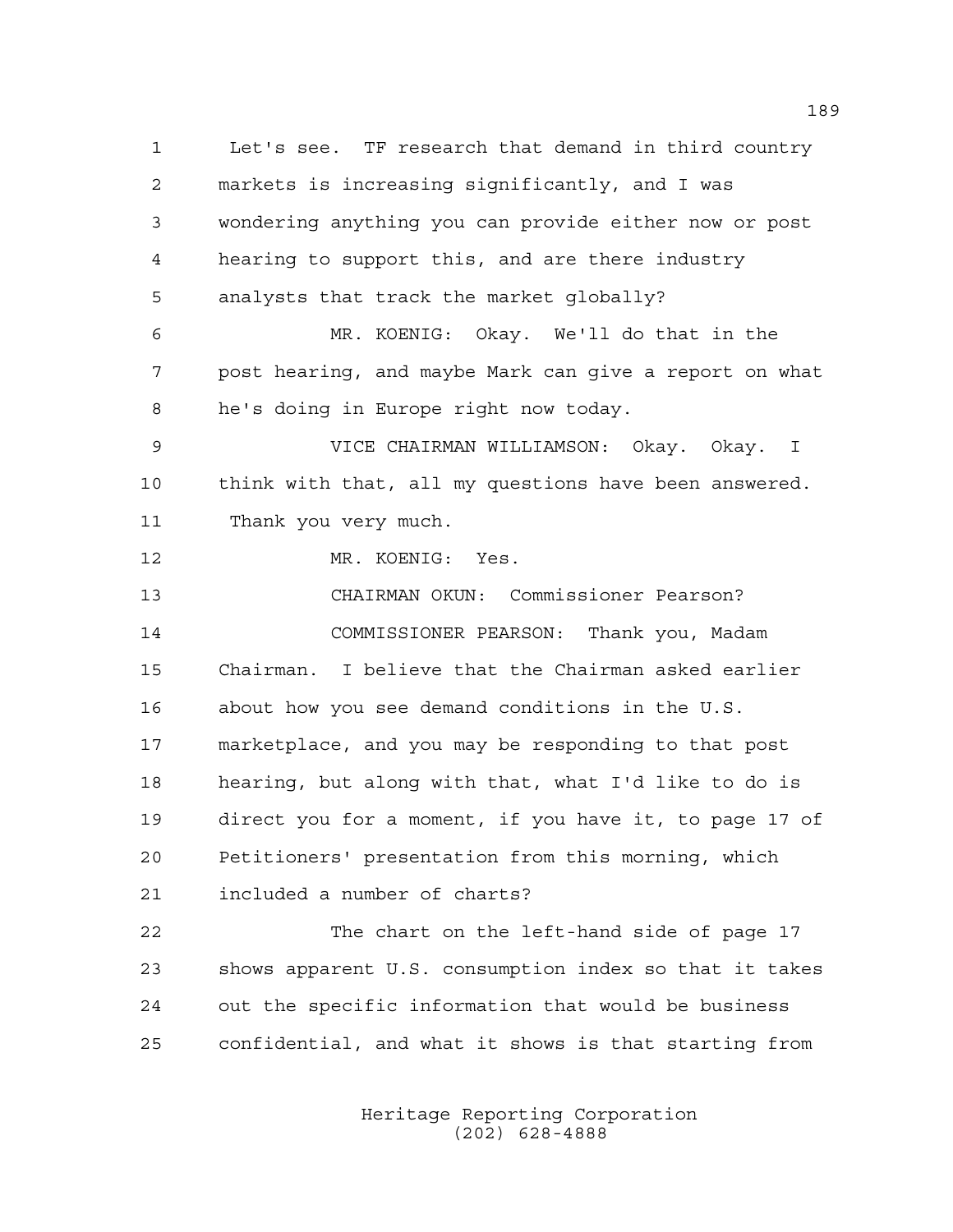Let's see. TF research that demand in third country markets is increasing significantly, and I was wondering anything you can provide either now or post hearing to support this, and are there industry analysts that track the market globally?

MR. KOENIG: Okay. We'll do that in the post hearing, and maybe Mark can give a report on what he's doing in Europe right now today.

VICE CHAIRMAN WILLIAMSON: Okay. Okay. I think with that, all my questions have been answered. Thank you very much.

MR. KOENIG: Yes.

CHAIRMAN OKUN: Commissioner Pearson?

COMMISSIONER PEARSON: Thank you, Madam Chairman. I believe that the Chairman asked earlier about how you see demand conditions in the U.S. marketplace, and you may be responding to that post hearing, but along with that, what I'd like to do is direct you for a moment, if you have it, to page 17 of Petitioners' presentation from this morning, which included a number of charts?

The chart on the left-hand side of page 17 shows apparent U.S. consumption index so that it takes out the specific information that would be business confidential, and what it shows is that starting from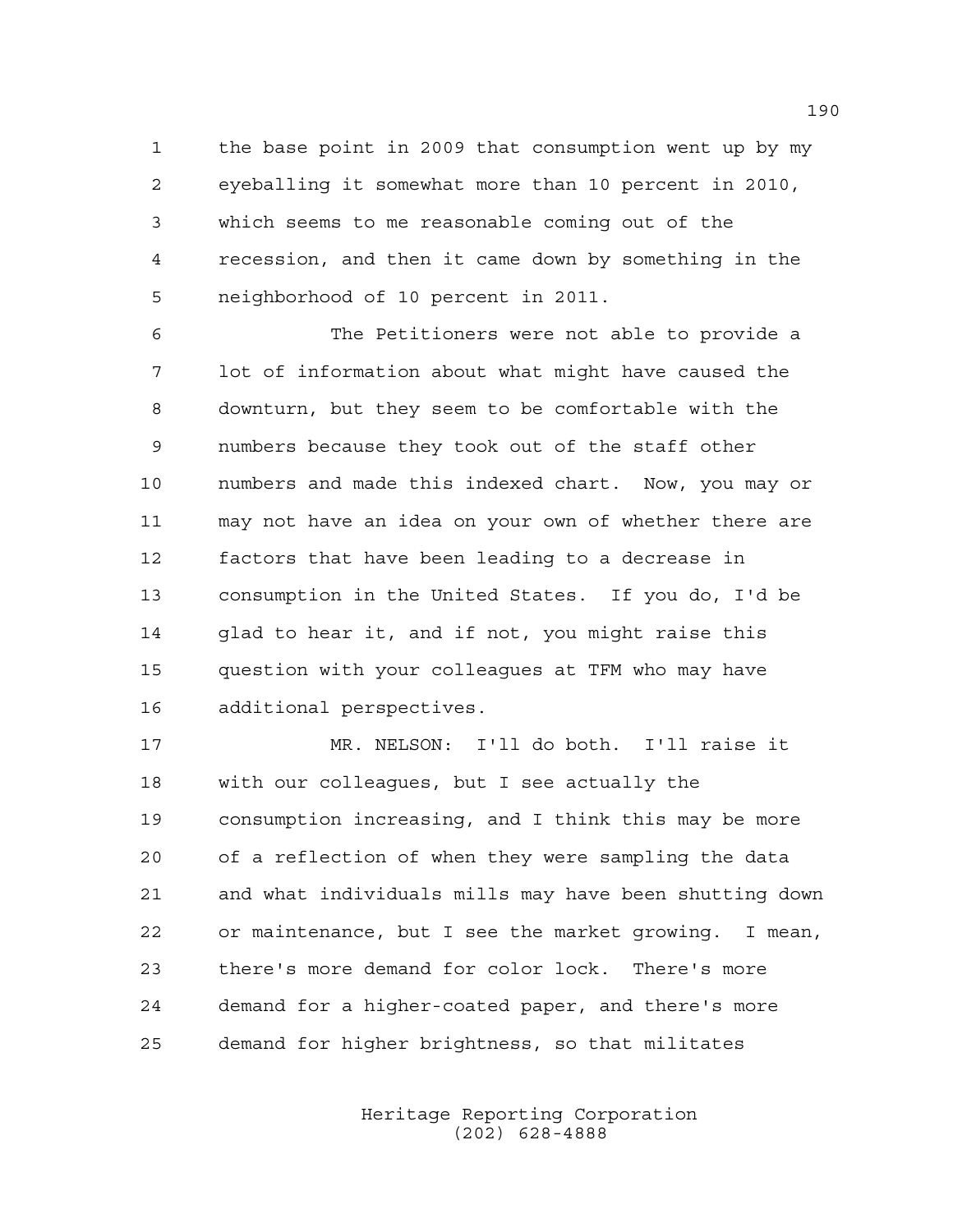the base point in 2009 that consumption went up by my eyeballing it somewhat more than 10 percent in 2010, which seems to me reasonable coming out of the recession, and then it came down by something in the neighborhood of 10 percent in 2011.

The Petitioners were not able to provide a lot of information about what might have caused the downturn, but they seem to be comfortable with the numbers because they took out of the staff other numbers and made this indexed chart. Now, you may or may not have an idea on your own of whether there are factors that have been leading to a decrease in consumption in the United States. If you do, I'd be glad to hear it, and if not, you might raise this question with your colleagues at TFM who may have additional perspectives.

MR. NELSON: I'll do both. I'll raise it with our colleagues, but I see actually the consumption increasing, and I think this may be more of a reflection of when they were sampling the data and what individuals mills may have been shutting down or maintenance, but I see the market growing. I mean, there's more demand for color lock. There's more demand for a higher-coated paper, and there's more demand for higher brightness, so that militates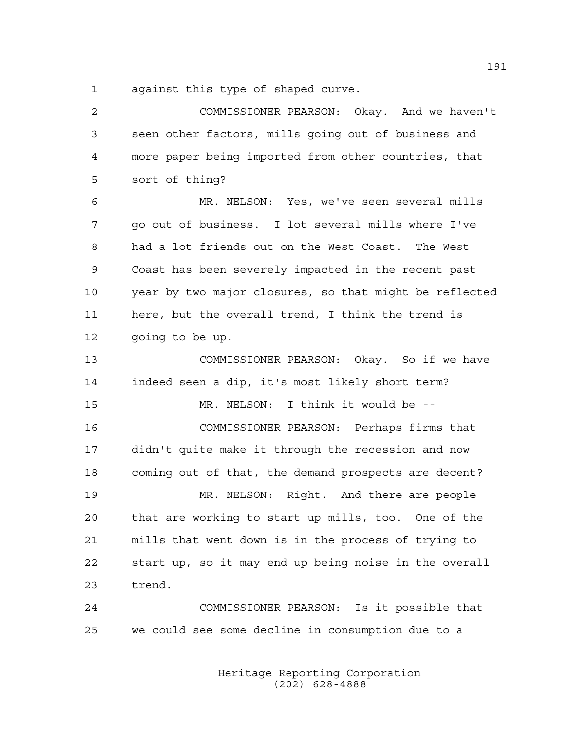against this type of shaped curve.

COMMISSIONER PEARSON: Okay. And we haven't seen other factors, mills going out of business and more paper being imported from other countries, that sort of thing?

MR. NELSON: Yes, we've seen several mills go out of business. I lot several mills where I've had a lot friends out on the West Coast. The West Coast has been severely impacted in the recent past year by two major closures, so that might be reflected here, but the overall trend, I think the trend is going to be up.

COMMISSIONER PEARSON: Okay. So if we have indeed seen a dip, it's most likely short term?

MR. NELSON: I think it would be --

COMMISSIONER PEARSON: Perhaps firms that didn't quite make it through the recession and now coming out of that, the demand prospects are decent?

MR. NELSON: Right. And there are people that are working to start up mills, too. One of the mills that went down is in the process of trying to start up, so it may end up being noise in the overall trend.

COMMISSIONER PEARSON: Is it possible that we could see some decline in consumption due to a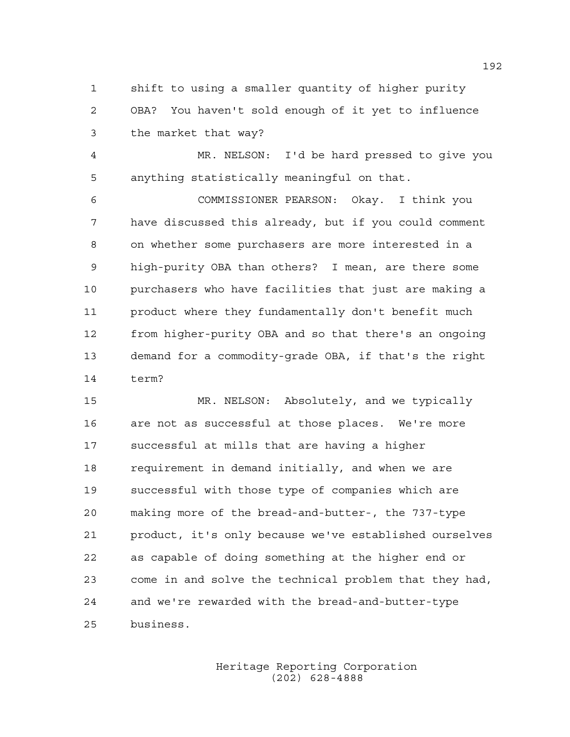shift to using a smaller quantity of higher purity OBA? You haven't sold enough of it yet to influence the market that way?

MR. NELSON: I'd be hard pressed to give you anything statistically meaningful on that.

COMMISSIONER PEARSON: Okay. I think you have discussed this already, but if you could comment on whether some purchasers are more interested in a high-purity OBA than others? I mean, are there some purchasers who have facilities that just are making a product where they fundamentally don't benefit much from higher-purity OBA and so that there's an ongoing demand for a commodity-grade OBA, if that's the right term?

MR. NELSON: Absolutely, and we typically are not as successful at those places. We're more successful at mills that are having a higher requirement in demand initially, and when we are successful with those type of companies which are making more of the bread-and-butter-, the 737-type product, it's only because we've established ourselves as capable of doing something at the higher end or come in and solve the technical problem that they had, and we're rewarded with the bread-and-butter-type business.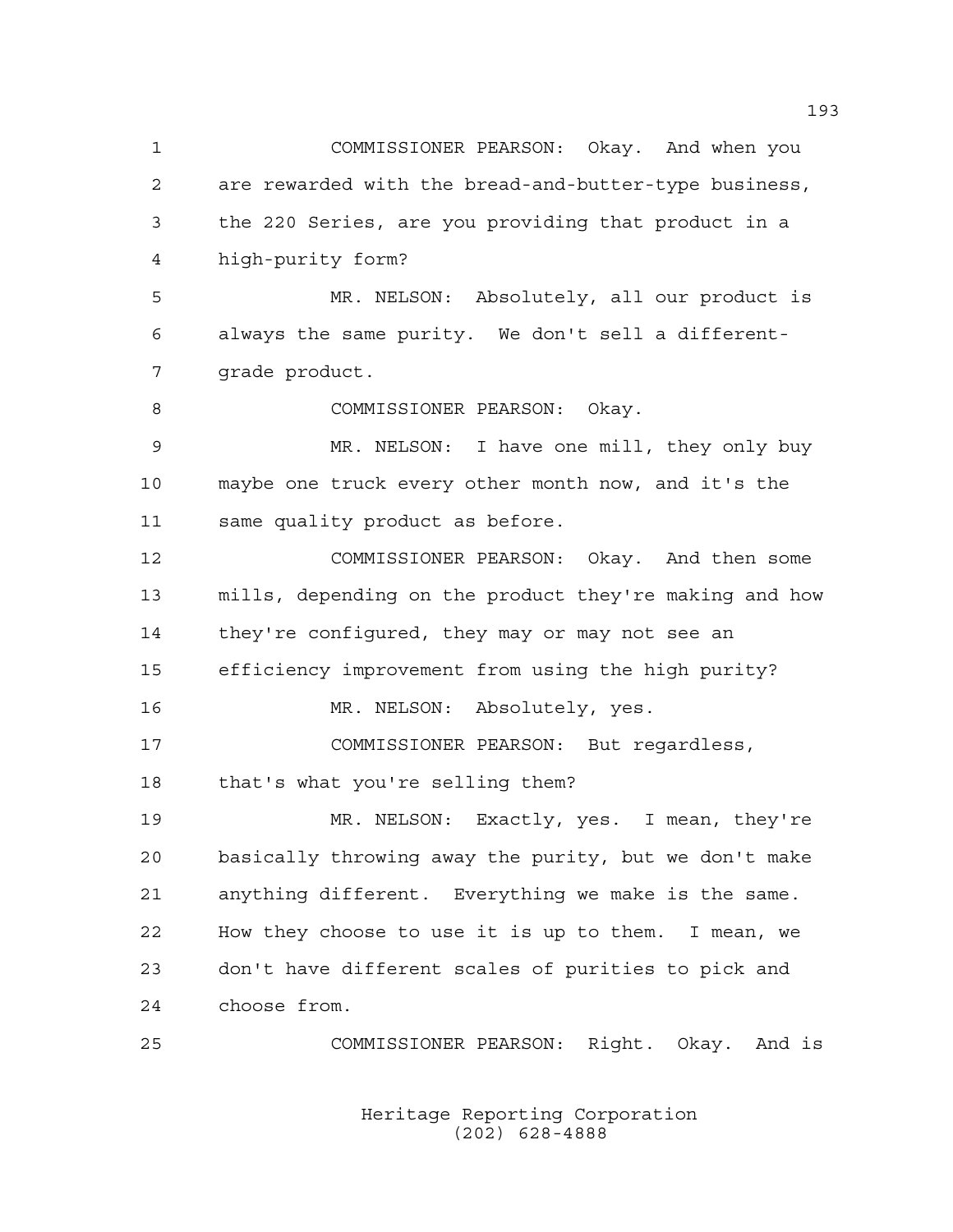COMMISSIONER PEARSON: Okay. And when you are rewarded with the bread-and-butter-type business, the 220 Series, are you providing that product in a high-purity form?

MR. NELSON: Absolutely, all our product is always the same purity. We don't sell a different-grade product.

COMMISSIONER PEARSON: Okay.

MR. NELSON: I have one mill, they only buy maybe one truck every other month now, and it's the same quality product as before.

COMMISSIONER PEARSON: Okay. And then some mills, depending on the product they're making and how they're configured, they may or may not see an efficiency improvement from using the high purity?

MR. NELSON: Absolutely, yes.

COMMISSIONER PEARSON: But regardless, that's what you're selling them?

MR. NELSON: Exactly, yes. I mean, they're basically throwing away the purity, but we don't make anything different. Everything we make is the same. How they choose to use it is up to them. I mean, we don't have different scales of purities to pick and choose from.

COMMISSIONER PEARSON: Right. Okay. And is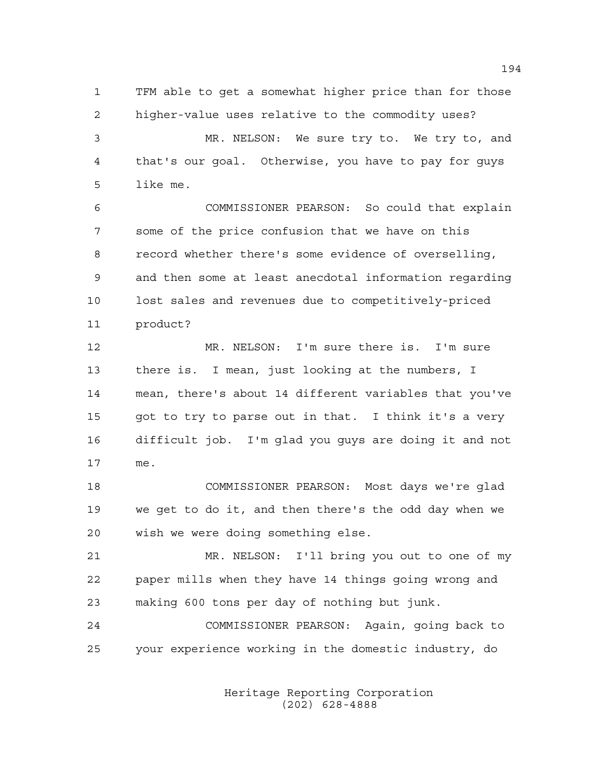TFM able to get a somewhat higher price than for those higher-value uses relative to the commodity uses?

MR. NELSON: We sure try to. We try to, and that's our goal. Otherwise, you have to pay for guys like me.

COMMISSIONER PEARSON: So could that explain some of the price confusion that we have on this record whether there's some evidence of overselling, and then some at least anecdotal information regarding lost sales and revenues due to competitively-priced product?

MR. NELSON: I'm sure there is. I'm sure there is. I mean, just looking at the numbers, I mean, there's about 14 different variables that you've got to try to parse out in that. I think it's a very difficult job. I'm glad you guys are doing it and not me.

COMMISSIONER PEARSON: Most days we're glad we get to do it, and then there's the odd day when we wish we were doing something else.

MR. NELSON: I'll bring you out to one of my paper mills when they have 14 things going wrong and making 600 tons per day of nothing but junk.

COMMISSIONER PEARSON: Again, going back to your experience working in the domestic industry, do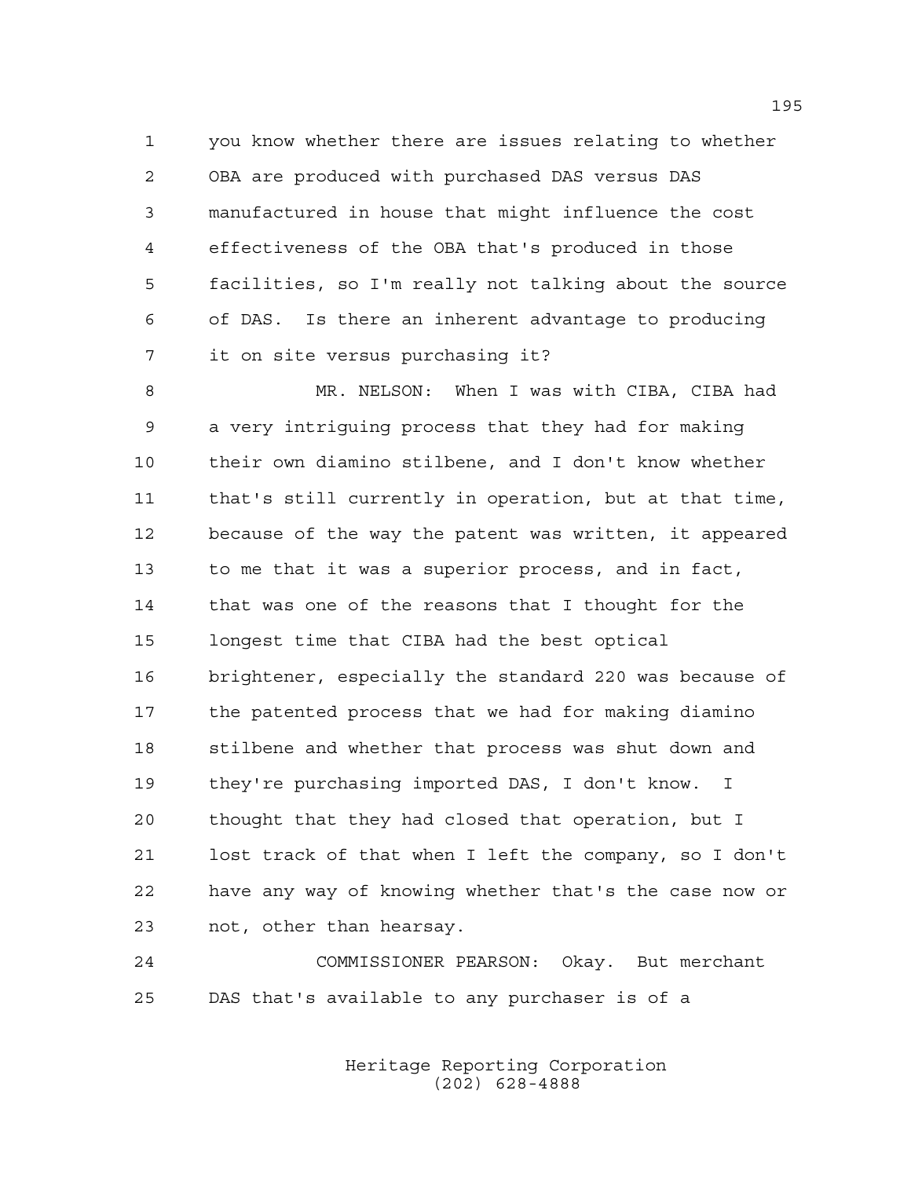you know whether there are issues relating to whether OBA are produced with purchased DAS versus DAS manufactured in house that might influence the cost effectiveness of the OBA that's produced in those facilities, so I'm really not talking about the source of DAS. Is there an inherent advantage to producing it on site versus purchasing it?

MR. NELSON: When I was with CIBA, CIBA had a very intriguing process that they had for making their own diamino stilbene, and I don't know whether that's still currently in operation, but at that time, because of the way the patent was written, it appeared to me that it was a superior process, and in fact, that was one of the reasons that I thought for the longest time that CIBA had the best optical brightener, especially the standard 220 was because of the patented process that we had for making diamino stilbene and whether that process was shut down and they're purchasing imported DAS, I don't know. I thought that they had closed that operation, but I lost track of that when I left the company, so I don't have any way of knowing whether that's the case now or not, other than hearsay.

COMMISSIONER PEARSON: Okay. But merchant DAS that's available to any purchaser is of a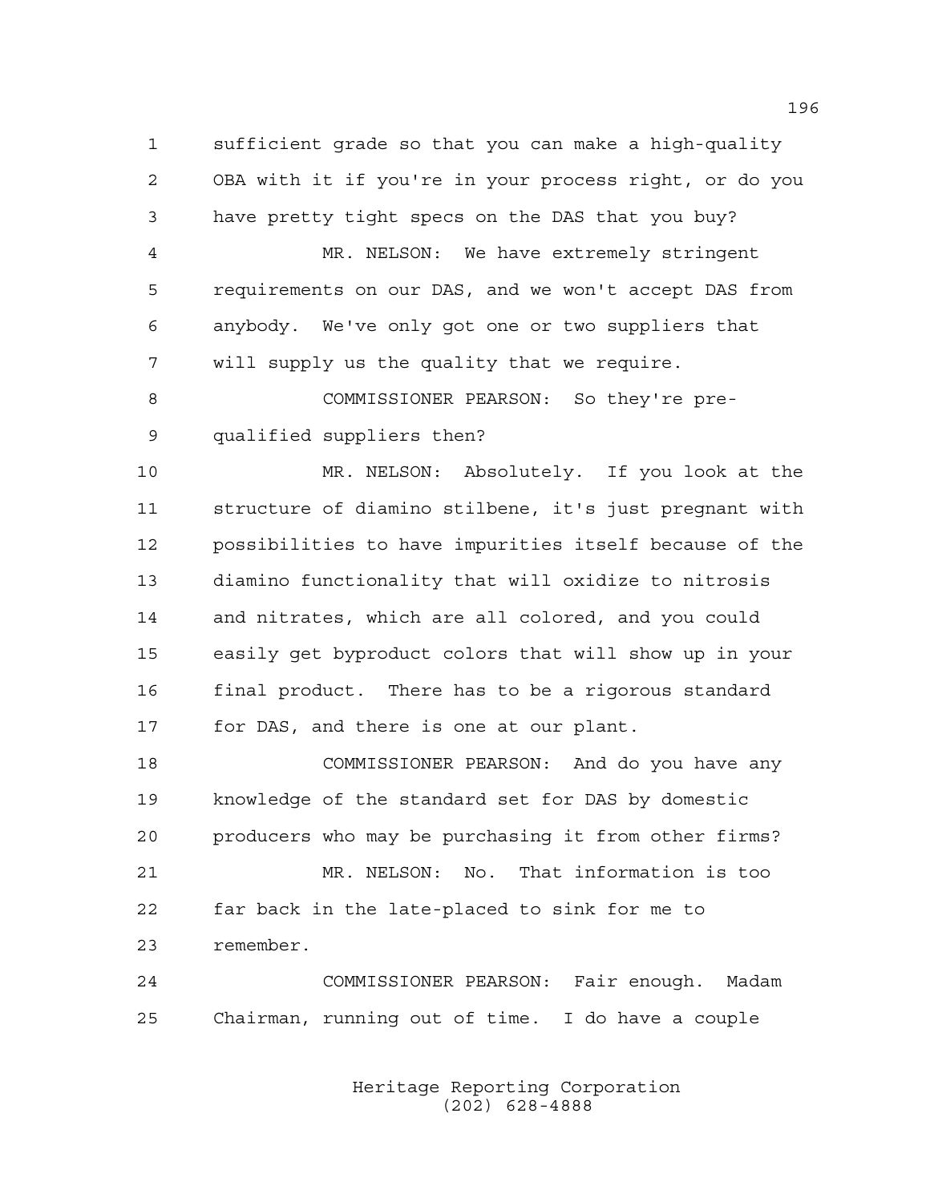sufficient grade so that you can make a high-quality OBA with it if you're in your process right, or do you have pretty tight specs on the DAS that you buy?

MR. NELSON: We have extremely stringent requirements on our DAS, and we won't accept DAS from anybody. We've only got one or two suppliers that will supply us the quality that we require.

COMMISSIONER PEARSON: So they're pre-qualified suppliers then?

MR. NELSON: Absolutely. If you look at the structure of diamino stilbene, it's just pregnant with possibilities to have impurities itself because of the diamino functionality that will oxidize to nitrosis and nitrates, which are all colored, and you could easily get byproduct colors that will show up in your final product. There has to be a rigorous standard for DAS, and there is one at our plant.

COMMISSIONER PEARSON: And do you have any knowledge of the standard set for DAS by domestic producers who may be purchasing it from other firms?

MR. NELSON: No. That information is too far back in the late-placed to sink for me to remember.

COMMISSIONER PEARSON: Fair enough. Madam Chairman, running out of time. I do have a couple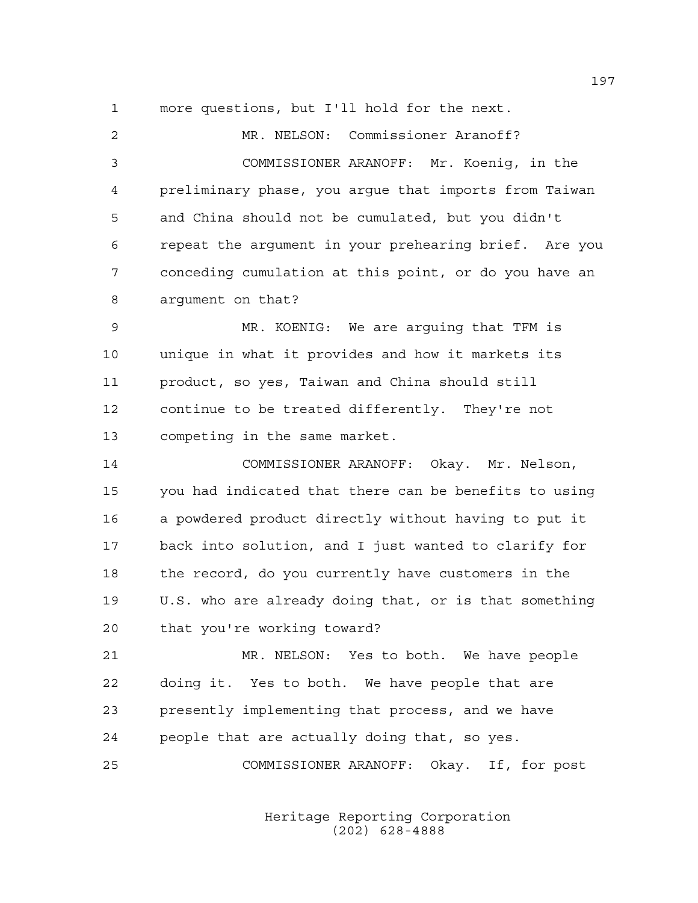1 more questions, but I'll hold for the next.

2 MR. NELSON: Commissioner Aranoff?

3 COMMISSIONER ARANOFF: Mr. Koenig, in the
4 preliminary phase, you argue that imports from Taiwan
5 and China should not be cumulated, but you didn't
6 repeat the argument in your prehearing brief. Are you
7 conceding cumulation at this point, or do you have an
8 argument on that?

9 MR. KOENIG: We are arguing that TFM is
10 unique in what it provides and how it markets its
11 product, so yes, Taiwan and China should still
12 continue to be treated differently. They're not
13 competing in the same market.

14 COMMISSIONER ARANOFF: Okay. Mr. Nelson,
15 you had indicated that there can be benefits to using
16 a powdered product directly without having to put it
17 back into solution, and I just wanted to clarify for
18 the record, do you currently have customers in the
19 U.S. who are already doing that, or is that something
20 that you're working toward?

21 MR. NELSON: Yes to both. We have people
22 doing it. Yes to both. We have people that are
23 presently implementing that process, and we have
24 people that are actually doing that, so yes.

25 COMMISSIONER ARANOFF: Okay. If, for post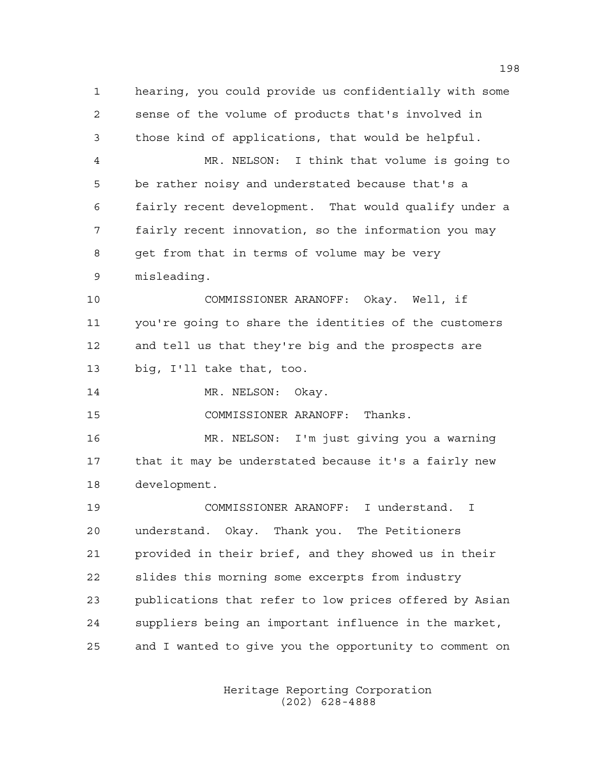hearing, you could provide us confidentially with some sense of the volume of products that's involved in those kind of applications, that would be helpful.

MR. NELSON: I think that volume is going to be rather noisy and understated because that's a fairly recent development. That would qualify under a fairly recent innovation, so the information you may get from that in terms of volume may be very misleading.

COMMISSIONER ARANOFF: Okay. Well, if you're going to share the identities of the customers and tell us that they're big and the prospects are big, I'll take that, too.

MR. NELSON: Okay.

COMMISSIONER ARANOFF: Thanks.

MR. NELSON: I'm just giving you a warning that it may be understated because it's a fairly new development.

COMMISSIONER ARANOFF: I understand. I understand. Okay. Thank you. The Petitioners provided in their brief, and they showed us in their slides this morning some excerpts from industry publications that refer to low prices offered by Asian suppliers being an important influence in the market, and I wanted to give you the opportunity to comment on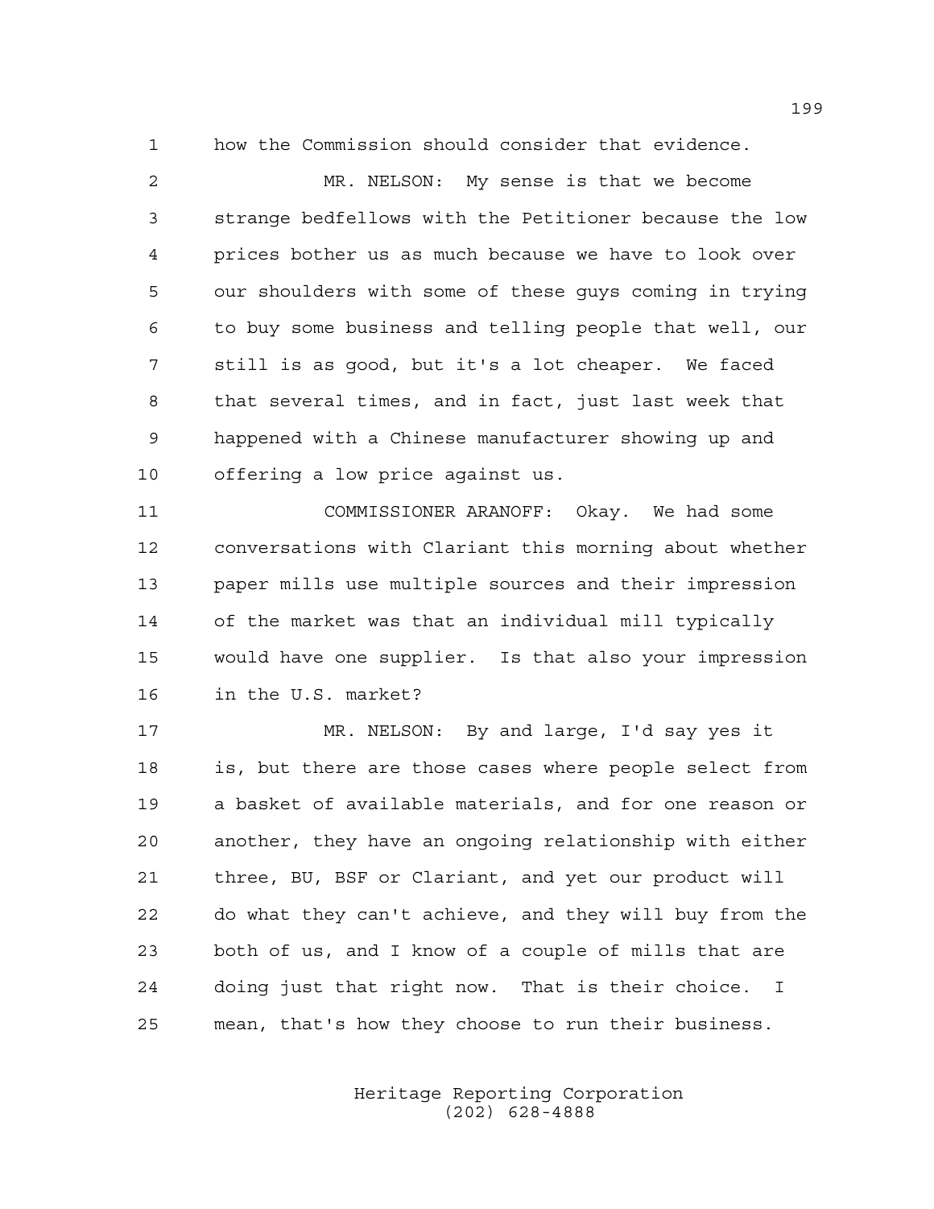how the Commission should consider that evidence.

MR. NELSON: My sense is that we become strange bedfellows with the Petitioner because the low prices bother us as much because we have to look over our shoulders with some of these guys coming in trying to buy some business and telling people that well, our still is as good, but it's a lot cheaper. We faced that several times, and in fact, just last week that happened with a Chinese manufacturer showing up and offering a low price against us.

COMMISSIONER ARANOFF: Okay. We had some conversations with Clariant this morning about whether paper mills use multiple sources and their impression of the market was that an individual mill typically would have one supplier. Is that also your impression in the U.S. market?

MR. NELSON: By and large, I'd say yes it is, but there are those cases where people select from a basket of available materials, and for one reason or another, they have an ongoing relationship with either three, BU, BSF or Clariant, and yet our product will do what they can't achieve, and they will buy from the both of us, and I know of a couple of mills that are doing just that right now. That is their choice. I mean, that's how they choose to run their business.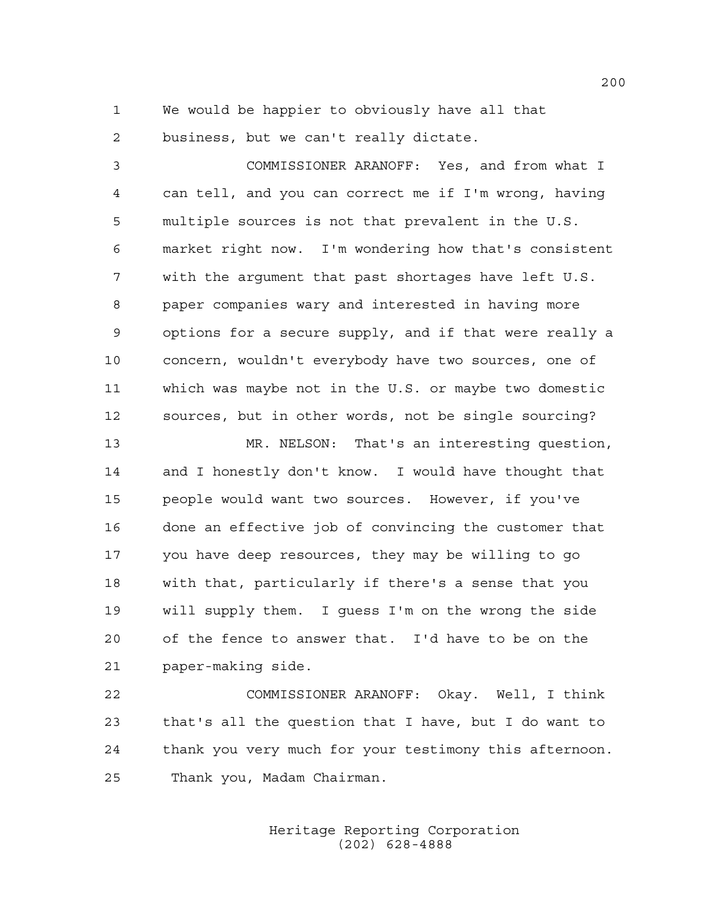We would be happier to obviously have all that business, but we can't really dictate.

COMMISSIONER ARANOFF: Yes, and from what I can tell, and you can correct me if I'm wrong, having multiple sources is not that prevalent in the U.S. market right now. I'm wondering how that's consistent with the argument that past shortages have left U.S. paper companies wary and interested in having more options for a secure supply, and if that were really a concern, wouldn't everybody have two sources, one of which was maybe not in the U.S. or maybe two domestic sources, but in other words, not be single sourcing?

MR. NELSON: That's an interesting question, and I honestly don't know. I would have thought that people would want two sources. However, if you've done an effective job of convincing the customer that you have deep resources, they may be willing to go with that, particularly if there's a sense that you will supply them. I guess I'm on the wrong the side of the fence to answer that. I'd have to be on the paper-making side.

COMMISSIONER ARANOFF: Okay. Well, I think that's all the question that I have, but I do want to thank you very much for your testimony this afternoon. Thank you, Madam Chairman.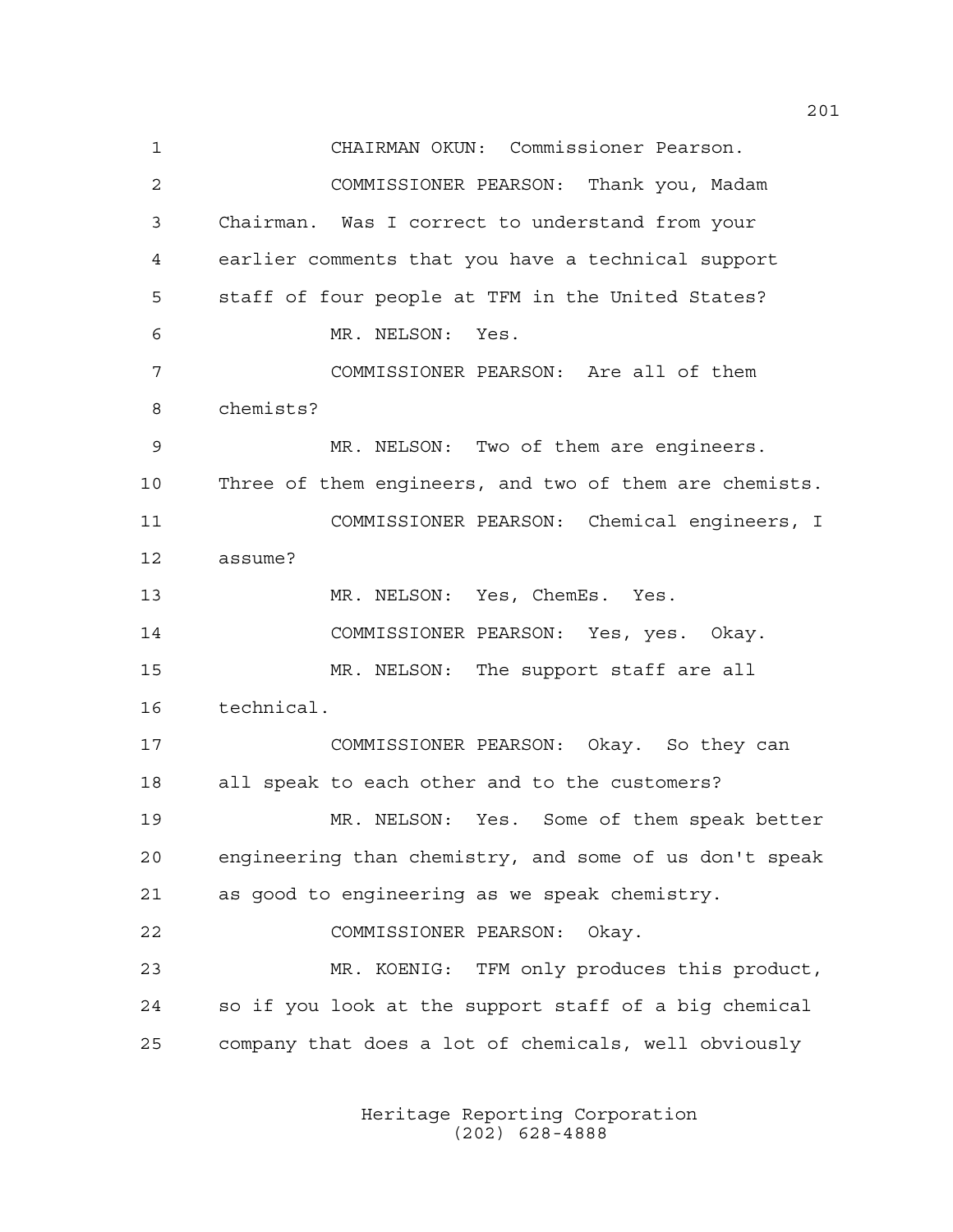CHAIRMAN OKUN: Commissioner Pearson.

COMMISSIONER PEARSON: Thank you, Madam Chairman. Was I correct to understand from your earlier comments that you have a technical support staff of four people at TFM in the United States?

MR. NELSON: Yes.

COMMISSIONER PEARSON: Are all of them chemists?

MR. NELSON: Two of them are engineers. Three of them engineers, and two of them are chemists.

COMMISSIONER PEARSON: Chemical engineers, I assume?

MR. NELSON: Yes, ChemEs. Yes.

COMMISSIONER PEARSON: Yes, yes. Okay.

MR. NELSON: The support staff are all technical.

COMMISSIONER PEARSON: Okay. So they can all speak to each other and to the customers?

MR. NELSON: Yes. Some of them speak better engineering than chemistry, and some of us don't speak as good to engineering as we speak chemistry.

COMMISSIONER PEARSON: Okay.

MR. KOENIG: TFM only produces this product, so if you look at the support staff of a big chemical company that does a lot of chemicals, well obviously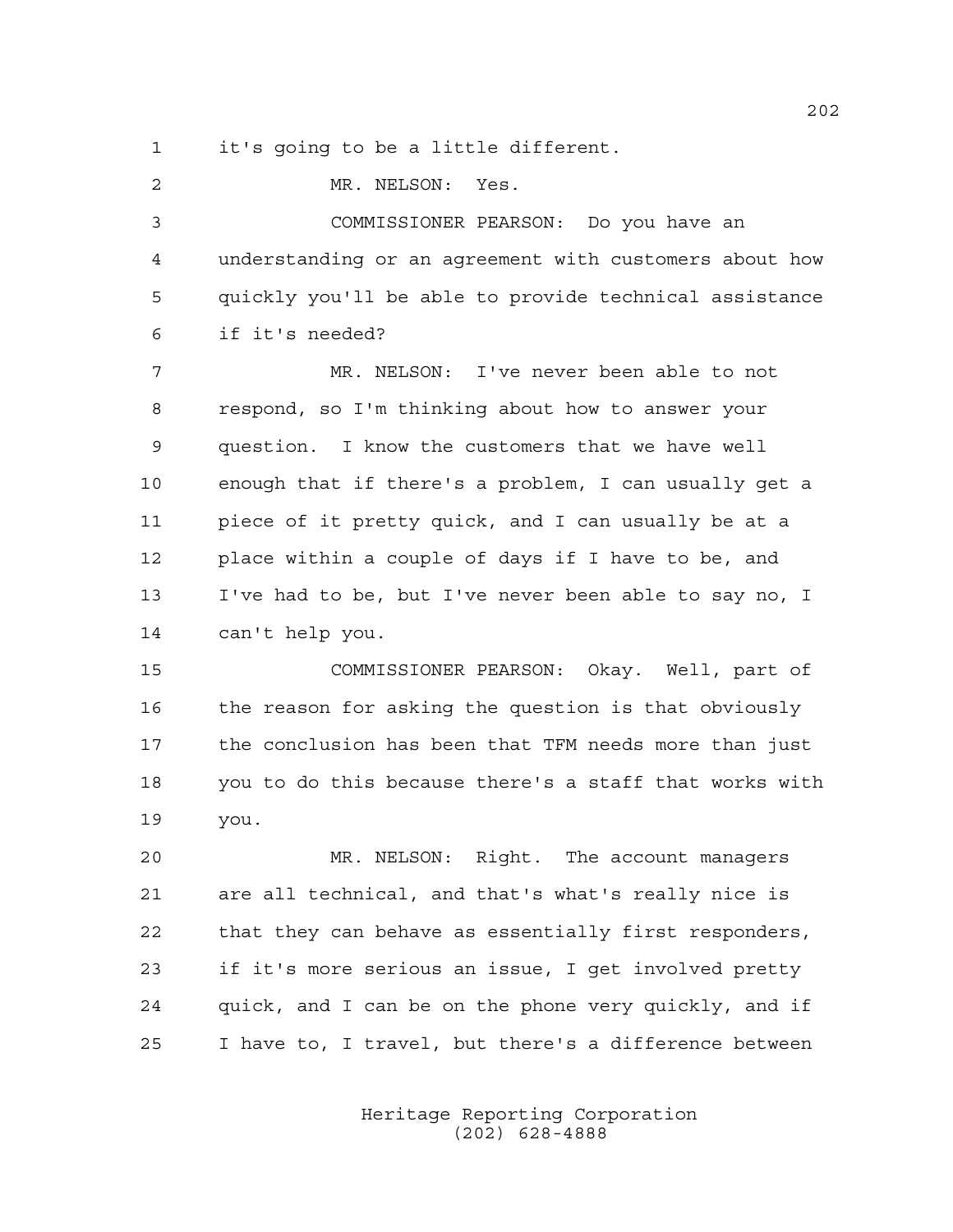it's going to be a little different.

MR. NELSON: Yes.

COMMISSIONER PEARSON: Do you have an understanding or an agreement with customers about how quickly you'll be able to provide technical assistance if it's needed?

MR. NELSON: I've never been able to not respond, so I'm thinking about how to answer your question. I know the customers that we have well enough that if there's a problem, I can usually get a piece of it pretty quick, and I can usually be at a place within a couple of days if I have to be, and I've had to be, but I've never been able to say no, I can't help you.

COMMISSIONER PEARSON: Okay. Well, part of the reason for asking the question is that obviously the conclusion has been that TFM needs more than just you to do this because there's a staff that works with you.

MR. NELSON: Right. The account managers are all technical, and that's what's really nice is that they can behave as essentially first responders, if it's more serious an issue, I get involved pretty quick, and I can be on the phone very quickly, and if I have to, I travel, but there's a difference between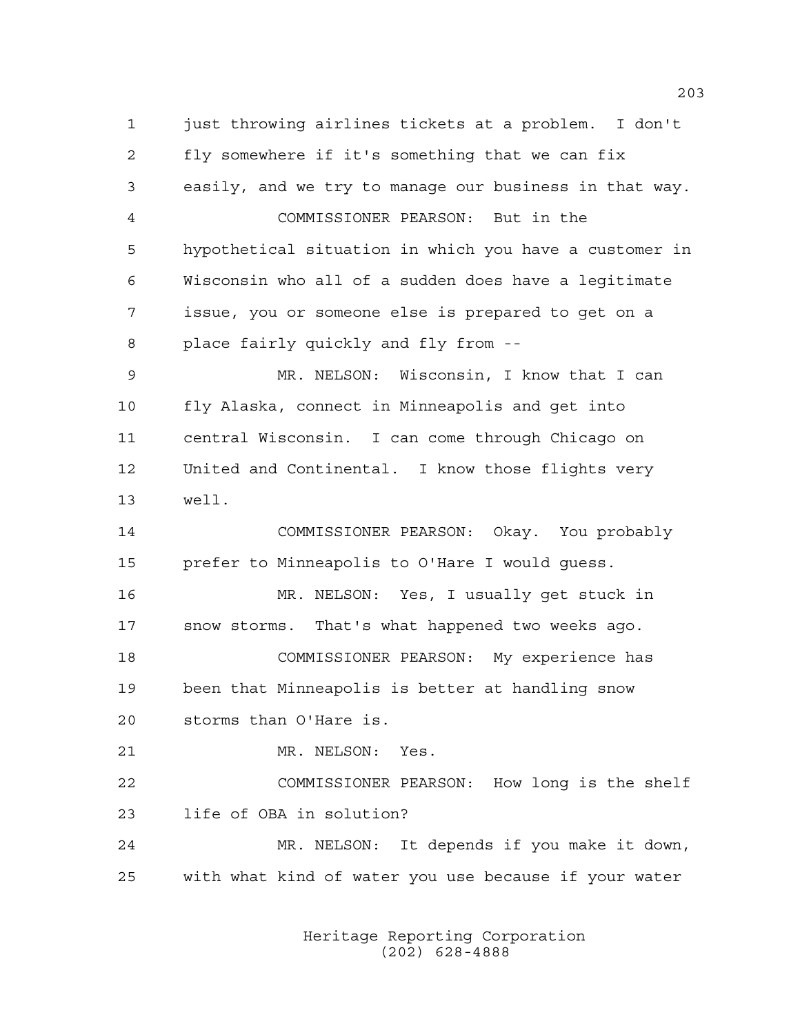just throwing airlines tickets at a problem. I don't fly somewhere if it's something that we can fix easily, and we try to manage our business in that way.

COMMISSIONER PEARSON: But in the hypothetical situation in which you have a customer in Wisconsin who all of a sudden does have a legitimate issue, you or someone else is prepared to get on a place fairly quickly and fly from --

MR. NELSON: Wisconsin, I know that I can fly Alaska, connect in Minneapolis and get into central Wisconsin. I can come through Chicago on United and Continental. I know those flights very well.

COMMISSIONER PEARSON: Okay. You probably prefer to Minneapolis to O'Hare I would guess.

MR. NELSON: Yes, I usually get stuck in snow storms. That's what happened two weeks ago.

COMMISSIONER PEARSON: My experience has been that Minneapolis is better at handling snow storms than O'Hare is.

MR. NELSON: Yes.

COMMISSIONER PEARSON: How long is the shelf life of OBA in solution?

MR. NELSON: It depends if you make it down, with what kind of water you use because if your water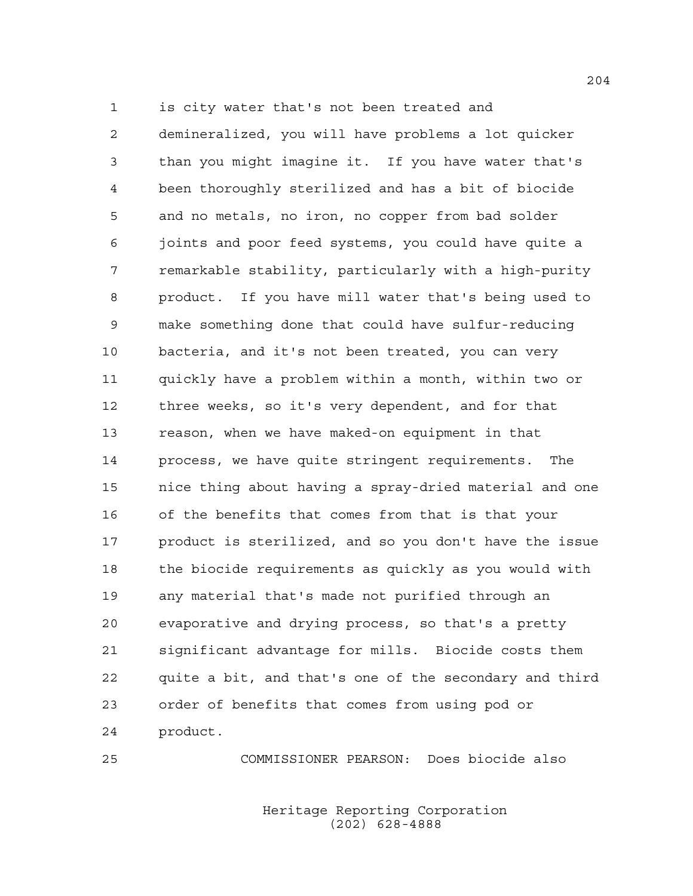is city water that's not been treated and demineralized, you will have problems a lot quicker than you might imagine it. If you have water that's been thoroughly sterilized and has a bit of biocide and no metals, no iron, no copper from bad solder joints and poor feed systems, you could have quite a remarkable stability, particularly with a high-purity product. If you have mill water that's being used to make something done that could have sulfur-reducing bacteria, and it's not been treated, you can very quickly have a problem within a month, within two or three weeks, so it's very dependent, and for that reason, when we have maked-on equipment in that process, we have quite stringent requirements. The nice thing about having a spray-dried material and one of the benefits that comes from that is that your product is sterilized, and so you don't have the issue the biocide requirements as quickly as you would with any material that's made not purified through an evaporative and drying process, so that's a pretty significant advantage for mills. Biocide costs them quite a bit, and that's one of the secondary and third order of benefits that comes from using pod or product.

COMMISSIONER PEARSON: Does biocide also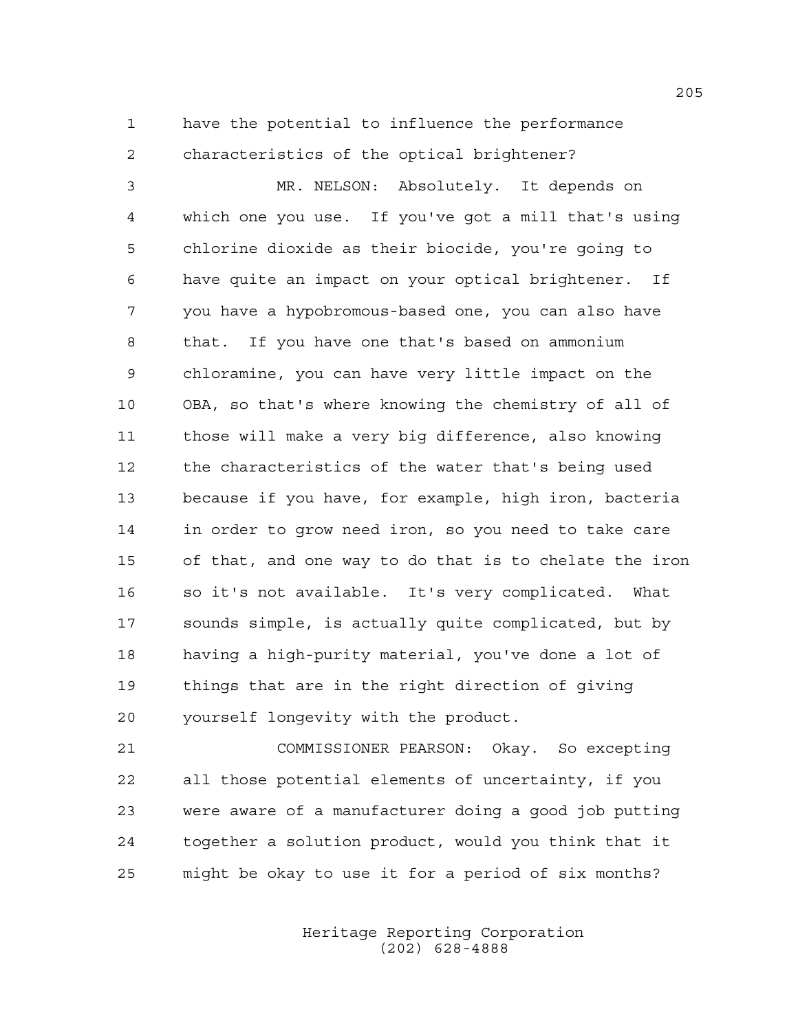have the potential to influence the performance characteristics of the optical brightener?

MR. NELSON: Absolutely. It depends on which one you use. If you've got a mill that's using chlorine dioxide as their biocide, you're going to have quite an impact on your optical brightener. If you have a hypobromous-based one, you can also have that. If you have one that's based on ammonium chloramine, you can have very little impact on the OBA, so that's where knowing the chemistry of all of those will make a very big difference, also knowing the characteristics of the water that's being used because if you have, for example, high iron, bacteria in order to grow need iron, so you need to take care of that, and one way to do that is to chelate the iron so it's not available. It's very complicated. What sounds simple, is actually quite complicated, but by having a high-purity material, you've done a lot of things that are in the right direction of giving yourself longevity with the product.

COMMISSIONER PEARSON: Okay. So excepting all those potential elements of uncertainty, if you were aware of a manufacturer doing a good job putting together a solution product, would you think that it might be okay to use it for a period of six months?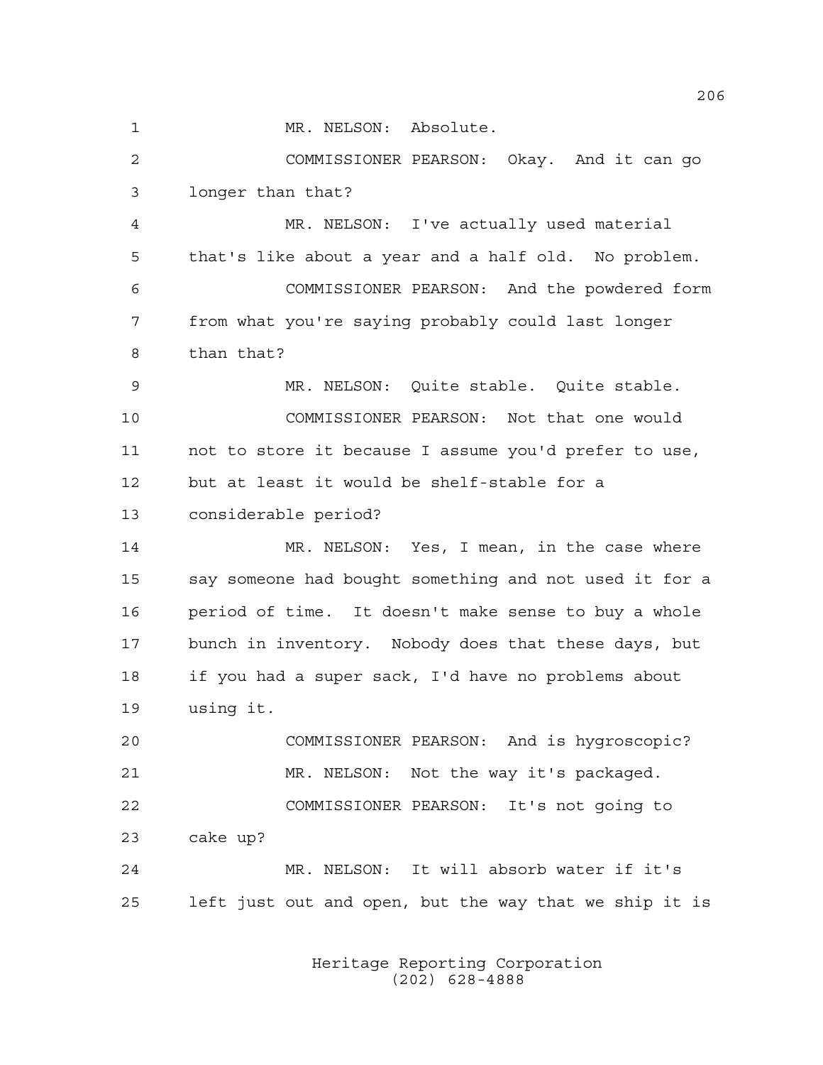MR. NELSON: Absolute.

COMMISSIONER PEARSON: Okay. And it can go longer than that?

MR. NELSON: I've actually used material that's like about a year and a half old. No problem.

COMMISSIONER PEARSON: And the powdered form from what you're saying probably could last longer than that?

MR. NELSON: Quite stable. Quite stable.

COMMISSIONER PEARSON: Not that one would not to store it because I assume you'd prefer to use, but at least it would be shelf-stable for a considerable period?

MR. NELSON: Yes, I mean, in the case where say someone had bought something and not used it for a period of time. It doesn't make sense to buy a whole bunch in inventory. Nobody does that these days, but if you had a super sack, I'd have no problems about using it.

COMMISSIONER PEARSON: And is hygroscopic?

MR. NELSON: Not the way it's packaged.

COMMISSIONER PEARSON: It's not going to cake up?

MR. NELSON: It will absorb water if it's left just out and open, but the way that we ship it is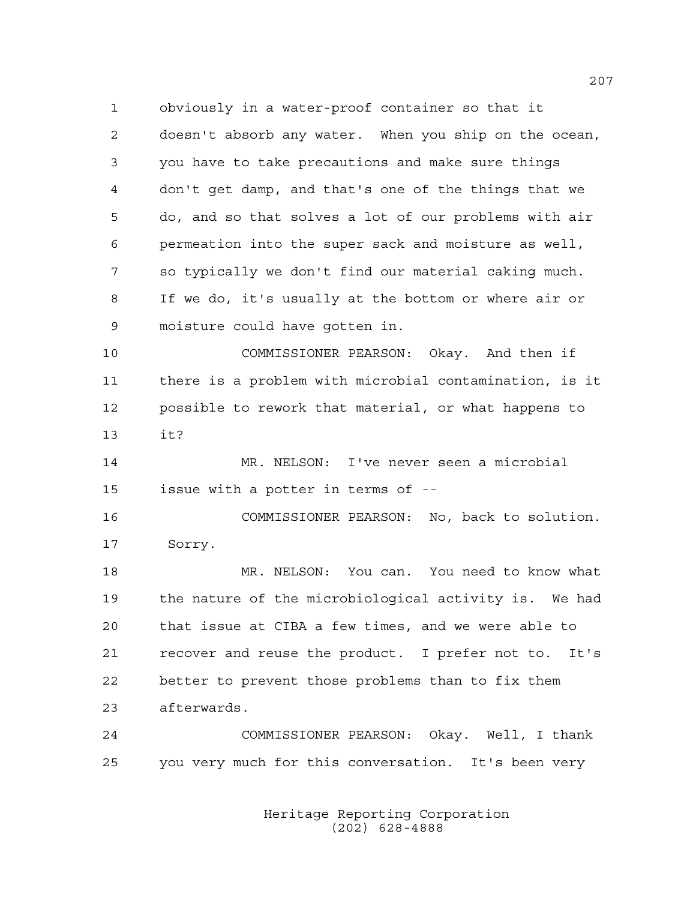obviously in a water-proof container so that it doesn't absorb any water. When you ship on the ocean, you have to take precautions and make sure things don't get damp, and that's one of the things that we do, and so that solves a lot of our problems with air permeation into the super sack and moisture as well, so typically we don't find our material caking much. If we do, it's usually at the bottom or where air or moisture could have gotten in.

COMMISSIONER PEARSON: Okay. And then if there is a problem with microbial contamination, is it possible to rework that material, or what happens to it?

MR. NELSON: I've never seen a microbial issue with a potter in terms of --

COMMISSIONER PEARSON: No, back to solution. Sorry.

MR. NELSON: You can. You need to know what the nature of the microbiological activity is. We had that issue at CIBA a few times, and we were able to recover and reuse the product. I prefer not to. It's better to prevent those problems than to fix them afterwards.

COMMISSIONER PEARSON: Okay. Well, I thank you very much for this conversation. It's been very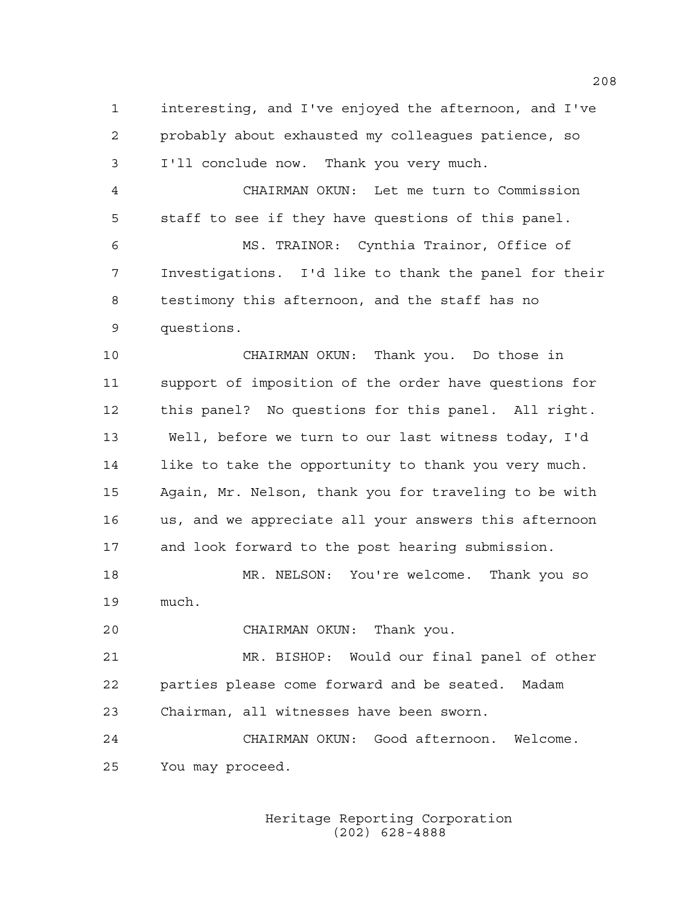interesting, and I've enjoyed the afternoon, and I've probably about exhausted my colleagues patience, so I'll conclude now. Thank you very much.

CHAIRMAN OKUN: Let me turn to Commission staff to see if they have questions of this panel.

MS. TRAINOR: Cynthia Trainor, Office of Investigations. I'd like to thank the panel for their testimony this afternoon, and the staff has no questions.

CHAIRMAN OKUN: Thank you. Do those in support of imposition of the order have questions for this panel? No questions for this panel. All right. Well, before we turn to our last witness today, I'd like to take the opportunity to thank you very much. Again, Mr. Nelson, thank you for traveling to be with us, and we appreciate all your answers this afternoon and look forward to the post hearing submission.

MR. NELSON: You're welcome. Thank you so much.

CHAIRMAN OKUN: Thank you.

MR. BISHOP: Would our final panel of other parties please come forward and be seated. Madam Chairman, all witnesses have been sworn.

CHAIRMAN OKUN: Good afternoon. Welcome. You may proceed.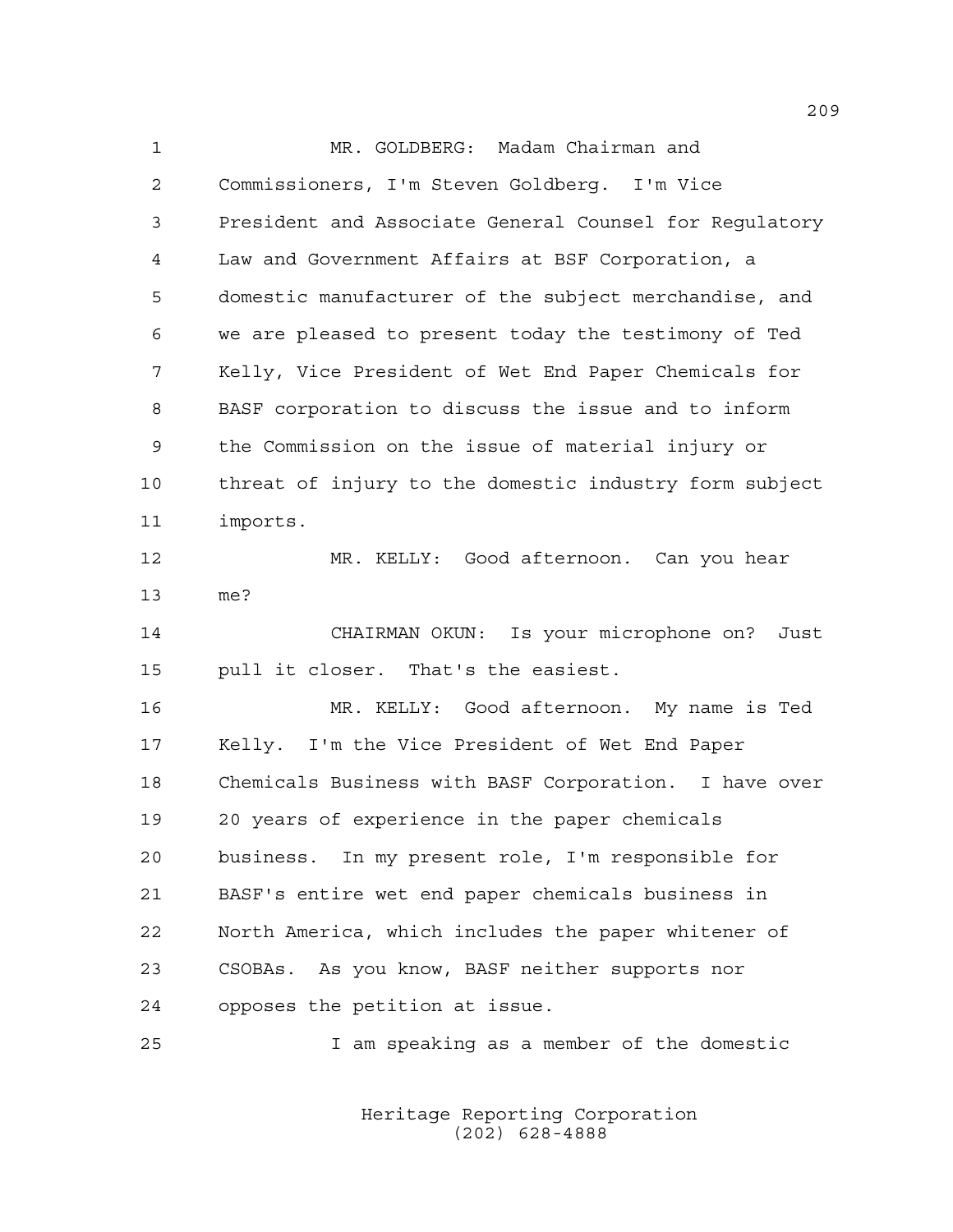MR. GOLDBERG: Madam Chairman and Commissioners, I'm Steven Goldberg. I'm Vice President and Associate General Counsel for Regulatory Law and Government Affairs at BSF Corporation, a domestic manufacturer of the subject merchandise, and we are pleased to present today the testimony of Ted Kelly, Vice President of Wet End Paper Chemicals for BASF corporation to discuss the issue and to inform the Commission on the issue of material injury or threat of injury to the domestic industry form subject imports.

MR. KELLY: Good afternoon. Can you hear me?

CHAIRMAN OKUN: Is your microphone on? Just pull it closer. That's the easiest.

MR. KELLY: Good afternoon. My name is Ted Kelly. I'm the Vice President of Wet End Paper Chemicals Business with BASF Corporation. I have over 20 years of experience in the paper chemicals business. In my present role, I'm responsible for BASF's entire wet end paper chemicals business in North America, which includes the paper whitener of CSOBAs. As you know, BASF neither supports nor opposes the petition at issue.

I am speaking as a member of the domestic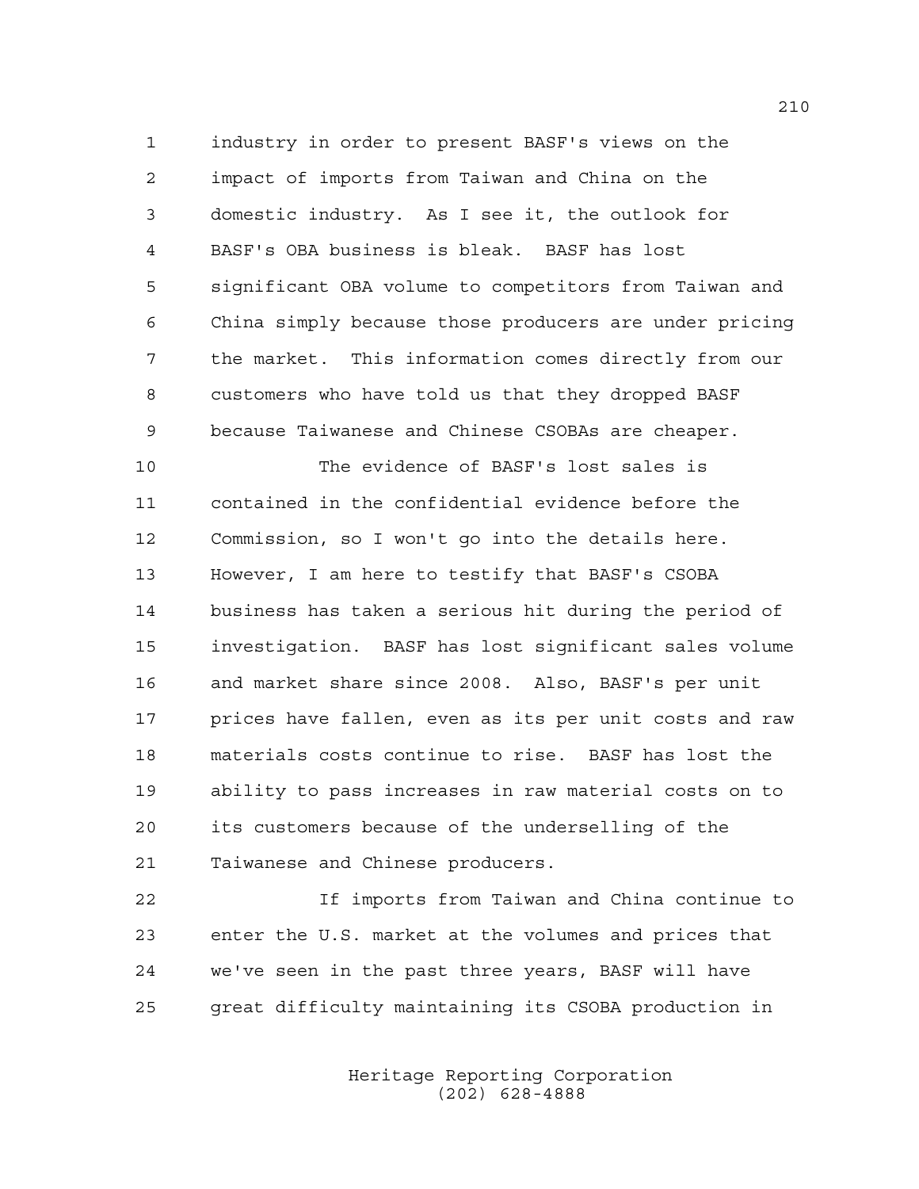industry in order to present BASF's views on the impact of imports from Taiwan and China on the domestic industry. As I see it, the outlook for BASF's OBA business is bleak. BASF has lost significant OBA volume to competitors from Taiwan and China simply because those producers are under pricing the market. This information comes directly from our customers who have told us that they dropped BASF because Taiwanese and Chinese CSOBAs are cheaper.

The evidence of BASF's lost sales is contained in the confidential evidence before the Commission, so I won't go into the details here. However, I am here to testify that BASF's CSOBA business has taken a serious hit during the period of investigation. BASF has lost significant sales volume and market share since 2008. Also, BASF's per unit prices have fallen, even as its per unit costs and raw materials costs continue to rise. BASF has lost the ability to pass increases in raw material costs on to its customers because of the underselling of the Taiwanese and Chinese producers.

If imports from Taiwan and China continue to enter the U.S. market at the volumes and prices that we've seen in the past three years, BASF will have great difficulty maintaining its CSOBA production in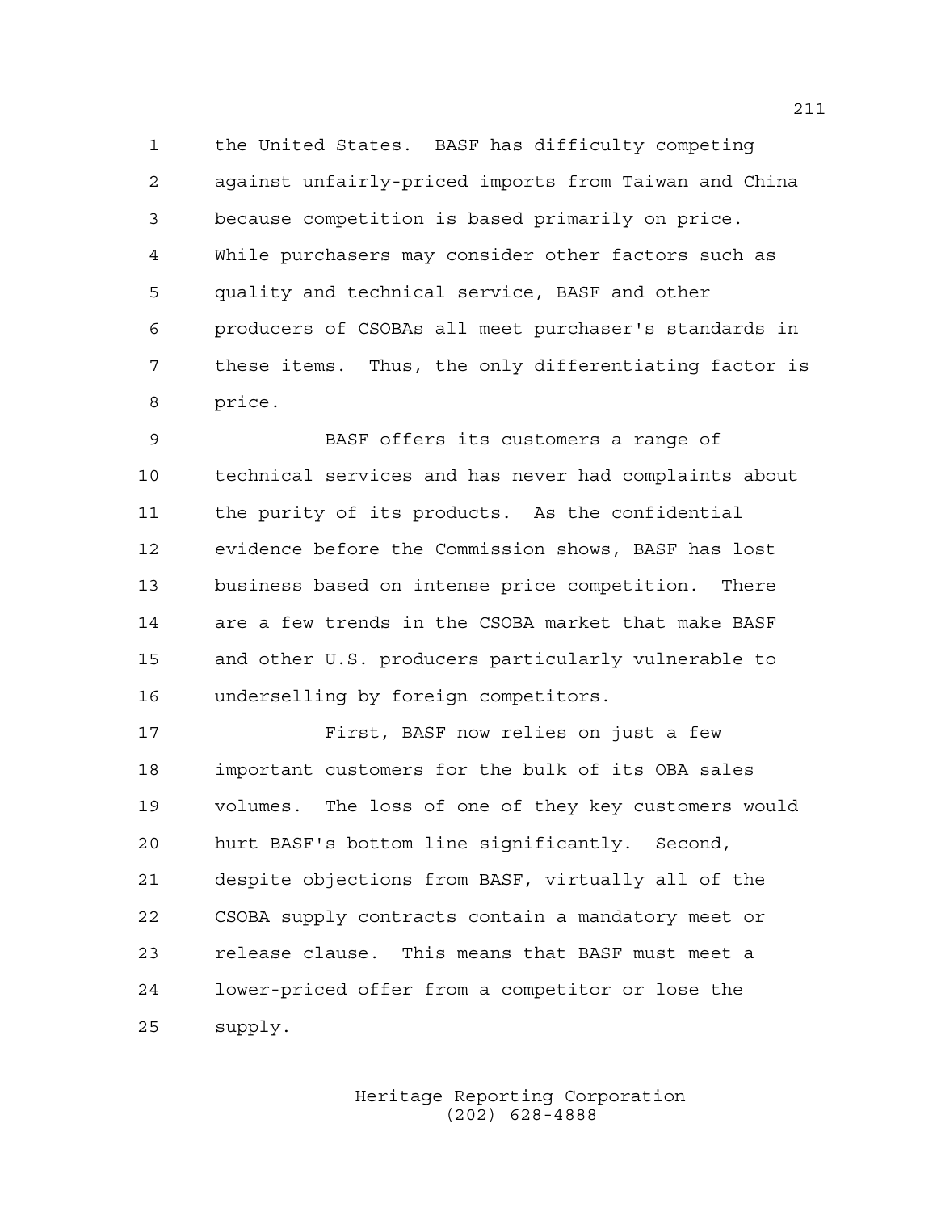the United States. BASF has difficulty competing against unfairly-priced imports from Taiwan and China because competition is based primarily on price. While purchasers may consider other factors such as quality and technical service, BASF and other producers of CSOBAs all meet purchaser's standards in these items. Thus, the only differentiating factor is price.

BASF offers its customers a range of technical services and has never had complaints about the purity of its products. As the confidential evidence before the Commission shows, BASF has lost business based on intense price competition. There are a few trends in the CSOBA market that make BASF and other U.S. producers particularly vulnerable to underselling by foreign competitors.

First, BASF now relies on just a few important customers for the bulk of its OBA sales volumes. The loss of one of they key customers would hurt BASF's bottom line significantly. Second, despite objections from BASF, virtually all of the CSOBA supply contracts contain a mandatory meet or release clause. This means that BASF must meet a lower-priced offer from a competitor or lose the supply.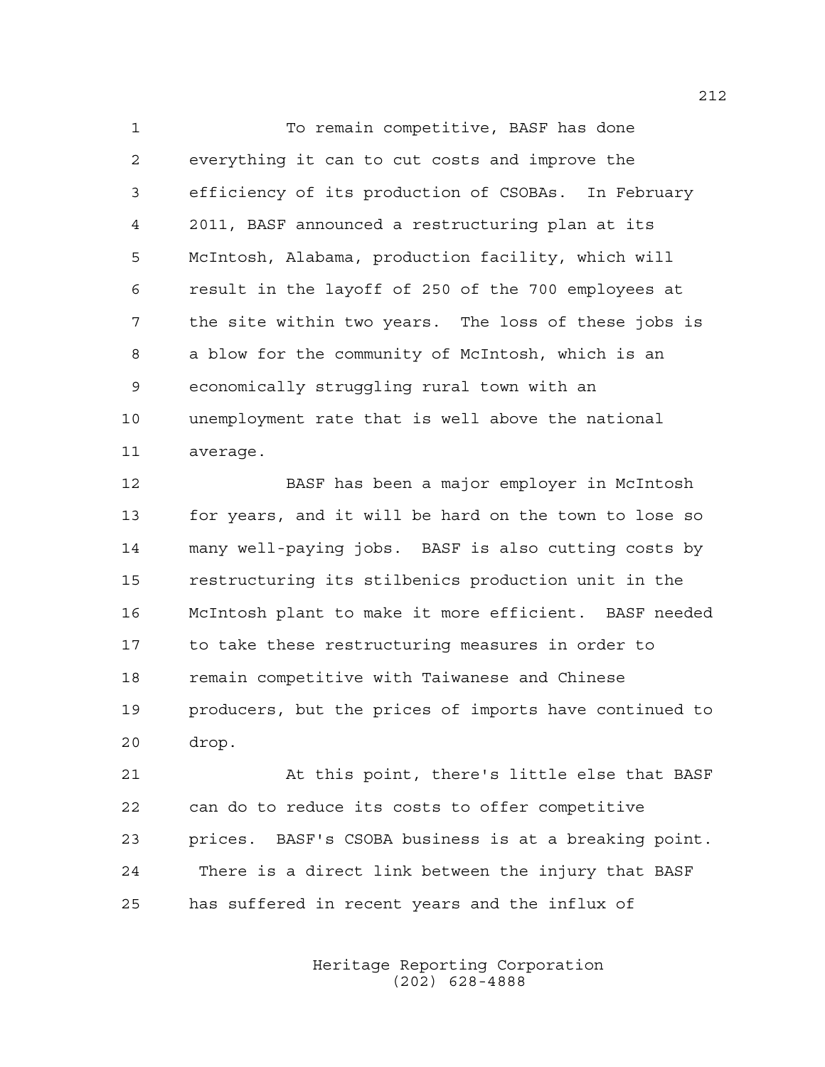To remain competitive, BASF has done everything it can to cut costs and improve the efficiency of its production of CSOBAs. In February 2011, BASF announced a restructuring plan at its McIntosh, Alabama, production facility, which will result in the layoff of 250 of the 700 employees at the site within two years. The loss of these jobs is a blow for the community of McIntosh, which is an economically struggling rural town with an unemployment rate that is well above the national average.

BASF has been a major employer in McIntosh for years, and it will be hard on the town to lose so many well-paying jobs. BASF is also cutting costs by restructuring its stilbenics production unit in the McIntosh plant to make it more efficient. BASF needed to take these restructuring measures in order to remain competitive with Taiwanese and Chinese producers, but the prices of imports have continued to drop.

At this point, there's little else that BASF can do to reduce its costs to offer competitive prices. BASF's CSOBA business is at a breaking point. There is a direct link between the injury that BASF has suffered in recent years and the influx of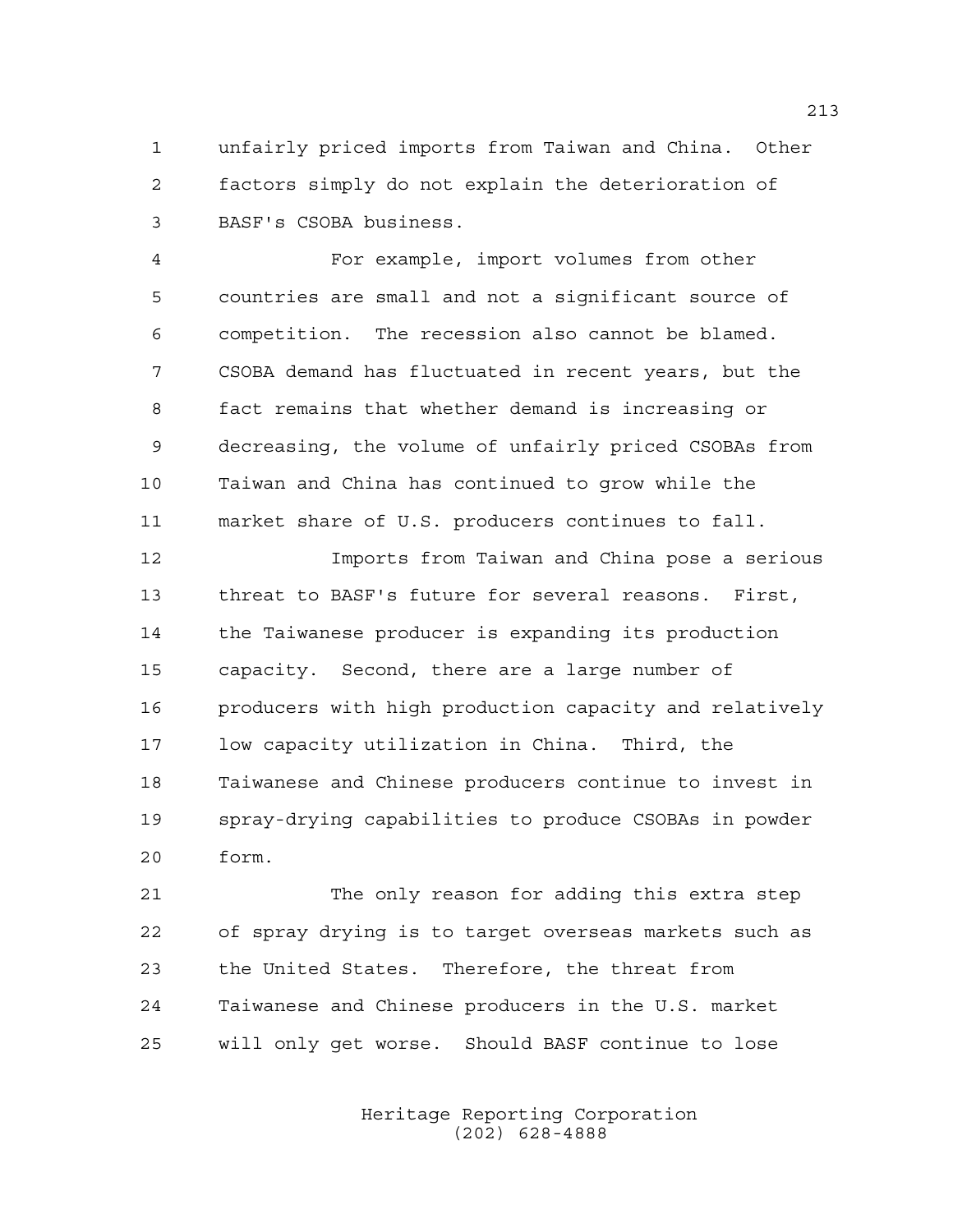unfairly priced imports from Taiwan and China. Other factors simply do not explain the deterioration of BASF's CSOBA business.

For example, import volumes from other countries are small and not a significant source of competition. The recession also cannot be blamed. CSOBA demand has fluctuated in recent years, but the fact remains that whether demand is increasing or decreasing, the volume of unfairly priced CSOBAs from Taiwan and China has continued to grow while the market share of U.S. producers continues to fall.

Imports from Taiwan and China pose a serious threat to BASF's future for several reasons. First, the Taiwanese producer is expanding its production capacity. Second, there are a large number of producers with high production capacity and relatively low capacity utilization in China. Third, the Taiwanese and Chinese producers continue to invest in spray-drying capabilities to produce CSOBAs in powder form.

The only reason for adding this extra step of spray drying is to target overseas markets such as the United States. Therefore, the threat from Taiwanese and Chinese producers in the U.S. market will only get worse. Should BASF continue to lose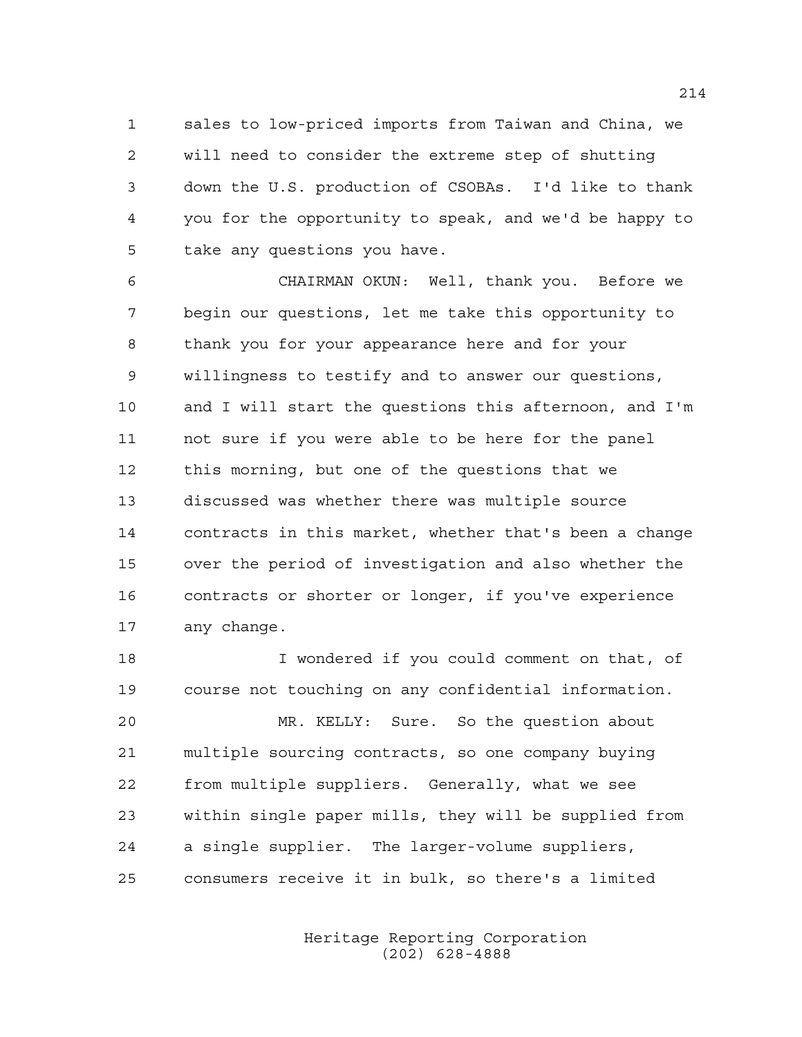sales to low-priced imports from Taiwan and China, we will need to consider the extreme step of shutting down the U.S. production of CSOBAs. I'd like to thank you for the opportunity to speak, and we'd be happy to take any questions you have.

CHAIRMAN OKUN: Well, thank you. Before we begin our questions, let me take this opportunity to thank you for your appearance here and for your willingness to testify and to answer our questions, and I will start the questions this afternoon, and I'm not sure if you were able to be here for the panel this morning, but one of the questions that we discussed was whether there was multiple source contracts in this market, whether that's been a change over the period of investigation and also whether the contracts or shorter or longer, if you've experience any change.

I wondered if you could comment on that, of course not touching on any confidential information.

MR. KELLY: Sure. So the question about multiple sourcing contracts, so one company buying from multiple suppliers. Generally, what we see within single paper mills, they will be supplied from a single supplier. The larger-volume suppliers, consumers receive it in bulk, so there's a limited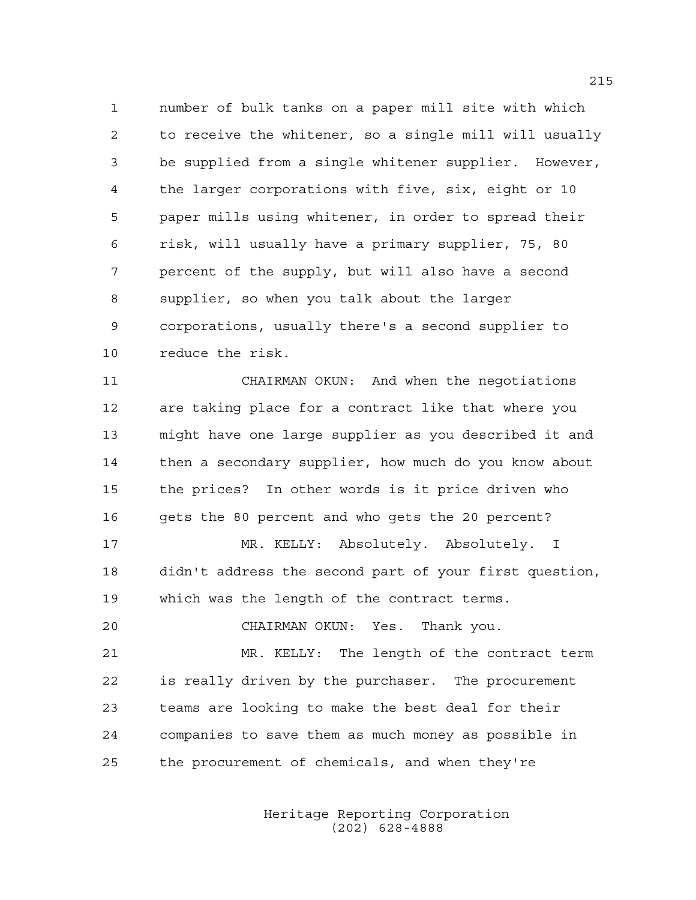number of bulk tanks on a paper mill site with which to receive the whitener, so a single mill will usually be supplied from a single whitener supplier. However, the larger corporations with five, six, eight or 10 paper mills using whitener, in order to spread their risk, will usually have a primary supplier, 75, 80 percent of the supply, but will also have a second supplier, so when you talk about the larger corporations, usually there's a second supplier to reduce the risk.

CHAIRMAN OKUN: And when the negotiations are taking place for a contract like that where you might have one large supplier as you described it and then a secondary supplier, how much do you know about the prices? In other words is it price driven who gets the 80 percent and who gets the 20 percent?

MR. KELLY: Absolutely. Absolutely. I didn't address the second part of your first question, which was the length of the contract terms.

CHAIRMAN OKUN: Yes. Thank you.

MR. KELLY: The length of the contract term is really driven by the purchaser. The procurement teams are looking to make the best deal for their companies to save them as much money as possible in the procurement of chemicals, and when they're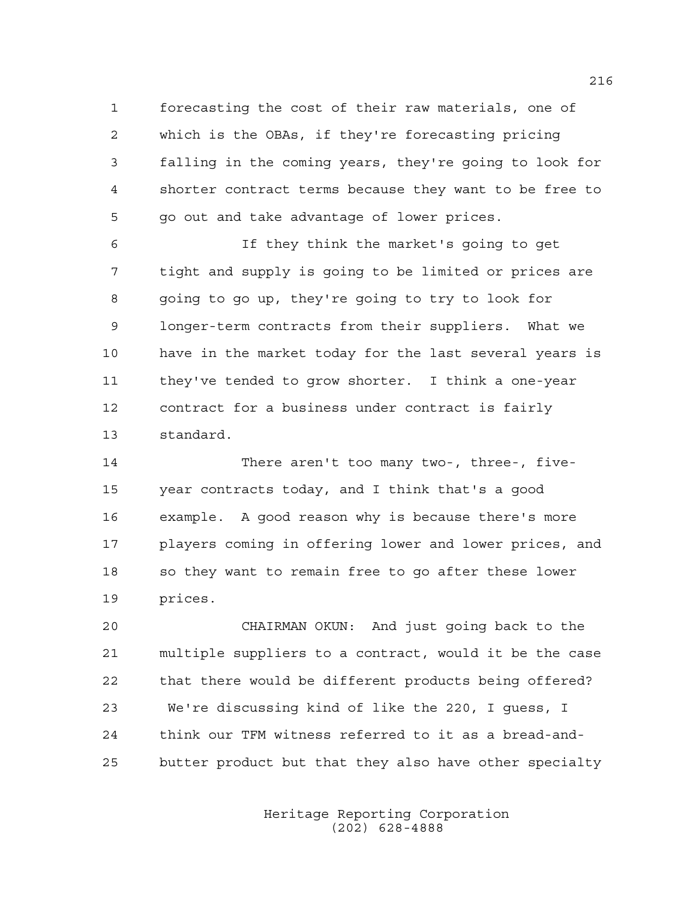forecasting the cost of their raw materials, one of which is the OBAs, if they're forecasting pricing falling in the coming years, they're going to look for shorter contract terms because they want to be free to go out and take advantage of lower prices.

If they think the market's going to get tight and supply is going to be limited or prices are going to go up, they're going to try to look for longer-term contracts from their suppliers. What we have in the market today for the last several years is they've tended to grow shorter. I think a one-year contract for a business under contract is fairly standard.

There aren't too many two-, three-, five-year contracts today, and I think that's a good example. A good reason why is because there's more players coming in offering lower and lower prices, and so they want to remain free to go after these lower prices.

CHAIRMAN OKUN: And just going back to the multiple suppliers to a contract, would it be the case that there would be different products being offered? We're discussing kind of like the 220, I guess, I think our TFM witness referred to it as a bread-and-butter product but that they also have other specialty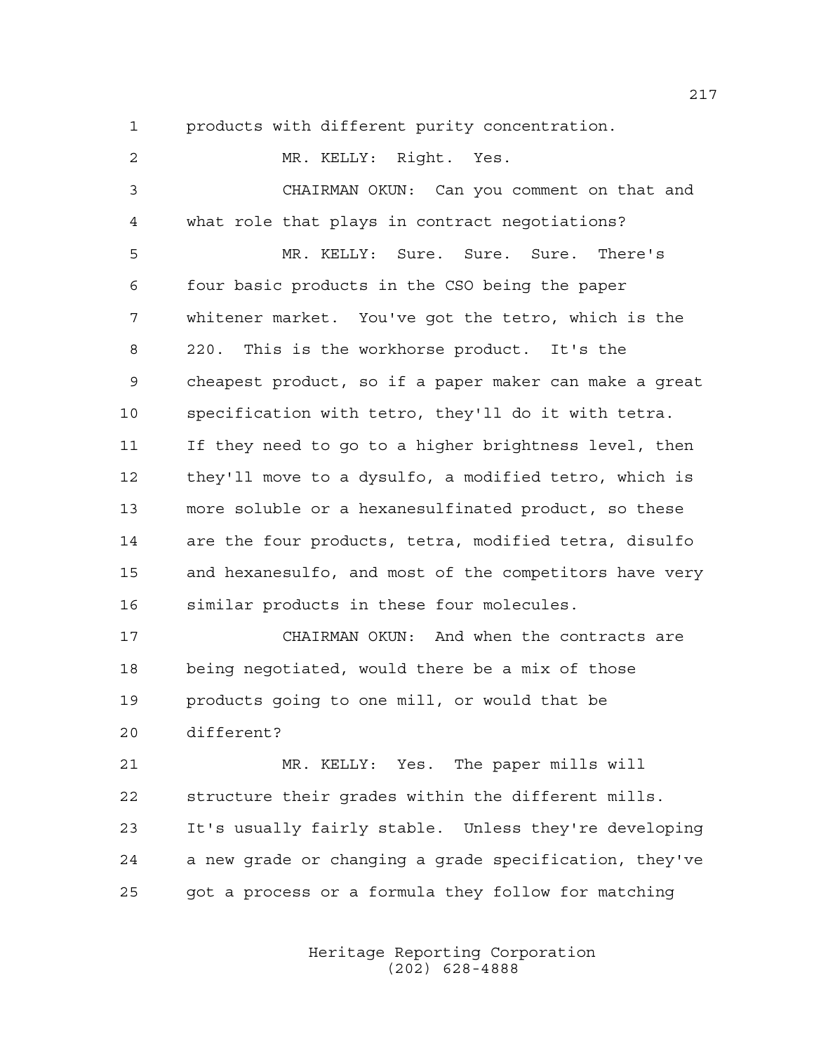products with different purity concentration.

MR. KELLY: Right. Yes.

CHAIRMAN OKUN: Can you comment on that and what role that plays in contract negotiations?

MR. KELLY: Sure. Sure. Sure. There's four basic products in the CSO being the paper whitener market. You've got the tetro, which is the 220. This is the workhorse product. It's the cheapest product, so if a paper maker can make a great specification with tetro, they'll do it with tetra. If they need to go to a higher brightness level, then they'll move to a dysulfo, a modified tetro, which is more soluble or a hexanesulfinated product, so these are the four products, tetra, modified tetra, disulfo and hexanesulfo, and most of the competitors have very similar products in these four molecules.

CHAIRMAN OKUN: And when the contracts are being negotiated, would there be a mix of those products going to one mill, or would that be different?

MR. KELLY: Yes. The paper mills will structure their grades within the different mills. It's usually fairly stable. Unless they're developing a new grade or changing a grade specification, they've got a process or a formula they follow for matching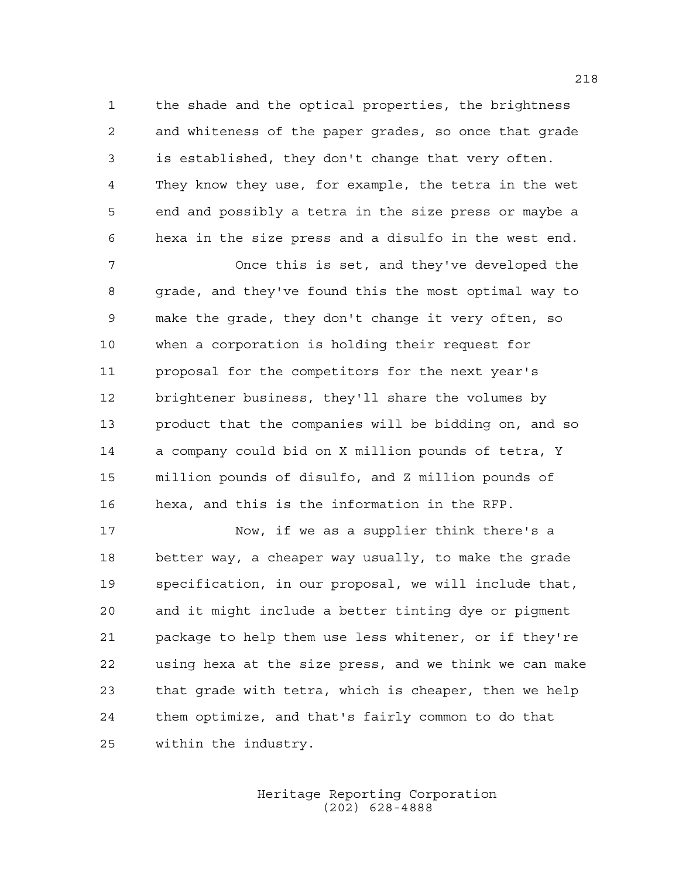the shade and the optical properties, the brightness and whiteness of the paper grades, so once that grade is established, they don't change that very often. They know they use, for example, the tetra in the wet end and possibly a tetra in the size press or maybe a hexa in the size press and a disulfo in the west end.

Once this is set, and they've developed the grade, and they've found this the most optimal way to make the grade, they don't change it very often, so when a corporation is holding their request for proposal for the competitors for the next year's brightener business, they'll share the volumes by product that the companies will be bidding on, and so a company could bid on X million pounds of tetra, Y million pounds of disulfo, and Z million pounds of hexa, and this is the information in the RFP.

Now, if we as a supplier think there's a better way, a cheaper way usually, to make the grade specification, in our proposal, we will include that, and it might include a better tinting dye or pigment package to help them use less whitener, or if they're using hexa at the size press, and we think we can make that grade with tetra, which is cheaper, then we help them optimize, and that's fairly common to do that within the industry.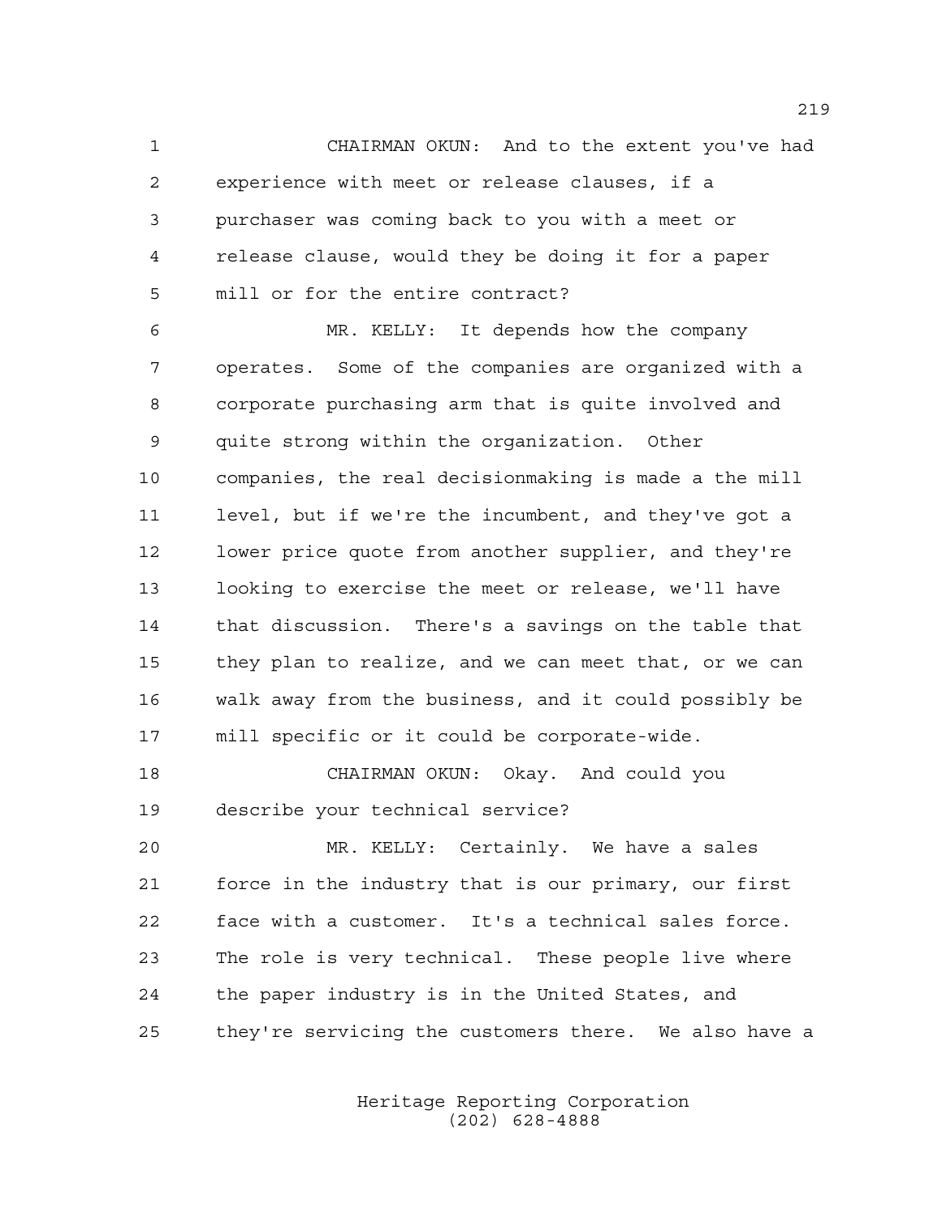CHAIRMAN OKUN: And to the extent you've had experience with meet or release clauses, if a purchaser was coming back to you with a meet or release clause, would they be doing it for a paper mill or for the entire contract?

MR. KELLY: It depends how the company operates. Some of the companies are organized with a corporate purchasing arm that is quite involved and quite strong within the organization. Other companies, the real decisionmaking is made a the mill level, but if we're the incumbent, and they've got a lower price quote from another supplier, and they're looking to exercise the meet or release, we'll have that discussion. There's a savings on the table that they plan to realize, and we can meet that, or we can walk away from the business, and it could possibly be mill specific or it could be corporate-wide.

CHAIRMAN OKUN: Okay. And could you describe your technical service?

MR. KELLY: Certainly. We have a sales force in the industry that is our primary, our first face with a customer. It's a technical sales force. The role is very technical. These people live where the paper industry is in the United States, and they're servicing the customers there. We also have a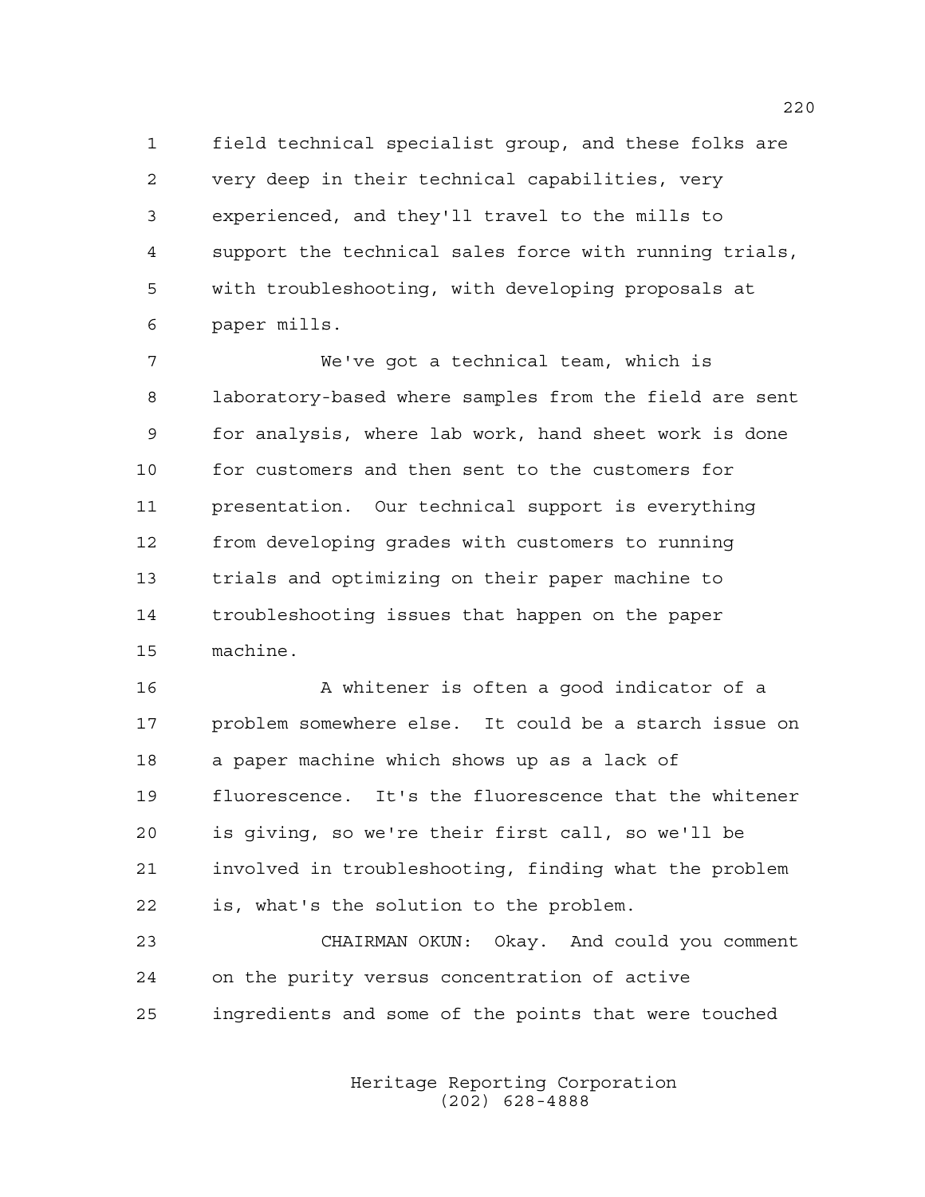field technical specialist group, and these folks are very deep in their technical capabilities, very experienced, and they'll travel to the mills to support the technical sales force with running trials, with troubleshooting, with developing proposals at paper mills.

We've got a technical team, which is laboratory-based where samples from the field are sent for analysis, where lab work, hand sheet work is done for customers and then sent to the customers for presentation. Our technical support is everything from developing grades with customers to running trials and optimizing on their paper machine to troubleshooting issues that happen on the paper machine.

A whitener is often a good indicator of a problem somewhere else. It could be a starch issue on a paper machine which shows up as a lack of fluorescence. It's the fluorescence that the whitener is giving, so we're their first call, so we'll be involved in troubleshooting, finding what the problem is, what's the solution to the problem.

CHAIRMAN OKUN: Okay. And could you comment on the purity versus concentration of active ingredients and some of the points that were touched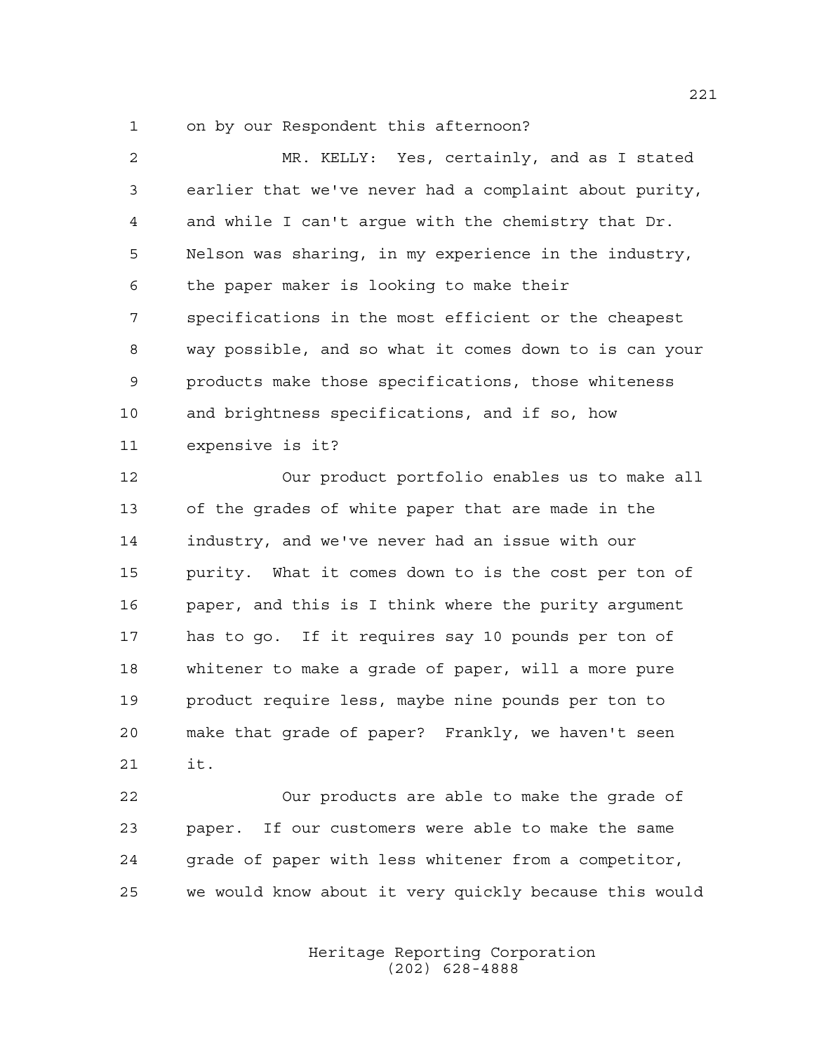on by our Respondent this afternoon?

MR. KELLY: Yes, certainly, and as I stated earlier that we've never had a complaint about purity, and while I can't argue with the chemistry that Dr. Nelson was sharing, in my experience in the industry, the paper maker is looking to make their specifications in the most efficient or the cheapest way possible, and so what it comes down to is can your products make those specifications, those whiteness and brightness specifications, and if so, how expensive is it?

Our product portfolio enables us to make all of the grades of white paper that are made in the industry, and we've never had an issue with our purity. What it comes down to is the cost per ton of paper, and this is I think where the purity argument has to go. If it requires say 10 pounds per ton of whitener to make a grade of paper, will a more pure product require less, maybe nine pounds per ton to make that grade of paper? Frankly, we haven't seen it.

Our products are able to make the grade of paper. If our customers were able to make the same grade of paper with less whitener from a competitor, we would know about it very quickly because this would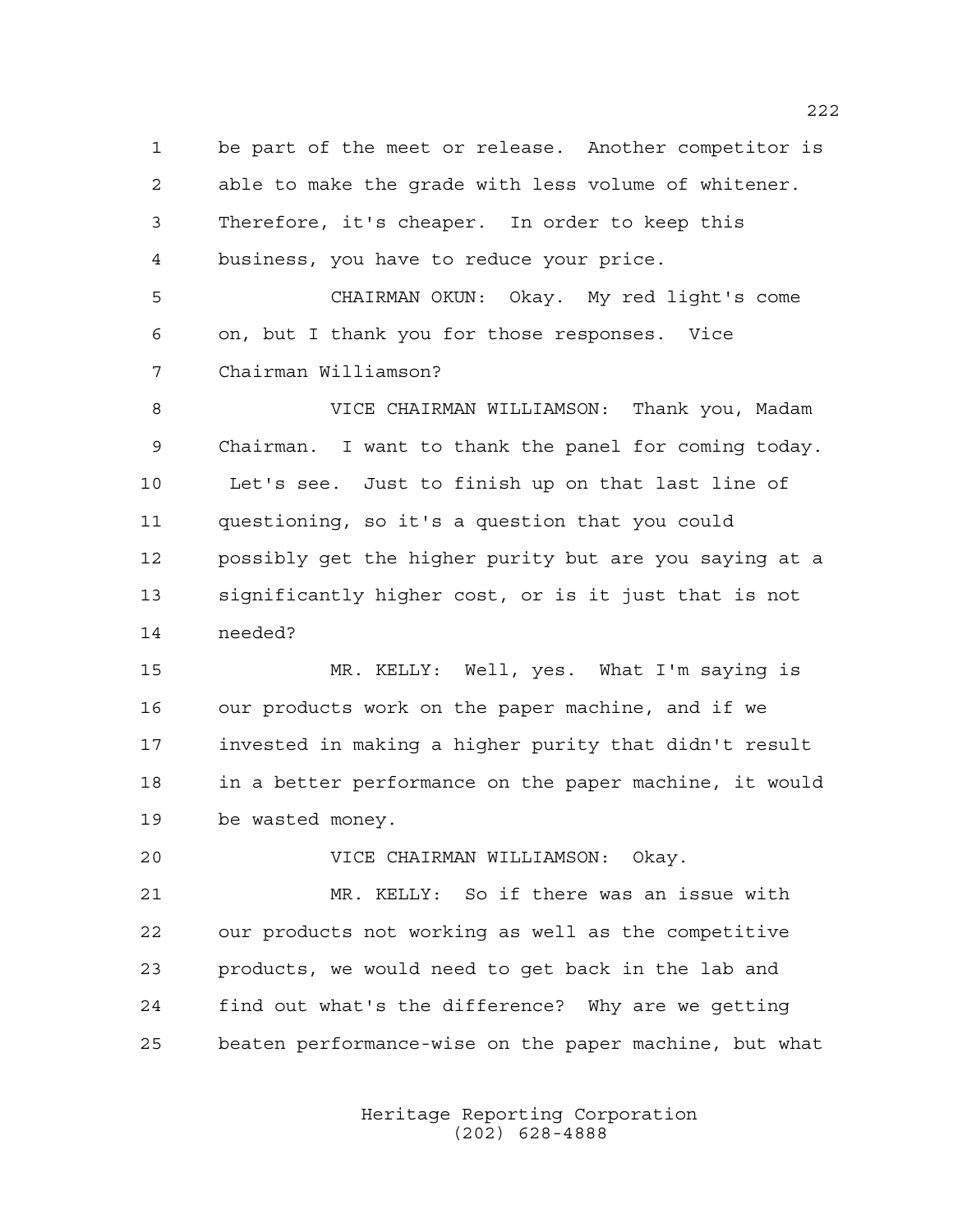be part of the meet or release. Another competitor is able to make the grade with less volume of whitener. Therefore, it's cheaper. In order to keep this business, you have to reduce your price.

CHAIRMAN OKUN: Okay. My red light's come on, but I thank you for those responses. Vice Chairman Williamson?

VICE CHAIRMAN WILLIAMSON: Thank you, Madam Chairman. I want to thank the panel for coming today. Let's see. Just to finish up on that last line of questioning, so it's a question that you could possibly get the higher purity but are you saying at a significantly higher cost, or is it just that is not needed?

MR. KELLY: Well, yes. What I'm saying is our products work on the paper machine, and if we invested in making a higher purity that didn't result in a better performance on the paper machine, it would be wasted money.

VICE CHAIRMAN WILLIAMSON: Okay.

MR. KELLY: So if there was an issue with our products not working as well as the competitive products, we would need to get back in the lab and find out what's the difference? Why are we getting beaten performance-wise on the paper machine, but what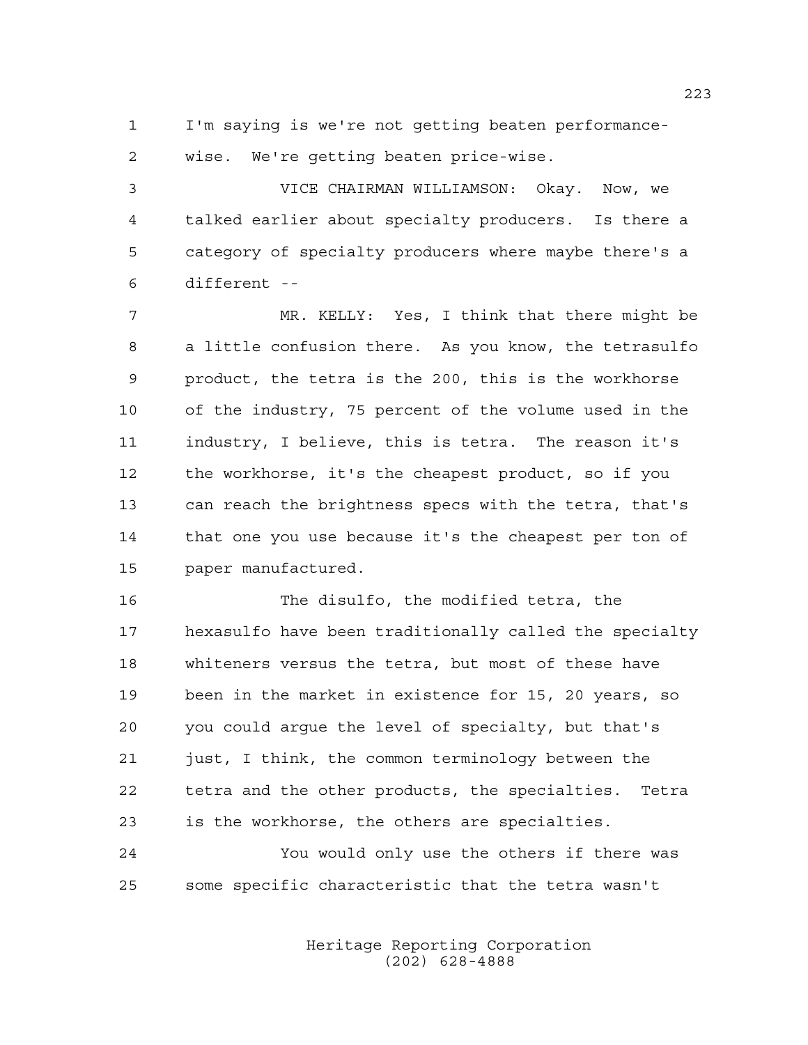I'm saying is we're not getting beaten performance-wise. We're getting beaten price-wise.

VICE CHAIRMAN WILLIAMSON: Okay. Now, we talked earlier about specialty producers. Is there a category of specialty producers where maybe there's a different --

MR. KELLY: Yes, I think that there might be a little confusion there. As you know, the tetrasulfo product, the tetra is the 200, this is the workhorse of the industry, 75 percent of the volume used in the industry, I believe, this is tetra. The reason it's the workhorse, it's the cheapest product, so if you can reach the brightness specs with the tetra, that's that one you use because it's the cheapest per ton of paper manufactured.

The disulfo, the modified tetra, the hexasulfo have been traditionally called the specialty whiteners versus the tetra, but most of these have been in the market in existence for 15, 20 years, so you could argue the level of specialty, but that's just, I think, the common terminology between the tetra and the other products, the specialties. Tetra is the workhorse, the others are specialties.

You would only use the others if there was some specific characteristic that the tetra wasn't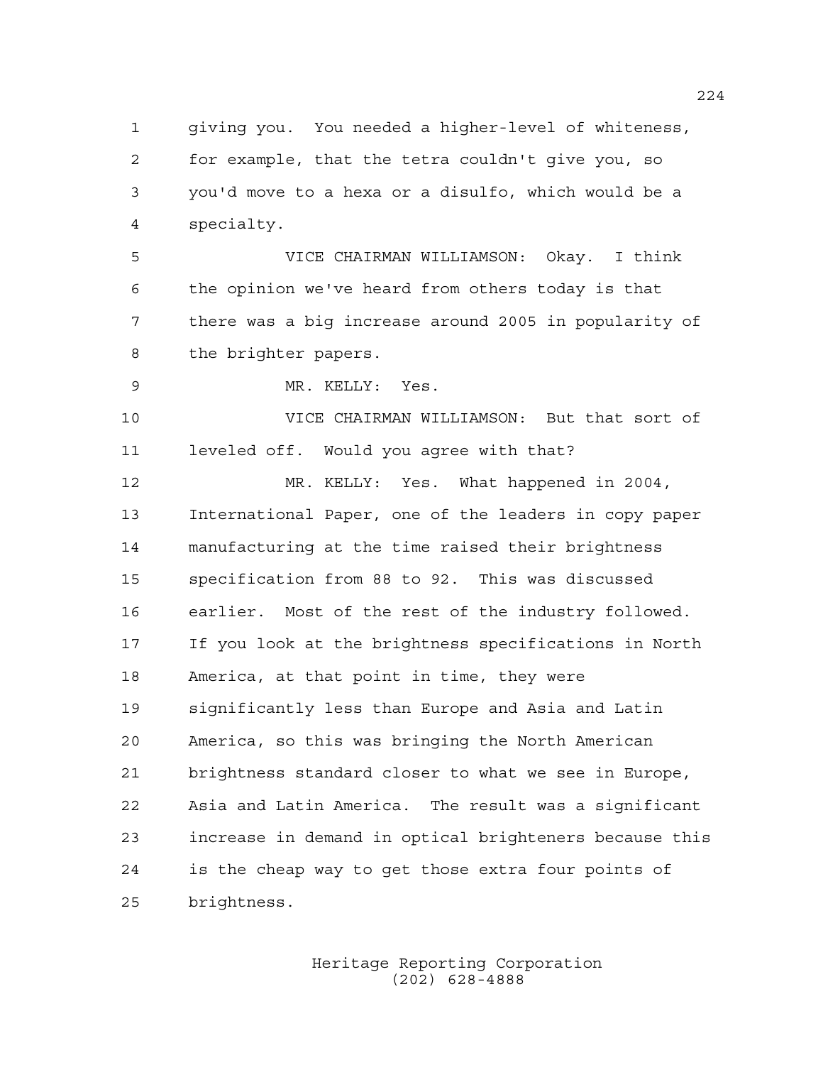giving you. You needed a higher-level of whiteness, for example, that the tetra couldn't give you, so you'd move to a hexa or a disulfo, which would be a specialty.

VICE CHAIRMAN WILLIAMSON: Okay. I think the opinion we've heard from others today is that there was a big increase around 2005 in popularity of the brighter papers.

MR. KELLY: Yes.

VICE CHAIRMAN WILLIAMSON: But that sort of leveled off. Would you agree with that?

MR. KELLY: Yes. What happened in 2004, International Paper, one of the leaders in copy paper manufacturing at the time raised their brightness specification from 88 to 92. This was discussed earlier. Most of the rest of the industry followed. If you look at the brightness specifications in North America, at that point in time, they were significantly less than Europe and Asia and Latin America, so this was bringing the North American brightness standard closer to what we see in Europe, Asia and Latin America. The result was a significant increase in demand in optical brighteners because this is the cheap way to get those extra four points of brightness.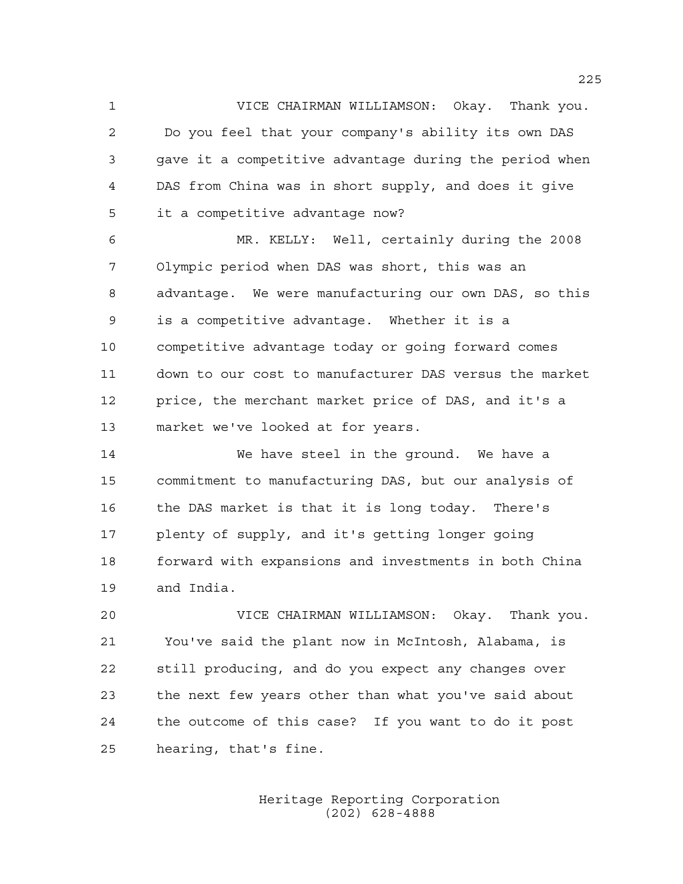VICE CHAIRMAN WILLIAMSON: Okay. Thank you. Do you feel that your company's ability its own DAS gave it a competitive advantage during the period when DAS from China was in short supply, and does it give it a competitive advantage now?

MR. KELLY: Well, certainly during the 2008 Olympic period when DAS was short, this was an advantage. We were manufacturing our own DAS, so this is a competitive advantage. Whether it is a competitive advantage today or going forward comes down to our cost to manufacturer DAS versus the market price, the merchant market price of DAS, and it's a market we've looked at for years.

We have steel in the ground. We have a commitment to manufacturing DAS, but our analysis of the DAS market is that it is long today. There's plenty of supply, and it's getting longer going forward with expansions and investments in both China and India.

VICE CHAIRMAN WILLIAMSON: Okay. Thank you. You've said the plant now in McIntosh, Alabama, is still producing, and do you expect any changes over the next few years other than what you've said about the outcome of this case? If you want to do it post hearing, that's fine.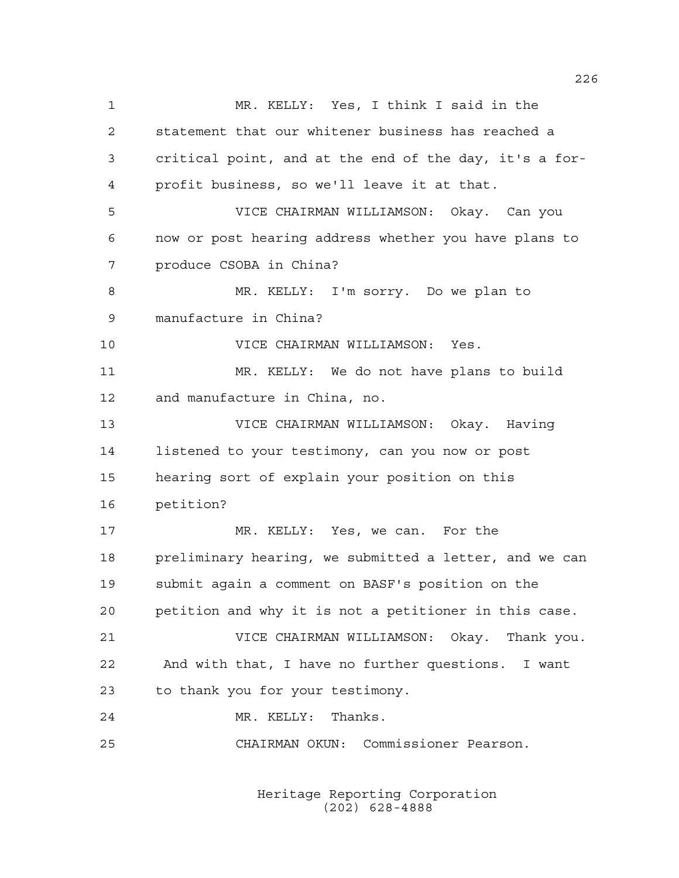MR. KELLY: Yes, I think I said in the statement that our whitener business has reached a critical point, and at the end of the day, it's a for-profit business, so we'll leave it at that.

VICE CHAIRMAN WILLIAMSON: Okay. Can you now or post hearing address whether you have plans to produce CSOBA in China?

MR. KELLY: I'm sorry. Do we plan to manufacture in China?

VICE CHAIRMAN WILLIAMSON: Yes.

MR. KELLY: We do not have plans to build and manufacture in China, no.

VICE CHAIRMAN WILLIAMSON: Okay. Having listened to your testimony, can you now or post hearing sort of explain your position on this petition?

MR. KELLY: Yes, we can. For the preliminary hearing, we submitted a letter, and we can submit again a comment on BASF's position on the petition and why it is not a petitioner in this case.

VICE CHAIRMAN WILLIAMSON: Okay. Thank you. And with that, I have no further questions. I want to thank you for your testimony.

MR. KELLY: Thanks.

CHAIRMAN OKUN: Commissioner Pearson.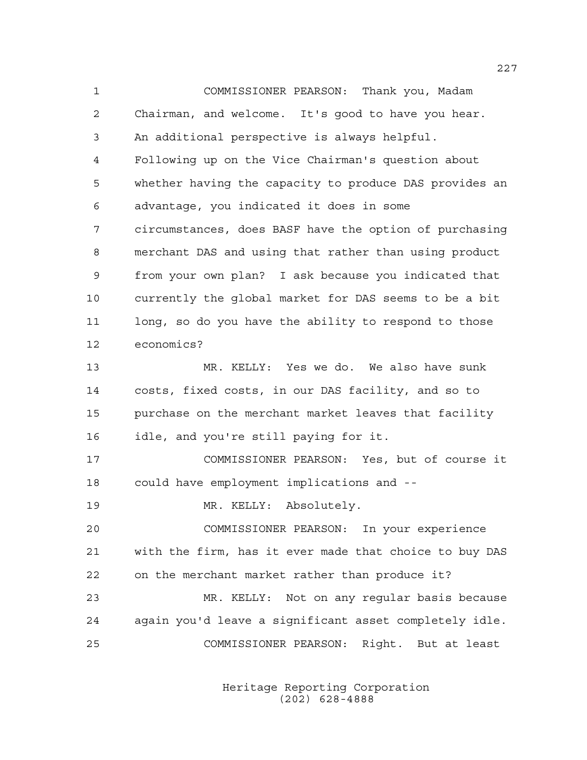COMMISSIONER PEARSON: Thank you, Madam Chairman, and welcome. It's good to have you hear. An additional perspective is always helpful. Following up on the Vice Chairman's question about whether having the capacity to produce DAS provides an advantage, you indicated it does in some circumstances, does BASF have the option of purchasing merchant DAS and using that rather than using product from your own plan? I ask because you indicated that currently the global market for DAS seems to be a bit long, so do you have the ability to respond to those economics?

MR. KELLY: Yes we do. We also have sunk costs, fixed costs, in our DAS facility, and so to purchase on the merchant market leaves that facility idle, and you're still paying for it.

COMMISSIONER PEARSON: Yes, but of course it could have employment implications and --

MR. KELLY: Absolutely.

COMMISSIONER PEARSON: In your experience with the firm, has it ever made that choice to buy DAS on the merchant market rather than produce it?

MR. KELLY: Not on any regular basis because again you'd leave a significant asset completely idle.

COMMISSIONER PEARSON: Right. But at least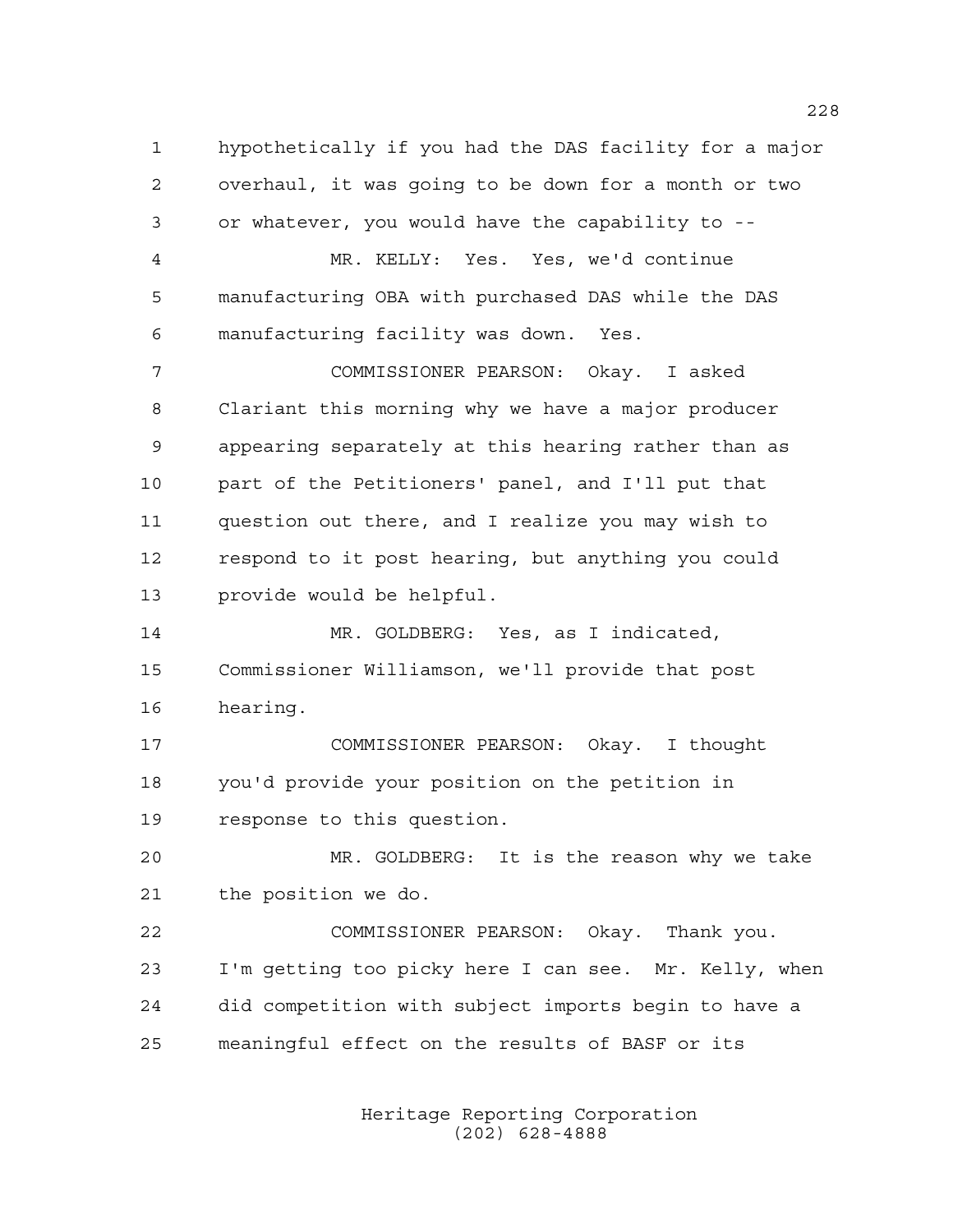hypothetically if you had the DAS facility for a major overhaul, it was going to be down for a month or two or whatever, you would have the capability to --

MR. KELLY: Yes. Yes, we'd continue manufacturing OBA with purchased DAS while the DAS manufacturing facility was down. Yes.

COMMISSIONER PEARSON: Okay. I asked Clariant this morning why we have a major producer appearing separately at this hearing rather than as part of the Petitioners' panel, and I'll put that question out there, and I realize you may wish to respond to it post hearing, but anything you could provide would be helpful.

MR. GOLDBERG: Yes, as I indicated, Commissioner Williamson, we'll provide that post hearing.

COMMISSIONER PEARSON: Okay. I thought you'd provide your position on the petition in response to this question.

MR. GOLDBERG: It is the reason why we take the position we do.

COMMISSIONER PEARSON: Okay. Thank you. I'm getting too picky here I can see. Mr. Kelly, when did competition with subject imports begin to have a meaningful effect on the results of BASF or its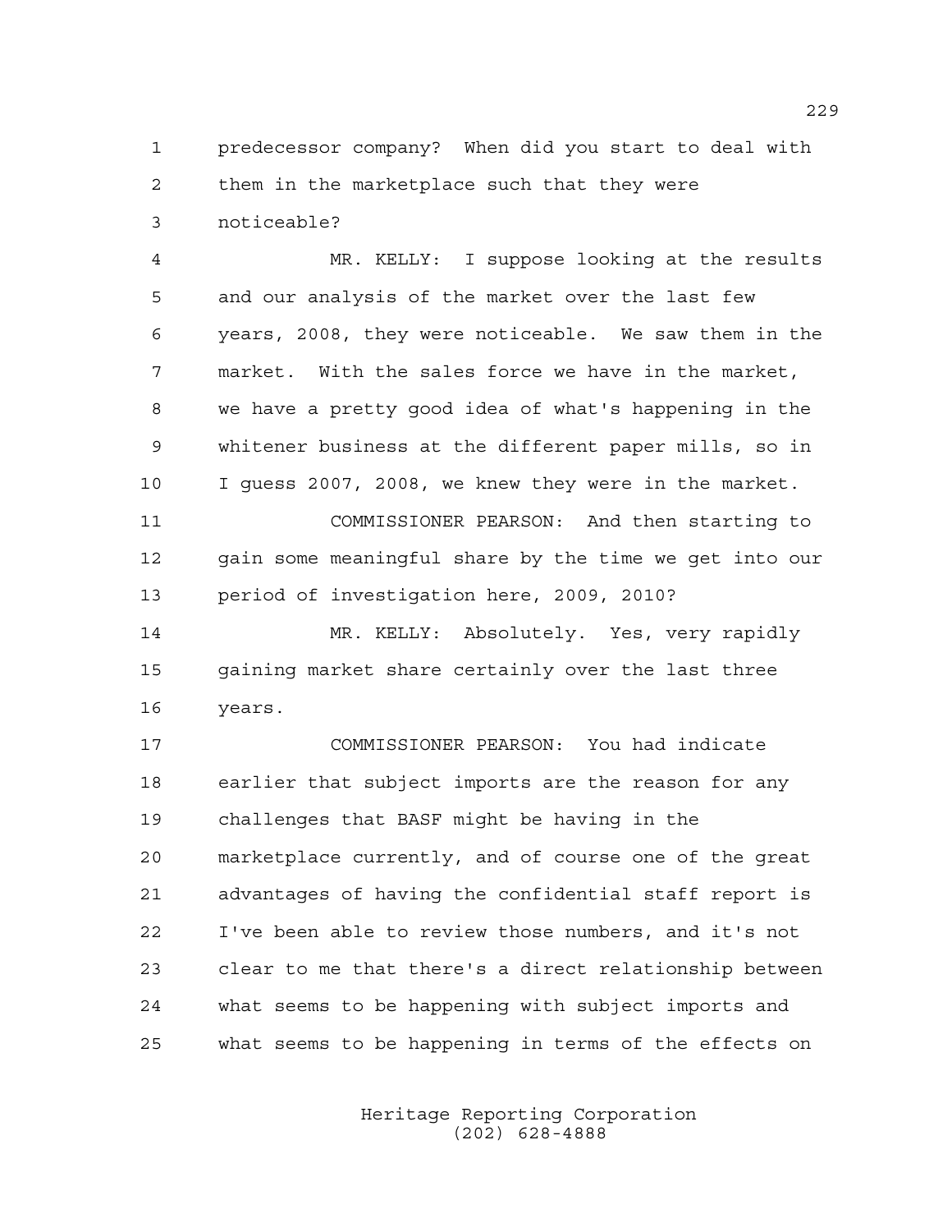predecessor company? When did you start to deal with them in the marketplace such that they were noticeable?

MR. KELLY: I suppose looking at the results and our analysis of the market over the last few years, 2008, they were noticeable. We saw them in the market. With the sales force we have in the market, we have a pretty good idea of what's happening in the whitener business at the different paper mills, so in I guess 2007, 2008, we knew they were in the market.

COMMISSIONER PEARSON: And then starting to gain some meaningful share by the time we get into our period of investigation here, 2009, 2010?

MR. KELLY: Absolutely. Yes, very rapidly gaining market share certainly over the last three years.

COMMISSIONER PEARSON: You had indicate earlier that subject imports are the reason for any challenges that BASF might be having in the marketplace currently, and of course one of the great advantages of having the confidential staff report is I've been able to review those numbers, and it's not clear to me that there's a direct relationship between what seems to be happening with subject imports and what seems to be happening in terms of the effects on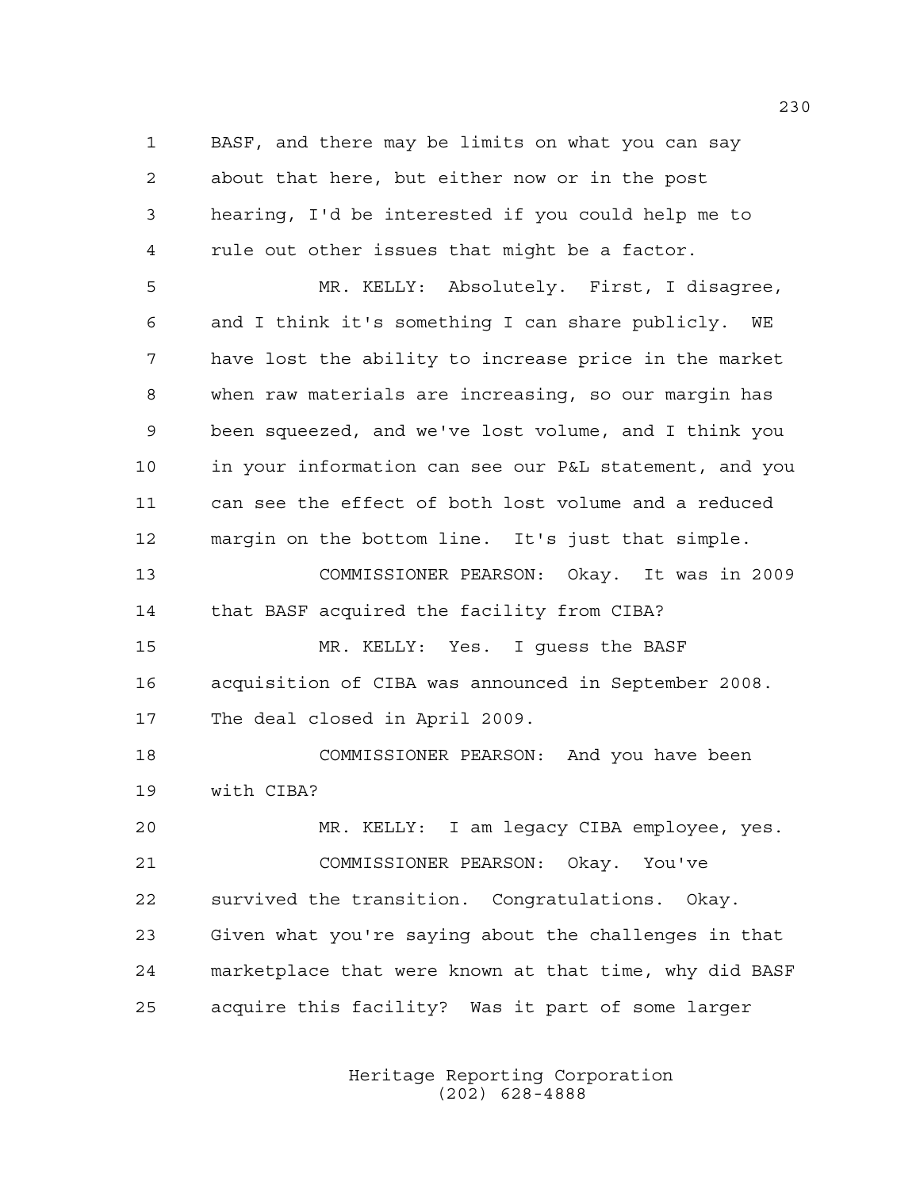BASF, and there may be limits on what you can say about that here, but either now or in the post hearing, I'd be interested if you could help me to rule out other issues that might be a factor.

MR. KELLY: Absolutely. First, I disagree, and I think it's something I can share publicly. WE have lost the ability to increase price in the market when raw materials are increasing, so our margin has been squeezed, and we've lost volume, and I think you in your information can see our P&L statement, and you can see the effect of both lost volume and a reduced margin on the bottom line. It's just that simple.

COMMISSIONER PEARSON: Okay. It was in 2009 that BASF acquired the facility from CIBA?

MR. KELLY: Yes. I guess the BASF acquisition of CIBA was announced in September 2008. The deal closed in April 2009.

COMMISSIONER PEARSON: And you have been with CIBA?

MR. KELLY: I am legacy CIBA employee, yes.

COMMISSIONER PEARSON: Okay. You've survived the transition. Congratulations. Okay. Given what you're saying about the challenges in that marketplace that were known at that time, why did BASF acquire this facility? Was it part of some larger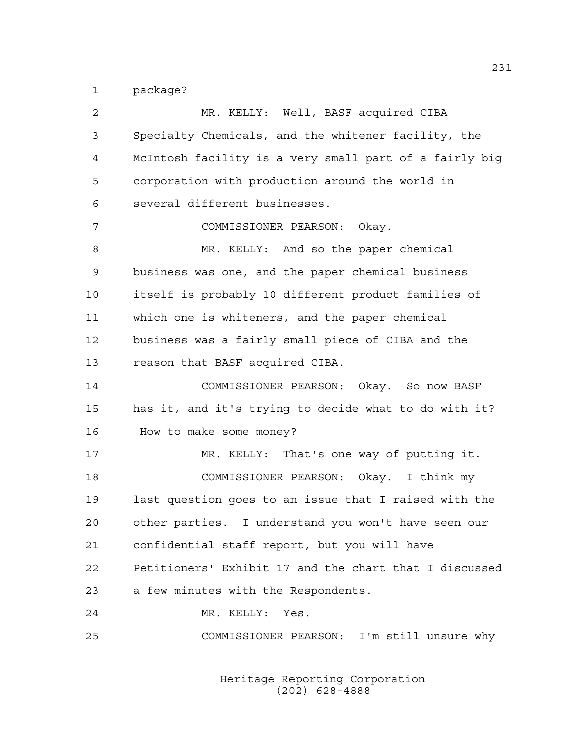package?

MR. KELLY: Well, BASF acquired CIBA Specialty Chemicals, and the whitener facility, the McIntosh facility is a very small part of a fairly big corporation with production around the world in several different businesses.

COMMISSIONER PEARSON: Okay.

MR. KELLY: And so the paper chemical business was one, and the paper chemical business itself is probably 10 different product families of which one is whiteners, and the paper chemical business was a fairly small piece of CIBA and the reason that BASF acquired CIBA.

COMMISSIONER PEARSON: Okay. So now BASF has it, and it's trying to decide what to do with it? How to make some money?

MR. KELLY: That's one way of putting it.

COMMISSIONER PEARSON: Okay. I think my last question goes to an issue that I raised with the other parties. I understand you won't have seen our confidential staff report, but you will have Petitioners' Exhibit 17 and the chart that I discussed a few minutes with the Respondents.

MR. KELLY: Yes.

COMMISSIONER PEARSON: I'm still unsure why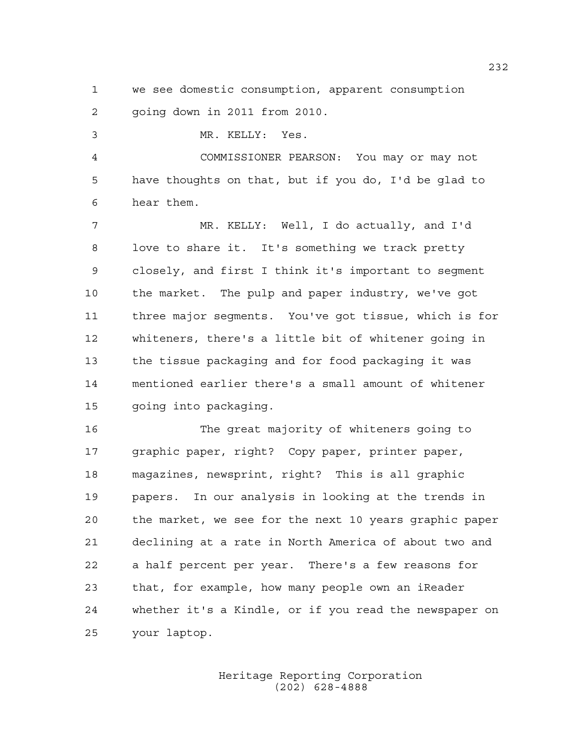we see domestic consumption, apparent consumption going down in 2011 from 2010.

MR. KELLY: Yes.

COMMISSIONER PEARSON: You may or may not have thoughts on that, but if you do, I'd be glad to hear them.

MR. KELLY: Well, I do actually, and I'd love to share it. It's something we track pretty closely, and first I think it's important to segment the market. The pulp and paper industry, we've got three major segments. You've got tissue, which is for whiteners, there's a little bit of whitener going in the tissue packaging and for food packaging it was mentioned earlier there's a small amount of whitener going into packaging.

The great majority of whiteners going to graphic paper, right? Copy paper, printer paper, magazines, newsprint, right? This is all graphic papers. In our analysis in looking at the trends in the market, we see for the next 10 years graphic paper declining at a rate in North America of about two and a half percent per year. There's a few reasons for that, for example, how many people own an iReader whether it's a Kindle, or if you read the newspaper on your laptop.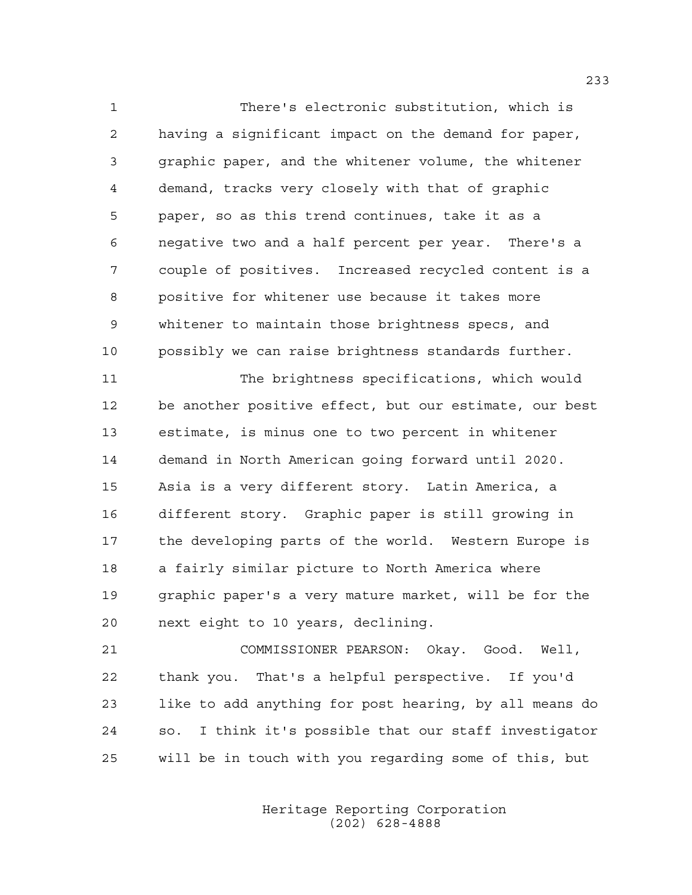There's electronic substitution, which is having a significant impact on the demand for paper, graphic paper, and the whitener volume, the whitener demand, tracks very closely with that of graphic paper, so as this trend continues, take it as a negative two and a half percent per year. There's a couple of positives. Increased recycled content is a positive for whitener use because it takes more whitener to maintain those brightness specs, and possibly we can raise brightness standards further.

The brightness specifications, which would be another positive effect, but our estimate, our best estimate, is minus one to two percent in whitener demand in North American going forward until 2020. Asia is a very different story. Latin America, a different story. Graphic paper is still growing in the developing parts of the world. Western Europe is a fairly similar picture to North America where graphic paper's a very mature market, will be for the next eight to 10 years, declining.

COMMISSIONER PEARSON: Okay. Good. Well, thank you. That's a helpful perspective. If you'd like to add anything for post hearing, by all means do so. I think it's possible that our staff investigator will be in touch with you regarding some of this, but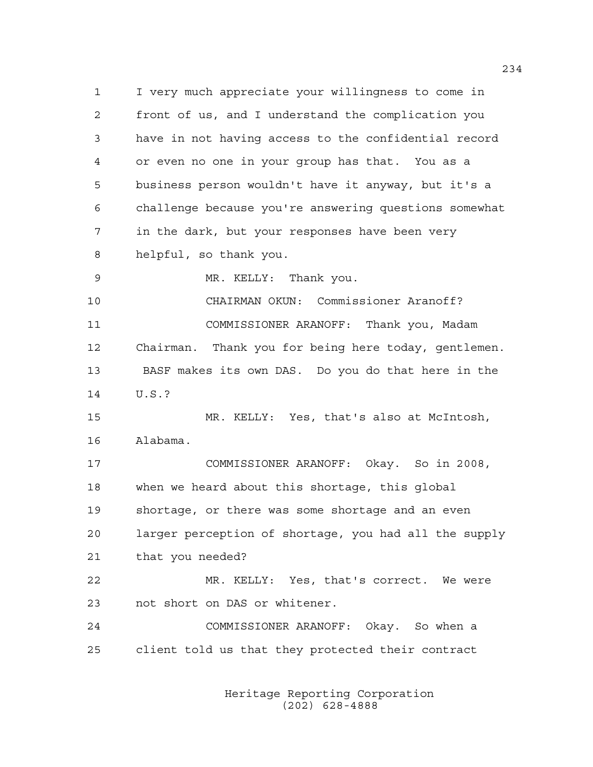I very much appreciate your willingness to come in front of us, and I understand the complication you have in not having access to the confidential record or even no one in your group has that. You as a business person wouldn't have it anyway, but it's a challenge because you're answering questions somewhat in the dark, but your responses have been very helpful, so thank you.

MR. KELLY: Thank you.

CHAIRMAN OKUN: Commissioner Aranoff?

COMMISSIONER ARANOFF: Thank you, Madam Chairman. Thank you for being here today, gentlemen. BASF makes its own DAS. Do you do that here in the U.S.?

MR. KELLY: Yes, that's also at McIntosh, Alabama.

COMMISSIONER ARANOFF: Okay. So in 2008, when we heard about this shortage, this global shortage, or there was some shortage and an even larger perception of shortage, you had all the supply that you needed?

MR. KELLY: Yes, that's correct. We were not short on DAS or whitener.

COMMISSIONER ARANOFF: Okay. So when a client told us that they protected their contract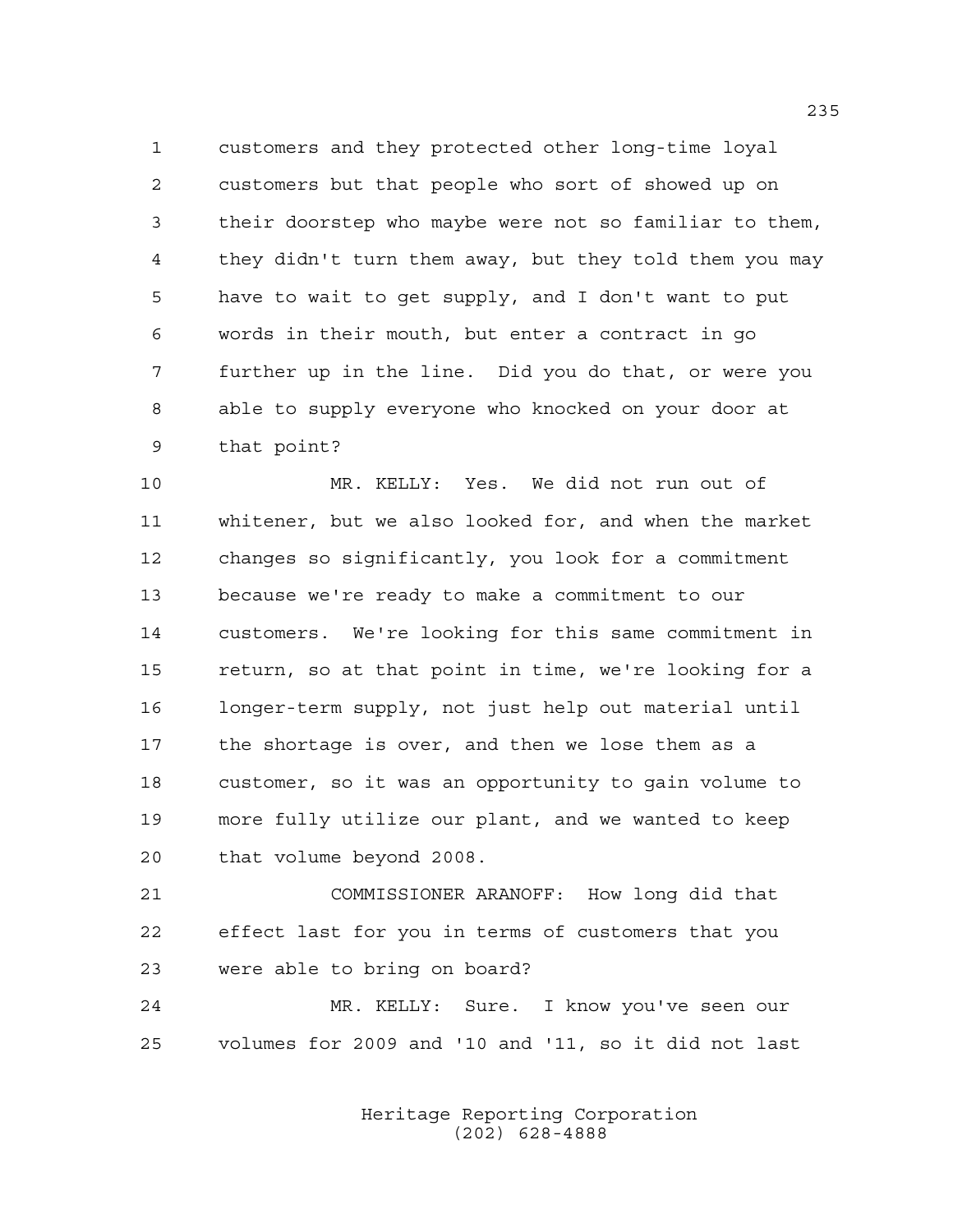customers and they protected other long-time loyal customers but that people who sort of showed up on their doorstep who maybe were not so familiar to them, they didn't turn them away, but they told them you may have to wait to get supply, and I don't want to put words in their mouth, but enter a contract in go further up in the line. Did you do that, or were you able to supply everyone who knocked on your door at that point?

MR. KELLY: Yes. We did not run out of whitener, but we also looked for, and when the market changes so significantly, you look for a commitment because we're ready to make a commitment to our customers. We're looking for this same commitment in return, so at that point in time, we're looking for a longer-term supply, not just help out material until the shortage is over, and then we lose them as a customer, so it was an opportunity to gain volume to more fully utilize our plant, and we wanted to keep that volume beyond 2008.

COMMISSIONER ARANOFF: How long did that effect last for you in terms of customers that you were able to bring on board?

MR. KELLY: Sure. I know you've seen our volumes for 2009 and '10 and '11, so it did not last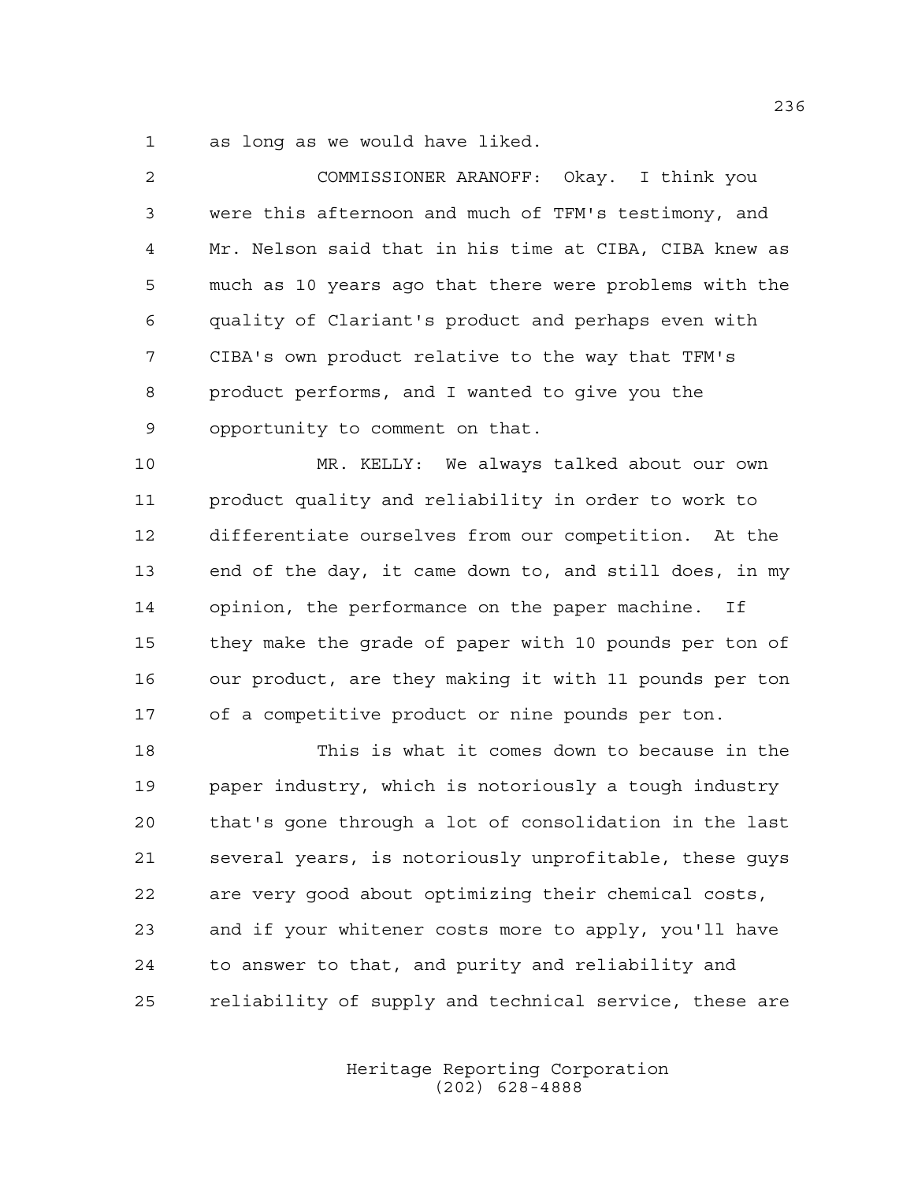as long as we would have liked.

COMMISSIONER ARANOFF: Okay. I think you were this afternoon and much of TFM's testimony, and Mr. Nelson said that in his time at CIBA, CIBA knew as much as 10 years ago that there were problems with the quality of Clariant's product and perhaps even with CIBA's own product relative to the way that TFM's product performs, and I wanted to give you the opportunity to comment on that.

MR. KELLY: We always talked about our own product quality and reliability in order to work to differentiate ourselves from our competition. At the end of the day, it came down to, and still does, in my opinion, the performance on the paper machine. If they make the grade of paper with 10 pounds per ton of our product, are they making it with 11 pounds per ton of a competitive product or nine pounds per ton.

This is what it comes down to because in the paper industry, which is notoriously a tough industry that's gone through a lot of consolidation in the last several years, is notoriously unprofitable, these guys are very good about optimizing their chemical costs, and if your whitener costs more to apply, you'll have to answer to that, and purity and reliability and reliability of supply and technical service, these are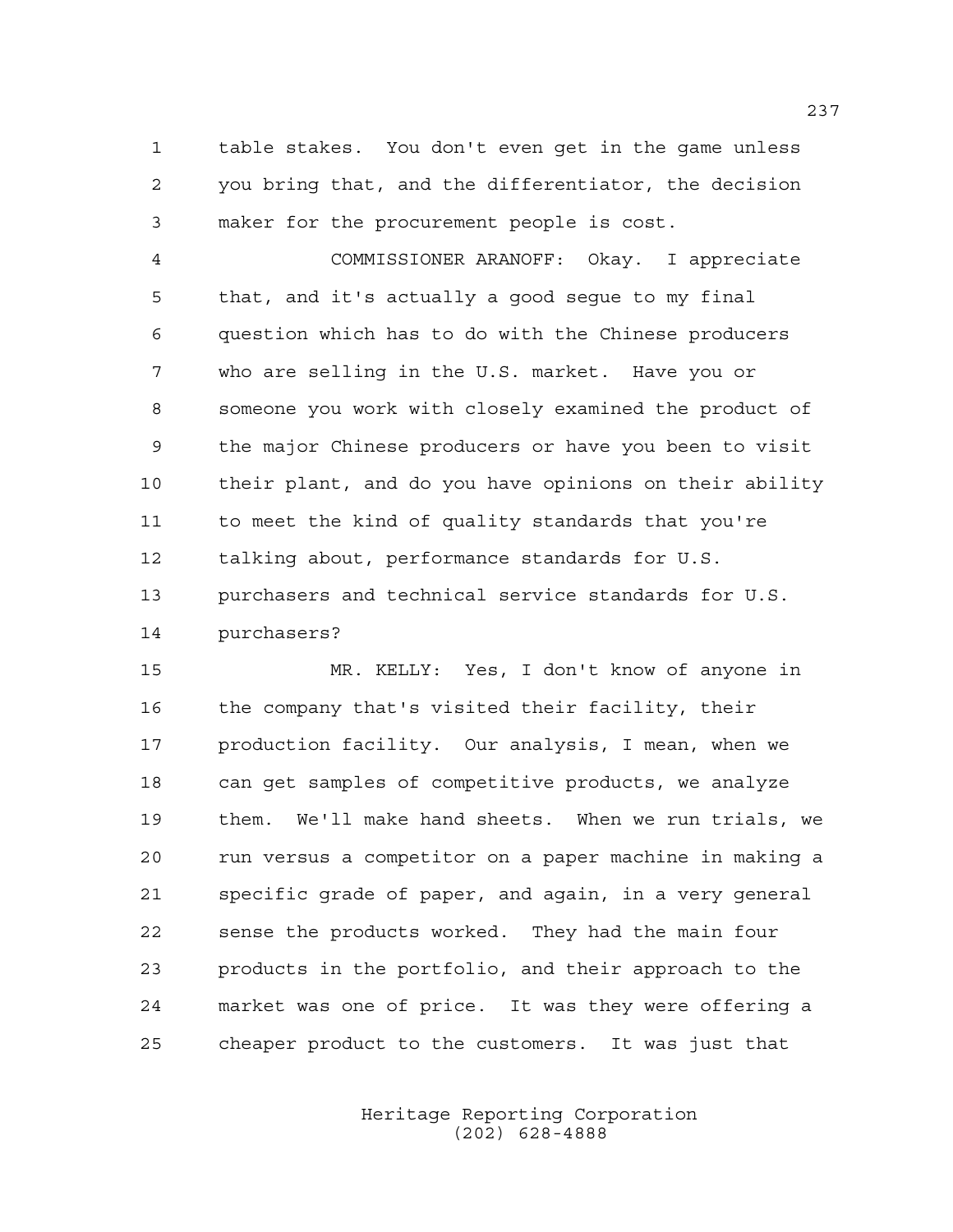1 table stakes. You don't even get in the game unless
2 you bring that, and the differentiator, the decision
3 maker for the procurement people is cost.

4 COMMISSIONER ARANOFF: Okay. I appreciate
5 that, and it's actually a good segue to my final
6 question which has to do with the Chinese producers
7 who are selling in the U.S. market. Have you or
8 someone you work with closely examined the product of
9 the major Chinese producers or have you been to visit
10 their plant, and do you have opinions on their ability
11 to meet the kind of quality standards that you're
12 talking about, performance standards for U.S.
13 purchasers and technical service standards for U.S.
14 purchasers?

15 MR. KELLY: Yes, I don't know of anyone in
16 the company that's visited their facility, their
17 production facility. Our analysis, I mean, when we
18 can get samples of competitive products, we analyze
19 them. We'll make hand sheets. When we run trials, we
20 run versus a competitor on a paper machine in making a
21 specific grade of paper, and again, in a very general
22 sense the products worked. They had the main four
23 products in the portfolio, and their approach to the
24 market was one of price. It was they were offering a
25 cheaper product to the customers. It was just that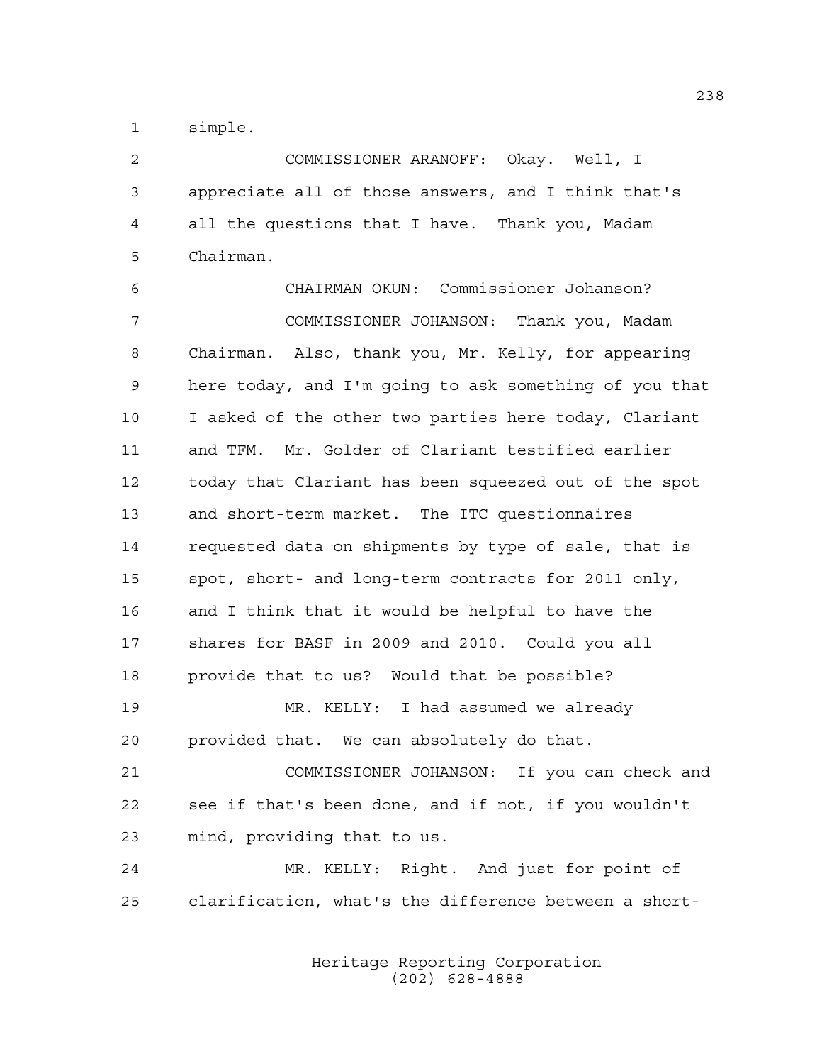simple.

COMMISSIONER ARANOFF: Okay. Well, I appreciate all of those answers, and I think that's all the questions that I have. Thank you, Madam Chairman.

CHAIRMAN OKUN: Commissioner Johanson?

COMMISSIONER JOHANSON: Thank you, Madam Chairman. Also, thank you, Mr. Kelly, for appearing here today, and I'm going to ask something of you that I asked of the other two parties here today, Clariant and TFM. Mr. Golder of Clariant testified earlier today that Clariant has been squeezed out of the spot and short-term market. The ITC questionnaires requested data on shipments by type of sale, that is spot, short- and long-term contracts for 2011 only, and I think that it would be helpful to have the shares for BASF in 2009 and 2010. Could you all provide that to us? Would that be possible?

MR. KELLY: I had assumed we already provided that. We can absolutely do that.

COMMISSIONER JOHANSON: If you can check and see if that's been done, and if not, if you wouldn't mind, providing that to us.

MR. KELLY: Right. And just for point of clarification, what's the difference between a short-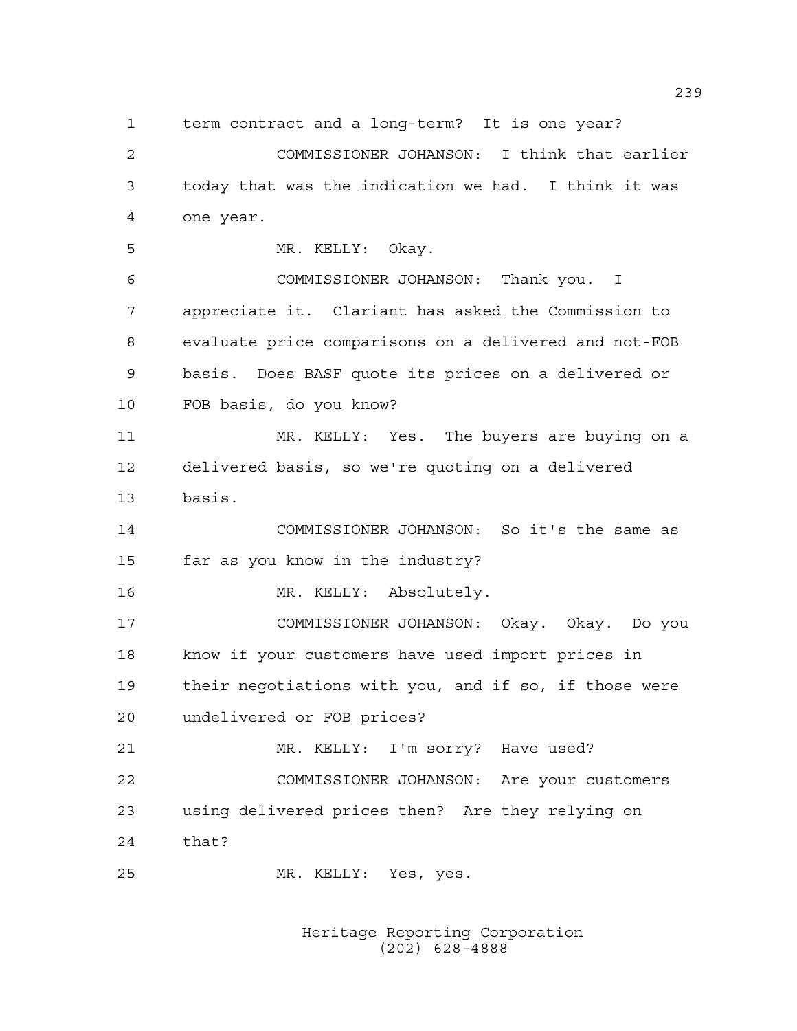term contract and a long-term? It is one year?

COMMISSIONER JOHANSON: I think that earlier today that was the indication we had. I think it was one year.

MR. KELLY: Okay.

COMMISSIONER JOHANSON: Thank you. I appreciate it. Clariant has asked the Commission to evaluate price comparisons on a delivered and not-FOB basis. Does BASF quote its prices on a delivered or FOB basis, do you know?

MR. KELLY: Yes. The buyers are buying on a delivered basis, so we're quoting on a delivered basis.

COMMISSIONER JOHANSON: So it's the same as far as you know in the industry?

MR. KELLY: Absolutely.

COMMISSIONER JOHANSON: Okay. Okay. Do you know if your customers have used import prices in their negotiations with you, and if so, if those were undelivered or FOB prices?

MR. KELLY: I'm sorry? Have used?

COMMISSIONER JOHANSON: Are your customers using delivered prices then? Are they relying on that?

MR. KELLY: Yes, yes.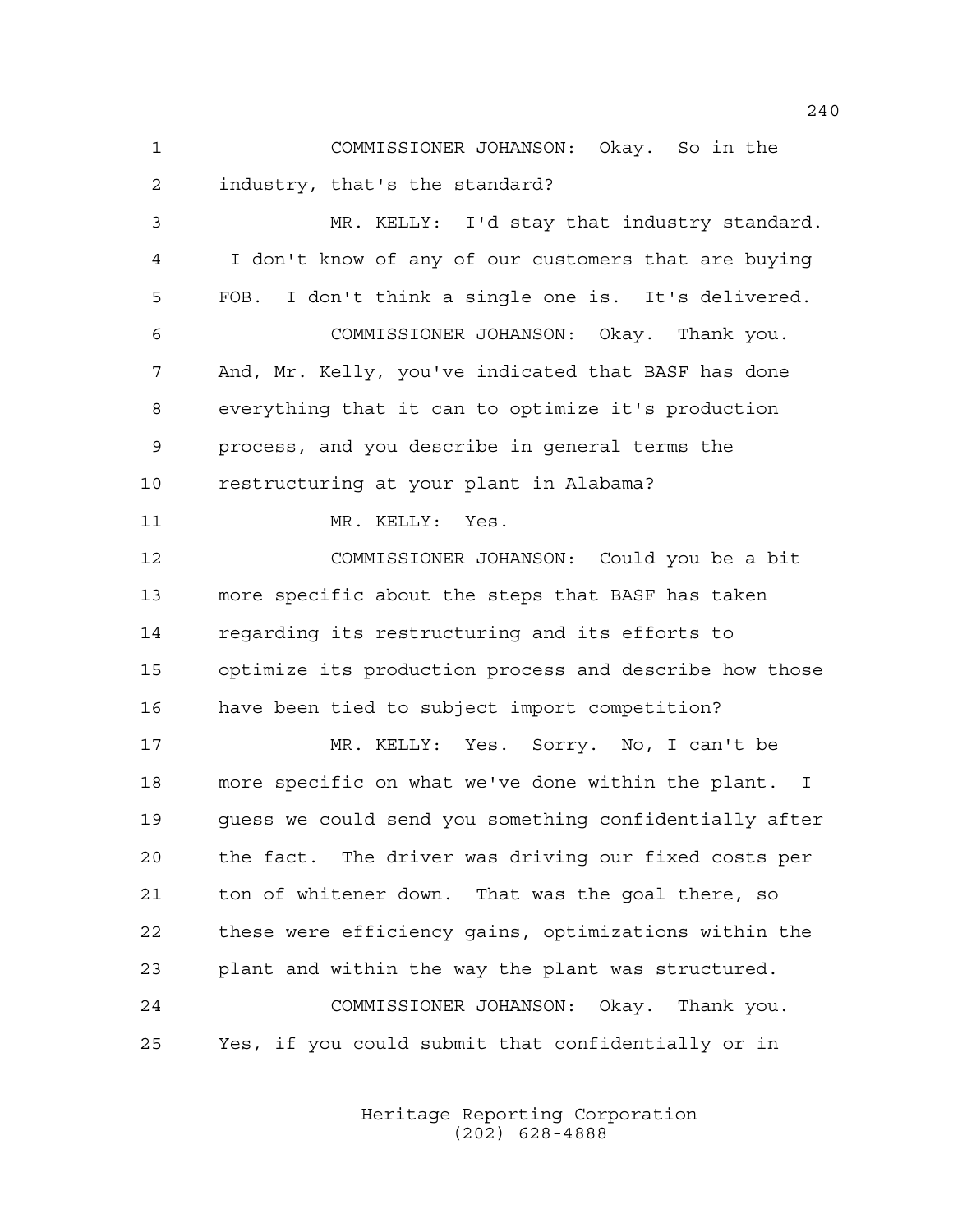COMMISSIONER JOHANSON: Okay. So in the industry, that's the standard?

MR. KELLY: I'd stay that industry standard. I don't know of any of our customers that are buying FOB. I don't think a single one is. It's delivered.

COMMISSIONER JOHANSON: Okay. Thank you. And, Mr. Kelly, you've indicated that BASF has done everything that it can to optimize it's production process, and you describe in general terms the restructuring at your plant in Alabama?

MR. KELLY: Yes.

COMMISSIONER JOHANSON: Could you be a bit more specific about the steps that BASF has taken regarding its restructuring and its efforts to optimize its production process and describe how those have been tied to subject import competition?

MR. KELLY: Yes. Sorry. No, I can't be more specific on what we've done within the plant. I guess we could send you something confidentially after the fact. The driver was driving our fixed costs per ton of whitener down. That was the goal there, so these were efficiency gains, optimizations within the plant and within the way the plant was structured.

COMMISSIONER JOHANSON: Okay. Thank you. Yes, if you could submit that confidentially or in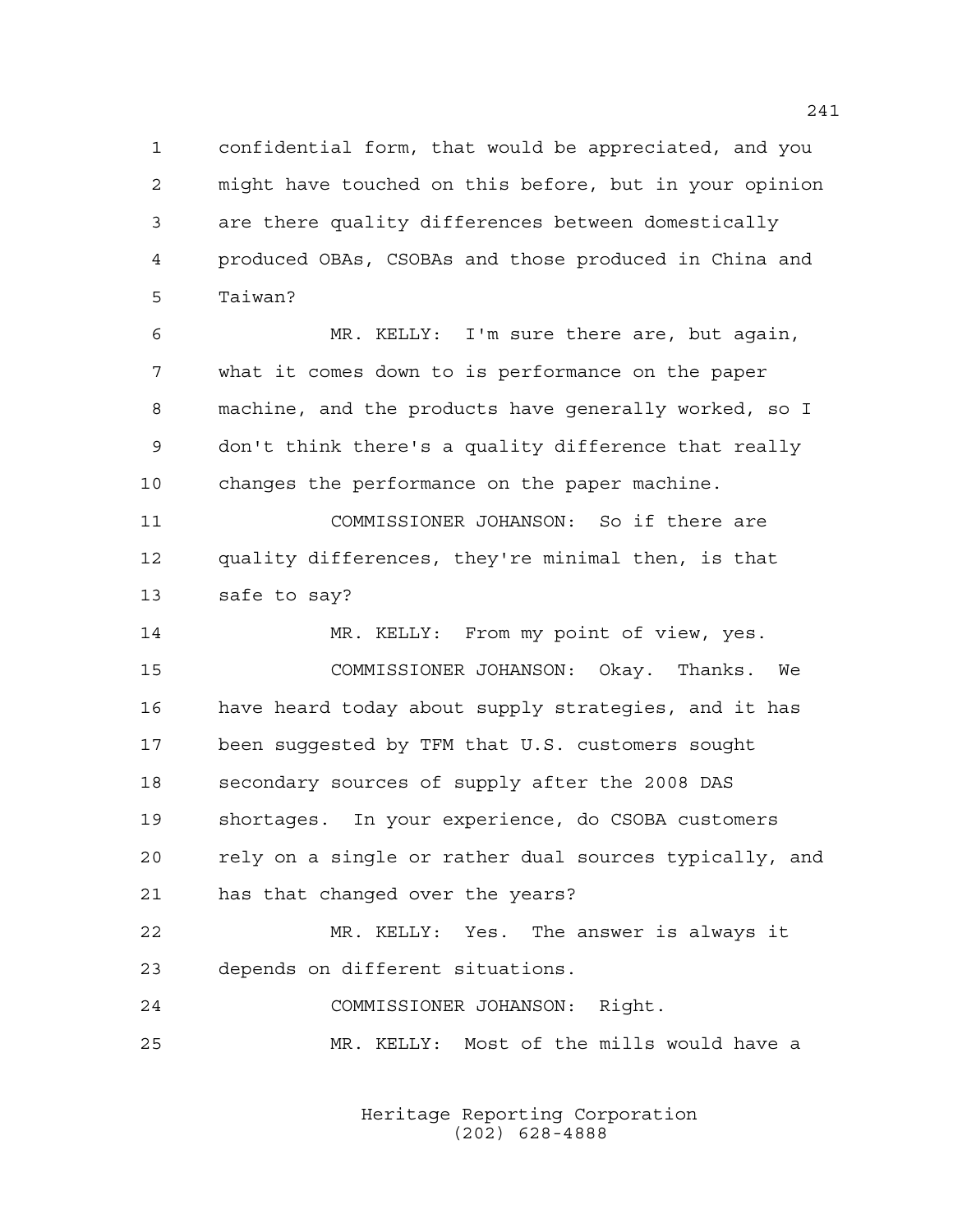confidential form, that would be appreciated, and you might have touched on this before, but in your opinion are there quality differences between domestically produced OBAs, CSOBAs and those produced in China and Taiwan?

MR. KELLY: I'm sure there are, but again, what it comes down to is performance on the paper machine, and the products have generally worked, so I don't think there's a quality difference that really changes the performance on the paper machine.

COMMISSIONER JOHANSON: So if there are quality differences, they're minimal then, is that safe to say?

MR. KELLY: From my point of view, yes.

COMMISSIONER JOHANSON: Okay. Thanks. We have heard today about supply strategies, and it has been suggested by TFM that U.S. customers sought secondary sources of supply after the 2008 DAS shortages. In your experience, do CSOBA customers rely on a single or rather dual sources typically, and has that changed over the years?

MR. KELLY: Yes. The answer is always it depends on different situations.

COMMISSIONER JOHANSON: Right.

MR. KELLY: Most of the mills would have a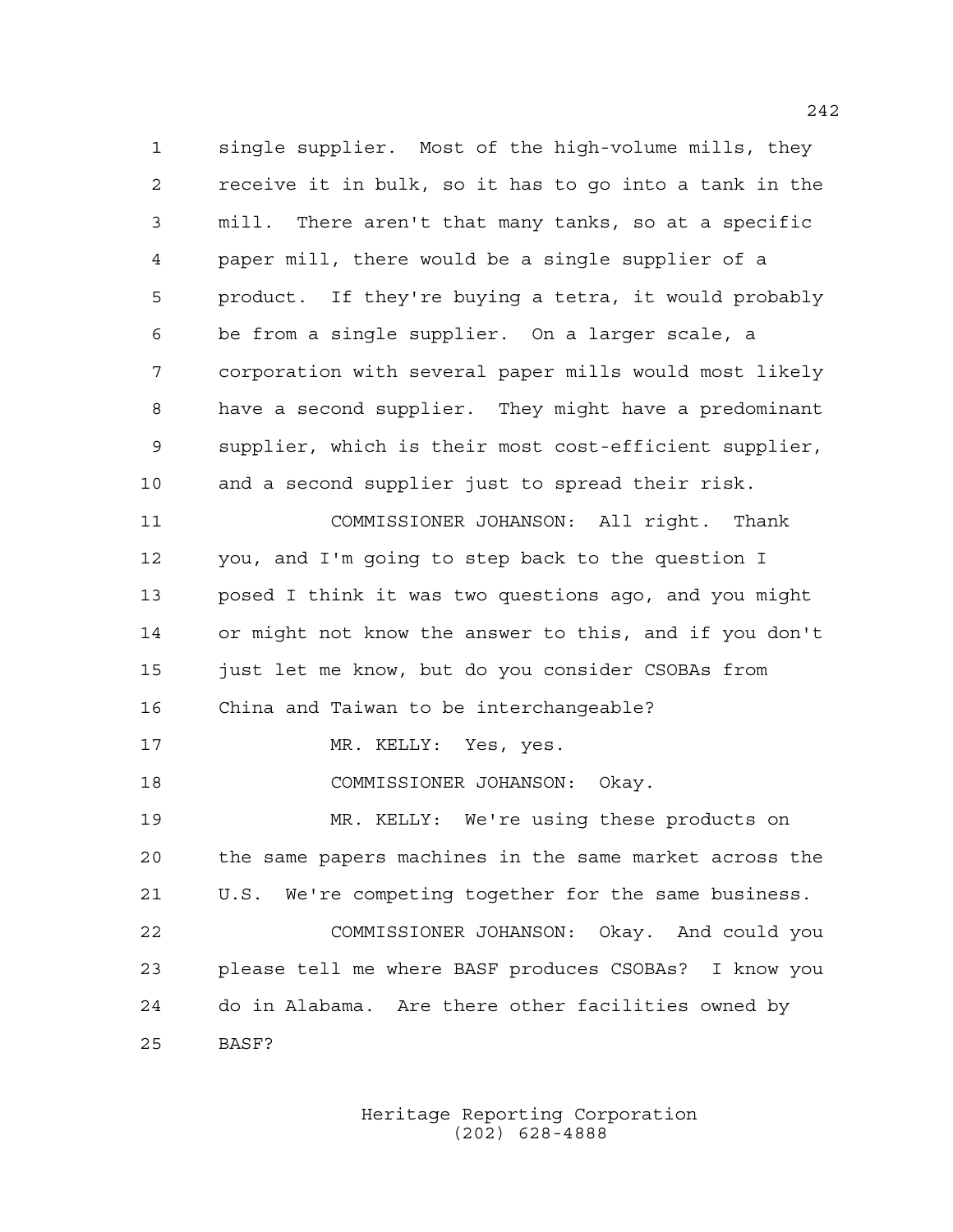single supplier. Most of the high-volume mills, they receive it in bulk, so it has to go into a tank in the mill. There aren't that many tanks, so at a specific paper mill, there would be a single supplier of a product. If they're buying a tetra, it would probably be from a single supplier. On a larger scale, a corporation with several paper mills would most likely have a second supplier. They might have a predominant supplier, which is their most cost-efficient supplier, and a second supplier just to spread their risk.

COMMISSIONER JOHANSON: All right. Thank you, and I'm going to step back to the question I posed I think it was two questions ago, and you might or might not know the answer to this, and if you don't just let me know, but do you consider CSOBAs from China and Taiwan to be interchangeable?

MR. KELLY: Yes, yes.

COMMISSIONER JOHANSON: Okay.

MR. KELLY: We're using these products on the same papers machines in the same market across the U.S. We're competing together for the same business.

COMMISSIONER JOHANSON: Okay. And could you please tell me where BASF produces CSOBAs? I know you do in Alabama. Are there other facilities owned by BASF?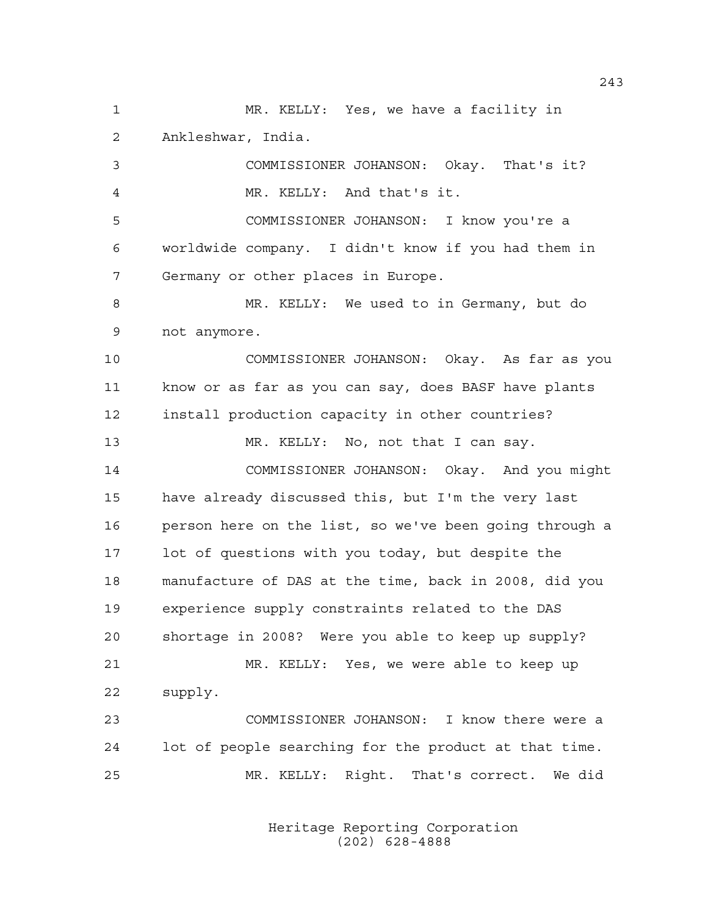MR. KELLY: Yes, we have a facility in Ankleshwar, India.

COMMISSIONER JOHANSON: Okay. That's it?

MR. KELLY: And that's it.

COMMISSIONER JOHANSON: I know you're a worldwide company. I didn't know if you had them in Germany or other places in Europe.

MR. KELLY: We used to in Germany, but do not anymore.

COMMISSIONER JOHANSON: Okay. As far as you know or as far as you can say, does BASF have plants install production capacity in other countries?

MR. KELLY: No, not that I can say.

COMMISSIONER JOHANSON: Okay. And you might have already discussed this, but I'm the very last person here on the list, so we've been going through a lot of questions with you today, but despite the manufacture of DAS at the time, back in 2008, did you experience supply constraints related to the DAS shortage in 2008? Were you able to keep up supply?

MR. KELLY: Yes, we were able to keep up supply.

COMMISSIONER JOHANSON: I know there were a lot of people searching for the product at that time.

MR. KELLY: Right. That's correct. We did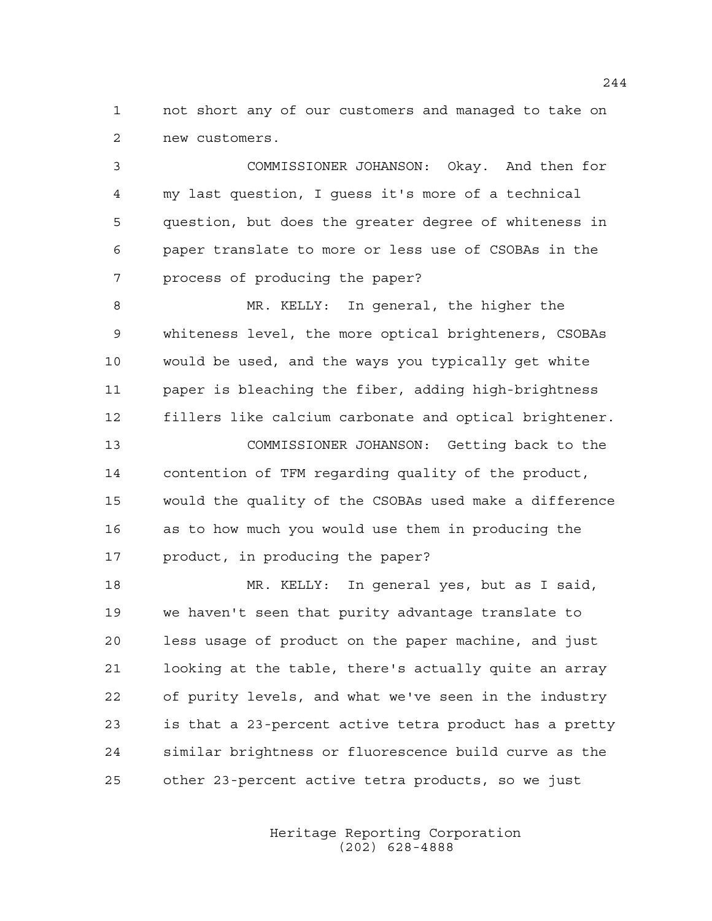not short any of our customers and managed to take on new customers.

COMMISSIONER JOHANSON: Okay. And then for my last question, I guess it's more of a technical question, but does the greater degree of whiteness in paper translate to more or less use of CSOBAs in the process of producing the paper?

MR. KELLY: In general, the higher the whiteness level, the more optical brighteners, CSOBAs would be used, and the ways you typically get white paper is bleaching the fiber, adding high-brightness fillers like calcium carbonate and optical brightener.

COMMISSIONER JOHANSON: Getting back to the contention of TFM regarding quality of the product, would the quality of the CSOBAs used make a difference as to how much you would use them in producing the product, in producing the paper?

MR. KELLY: In general yes, but as I said, we haven't seen that purity advantage translate to less usage of product on the paper machine, and just looking at the table, there's actually quite an array of purity levels, and what we've seen in the industry is that a 23-percent active tetra product has a pretty similar brightness or fluorescence build curve as the other 23-percent active tetra products, so we just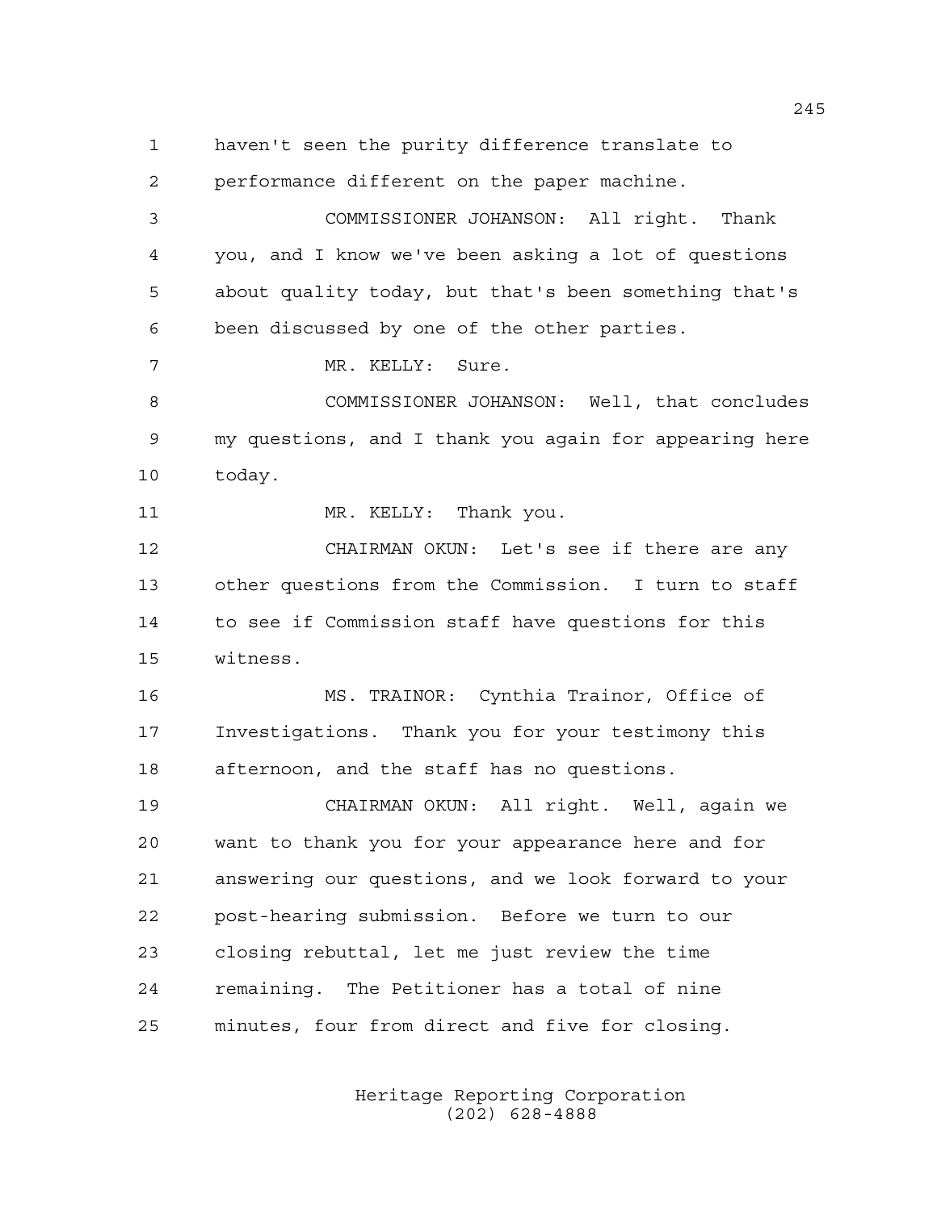haven't seen the purity difference translate to performance different on the paper machine.

COMMISSIONER JOHANSON: All right. Thank you, and I know we've been asking a lot of questions about quality today, but that's been something that's been discussed by one of the other parties.

MR. KELLY: Sure.

COMMISSIONER JOHANSON: Well, that concludes my questions, and I thank you again for appearing here today.

MR. KELLY: Thank you.

CHAIRMAN OKUN: Let's see if there are any other questions from the Commission. I turn to staff to see if Commission staff have questions for this witness.

MS. TRAINOR: Cynthia Trainor, Office of Investigations. Thank you for your testimony this afternoon, and the staff has no questions.

CHAIRMAN OKUN: All right. Well, again we want to thank you for your appearance here and for answering our questions, and we look forward to your post-hearing submission. Before we turn to our closing rebuttal, let me just review the time remaining. The Petitioner has a total of nine minutes, four from direct and five for closing.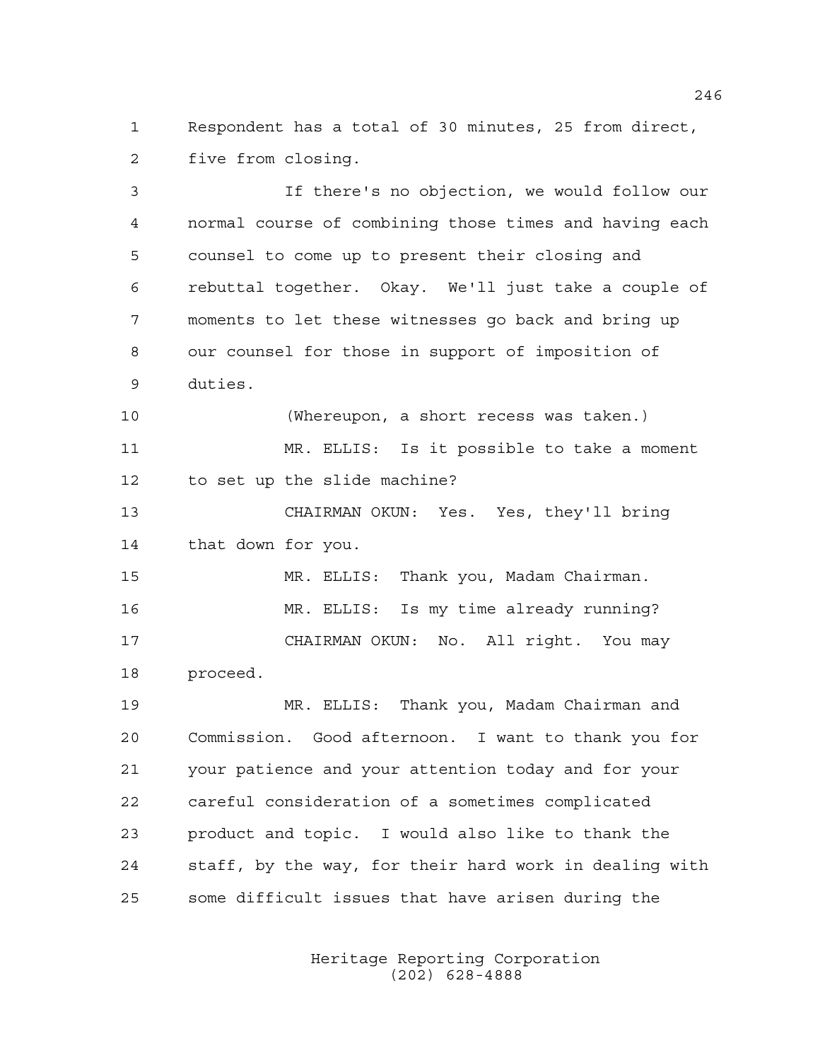1 Respondent has a total of 30 minutes, 25 from direct,
2 five from closing.

3 If there's no objection, we would follow our
4 normal course of combining those times and having each
5 counsel to come up to present their closing and
6 rebuttal together. Okay. We'll just take a couple of
7 moments to let these witnesses go back and bring up
8 our counsel for those in support of imposition of
9 duties.

10 (Whereupon, a short recess was taken.)

11 MR. ELLIS: Is it possible to take a moment
12 to set up the slide machine?

13 CHAIRMAN OKUN: Yes. Yes, they'll bring
14 that down for you.

15 MR. ELLIS: Thank you, Madam Chairman.

16 MR. ELLIS: Is my time already running?

17 CHAIRMAN OKUN: No. All right. You may
18 proceed.

19 MR. ELLIS: Thank you, Madam Chairman and
20 Commission. Good afternoon. I want to thank you for
21 your patience and your attention today and for your
22 careful consideration of a sometimes complicated
23 product and topic. I would also like to thank the
24 staff, by the way, for their hard work in dealing with
25 some difficult issues that have arisen during the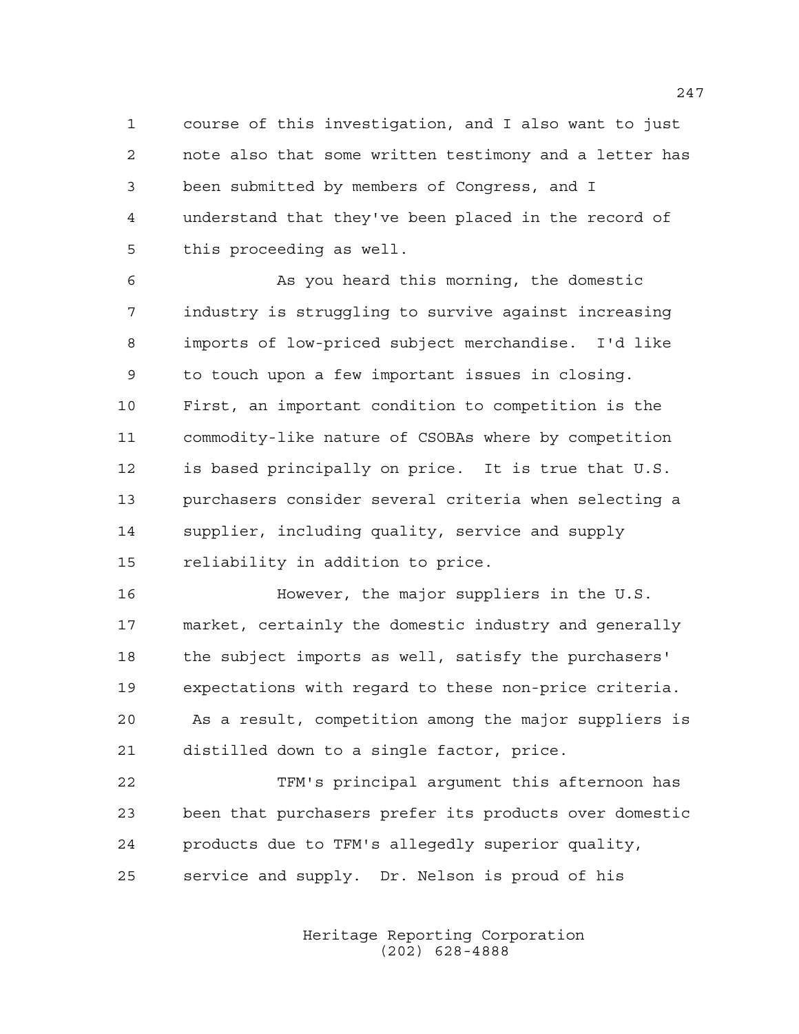course of this investigation, and I also want to just note also that some written testimony and a letter has been submitted by members of Congress, and I understand that they've been placed in the record of this proceeding as well.

As you heard this morning, the domestic industry is struggling to survive against increasing imports of low-priced subject merchandise. I'd like to touch upon a few important issues in closing. First, an important condition to competition is the commodity-like nature of CSOBAs where by competition is based principally on price. It is true that U.S. purchasers consider several criteria when selecting a supplier, including quality, service and supply reliability in addition to price.

However, the major suppliers in the U.S. market, certainly the domestic industry and generally the subject imports as well, satisfy the purchasers' expectations with regard to these non-price criteria. As a result, competition among the major suppliers is distilled down to a single factor, price.

TFM's principal argument this afternoon has been that purchasers prefer its products over domestic products due to TFM's allegedly superior quality, service and supply. Dr. Nelson is proud of his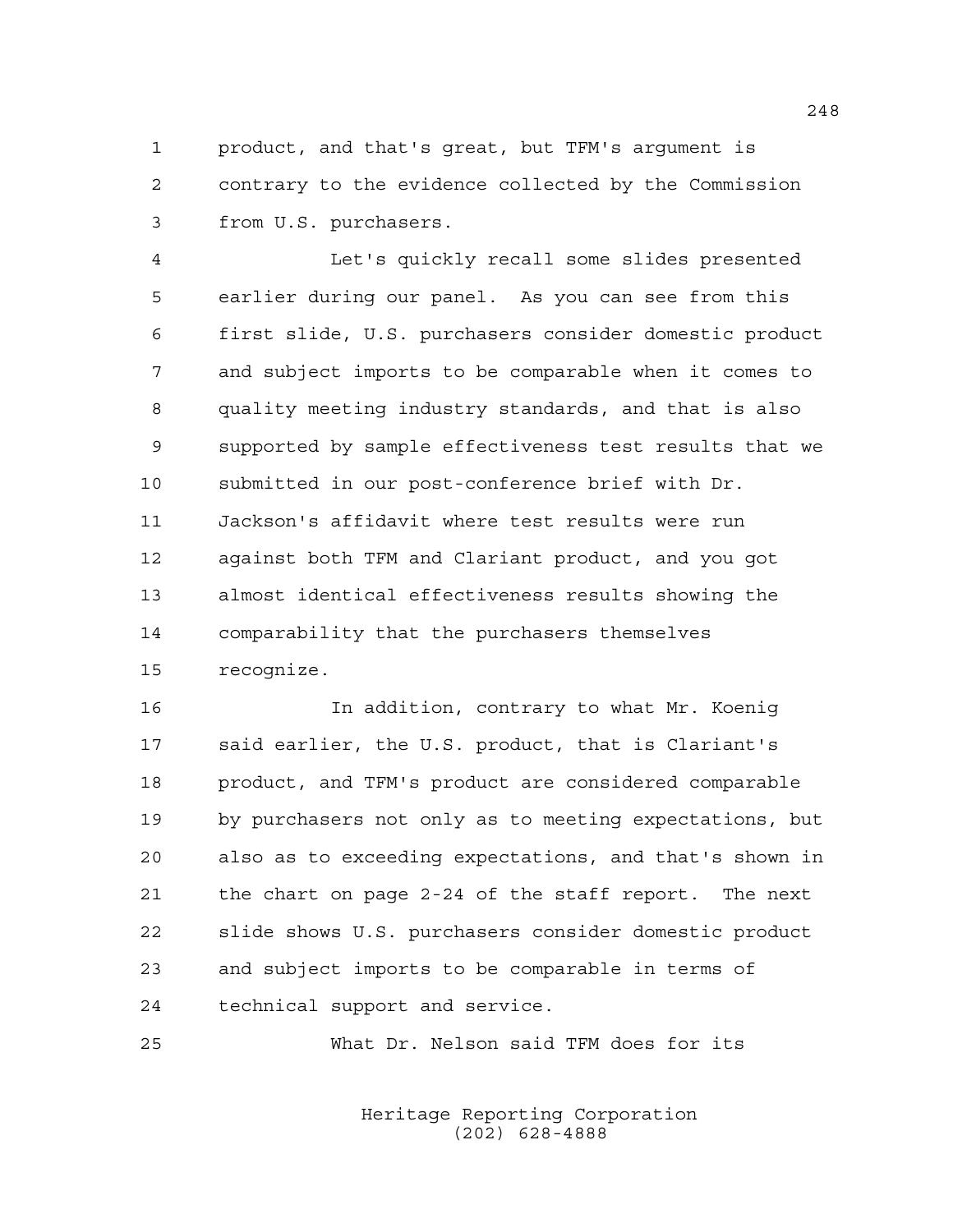product, and that's great, but TFM's argument is contrary to the evidence collected by the Commission from U.S. purchasers.

Let's quickly recall some slides presented earlier during our panel. As you can see from this first slide, U.S. purchasers consider domestic product and subject imports to be comparable when it comes to quality meeting industry standards, and that is also supported by sample effectiveness test results that we submitted in our post-conference brief with Dr. Jackson's affidavit where test results were run against both TFM and Clariant product, and you got almost identical effectiveness results showing the comparability that the purchasers themselves recognize.

In addition, contrary to what Mr. Koenig said earlier, the U.S. product, that is Clariant's product, and TFM's product are considered comparable by purchasers not only as to meeting expectations, but also as to exceeding expectations, and that's shown in the chart on page 2-24 of the staff report. The next slide shows U.S. purchasers consider domestic product and subject imports to be comparable in terms of technical support and service.

What Dr. Nelson said TFM does for its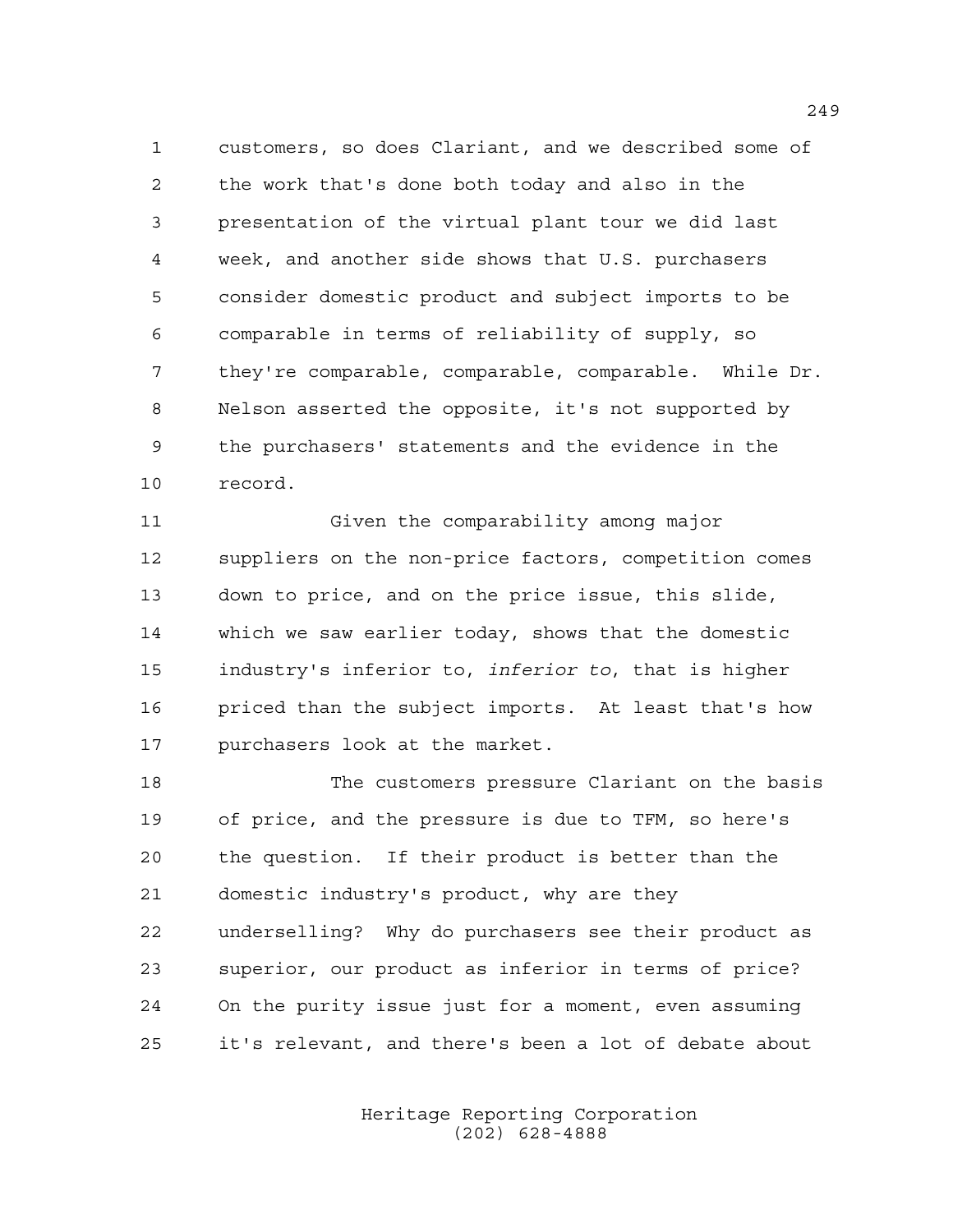customers, so does Clariant, and we described some of the work that's done both today and also in the presentation of the virtual plant tour we did last week, and another side shows that U.S. purchasers consider domestic product and subject imports to be comparable in terms of reliability of supply, so they're comparable, comparable, comparable. While Dr. Nelson asserted the opposite, it's not supported by the purchasers' statements and the evidence in the record.

Given the comparability among major suppliers on the non-price factors, competition comes down to price, and on the price issue, this slide, which we saw earlier today, shows that the domestic industry's inferior to, *inferior to*, that is higher priced than the subject imports. At least that's how purchasers look at the market.

The customers pressure Clariant on the basis of price, and the pressure is due to TFM, so here's the question. If their product is better than the domestic industry's product, why are they underselling? Why do purchasers see their product as superior, our product as inferior in terms of price? On the purity issue just for a moment, even assuming it's relevant, and there's been a lot of debate about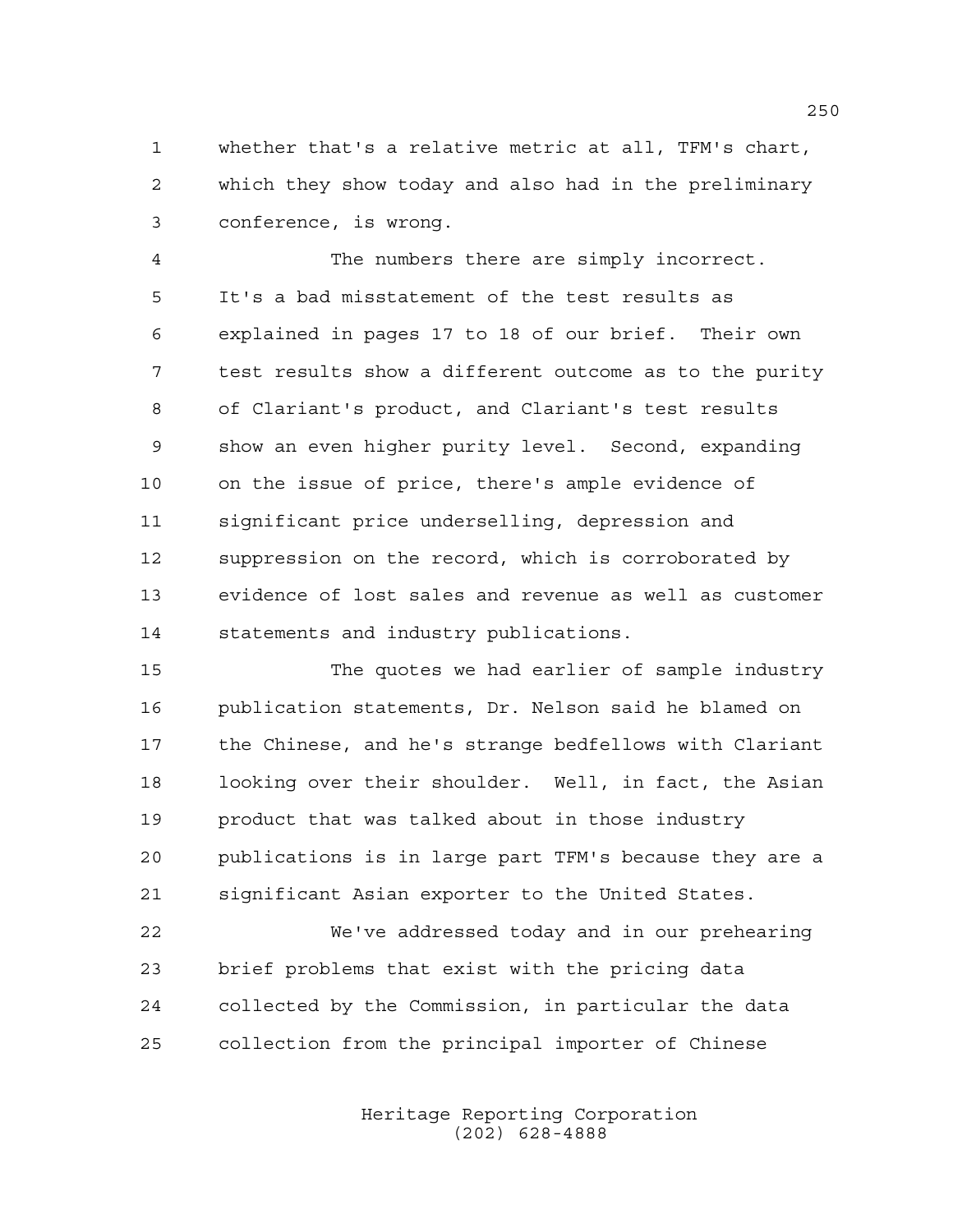whether that's a relative metric at all, TFM's chart, which they show today and also had in the preliminary conference, is wrong.

The numbers there are simply incorrect. It's a bad misstatement of the test results as explained in pages 17 to 18 of our brief. Their own test results show a different outcome as to the purity of Clariant's product, and Clariant's test results show an even higher purity level. Second, expanding on the issue of price, there's ample evidence of significant price underselling, depression and suppression on the record, which is corroborated by evidence of lost sales and revenue as well as customer statements and industry publications.

The quotes we had earlier of sample industry publication statements, Dr. Nelson said he blamed on the Chinese, and he's strange bedfellows with Clariant looking over their shoulder. Well, in fact, the Asian product that was talked about in those industry publications is in large part TFM's because they are a significant Asian exporter to the United States.

We've addressed today and in our prehearing brief problems that exist with the pricing data collected by the Commission, in particular the data collection from the principal importer of Chinese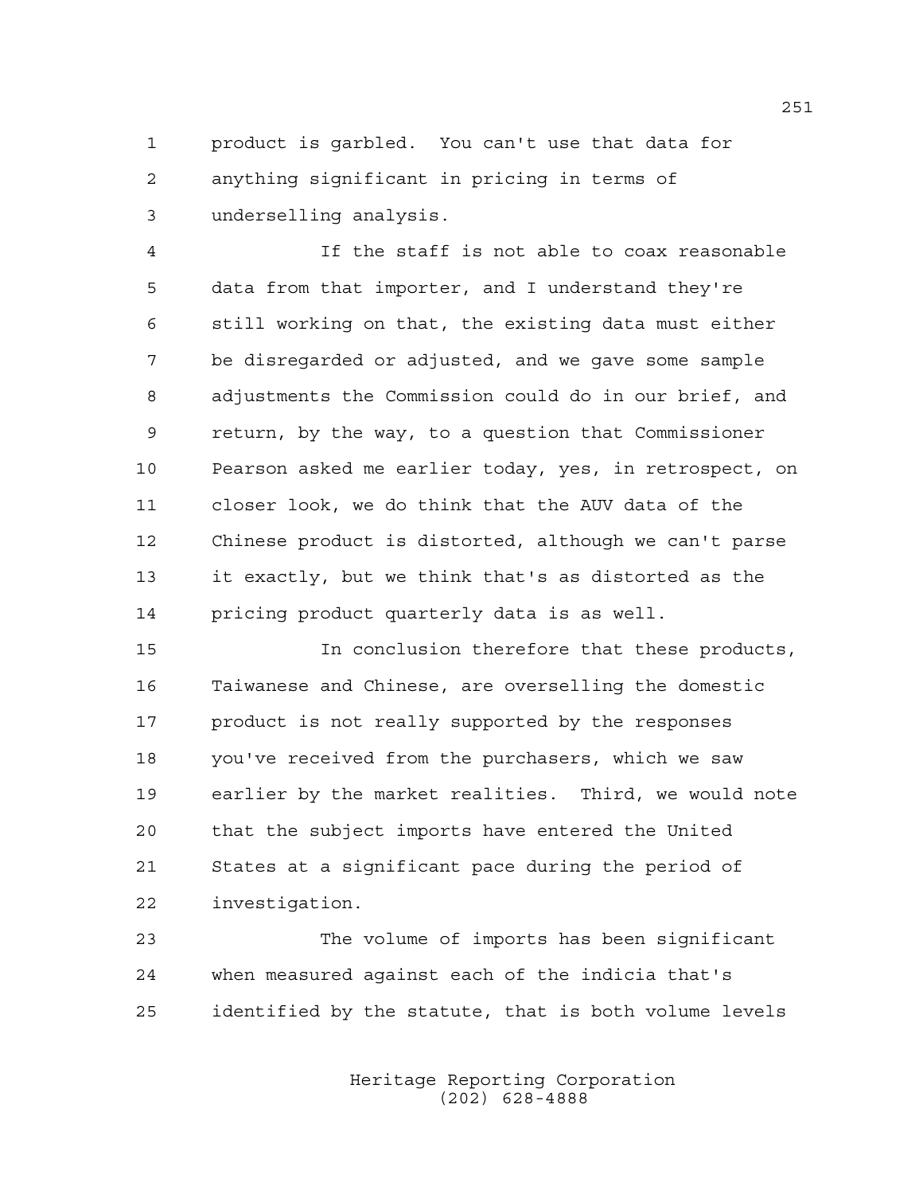product is garbled. You can't use that data for anything significant in pricing in terms of underselling analysis.

If the staff is not able to coax reasonable data from that importer, and I understand they're still working on that, the existing data must either be disregarded or adjusted, and we gave some sample adjustments the Commission could do in our brief, and return, by the way, to a question that Commissioner Pearson asked me earlier today, yes, in retrospect, on closer look, we do think that the AUV data of the Chinese product is distorted, although we can't parse it exactly, but we think that's as distorted as the pricing product quarterly data is as well.

In conclusion therefore that these products, Taiwanese and Chinese, are overselling the domestic product is not really supported by the responses you've received from the purchasers, which we saw earlier by the market realities. Third, we would note that the subject imports have entered the United States at a significant pace during the period of investigation.

The volume of imports has been significant when measured against each of the indicia that's identified by the statute, that is both volume levels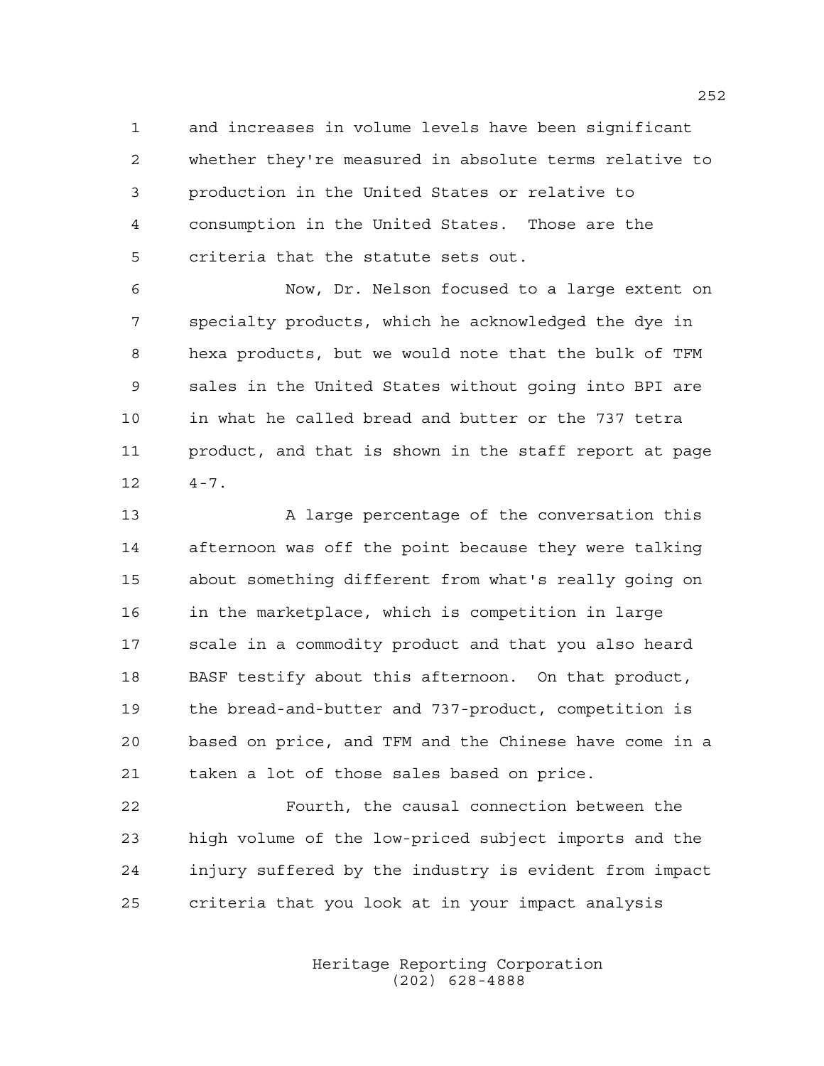and increases in volume levels have been significant whether they're measured in absolute terms relative to production in the United States or relative to consumption in the United States. Those are the criteria that the statute sets out.

Now, Dr. Nelson focused to a large extent on specialty products, which he acknowledged the dye in hexa products, but we would note that the bulk of TFM sales in the United States without going into BPI are in what he called bread and butter or the 737 tetra product, and that is shown in the staff report at page 4-7.

A large percentage of the conversation this afternoon was off the point because they were talking about something different from what's really going on in the marketplace, which is competition in large scale in a commodity product and that you also heard BASF testify about this afternoon. On that product, the bread-and-butter and 737-product, competition is based on price, and TFM and the Chinese have come in a taken a lot of those sales based on price.

Fourth, the causal connection between the high volume of the low-priced subject imports and the injury suffered by the industry is evident from impact criteria that you look at in your impact analysis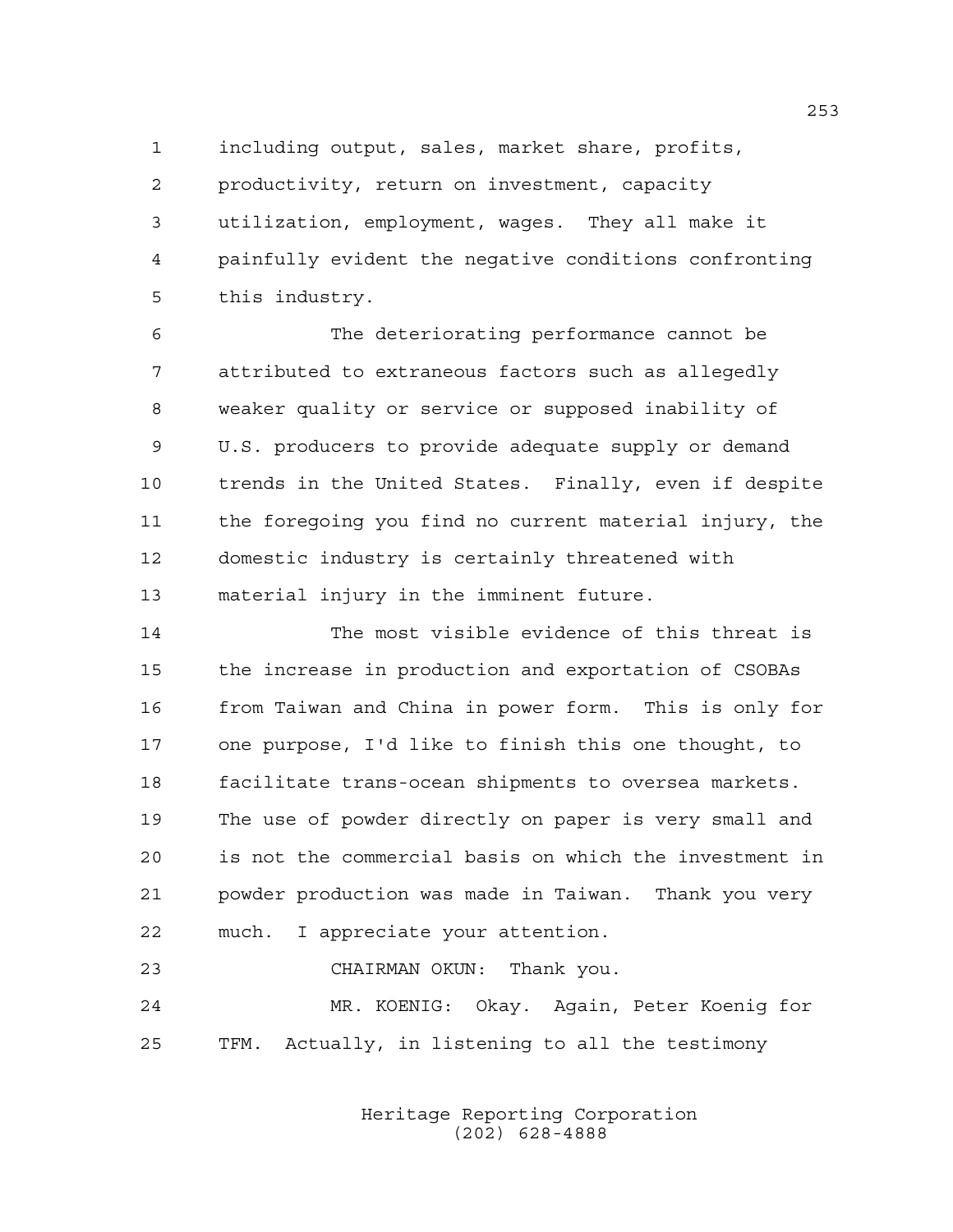including output, sales, market share, profits, productivity, return on investment, capacity utilization, employment, wages. They all make it painfully evident the negative conditions confronting this industry.

The deteriorating performance cannot be attributed to extraneous factors such as allegedly weaker quality or service or supposed inability of U.S. producers to provide adequate supply or demand trends in the United States. Finally, even if despite the foregoing you find no current material injury, the domestic industry is certainly threatened with material injury in the imminent future.

The most visible evidence of this threat is the increase in production and exportation of CSOBAs from Taiwan and China in power form. This is only for one purpose, I'd like to finish this one thought, to facilitate trans-ocean shipments to oversea markets. The use of powder directly on paper is very small and is not the commercial basis on which the investment in powder production was made in Taiwan. Thank you very much. I appreciate your attention.

CHAIRMAN OKUN: Thank you.

MR. KOENIG: Okay. Again, Peter Koenig for TFM. Actually, in listening to all the testimony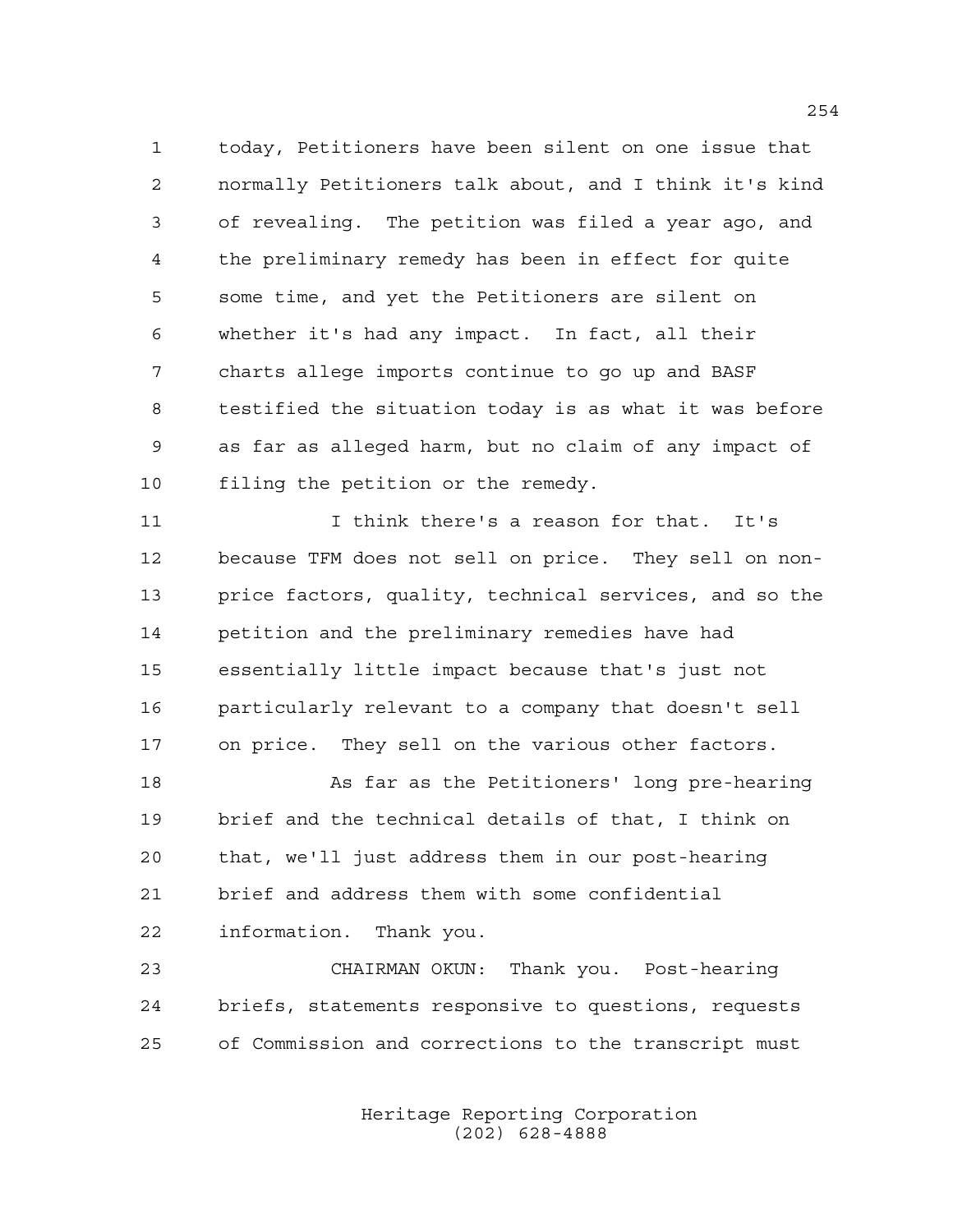today, Petitioners have been silent on one issue that normally Petitioners talk about, and I think it's kind of revealing. The petition was filed a year ago, and the preliminary remedy has been in effect for quite some time, and yet the Petitioners are silent on whether it's had any impact. In fact, all their charts allege imports continue to go up and BASF testified the situation today is as what it was before as far as alleged harm, but no claim of any impact of filing the petition or the remedy.

I think there's a reason for that. It's because TFM does not sell on price. They sell on non-price factors, quality, technical services, and so the petition and the preliminary remedies have had essentially little impact because that's just not particularly relevant to a company that doesn't sell on price. They sell on the various other factors.

As far as the Petitioners' long pre-hearing brief and the technical details of that, I think on that, we'll just address them in our post-hearing brief and address them with some confidential information. Thank you.

CHAIRMAN OKUN: Thank you. Post-hearing briefs, statements responsive to questions, requests of Commission and corrections to the transcript must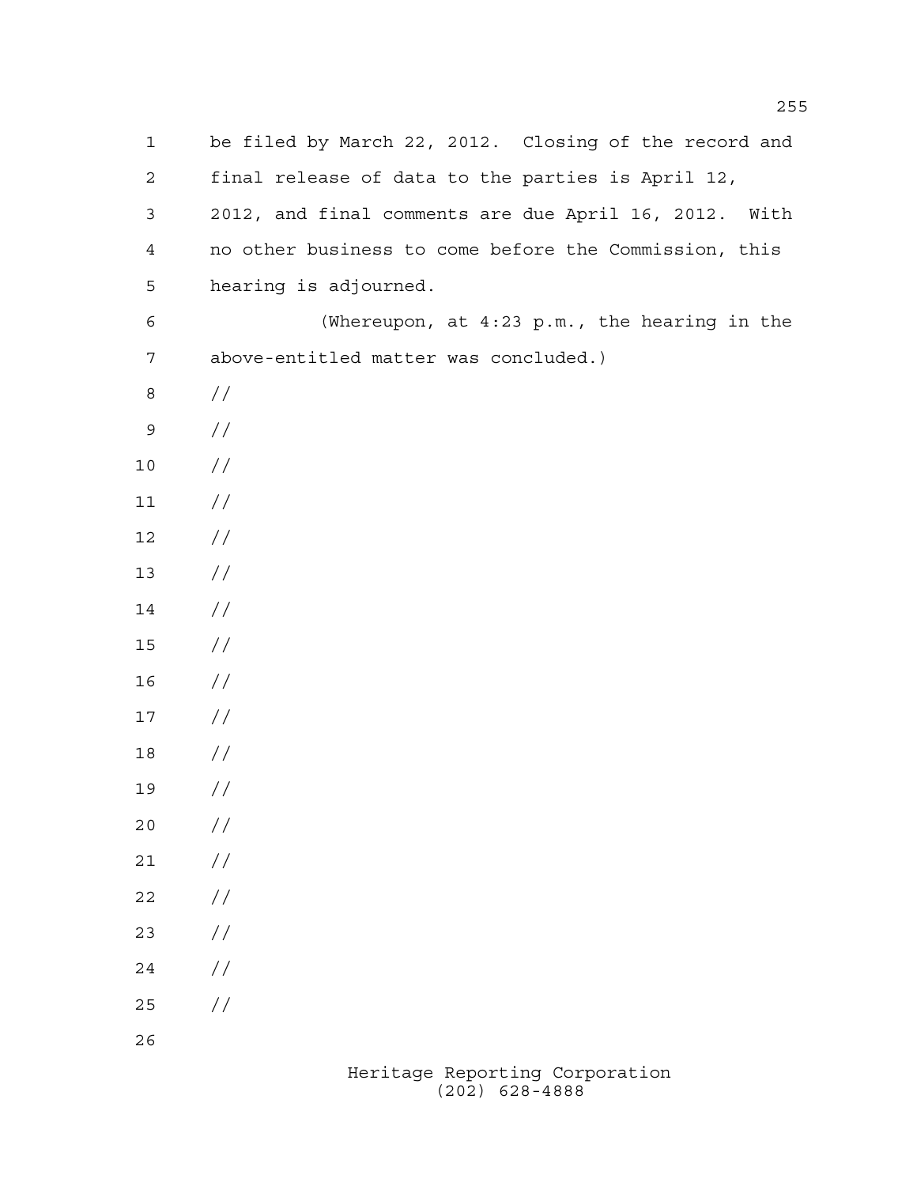be filed by March 22, 2012. Closing of the record and final release of data to the parties is April 12, 2012, and final comments are due April 16, 2012. With no other business to come before the Commission, this hearing is adjourned.

(Whereupon, at 4:23 p.m., the hearing in the above-entitled matter was concluded.)

//

//

//

//

//

//

//

//

//

//

//

//

//

//

//

//

//

//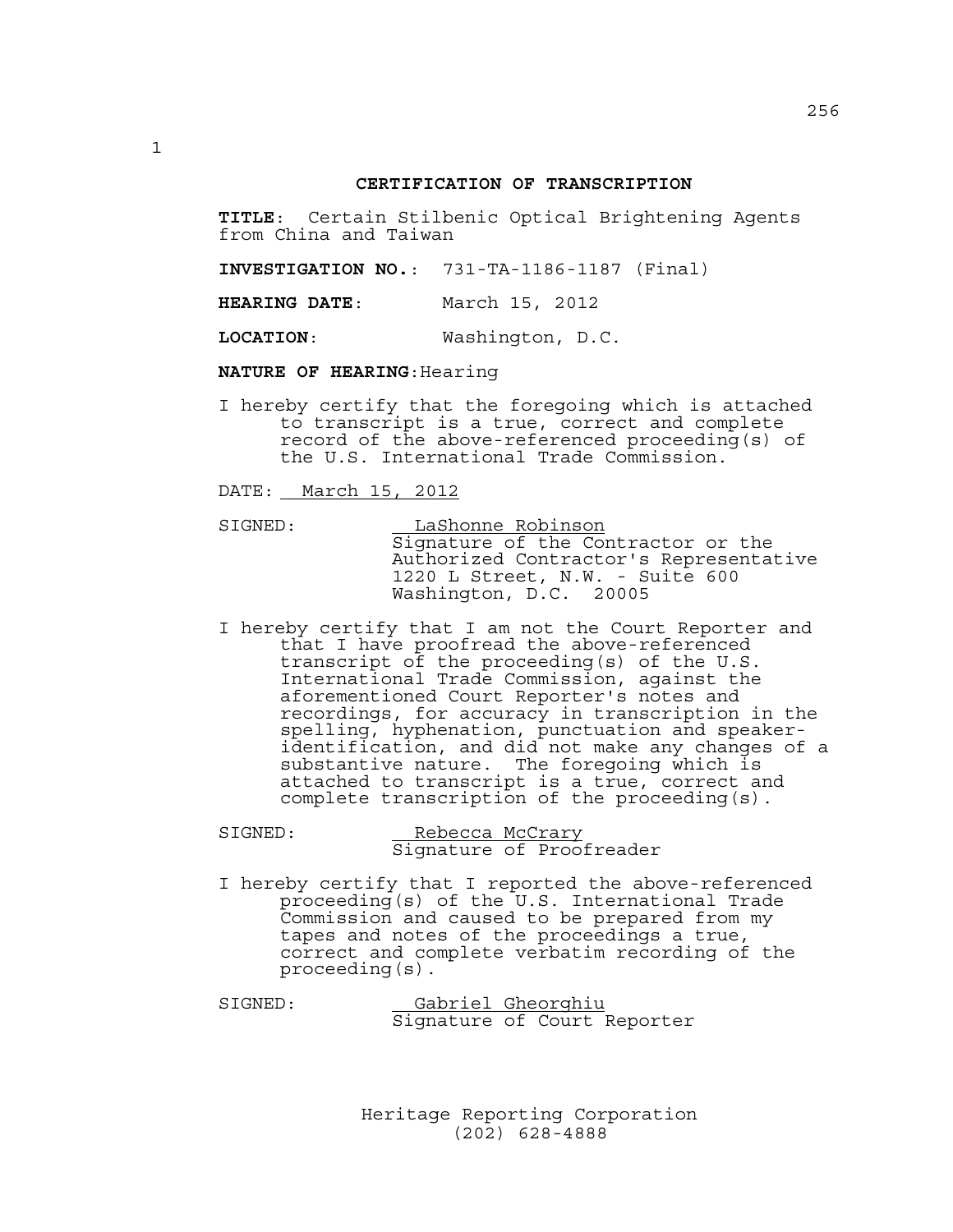# CERTIFICATION OF TRANSCRIPTION

**TITLE**: Certain Stilbenic Optical Brightening Agents from China and Taiwan

**INVESTIGATION NO.**: 731-TA-1186-1187 (Final)

**HEARING DATE**: March 15, 2012

**LOCATION**: Washington, D.C.

**NATURE OF HEARING**: Hearing

I hereby certify that the foregoing which is attached to transcript is a true, correct and complete record of the above-referenced proceeding(s) of the U.S. International Trade Commission.

DATE: March 15, 2012

SIGNED: LaShonne Robinson
Signature of the Contractor or the Authorized Contractor's Representative
1220 L Street, N.W. - Suite 600
Washington, D.C. 20005

I hereby certify that I am not the Court Reporter and that I have proofread the above-referenced transcript of the proceeding(s) of the U.S. International Trade Commission, against the aforementioned Court Reporter's notes and recordings, for accuracy in transcription in the spelling, hyphenation, punctuation and speaker-identification, and did not make any changes of a substantive nature. The foregoing which is attached to transcript is a true, correct and complete transcription of the proceeding(s).

SIGNED: Rebecca McCrary
Signature of Proofreader

I hereby certify that I reported the above-referenced proceeding(s) of the U.S. International Trade Commission and caused to be prepared from my tapes and notes of the proceedings a true, correct and complete verbatim recording of the proceeding(s).

SIGNED: Gabriel Gheorghiu
Signature of Court Reporter